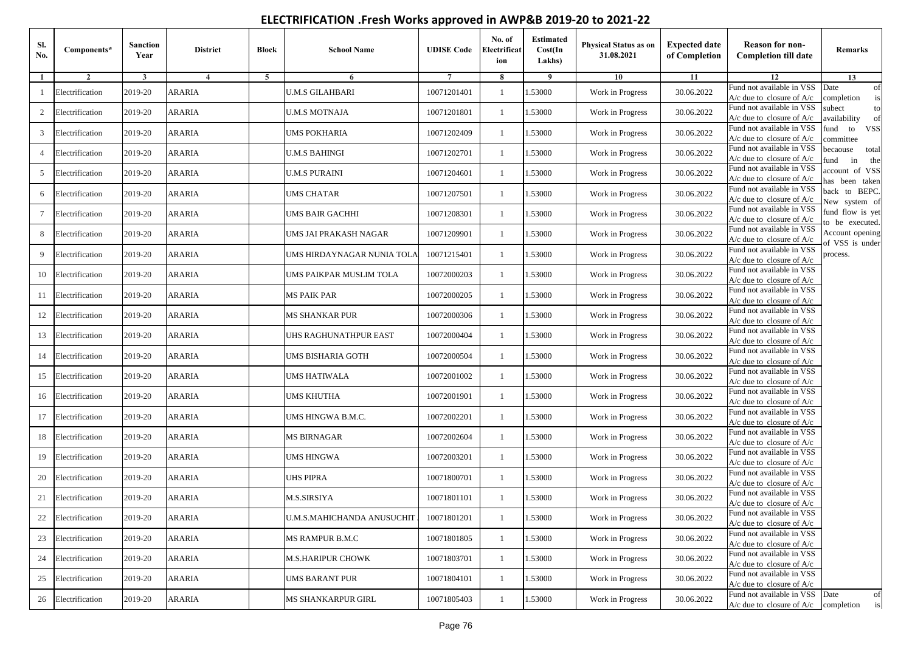# ELECTRIFICATION .Fresh Works approved in AWP&B 2019-20 to 2021-22

| Sl. No. | Components* | Sanction Year | District | Block | School Name | UDISE Code | No. of Electrification | Estimated Cost(In Lakhs) | Physical Status as on 31.08.2021 | Expected date of Completion | Reason for non-Completion till date | Remarks |
|---|---|---|---|---|---|---|---|---|---|---|---|---|
| 1 | 2 | 3 | 4 | 5 | 6 | 7 | 8 | 9 | 10 | 11 | 12 | 13 |
| 1 | Electrification | 2019-20 | ARARIA | | U.M.S GILAHBARI | 10071201401 | 1 | 1.53000 | Work in Progress | 30.06.2022 | Fund not available in VSS A/c due to closure of A/c | Date of completion is subect to availability of fund to VSS committee becaouse total fund in the account of VSS has been taken back to BEPC. New system of fund flow is yet to be executed. Account opening of VSS is under process. |
| 2 | Electrification | 2019-20 | ARARIA | | U.M.S MOTNAJA | 10071201801 | 1 | 1.53000 | Work in Progress | 30.06.2022 | Fund not available in VSS A/c due to closure of A/c | |
| 3 | Electrification | 2019-20 | ARARIA | | UMS POKHARIA | 10071202409 | 1 | 1.53000 | Work in Progress | 30.06.2022 | Fund not available in VSS A/c due to closure of A/c | |
| 4 | Electrification | 2019-20 | ARARIA | | U.M.S BAHINGI | 10071202701 | 1 | 1.53000 | Work in Progress | 30.06.2022 | Fund not available in VSS A/c due to closure of A/c | |
| 5 | Electrification | 2019-20 | ARARIA | | U.M.S PURAINI | 10071204601 | 1 | 1.53000 | Work in Progress | 30.06.2022 | Fund not available in VSS A/c due to closure of A/c | |
| 6 | Electrification | 2019-20 | ARARIA | | UMS CHATAR | 10071207501 | 1 | 1.53000 | Work in Progress | 30.06.2022 | Fund not available in VSS A/c due to closure of A/c | |
| 7 | Electrification | 2019-20 | ARARIA | | UMS BAIR GACHHI | 10071208301 | 1 | 1.53000 | Work in Progress | 30.06.2022 | Fund not available in VSS A/c due to closure of A/c | |
| 8 | Electrification | 2019-20 | ARARIA | | UMS JAI PRAKASH NAGAR | 10071209901 | 1 | 1.53000 | Work in Progress | 30.06.2022 | Fund not available in VSS A/c due to closure of A/c | |
| 9 | Electrification | 2019-20 | ARARIA | | UMS HIRDAYNAGAR NUNIA TOLA | 10071215401 | 1 | 1.53000 | Work in Progress | 30.06.2022 | Fund not available in VSS A/c due to closure of A/c | |
| 10 | Electrification | 2019-20 | ARARIA | | UMS PAIKPAR MUSLIM TOLA | 10072000203 | 1 | 1.53000 | Work in Progress | 30.06.2022 | Fund not available in VSS A/c due to closure of A/c | |
| 11 | Electrification | 2019-20 | ARARIA | | MS PAIK PAR | 10072000205 | 1 | 1.53000 | Work in Progress | 30.06.2022 | Fund not available in VSS A/c due to closure of A/c | |
| 12 | Electrification | 2019-20 | ARARIA | | MS SHANKAR PUR | 10072000306 | 1 | 1.53000 | Work in Progress | 30.06.2022 | Fund not available in VSS A/c due to closure of A/c | |
| 13 | Electrification | 2019-20 | ARARIA | | UHS RAGHUNATHPUR EAST | 10072000404 | 1 | 1.53000 | Work in Progress | 30.06.2022 | Fund not available in VSS A/c due to closure of A/c | |
| 14 | Electrification | 2019-20 | ARARIA | | UMS BISHARIA GOTH | 10072000504 | 1 | 1.53000 | Work in Progress | 30.06.2022 | Fund not available in VSS A/c due to closure of A/c | |
| 15 | Electrification | 2019-20 | ARARIA | | UMS HATIWALA | 10072001002 | 1 | 1.53000 | Work in Progress | 30.06.2022 | Fund not available in VSS A/c due to closure of A/c | |
| 16 | Electrification | 2019-20 | ARARIA | | UMS KHUTHA | 10072001901 | 1 | 1.53000 | Work in Progress | 30.06.2022 | Fund not available in VSS A/c due to closure of A/c | |
| 17 | Electrification | 2019-20 | ARARIA | | UMS HINGWA B.M.C. | 10072002201 | 1 | 1.53000 | Work in Progress | 30.06.2022 | Fund not available in VSS A/c due to closure of A/c | |
| 18 | Electrification | 2019-20 | ARARIA | | MS BIRNAGAR | 10072002604 | 1 | 1.53000 | Work in Progress | 30.06.2022 | Fund not available in VSS A/c due to closure of A/c | |
| 19 | Electrification | 2019-20 | ARARIA | | UMS HINGWA | 10072003201 | 1 | 1.53000 | Work in Progress | 30.06.2022 | Fund not available in VSS A/c due to closure of A/c | |
| 20 | Electrification | 2019-20 | ARARIA | | UHS PIPRA | 10071800701 | 1 | 1.53000 | Work in Progress | 30.06.2022 | Fund not available in VSS A/c due to closure of A/c | |
| 21 | Electrification | 2019-20 | ARARIA | | M.S.SIRSIYA | 10071801101 | 1 | 1.53000 | Work in Progress | 30.06.2022 | Fund not available in VSS A/c due to closure of A/c | |
| 22 | Electrification | 2019-20 | ARARIA | | U.M.S.MAHICHANDA ANUSUCHIT | 10071801201 | 1 | 1.53000 | Work in Progress | 30.06.2022 | Fund not available in VSS A/c due to closure of A/c | |
| 23 | Electrification | 2019-20 | ARARIA | | MS RAMPUR B.M.C | 10071801805 | 1 | 1.53000 | Work in Progress | 30.06.2022 | Fund not available in VSS A/c due to closure of A/c | |
| 24 | Electrification | 2019-20 | ARARIA | | M.S.HARIPUR CHOWK | 10071803701 | 1 | 1.53000 | Work in Progress | 30.06.2022 | Fund not available in VSS A/c due to closure of A/c | |
| 25 | Electrification | 2019-20 | ARARIA | | UMS BARANT PUR | 10071804101 | 1 | 1.53000 | Work in Progress | 30.06.2022 | Fund not available in VSS A/c due to closure of A/c | |
| 26 | Electrification | 2019-20 | ARARIA | | MS SHANKARPUR GIRL | 10071805403 | 1 | 1.53000 | Work in Progress | 30.06.2022 | Fund not available in VSS A/c due to closure of A/c | Date of completion is |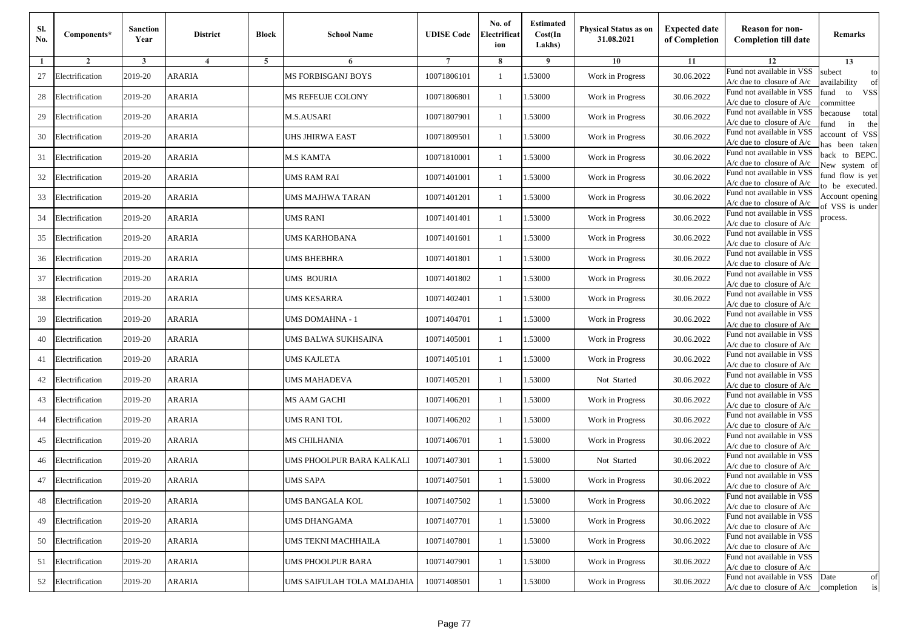| Sl. No. | Components* | Sanction Year | District | Block | School Name | UDISE Code | No. of Electrification | Estimated Cost(In Lakhs) | Physical Status as on 31.08.2021 | Expected date of Completion | Reason for non-Completion till date | Remarks |
|---|---|---|---|---|---|---|---|---|---|---|---|---|
| 1 | 2 | 3 | 4 | 5 | 6 | 7 | 8 | 9 | 10 | 11 | 12 | 13 |
| 27 | Electrification | 2019-20 | ARARIA | | MS FORBISGANJ BOYS | 10071806101 | 1 | 1.53000 | Work in Progress | 30.06.2022 | Fund not available in VSS A/c due to closure of A/c | subect to availability of fund to VSS committee becaouse total fund in the account of VSS has been taken back to BEPC. New system of fund flow is yet to be executed. Account opening of VSS is under process. |
| 28 | Electrification | 2019-20 | ARARIA | | MS REFEUJE COLONY | 10071806801 | 1 | 1.53000 | Work in Progress | 30.06.2022 | Fund not available in VSS A/c due to closure of A/c | |
| 29 | Electrification | 2019-20 | ARARIA | | M.S.AUSARI | 10071807901 | 1 | 1.53000 | Work in Progress | 30.06.2022 | Fund not available in VSS A/c due to closure of A/c | |
| 30 | Electrification | 2019-20 | ARARIA | | UHS JHIRWA EAST | 10071809501 | 1 | 1.53000 | Work in Progress | 30.06.2022 | Fund not available in VSS A/c due to closure of A/c | |
| 31 | Electrification | 2019-20 | ARARIA | | M.S KAMTA | 10071810001 | 1 | 1.53000 | Work in Progress | 30.06.2022 | Fund not available in VSS A/c due to closure of A/c | |
| 32 | Electrification | 2019-20 | ARARIA | | UMS RAM RAI | 10071401001 | 1 | 1.53000 | Work in Progress | 30.06.2022 | Fund not available in VSS A/c due to closure of A/c | |
| 33 | Electrification | 2019-20 | ARARIA | | UMS MAJHWA TARAN | 10071401201 | 1 | 1.53000 | Work in Progress | 30.06.2022 | Fund not available in VSS A/c due to closure of A/c | |
| 34 | Electrification | 2019-20 | ARARIA | | UMS RANI | 10071401401 | 1 | 1.53000 | Work in Progress | 30.06.2022 | Fund not available in VSS A/c due to closure of A/c | |
| 35 | Electrification | 2019-20 | ARARIA | | UMS KARHOBANA | 10071401601 | 1 | 1.53000 | Work in Progress | 30.06.2022 | Fund not available in VSS A/c due to closure of A/c | |
| 36 | Electrification | 2019-20 | ARARIA | | UMS BHEBHRA | 10071401801 | 1 | 1.53000 | Work in Progress | 30.06.2022 | Fund not available in VSS A/c due to closure of A/c | |
| 37 | Electrification | 2019-20 | ARARIA | | UMS BOURIA | 10071401802 | 1 | 1.53000 | Work in Progress | 30.06.2022 | Fund not available in VSS A/c due to closure of A/c | |
| 38 | Electrification | 2019-20 | ARARIA | | UMS KESARRA | 10071402401 | 1 | 1.53000 | Work in Progress | 30.06.2022 | Fund not available in VSS A/c due to closure of A/c | |
| 39 | Electrification | 2019-20 | ARARIA | | UMS DOMAHNA - 1 | 10071404701 | 1 | 1.53000 | Work in Progress | 30.06.2022 | Fund not available in VSS A/c due to closure of A/c | |
| 40 | Electrification | 2019-20 | ARARIA | | UMS BALWA SUKHSAINA | 10071405001 | 1 | 1.53000 | Work in Progress | 30.06.2022 | Fund not available in VSS A/c due to closure of A/c | |
| 41 | Electrification | 2019-20 | ARARIA | | UMS KAJLETA | 10071405101 | 1 | 1.53000 | Work in Progress | 30.06.2022 | Fund not available in VSS A/c due to closure of A/c | |
| 42 | Electrification | 2019-20 | ARARIA | | UMS MAHADEVA | 10071405201 | 1 | 1.53000 | Not Started | 30.06.2022 | Fund not available in VSS A/c due to closure of A/c | |
| 43 | Electrification | 2019-20 | ARARIA | | MS AAM GACHI | 10071406201 | 1 | 1.53000 | Work in Progress | 30.06.2022 | Fund not available in VSS A/c due to closure of A/c | |
| 44 | Electrification | 2019-20 | ARARIA | | UMS RANI TOL | 10071406202 | 1 | 1.53000 | Work in Progress | 30.06.2022 | Fund not available in VSS A/c due to closure of A/c | |
| 45 | Electrification | 2019-20 | ARARIA | | MS CHILHANIA | 10071406701 | 1 | 1.53000 | Work in Progress | 30.06.2022 | Fund not available in VSS A/c due to closure of A/c | |
| 46 | Electrification | 2019-20 | ARARIA | | UMS PHOOLPUR BARA KALKALI | 10071407301 | 1 | 1.53000 | Not Started | 30.06.2022 | Fund not available in VSS A/c due to closure of A/c | |
| 47 | Electrification | 2019-20 | ARARIA | | UMS SAPA | 10071407501 | 1 | 1.53000 | Work in Progress | 30.06.2022 | Fund not available in VSS A/c due to closure of A/c | |
| 48 | Electrification | 2019-20 | ARARIA | | UMS BANGALA KOL | 10071407502 | 1 | 1.53000 | Work in Progress | 30.06.2022 | Fund not available in VSS A/c due to closure of A/c | |
| 49 | Electrification | 2019-20 | ARARIA | | UMS DHANGAMA | 10071407701 | 1 | 1.53000 | Work in Progress | 30.06.2022 | Fund not available in VSS A/c due to closure of A/c | |
| 50 | Electrification | 2019-20 | ARARIA | | UMS TEKNI MACHHAILA | 10071407801 | 1 | 1.53000 | Work in Progress | 30.06.2022 | Fund not available in VSS A/c due to closure of A/c | |
| 51 | Electrification | 2019-20 | ARARIA | | UMS PHOOLPUR BARA | 10071407901 | 1 | 1.53000 | Work in Progress | 30.06.2022 | Fund not available in VSS A/c due to closure of A/c | |
| 52 | Electrification | 2019-20 | ARARIA | | UMS SAIFULAH TOLA MALDAHIA | 10071408501 | 1 | 1.53000 | Work in Progress | 30.06.2022 | Fund not available in VSS A/c due to closure of A/c | Date of completion is |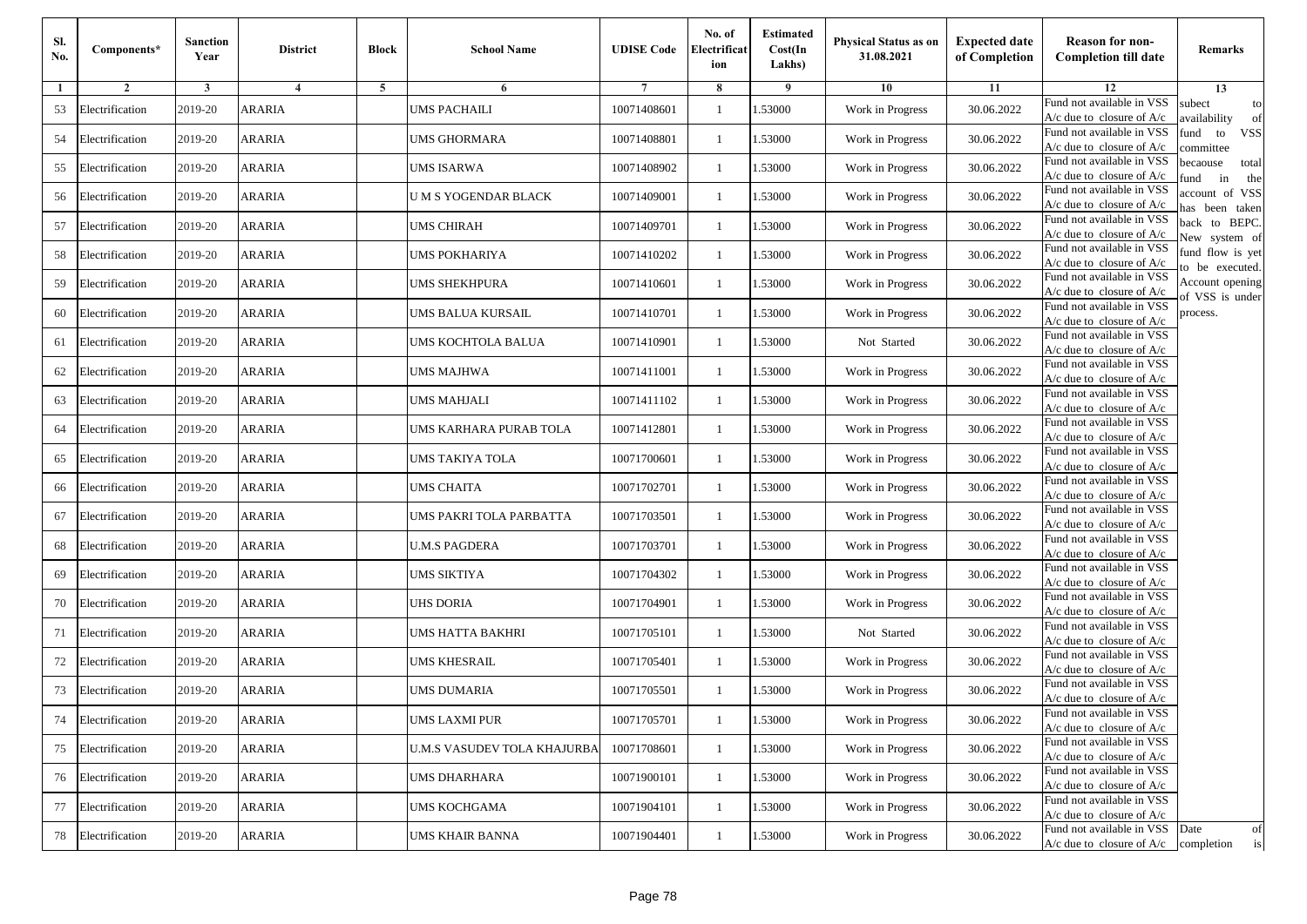| Sl. No. | Components* | Sanction Year | District | Block | School Name | UDISE Code | No. of Electrification | Estimated Cost(In Lakhs) | Physical Status as on 31.08.2021 | Expected date of Completion | Reason for non-Completion till date | Remarks |
|---|---|---|---|---|---|---|---|---|---|---|---|---|
| 1 | 2 | 3 | 4 | 5 | 6 | 7 | 8 | 9 | 10 | 11 | 12 | 13 |
| 53 | Electrification | 2019-20 | ARARIA | | UMS PACHAILI | 10071408601 | 1 | 1.53000 | Work in Progress | 30.06.2022 | Fund not available in VSS A/c due to closure of A/c | subect to availability of fund to VSS committee becaouse total fund in the account of VSS has been taken back to BEPC. New system of fund flow is yet to be executed. Account opening of VSS is under process. |
| 54 | Electrification | 2019-20 | ARARIA | | UMS GHORMARA | 10071408801 | 1 | 1.53000 | Work in Progress | 30.06.2022 | Fund not available in VSS A/c due to closure of A/c | |
| 55 | Electrification | 2019-20 | ARARIA | | UMS ISARWA | 10071408902 | 1 | 1.53000 | Work in Progress | 30.06.2022 | Fund not available in VSS A/c due to closure of A/c | |
| 56 | Electrification | 2019-20 | ARARIA | | U M S YOGENDAR BLACK | 10071409001 | 1 | 1.53000 | Work in Progress | 30.06.2022 | Fund not available in VSS A/c due to closure of A/c | |
| 57 | Electrification | 2019-20 | ARARIA | | UMS CHIRAH | 10071409701 | 1 | 1.53000 | Work in Progress | 30.06.2022 | Fund not available in VSS A/c due to closure of A/c | |
| 58 | Electrification | 2019-20 | ARARIA | | UMS POKHARIYA | 10071410202 | 1 | 1.53000 | Work in Progress | 30.06.2022 | Fund not available in VSS A/c due to closure of A/c | |
| 59 | Electrification | 2019-20 | ARARIA | | UMS SHEKHPURA | 10071410601 | 1 | 1.53000 | Work in Progress | 30.06.2022 | Fund not available in VSS A/c due to closure of A/c | |
| 60 | Electrification | 2019-20 | ARARIA | | UMS BALUA KURSAIL | 10071410701 | 1 | 1.53000 | Work in Progress | 30.06.2022 | Fund not available in VSS A/c due to closure of A/c | |
| 61 | Electrification | 2019-20 | ARARIA | | UMS KOCHTOLA BALUA | 10071410901 | 1 | 1.53000 | Not Started | 30.06.2022 | Fund not available in VSS A/c due to closure of A/c | |
| 62 | Electrification | 2019-20 | ARARIA | | UMS MAJHWA | 10071411001 | 1 | 1.53000 | Work in Progress | 30.06.2022 | Fund not available in VSS A/c due to closure of A/c | |
| 63 | Electrification | 2019-20 | ARARIA | | UMS MAHJALI | 10071411102 | 1 | 1.53000 | Work in Progress | 30.06.2022 | Fund not available in VSS A/c due to closure of A/c | |
| 64 | Electrification | 2019-20 | ARARIA | | UMS KARHARA PURAB TOLA | 10071412801 | 1 | 1.53000 | Work in Progress | 30.06.2022 | Fund not available in VSS A/c due to closure of A/c | |
| 65 | Electrification | 2019-20 | ARARIA | | UMS TAKIYA TOLA | 10071700601 | 1 | 1.53000 | Work in Progress | 30.06.2022 | Fund not available in VSS A/c due to closure of A/c | |
| 66 | Electrification | 2019-20 | ARARIA | | UMS CHAITA | 10071702701 | 1 | 1.53000 | Work in Progress | 30.06.2022 | Fund not available in VSS A/c due to closure of A/c | |
| 67 | Electrification | 2019-20 | ARARIA | | UMS PAKRI TOLA PARBATTA | 10071703501 | 1 | 1.53000 | Work in Progress | 30.06.2022 | Fund not available in VSS A/c due to closure of A/c | |
| 68 | Electrification | 2019-20 | ARARIA | | U.M.S PAGDERA | 10071703701 | 1 | 1.53000 | Work in Progress | 30.06.2022 | Fund not available in VSS A/c due to closure of A/c | |
| 69 | Electrification | 2019-20 | ARARIA | | UMS SIKTIYA | 10071704302 | 1 | 1.53000 | Work in Progress | 30.06.2022 | Fund not available in VSS A/c due to closure of A/c | |
| 70 | Electrification | 2019-20 | ARARIA | | UHS DORIA | 10071704901 | 1 | 1.53000 | Work in Progress | 30.06.2022 | Fund not available in VSS A/c due to closure of A/c | |
| 71 | Electrification | 2019-20 | ARARIA | | UMS HATTA BAKHRI | 10071705101 | 1 | 1.53000 | Not Started | 30.06.2022 | Fund not available in VSS A/c due to closure of A/c | |
| 72 | Electrification | 2019-20 | ARARIA | | UMS KHESRAIL | 10071705401 | 1 | 1.53000 | Work in Progress | 30.06.2022 | Fund not available in VSS A/c due to closure of A/c | |
| 73 | Electrification | 2019-20 | ARARIA | | UMS DUMARIA | 10071705501 | 1 | 1.53000 | Work in Progress | 30.06.2022 | Fund not available in VSS A/c due to closure of A/c | |
| 74 | Electrification | 2019-20 | ARARIA | | UMS LAXMI PUR | 10071705701 | 1 | 1.53000 | Work in Progress | 30.06.2022 | Fund not available in VSS A/c due to closure of A/c | |
| 75 | Electrification | 2019-20 | ARARIA | | U.M.S VASUDEV TOLA KHAJURBA | 10071708601 | 1 | 1.53000 | Work in Progress | 30.06.2022 | Fund not available in VSS A/c due to closure of A/c | |
| 76 | Electrification | 2019-20 | ARARIA | | UMS DHARHARA | 10071900101 | 1 | 1.53000 | Work in Progress | 30.06.2022 | Fund not available in VSS A/c due to closure of A/c | |
| 77 | Electrification | 2019-20 | ARARIA | | UMS KOCHGAMA | 10071904101 | 1 | 1.53000 | Work in Progress | 30.06.2022 | Fund not available in VSS A/c due to closure of A/c | |
| 78 | Electrification | 2019-20 | ARARIA | | UMS KHAIR BANNA | 10071904401 | 1 | 1.53000 | Work in Progress | 30.06.2022 | Fund not available in VSS A/c due to closure of A/c | Date of completion is |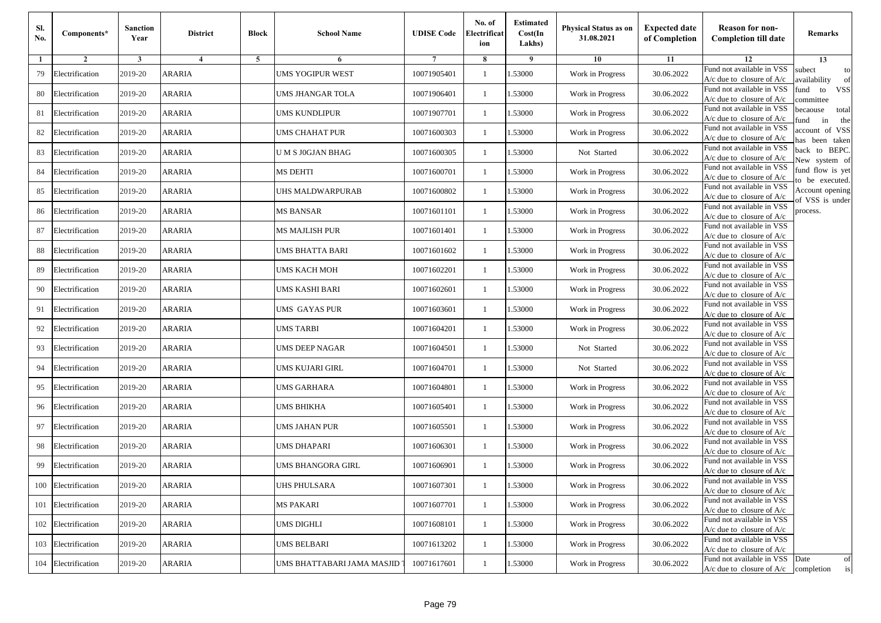| Sl. No. | Components* | Sanction Year | District | Block | School Name | UDISE Code | No. of Electrification | Estimated Cost(In Lakhs) | Physical Status as on 31.08.2021 | Expected date of Completion | Reason for non-Completion till date | Remarks |
|---|---|---|---|---|---|---|---|---|---|---|---|---|
| 1 | 2 | 3 | 4 | 5 | 6 | 7 | 8 | 9 | 10 | 11 | 12 | 13 |
| 79 | Electrification | 2019-20 | ARARIA | | UMS YOGIPUR WEST | 10071905401 | 1 | 1.53000 | Work in Progress | 30.06.2022 | Fund not available in VSS A/c due to closure of A/c | subect to availability of fund to VSS committee becaouse total fund in the account of VSS has been taken back to BEPC. New system of fund flow is yet to be executed. Account opening of VSS is under process. |
| 80 | Electrification | 2019-20 | ARARIA | | UMS JHANGAR TOLA | 10071906401 | 1 | 1.53000 | Work in Progress | 30.06.2022 | Fund not available in VSS A/c due to closure of A/c | |
| 81 | Electrification | 2019-20 | ARARIA | | UMS KUNDLIPUR | 10071907701 | 1 | 1.53000 | Work in Progress | 30.06.2022 | Fund not available in VSS A/c due to closure of A/c | |
| 82 | Electrification | 2019-20 | ARARIA | | UMS CHAHAT PUR | 10071600303 | 1 | 1.53000 | Work in Progress | 30.06.2022 | Fund not available in VSS A/c due to closure of A/c | |
| 83 | Electrification | 2019-20 | ARARIA | | U M S J0GJAN BHAG | 10071600305 | 1 | 1.53000 | Not Started | 30.06.2022 | Fund not available in VSS A/c due to closure of A/c | |
| 84 | Electrification | 2019-20 | ARARIA | | MS DEHTI | 10071600701 | 1 | 1.53000 | Work in Progress | 30.06.2022 | Fund not available in VSS A/c due to closure of A/c | |
| 85 | Electrification | 2019-20 | ARARIA | | UHS MALDWARPURAB | 10071600802 | 1 | 1.53000 | Work in Progress | 30.06.2022 | Fund not available in VSS A/c due to closure of A/c | |
| 86 | Electrification | 2019-20 | ARARIA | | MS BANSAR | 10071601101 | 1 | 1.53000 | Work in Progress | 30.06.2022 | Fund not available in VSS A/c due to closure of A/c | |
| 87 | Electrification | 2019-20 | ARARIA | | MS MAJLISH PUR | 10071601401 | 1 | 1.53000 | Work in Progress | 30.06.2022 | Fund not available in VSS A/c due to closure of A/c | |
| 88 | Electrification | 2019-20 | ARARIA | | UMS BHATTA BARI | 10071601602 | 1 | 1.53000 | Work in Progress | 30.06.2022 | Fund not available in VSS A/c due to closure of A/c | |
| 89 | Electrification | 2019-20 | ARARIA | | UMS KACH MOH | 10071602201 | 1 | 1.53000 | Work in Progress | 30.06.2022 | Fund not available in VSS A/c due to closure of A/c | |
| 90 | Electrification | 2019-20 | ARARIA | | UMS KASHI BARI | 10071602601 | 1 | 1.53000 | Work in Progress | 30.06.2022 | Fund not available in VSS A/c due to closure of A/c | |
| 91 | Electrification | 2019-20 | ARARIA | | UMS GAYAS PUR | 10071603601 | 1 | 1.53000 | Work in Progress | 30.06.2022 | Fund not available in VSS A/c due to closure of A/c | |
| 92 | Electrification | 2019-20 | ARARIA | | UMS TARBI | 10071604201 | 1 | 1.53000 | Work in Progress | 30.06.2022 | Fund not available in VSS A/c due to closure of A/c | |
| 93 | Electrification | 2019-20 | ARARIA | | UMS DEEP NAGAR | 10071604501 | 1 | 1.53000 | Not Started | 30.06.2022 | Fund not available in VSS A/c due to closure of A/c | |
| 94 | Electrification | 2019-20 | ARARIA | | UMS KUJARI GIRL | 10071604701 | 1 | 1.53000 | Not Started | 30.06.2022 | Fund not available in VSS A/c due to closure of A/c | |
| 95 | Electrification | 2019-20 | ARARIA | | UMS GARHARA | 10071604801 | 1 | 1.53000 | Work in Progress | 30.06.2022 | Fund not available in VSS A/c due to closure of A/c | |
| 96 | Electrification | 2019-20 | ARARIA | | UMS BHIKHA | 10071605401 | 1 | 1.53000 | Work in Progress | 30.06.2022 | Fund not available in VSS A/c due to closure of A/c | |
| 97 | Electrification | 2019-20 | ARARIA | | UMS JAHAN PUR | 10071605501 | 1 | 1.53000 | Work in Progress | 30.06.2022 | Fund not available in VSS A/c due to closure of A/c | |
| 98 | Electrification | 2019-20 | ARARIA | | UMS DHAPARI | 10071606301 | 1 | 1.53000 | Work in Progress | 30.06.2022 | Fund not available in VSS A/c due to closure of A/c | |
| 99 | Electrification | 2019-20 | ARARIA | | UMS BHANGORA GIRL | 10071606901 | 1 | 1.53000 | Work in Progress | 30.06.2022 | Fund not available in VSS A/c due to closure of A/c | |
| 100 | Electrification | 2019-20 | ARARIA | | UHS PHULSARA | 10071607301 | 1 | 1.53000 | Work in Progress | 30.06.2022 | Fund not available in VSS A/c due to closure of A/c | |
| 101 | Electrification | 2019-20 | ARARIA | | MS PAKARI | 10071607701 | 1 | 1.53000 | Work in Progress | 30.06.2022 | Fund not available in VSS A/c due to closure of A/c | |
| 102 | Electrification | 2019-20 | ARARIA | | UMS DIGHLI | 10071608101 | 1 | 1.53000 | Work in Progress | 30.06.2022 | Fund not available in VSS A/c due to closure of A/c | |
| 103 | Electrification | 2019-20 | ARARIA | | UMS BELBARI | 10071613202 | 1 | 1.53000 | Work in Progress | 30.06.2022 | Fund not available in VSS A/c due to closure of A/c | |
| 104 | Electrification | 2019-20 | ARARIA | | UMS BHATTABARI JAMA MASJID T | 10071617601 | 1 | 1.53000 | Work in Progress | 30.06.2022 | Fund not available in VSS A/c due to closure of A/c | Date of completion is |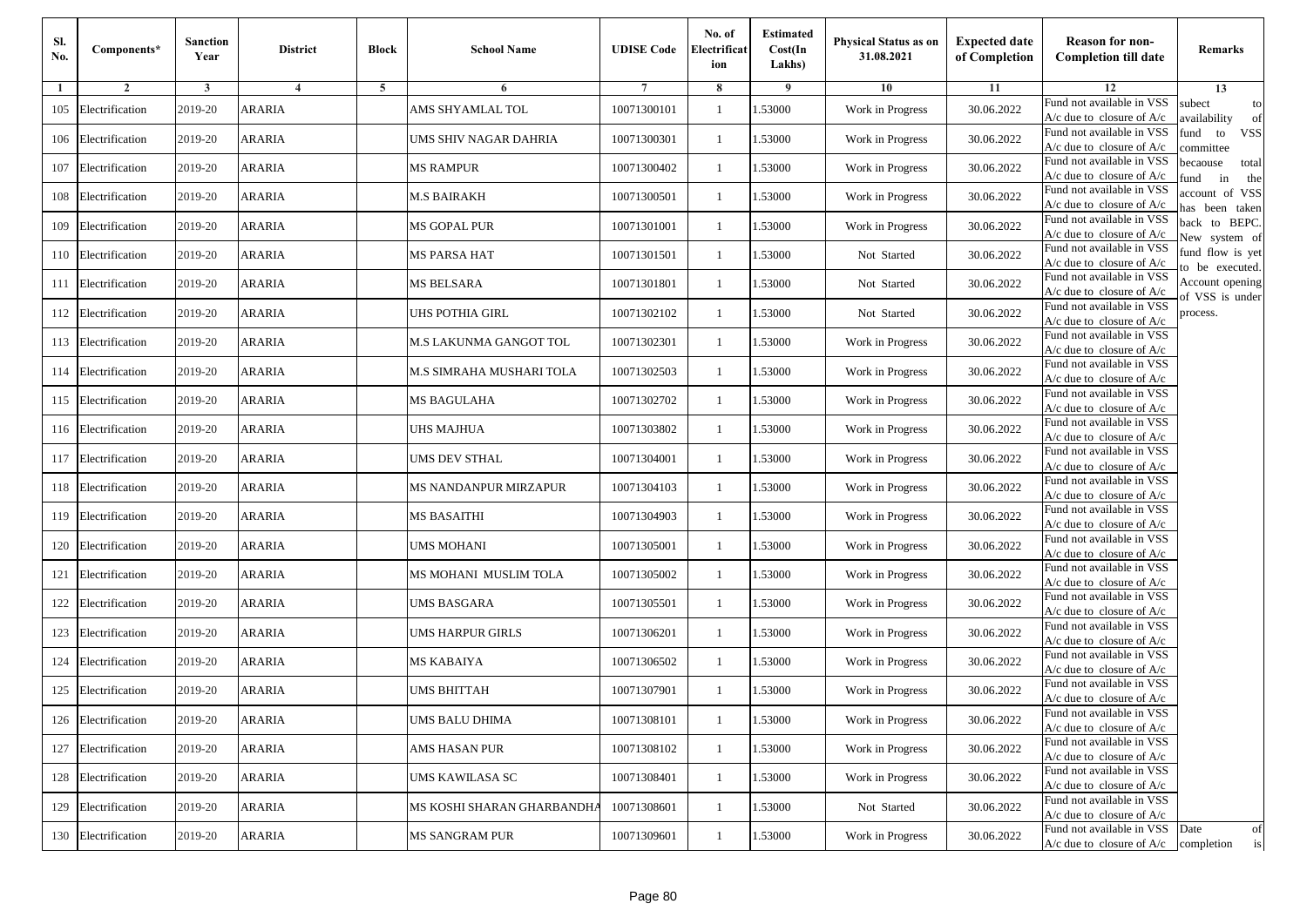| Sl. No. | Components* | Sanction Year | District | Block | School Name | UDISE Code | No. of Electrification | Estimated Cost(In Lakhs) | Physical Status as on 31.08.2021 | Expected date of Completion | Reason for non-Completion till date | Remarks |
|---|---|---|---|---|---|---|---|---|---|---|---|---|
| 1 | 2 | 3 | 4 | 5 | 6 | 7 | 8 | 9 | 10 | 11 | 12 | 13 |
| 105 | Electrification | 2019-20 | ARARIA | | AMS SHYAMLAL TOL | 10071300101 | 1 | 1.53000 | Work in Progress | 30.06.2022 | Fund not available in VSS A/c due to closure of A/c | subect to availability of fund to VSS committee becaouse total fund in the account of VSS has been taken back to BEPC. New system of fund flow is yet to be executed. Account opening of VSS is under process. |
| 106 | Electrification | 2019-20 | ARARIA | | UMS SHIV NAGAR DAHRIA | 10071300301 | 1 | 1.53000 | Work in Progress | 30.06.2022 | Fund not available in VSS A/c due to closure of A/c | |
| 107 | Electrification | 2019-20 | ARARIA | | MS RAMPUR | 10071300402 | 1 | 1.53000 | Work in Progress | 30.06.2022 | Fund not available in VSS A/c due to closure of A/c | |
| 108 | Electrification | 2019-20 | ARARIA | | M.S BAIRAKH | 10071300501 | 1 | 1.53000 | Work in Progress | 30.06.2022 | Fund not available in VSS A/c due to closure of A/c | |
| 109 | Electrification | 2019-20 | ARARIA | | MS GOPAL PUR | 10071301001 | 1 | 1.53000 | Work in Progress | 30.06.2022 | Fund not available in VSS A/c due to closure of A/c | |
| 110 | Electrification | 2019-20 | ARARIA | | MS PARSA HAT | 10071301501 | 1 | 1.53000 | Not Started | 30.06.2022 | Fund not available in VSS A/c due to closure of A/c | |
| 111 | Electrification | 2019-20 | ARARIA | | MS BELSARA | 10071301801 | 1 | 1.53000 | Not Started | 30.06.2022 | Fund not available in VSS A/c due to closure of A/c | |
| 112 | Electrification | 2019-20 | ARARIA | | UHS POTHIA GIRL | 10071302102 | 1 | 1.53000 | Not Started | 30.06.2022 | Fund not available in VSS A/c due to closure of A/c | |
| 113 | Electrification | 2019-20 | ARARIA | | M.S LAKUNMA GANGOT TOL | 10071302301 | 1 | 1.53000 | Work in Progress | 30.06.2022 | Fund not available in VSS A/c due to closure of A/c | |
| 114 | Electrification | 2019-20 | ARARIA | | M.S SIMRAHA MUSHARI TOLA | 10071302503 | 1 | 1.53000 | Work in Progress | 30.06.2022 | Fund not available in VSS A/c due to closure of A/c | |
| 115 | Electrification | 2019-20 | ARARIA | | MS BAGULAHA | 10071302702 | 1 | 1.53000 | Work in Progress | 30.06.2022 | Fund not available in VSS A/c due to closure of A/c | |
| 116 | Electrification | 2019-20 | ARARIA | | UHS MAJHUA | 10071303802 | 1 | 1.53000 | Work in Progress | 30.06.2022 | Fund not available in VSS A/c due to closure of A/c | |
| 117 | Electrification | 2019-20 | ARARIA | | UMS DEV STHAL | 10071304001 | 1 | 1.53000 | Work in Progress | 30.06.2022 | Fund not available in VSS A/c due to closure of A/c | |
| 118 | Electrification | 2019-20 | ARARIA | | MS NANDANPUR MIRZAPUR | 10071304103 | 1 | 1.53000 | Work in Progress | 30.06.2022 | Fund not available in VSS A/c due to closure of A/c | |
| 119 | Electrification | 2019-20 | ARARIA | | MS BASAITHI | 10071304903 | 1 | 1.53000 | Work in Progress | 30.06.2022 | Fund not available in VSS A/c due to closure of A/c | |
| 120 | Electrification | 2019-20 | ARARIA | | UMS MOHANI | 10071305001 | 1 | 1.53000 | Work in Progress | 30.06.2022 | Fund not available in VSS A/c due to closure of A/c | |
| 121 | Electrification | 2019-20 | ARARIA | | MS MOHANI MUSLIM TOLA | 10071305002 | 1 | 1.53000 | Work in Progress | 30.06.2022 | Fund not available in VSS A/c due to closure of A/c | |
| 122 | Electrification | 2019-20 | ARARIA | | UMS BASGARA | 10071305501 | 1 | 1.53000 | Work in Progress | 30.06.2022 | Fund not available in VSS A/c due to closure of A/c | |
| 123 | Electrification | 2019-20 | ARARIA | | UMS HARPUR GIRLS | 10071306201 | 1 | 1.53000 | Work in Progress | 30.06.2022 | Fund not available in VSS A/c due to closure of A/c | |
| 124 | Electrification | 2019-20 | ARARIA | | MS KABAIYA | 10071306502 | 1 | 1.53000 | Work in Progress | 30.06.2022 | Fund not available in VSS A/c due to closure of A/c | |
| 125 | Electrification | 2019-20 | ARARIA | | UMS BHITTAH | 10071307901 | 1 | 1.53000 | Work in Progress | 30.06.2022 | Fund not available in VSS A/c due to closure of A/c | |
| 126 | Electrification | 2019-20 | ARARIA | | UMS BALU DHIMA | 10071308101 | 1 | 1.53000 | Work in Progress | 30.06.2022 | Fund not available in VSS A/c due to closure of A/c | |
| 127 | Electrification | 2019-20 | ARARIA | | AMS HASAN PUR | 10071308102 | 1 | 1.53000 | Work in Progress | 30.06.2022 | Fund not available in VSS A/c due to closure of A/c | |
| 128 | Electrification | 2019-20 | ARARIA | | UMS KAWILASA SC | 10071308401 | 1 | 1.53000 | Work in Progress | 30.06.2022 | Fund not available in VSS A/c due to closure of A/c | |
| 129 | Electrification | 2019-20 | ARARIA | | MS KOSHI SHARAN GHARBANDHA | 10071308601 | 1 | 1.53000 | Not Started | 30.06.2022 | Fund not available in VSS A/c due to closure of A/c | |
| 130 | Electrification | 2019-20 | ARARIA | | MS SANGRAM PUR | 10071309601 | 1 | 1.53000 | Work in Progress | 30.06.2022 | Fund not available in VSS A/c due to closure of A/c | Date of completion is |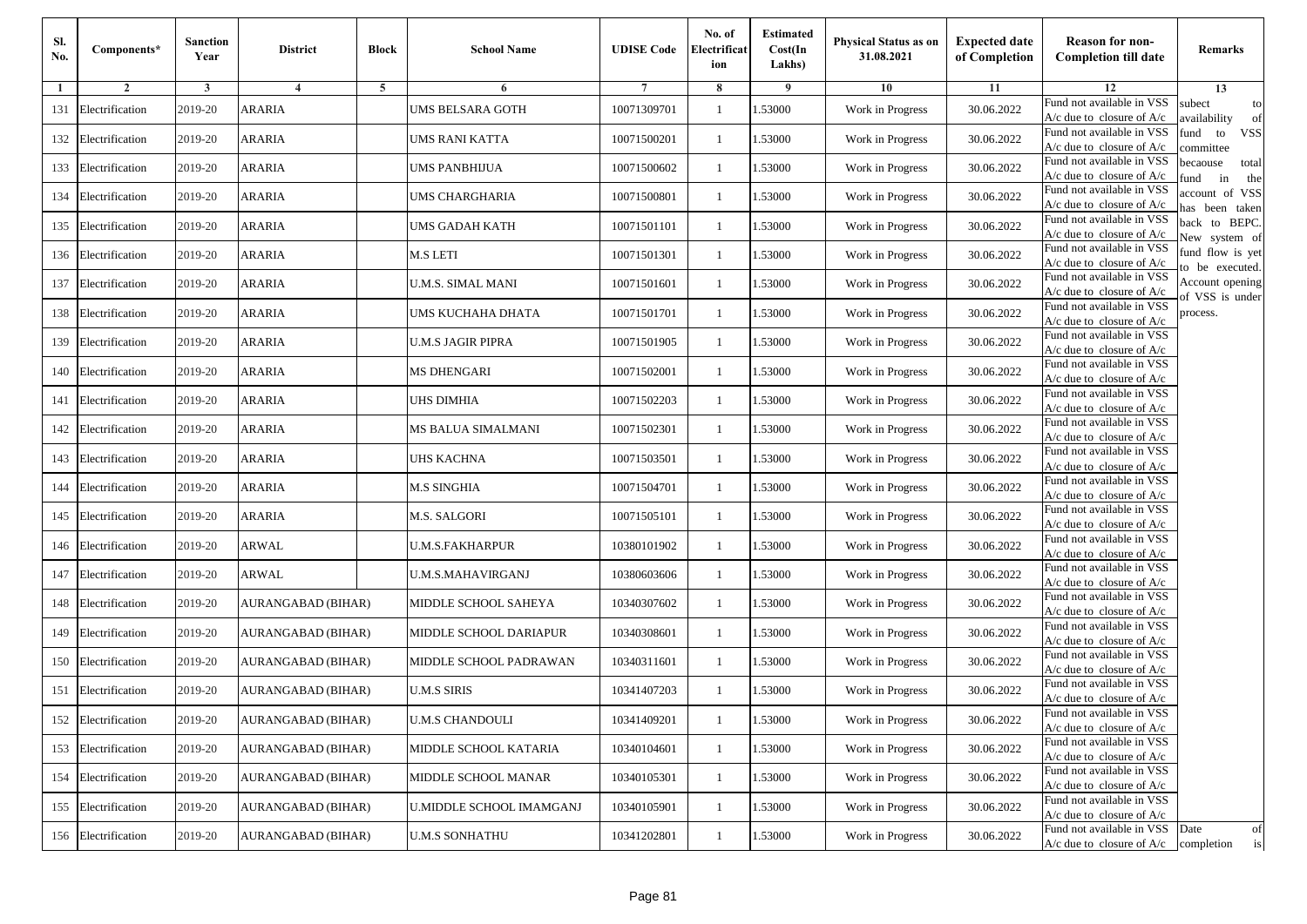| Sl. No. | Components* | Sanction Year | District | Block | School Name | UDISE Code | No. of Electrification | Estimated Cost(In Lakhs) | Physical Status as on 31.08.2021 | Expected date of Completion | Reason for non-Completion till date | Remarks |
|---|---|---|---|---|---|---|---|---|---|---|---|---|
| 1 | 2 | 3 | 4 | 5 | 6 | 7 | 8 | 9 | 10 | 11 | 12 | 13 |
| 131 | Electrification | 2019-20 | ARARIA | | UMS BELSARA GOTH | 10071309701 | 1 | 1.53000 | Work in Progress | 30.06.2022 | Fund not available in VSS A/c due to closure of A/c | subect to availability of fund to VSS committee becaouse total fund in the account of VSS has been taken back to BEPC. New system of fund flow is yet to be executed. Account opening of VSS is under process. |
| 132 | Electrification | 2019-20 | ARARIA | | UMS RANI KATTA | 10071500201 | 1 | 1.53000 | Work in Progress | 30.06.2022 | Fund not available in VSS A/c due to closure of A/c | |
| 133 | Electrification | 2019-20 | ARARIA | | UMS PANBHIJUA | 10071500602 | 1 | 1.53000 | Work in Progress | 30.06.2022 | Fund not available in VSS A/c due to closure of A/c | |
| 134 | Electrification | 2019-20 | ARARIA | | UMS CHARGHARIA | 10071500801 | 1 | 1.53000 | Work in Progress | 30.06.2022 | Fund not available in VSS A/c due to closure of A/c | |
| 135 | Electrification | 2019-20 | ARARIA | | UMS GADAH KATH | 10071501101 | 1 | 1.53000 | Work in Progress | 30.06.2022 | Fund not available in VSS A/c due to closure of A/c | |
| 136 | Electrification | 2019-20 | ARARIA | | M.S LETI | 10071501301 | 1 | 1.53000 | Work in Progress | 30.06.2022 | Fund not available in VSS A/c due to closure of A/c | |
| 137 | Electrification | 2019-20 | ARARIA | | U.M.S. SIMAL MANI | 10071501601 | 1 | 1.53000 | Work in Progress | 30.06.2022 | Fund not available in VSS A/c due to closure of A/c | |
| 138 | Electrification | 2019-20 | ARARIA | | UMS KUCHAHA DHATA | 10071501701 | 1 | 1.53000 | Work in Progress | 30.06.2022 | Fund not available in VSS A/c due to closure of A/c | |
| 139 | Electrification | 2019-20 | ARARIA | | U.M.S JAGIR PIPRA | 10071501905 | 1 | 1.53000 | Work in Progress | 30.06.2022 | Fund not available in VSS A/c due to closure of A/c | |
| 140 | Electrification | 2019-20 | ARARIA | | MS DHENGARI | 10071502001 | 1 | 1.53000 | Work in Progress | 30.06.2022 | Fund not available in VSS A/c due to closure of A/c | |
| 141 | Electrification | 2019-20 | ARARIA | | UHS DIMHIA | 10071502203 | 1 | 1.53000 | Work in Progress | 30.06.2022 | Fund not available in VSS A/c due to closure of A/c | |
| 142 | Electrification | 2019-20 | ARARIA | | MS BALUA SIMALMANI | 10071502301 | 1 | 1.53000 | Work in Progress | 30.06.2022 | Fund not available in VSS A/c due to closure of A/c | |
| 143 | Electrification | 2019-20 | ARARIA | | UHS KACHNA | 10071503501 | 1 | 1.53000 | Work in Progress | 30.06.2022 | Fund not available in VSS A/c due to closure of A/c | |
| 144 | Electrification | 2019-20 | ARARIA | | M.S SINGHIA | 10071504701 | 1 | 1.53000 | Work in Progress | 30.06.2022 | Fund not available in VSS A/c due to closure of A/c | |
| 145 | Electrification | 2019-20 | ARARIA | | M.S. SALGORI | 10071505101 | 1 | 1.53000 | Work in Progress | 30.06.2022 | Fund not available in VSS A/c due to closure of A/c | |
| 146 | Electrification | 2019-20 | ARWAL | | U.M.S.FAKHARPUR | 10380101902 | 1 | 1.53000 | Work in Progress | 30.06.2022 | Fund not available in VSS A/c due to closure of A/c | |
| 147 | Electrification | 2019-20 | ARWAL | | U.M.S.MAHAVIRGANJ | 10380603606 | 1 | 1.53000 | Work in Progress | 30.06.2022 | Fund not available in VSS A/c due to closure of A/c | |
| 148 | Electrification | 2019-20 | AURANGABAD (BIHAR) | | MIDDLE SCHOOL SAHEYA | 10340307602 | 1 | 1.53000 | Work in Progress | 30.06.2022 | Fund not available in VSS A/c due to closure of A/c | |
| 149 | Electrification | 2019-20 | AURANGABAD (BIHAR) | | MIDDLE SCHOOL DARIAPUR | 10340308601 | 1 | 1.53000 | Work in Progress | 30.06.2022 | Fund not available in VSS A/c due to closure of A/c | |
| 150 | Electrification | 2019-20 | AURANGABAD (BIHAR) | | MIDDLE SCHOOL PADRAWAN | 10340311601 | 1 | 1.53000 | Work in Progress | 30.06.2022 | Fund not available in VSS A/c due to closure of A/c | |
| 151 | Electrification | 2019-20 | AURANGABAD (BIHAR) | | U.M.S SIRIS | 10341407203 | 1 | 1.53000 | Work in Progress | 30.06.2022 | Fund not available in VSS A/c due to closure of A/c | |
| 152 | Electrification | 2019-20 | AURANGABAD (BIHAR) | | U.M.S CHANDOULI | 10341409201 | 1 | 1.53000 | Work in Progress | 30.06.2022 | Fund not available in VSS A/c due to closure of A/c | |
| 153 | Electrification | 2019-20 | AURANGABAD (BIHAR) | | MIDDLE SCHOOL KATARIA | 10340104601 | 1 | 1.53000 | Work in Progress | 30.06.2022 | Fund not available in VSS A/c due to closure of A/c | |
| 154 | Electrification | 2019-20 | AURANGABAD (BIHAR) | | MIDDLE SCHOOL MANAR | 10340105301 | 1 | 1.53000 | Work in Progress | 30.06.2022 | Fund not available in VSS A/c due to closure of A/c | |
| 155 | Electrification | 2019-20 | AURANGABAD (BIHAR) | | U.MIDDLE SCHOOL IMAMGANJ | 10340105901 | 1 | 1.53000 | Work in Progress | 30.06.2022 | Fund not available in VSS A/c due to closure of A/c | |
| 156 | Electrification | 2019-20 | AURANGABAD (BIHAR) | | U.M.S SONHATHU | 10341202801 | 1 | 1.53000 | Work in Progress | 30.06.2022 | Fund not available in VSS A/c due to closure of A/c | Date of completion is |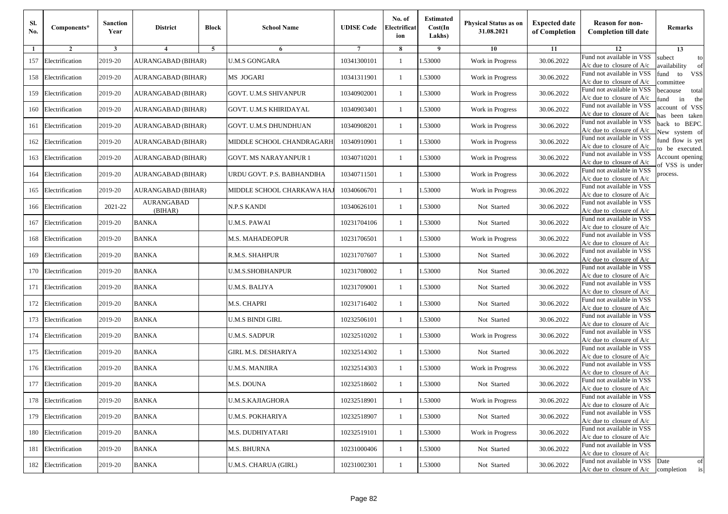| Sl. No. | Components* | Sanction Year | District | Block | School Name | UDISE Code | No. of Electrificat ion | Estimated Cost(In Lakhs) | Physical Status as on 31.08.2021 | Expected date of Completion | Reason for non-Completion till date | Remarks |
|---|---|---|---|---|---|---|---|---|---|---|---|---|
| 1 | 2 | 3 | 4 | 5 | 6 | 7 | 8 | 9 | 10 | 11 | 12 | 13 |
| 157 | Electrification | 2019-20 | AURANGABAD (BIHAR) | | U.M.S GONGARA | 10341300101 | 1 | 1.53000 | Work in Progress | 30.06.2022 | Fund not available in VSS A/c due to closure of A/c | subect to availability of fund to VSS committee becaouse total fund in the account of VSS has been taken back to BEPC. New system of fund flow is yet to be executed. Account opening of VSS is under process. |
| 158 | Electrification | 2019-20 | AURANGABAD (BIHAR) | | MS JOGARI | 10341311901 | 1 | 1.53000 | Work in Progress | 30.06.2022 | Fund not available in VSS A/c due to closure of A/c | |
| 159 | Electrification | 2019-20 | AURANGABAD (BIHAR) | | GOVT. U.M.S SHIVANPUR | 10340902001 | 1 | 1.53000 | Work in Progress | 30.06.2022 | Fund not available in VSS A/c due to closure of A/c | |
| 160 | Electrification | 2019-20 | AURANGABAD (BIHAR) | | GOVT. U.M.S KHIRIDAYAL | 10340903401 | 1 | 1.53000 | Work in Progress | 30.06.2022 | Fund not available in VSS A/c due to closure of A/c | |
| 161 | Electrification | 2019-20 | AURANGABAD (BIHAR) | | GOVT. U.M.S DHUNDHUAN | 10340908201 | 1 | 1.53000 | Work in Progress | 30.06.2022 | Fund not available in VSS A/c due to closure of A/c | |
| 162 | Electrification | 2019-20 | AURANGABAD (BIHAR) | | MIDDLE SCHOOL CHANDRAGARH | 10340910901 | 1 | 1.53000 | Work in Progress | 30.06.2022 | Fund not available in VSS A/c due to closure of A/c | |
| 163 | Electrification | 2019-20 | AURANGABAD (BIHAR) | | GOVT. MS NARAYANPUR 1 | 10340710201 | 1 | 1.53000 | Work in Progress | 30.06.2022 | Fund not available in VSS A/c due to closure of A/c | |
| 164 | Electrification | 2019-20 | AURANGABAD (BIHAR) | | URDU GOVT. P.S. BABHANDIHA | 10340711501 | 1 | 1.53000 | Work in Progress | 30.06.2022 | Fund not available in VSS A/c due to closure of A/c | |
| 165 | Electrification | 2019-20 | AURANGABAD (BIHAR) | | MIDDLE SCHOOL CHARKAWA HAJ | 10340606701 | 1 | 1.53000 | Work in Progress | 30.06.2022 | Fund not available in VSS A/c due to closure of A/c | |
| 166 | Electrification | 2021-22 | AURANGABAD (BIHAR) | | N.P.S KANDI | 10340626101 | 1 | 1.53000 | Not Started | 30.06.2022 | Fund not available in VSS A/c due to closure of A/c | |
| 167 | Electrification | 2019-20 | BANKA | | U.M.S. PAWAI | 10231704106 | 1 | 1.53000 | Not Started | 30.06.2022 | Fund not available in VSS A/c due to closure of A/c | |
| 168 | Electrification | 2019-20 | BANKA | | M.S. MAHADEOPUR | 10231706501 | 1 | 1.53000 | Work in Progress | 30.06.2022 | Fund not available in VSS A/c due to closure of A/c | |
| 169 | Electrification | 2019-20 | BANKA | | R.M.S. SHAHPUR | 10231707607 | 1 | 1.53000 | Not Started | 30.06.2022 | Fund not available in VSS A/c due to closure of A/c | |
| 170 | Electrification | 2019-20 | BANKA | | U.M.S.SHOBHANPUR | 10231708002 | 1 | 1.53000 | Not Started | 30.06.2022 | Fund not available in VSS A/c due to closure of A/c | |
| 171 | Electrification | 2019-20 | BANKA | | U.M.S. BALIYA | 10231709001 | 1 | 1.53000 | Not Started | 30.06.2022 | Fund not available in VSS A/c due to closure of A/c | |
| 172 | Electrification | 2019-20 | BANKA | | M.S. CHAPRI | 10231716402 | 1 | 1.53000 | Not Started | 30.06.2022 | Fund not available in VSS A/c due to closure of A/c | |
| 173 | Electrification | 2019-20 | BANKA | | U.M.S BINDI GIRL | 10232506101 | 1 | 1.53000 | Not Started | 30.06.2022 | Fund not available in VSS A/c due to closure of A/c | |
| 174 | Electrification | 2019-20 | BANKA | | U.M.S. SADPUR | 10232510202 | 1 | 1.53000 | Work in Progress | 30.06.2022 | Fund not available in VSS A/c due to closure of A/c | |
| 175 | Electrification | 2019-20 | BANKA | | GIRL M.S. DESHARIYA | 10232514302 | 1 | 1.53000 | Not Started | 30.06.2022 | Fund not available in VSS A/c due to closure of A/c | |
| 176 | Electrification | 2019-20 | BANKA | | U.M.S. MANJIRA | 10232514303 | 1 | 1.53000 | Work in Progress | 30.06.2022 | Fund not available in VSS A/c due to closure of A/c | |
| 177 | Electrification | 2019-20 | BANKA | | M.S. DOUNA | 10232518602 | 1 | 1.53000 | Not Started | 30.06.2022 | Fund not available in VSS A/c due to closure of A/c | |
| 178 | Electrification | 2019-20 | BANKA | | U.M.S.KAJIAGHORA | 10232518901 | 1 | 1.53000 | Work in Progress | 30.06.2022 | Fund not available in VSS A/c due to closure of A/c | |
| 179 | Electrification | 2019-20 | BANKA | | U.M.S. POKHARIYA | 10232518907 | 1 | 1.53000 | Not Started | 30.06.2022 | Fund not available in VSS A/c due to closure of A/c | |
| 180 | Electrification | 2019-20 | BANKA | | M.S. DUDHIYATARI | 10232519101 | 1 | 1.53000 | Work in Progress | 30.06.2022 | Fund not available in VSS A/c due to closure of A/c | |
| 181 | Electrification | 2019-20 | BANKA | | M.S. BHURNA | 10231000406 | 1 | 1.53000 | Not Started | 30.06.2022 | Fund not available in VSS A/c due to closure of A/c | |
| 182 | Electrification | 2019-20 | BANKA | | U.M.S. CHARUA (GIRL) | 10231002301 | 1 | 1.53000 | Not Started | 30.06.2022 | Fund not available in VSS A/c due to closure of A/c | Date of completion is |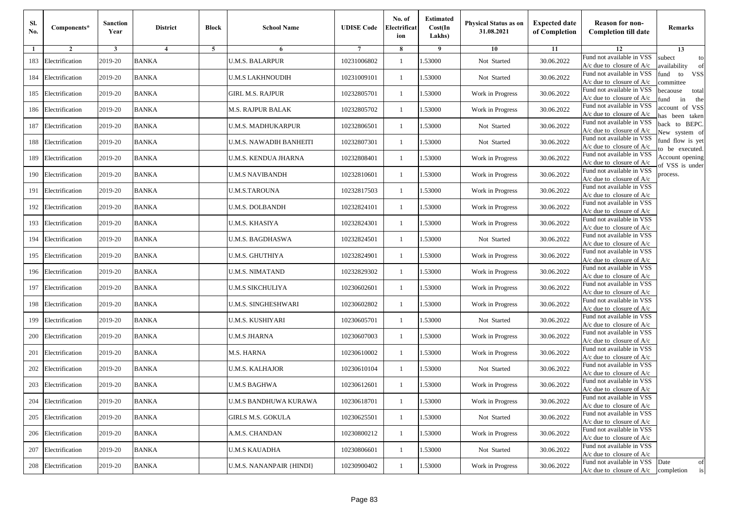| Sl. No. | Components* | Sanction Year | District | Block | School Name | UDISE Code | No. of Electrification | Estimated Cost(In Lakhs) | Physical Status as on 31.08.2021 | Expected date of Completion | Reason for non-Completion till date | Remarks |
|---|---|---|---|---|---|---|---|---|---|---|---|---|
| 1 | 2 | 3 | 4 | 5 | 6 | 7 | 8 | 9 | 10 | 11 | 12 | 13 |
| 183 | Electrification | 2019-20 | BANKA | | U.M.S. BALARPUR | 10231006802 | 1 | 1.53000 | Not Started | 30.06.2022 | Fund not available in VSS A/c due to closure of A/c | subect to availability of fund to VSS committee becaouse total fund in the account of VSS has been taken back to BEPC. New system of fund flow is yet to be executed. Account opening of VSS is under process. |
| 184 | Electrification | 2019-20 | BANKA | | U.M.S LAKHNOUDIH | 10231009101 | 1 | 1.53000 | Not Started | 30.06.2022 | Fund not available in VSS A/c due to closure of A/c | |
| 185 | Electrification | 2019-20 | BANKA | | GIRL M.S. RAJPUR | 10232805701 | 1 | 1.53000 | Work in Progress | 30.06.2022 | Fund not available in VSS A/c due to closure of A/c | |
| 186 | Electrification | 2019-20 | BANKA | | M.S. RAJPUR BALAK | 10232805702 | 1 | 1.53000 | Work in Progress | 30.06.2022 | Fund not available in VSS A/c due to closure of A/c | |
| 187 | Electrification | 2019-20 | BANKA | | U.M.S. MADHUKARPUR | 10232806501 | 1 | 1.53000 | Not Started | 30.06.2022 | Fund not available in VSS A/c due to closure of A/c | |
| 188 | Electrification | 2019-20 | BANKA | | U.M.S. NAWADIH BANHEITI | 10232807301 | 1 | 1.53000 | Not Started | 30.06.2022 | Fund not available in VSS A/c due to closure of A/c | |
| 189 | Electrification | 2019-20 | BANKA | | U.M.S. KENDUA JHARNA | 10232808401 | 1 | 1.53000 | Work in Progress | 30.06.2022 | Fund not available in VSS A/c due to closure of A/c | |
| 190 | Electrification | 2019-20 | BANKA | | U.M.S NAVIBANDH | 10232810601 | 1 | 1.53000 | Work in Progress | 30.06.2022 | Fund not available in VSS A/c due to closure of A/c | |
| 191 | Electrification | 2019-20 | BANKA | | U.M.S.TAROUNA | 10232817503 | 1 | 1.53000 | Work in Progress | 30.06.2022 | Fund not available in VSS A/c due to closure of A/c | |
| 192 | Electrification | 2019-20 | BANKA | | U.M.S. DOLBANDH | 10232824101 | 1 | 1.53000 | Work in Progress | 30.06.2022 | Fund not available in VSS A/c due to closure of A/c | |
| 193 | Electrification | 2019-20 | BANKA | | U.M.S. KHASIYA | 10232824301 | 1 | 1.53000 | Work in Progress | 30.06.2022 | Fund not available in VSS A/c due to closure of A/c | |
| 194 | Electrification | 2019-20 | BANKA | | U.M.S. BAGDHASWA | 10232824501 | 1 | 1.53000 | Not Started | 30.06.2022 | Fund not available in VSS A/c due to closure of A/c | |
| 195 | Electrification | 2019-20 | BANKA | | U.M.S. GHUTHIYA | 10232824901 | 1 | 1.53000 | Work in Progress | 30.06.2022 | Fund not available in VSS A/c due to closure of A/c | |
| 196 | Electrification | 2019-20 | BANKA | | U.M.S. NIMATAND | 10232829302 | 1 | 1.53000 | Work in Progress | 30.06.2022 | Fund not available in VSS A/c due to closure of A/c | |
| 197 | Electrification | 2019-20 | BANKA | | U.M.S SIKCHULIYA | 10230602601 | 1 | 1.53000 | Work in Progress | 30.06.2022 | Fund not available in VSS A/c due to closure of A/c | |
| 198 | Electrification | 2019-20 | BANKA | | U.M.S. SINGHESHWARI | 10230602802 | 1 | 1.53000 | Work in Progress | 30.06.2022 | Fund not available in VSS A/c due to closure of A/c | |
| 199 | Electrification | 2019-20 | BANKA | | U.M.S. KUSHIYARI | 10230605701 | 1 | 1.53000 | Not Started | 30.06.2022 | Fund not available in VSS A/c due to closure of A/c | |
| 200 | Electrification | 2019-20 | BANKA | | U.M.S JHARNA | 10230607003 | 1 | 1.53000 | Work in Progress | 30.06.2022 | Fund not available in VSS A/c due to closure of A/c | |
| 201 | Electrification | 2019-20 | BANKA | | M.S. HARNA | 10230610002 | 1 | 1.53000 | Work in Progress | 30.06.2022 | Fund not available in VSS A/c due to closure of A/c | |
| 202 | Electrification | 2019-20 | BANKA | | U.M.S. KALHAJOR | 10230610104 | 1 | 1.53000 | Not Started | 30.06.2022 | Fund not available in VSS A/c due to closure of A/c | |
| 203 | Electrification | 2019-20 | BANKA | | U.M.S BAGHWA | 10230612601 | 1 | 1.53000 | Work in Progress | 30.06.2022 | Fund not available in VSS A/c due to closure of A/c | |
| 204 | Electrification | 2019-20 | BANKA | | U.M.S BANDHUWA KURAWA | 10230618701 | 1 | 1.53000 | Work in Progress | 30.06.2022 | Fund not available in VSS A/c due to closure of A/c | |
| 205 | Electrification | 2019-20 | BANKA | | GIRLS M.S. GOKULA | 10230625501 | 1 | 1.53000 | Not Started | 30.06.2022 | Fund not available in VSS A/c due to closure of A/c | |
| 206 | Electrification | 2019-20 | BANKA | | A.M.S. CHANDAN | 10230800212 | 1 | 1.53000 | Work in Progress | 30.06.2022 | Fund not available in VSS A/c due to closure of A/c | |
| 207 | Electrification | 2019-20 | BANKA | | U.M.S KAUADHA | 10230806601 | 1 | 1.53000 | Not Started | 30.06.2022 | Fund not available in VSS A/c due to closure of A/c | |
| 208 | Electrification | 2019-20 | BANKA | | U.M.S. NANANPAIR {HINDI} | 10230900402 | 1 | 1.53000 | Work in Progress | 30.06.2022 | Fund not available in VSS A/c due to closure of A/c | Date of completion is |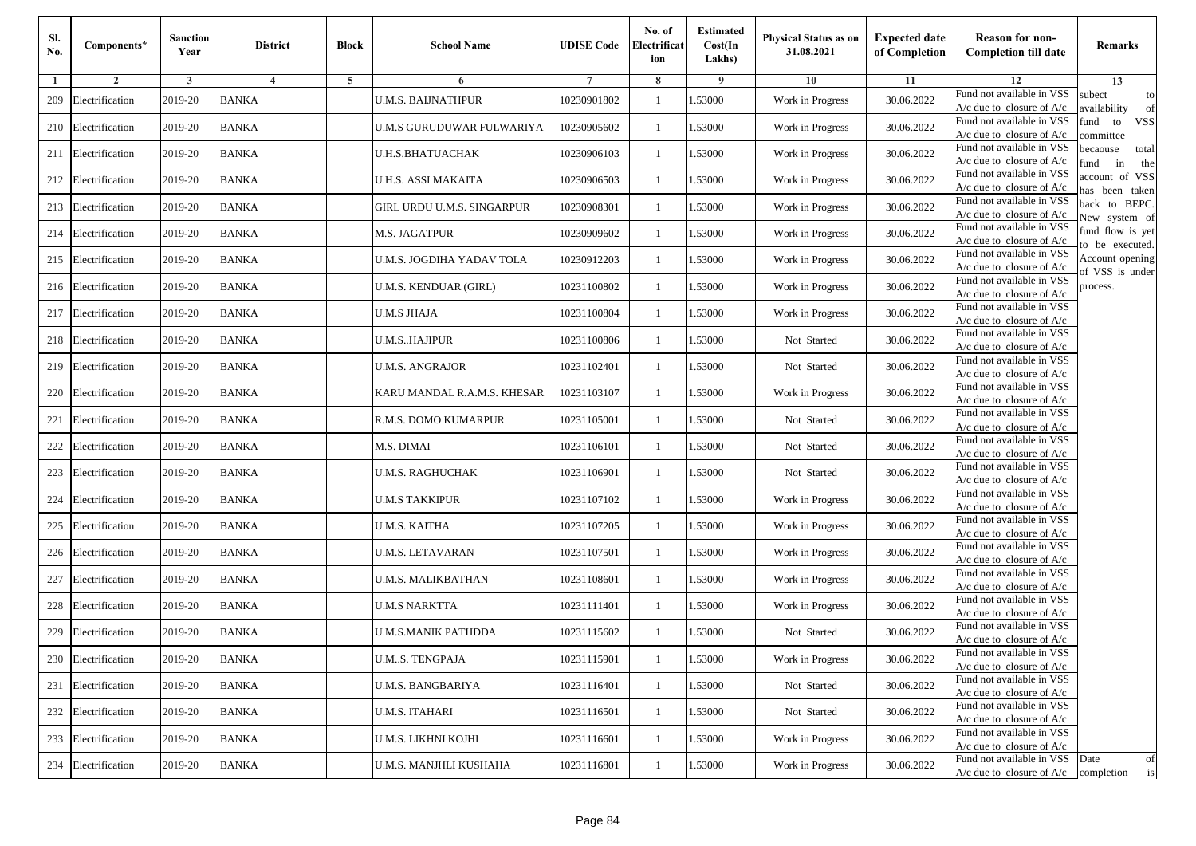| Sl. No. | Components* | Sanction Year | District | Block | School Name | UDISE Code | No. of Electrification | Estimated Cost(In Lakhs) | Physical Status as on 31.08.2021 | Expected date of Completion | Reason for non-Completion till date | Remarks |
|---|---|---|---|---|---|---|---|---|---|---|---|---|
| 1 | 2 | 3 | 4 | 5 | 6 | 7 | 8 | 9 | 10 | 11 | 12 | 13 |
| 209 | Electrification | 2019-20 | BANKA | | U.M.S. BAIJNATHPUR | 10230901802 | 1 | 1.53000 | Work in Progress | 30.06.2022 | Fund not available in VSS A/c due to closure of A/c | subect to availability of fund to VSS committee becaouse total fund in the account of VSS has been taken back to BEPC. New system of fund flow is yet to be executed. Account opening of VSS is under process. |
| 210 | Electrification | 2019-20 | BANKA | | U.M.S GURUDUWAR FULWARIYA | 10230905602 | 1 | 1.53000 | Work in Progress | 30.06.2022 | Fund not available in VSS A/c due to closure of A/c | |
| 211 | Electrification | 2019-20 | BANKA | | U.H.S.BHATUACHAK | 10230906103 | 1 | 1.53000 | Work in Progress | 30.06.2022 | Fund not available in VSS A/c due to closure of A/c | |
| 212 | Electrification | 2019-20 | BANKA | | U.H.S. ASSI MAKAITA | 10230906503 | 1 | 1.53000 | Work in Progress | 30.06.2022 | Fund not available in VSS A/c due to closure of A/c | |
| 213 | Electrification | 2019-20 | BANKA | | GIRL URDU U.M.S. SINGARPUR | 10230908301 | 1 | 1.53000 | Work in Progress | 30.06.2022 | Fund not available in VSS A/c due to closure of A/c | |
| 214 | Electrification | 2019-20 | BANKA | | M.S. JAGATPUR | 10230909602 | 1 | 1.53000 | Work in Progress | 30.06.2022 | Fund not available in VSS A/c due to closure of A/c | |
| 215 | Electrification | 2019-20 | BANKA | | U.M.S. JOGDIHA YADAV TOLA | 10230912203 | 1 | 1.53000 | Work in Progress | 30.06.2022 | Fund not available in VSS A/c due to closure of A/c | |
| 216 | Electrification | 2019-20 | BANKA | | U.M.S. KENDUAR (GIRL) | 10231100802 | 1 | 1.53000 | Work in Progress | 30.06.2022 | Fund not available in VSS A/c due to closure of A/c | |
| 217 | Electrification | 2019-20 | BANKA | | U.M.S JHAJA | 10231100804 | 1 | 1.53000 | Work in Progress | 30.06.2022 | Fund not available in VSS A/c due to closure of A/c | |
| 218 | Electrification | 2019-20 | BANKA | | U.M.S..HAJIPUR | 10231100806 | 1 | 1.53000 | Not Started | 30.06.2022 | Fund not available in VSS A/c due to closure of A/c | |
| 219 | Electrification | 2019-20 | BANKA | | U.M.S. ANGRAJOR | 10231102401 | 1 | 1.53000 | Not Started | 30.06.2022 | Fund not available in VSS A/c due to closure of A/c | |
| 220 | Electrification | 2019-20 | BANKA | | KARU MANDAL R.A.M.S. KHESAR | 10231103107 | 1 | 1.53000 | Work in Progress | 30.06.2022 | Fund not available in VSS A/c due to closure of A/c | |
| 221 | Electrification | 2019-20 | BANKA | | R.M.S. DOMO KUMARPUR | 10231105001 | 1 | 1.53000 | Not Started | 30.06.2022 | Fund not available in VSS A/c due to closure of A/c | |
| 222 | Electrification | 2019-20 | BANKA | | M.S. DIMAI | 10231106101 | 1 | 1.53000 | Not Started | 30.06.2022 | Fund not available in VSS A/c due to closure of A/c | |
| 223 | Electrification | 2019-20 | BANKA | | U.M.S. RAGHUCHAK | 10231106901 | 1 | 1.53000 | Not Started | 30.06.2022 | Fund not available in VSS A/c due to closure of A/c | |
| 224 | Electrification | 2019-20 | BANKA | | U.M.S TAKKIPUR | 10231107102 | 1 | 1.53000 | Work in Progress | 30.06.2022 | Fund not available in VSS A/c due to closure of A/c | |
| 225 | Electrification | 2019-20 | BANKA | | U.M.S. KAITHA | 10231107205 | 1 | 1.53000 | Work in Progress | 30.06.2022 | Fund not available in VSS A/c due to closure of A/c | |
| 226 | Electrification | 2019-20 | BANKA | | U.M.S. LETAVARAN | 10231107501 | 1 | 1.53000 | Work in Progress | 30.06.2022 | Fund not available in VSS A/c due to closure of A/c | |
| 227 | Electrification | 2019-20 | BANKA | | U.M.S. MALIKBATHAN | 10231108601 | 1 | 1.53000 | Work in Progress | 30.06.2022 | Fund not available in VSS A/c due to closure of A/c | |
| 228 | Electrification | 2019-20 | BANKA | | U.M.S NARKTTA | 10231111401 | 1 | 1.53000 | Work in Progress | 30.06.2022 | Fund not available in VSS A/c due to closure of A/c | |
| 229 | Electrification | 2019-20 | BANKA | | U.M.S.MANIK PATHDDA | 10231115602 | 1 | 1.53000 | Not Started | 30.06.2022 | Fund not available in VSS A/c due to closure of A/c | |
| 230 | Electrification | 2019-20 | BANKA | | U.M..S. TENGPAJA | 10231115901 | 1 | 1.53000 | Work in Progress | 30.06.2022 | Fund not available in VSS A/c due to closure of A/c | |
| 231 | Electrification | 2019-20 | BANKA | | U.M.S. BANGBARIYA | 10231116401 | 1 | 1.53000 | Not Started | 30.06.2022 | Fund not available in VSS A/c due to closure of A/c | |
| 232 | Electrification | 2019-20 | BANKA | | U.M.S. ITAHARI | 10231116501 | 1 | 1.53000 | Not Started | 30.06.2022 | Fund not available in VSS A/c due to closure of A/c | |
| 233 | Electrification | 2019-20 | BANKA | | U.M.S. LIKHNI KOJHI | 10231116601 | 1 | 1.53000 | Work in Progress | 30.06.2022 | Fund not available in VSS A/c due to closure of A/c | |
| 234 | Electrification | 2019-20 | BANKA | | U.M.S. MANJHLI KUSHAHA | 10231116801 | 1 | 1.53000 | Work in Progress | 30.06.2022 | Fund not available in VSS A/c due to closure of A/c | Date of completion is |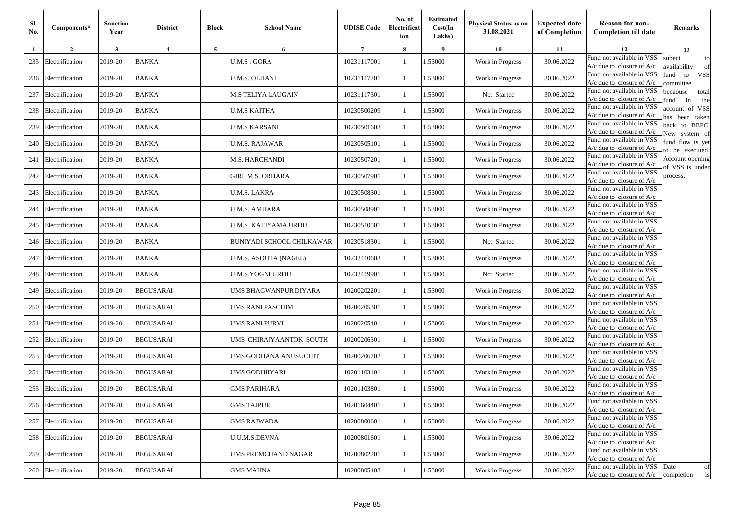| Sl. No. | Components* | Sanction Year | District | Block | School Name | UDISE Code | No. of Electrification | Estimated Cost(In Lakhs) | Physical Status as on 31.08.2021 | Expected date of Completion | Reason for non-Completion till date | Remarks |
|---|---|---|---|---|---|---|---|---|---|---|---|---|
| 1 | 2 | 3 | 4 | 5 | 6 | 7 | 8 | 9 | 10 | 11 | 12 | 13 |
| 235 | Electrification | 2019-20 | BANKA | | U.M.S . GORA | 10231117001 | 1 | 1.53000 | Work in Progress | 30.06.2022 | Fund not available in VSS A/c due to closure of A/c | subect to availability of fund to VSS committee becaouse total fund in the account of VSS has been taken back to BEPC. New system of fund flow is yet to be executed. Account opening of VSS is under process. |
| 236 | Electrification | 2019-20 | BANKA | | U.M.S. OLHANI | 10231117201 | 1 | 1.53000 | Work in Progress | 30.06.2022 | Fund not available in VSS A/c due to closure of A/c | |
| 237 | Electrification | 2019-20 | BANKA | | M.S TELIYA LAUGAIN | 10231117301 | 1 | 1.53000 | Not Started | 30.06.2022 | Fund not available in VSS A/c due to closure of A/c | |
| 238 | Electrification | 2019-20 | BANKA | | U.M.S KAITHA | 10230500209 | 1 | 1.53000 | Work in Progress | 30.06.2022 | Fund not available in VSS A/c due to closure of A/c | |
| 239 | Electrification | 2019-20 | BANKA | | U.M.S KARSANI | 10230501603 | 1 | 1.53000 | Work in Progress | 30.06.2022 | Fund not available in VSS A/c due to closure of A/c | |
| 240 | Electrification | 2019-20 | BANKA | | U.M.S. RAJAWAR | 10230505101 | 1 | 1.53000 | Work in Progress | 30.06.2022 | Fund not available in VSS A/c due to closure of A/c | |
| 241 | Electrification | 2019-20 | BANKA | | M.S. HARCHANDI | 10230507201 | 1 | 1.53000 | Work in Progress | 30.06.2022 | Fund not available in VSS A/c due to closure of A/c | |
| 242 | Electrification | 2019-20 | BANKA | | GIRL M.S. ORHARA | 10230507901 | 1 | 1.53000 | Work in Progress | 30.06.2022 | Fund not available in VSS A/c due to closure of A/c | |
| 243 | Electrification | 2019-20 | BANKA | | U.M.S. LAKRA | 10230508301 | 1 | 1.53000 | Work in Progress | 30.06.2022 | Fund not available in VSS A/c due to closure of A/c | |
| 244 | Electrification | 2019-20 | BANKA | | U.M.S. AMHARA | 10230508901 | 1 | 1.53000 | Work in Progress | 30.06.2022 | Fund not available in VSS A/c due to closure of A/c | |
| 245 | Electrification | 2019-20 | BANKA | | U.M.S KATIYAMA URDU | 10230510501 | 1 | 1.53000 | Work in Progress | 30.06.2022 | Fund not available in VSS A/c due to closure of A/c | |
| 246 | Electrification | 2019-20 | BANKA | | BUNIYADI SCHOOL CHILKAWAR | 10230518301 | 1 | 1.53000 | Not Started | 30.06.2022 | Fund not available in VSS A/c due to closure of A/c | |
| 247 | Electrification | 2019-20 | BANKA | | U.M.S. ASOUTA (NAGEL) | 10232410603 | 1 | 1.53000 | Work in Progress | 30.06.2022 | Fund not available in VSS A/c due to closure of A/c | |
| 248 | Electrification | 2019-20 | BANKA | | U.M.S YOGNI URDU | 10232419901 | 1 | 1.53000 | Not Started | 30.06.2022 | Fund not available in VSS A/c due to closure of A/c | |
| 249 | Electrification | 2019-20 | BEGUSARAI | | UMS BHAGWANPUR DIYARA | 10200202201 | 1 | 1.53000 | Work in Progress | 30.06.2022 | Fund not available in VSS A/c due to closure of A/c | |
| 250 | Electrification | 2019-20 | BEGUSARAI | | UMS RANI PASCHIM | 10200205301 | 1 | 1.53000 | Work in Progress | 30.06.2022 | Fund not available in VSS A/c due to closure of A/c | |
| 251 | Electrification | 2019-20 | BEGUSARAI | | UMS RANI PURVI | 10200205401 | 1 | 1.53000 | Work in Progress | 30.06.2022 | Fund not available in VSS A/c due to closure of A/c | |
| 252 | Electrification | 2019-20 | BEGUSARAI | | UMS CHIRAIYAANTOK SOUTH | 10200206301 | 1 | 1.53000 | Work in Progress | 30.06.2022 | Fund not available in VSS A/c due to closure of A/c | |
| 253 | Electrification | 2019-20 | BEGUSARAI | | UMS GODHANA ANUSUCHIT | 10200206702 | 1 | 1.53000 | Work in Progress | 30.06.2022 | Fund not available in VSS A/c due to closure of A/c | |
| 254 | Electrification | 2019-20 | BEGUSARAI | | UMS GODHIIYARI | 10201103101 | 1 | 1.53000 | Work in Progress | 30.06.2022 | Fund not available in VSS A/c due to closure of A/c | |
| 255 | Electrification | 2019-20 | BEGUSARAI | | GMS PARIHARA | 10201103801 | 1 | 1.53000 | Work in Progress | 30.06.2022 | Fund not available in VSS A/c due to closure of A/c | |
| 256 | Electrification | 2019-20 | BEGUSARAI | | GMS TAJPUR | 10201604401 | 1 | 1.53000 | Work in Progress | 30.06.2022 | Fund not available in VSS A/c due to closure of A/c | |
| 257 | Electrification | 2019-20 | BEGUSARAI | | GMS RAJWADA | 10200800601 | 1 | 1.53000 | Work in Progress | 30.06.2022 | Fund not available in VSS A/c due to closure of A/c | |
| 258 | Electrification | 2019-20 | BEGUSARAI | | U.U.M.S.DEVNA | 10200801601 | 1 | 1.53000 | Work in Progress | 30.06.2022 | Fund not available in VSS A/c due to closure of A/c | |
| 259 | Electrification | 2019-20 | BEGUSARAI | | UMS PREMCHAND NAGAR | 10200802201 | 1 | 1.53000 | Work in Progress | 30.06.2022 | Fund not available in VSS A/c due to closure of A/c | |
| 260 | Electrification | 2019-20 | BEGUSARAI | | GMS MAHNA | 10200805403 | 1 | 1.53000 | Work in Progress | 30.06.2022 | Fund not available in VSS A/c due to closure of A/c | Date of completion is |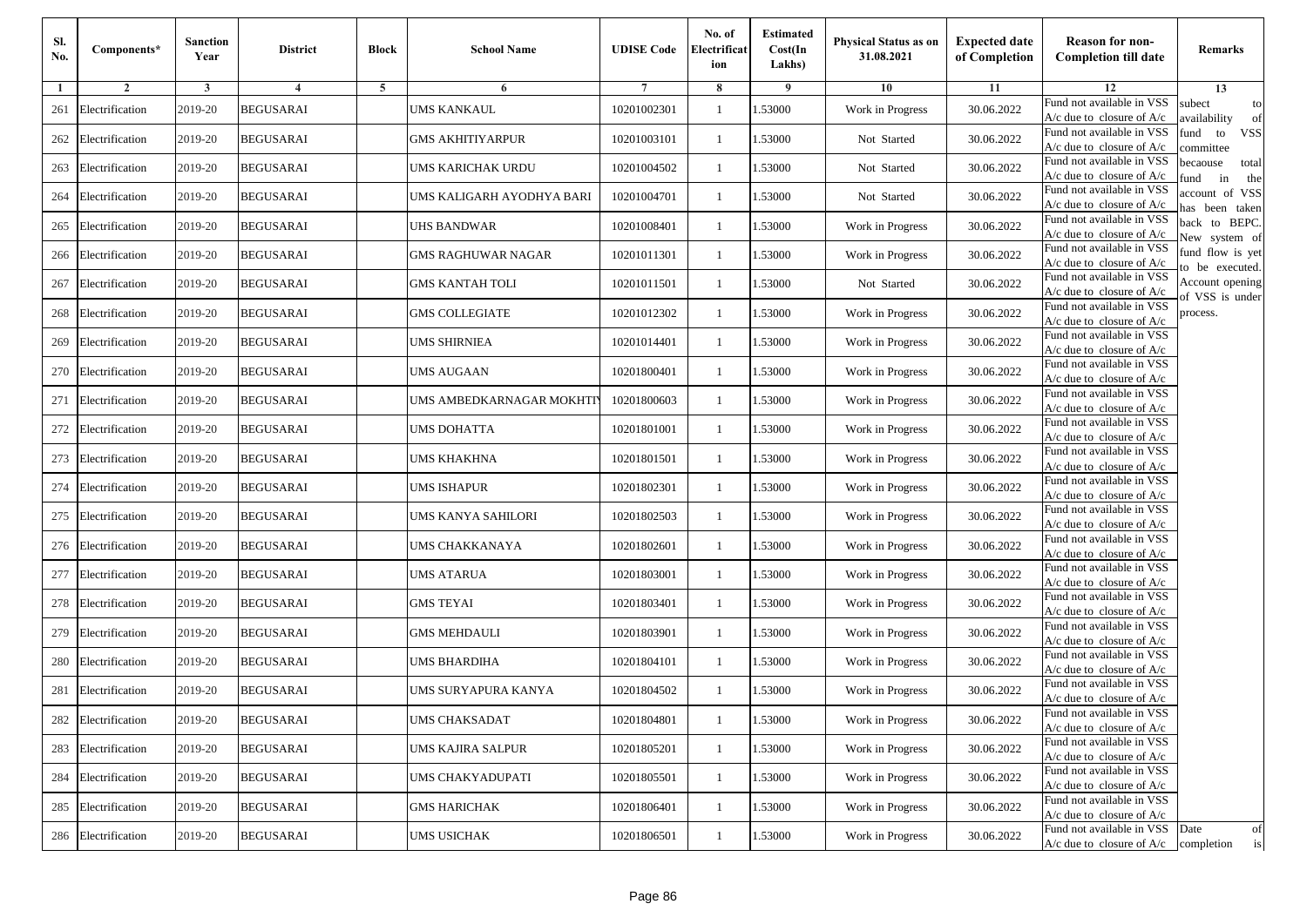| Sl. No. | Components* | Sanction Year | District | Block | School Name | UDISE Code | No. of Electrification | Estimated Cost(In Lakhs) | Physical Status as on 31.08.2021 | Expected date of Completion | Reason for non-Completion till date | Remarks |
|---|---|---|---|---|---|---|---|---|---|---|---|---|
| 1 | 2 | 3 | 4 | 5 | 6 | 7 | 8 | 9 | 10 | 11 | 12 | 13 |
| 261 | Electrification | 2019-20 | BEGUSARAI | | UMS KANKAUL | 10201002301 | 1 | 1.53000 | Work in Progress | 30.06.2022 | Fund not available in VSS A/c due to closure of A/c | subect to availability of fund to VSS committee becaouse total fund in the account of VSS has been taken back to BEPC. New system of fund flow is yet to be executed. Account opening of VSS is under process. |
| 262 | Electrification | 2019-20 | BEGUSARAI | | GMS AKHITIYARPUR | 10201003101 | 1 | 1.53000 | Not Started | 30.06.2022 | Fund not available in VSS A/c due to closure of A/c | |
| 263 | Electrification | 2019-20 | BEGUSARAI | | UMS KARICHAK URDU | 10201004502 | 1 | 1.53000 | Not Started | 30.06.2022 | Fund not available in VSS A/c due to closure of A/c | |
| 264 | Electrification | 2019-20 | BEGUSARAI | | UMS KALIGARH AYODHYA BARI | 10201004701 | 1 | 1.53000 | Not Started | 30.06.2022 | Fund not available in VSS A/c due to closure of A/c | |
| 265 | Electrification | 2019-20 | BEGUSARAI | | UHS BANDWAR | 10201008401 | 1 | 1.53000 | Work in Progress | 30.06.2022 | Fund not available in VSS A/c due to closure of A/c | |
| 266 | Electrification | 2019-20 | BEGUSARAI | | GMS RAGHUWAR NAGAR | 10201011301 | 1 | 1.53000 | Work in Progress | 30.06.2022 | Fund not available in VSS A/c due to closure of A/c | |
| 267 | Electrification | 2019-20 | BEGUSARAI | | GMS KANTAH TOLI | 10201011501 | 1 | 1.53000 | Not Started | 30.06.2022 | Fund not available in VSS A/c due to closure of A/c | |
| 268 | Electrification | 2019-20 | BEGUSARAI | | GMS COLLEGIATE | 10201012302 | 1 | 1.53000 | Work in Progress | 30.06.2022 | Fund not available in VSS A/c due to closure of A/c | |
| 269 | Electrification | 2019-20 | BEGUSARAI | | UMS SHIRNIEA | 10201014401 | 1 | 1.53000 | Work in Progress | 30.06.2022 | Fund not available in VSS A/c due to closure of A/c | |
| 270 | Electrification | 2019-20 | BEGUSARAI | | UMS AUGAAN | 10201800401 | 1 | 1.53000 | Work in Progress | 30.06.2022 | Fund not available in VSS A/c due to closure of A/c | |
| 271 | Electrification | 2019-20 | BEGUSARAI | | UMS AMBEDKARNAGAR MOKHTIY | 10201800603 | 1 | 1.53000 | Work in Progress | 30.06.2022 | Fund not available in VSS A/c due to closure of A/c | |
| 272 | Electrification | 2019-20 | BEGUSARAI | | UMS DOHATTA | 10201801001 | 1 | 1.53000 | Work in Progress | 30.06.2022 | Fund not available in VSS A/c due to closure of A/c | |
| 273 | Electrification | 2019-20 | BEGUSARAI | | UMS KHAKHNA | 10201801501 | 1 | 1.53000 | Work in Progress | 30.06.2022 | Fund not available in VSS A/c due to closure of A/c | |
| 274 | Electrification | 2019-20 | BEGUSARAI | | UMS ISHAPUR | 10201802301 | 1 | 1.53000 | Work in Progress | 30.06.2022 | Fund not available in VSS A/c due to closure of A/c | |
| 275 | Electrification | 2019-20 | BEGUSARAI | | UMS KANYA SAHILORI | 10201802503 | 1 | 1.53000 | Work in Progress | 30.06.2022 | Fund not available in VSS A/c due to closure of A/c | |
| 276 | Electrification | 2019-20 | BEGUSARAI | | UMS CHAKKANAYA | 10201802601 | 1 | 1.53000 | Work in Progress | 30.06.2022 | Fund not available in VSS A/c due to closure of A/c | |
| 277 | Electrification | 2019-20 | BEGUSARAI | | UMS ATARUA | 10201803001 | 1 | 1.53000 | Work in Progress | 30.06.2022 | Fund not available in VSS A/c due to closure of A/c | |
| 278 | Electrification | 2019-20 | BEGUSARAI | | GMS TEYAI | 10201803401 | 1 | 1.53000 | Work in Progress | 30.06.2022 | Fund not available in VSS A/c due to closure of A/c | |
| 279 | Electrification | 2019-20 | BEGUSARAI | | GMS MEHDAULI | 10201803901 | 1 | 1.53000 | Work in Progress | 30.06.2022 | Fund not available in VSS A/c due to closure of A/c | |
| 280 | Electrification | 2019-20 | BEGUSARAI | | UMS BHARDIHA | 10201804101 | 1 | 1.53000 | Work in Progress | 30.06.2022 | Fund not available in VSS A/c due to closure of A/c | |
| 281 | Electrification | 2019-20 | BEGUSARAI | | UMS SURYAPURA KANYA | 10201804502 | 1 | 1.53000 | Work in Progress | 30.06.2022 | Fund not available in VSS A/c due to closure of A/c | |
| 282 | Electrification | 2019-20 | BEGUSARAI | | UMS CHAKSADAT | 10201804801 | 1 | 1.53000 | Work in Progress | 30.06.2022 | Fund not available in VSS A/c due to closure of A/c | |
| 283 | Electrification | 2019-20 | BEGUSARAI | | UMS KAJIRA SALPUR | 10201805201 | 1 | 1.53000 | Work in Progress | 30.06.2022 | Fund not available in VSS A/c due to closure of A/c | |
| 284 | Electrification | 2019-20 | BEGUSARAI | | UMS CHAKYADUPATI | 10201805501 | 1 | 1.53000 | Work in Progress | 30.06.2022 | Fund not available in VSS A/c due to closure of A/c | |
| 285 | Electrification | 2019-20 | BEGUSARAI | | GMS HARICHAK | 10201806401 | 1 | 1.53000 | Work in Progress | 30.06.2022 | Fund not available in VSS A/c due to closure of A/c | |
| 286 | Electrification | 2019-20 | BEGUSARAI | | UMS USICHAK | 10201806501 | 1 | 1.53000 | Work in Progress | 30.06.2022 | Fund not available in VSS A/c due to closure of A/c | Date of completion is |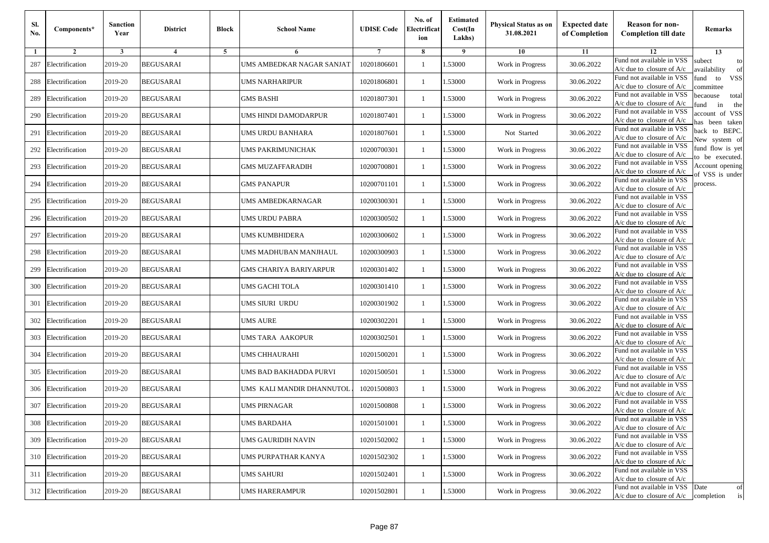| Sl. No. | Components* | Sanction Year | District | Block | School Name | UDISE Code | No. of Electrification | Estimated Cost(In Lakhs) | Physical Status as on 31.08.2021 | Expected date of Completion | Reason for non-Completion till date | Remarks |
|---|---|---|---|---|---|---|---|---|---|---|---|---|
| 1 | 2 | 3 | 4 | 5 | 6 | 7 | 8 | 9 | 10 | 11 | 12 | 13 |
| 287 | Electrification | 2019-20 | BEGUSARAI | | UMS AMBEDKAR NAGAR SANJAT | 10201806601 | 1 | 1.53000 | Work in Progress | 30.06.2022 | Fund not available in VSS A/c due to closure of A/c | subect to availability of fund to VSS committee becaouse total fund in the account of VSS has been taken back to BEPC. New system of fund flow is yet to be executed. Account opening of VSS is under process. |
| 288 | Electrification | 2019-20 | BEGUSARAI | | UMS NARHARIPUR | 10201806801 | 1 | 1.53000 | Work in Progress | 30.06.2022 | Fund not available in VSS A/c due to closure of A/c | |
| 289 | Electrification | 2019-20 | BEGUSARAI | | GMS BASHI | 10201807301 | 1 | 1.53000 | Work in Progress | 30.06.2022 | Fund not available in VSS A/c due to closure of A/c | |
| 290 | Electrification | 2019-20 | BEGUSARAI | | UMS HINDI DAMODARPUR | 10201807401 | 1 | 1.53000 | Work in Progress | 30.06.2022 | Fund not available in VSS A/c due to closure of A/c | |
| 291 | Electrification | 2019-20 | BEGUSARAI | | UMS URDU BANHARA | 10201807601 | 1 | 1.53000 | Not Started | 30.06.2022 | Fund not available in VSS A/c due to closure of A/c | |
| 292 | Electrification | 2019-20 | BEGUSARAI | | UMS PAKRIMUNICHAK | 10200700301 | 1 | 1.53000 | Work in Progress | 30.06.2022 | Fund not available in VSS A/c due to closure of A/c | |
| 293 | Electrification | 2019-20 | BEGUSARAI | | GMS MUZAFFARADIH | 10200700801 | 1 | 1.53000 | Work in Progress | 30.06.2022 | Fund not available in VSS A/c due to closure of A/c | |
| 294 | Electrification | 2019-20 | BEGUSARAI | | GMS PANAPUR | 10200701101 | 1 | 1.53000 | Work in Progress | 30.06.2022 | Fund not available in VSS A/c due to closure of A/c | |
| 295 | Electrification | 2019-20 | BEGUSARAI | | UMS AMBEDKARNAGAR | 10200300301 | 1 | 1.53000 | Work in Progress | 30.06.2022 | Fund not available in VSS A/c due to closure of A/c | |
| 296 | Electrification | 2019-20 | BEGUSARAI | | UMS URDU PABRA | 10200300502 | 1 | 1.53000 | Work in Progress | 30.06.2022 | Fund not available in VSS A/c due to closure of A/c | |
| 297 | Electrification | 2019-20 | BEGUSARAI | | UMS KUMBHIDERA | 10200300602 | 1 | 1.53000 | Work in Progress | 30.06.2022 | Fund not available in VSS A/c due to closure of A/c | |
| 298 | Electrification | 2019-20 | BEGUSARAI | | UMS MADHUBAN MANJHAUL | 10200300903 | 1 | 1.53000 | Work in Progress | 30.06.2022 | Fund not available in VSS A/c due to closure of A/c | |
| 299 | Electrification | 2019-20 | BEGUSARAI | | GMS CHARIYA BARIYARPUR | 10200301402 | 1 | 1.53000 | Work in Progress | 30.06.2022 | Fund not available in VSS A/c due to closure of A/c | |
| 300 | Electrification | 2019-20 | BEGUSARAI | | UMS GACHI TOLA | 10200301410 | 1 | 1.53000 | Work in Progress | 30.06.2022 | Fund not available in VSS A/c due to closure of A/c | |
| 301 | Electrification | 2019-20 | BEGUSARAI | | UMS SIURI URDU | 10200301902 | 1 | 1.53000 | Work in Progress | 30.06.2022 | Fund not available in VSS A/c due to closure of A/c | |
| 302 | Electrification | 2019-20 | BEGUSARAI | | UMS AURE | 10200302201 | 1 | 1.53000 | Work in Progress | 30.06.2022 | Fund not available in VSS A/c due to closure of A/c | |
| 303 | Electrification | 2019-20 | BEGUSARAI | | UMS TARA AAKOPUR | 10200302501 | 1 | 1.53000 | Work in Progress | 30.06.2022 | Fund not available in VSS A/c due to closure of A/c | |
| 304 | Electrification | 2019-20 | BEGUSARAI | | UMS CHHAURAHI | 10201500201 | 1 | 1.53000 | Work in Progress | 30.06.2022 | Fund not available in VSS A/c due to closure of A/c | |
| 305 | Electrification | 2019-20 | BEGUSARAI | | UMS BAD BAKHADDA PURVI | 10201500501 | 1 | 1.53000 | Work in Progress | 30.06.2022 | Fund not available in VSS A/c due to closure of A/c | |
| 306 | Electrification | 2019-20 | BEGUSARAI | | UMS KALI MANDIR DHANNUTOL | 10201500803 | 1 | 1.53000 | Work in Progress | 30.06.2022 | Fund not available in VSS A/c due to closure of A/c | |
| 307 | Electrification | 2019-20 | BEGUSARAI | | UMS PIRNAGAR | 10201500808 | 1 | 1.53000 | Work in Progress | 30.06.2022 | Fund not available in VSS A/c due to closure of A/c | |
| 308 | Electrification | 2019-20 | BEGUSARAI | | UMS BARDAHA | 10201501001 | 1 | 1.53000 | Work in Progress | 30.06.2022 | Fund not available in VSS A/c due to closure of A/c | |
| 309 | Electrification | 2019-20 | BEGUSARAI | | UMS GAURIDIH NAVIN | 10201502002 | 1 | 1.53000 | Work in Progress | 30.06.2022 | Fund not available in VSS A/c due to closure of A/c | |
| 310 | Electrification | 2019-20 | BEGUSARAI | | UMS PURPATHAR KANYA | 10201502302 | 1 | 1.53000 | Work in Progress | 30.06.2022 | Fund not available in VSS A/c due to closure of A/c | |
| 311 | Electrification | 2019-20 | BEGUSARAI | | UMS SAHURI | 10201502401 | 1 | 1.53000 | Work in Progress | 30.06.2022 | Fund not available in VSS A/c due to closure of A/c | |
| 312 | Electrification | 2019-20 | BEGUSARAI | | UMS HARERAMPUR | 10201502801 | 1 | 1.53000 | Work in Progress | 30.06.2022 | Fund not available in VSS A/c due to closure of A/c | Date of completion is |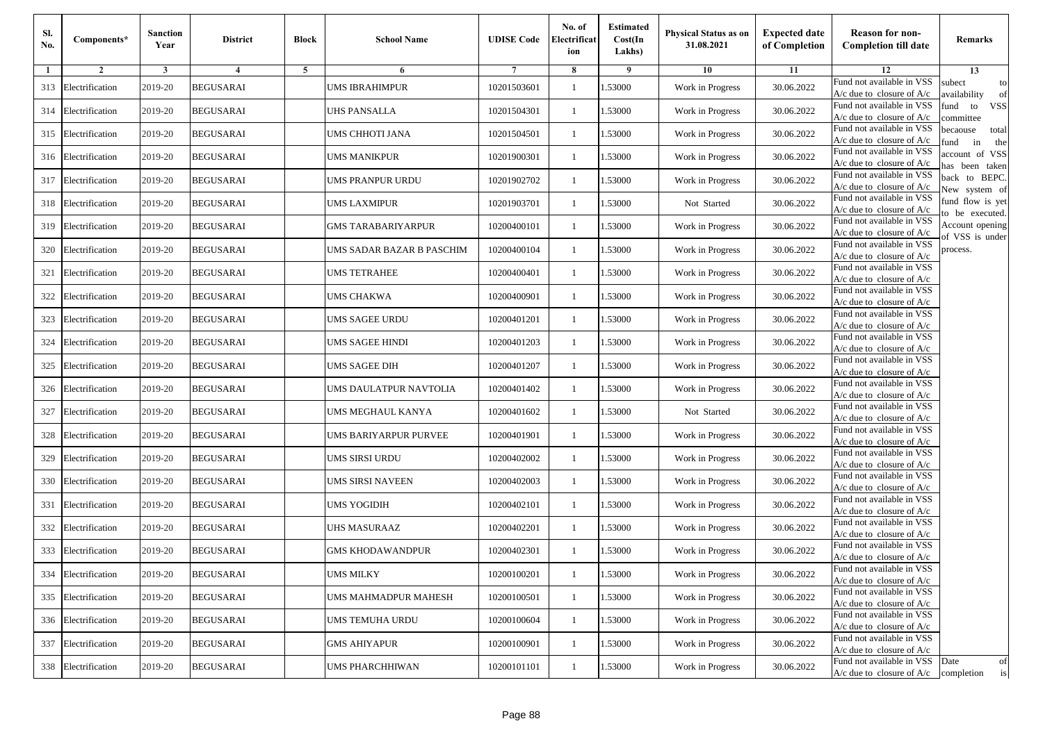| Sl. No. | Components* | Sanction Year | District | Block | School Name | UDISE Code | No. of Electrification | Estimated Cost(In Lakhs) | Physical Status as on 31.08.2021 | Expected date of Completion | Reason for non-Completion till date | Remarks |
|---|---|---|---|---|---|---|---|---|---|---|---|---|
| 1 | 2 | 3 | 4 | 5 | 6 | 7 | 8 | 9 | 10 | 11 | 12 | 13 |
| 313 | Electrification | 2019-20 | BEGUSARAI | | UMS IBRAHIMPUR | 10201503601 | 1 | 1.53000 | Work in Progress | 30.06.2022 | Fund not available in VSS A/c due to closure of A/c | subect to availability of fund to VSS committee becaouse total fund in the account of VSS has been taken back to BEPC. New system of fund flow is yet to be executed. Account opening of VSS is under process. |
| 314 | Electrification | 2019-20 | BEGUSARAI | | UHS PANSALLA | 10201504301 | 1 | 1.53000 | Work in Progress | 30.06.2022 | Fund not available in VSS A/c due to closure of A/c | |
| 315 | Electrification | 2019-20 | BEGUSARAI | | UMS CHHOTI JANA | 10201504501 | 1 | 1.53000 | Work in Progress | 30.06.2022 | Fund not available in VSS A/c due to closure of A/c | |
| 316 | Electrification | 2019-20 | BEGUSARAI | | UMS MANIKPUR | 10201900301 | 1 | 1.53000 | Work in Progress | 30.06.2022 | Fund not available in VSS A/c due to closure of A/c | |
| 317 | Electrification | 2019-20 | BEGUSARAI | | UMS PRANPUR URDU | 10201902702 | 1 | 1.53000 | Work in Progress | 30.06.2022 | Fund not available in VSS A/c due to closure of A/c | |
| 318 | Electrification | 2019-20 | BEGUSARAI | | UMS LAXMIPUR | 10201903701 | 1 | 1.53000 | Not Started | 30.06.2022 | Fund not available in VSS A/c due to closure of A/c | |
| 319 | Electrification | 2019-20 | BEGUSARAI | | GMS TARABARIYARPUR | 10200400101 | 1 | 1.53000 | Work in Progress | 30.06.2022 | Fund not available in VSS A/c due to closure of A/c | |
| 320 | Electrification | 2019-20 | BEGUSARAI | | UMS SADAR BAZAR B PASCHIM | 10200400104 | 1 | 1.53000 | Work in Progress | 30.06.2022 | Fund not available in VSS A/c due to closure of A/c | |
| 321 | Electrification | 2019-20 | BEGUSARAI | | UMS TETRAHEE | 10200400401 | 1 | 1.53000 | Work in Progress | 30.06.2022 | Fund not available in VSS A/c due to closure of A/c | |
| 322 | Electrification | 2019-20 | BEGUSARAI | | UMS CHAKWA | 10200400901 | 1 | 1.53000 | Work in Progress | 30.06.2022 | Fund not available in VSS A/c due to closure of A/c | |
| 323 | Electrification | 2019-20 | BEGUSARAI | | UMS SAGEE URDU | 10200401201 | 1 | 1.53000 | Work in Progress | 30.06.2022 | Fund not available in VSS A/c due to closure of A/c | |
| 324 | Electrification | 2019-20 | BEGUSARAI | | UMS SAGEE HINDI | 10200401203 | 1 | 1.53000 | Work in Progress | 30.06.2022 | Fund not available in VSS A/c due to closure of A/c | |
| 325 | Electrification | 2019-20 | BEGUSARAI | | UMS SAGEE DIH | 10200401207 | 1 | 1.53000 | Work in Progress | 30.06.2022 | Fund not available in VSS A/c due to closure of A/c | |
| 326 | Electrification | 2019-20 | BEGUSARAI | | UMS DAULATPUR NAVTOLIA | 10200401402 | 1 | 1.53000 | Work in Progress | 30.06.2022 | Fund not available in VSS A/c due to closure of A/c | |
| 327 | Electrification | 2019-20 | BEGUSARAI | | UMS MEGHAUL KANYA | 10200401602 | 1 | 1.53000 | Not Started | 30.06.2022 | Fund not available in VSS A/c due to closure of A/c | |
| 328 | Electrification | 2019-20 | BEGUSARAI | | UMS BARIYARPUR PURVEE | 10200401901 | 1 | 1.53000 | Work in Progress | 30.06.2022 | Fund not available in VSS A/c due to closure of A/c | |
| 329 | Electrification | 2019-20 | BEGUSARAI | | UMS SIRSI URDU | 10200402002 | 1 | 1.53000 | Work in Progress | 30.06.2022 | Fund not available in VSS A/c due to closure of A/c | |
| 330 | Electrification | 2019-20 | BEGUSARAI | | UMS SIRSI NAVEEN | 10200402003 | 1 | 1.53000 | Work in Progress | 30.06.2022 | Fund not available in VSS A/c due to closure of A/c | |
| 331 | Electrification | 2019-20 | BEGUSARAI | | UMS YOGIDIH | 10200402101 | 1 | 1.53000 | Work in Progress | 30.06.2022 | Fund not available in VSS A/c due to closure of A/c | |
| 332 | Electrification | 2019-20 | BEGUSARAI | | UHS MASURAAZ | 10200402201 | 1 | 1.53000 | Work in Progress | 30.06.2022 | Fund not available in VSS A/c due to closure of A/c | |
| 333 | Electrification | 2019-20 | BEGUSARAI | | GMS KHODAWANDPUR | 10200402301 | 1 | 1.53000 | Work in Progress | 30.06.2022 | Fund not available in VSS A/c due to closure of A/c | |
| 334 | Electrification | 2019-20 | BEGUSARAI | | UMS MILKY | 10200100201 | 1 | 1.53000 | Work in Progress | 30.06.2022 | Fund not available in VSS A/c due to closure of A/c | |
| 335 | Electrification | 2019-20 | BEGUSARAI | | UMS MAHMADPUR MAHESH | 10200100501 | 1 | 1.53000 | Work in Progress | 30.06.2022 | Fund not available in VSS A/c due to closure of A/c | |
| 336 | Electrification | 2019-20 | BEGUSARAI | | UMS TEMUHA URDU | 10200100604 | 1 | 1.53000 | Work in Progress | 30.06.2022 | Fund not available in VSS A/c due to closure of A/c | |
| 337 | Electrification | 2019-20 | BEGUSARAI | | GMS AHIYAPUR | 10200100901 | 1 | 1.53000 | Work in Progress | 30.06.2022 | Fund not available in VSS A/c due to closure of A/c | |
| 338 | Electrification | 2019-20 | BEGUSARAI | | UMS PHARCHHIWAN | 10200101101 | 1 | 1.53000 | Work in Progress | 30.06.2022 | Fund not available in VSS A/c due to closure of A/c | Date of completion is |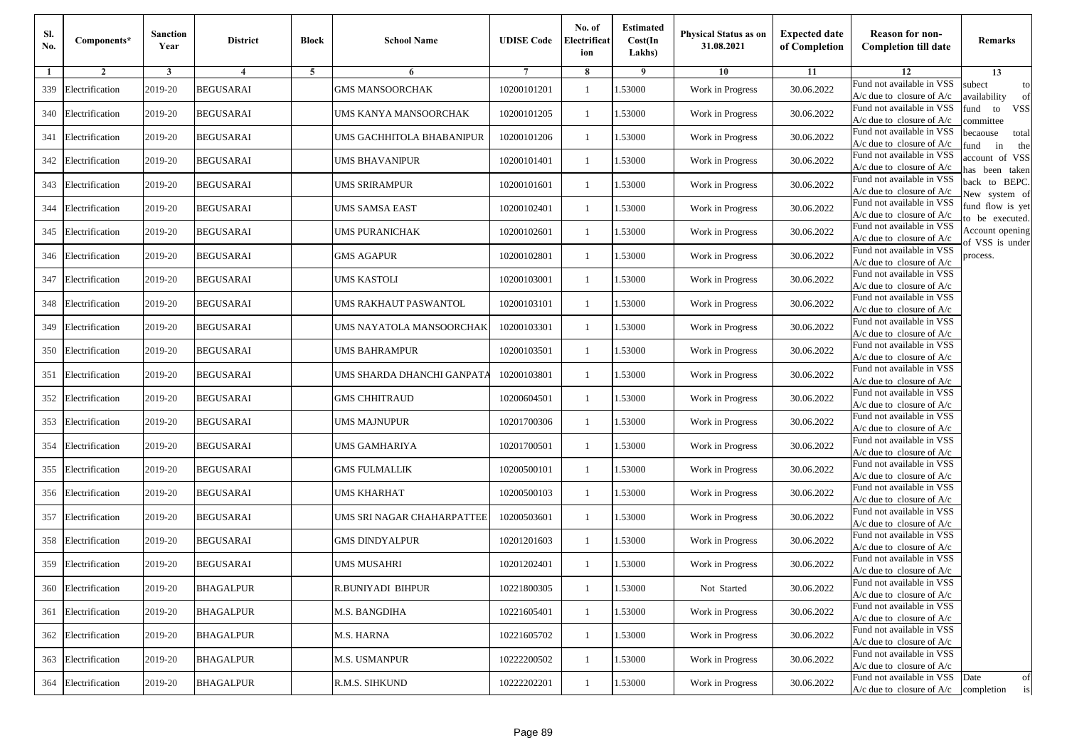| Sl. No. | Components* | Sanction Year | District | Block | School Name | UDISE Code | No. of Electrification | Estimated Cost(In Lakhs) | Physical Status as on 31.08.2021 | Expected date of Completion | Reason for non-Completion till date | Remarks |
|---|---|---|---|---|---|---|---|---|---|---|---|---|
| 1 | 2 | 3 | 4 | 5 | 6 | 7 | 8 | 9 | 10 | 11 | 12 | 13 |
| 339 | Electrification | 2019-20 | BEGUSARAI | | GMS MANSOORCHAK | 10200101201 | 1 | 1.53000 | Work in Progress | 30.06.2022 | Fund not available in VSS A/c due to closure of A/c | subect to availability of fund to VSS committee becaouse total fund in the account of VSS has been taken back to BEPC. New system of fund flow is yet to be executed. Account opening of VSS is under process. |
| 340 | Electrification | 2019-20 | BEGUSARAI | | UMS KANYA MANSOORCHAK | 10200101205 | 1 | 1.53000 | Work in Progress | 30.06.2022 | Fund not available in VSS A/c due to closure of A/c | |
| 341 | Electrification | 2019-20 | BEGUSARAI | | UMS GACHHITOLA BHABANIPUR | 10200101206 | 1 | 1.53000 | Work in Progress | 30.06.2022 | Fund not available in VSS A/c due to closure of A/c | |
| 342 | Electrification | 2019-20 | BEGUSARAI | | UMS BHAVANIPUR | 10200101401 | 1 | 1.53000 | Work in Progress | 30.06.2022 | Fund not available in VSS A/c due to closure of A/c | |
| 343 | Electrification | 2019-20 | BEGUSARAI | | UMS SRIRAMPUR | 10200101601 | 1 | 1.53000 | Work in Progress | 30.06.2022 | Fund not available in VSS A/c due to closure of A/c | |
| 344 | Electrification | 2019-20 | BEGUSARAI | | UMS SAMSA EAST | 10200102401 | 1 | 1.53000 | Work in Progress | 30.06.2022 | Fund not available in VSS A/c due to closure of A/c | |
| 345 | Electrification | 2019-20 | BEGUSARAI | | UMS PURANICHAK | 10200102601 | 1 | 1.53000 | Work in Progress | 30.06.2022 | Fund not available in VSS A/c due to closure of A/c | |
| 346 | Electrification | 2019-20 | BEGUSARAI | | GMS AGAPUR | 10200102801 | 1 | 1.53000 | Work in Progress | 30.06.2022 | Fund not available in VSS A/c due to closure of A/c | |
| 347 | Electrification | 2019-20 | BEGUSARAI | | UMS KASTOLI | 10200103001 | 1 | 1.53000 | Work in Progress | 30.06.2022 | Fund not available in VSS A/c due to closure of A/c | |
| 348 | Electrification | 2019-20 | BEGUSARAI | | UMS RAKHAUT PASWANTOL | 10200103101 | 1 | 1.53000 | Work in Progress | 30.06.2022 | Fund not available in VSS A/c due to closure of A/c | |
| 349 | Electrification | 2019-20 | BEGUSARAI | | UMS NAYATOLA MANSOORCHAK | 10200103301 | 1 | 1.53000 | Work in Progress | 30.06.2022 | Fund not available in VSS A/c due to closure of A/c | |
| 350 | Electrification | 2019-20 | BEGUSARAI | | UMS BAHRAMPUR | 10200103501 | 1 | 1.53000 | Work in Progress | 30.06.2022 | Fund not available in VSS A/c due to closure of A/c | |
| 351 | Electrification | 2019-20 | BEGUSARAI | | UMS SHARDA DHANCHI GANPATA | 10200103801 | 1 | 1.53000 | Work in Progress | 30.06.2022 | Fund not available in VSS A/c due to closure of A/c | |
| 352 | Electrification | 2019-20 | BEGUSARAI | | GMS CHHITRAUD | 10200604501 | 1 | 1.53000 | Work in Progress | 30.06.2022 | Fund not available in VSS A/c due to closure of A/c | |
| 353 | Electrification | 2019-20 | BEGUSARAI | | UMS MAJNUPUR | 10201700306 | 1 | 1.53000 | Work in Progress | 30.06.2022 | Fund not available in VSS A/c due to closure of A/c | |
| 354 | Electrification | 2019-20 | BEGUSARAI | | UMS GAMHARIYA | 10201700501 | 1 | 1.53000 | Work in Progress | 30.06.2022 | Fund not available in VSS A/c due to closure of A/c | |
| 355 | Electrification | 2019-20 | BEGUSARAI | | GMS FULMALLIK | 10200500101 | 1 | 1.53000 | Work in Progress | 30.06.2022 | Fund not available in VSS A/c due to closure of A/c | |
| 356 | Electrification | 2019-20 | BEGUSARAI | | UMS KHARHAT | 10200500103 | 1 | 1.53000 | Work in Progress | 30.06.2022 | Fund not available in VSS A/c due to closure of A/c | |
| 357 | Electrification | 2019-20 | BEGUSARAI | | UMS SRI NAGAR CHAHARPATTEE | 10200503601 | 1 | 1.53000 | Work in Progress | 30.06.2022 | Fund not available in VSS A/c due to closure of A/c | |
| 358 | Electrification | 2019-20 | BEGUSARAI | | GMS DINDYALPUR | 10201201603 | 1 | 1.53000 | Work in Progress | 30.06.2022 | Fund not available in VSS A/c due to closure of A/c | |
| 359 | Electrification | 2019-20 | BEGUSARAI | | UMS MUSAHRI | 10201202401 | 1 | 1.53000 | Work in Progress | 30.06.2022 | Fund not available in VSS A/c due to closure of A/c | |
| 360 | Electrification | 2019-20 | BHAGALPUR | | R.BUNIYADI BIHPUR | 10221800305 | 1 | 1.53000 | Not Started | 30.06.2022 | Fund not available in VSS A/c due to closure of A/c | |
| 361 | Electrification | 2019-20 | BHAGALPUR | | M.S. BANGDIHA | 10221605401 | 1 | 1.53000 | Work in Progress | 30.06.2022 | Fund not available in VSS A/c due to closure of A/c | |
| 362 | Electrification | 2019-20 | BHAGALPUR | | M.S. HARNA | 10221605702 | 1 | 1.53000 | Work in Progress | 30.06.2022 | Fund not available in VSS A/c due to closure of A/c | |
| 363 | Electrification | 2019-20 | BHAGALPUR | | M.S. USMANPUR | 10222200502 | 1 | 1.53000 | Work in Progress | 30.06.2022 | Fund not available in VSS A/c due to closure of A/c | |
| 364 | Electrification | 2019-20 | BHAGALPUR | | R.M.S. SIHKUND | 10222202201 | 1 | 1.53000 | Work in Progress | 30.06.2022 | Fund not available in VSS A/c due to closure of A/c | Date of completion is |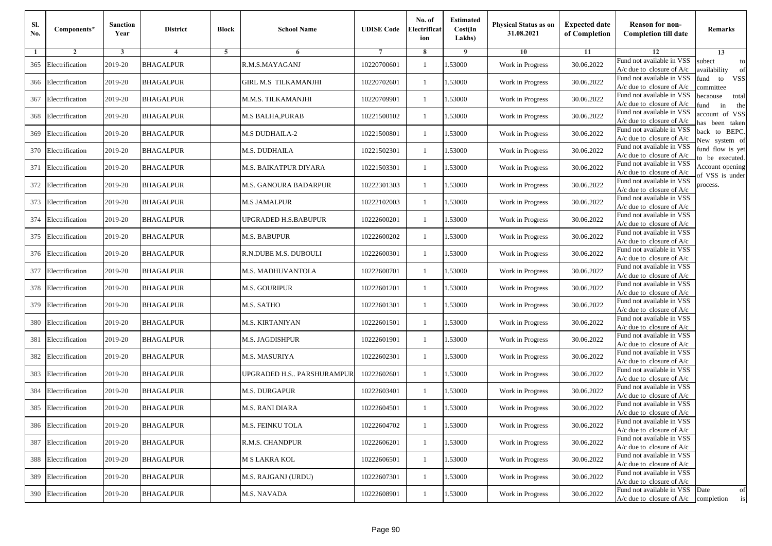| Sl. No. | Components* | Sanction Year | District | Block | School Name | UDISE Code | No. of Electrification | Estimated Cost(In Lakhs) | Physical Status as on 31.08.2021 | Expected date of Completion | Reason for non-Completion till date | Remarks |
|---|---|---|---|---|---|---|---|---|---|---|---|---|
| 1 | 2 | 3 | 4 | 5 | 6 | 7 | 8 | 9 | 10 | 11 | 12 | 13 |
| 365 | Electrification | 2019-20 | BHAGALPUR | | R.M.S.MAYAGANJ | 10220700601 | 1 | 1.53000 | Work in Progress | 30.06.2022 | Fund not available in VSS A/c due to closure of A/c | subect to availability of fund to VSS committee becaouse total fund in the account of VSS has been taken back to BEPC. New system of fund flow is yet to be executed. Account opening of VSS is under process. |
| 366 | Electrification | 2019-20 | BHAGALPUR | | GIRL M.S TILKAMANJHI | 10220702601 | 1 | 1.53000 | Work in Progress | 30.06.2022 | Fund not available in VSS A/c due to closure of A/c | |
| 367 | Electrification | 2019-20 | BHAGALPUR | | M.M.S. TILKAMANJHI | 10220709901 | 1 | 1.53000 | Work in Progress | 30.06.2022 | Fund not available in VSS A/c due to closure of A/c | |
| 368 | Electrification | 2019-20 | BHAGALPUR | | M.S BALHA,PURAB | 10221500102 | 1 | 1.53000 | Work in Progress | 30.06.2022 | Fund not available in VSS A/c due to closure of A/c | |
| 369 | Electrification | 2019-20 | BHAGALPUR | | M.S DUDHAILA-2 | 10221500801 | 1 | 1.53000 | Work in Progress | 30.06.2022 | Fund not available in VSS A/c due to closure of A/c | |
| 370 | Electrification | 2019-20 | BHAGALPUR | | M.S. DUDHAILA | 10221502301 | 1 | 1.53000 | Work in Progress | 30.06.2022 | Fund not available in VSS A/c due to closure of A/c | |
| 371 | Electrification | 2019-20 | BHAGALPUR | | M.S. BAIKATPUR DIYARA | 10221503301 | 1 | 1.53000 | Work in Progress | 30.06.2022 | Fund not available in VSS A/c due to closure of A/c | |
| 372 | Electrification | 2019-20 | BHAGALPUR | | M.S. GANOURA BADARPUR | 10222301303 | 1 | 1.53000 | Work in Progress | 30.06.2022 | Fund not available in VSS A/c due to closure of A/c | |
| 373 | Electrification | 2019-20 | BHAGALPUR | | M.S JAMALPUR | 10222102003 | 1 | 1.53000 | Work in Progress | 30.06.2022 | Fund not available in VSS A/c due to closure of A/c | |
| 374 | Electrification | 2019-20 | BHAGALPUR | | UPGRADED H.S.BABUPUR | 10222600201 | 1 | 1.53000 | Work in Progress | 30.06.2022 | Fund not available in VSS A/c due to closure of A/c | |
| 375 | Electrification | 2019-20 | BHAGALPUR | | M.S. BABUPUR | 10222600202 | 1 | 1.53000 | Work in Progress | 30.06.2022 | Fund not available in VSS A/c due to closure of A/c | |
| 376 | Electrification | 2019-20 | BHAGALPUR | | R.N.DUBE M.S. DUBOULI | 10222600301 | 1 | 1.53000 | Work in Progress | 30.06.2022 | Fund not available in VSS A/c due to closure of A/c | |
| 377 | Electrification | 2019-20 | BHAGALPUR | | M.S. MADHUVANTOLA | 10222600701 | 1 | 1.53000 | Work in Progress | 30.06.2022 | Fund not available in VSS A/c due to closure of A/c | |
| 378 | Electrification | 2019-20 | BHAGALPUR | | M.S. GOURIPUR | 10222601201 | 1 | 1.53000 | Work in Progress | 30.06.2022 | Fund not available in VSS A/c due to closure of A/c | |
| 379 | Electrification | 2019-20 | BHAGALPUR | | M.S. SATHO | 10222601301 | 1 | 1.53000 | Work in Progress | 30.06.2022 | Fund not available in VSS A/c due to closure of A/c | |
| 380 | Electrification | 2019-20 | BHAGALPUR | | M.S. KIRTANIYAN | 10222601501 | 1 | 1.53000 | Work in Progress | 30.06.2022 | Fund not available in VSS A/c due to closure of A/c | |
| 381 | Electrification | 2019-20 | BHAGALPUR | | M.S. JAGDISHPUR | 10222601901 | 1 | 1.53000 | Work in Progress | 30.06.2022 | Fund not available in VSS A/c due to closure of A/c | |
| 382 | Electrification | 2019-20 | BHAGALPUR | | M.S. MASURIYA | 10222602301 | 1 | 1.53000 | Work in Progress | 30.06.2022 | Fund not available in VSS A/c due to closure of A/c | |
| 383 | Electrification | 2019-20 | BHAGALPUR | | UPGRADED H.S.. PARSHURAMPUR | 10222602601 | 1 | 1.53000 | Work in Progress | 30.06.2022 | Fund not available in VSS A/c due to closure of A/c | |
| 384 | Electrification | 2019-20 | BHAGALPUR | | M.S. DURGAPUR | 10222603401 | 1 | 1.53000 | Work in Progress | 30.06.2022 | Fund not available in VSS A/c due to closure of A/c | |
| 385 | Electrification | 2019-20 | BHAGALPUR | | M.S. RANI DIARA | 10222604501 | 1 | 1.53000 | Work in Progress | 30.06.2022 | Fund not available in VSS A/c due to closure of A/c | |
| 386 | Electrification | 2019-20 | BHAGALPUR | | M.S. FEINKU TOLA | 10222604702 | 1 | 1.53000 | Work in Progress | 30.06.2022 | Fund not available in VSS A/c due to closure of A/c | |
| 387 | Electrification | 2019-20 | BHAGALPUR | | R.M.S. CHANDPUR | 10222606201 | 1 | 1.53000 | Work in Progress | 30.06.2022 | Fund not available in VSS A/c due to closure of A/c | |
| 388 | Electrification | 2019-20 | BHAGALPUR | | M S LAKRA KOL | 10222606501 | 1 | 1.53000 | Work in Progress | 30.06.2022 | Fund not available in VSS A/c due to closure of A/c | |
| 389 | Electrification | 2019-20 | BHAGALPUR | | M.S. RAJGANJ (URDU) | 10222607301 | 1 | 1.53000 | Work in Progress | 30.06.2022 | Fund not available in VSS A/c due to closure of A/c | |
| 390 | Electrification | 2019-20 | BHAGALPUR | | M.S. NAVADA | 10222608901 | 1 | 1.53000 | Work in Progress | 30.06.2022 | Fund not available in VSS A/c due to closure of A/c | Date of completion is |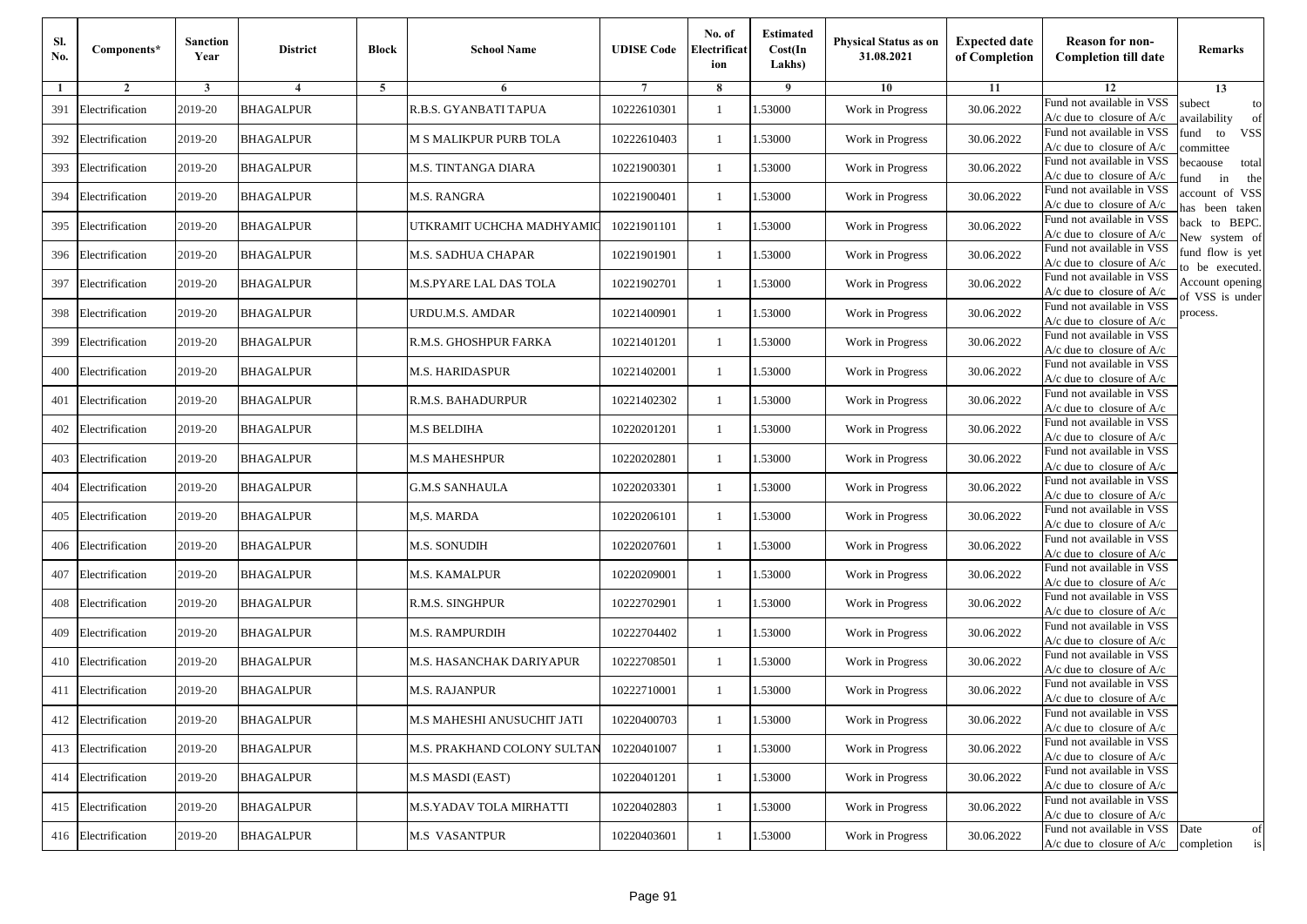| Sl. No. | Components* | Sanction Year | District | Block | School Name | UDISE Code | No. of Electrification | Estimated Cost(In Lakhs) | Physical Status as on 31.08.2021 | Expected date of Completion | Reason for non-Completion till date | Remarks |
|---|---|---|---|---|---|---|---|---|---|---|---|---|
| 1 | 2 | 3 | 4 | 5 | 6 | 7 | 8 | 9 | 10 | 11 | 12 | 13 |
| 391 | Electrification | 2019-20 | BHAGALPUR | | R.B.S. GYANBATI TAPUA | 10222610301 | 1 | 1.53000 | Work in Progress | 30.06.2022 | Fund not available in VSS A/c due to closure of A/c | subect to availability of fund to VSS committee becaouse total fund in the account of VSS has been taken back to BEPC. New system of fund flow is yet to be executed. Account opening of VSS is under process. |
| 392 | Electrification | 2019-20 | BHAGALPUR | | M S MALIKPUR PURB TOLA | 10222610403 | 1 | 1.53000 | Work in Progress | 30.06.2022 | Fund not available in VSS A/c due to closure of A/c | |
| 393 | Electrification | 2019-20 | BHAGALPUR | | M.S. TINTANGA DIARA | 10221900301 | 1 | 1.53000 | Work in Progress | 30.06.2022 | Fund not available in VSS A/c due to closure of A/c | |
| 394 | Electrification | 2019-20 | BHAGALPUR | | M.S. RANGRA | 10221900401 | 1 | 1.53000 | Work in Progress | 30.06.2022 | Fund not available in VSS A/c due to closure of A/c | |
| 395 | Electrification | 2019-20 | BHAGALPUR | | UTKRAMIT UCHCHA MADHYAMIC | 10221901101 | 1 | 1.53000 | Work in Progress | 30.06.2022 | Fund not available in VSS A/c due to closure of A/c | |
| 396 | Electrification | 2019-20 | BHAGALPUR | | M.S. SADHUA CHAPAR | 10221901901 | 1 | 1.53000 | Work in Progress | 30.06.2022 | Fund not available in VSS A/c due to closure of A/c | |
| 397 | Electrification | 2019-20 | BHAGALPUR | | M.S.PYARE LAL DAS TOLA | 10221902701 | 1 | 1.53000 | Work in Progress | 30.06.2022 | Fund not available in VSS A/c due to closure of A/c | |
| 398 | Electrification | 2019-20 | BHAGALPUR | | URDU.M.S. AMDAR | 10221400901 | 1 | 1.53000 | Work in Progress | 30.06.2022 | Fund not available in VSS A/c due to closure of A/c | |
| 399 | Electrification | 2019-20 | BHAGALPUR | | R.M.S. GHOSHPUR FARKA | 10221401201 | 1 | 1.53000 | Work in Progress | 30.06.2022 | Fund not available in VSS A/c due to closure of A/c | |
| 400 | Electrification | 2019-20 | BHAGALPUR | | M.S. HARIDASPUR | 10221402001 | 1 | 1.53000 | Work in Progress | 30.06.2022 | Fund not available in VSS A/c due to closure of A/c | |
| 401 | Electrification | 2019-20 | BHAGALPUR | | R.M.S. BAHADURPUR | 10221402302 | 1 | 1.53000 | Work in Progress | 30.06.2022 | Fund not available in VSS A/c due to closure of A/c | |
| 402 | Electrification | 2019-20 | BHAGALPUR | | M.S BELDIHA | 10220201201 | 1 | 1.53000 | Work in Progress | 30.06.2022 | Fund not available in VSS A/c due to closure of A/c | |
| 403 | Electrification | 2019-20 | BHAGALPUR | | M.S MAHESHPUR | 10220202801 | 1 | 1.53000 | Work in Progress | 30.06.2022 | Fund not available in VSS A/c due to closure of A/c | |
| 404 | Electrification | 2019-20 | BHAGALPUR | | G.M.S SANHAULA | 10220203301 | 1 | 1.53000 | Work in Progress | 30.06.2022 | Fund not available in VSS A/c due to closure of A/c | |
| 405 | Electrification | 2019-20 | BHAGALPUR | | M,S. MARDA | 10220206101 | 1 | 1.53000 | Work in Progress | 30.06.2022 | Fund not available in VSS A/c due to closure of A/c | |
| 406 | Electrification | 2019-20 | BHAGALPUR | | M.S. SONUDIH | 10220207601 | 1 | 1.53000 | Work in Progress | 30.06.2022 | Fund not available in VSS A/c due to closure of A/c | |
| 407 | Electrification | 2019-20 | BHAGALPUR | | M.S. KAMALPUR | 10220209001 | 1 | 1.53000 | Work in Progress | 30.06.2022 | Fund not available in VSS A/c due to closure of A/c | |
| 408 | Electrification | 2019-20 | BHAGALPUR | | R.M.S. SINGHPUR | 10222702901 | 1 | 1.53000 | Work in Progress | 30.06.2022 | Fund not available in VSS A/c due to closure of A/c | |
| 409 | Electrification | 2019-20 | BHAGALPUR | | M.S. RAMPURDIH | 10222704402 | 1 | 1.53000 | Work in Progress | 30.06.2022 | Fund not available in VSS A/c due to closure of A/c | |
| 410 | Electrification | 2019-20 | BHAGALPUR | | M.S. HASANCHAK DARIYAPUR | 10222708501 | 1 | 1.53000 | Work in Progress | 30.06.2022 | Fund not available in VSS A/c due to closure of A/c | |
| 411 | Electrification | 2019-20 | BHAGALPUR | | M.S. RAJANPUR | 10222710001 | 1 | 1.53000 | Work in Progress | 30.06.2022 | Fund not available in VSS A/c due to closure of A/c | |
| 412 | Electrification | 2019-20 | BHAGALPUR | | M.S MAHESHI ANUSUCHIT JATI | 10220400703 | 1 | 1.53000 | Work in Progress | 30.06.2022 | Fund not available in VSS A/c due to closure of A/c | |
| 413 | Electrification | 2019-20 | BHAGALPUR | | M.S. PRAKHAND COLONY SULTAN | 10220401007 | 1 | 1.53000 | Work in Progress | 30.06.2022 | Fund not available in VSS A/c due to closure of A/c | |
| 414 | Electrification | 2019-20 | BHAGALPUR | | M.S MASDI (EAST) | 10220401201 | 1 | 1.53000 | Work in Progress | 30.06.2022 | Fund not available in VSS A/c due to closure of A/c | |
| 415 | Electrification | 2019-20 | BHAGALPUR | | M.S.YADAV TOLA MIRHATTI | 10220402803 | 1 | 1.53000 | Work in Progress | 30.06.2022 | Fund not available in VSS A/c due to closure of A/c | |
| 416 | Electrification | 2019-20 | BHAGALPUR | | M.S VASANTPUR | 10220403601 | 1 | 1.53000 | Work in Progress | 30.06.2022 | Fund not available in VSS A/c due to closure of A/c | Date of completion is |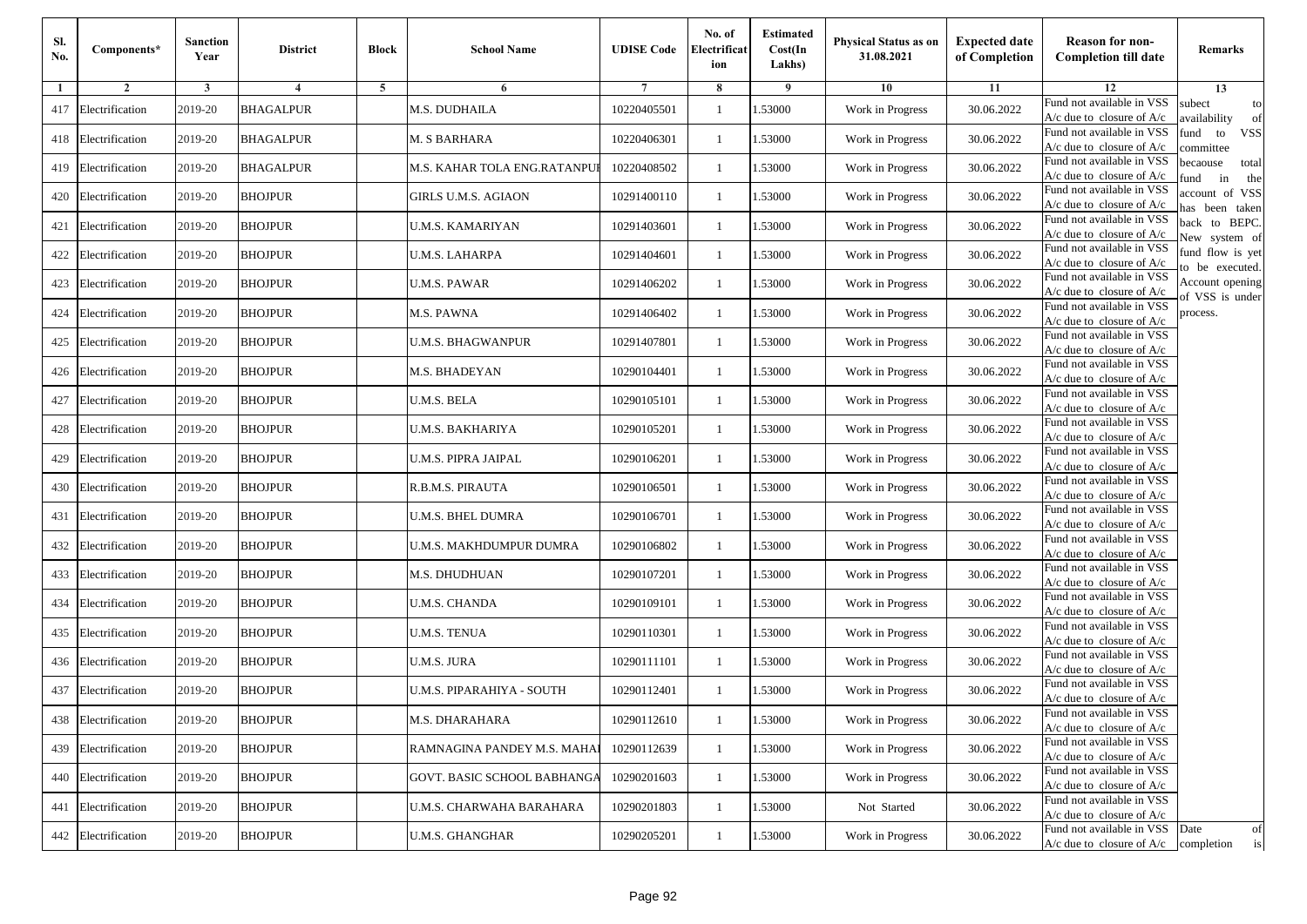| Sl. No. | Components* | Sanction Year | District | Block | School Name | UDISE Code | No. of Electrification | Estimated Cost(In Lakhs) | Physical Status as on 31.08.2021 | Expected date of Completion | Reason for non-Completion till date | Remarks |
|---|---|---|---|---|---|---|---|---|---|---|---|---|
| 1 | 2 | 3 | 4 | 5 | 6 | 7 | 8 | 9 | 10 | 11 | 12 | 13 |
| 417 | Electrification | 2019-20 | BHAGALPUR | | M.S. DUDHAILA | 10220405501 | 1 | 1.53000 | Work in Progress | 30.06.2022 | Fund not available in VSS A/c due to closure of A/c | subect to availability of fund to VSS committee becaouse total fund in the account of VSS has been taken back to BEPC. New system of fund flow is yet to be executed. Account opening of VSS is under process. |
| 418 | Electrification | 2019-20 | BHAGALPUR | | M. S BARHARA | 10220406301 | 1 | 1.53000 | Work in Progress | 30.06.2022 | Fund not available in VSS A/c due to closure of A/c | |
| 419 | Electrification | 2019-20 | BHAGALPUR | | M.S. KAHAR TOLA ENG.RATANPUI | 10220408502 | 1 | 1.53000 | Work in Progress | 30.06.2022 | Fund not available in VSS A/c due to closure of A/c | |
| 420 | Electrification | 2019-20 | BHOJPUR | | GIRLS U.M.S. AGIAON | 10291400110 | 1 | 1.53000 | Work in Progress | 30.06.2022 | Fund not available in VSS A/c due to closure of A/c | |
| 421 | Electrification | 2019-20 | BHOJPUR | | U.M.S. KAMARIYAN | 10291403601 | 1 | 1.53000 | Work in Progress | 30.06.2022 | Fund not available in VSS A/c due to closure of A/c | |
| 422 | Electrification | 2019-20 | BHOJPUR | | U.M.S. LAHARPA | 10291404601 | 1 | 1.53000 | Work in Progress | 30.06.2022 | Fund not available in VSS A/c due to closure of A/c | |
| 423 | Electrification | 2019-20 | BHOJPUR | | U.M.S. PAWAR | 10291406202 | 1 | 1.53000 | Work in Progress | 30.06.2022 | Fund not available in VSS A/c due to closure of A/c | |
| 424 | Electrification | 2019-20 | BHOJPUR | | M.S. PAWNA | 10291406402 | 1 | 1.53000 | Work in Progress | 30.06.2022 | Fund not available in VSS A/c due to closure of A/c | |
| 425 | Electrification | 2019-20 | BHOJPUR | | U.M.S. BHAGWANPUR | 10291407801 | 1 | 1.53000 | Work in Progress | 30.06.2022 | Fund not available in VSS A/c due to closure of A/c | |
| 426 | Electrification | 2019-20 | BHOJPUR | | M.S. BHADEYAN | 10290104401 | 1 | 1.53000 | Work in Progress | 30.06.2022 | Fund not available in VSS A/c due to closure of A/c | |
| 427 | Electrification | 2019-20 | BHOJPUR | | U.M.S. BELA | 10290105101 | 1 | 1.53000 | Work in Progress | 30.06.2022 | Fund not available in VSS A/c due to closure of A/c | |
| 428 | Electrification | 2019-20 | BHOJPUR | | U.M.S. BAKHARIYA | 10290105201 | 1 | 1.53000 | Work in Progress | 30.06.2022 | Fund not available in VSS A/c due to closure of A/c | |
| 429 | Electrification | 2019-20 | BHOJPUR | | U.M.S. PIPRA JAIPAL | 10290106201 | 1 | 1.53000 | Work in Progress | 30.06.2022 | Fund not available in VSS A/c due to closure of A/c | |
| 430 | Electrification | 2019-20 | BHOJPUR | | R.B.M.S. PIRAUTA | 10290106501 | 1 | 1.53000 | Work in Progress | 30.06.2022 | Fund not available in VSS A/c due to closure of A/c | |
| 431 | Electrification | 2019-20 | BHOJPUR | | U.M.S. BHEL DUMRA | 10290106701 | 1 | 1.53000 | Work in Progress | 30.06.2022 | Fund not available in VSS A/c due to closure of A/c | |
| 432 | Electrification | 2019-20 | BHOJPUR | | U.M.S. MAKHDUMPUR DUMRA | 10290106802 | 1 | 1.53000 | Work in Progress | 30.06.2022 | Fund not available in VSS A/c due to closure of A/c | |
| 433 | Electrification | 2019-20 | BHOJPUR | | M.S. DHUDHUAN | 10290107201 | 1 | 1.53000 | Work in Progress | 30.06.2022 | Fund not available in VSS A/c due to closure of A/c | |
| 434 | Electrification | 2019-20 | BHOJPUR | | U.M.S. CHANDA | 10290109101 | 1 | 1.53000 | Work in Progress | 30.06.2022 | Fund not available in VSS A/c due to closure of A/c | |
| 435 | Electrification | 2019-20 | BHOJPUR | | U.M.S. TENUA | 10290110301 | 1 | 1.53000 | Work in Progress | 30.06.2022 | Fund not available in VSS A/c due to closure of A/c | |
| 436 | Electrification | 2019-20 | BHOJPUR | | U.M.S. JURA | 10290111101 | 1 | 1.53000 | Work in Progress | 30.06.2022 | Fund not available in VSS A/c due to closure of A/c | |
| 437 | Electrification | 2019-20 | BHOJPUR | | U.M.S. PIPARAHIYA - SOUTH | 10290112401 | 1 | 1.53000 | Work in Progress | 30.06.2022 | Fund not available in VSS A/c due to closure of A/c | |
| 438 | Electrification | 2019-20 | BHOJPUR | | M.S. DHARAHARA | 10290112610 | 1 | 1.53000 | Work in Progress | 30.06.2022 | Fund not available in VSS A/c due to closure of A/c | |
| 439 | Electrification | 2019-20 | BHOJPUR | | RAMNAGINA PANDEY M.S. MAHAI | 10290112639 | 1 | 1.53000 | Work in Progress | 30.06.2022 | Fund not available in VSS A/c due to closure of A/c | |
| 440 | Electrification | 2019-20 | BHOJPUR | | GOVT. BASIC SCHOOL BABHANGA | 10290201603 | 1 | 1.53000 | Work in Progress | 30.06.2022 | Fund not available in VSS A/c due to closure of A/c | |
| 441 | Electrification | 2019-20 | BHOJPUR | | U.M.S. CHARWAHA BARAHARA | 10290201803 | 1 | 1.53000 | Not Started | 30.06.2022 | Fund not available in VSS A/c due to closure of A/c | |
| 442 | Electrification | 2019-20 | BHOJPUR | | U.M.S. GHANGHAR | 10290205201 | 1 | 1.53000 | Work in Progress | 30.06.2022 | Fund not available in VSS A/c due to closure of A/c | Date of completion is |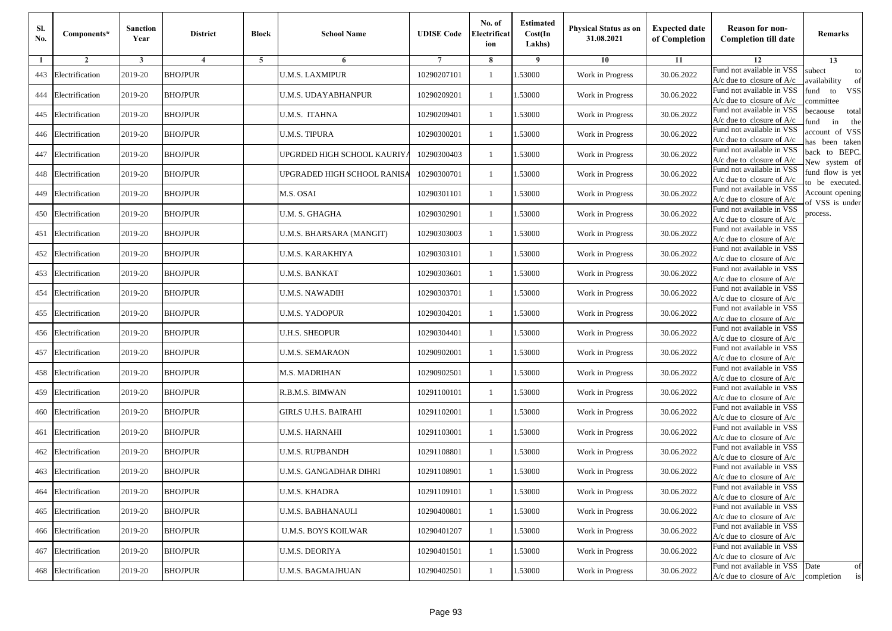| Sl. No. | Components* | Sanction Year | District | Block | School Name | UDISE Code | No. of Electrification | Estimated Cost(In Lakhs) | Physical Status as on 31.08.2021 | Expected date of Completion | Reason for non-Completion till date | Remarks |
|---|---|---|---|---|---|---|---|---|---|---|---|---|
| 1 | 2 | 3 | 4 | 5 | 6 | 7 | 8 | 9 | 10 | 11 | 12 | 13 |
| 443 | Electrification | 2019-20 | BHOJPUR | | U.M.S. LAXMIPUR | 10290207101 | 1 | 1.53000 | Work in Progress | 30.06.2022 | Fund not available in VSS A/c due to closure of A/c | subect to availability of fund to VSS committee becaouse total fund in the account of VSS has been taken back to BEPC. New system of fund flow is yet to be executed. Account opening of VSS is under process. |
| 444 | Electrification | 2019-20 | BHOJPUR | | U.M.S. UDAYABHANPUR | 10290209201 | 1 | 1.53000 | Work in Progress | 30.06.2022 | Fund not available in VSS A/c due to closure of A/c | |
| 445 | Electrification | 2019-20 | BHOJPUR | | U.M.S. ITAHNA | 10290209401 | 1 | 1.53000 | Work in Progress | 30.06.2022 | Fund not available in VSS A/c due to closure of A/c | |
| 446 | Electrification | 2019-20 | BHOJPUR | | U.M.S. TIPURA | 10290300201 | 1 | 1.53000 | Work in Progress | 30.06.2022 | Fund not available in VSS A/c due to closure of A/c | |
| 447 | Electrification | 2019-20 | BHOJPUR | | UPGRDED HIGH SCHOOL KAURIYA | 10290300403 | 1 | 1.53000 | Work in Progress | 30.06.2022 | Fund not available in VSS A/c due to closure of A/c | |
| 448 | Electrification | 2019-20 | BHOJPUR | | UPGRADED HIGH SCHOOL RANISA | 10290300701 | 1 | 1.53000 | Work in Progress | 30.06.2022 | Fund not available in VSS A/c due to closure of A/c | |
| 449 | Electrification | 2019-20 | BHOJPUR | | M.S. OSAI | 10290301101 | 1 | 1.53000 | Work in Progress | 30.06.2022 | Fund not available in VSS A/c due to closure of A/c | |
| 450 | Electrification | 2019-20 | BHOJPUR | | U.M. S. GHAGHA | 10290302901 | 1 | 1.53000 | Work in Progress | 30.06.2022 | Fund not available in VSS A/c due to closure of A/c | |
| 451 | Electrification | 2019-20 | BHOJPUR | | U.M.S. BHARSARA (MANGIT) | 10290303003 | 1 | 1.53000 | Work in Progress | 30.06.2022 | Fund not available in VSS A/c due to closure of A/c | |
| 452 | Electrification | 2019-20 | BHOJPUR | | U.M.S. KARAKHIYA | 10290303101 | 1 | 1.53000 | Work in Progress | 30.06.2022 | Fund not available in VSS A/c due to closure of A/c | |
| 453 | Electrification | 2019-20 | BHOJPUR | | U.M.S. BANKAT | 10290303601 | 1 | 1.53000 | Work in Progress | 30.06.2022 | Fund not available in VSS A/c due to closure of A/c | |
| 454 | Electrification | 2019-20 | BHOJPUR | | U.M.S. NAWADIH | 10290303701 | 1 | 1.53000 | Work in Progress | 30.06.2022 | Fund not available in VSS A/c due to closure of A/c | |
| 455 | Electrification | 2019-20 | BHOJPUR | | U.M.S. YADOPUR | 10290304201 | 1 | 1.53000 | Work in Progress | 30.06.2022 | Fund not available in VSS A/c due to closure of A/c | |
| 456 | Electrification | 2019-20 | BHOJPUR | | U.H.S. SHEOPUR | 10290304401 | 1 | 1.53000 | Work in Progress | 30.06.2022 | Fund not available in VSS A/c due to closure of A/c | |
| 457 | Electrification | 2019-20 | BHOJPUR | | U.M.S. SEMARAON | 10290902001 | 1 | 1.53000 | Work in Progress | 30.06.2022 | Fund not available in VSS A/c due to closure of A/c | |
| 458 | Electrification | 2019-20 | BHOJPUR | | M.S. MADRIHAN | 10290902501 | 1 | 1.53000 | Work in Progress | 30.06.2022 | Fund not available in VSS A/c due to closure of A/c | |
| 459 | Electrification | 2019-20 | BHOJPUR | | R.B.M.S. BIMWAN | 10291100101 | 1 | 1.53000 | Work in Progress | 30.06.2022 | Fund not available in VSS A/c due to closure of A/c | |
| 460 | Electrification | 2019-20 | BHOJPUR | | GIRLS U.H.S. BAIRAHI | 10291102001 | 1 | 1.53000 | Work in Progress | 30.06.2022 | Fund not available in VSS A/c due to closure of A/c | |
| 461 | Electrification | 2019-20 | BHOJPUR | | U.M.S. HARNAHI | 10291103001 | 1 | 1.53000 | Work in Progress | 30.06.2022 | Fund not available in VSS A/c due to closure of A/c | |
| 462 | Electrification | 2019-20 | BHOJPUR | | U.M.S. RUPBANDH | 10291108801 | 1 | 1.53000 | Work in Progress | 30.06.2022 | Fund not available in VSS A/c due to closure of A/c | |
| 463 | Electrification | 2019-20 | BHOJPUR | | U.M.S. GANGADHAR DIHRI | 10291108901 | 1 | 1.53000 | Work in Progress | 30.06.2022 | Fund not available in VSS A/c due to closure of A/c | |
| 464 | Electrification | 2019-20 | BHOJPUR | | U.M.S. KHADRA | 10291109101 | 1 | 1.53000 | Work in Progress | 30.06.2022 | Fund not available in VSS A/c due to closure of A/c | |
| 465 | Electrification | 2019-20 | BHOJPUR | | U.M.S. BABHANAULI | 10290400801 | 1 | 1.53000 | Work in Progress | 30.06.2022 | Fund not available in VSS A/c due to closure of A/c | |
| 466 | Electrification | 2019-20 | BHOJPUR | | U.M.S. BOYS KOILWAR | 10290401207 | 1 | 1.53000 | Work in Progress | 30.06.2022 | Fund not available in VSS A/c due to closure of A/c | |
| 467 | Electrification | 2019-20 | BHOJPUR | | U.M.S. DEORIYA | 10290401501 | 1 | 1.53000 | Work in Progress | 30.06.2022 | Fund not available in VSS A/c due to closure of A/c | |
| 468 | Electrification | 2019-20 | BHOJPUR | | U.M.S. BAGMAJHUAN | 10290402501 | 1 | 1.53000 | Work in Progress | 30.06.2022 | Fund not available in VSS A/c due to closure of A/c | Date of completion is |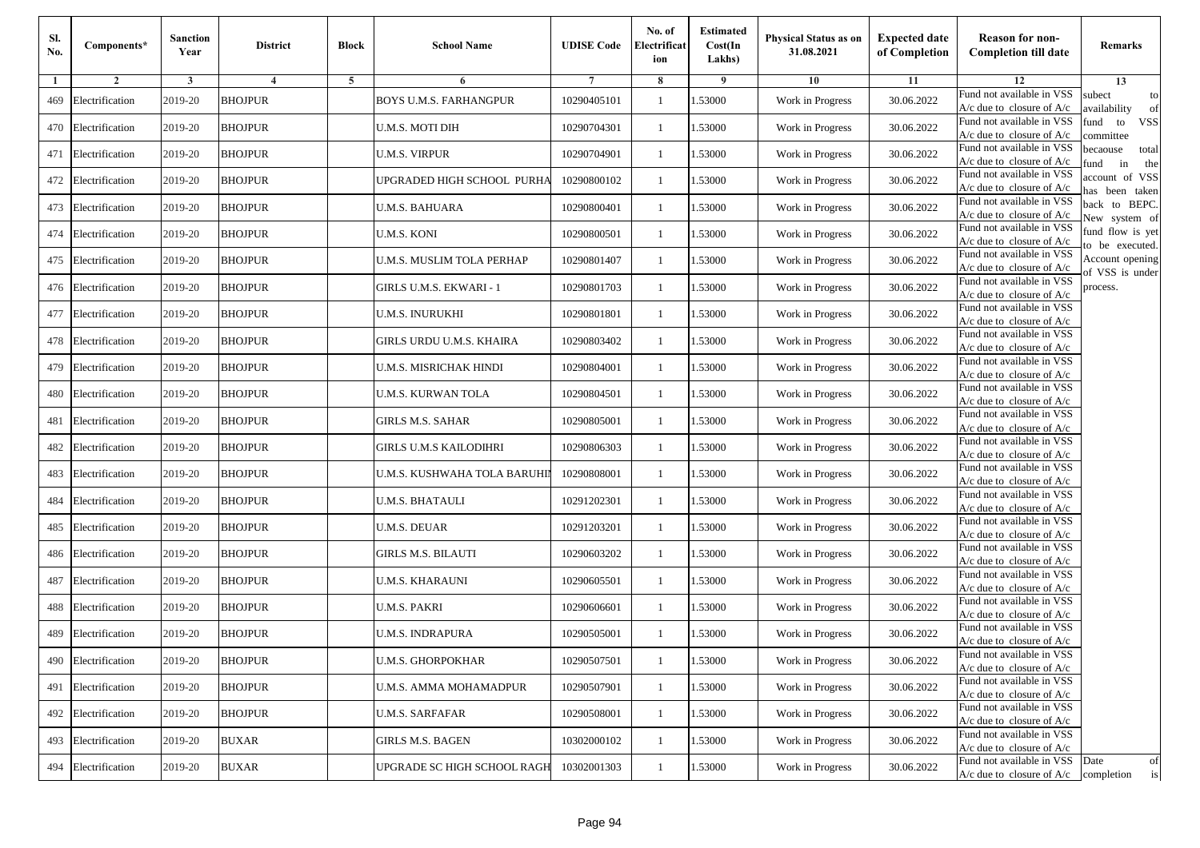| Sl. No. | Components* | Sanction Year | District | Block | School Name | UDISE Code | No. of Electrification | Estimated Cost(In Lakhs) | Physical Status as on 31.08.2021 | Expected date of Completion | Reason for non-Completion till date | Remarks |
|---|---|---|---|---|---|---|---|---|---|---|---|---|
| 1 | 2 | 3 | 4 | 5 | 6 | 7 | 8 | 9 | 10 | 11 | 12 | 13 |
| 469 | Electrification | 2019-20 | BHOJPUR | | BOYS U.M.S. FARHANGPUR | 10290405101 | 1 | 1.53000 | Work in Progress | 30.06.2022 | Fund not available in VSS A/c due to closure of A/c | subect to availability of fund to VSS committee becaouse total fund in the account of VSS has been taken back to BEPC. New system of fund flow is yet to be executed. Account opening of VSS is under process. |
| 470 | Electrification | 2019-20 | BHOJPUR | | U.M.S. MOTI DIH | 10290704301 | 1 | 1.53000 | Work in Progress | 30.06.2022 | Fund not available in VSS A/c due to closure of A/c | |
| 471 | Electrification | 2019-20 | BHOJPUR | | U.M.S. VIRPUR | 10290704901 | 1 | 1.53000 | Work in Progress | 30.06.2022 | Fund not available in VSS A/c due to closure of A/c | |
| 472 | Electrification | 2019-20 | BHOJPUR | | UPGRADED HIGH SCHOOL PURHA | 10290800102 | 1 | 1.53000 | Work in Progress | 30.06.2022 | Fund not available in VSS A/c due to closure of A/c | |
| 473 | Electrification | 2019-20 | BHOJPUR | | U.M.S. BAHUARA | 10290800401 | 1 | 1.53000 | Work in Progress | 30.06.2022 | Fund not available in VSS A/c due to closure of A/c | |
| 474 | Electrification | 2019-20 | BHOJPUR | | U.M.S. KONI | 10290800501 | 1 | 1.53000 | Work in Progress | 30.06.2022 | Fund not available in VSS A/c due to closure of A/c | |
| 475 | Electrification | 2019-20 | BHOJPUR | | U.M.S. MUSLIM TOLA PERHAP | 10290801407 | 1 | 1.53000 | Work in Progress | 30.06.2022 | Fund not available in VSS A/c due to closure of A/c | |
| 476 | Electrification | 2019-20 | BHOJPUR | | GIRLS U.M.S. EKWARI - 1 | 10290801703 | 1 | 1.53000 | Work in Progress | 30.06.2022 | Fund not available in VSS A/c due to closure of A/c | |
| 477 | Electrification | 2019-20 | BHOJPUR | | U.M.S. INURUKHI | 10290801801 | 1 | 1.53000 | Work in Progress | 30.06.2022 | Fund not available in VSS A/c due to closure of A/c | |
| 478 | Electrification | 2019-20 | BHOJPUR | | GIRLS URDU U.M.S. KHAIRA | 10290803402 | 1 | 1.53000 | Work in Progress | 30.06.2022 | Fund not available in VSS A/c due to closure of A/c | |
| 479 | Electrification | 2019-20 | BHOJPUR | | U.M.S. MISRICHAK HINDI | 10290804001 | 1 | 1.53000 | Work in Progress | 30.06.2022 | Fund not available in VSS A/c due to closure of A/c | |
| 480 | Electrification | 2019-20 | BHOJPUR | | U.M.S. KURWAN TOLA | 10290804501 | 1 | 1.53000 | Work in Progress | 30.06.2022 | Fund not available in VSS A/c due to closure of A/c | |
| 481 | Electrification | 2019-20 | BHOJPUR | | GIRLS M.S. SAHAR | 10290805001 | 1 | 1.53000 | Work in Progress | 30.06.2022 | Fund not available in VSS A/c due to closure of A/c | |
| 482 | Electrification | 2019-20 | BHOJPUR | | GIRLS U.M.S KAILODIHRI | 10290806303 | 1 | 1.53000 | Work in Progress | 30.06.2022 | Fund not available in VSS A/c due to closure of A/c | |
| 483 | Electrification | 2019-20 | BHOJPUR | | U.M.S. KUSHWAHA TOLA BARUHI | 10290808001 | 1 | 1.53000 | Work in Progress | 30.06.2022 | Fund not available in VSS A/c due to closure of A/c | |
| 484 | Electrification | 2019-20 | BHOJPUR | | U.M.S. BHATAULI | 10291202301 | 1 | 1.53000 | Work in Progress | 30.06.2022 | Fund not available in VSS A/c due to closure of A/c | |
| 485 | Electrification | 2019-20 | BHOJPUR | | U.M.S. DEUAR | 10291203201 | 1 | 1.53000 | Work in Progress | 30.06.2022 | Fund not available in VSS A/c due to closure of A/c | |
| 486 | Electrification | 2019-20 | BHOJPUR | | GIRLS M.S. BILAUTI | 10290603202 | 1 | 1.53000 | Work in Progress | 30.06.2022 | Fund not available in VSS A/c due to closure of A/c | |
| 487 | Electrification | 2019-20 | BHOJPUR | | U.M.S. KHARAUNI | 10290605501 | 1 | 1.53000 | Work in Progress | 30.06.2022 | Fund not available in VSS A/c due to closure of A/c | |
| 488 | Electrification | 2019-20 | BHOJPUR | | U.M.S. PAKRI | 10290606601 | 1 | 1.53000 | Work in Progress | 30.06.2022 | Fund not available in VSS A/c due to closure of A/c | |
| 489 | Electrification | 2019-20 | BHOJPUR | | U.M.S. INDRAPURA | 10290505001 | 1 | 1.53000 | Work in Progress | 30.06.2022 | Fund not available in VSS A/c due to closure of A/c | |
| 490 | Electrification | 2019-20 | BHOJPUR | | U.M.S. GHORPOKHAR | 10290507501 | 1 | 1.53000 | Work in Progress | 30.06.2022 | Fund not available in VSS A/c due to closure of A/c | |
| 491 | Electrification | 2019-20 | BHOJPUR | | U.M.S. AMMA MOHAMADPUR | 10290507901 | 1 | 1.53000 | Work in Progress | 30.06.2022 | Fund not available in VSS A/c due to closure of A/c | |
| 492 | Electrification | 2019-20 | BHOJPUR | | U.M.S. SARFAFAR | 10290508001 | 1 | 1.53000 | Work in Progress | 30.06.2022 | Fund not available in VSS A/c due to closure of A/c | |
| 493 | Electrification | 2019-20 | BUXAR | | GIRLS M.S. BAGEN | 10302000102 | 1 | 1.53000 | Work in Progress | 30.06.2022 | Fund not available in VSS A/c due to closure of A/c | |
| 494 | Electrification | 2019-20 | BUXAR | | UPGRADE SC HIGH SCHOOL RAGH | 10302001303 | 1 | 1.53000 | Work in Progress | 30.06.2022 | Fund not available in VSS A/c due to closure of A/c | Date of completion is |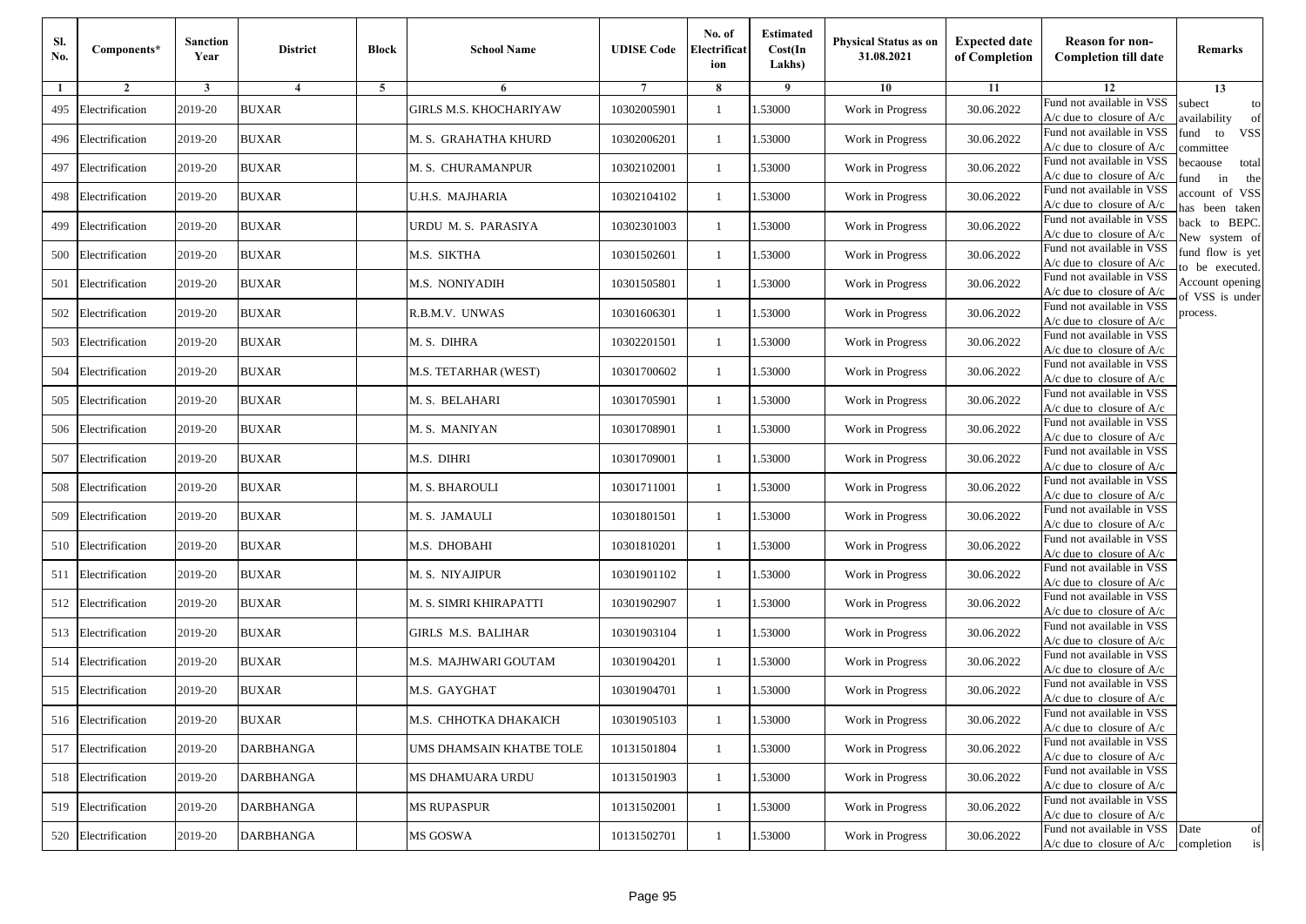| Sl. No. | Components* | Sanction Year | District | Block | School Name | UDISE Code | No. of Electrification | Estimated Cost(In Lakhs) | Physical Status as on 31.08.2021 | Expected date of Completion | Reason for non-Completion till date | Remarks |
|---|---|---|---|---|---|---|---|---|---|---|---|---|
| 1 | 2 | 3 | 4 | 5 | 6 | 7 | 8 | 9 | 10 | 11 | 12 | 13 |
| 495 | Electrification | 2019-20 | BUXAR | | GIRLS M.S. KHOCHARIYAW | 10302005901 | 1 | 1.53000 | Work in Progress | 30.06.2022 | Fund not available in VSS A/c due to closure of A/c | subect to availability of fund to VSS committee becaouse total fund in the account of VSS has been taken back to BEPC. New system of fund flow is yet to be executed. Account opening of VSS is under process. |
| 496 | Electrification | 2019-20 | BUXAR | | M. S. GRAHATHA KHURD | 10302006201 | 1 | 1.53000 | Work in Progress | 30.06.2022 | Fund not available in VSS A/c due to closure of A/c | |
| 497 | Electrification | 2019-20 | BUXAR | | M. S. CHURAMANPUR | 10302102001 | 1 | 1.53000 | Work in Progress | 30.06.2022 | Fund not available in VSS A/c due to closure of A/c | |
| 498 | Electrification | 2019-20 | BUXAR | | U.H.S. MAJHARIA | 10302104102 | 1 | 1.53000 | Work in Progress | 30.06.2022 | Fund not available in VSS A/c due to closure of A/c | |
| 499 | Electrification | 2019-20 | BUXAR | | URDU M. S. PARASIYA | 10302301003 | 1 | 1.53000 | Work in Progress | 30.06.2022 | Fund not available in VSS A/c due to closure of A/c | |
| 500 | Electrification | 2019-20 | BUXAR | | M.S. SIKTHA | 10301502601 | 1 | 1.53000 | Work in Progress | 30.06.2022 | Fund not available in VSS A/c due to closure of A/c | |
| 501 | Electrification | 2019-20 | BUXAR | | M.S. NONIYADIH | 10301505801 | 1 | 1.53000 | Work in Progress | 30.06.2022 | Fund not available in VSS A/c due to closure of A/c | |
| 502 | Electrification | 2019-20 | BUXAR | | R.B.M.V. UNWAS | 10301606301 | 1 | 1.53000 | Work in Progress | 30.06.2022 | Fund not available in VSS A/c due to closure of A/c | |
| 503 | Electrification | 2019-20 | BUXAR | | M. S. DIHRA | 10302201501 | 1 | 1.53000 | Work in Progress | 30.06.2022 | Fund not available in VSS A/c due to closure of A/c | |
| 504 | Electrification | 2019-20 | BUXAR | | M.S. TETARHAR (WEST) | 10301700602 | 1 | 1.53000 | Work in Progress | 30.06.2022 | Fund not available in VSS A/c due to closure of A/c | |
| 505 | Electrification | 2019-20 | BUXAR | | M. S. BELAHARI | 10301705901 | 1 | 1.53000 | Work in Progress | 30.06.2022 | Fund not available in VSS A/c due to closure of A/c | |
| 506 | Electrification | 2019-20 | BUXAR | | M. S. MANIYAN | 10301708901 | 1 | 1.53000 | Work in Progress | 30.06.2022 | Fund not available in VSS A/c due to closure of A/c | |
| 507 | Electrification | 2019-20 | BUXAR | | M.S. DIHRI | 10301709001 | 1 | 1.53000 | Work in Progress | 30.06.2022 | Fund not available in VSS A/c due to closure of A/c | |
| 508 | Electrification | 2019-20 | BUXAR | | M. S. BHAROULI | 10301711001 | 1 | 1.53000 | Work in Progress | 30.06.2022 | Fund not available in VSS A/c due to closure of A/c | |
| 509 | Electrification | 2019-20 | BUXAR | | M. S. JAMAULI | 10301801501 | 1 | 1.53000 | Work in Progress | 30.06.2022 | Fund not available in VSS A/c due to closure of A/c | |
| 510 | Electrification | 2019-20 | BUXAR | | M.S. DHOBAHI | 10301810201 | 1 | 1.53000 | Work in Progress | 30.06.2022 | Fund not available in VSS A/c due to closure of A/c | |
| 511 | Electrification | 2019-20 | BUXAR | | M. S. NIYAJIPUR | 10301901102 | 1 | 1.53000 | Work in Progress | 30.06.2022 | Fund not available in VSS A/c due to closure of A/c | |
| 512 | Electrification | 2019-20 | BUXAR | | M. S. SIMRI KHIRAPATTI | 10301902907 | 1 | 1.53000 | Work in Progress | 30.06.2022 | Fund not available in VSS A/c due to closure of A/c | |
| 513 | Electrification | 2019-20 | BUXAR | | GIRLS M.S. BALIHAR | 10301903104 | 1 | 1.53000 | Work in Progress | 30.06.2022 | Fund not available in VSS A/c due to closure of A/c | |
| 514 | Electrification | 2019-20 | BUXAR | | M.S. MAJHWARI GOUTAM | 10301904201 | 1 | 1.53000 | Work in Progress | 30.06.2022 | Fund not available in VSS A/c due to closure of A/c | |
| 515 | Electrification | 2019-20 | BUXAR | | M.S. GAYGHAT | 10301904701 | 1 | 1.53000 | Work in Progress | 30.06.2022 | Fund not available in VSS A/c due to closure of A/c | |
| 516 | Electrification | 2019-20 | BUXAR | | M.S. CHHOTKA DHAKAICH | 10301905103 | 1 | 1.53000 | Work in Progress | 30.06.2022 | Fund not available in VSS A/c due to closure of A/c | |
| 517 | Electrification | 2019-20 | DARBHANGA | | UMS DHAMSAIN KHATBE TOLE | 10131501804 | 1 | 1.53000 | Work in Progress | 30.06.2022 | Fund not available in VSS A/c due to closure of A/c | |
| 518 | Electrification | 2019-20 | DARBHANGA | | MS DHAMUARA URDU | 10131501903 | 1 | 1.53000 | Work in Progress | 30.06.2022 | Fund not available in VSS A/c due to closure of A/c | |
| 519 | Electrification | 2019-20 | DARBHANGA | | MS RUPASPUR | 10131502001 | 1 | 1.53000 | Work in Progress | 30.06.2022 | Fund not available in VSS A/c due to closure of A/c | |
| 520 | Electrification | 2019-20 | DARBHANGA | | MS GOSWA | 10131502701 | 1 | 1.53000 | Work in Progress | 30.06.2022 | Fund not available in VSS A/c due to closure of A/c | Date of completion is |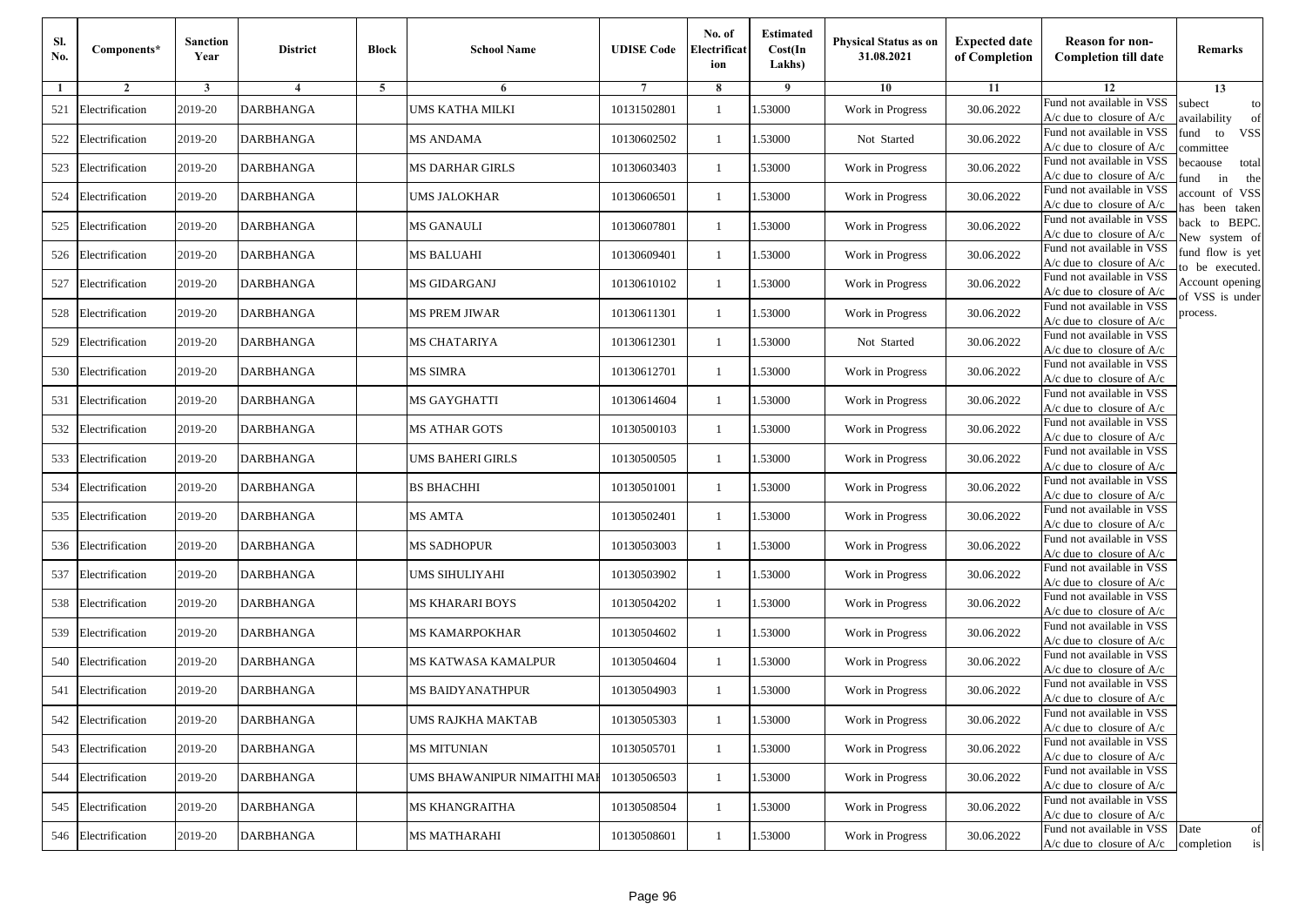| Sl. No. | Components* | Sanction Year | District | Block | School Name | UDISE Code | No. of Electrification | Estimated Cost(In Lakhs) | Physical Status as on 31.08.2021 | Expected date of Completion | Reason for non-Completion till date | Remarks |
|---|---|---|---|---|---|---|---|---|---|---|---|---|
| 1 | 2 | 3 | 4 | 5 | 6 | 7 | 8 | 9 | 10 | 11 | 12 | 13 |
| 521 | Electrification | 2019-20 | DARBHANGA | | UMS KATHA MILKI | 10131502801 | 1 | 1.53000 | Work in Progress | 30.06.2022 | Fund not available in VSS A/c due to closure of A/c | subect to availability of fund to VSS committee becaouse total fund in the account of VSS has been taken back to BEPC. New system of fund flow is yet to be executed. Account opening of VSS is under process. |
| 522 | Electrification | 2019-20 | DARBHANGA | | MS ANDAMA | 10130602502 | 1 | 1.53000 | Not Started | 30.06.2022 | Fund not available in VSS A/c due to closure of A/c | |
| 523 | Electrification | 2019-20 | DARBHANGA | | MS DARHAR GIRLS | 10130603403 | 1 | 1.53000 | Work in Progress | 30.06.2022 | Fund not available in VSS A/c due to closure of A/c | |
| 524 | Electrification | 2019-20 | DARBHANGA | | UMS JALOKHAR | 10130606501 | 1 | 1.53000 | Work in Progress | 30.06.2022 | Fund not available in VSS A/c due to closure of A/c | |
| 525 | Electrification | 2019-20 | DARBHANGA | | MS GANAULI | 10130607801 | 1 | 1.53000 | Work in Progress | 30.06.2022 | Fund not available in VSS A/c due to closure of A/c | |
| 526 | Electrification | 2019-20 | DARBHANGA | | MS BALUAHI | 10130609401 | 1 | 1.53000 | Work in Progress | 30.06.2022 | Fund not available in VSS A/c due to closure of A/c | |
| 527 | Electrification | 2019-20 | DARBHANGA | | MS GIDARGANJ | 10130610102 | 1 | 1.53000 | Work in Progress | 30.06.2022 | Fund not available in VSS A/c due to closure of A/c | |
| 528 | Electrification | 2019-20 | DARBHANGA | | MS PREM JIWAR | 10130611301 | 1 | 1.53000 | Work in Progress | 30.06.2022 | Fund not available in VSS A/c due to closure of A/c | |
| 529 | Electrification | 2019-20 | DARBHANGA | | MS CHATARIYA | 10130612301 | 1 | 1.53000 | Not Started | 30.06.2022 | Fund not available in VSS A/c due to closure of A/c | |
| 530 | Electrification | 2019-20 | DARBHANGA | | MS SIMRA | 10130612701 | 1 | 1.53000 | Work in Progress | 30.06.2022 | Fund not available in VSS A/c due to closure of A/c | |
| 531 | Electrification | 2019-20 | DARBHANGA | | MS GAYGHATTI | 10130614604 | 1 | 1.53000 | Work in Progress | 30.06.2022 | Fund not available in VSS A/c due to closure of A/c | |
| 532 | Electrification | 2019-20 | DARBHANGA | | MS ATHAR GOTS | 10130500103 | 1 | 1.53000 | Work in Progress | 30.06.2022 | Fund not available in VSS A/c due to closure of A/c | |
| 533 | Electrification | 2019-20 | DARBHANGA | | UMS BAHERI GIRLS | 10130500505 | 1 | 1.53000 | Work in Progress | 30.06.2022 | Fund not available in VSS A/c due to closure of A/c | |
| 534 | Electrification | 2019-20 | DARBHANGA | | BS BHACHHI | 10130501001 | 1 | 1.53000 | Work in Progress | 30.06.2022 | Fund not available in VSS A/c due to closure of A/c | |
| 535 | Electrification | 2019-20 | DARBHANGA | | MS AMTA | 10130502401 | 1 | 1.53000 | Work in Progress | 30.06.2022 | Fund not available in VSS A/c due to closure of A/c | |
| 536 | Electrification | 2019-20 | DARBHANGA | | MS SADHOPUR | 10130503003 | 1 | 1.53000 | Work in Progress | 30.06.2022 | Fund not available in VSS A/c due to closure of A/c | |
| 537 | Electrification | 2019-20 | DARBHANGA | | UMS SIHULIYAHI | 10130503902 | 1 | 1.53000 | Work in Progress | 30.06.2022 | Fund not available in VSS A/c due to closure of A/c | |
| 538 | Electrification | 2019-20 | DARBHANGA | | MS KHARARI BOYS | 10130504202 | 1 | 1.53000 | Work in Progress | 30.06.2022 | Fund not available in VSS A/c due to closure of A/c | |
| 539 | Electrification | 2019-20 | DARBHANGA | | MS KAMARPOKHAR | 10130504602 | 1 | 1.53000 | Work in Progress | 30.06.2022 | Fund not available in VSS A/c due to closure of A/c | |
| 540 | Electrification | 2019-20 | DARBHANGA | | MS KATWASA KAMALPUR | 10130504604 | 1 | 1.53000 | Work in Progress | 30.06.2022 | Fund not available in VSS A/c due to closure of A/c | |
| 541 | Electrification | 2019-20 | DARBHANGA | | MS BAIDYANATHPUR | 10130504903 | 1 | 1.53000 | Work in Progress | 30.06.2022 | Fund not available in VSS A/c due to closure of A/c | |
| 542 | Electrification | 2019-20 | DARBHANGA | | UMS RAJKHA MAKTAB | 10130505303 | 1 | 1.53000 | Work in Progress | 30.06.2022 | Fund not available in VSS A/c due to closure of A/c | |
| 543 | Electrification | 2019-20 | DARBHANGA | | MS MITUNIAN | 10130505701 | 1 | 1.53000 | Work in Progress | 30.06.2022 | Fund not available in VSS A/c due to closure of A/c | |
| 544 | Electrification | 2019-20 | DARBHANGA | | UMS BHAWANIPUR NIMAITHI MAI | 10130506503 | 1 | 1.53000 | Work in Progress | 30.06.2022 | Fund not available in VSS A/c due to closure of A/c | |
| 545 | Electrification | 2019-20 | DARBHANGA | | MS KHANGRAITHA | 10130508504 | 1 | 1.53000 | Work in Progress | 30.06.2022 | Fund not available in VSS A/c due to closure of A/c | |
| 546 | Electrification | 2019-20 | DARBHANGA | | MS MATHARAHI | 10130508601 | 1 | 1.53000 | Work in Progress | 30.06.2022 | Fund not available in VSS A/c due to closure of A/c | Date of completion is |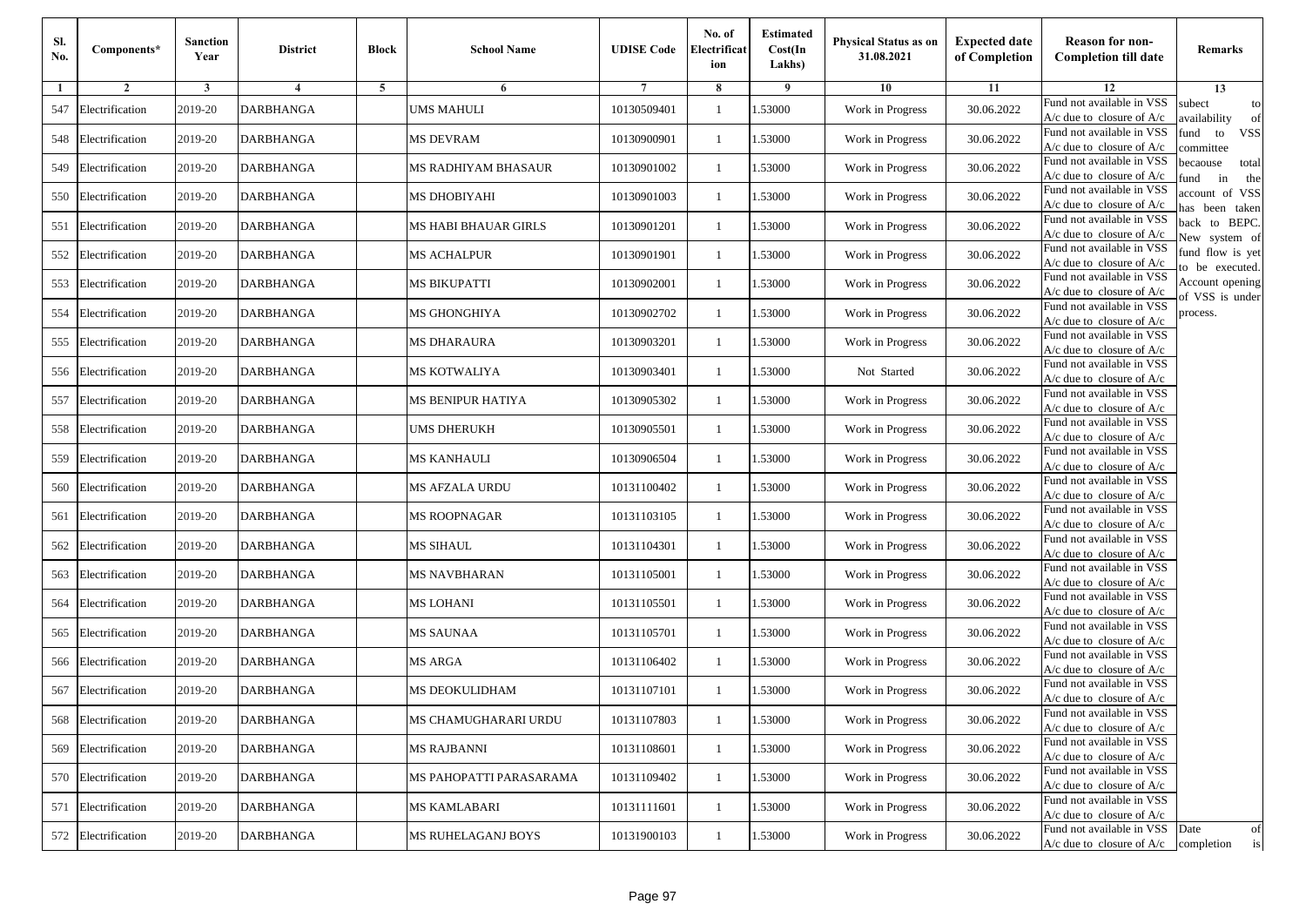| Sl. No. | Components* | Sanction Year | District | Block | School Name | UDISE Code | No. of Electrification | Estimated Cost(In Lakhs) | Physical Status as on 31.08.2021 | Expected date of Completion | Reason for non-Completion till date | Remarks |
|---|---|---|---|---|---|---|---|---|---|---|---|---|
| 1 | 2 | 3 | 4 | 5 | 6 | 7 | 8 | 9 | 10 | 11 | 12 | 13 |
| 547 | Electrification | 2019-20 | DARBHANGA | | UMS MAHULI | 10130509401 | 1 | 1.53000 | Work in Progress | 30.06.2022 | Fund not available in VSS A/c due to closure of A/c | subect to availability of fund to VSS committee becaouse total fund in the account of VSS has been taken back to BEPC. New system of fund flow is yet to be executed. Account opening of VSS is under process. |
| 548 | Electrification | 2019-20 | DARBHANGA | | MS DEVRAM | 10130900901 | 1 | 1.53000 | Work in Progress | 30.06.2022 | Fund not available in VSS A/c due to closure of A/c | |
| 549 | Electrification | 2019-20 | DARBHANGA | | MS RADHIYAM BHASAUR | 10130901002 | 1 | 1.53000 | Work in Progress | 30.06.2022 | Fund not available in VSS A/c due to closure of A/c | |
| 550 | Electrification | 2019-20 | DARBHANGA | | MS DHOBIYAHI | 10130901003 | 1 | 1.53000 | Work in Progress | 30.06.2022 | Fund not available in VSS A/c due to closure of A/c | |
| 551 | Electrification | 2019-20 | DARBHANGA | | MS HABI BHAUAR GIRLS | 10130901201 | 1 | 1.53000 | Work in Progress | 30.06.2022 | Fund not available in VSS A/c due to closure of A/c | |
| 552 | Electrification | 2019-20 | DARBHANGA | | MS ACHALPUR | 10130901901 | 1 | 1.53000 | Work in Progress | 30.06.2022 | Fund not available in VSS A/c due to closure of A/c | |
| 553 | Electrification | 2019-20 | DARBHANGA | | MS BIKUPATTI | 10130902001 | 1 | 1.53000 | Work in Progress | 30.06.2022 | Fund not available in VSS A/c due to closure of A/c | |
| 554 | Electrification | 2019-20 | DARBHANGA | | MS GHONGHIYA | 10130902702 | 1 | 1.53000 | Work in Progress | 30.06.2022 | Fund not available in VSS A/c due to closure of A/c | |
| 555 | Electrification | 2019-20 | DARBHANGA | | MS DHARAURA | 10130903201 | 1 | 1.53000 | Work in Progress | 30.06.2022 | Fund not available in VSS A/c due to closure of A/c | |
| 556 | Electrification | 2019-20 | DARBHANGA | | MS KOTWALIYA | 10130903401 | 1 | 1.53000 | Not Started | 30.06.2022 | Fund not available in VSS A/c due to closure of A/c | |
| 557 | Electrification | 2019-20 | DARBHANGA | | MS BENIPUR HATIYA | 10130905302 | 1 | 1.53000 | Work in Progress | 30.06.2022 | Fund not available in VSS A/c due to closure of A/c | |
| 558 | Electrification | 2019-20 | DARBHANGA | | UMS DHERUKH | 10130905501 | 1 | 1.53000 | Work in Progress | 30.06.2022 | Fund not available in VSS A/c due to closure of A/c | |
| 559 | Electrification | 2019-20 | DARBHANGA | | MS KANHAULI | 10130906504 | 1 | 1.53000 | Work in Progress | 30.06.2022 | Fund not available in VSS A/c due to closure of A/c | |
| 560 | Electrification | 2019-20 | DARBHANGA | | MS AFZALA URDU | 10131100402 | 1 | 1.53000 | Work in Progress | 30.06.2022 | Fund not available in VSS A/c due to closure of A/c | |
| 561 | Electrification | 2019-20 | DARBHANGA | | MS ROOPNAGAR | 10131103105 | 1 | 1.53000 | Work in Progress | 30.06.2022 | Fund not available in VSS A/c due to closure of A/c | |
| 562 | Electrification | 2019-20 | DARBHANGA | | MS SIHAUL | 10131104301 | 1 | 1.53000 | Work in Progress | 30.06.2022 | Fund not available in VSS A/c due to closure of A/c | |
| 563 | Electrification | 2019-20 | DARBHANGA | | MS NAVBHARAN | 10131105001 | 1 | 1.53000 | Work in Progress | 30.06.2022 | Fund not available in VSS A/c due to closure of A/c | |
| 564 | Electrification | 2019-20 | DARBHANGA | | MS LOHANI | 10131105501 | 1 | 1.53000 | Work in Progress | 30.06.2022 | Fund not available in VSS A/c due to closure of A/c | |
| 565 | Electrification | 2019-20 | DARBHANGA | | MS SAUNAA | 10131105701 | 1 | 1.53000 | Work in Progress | 30.06.2022 | Fund not available in VSS A/c due to closure of A/c | |
| 566 | Electrification | 2019-20 | DARBHANGA | | MS ARGA | 10131106402 | 1 | 1.53000 | Work in Progress | 30.06.2022 | Fund not available in VSS A/c due to closure of A/c | |
| 567 | Electrification | 2019-20 | DARBHANGA | | MS DEOKULIDHAM | 10131107101 | 1 | 1.53000 | Work in Progress | 30.06.2022 | Fund not available in VSS A/c due to closure of A/c | |
| 568 | Electrification | 2019-20 | DARBHANGA | | MS CHAMUGHARARI URDU | 10131107803 | 1 | 1.53000 | Work in Progress | 30.06.2022 | Fund not available in VSS A/c due to closure of A/c | |
| 569 | Electrification | 2019-20 | DARBHANGA | | MS RAJBANNI | 10131108601 | 1 | 1.53000 | Work in Progress | 30.06.2022 | Fund not available in VSS A/c due to closure of A/c | |
| 570 | Electrification | 2019-20 | DARBHANGA | | MS PAHOPATTI PARASARAMA | 10131109402 | 1 | 1.53000 | Work in Progress | 30.06.2022 | Fund not available in VSS A/c due to closure of A/c | |
| 571 | Electrification | 2019-20 | DARBHANGA | | MS KAMLABARI | 10131111601 | 1 | 1.53000 | Work in Progress | 30.06.2022 | Fund not available in VSS A/c due to closure of A/c | |
| 572 | Electrification | 2019-20 | DARBHANGA | | MS RUHELAGANJ BOYS | 10131900103 | 1 | 1.53000 | Work in Progress | 30.06.2022 | Fund not available in VSS A/c due to closure of A/c | Date of completion is |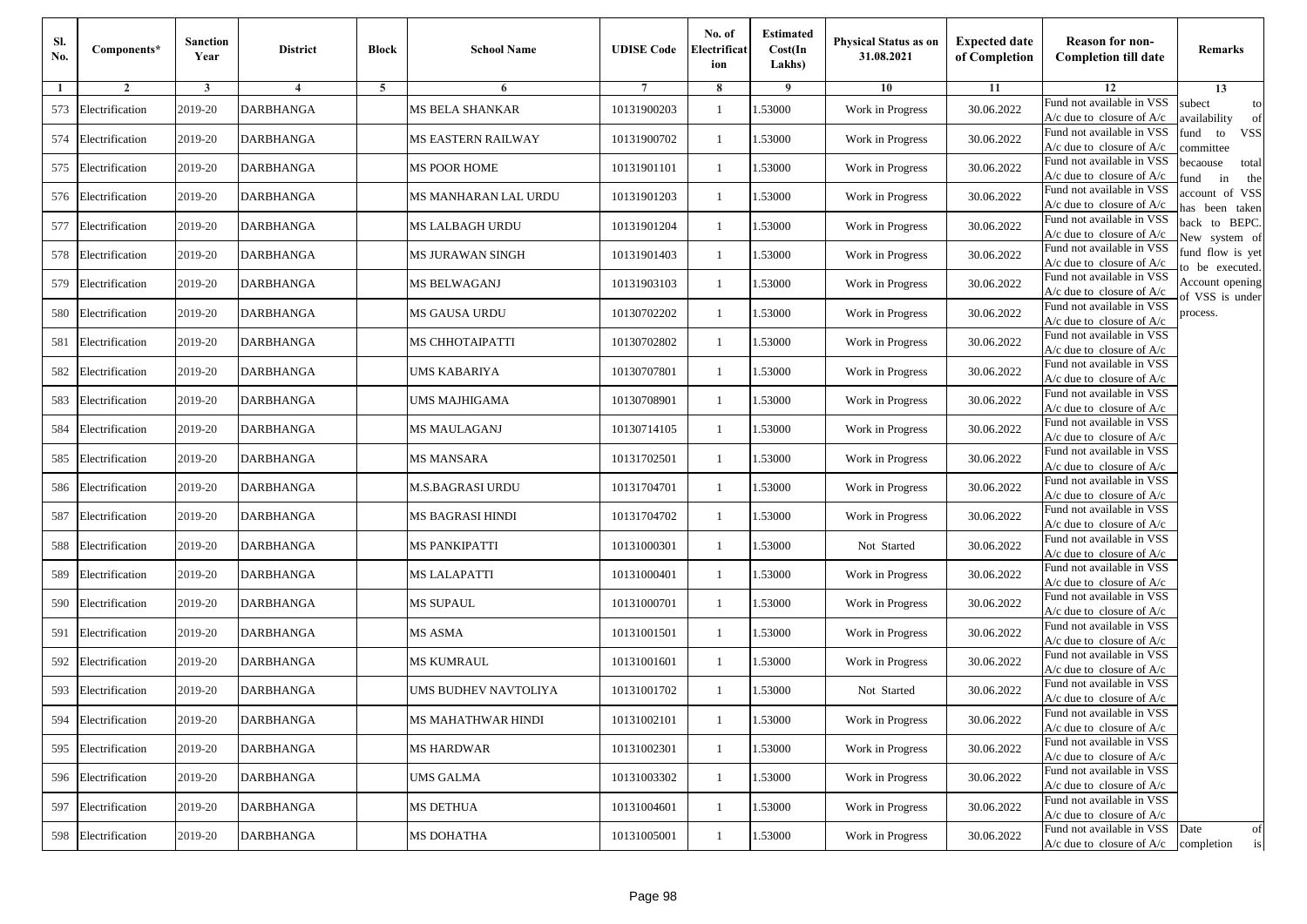| Sl. No. | Components* | Sanction Year | District | Block | School Name | UDISE Code | No. of Electrification | Estimated Cost(In Lakhs) | Physical Status as on 31.08.2021 | Expected date of Completion | Reason for non-Completion till date | Remarks |
|---|---|---|---|---|---|---|---|---|---|---|---|---|
| 1 | 2 | 3 | 4 | 5 | 6 | 7 | 8 | 9 | 10 | 11 | 12 | 13 |
| 573 | Electrification | 2019-20 | DARBHANGA | | MS BELA SHANKAR | 10131900203 | 1 | 1.53000 | Work in Progress | 30.06.2022 | Fund not available in VSS A/c due to closure of A/c | subect to availability of fund to VSS committee becaouse total fund in the account of VSS has been taken back to BEPC. New system of fund flow is yet to be executed. Account opening of VSS is under process. |
| 574 | Electrification | 2019-20 | DARBHANGA | | MS EASTERN RAILWAY | 10131900702 | 1 | 1.53000 | Work in Progress | 30.06.2022 | Fund not available in VSS A/c due to closure of A/c | |
| 575 | Electrification | 2019-20 | DARBHANGA | | MS POOR HOME | 10131901101 | 1 | 1.53000 | Work in Progress | 30.06.2022 | Fund not available in VSS A/c due to closure of A/c | |
| 576 | Electrification | 2019-20 | DARBHANGA | | MS MANHARAN LAL URDU | 10131901203 | 1 | 1.53000 | Work in Progress | 30.06.2022 | Fund not available in VSS A/c due to closure of A/c | |
| 577 | Electrification | 2019-20 | DARBHANGA | | MS LALBAGH URDU | 10131901204 | 1 | 1.53000 | Work in Progress | 30.06.2022 | Fund not available in VSS A/c due to closure of A/c | |
| 578 | Electrification | 2019-20 | DARBHANGA | | MS JURAWAN SINGH | 10131901403 | 1 | 1.53000 | Work in Progress | 30.06.2022 | Fund not available in VSS A/c due to closure of A/c | |
| 579 | Electrification | 2019-20 | DARBHANGA | | MS BELWAGANJ | 10131903103 | 1 | 1.53000 | Work in Progress | 30.06.2022 | Fund not available in VSS A/c due to closure of A/c | |
| 580 | Electrification | 2019-20 | DARBHANGA | | MS GAUSA URDU | 10130702202 | 1 | 1.53000 | Work in Progress | 30.06.2022 | Fund not available in VSS A/c due to closure of A/c | |
| 581 | Electrification | 2019-20 | DARBHANGA | | MS CHHOTAIPATTI | 10130702802 | 1 | 1.53000 | Work in Progress | 30.06.2022 | Fund not available in VSS A/c due to closure of A/c | |
| 582 | Electrification | 2019-20 | DARBHANGA | | UMS KABARIYA | 10130707801 | 1 | 1.53000 | Work in Progress | 30.06.2022 | Fund not available in VSS A/c due to closure of A/c | |
| 583 | Electrification | 2019-20 | DARBHANGA | | UMS MAJHIGAMA | 10130708901 | 1 | 1.53000 | Work in Progress | 30.06.2022 | Fund not available in VSS A/c due to closure of A/c | |
| 584 | Electrification | 2019-20 | DARBHANGA | | MS MAULAGANJ | 10130714105 | 1 | 1.53000 | Work in Progress | 30.06.2022 | Fund not available in VSS A/c due to closure of A/c | |
| 585 | Electrification | 2019-20 | DARBHANGA | | MS MANSARA | 10131702501 | 1 | 1.53000 | Work in Progress | 30.06.2022 | Fund not available in VSS A/c due to closure of A/c | |
| 586 | Electrification | 2019-20 | DARBHANGA | | M.S.BAGRASI URDU | 10131704701 | 1 | 1.53000 | Work in Progress | 30.06.2022 | Fund not available in VSS A/c due to closure of A/c | |
| 587 | Electrification | 2019-20 | DARBHANGA | | MS BAGRASI HINDI | 10131704702 | 1 | 1.53000 | Work in Progress | 30.06.2022 | Fund not available in VSS A/c due to closure of A/c | |
| 588 | Electrification | 2019-20 | DARBHANGA | | MS PANKIPATTI | 10131000301 | 1 | 1.53000 | Not Started | 30.06.2022 | Fund not available in VSS A/c due to closure of A/c | |
| 589 | Electrification | 2019-20 | DARBHANGA | | MS LALAPATTI | 10131000401 | 1 | 1.53000 | Work in Progress | 30.06.2022 | Fund not available in VSS A/c due to closure of A/c | |
| 590 | Electrification | 2019-20 | DARBHANGA | | MS SUPAUL | 10131000701 | 1 | 1.53000 | Work in Progress | 30.06.2022 | Fund not available in VSS A/c due to closure of A/c | |
| 591 | Electrification | 2019-20 | DARBHANGA | | MS ASMA | 10131001501 | 1 | 1.53000 | Work in Progress | 30.06.2022 | Fund not available in VSS A/c due to closure of A/c | |
| 592 | Electrification | 2019-20 | DARBHANGA | | MS KUMRAUL | 10131001601 | 1 | 1.53000 | Work in Progress | 30.06.2022 | Fund not available in VSS A/c due to closure of A/c | |
| 593 | Electrification | 2019-20 | DARBHANGA | | UMS BUDHEV NAVTOLIYA | 10131001702 | 1 | 1.53000 | Not Started | 30.06.2022 | Fund not available in VSS A/c due to closure of A/c | |
| 594 | Electrification | 2019-20 | DARBHANGA | | MS MAHATHWAR HINDI | 10131002101 | 1 | 1.53000 | Work in Progress | 30.06.2022 | Fund not available in VSS A/c due to closure of A/c | |
| 595 | Electrification | 2019-20 | DARBHANGA | | MS HARDWAR | 10131002301 | 1 | 1.53000 | Work in Progress | 30.06.2022 | Fund not available in VSS A/c due to closure of A/c | |
| 596 | Electrification | 2019-20 | DARBHANGA | | UMS GALMA | 10131003302 | 1 | 1.53000 | Work in Progress | 30.06.2022 | Fund not available in VSS A/c due to closure of A/c | |
| 597 | Electrification | 2019-20 | DARBHANGA | | MS DETHUA | 10131004601 | 1 | 1.53000 | Work in Progress | 30.06.2022 | Fund not available in VSS A/c due to closure of A/c | |
| 598 | Electrification | 2019-20 | DARBHANGA | | MS DOHATHA | 10131005001 | 1 | 1.53000 | Work in Progress | 30.06.2022 | Fund not available in VSS A/c due to closure of A/c | Date of completion is |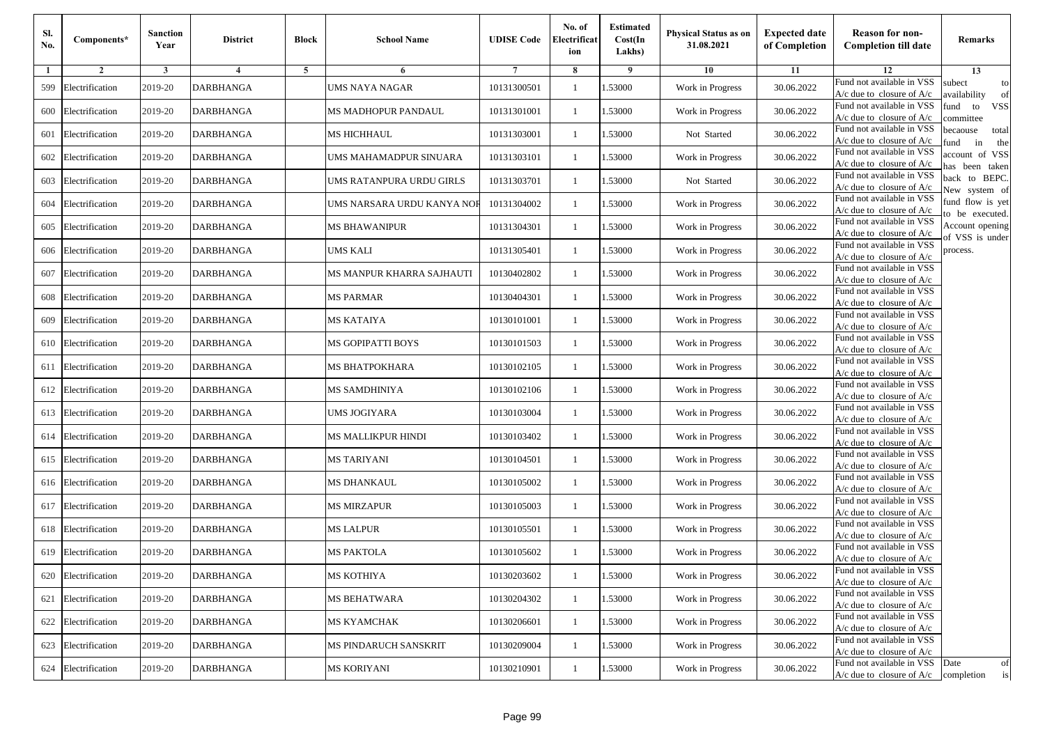| Sl. No. | Components* | Sanction Year | District | Block | School Name | UDISE Code | No. of Electrification | Estimated Cost(In Lakhs) | Physical Status as on 31.08.2021 | Expected date of Completion | Reason for non-Completion till date | Remarks |
|---|---|---|---|---|---|---|---|---|---|---|---|---|
| 1 | 2 | 3 | 4 | 5 | 6 | 7 | 8 | 9 | 10 | 11 | 12 | 13 |
| 599 | Electrification | 2019-20 | DARBHANGA | | UMS NAYA NAGAR | 10131300501 | 1 | 1.53000 | Work in Progress | 30.06.2022 | Fund not available in VSS A/c due to closure of A/c | subect to availability of fund to VSS committee becaouse total fund in the account of VSS has been taken back to BEPC. New system of fund flow is yet to be executed. Account opening of VSS is under process. |
| 600 | Electrification | 2019-20 | DARBHANGA | | MS MADHOPUR PANDAUL | 10131301001 | 1 | 1.53000 | Work in Progress | 30.06.2022 | Fund not available in VSS A/c due to closure of A/c | |
| 601 | Electrification | 2019-20 | DARBHANGA | | MS HICHHAUL | 10131303001 | 1 | 1.53000 | Not Started | 30.06.2022 | Fund not available in VSS A/c due to closure of A/c | |
| 602 | Electrification | 2019-20 | DARBHANGA | | UMS MAHAMADPUR SINUARA | 10131303101 | 1 | 1.53000 | Work in Progress | 30.06.2022 | Fund not available in VSS A/c due to closure of A/c | |
| 603 | Electrification | 2019-20 | DARBHANGA | | UMS RATANPURA URDU GIRLS | 10131303701 | 1 | 1.53000 | Not Started | 30.06.2022 | Fund not available in VSS A/c due to closure of A/c | |
| 604 | Electrification | 2019-20 | DARBHANGA | | UMS NARSARA URDU KANYA NOR | 10131304002 | 1 | 1.53000 | Work in Progress | 30.06.2022 | Fund not available in VSS A/c due to closure of A/c | |
| 605 | Electrification | 2019-20 | DARBHANGA | | MS BHAWANIPUR | 10131304301 | 1 | 1.53000 | Work in Progress | 30.06.2022 | Fund not available in VSS A/c due to closure of A/c | |
| 606 | Electrification | 2019-20 | DARBHANGA | | UMS KALI | 10131305401 | 1 | 1.53000 | Work in Progress | 30.06.2022 | Fund not available in VSS A/c due to closure of A/c | |
| 607 | Electrification | 2019-20 | DARBHANGA | | MS MANPUR KHARRA SAJHAUTI | 10130402802 | 1 | 1.53000 | Work in Progress | 30.06.2022 | Fund not available in VSS A/c due to closure of A/c | |
| 608 | Electrification | 2019-20 | DARBHANGA | | MS PARMAR | 10130404301 | 1 | 1.53000 | Work in Progress | 30.06.2022 | Fund not available in VSS A/c due to closure of A/c | |
| 609 | Electrification | 2019-20 | DARBHANGA | | MS KATAIYA | 10130101001 | 1 | 1.53000 | Work in Progress | 30.06.2022 | Fund not available in VSS A/c due to closure of A/c | |
| 610 | Electrification | 2019-20 | DARBHANGA | | MS GOPIPATTI BOYS | 10130101503 | 1 | 1.53000 | Work in Progress | 30.06.2022 | Fund not available in VSS A/c due to closure of A/c | |
| 611 | Electrification | 2019-20 | DARBHANGA | | MS BHATPOKHARA | 10130102105 | 1 | 1.53000 | Work in Progress | 30.06.2022 | Fund not available in VSS A/c due to closure of A/c | |
| 612 | Electrification | 2019-20 | DARBHANGA | | MS SAMDHINIYA | 10130102106 | 1 | 1.53000 | Work in Progress | 30.06.2022 | Fund not available in VSS A/c due to closure of A/c | |
| 613 | Electrification | 2019-20 | DARBHANGA | | UMS JOGIYARA | 10130103004 | 1 | 1.53000 | Work in Progress | 30.06.2022 | Fund not available in VSS A/c due to closure of A/c | |
| 614 | Electrification | 2019-20 | DARBHANGA | | MS MALLIKPUR HINDI | 10130103402 | 1 | 1.53000 | Work in Progress | 30.06.2022 | Fund not available in VSS A/c due to closure of A/c | |
| 615 | Electrification | 2019-20 | DARBHANGA | | MS TARIYANI | 10130104501 | 1 | 1.53000 | Work in Progress | 30.06.2022 | Fund not available in VSS A/c due to closure of A/c | |
| 616 | Electrification | 2019-20 | DARBHANGA | | MS DHANKAUL | 10130105002 | 1 | 1.53000 | Work in Progress | 30.06.2022 | Fund not available in VSS A/c due to closure of A/c | |
| 617 | Electrification | 2019-20 | DARBHANGA | | MS MIRZAPUR | 10130105003 | 1 | 1.53000 | Work in Progress | 30.06.2022 | Fund not available in VSS A/c due to closure of A/c | |
| 618 | Electrification | 2019-20 | DARBHANGA | | MS LALPUR | 10130105501 | 1 | 1.53000 | Work in Progress | 30.06.2022 | Fund not available in VSS A/c due to closure of A/c | |
| 619 | Electrification | 2019-20 | DARBHANGA | | MS PAKTOLA | 10130105602 | 1 | 1.53000 | Work in Progress | 30.06.2022 | Fund not available in VSS A/c due to closure of A/c | |
| 620 | Electrification | 2019-20 | DARBHANGA | | MS KOTHIYA | 10130203602 | 1 | 1.53000 | Work in Progress | 30.06.2022 | Fund not available in VSS A/c due to closure of A/c | |
| 621 | Electrification | 2019-20 | DARBHANGA | | MS BEHATWARA | 10130204302 | 1 | 1.53000 | Work in Progress | 30.06.2022 | Fund not available in VSS A/c due to closure of A/c | |
| 622 | Electrification | 2019-20 | DARBHANGA | | MS KYAMCHAK | 10130206601 | 1 | 1.53000 | Work in Progress | 30.06.2022 | Fund not available in VSS A/c due to closure of A/c | |
| 623 | Electrification | 2019-20 | DARBHANGA | | MS PINDARUCH SANSKRIT | 10130209004 | 1 | 1.53000 | Work in Progress | 30.06.2022 | Fund not available in VSS A/c due to closure of A/c | |
| 624 | Electrification | 2019-20 | DARBHANGA | | MS KORIYANI | 10130210901 | 1 | 1.53000 | Work in Progress | 30.06.2022 | Fund not available in VSS A/c due to closure of A/c | Date of completion is |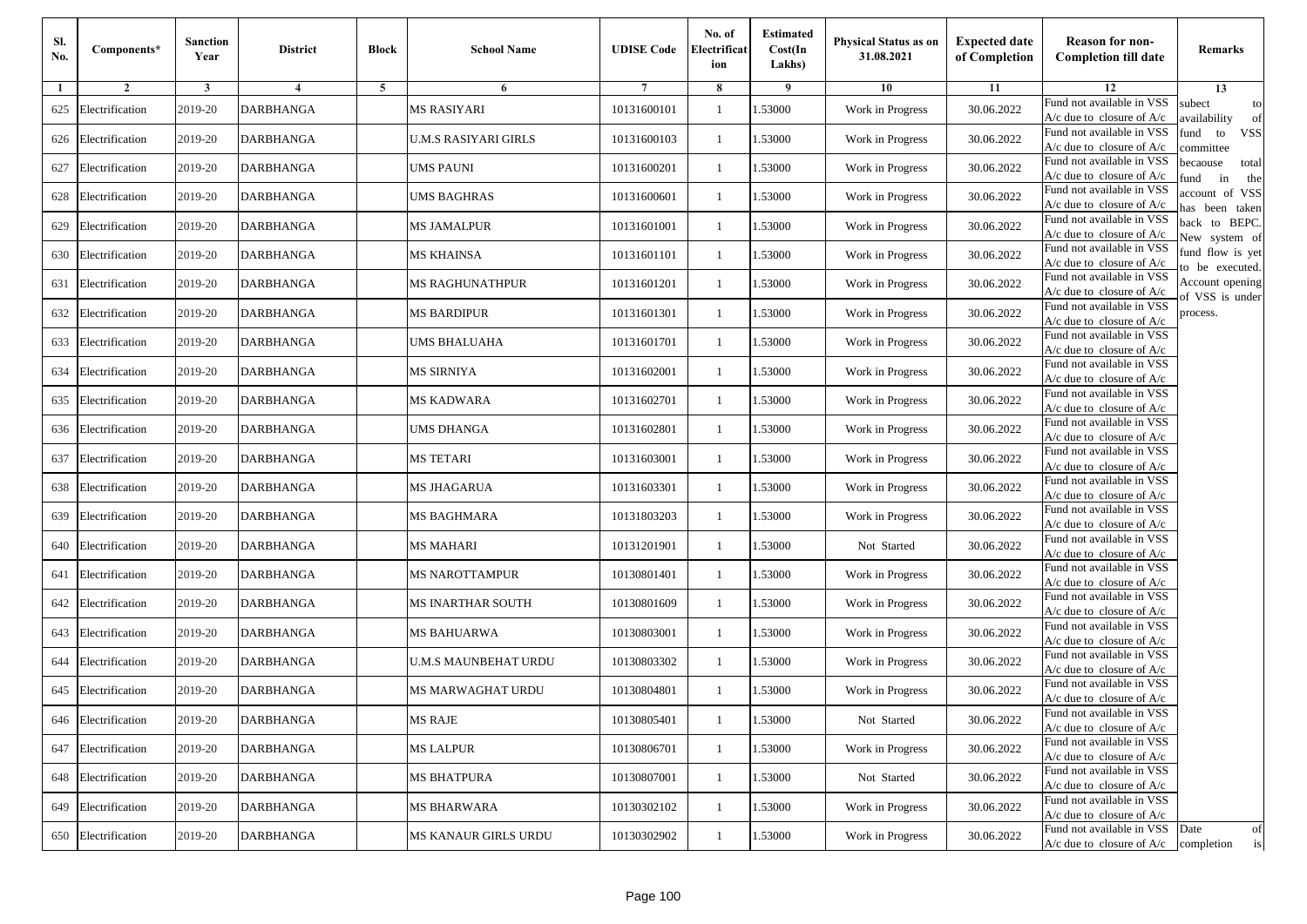| Sl. No. | Components* | Sanction Year | District | Block | School Name | UDISE Code | No. of Electrification | Estimated Cost(In Lakhs) | Physical Status as on 31.08.2021 | Expected date of Completion | Reason for non-Completion till date | Remarks |
|---|---|---|---|---|---|---|---|---|---|---|---|---|
| 1 | 2 | 3 | 4 | 5 | 6 | 7 | 8 | 9 | 10 | 11 | 12 | 13 |
| 625 | Electrification | 2019-20 | DARBHANGA | | MS RASIYARI | 10131600101 | 1 | 1.53000 | Work in Progress | 30.06.2022 | Fund not available in VSS A/c due to closure of A/c | subect to availability of fund to VSS committee becaouse total fund in the account of VSS has been taken back to BEPC. New system of fund flow is yet to be executed. Account opening of VSS is under process. |
| 626 | Electrification | 2019-20 | DARBHANGA | | U.M.S RASIYARI GIRLS | 10131600103 | 1 | 1.53000 | Work in Progress | 30.06.2022 | Fund not available in VSS A/c due to closure of A/c | |
| 627 | Electrification | 2019-20 | DARBHANGA | | UMS PAUNI | 10131600201 | 1 | 1.53000 | Work in Progress | 30.06.2022 | Fund not available in VSS A/c due to closure of A/c | |
| 628 | Electrification | 2019-20 | DARBHANGA | | UMS BAGHRAS | 10131600601 | 1 | 1.53000 | Work in Progress | 30.06.2022 | Fund not available in VSS A/c due to closure of A/c | |
| 629 | Electrification | 2019-20 | DARBHANGA | | MS JAMALPUR | 10131601001 | 1 | 1.53000 | Work in Progress | 30.06.2022 | Fund not available in VSS A/c due to closure of A/c | |
| 630 | Electrification | 2019-20 | DARBHANGA | | MS KHAINSA | 10131601101 | 1 | 1.53000 | Work in Progress | 30.06.2022 | Fund not available in VSS A/c due to closure of A/c | |
| 631 | Electrification | 2019-20 | DARBHANGA | | MS RAGHUNATHPUR | 10131601201 | 1 | 1.53000 | Work in Progress | 30.06.2022 | Fund not available in VSS A/c due to closure of A/c | |
| 632 | Electrification | 2019-20 | DARBHANGA | | MS BARDIPUR | 10131601301 | 1 | 1.53000 | Work in Progress | 30.06.2022 | Fund not available in VSS A/c due to closure of A/c | |
| 633 | Electrification | 2019-20 | DARBHANGA | | UMS BHALUAHA | 10131601701 | 1 | 1.53000 | Work in Progress | 30.06.2022 | Fund not available in VSS A/c due to closure of A/c | |
| 634 | Electrification | 2019-20 | DARBHANGA | | MS SIRNIYA | 10131602001 | 1 | 1.53000 | Work in Progress | 30.06.2022 | Fund not available in VSS A/c due to closure of A/c | |
| 635 | Electrification | 2019-20 | DARBHANGA | | MS KADWARA | 10131602701 | 1 | 1.53000 | Work in Progress | 30.06.2022 | Fund not available in VSS A/c due to closure of A/c | |
| 636 | Electrification | 2019-20 | DARBHANGA | | UMS DHANGA | 10131602801 | 1 | 1.53000 | Work in Progress | 30.06.2022 | Fund not available in VSS A/c due to closure of A/c | |
| 637 | Electrification | 2019-20 | DARBHANGA | | MS TETARI | 10131603001 | 1 | 1.53000 | Work in Progress | 30.06.2022 | Fund not available in VSS A/c due to closure of A/c | |
| 638 | Electrification | 2019-20 | DARBHANGA | | MS JHAGARUA | 10131603301 | 1 | 1.53000 | Work in Progress | 30.06.2022 | Fund not available in VSS A/c due to closure of A/c | |
| 639 | Electrification | 2019-20 | DARBHANGA | | MS BAGHMARA | 10131803203 | 1 | 1.53000 | Work in Progress | 30.06.2022 | Fund not available in VSS A/c due to closure of A/c | |
| 640 | Electrification | 2019-20 | DARBHANGA | | MS MAHARI | 10131201901 | 1 | 1.53000 | Not Started | 30.06.2022 | Fund not available in VSS A/c due to closure of A/c | |
| 641 | Electrification | 2019-20 | DARBHANGA | | MS NAROTTAMPUR | 10130801401 | 1 | 1.53000 | Work in Progress | 30.06.2022 | Fund not available in VSS A/c due to closure of A/c | |
| 642 | Electrification | 2019-20 | DARBHANGA | | MS INARTHAR SOUTH | 10130801609 | 1 | 1.53000 | Work in Progress | 30.06.2022 | Fund not available in VSS A/c due to closure of A/c | |
| 643 | Electrification | 2019-20 | DARBHANGA | | MS BAHUARWA | 10130803001 | 1 | 1.53000 | Work in Progress | 30.06.2022 | Fund not available in VSS A/c due to closure of A/c | |
| 644 | Electrification | 2019-20 | DARBHANGA | | U.M.S MAUNBEHAT URDU | 10130803302 | 1 | 1.53000 | Work in Progress | 30.06.2022 | Fund not available in VSS A/c due to closure of A/c | |
| 645 | Electrification | 2019-20 | DARBHANGA | | MS MARWAGHAT URDU | 10130804801 | 1 | 1.53000 | Work in Progress | 30.06.2022 | Fund not available in VSS A/c due to closure of A/c | |
| 646 | Electrification | 2019-20 | DARBHANGA | | MS RAJE | 10130805401 | 1 | 1.53000 | Not Started | 30.06.2022 | Fund not available in VSS A/c due to closure of A/c | |
| 647 | Electrification | 2019-20 | DARBHANGA | | MS LALPUR | 10130806701 | 1 | 1.53000 | Work in Progress | 30.06.2022 | Fund not available in VSS A/c due to closure of A/c | |
| 648 | Electrification | 2019-20 | DARBHANGA | | MS BHATPURA | 10130807001 | 1 | 1.53000 | Not Started | 30.06.2022 | Fund not available in VSS A/c due to closure of A/c | |
| 649 | Electrification | 2019-20 | DARBHANGA | | MS BHARWARA | 10130302102 | 1 | 1.53000 | Work in Progress | 30.06.2022 | Fund not available in VSS A/c due to closure of A/c | |
| 650 | Electrification | 2019-20 | DARBHANGA | | MS KANAUR GIRLS URDU | 10130302902 | 1 | 1.53000 | Work in Progress | 30.06.2022 | Fund not available in VSS A/c due to closure of A/c | Date of completion is |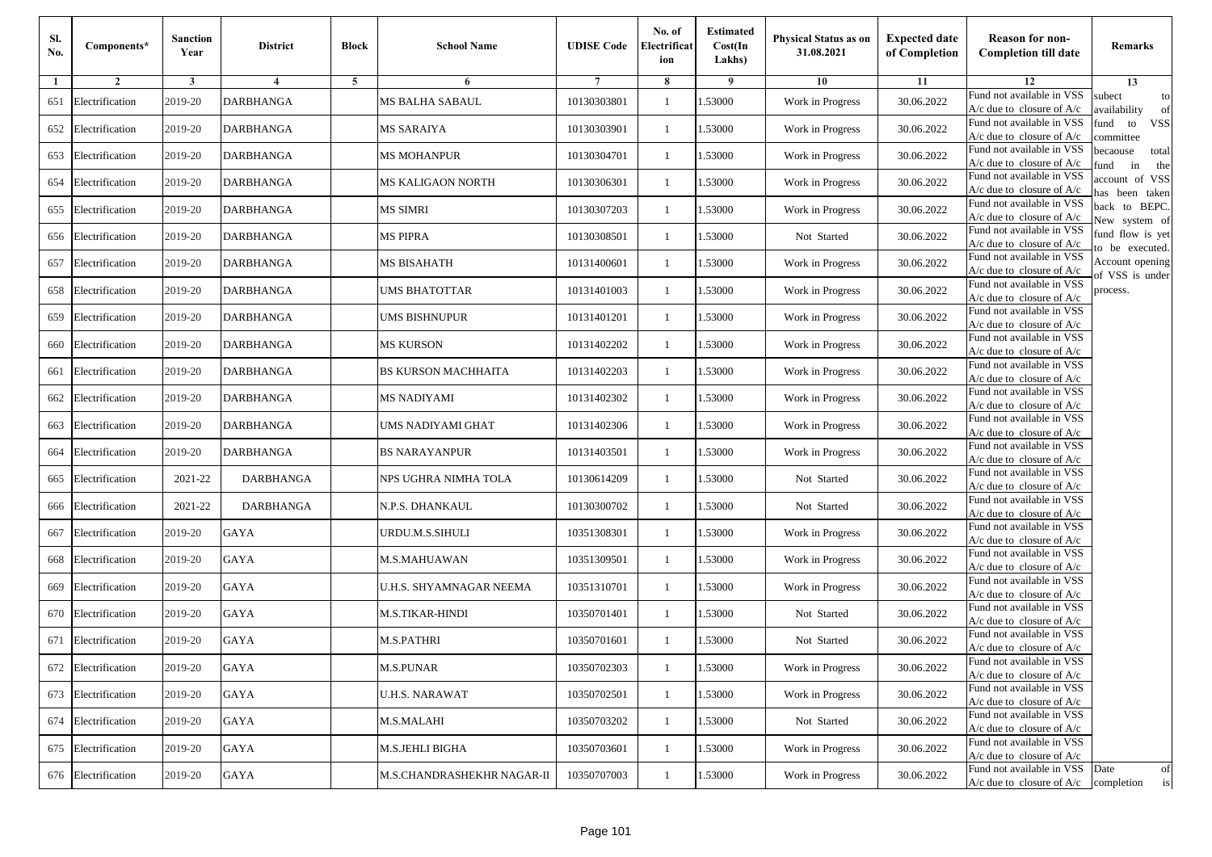| Sl. No. | Components* | Sanction Year | District | Block | School Name | UDISE Code | No. of Electrification | Estimated Cost(In Lakhs) | Physical Status as on 31.08.2021 | Expected date of Completion | Reason for non-Completion till date | Remarks |
|---|---|---|---|---|---|---|---|---|---|---|---|---|
| 1 | 2 | 3 | 4 | 5 | 6 | 7 | 8 | 9 | 10 | 11 | 12 | 13 |
| 651 | Electrification | 2019-20 | DARBHANGA | | MS BALHA SABAUL | 10130303801 | 1 | 1.53000 | Work in Progress | 30.06.2022 | Fund not available in VSS A/c due to closure of A/c | subect to availability of fund to VSS committee becaouse total fund in the account of VSS has been taken back to BEPC. New system of fund flow is yet to be executed. Account opening of VSS is under process. |
| 652 | Electrification | 2019-20 | DARBHANGA | | MS SARAIYA | 10130303901 | 1 | 1.53000 | Work in Progress | 30.06.2022 | Fund not available in VSS A/c due to closure of A/c | |
| 653 | Electrification | 2019-20 | DARBHANGA | | MS MOHANPUR | 10130304701 | 1 | 1.53000 | Work in Progress | 30.06.2022 | Fund not available in VSS A/c due to closure of A/c | |
| 654 | Electrification | 2019-20 | DARBHANGA | | MS KALIGAON NORTH | 10130306301 | 1 | 1.53000 | Work in Progress | 30.06.2022 | Fund not available in VSS A/c due to closure of A/c | |
| 655 | Electrification | 2019-20 | DARBHANGA | | MS SIMRI | 10130307203 | 1 | 1.53000 | Work in Progress | 30.06.2022 | Fund not available in VSS A/c due to closure of A/c | |
| 656 | Electrification | 2019-20 | DARBHANGA | | MS PIPRA | 10130308501 | 1 | 1.53000 | Not Started | 30.06.2022 | Fund not available in VSS A/c due to closure of A/c | |
| 657 | Electrification | 2019-20 | DARBHANGA | | MS BISAHATH | 10131400601 | 1 | 1.53000 | Work in Progress | 30.06.2022 | Fund not available in VSS A/c due to closure of A/c | |
| 658 | Electrification | 2019-20 | DARBHANGA | | UMS BHATOTTAR | 10131401003 | 1 | 1.53000 | Work in Progress | 30.06.2022 | Fund not available in VSS A/c due to closure of A/c | |
| 659 | Electrification | 2019-20 | DARBHANGA | | UMS BISHNUPUR | 10131401201 | 1 | 1.53000 | Work in Progress | 30.06.2022 | Fund not available in VSS A/c due to closure of A/c | |
| 660 | Electrification | 2019-20 | DARBHANGA | | MS KURSON | 10131402202 | 1 | 1.53000 | Work in Progress | 30.06.2022 | Fund not available in VSS A/c due to closure of A/c | |
| 661 | Electrification | 2019-20 | DARBHANGA | | BS KURSON MACHHAITA | 10131402203 | 1 | 1.53000 | Work in Progress | 30.06.2022 | Fund not available in VSS A/c due to closure of A/c | |
| 662 | Electrification | 2019-20 | DARBHANGA | | MS NADIYAMI | 10131402302 | 1 | 1.53000 | Work in Progress | 30.06.2022 | Fund not available in VSS A/c due to closure of A/c | |
| 663 | Electrification | 2019-20 | DARBHANGA | | UMS NADIYAMI GHAT | 10131402306 | 1 | 1.53000 | Work in Progress | 30.06.2022 | Fund not available in VSS A/c due to closure of A/c | |
| 664 | Electrification | 2019-20 | DARBHANGA | | BS NARAYANPUR | 10131403501 | 1 | 1.53000 | Work in Progress | 30.06.2022 | Fund not available in VSS A/c due to closure of A/c | |
| 665 | Electrification | 2021-22 | DARBHANGA | | NPS UGHRA NIMHA TOLA | 10130614209 | 1 | 1.53000 | Not Started | 30.06.2022 | Fund not available in VSS A/c due to closure of A/c | |
| 666 | Electrification | 2021-22 | DARBHANGA | | N.P.S. DHANKAUL | 10130300702 | 1 | 1.53000 | Not Started | 30.06.2022 | Fund not available in VSS A/c due to closure of A/c | |
| 667 | Electrification | 2019-20 | GAYA | | URDU.M.S.SIHULI | 10351308301 | 1 | 1.53000 | Work in Progress | 30.06.2022 | Fund not available in VSS A/c due to closure of A/c | |
| 668 | Electrification | 2019-20 | GAYA | | M.S.MAHUAWAN | 10351309501 | 1 | 1.53000 | Work in Progress | 30.06.2022 | Fund not available in VSS A/c due to closure of A/c | |
| 669 | Electrification | 2019-20 | GAYA | | U.H.S. SHYAMNAGAR NEEMA | 10351310701 | 1 | 1.53000 | Work in Progress | 30.06.2022 | Fund not available in VSS A/c due to closure of A/c | |
| 670 | Electrification | 2019-20 | GAYA | | M.S.TIKAR-HINDI | 10350701401 | 1 | 1.53000 | Not Started | 30.06.2022 | Fund not available in VSS A/c due to closure of A/c | |
| 671 | Electrification | 2019-20 | GAYA | | M.S.PATHRI | 10350701601 | 1 | 1.53000 | Not Started | 30.06.2022 | Fund not available in VSS A/c due to closure of A/c | |
| 672 | Electrification | 2019-20 | GAYA | | M.S.PUNAR | 10350702303 | 1 | 1.53000 | Work in Progress | 30.06.2022 | Fund not available in VSS A/c due to closure of A/c | |
| 673 | Electrification | 2019-20 | GAYA | | U.H.S. NARAWAT | 10350702501 | 1 | 1.53000 | Work in Progress | 30.06.2022 | Fund not available in VSS A/c due to closure of A/c | |
| 674 | Electrification | 2019-20 | GAYA | | M.S.MALAHI | 10350703202 | 1 | 1.53000 | Not Started | 30.06.2022 | Fund not available in VSS A/c due to closure of A/c | |
| 675 | Electrification | 2019-20 | GAYA | | M.S.JEHLI BIGHA | 10350703601 | 1 | 1.53000 | Work in Progress | 30.06.2022 | Fund not available in VSS A/c due to closure of A/c | |
| 676 | Electrification | 2019-20 | GAYA | | M.S.CHANDRASHEKHR NAGAR-II | 10350707003 | 1 | 1.53000 | Work in Progress | 30.06.2022 | Fund not available in VSS A/c due to closure of A/c | Date of completion is |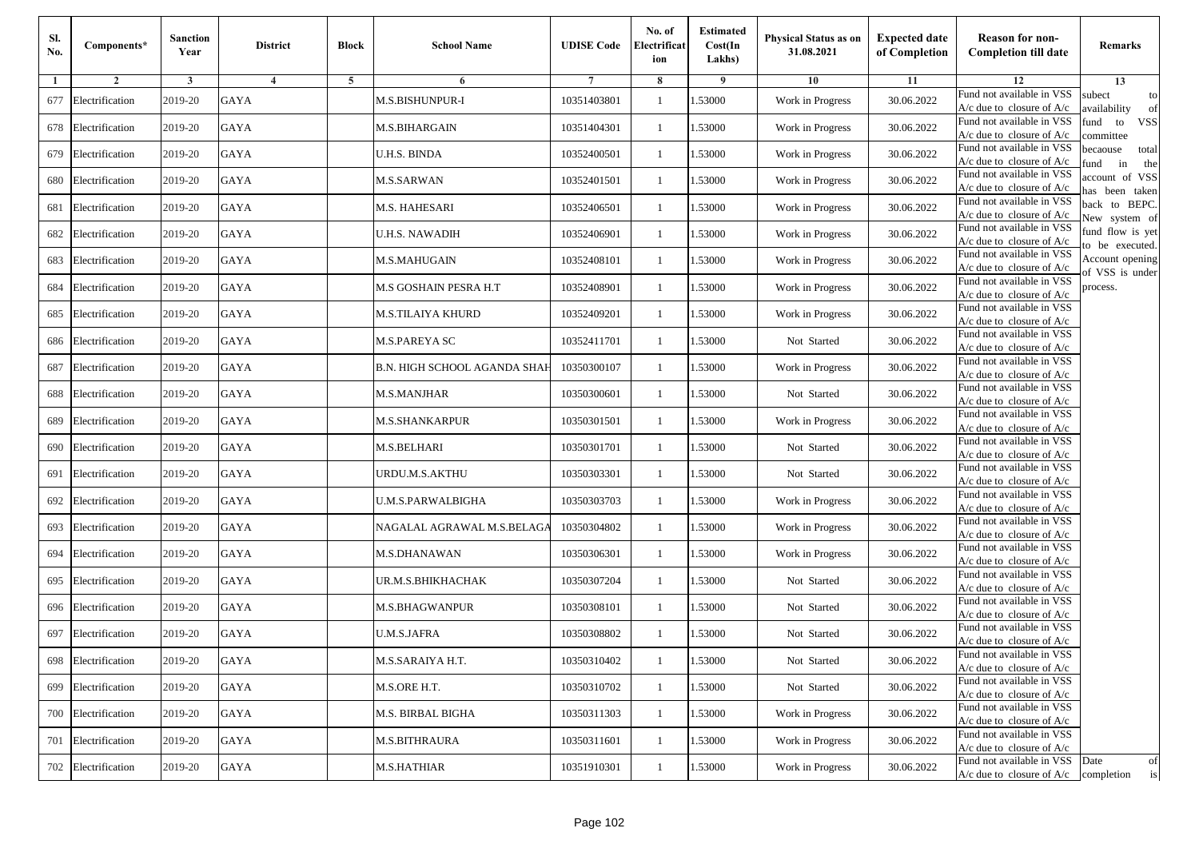| Sl. No. | Components* | Sanction Year | District | Block | School Name | UDISE Code | No. of Electrification | Estimated Cost(In Lakhs) | Physical Status as on 31.08.2021 | Expected date of Completion | Reason for non-Completion till date | Remarks |
|---|---|---|---|---|---|---|---|---|---|---|---|---|
| 1 | 2 | 3 | 4 | 5 | 6 | 7 | 8 | 9 | 10 | 11 | 12 | 13 |
| 677 | Electrification | 2019-20 | GAYA | | M.S.BISHUNPUR-I | 10351403801 | 1 | 1.53000 | Work in Progress | 30.06.2022 | Fund not available in VSS A/c due to closure of A/c | subect to availability of fund to VSS committee becaouse total fund in the account of VSS has been taken back to BEPC. New system of fund flow is yet to be executed. Account opening of VSS is under process. |
| 678 | Electrification | 2019-20 | GAYA | | M.S.BIHARGAIN | 10351404301 | 1 | 1.53000 | Work in Progress | 30.06.2022 | Fund not available in VSS A/c due to closure of A/c | |
| 679 | Electrification | 2019-20 | GAYA | | U.H.S. BINDA | 10352400501 | 1 | 1.53000 | Work in Progress | 30.06.2022 | Fund not available in VSS A/c due to closure of A/c | |
| 680 | Electrification | 2019-20 | GAYA | | M.S.SARWAN | 10352401501 | 1 | 1.53000 | Work in Progress | 30.06.2022 | Fund not available in VSS A/c due to closure of A/c | |
| 681 | Electrification | 2019-20 | GAYA | | M.S. HAHESARI | 10352406501 | 1 | 1.53000 | Work in Progress | 30.06.2022 | Fund not available in VSS A/c due to closure of A/c | |
| 682 | Electrification | 2019-20 | GAYA | | U.H.S. NAWADIH | 10352406901 | 1 | 1.53000 | Work in Progress | 30.06.2022 | Fund not available in VSS A/c due to closure of A/c | |
| 683 | Electrification | 2019-20 | GAYA | | M.S.MAHUGAIN | 10352408101 | 1 | 1.53000 | Work in Progress | 30.06.2022 | Fund not available in VSS A/c due to closure of A/c | |
| 684 | Electrification | 2019-20 | GAYA | | M.S GOSHAIN PESRA H.T | 10352408901 | 1 | 1.53000 | Work in Progress | 30.06.2022 | Fund not available in VSS A/c due to closure of A/c | |
| 685 | Electrification | 2019-20 | GAYA | | M.S.TILAIYA KHURD | 10352409201 | 1 | 1.53000 | Work in Progress | 30.06.2022 | Fund not available in VSS A/c due to closure of A/c | |
| 686 | Electrification | 2019-20 | GAYA | | M.S.PAREYA SC | 10352411701 | 1 | 1.53000 | Not Started | 30.06.2022 | Fund not available in VSS A/c due to closure of A/c | |
| 687 | Electrification | 2019-20 | GAYA | | B.N. HIGH SCHOOL AGANDA SHAH | 10350300107 | 1 | 1.53000 | Work in Progress | 30.06.2022 | Fund not available in VSS A/c due to closure of A/c | |
| 688 | Electrification | 2019-20 | GAYA | | M.S.MANJHAR | 10350300601 | 1 | 1.53000 | Not Started | 30.06.2022 | Fund not available in VSS A/c due to closure of A/c | |
| 689 | Electrification | 2019-20 | GAYA | | M.S.SHANKARPUR | 10350301501 | 1 | 1.53000 | Work in Progress | 30.06.2022 | Fund not available in VSS A/c due to closure of A/c | |
| 690 | Electrification | 2019-20 | GAYA | | M.S.BELHARI | 10350301701 | 1 | 1.53000 | Not Started | 30.06.2022 | Fund not available in VSS A/c due to closure of A/c | |
| 691 | Electrification | 2019-20 | GAYA | | URDU.M.S.AKTHU | 10350303301 | 1 | 1.53000 | Not Started | 30.06.2022 | Fund not available in VSS A/c due to closure of A/c | |
| 692 | Electrification | 2019-20 | GAYA | | U.M.S.PARWALBIGHA | 10350303703 | 1 | 1.53000 | Work in Progress | 30.06.2022 | Fund not available in VSS A/c due to closure of A/c | |
| 693 | Electrification | 2019-20 | GAYA | | NAGALAL AGRAWAL M.S.BELAGA | 10350304802 | 1 | 1.53000 | Work in Progress | 30.06.2022 | Fund not available in VSS A/c due to closure of A/c | |
| 694 | Electrification | 2019-20 | GAYA | | M.S.DHANAWAN | 10350306301 | 1 | 1.53000 | Work in Progress | 30.06.2022 | Fund not available in VSS A/c due to closure of A/c | |
| 695 | Electrification | 2019-20 | GAYA | | UR.M.S.BHIKHACHAK | 10350307204 | 1 | 1.53000 | Not Started | 30.06.2022 | Fund not available in VSS A/c due to closure of A/c | |
| 696 | Electrification | 2019-20 | GAYA | | M.S.BHAGWANPUR | 10350308101 | 1 | 1.53000 | Not Started | 30.06.2022 | Fund not available in VSS A/c due to closure of A/c | |
| 697 | Electrification | 2019-20 | GAYA | | U.M.S.JAFRA | 10350308802 | 1 | 1.53000 | Not Started | 30.06.2022 | Fund not available in VSS A/c due to closure of A/c | |
| 698 | Electrification | 2019-20 | GAYA | | M.S.SARAIYA H.T. | 10350310402 | 1 | 1.53000 | Not Started | 30.06.2022 | Fund not available in VSS A/c due to closure of A/c | |
| 699 | Electrification | 2019-20 | GAYA | | M.S.ORE H.T. | 10350310702 | 1 | 1.53000 | Not Started | 30.06.2022 | Fund not available in VSS A/c due to closure of A/c | |
| 700 | Electrification | 2019-20 | GAYA | | M.S. BIRBAL BIGHA | 10350311303 | 1 | 1.53000 | Work in Progress | 30.06.2022 | Fund not available in VSS A/c due to closure of A/c | |
| 701 | Electrification | 2019-20 | GAYA | | M.S.BITHRAURA | 10350311601 | 1 | 1.53000 | Work in Progress | 30.06.2022 | Fund not available in VSS A/c due to closure of A/c | |
| 702 | Electrification | 2019-20 | GAYA | | M.S.HATHIAR | 10351910301 | 1 | 1.53000 | Work in Progress | 30.06.2022 | Fund not available in VSS A/c due to closure of A/c | Date of completion is |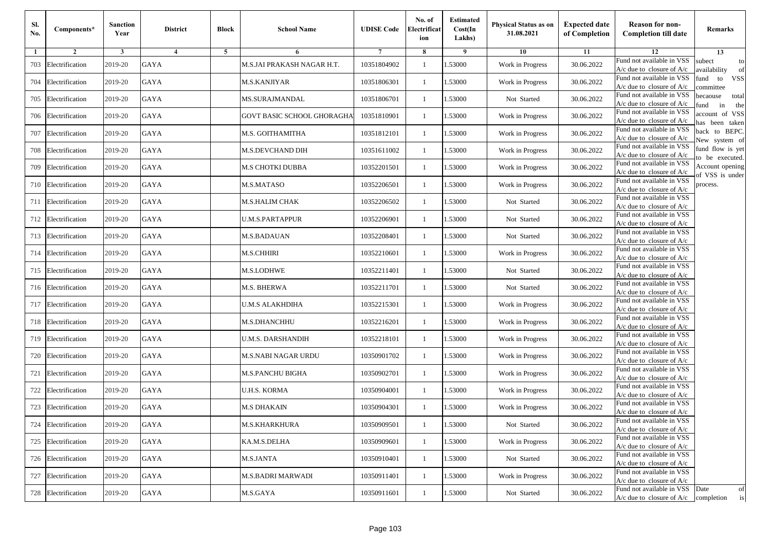| Sl. No. | Components* | Sanction Year | District | Block | School Name | UDISE Code | No. of Electrification | Estimated Cost(In Lakhs) | Physical Status as on 31.08.2021 | Expected date of Completion | Reason for non-Completion till date | Remarks |
|---|---|---|---|---|---|---|---|---|---|---|---|---|
| 1 | 2 | 3 | 4 | 5 | 6 | 7 | 8 | 9 | 10 | 11 | 12 | 13 |
| 703 | Electrification | 2019-20 | GAYA | | M.S.JAI PRAKASH NAGAR H.T. | 10351804902 | 1 | 1.53000 | Work in Progress | 30.06.2022 | Fund not available in VSS A/c due to closure of A/c | subect to availability of fund to VSS committee becaouse total fund in the account of VSS has been taken back to BEPC. New system of fund flow is yet to be executed. Account opening of VSS is under process. |
| 704 | Electrification | 2019-20 | GAYA | | M.S.KANJIYAR | 10351806301 | 1 | 1.53000 | Work in Progress | 30.06.2022 | Fund not available in VSS A/c due to closure of A/c | |
| 705 | Electrification | 2019-20 | GAYA | | MS.SURAJMANDAL | 10351806701 | 1 | 1.53000 | Not Started | 30.06.2022 | Fund not available in VSS A/c due to closure of A/c | |
| 706 | Electrification | 2019-20 | GAYA | | GOVT BASIC SCHOOL GHORAGHA | 10351810901 | 1 | 1.53000 | Work in Progress | 30.06.2022 | Fund not available in VSS A/c due to closure of A/c | |
| 707 | Electrification | 2019-20 | GAYA | | M.S. GOITHAMITHA | 10351812101 | 1 | 1.53000 | Work in Progress | 30.06.2022 | Fund not available in VSS A/c due to closure of A/c | |
| 708 | Electrification | 2019-20 | GAYA | | M.S.DEVCHAND DIH | 10351611002 | 1 | 1.53000 | Work in Progress | 30.06.2022 | Fund not available in VSS A/c due to closure of A/c | |
| 709 | Electrification | 2019-20 | GAYA | | M.S CHOTKI DUBBA | 10352201501 | 1 | 1.53000 | Work in Progress | 30.06.2022 | Fund not available in VSS A/c due to closure of A/c | |
| 710 | Electrification | 2019-20 | GAYA | | M.S.MATASO | 10352206501 | 1 | 1.53000 | Work in Progress | 30.06.2022 | Fund not available in VSS A/c due to closure of A/c | |
| 711 | Electrification | 2019-20 | GAYA | | M.S.HALIM CHAK | 10352206502 | 1 | 1.53000 | Not Started | 30.06.2022 | Fund not available in VSS A/c due to closure of A/c | |
| 712 | Electrification | 2019-20 | GAYA | | U.M.S.PARTAPPUR | 10352206901 | 1 | 1.53000 | Not Started | 30.06.2022 | Fund not available in VSS A/c due to closure of A/c | |
| 713 | Electrification | 2019-20 | GAYA | | M.S.BADAUAN | 10352208401 | 1 | 1.53000 | Not Started | 30.06.2022 | Fund not available in VSS A/c due to closure of A/c | |
| 714 | Electrification | 2019-20 | GAYA | | M.S.CHHIRI | 10352210601 | 1 | 1.53000 | Work in Progress | 30.06.2022 | Fund not available in VSS A/c due to closure of A/c | |
| 715 | Electrification | 2019-20 | GAYA | | M.S.LODHWE | 10352211401 | 1 | 1.53000 | Not Started | 30.06.2022 | Fund not available in VSS A/c due to closure of A/c | |
| 716 | Electrification | 2019-20 | GAYA | | M.S. BHERWA | 10352211701 | 1 | 1.53000 | Not Started | 30.06.2022 | Fund not available in VSS A/c due to closure of A/c | |
| 717 | Electrification | 2019-20 | GAYA | | U.M.S ALAKHDIHA | 10352215301 | 1 | 1.53000 | Work in Progress | 30.06.2022 | Fund not available in VSS A/c due to closure of A/c | |
| 718 | Electrification | 2019-20 | GAYA | | M.S.DHANCHHU | 10352216201 | 1 | 1.53000 | Work in Progress | 30.06.2022 | Fund not available in VSS A/c due to closure of A/c | |
| 719 | Electrification | 2019-20 | GAYA | | U.M.S. DARSHANDIH | 10352218101 | 1 | 1.53000 | Work in Progress | 30.06.2022 | Fund not available in VSS A/c due to closure of A/c | |
| 720 | Electrification | 2019-20 | GAYA | | M.S.NABI NAGAR URDU | 10350901702 | 1 | 1.53000 | Work in Progress | 30.06.2022 | Fund not available in VSS A/c due to closure of A/c | |
| 721 | Electrification | 2019-20 | GAYA | | M.S.PANCHU BIGHA | 10350902701 | 1 | 1.53000 | Work in Progress | 30.06.2022 | Fund not available in VSS A/c due to closure of A/c | |
| 722 | Electrification | 2019-20 | GAYA | | U.H.S. KORMA | 10350904001 | 1 | 1.53000 | Work in Progress | 30.06.2022 | Fund not available in VSS A/c due to closure of A/c | |
| 723 | Electrification | 2019-20 | GAYA | | M.S DHAKAIN | 10350904301 | 1 | 1.53000 | Work in Progress | 30.06.2022 | Fund not available in VSS A/c due to closure of A/c | |
| 724 | Electrification | 2019-20 | GAYA | | M.S.KHARKHURA | 10350909501 | 1 | 1.53000 | Not Started | 30.06.2022 | Fund not available in VSS A/c due to closure of A/c | |
| 725 | Electrification | 2019-20 | GAYA | | KA.M.S.DELHA | 10350909601 | 1 | 1.53000 | Work in Progress | 30.06.2022 | Fund not available in VSS A/c due to closure of A/c | |
| 726 | Electrification | 2019-20 | GAYA | | M.S.JANTA | 10350910401 | 1 | 1.53000 | Not Started | 30.06.2022 | Fund not available in VSS A/c due to closure of A/c | |
| 727 | Electrification | 2019-20 | GAYA | | M.S.BADRI MARWADI | 10350911401 | 1 | 1.53000 | Work in Progress | 30.06.2022 | Fund not available in VSS A/c due to closure of A/c | |
| 728 | Electrification | 2019-20 | GAYA | | M.S.GAYA | 10350911601 | 1 | 1.53000 | Not Started | 30.06.2022 | Fund not available in VSS A/c due to closure of A/c | Date of completion is |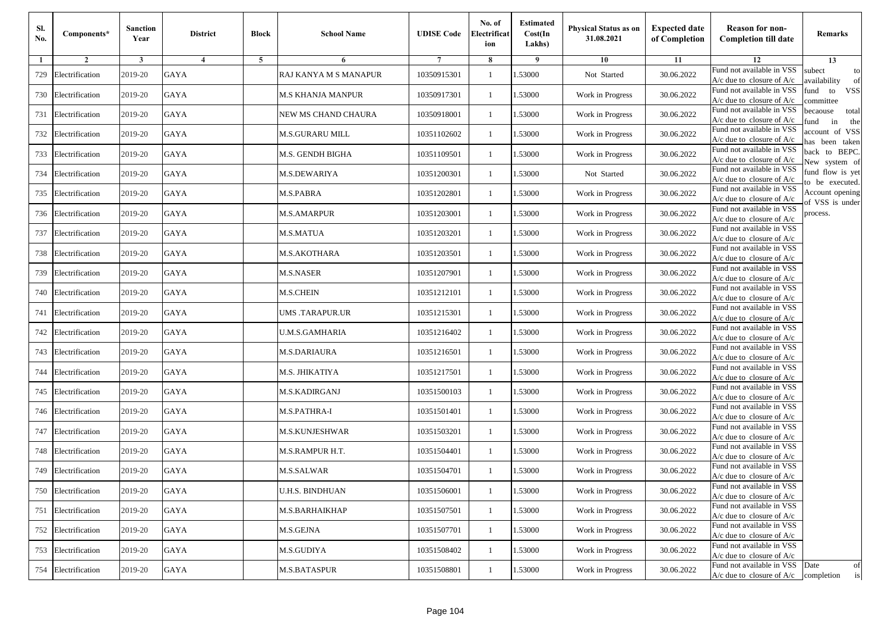| Sl. No. | Components* | Sanction Year | District | Block | School Name | UDISE Code | No. of Electrification | Estimated Cost(In Lakhs) | Physical Status as on 31.08.2021 | Expected date of Completion | Reason for non-Completion till date | Remarks |
|---|---|---|---|---|---|---|---|---|---|---|---|---|
| 1 | 2 | 3 | 4 | 5 | 6 | 7 | 8 | 9 | 10 | 11 | 12 | 13 |
| 729 | Electrification | 2019-20 | GAYA | | RAJ KANYA M S MANAPUR | 10350915301 | 1 | 1.53000 | Not Started | 30.06.2022 | Fund not available in VSS A/c due to closure of A/c | subect to availability of fund to VSS committee becaouse total fund in the account of VSS has been taken back to BEPC. New system of fund flow is yet to be executed. Account opening of VSS is under process. |
| 730 | Electrification | 2019-20 | GAYA | | M.S KHANJA MANPUR | 10350917301 | 1 | 1.53000 | Work in Progress | 30.06.2022 | Fund not available in VSS A/c due to closure of A/c | |
| 731 | Electrification | 2019-20 | GAYA | | NEW MS CHAND CHAURA | 10350918001 | 1 | 1.53000 | Work in Progress | 30.06.2022 | Fund not available in VSS A/c due to closure of A/c | |
| 732 | Electrification | 2019-20 | GAYA | | M.S.GURARU MILL | 10351102602 | 1 | 1.53000 | Work in Progress | 30.06.2022 | Fund not available in VSS A/c due to closure of A/c | |
| 733 | Electrification | 2019-20 | GAYA | | M.S. GENDH BIGHA | 10351109501 | 1 | 1.53000 | Work in Progress | 30.06.2022 | Fund not available in VSS A/c due to closure of A/c | |
| 734 | Electrification | 2019-20 | GAYA | | M.S.DEWARIYA | 10351200301 | 1 | 1.53000 | Not Started | 30.06.2022 | Fund not available in VSS A/c due to closure of A/c | |
| 735 | Electrification | 2019-20 | GAYA | | M.S.PABRA | 10351202801 | 1 | 1.53000 | Work in Progress | 30.06.2022 | Fund not available in VSS A/c due to closure of A/c | |
| 736 | Electrification | 2019-20 | GAYA | | M.S.AMARPUR | 10351203001 | 1 | 1.53000 | Work in Progress | 30.06.2022 | Fund not available in VSS A/c due to closure of A/c | |
| 737 | Electrification | 2019-20 | GAYA | | M.S.MATUA | 10351203201 | 1 | 1.53000 | Work in Progress | 30.06.2022 | Fund not available in VSS A/c due to closure of A/c | |
| 738 | Electrification | 2019-20 | GAYA | | M.S.AKOTHARA | 10351203501 | 1 | 1.53000 | Work in Progress | 30.06.2022 | Fund not available in VSS A/c due to closure of A/c | |
| 739 | Electrification | 2019-20 | GAYA | | M.S.NASER | 10351207901 | 1 | 1.53000 | Work in Progress | 30.06.2022 | Fund not available in VSS A/c due to closure of A/c | |
| 740 | Electrification | 2019-20 | GAYA | | M.S.CHEIN | 10351212101 | 1 | 1.53000 | Work in Progress | 30.06.2022 | Fund not available in VSS A/c due to closure of A/c | |
| 741 | Electrification | 2019-20 | GAYA | | UMS .TARAPUR.UR | 10351215301 | 1 | 1.53000 | Work in Progress | 30.06.2022 | Fund not available in VSS A/c due to closure of A/c | |
| 742 | Electrification | 2019-20 | GAYA | | U.M.S.GAMHARIA | 10351216402 | 1 | 1.53000 | Work in Progress | 30.06.2022 | Fund not available in VSS A/c due to closure of A/c | |
| 743 | Electrification | 2019-20 | GAYA | | M.S.DARIAURA | 10351216501 | 1 | 1.53000 | Work in Progress | 30.06.2022 | Fund not available in VSS A/c due to closure of A/c | |
| 744 | Electrification | 2019-20 | GAYA | | M.S. JHIKATIYA | 10351217501 | 1 | 1.53000 | Work in Progress | 30.06.2022 | Fund not available in VSS A/c due to closure of A/c | |
| 745 | Electrification | 2019-20 | GAYA | | M.S.KADIRGANJ | 10351500103 | 1 | 1.53000 | Work in Progress | 30.06.2022 | Fund not available in VSS A/c due to closure of A/c | |
| 746 | Electrification | 2019-20 | GAYA | | M.S.PATHRA-I | 10351501401 | 1 | 1.53000 | Work in Progress | 30.06.2022 | Fund not available in VSS A/c due to closure of A/c | |
| 747 | Electrification | 2019-20 | GAYA | | M.S.KUNJESHWAR | 10351503201 | 1 | 1.53000 | Work in Progress | 30.06.2022 | Fund not available in VSS A/c due to closure of A/c | |
| 748 | Electrification | 2019-20 | GAYA | | M.S.RAMPUR H.T. | 10351504401 | 1 | 1.53000 | Work in Progress | 30.06.2022 | Fund not available in VSS A/c due to closure of A/c | |
| 749 | Electrification | 2019-20 | GAYA | | M.S.SALWAR | 10351504701 | 1 | 1.53000 | Work in Progress | 30.06.2022 | Fund not available in VSS A/c due to closure of A/c | |
| 750 | Electrification | 2019-20 | GAYA | | U.H.S. BINDHUAN | 10351506001 | 1 | 1.53000 | Work in Progress | 30.06.2022 | Fund not available in VSS A/c due to closure of A/c | |
| 751 | Electrification | 2019-20 | GAYA | | M.S.BARHAIKHAP | 10351507501 | 1 | 1.53000 | Work in Progress | 30.06.2022 | Fund not available in VSS A/c due to closure of A/c | |
| 752 | Electrification | 2019-20 | GAYA | | M.S.GEJNA | 10351507701 | 1 | 1.53000 | Work in Progress | 30.06.2022 | Fund not available in VSS A/c due to closure of A/c | |
| 753 | Electrification | 2019-20 | GAYA | | M.S.GUDIYA | 10351508402 | 1 | 1.53000 | Work in Progress | 30.06.2022 | Fund not available in VSS A/c due to closure of A/c | |
| 754 | Electrification | 2019-20 | GAYA | | M.S.BATASPUR | 10351508801 | 1 | 1.53000 | Work in Progress | 30.06.2022 | Fund not available in VSS A/c due to closure of A/c | Date of completion is |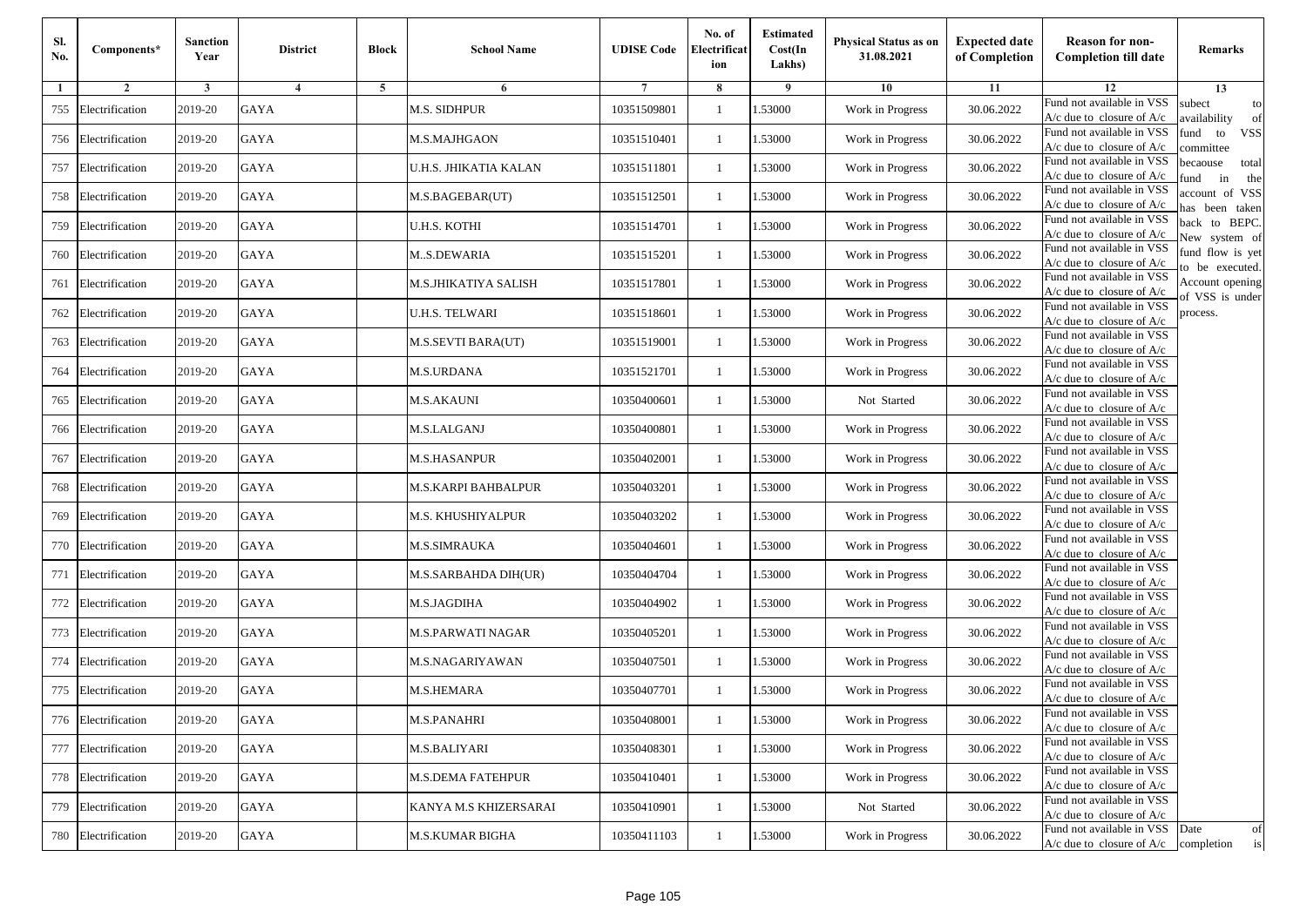| Sl. No. | Components* | Sanction Year | District | Block | School Name | UDISE Code | No. of Electrification | Estimated Cost(In Lakhs) | Physical Status as on 31.08.2021 | Expected date of Completion | Reason for non-Completion till date | Remarks |
|---|---|---|---|---|---|---|---|---|---|---|---|---|
| 1 | 2 | 3 | 4 | 5 | 6 | 7 | 8 | 9 | 10 | 11 | 12 | 13 |
| 755 | Electrification | 2019-20 | GAYA | | M.S. SIDHPUR | 10351509801 | 1 | 1.53000 | Work in Progress | 30.06.2022 | Fund not available in VSS A/c due to closure of A/c | subect to availability of fund to VSS committee becaouse total fund in the account of VSS has been taken back to BEPC. New system of fund flow is yet to be executed. Account opening of VSS is under process. |
| 756 | Electrification | 2019-20 | GAYA | | M.S.MAJHGAON | 10351510401 | 1 | 1.53000 | Work in Progress | 30.06.2022 | Fund not available in VSS A/c due to closure of A/c | |
| 757 | Electrification | 2019-20 | GAYA | | U.H.S. JHIKATIA KALAN | 10351511801 | 1 | 1.53000 | Work in Progress | 30.06.2022 | Fund not available in VSS A/c due to closure of A/c | |
| 758 | Electrification | 2019-20 | GAYA | | M.S.BAGEBAR(UT) | 10351512501 | 1 | 1.53000 | Work in Progress | 30.06.2022 | Fund not available in VSS A/c due to closure of A/c | |
| 759 | Electrification | 2019-20 | GAYA | | U.H.S. KOTHI | 10351514701 | 1 | 1.53000 | Work in Progress | 30.06.2022 | Fund not available in VSS A/c due to closure of A/c | |
| 760 | Electrification | 2019-20 | GAYA | | M..S.DEWARIA | 10351515201 | 1 | 1.53000 | Work in Progress | 30.06.2022 | Fund not available in VSS A/c due to closure of A/c | |
| 761 | Electrification | 2019-20 | GAYA | | M.S.JHIKATIYA SALISH | 10351517801 | 1 | 1.53000 | Work in Progress | 30.06.2022 | Fund not available in VSS A/c due to closure of A/c | |
| 762 | Electrification | 2019-20 | GAYA | | U.H.S. TELWARI | 10351518601 | 1 | 1.53000 | Work in Progress | 30.06.2022 | Fund not available in VSS A/c due to closure of A/c | |
| 763 | Electrification | 2019-20 | GAYA | | M.S.SEVTI BARA(UT) | 10351519001 | 1 | 1.53000 | Work in Progress | 30.06.2022 | Fund not available in VSS A/c due to closure of A/c | |
| 764 | Electrification | 2019-20 | GAYA | | M.S.URDANA | 10351521701 | 1 | 1.53000 | Work in Progress | 30.06.2022 | Fund not available in VSS A/c due to closure of A/c | |
| 765 | Electrification | 2019-20 | GAYA | | M.S.AKAUNI | 10350400601 | 1 | 1.53000 | Not Started | 30.06.2022 | Fund not available in VSS A/c due to closure of A/c | |
| 766 | Electrification | 2019-20 | GAYA | | M.S.LALGANJ | 10350400801 | 1 | 1.53000 | Work in Progress | 30.06.2022 | Fund not available in VSS A/c due to closure of A/c | |
| 767 | Electrification | 2019-20 | GAYA | | M.S.HASANPUR | 10350402001 | 1 | 1.53000 | Work in Progress | 30.06.2022 | Fund not available in VSS A/c due to closure of A/c | |
| 768 | Electrification | 2019-20 | GAYA | | M.S.KARPI BAHBALPUR | 10350403201 | 1 | 1.53000 | Work in Progress | 30.06.2022 | Fund not available in VSS A/c due to closure of A/c | |
| 769 | Electrification | 2019-20 | GAYA | | M.S. KHUSHIYALPUR | 10350403202 | 1 | 1.53000 | Work in Progress | 30.06.2022 | Fund not available in VSS A/c due to closure of A/c | |
| 770 | Electrification | 2019-20 | GAYA | | M.S.SIMRAUKA | 10350404601 | 1 | 1.53000 | Work in Progress | 30.06.2022 | Fund not available in VSS A/c due to closure of A/c | |
| 771 | Electrification | 2019-20 | GAYA | | M.S.SARBAHDA DIH(UR) | 10350404704 | 1 | 1.53000 | Work in Progress | 30.06.2022 | Fund not available in VSS A/c due to closure of A/c | |
| 772 | Electrification | 2019-20 | GAYA | | M.S.JAGDIHA | 10350404902 | 1 | 1.53000 | Work in Progress | 30.06.2022 | Fund not available in VSS A/c due to closure of A/c | |
| 773 | Electrification | 2019-20 | GAYA | | M.S.PARWATI NAGAR | 10350405201 | 1 | 1.53000 | Work in Progress | 30.06.2022 | Fund not available in VSS A/c due to closure of A/c | |
| 774 | Electrification | 2019-20 | GAYA | | M.S.NAGARIYAWAN | 10350407501 | 1 | 1.53000 | Work in Progress | 30.06.2022 | Fund not available in VSS A/c due to closure of A/c | |
| 775 | Electrification | 2019-20 | GAYA | | M.S.HEMARA | 10350407701 | 1 | 1.53000 | Work in Progress | 30.06.2022 | Fund not available in VSS A/c due to closure of A/c | |
| 776 | Electrification | 2019-20 | GAYA | | M.S.PANAHRI | 10350408001 | 1 | 1.53000 | Work in Progress | 30.06.2022 | Fund not available in VSS A/c due to closure of A/c | |
| 777 | Electrification | 2019-20 | GAYA | | M.S.BALIYARI | 10350408301 | 1 | 1.53000 | Work in Progress | 30.06.2022 | Fund not available in VSS A/c due to closure of A/c | |
| 778 | Electrification | 2019-20 | GAYA | | M.S.DEMA FATEHPUR | 10350410401 | 1 | 1.53000 | Work in Progress | 30.06.2022 | Fund not available in VSS A/c due to closure of A/c | |
| 779 | Electrification | 2019-20 | GAYA | | KANYA M.S KHIZERSARAI | 10350410901 | 1 | 1.53000 | Not Started | 30.06.2022 | Fund not available in VSS A/c due to closure of A/c | |
| 780 | Electrification | 2019-20 | GAYA | | M.S.KUMAR BIGHA | 10350411103 | 1 | 1.53000 | Work in Progress | 30.06.2022 | Fund not available in VSS A/c due to closure of A/c | Date of completion is |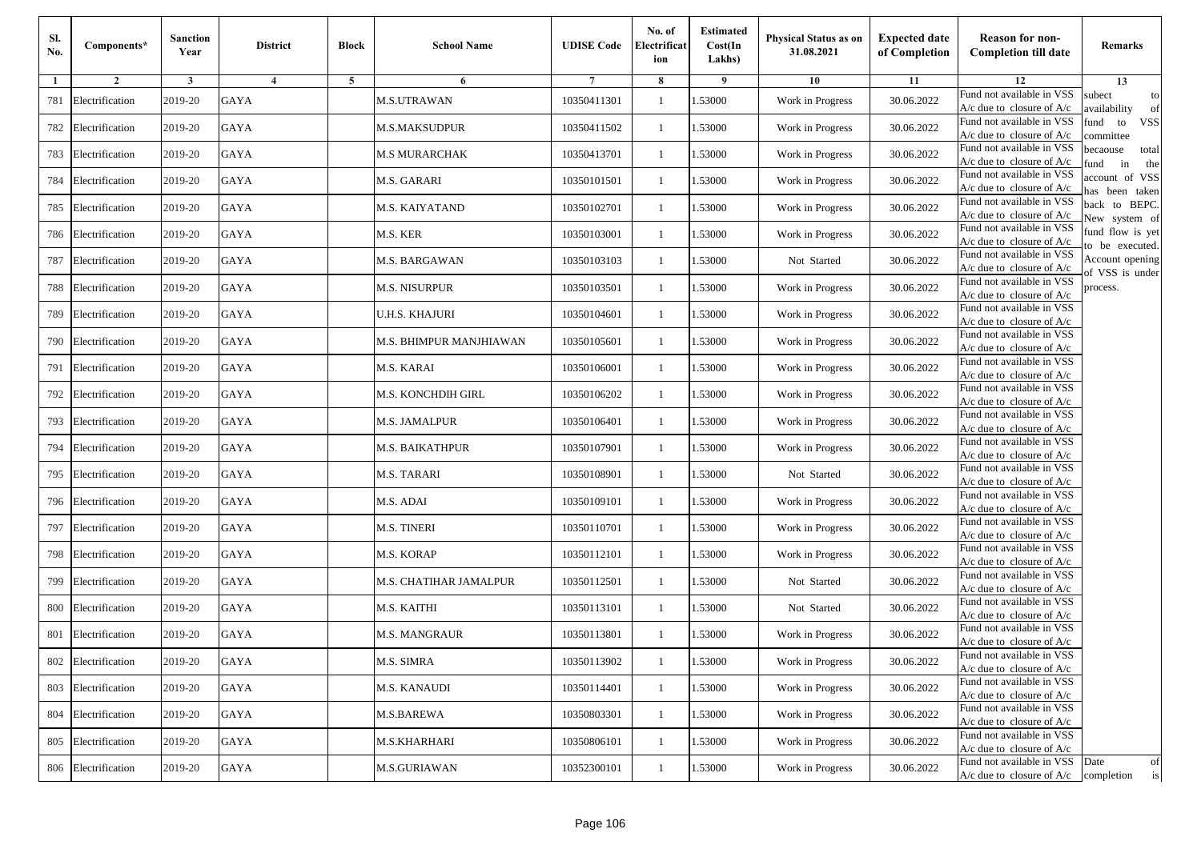| Sl. No. | Components* | Sanction Year | District | Block | School Name | UDISE Code | No. of Electrification | Estimated Cost(In Lakhs) | Physical Status as on 31.08.2021 | Expected date of Completion | Reason for non-Completion till date | Remarks |
|---|---|---|---|---|---|---|---|---|---|---|---|---|
| 1 | 2 | 3 | 4 | 5 | 6 | 7 | 8 | 9 | 10 | 11 | 12 | 13 |
| 781 | Electrification | 2019-20 | GAYA | | M.S.UTRAWAN | 10350411301 | 1 | 1.53000 | Work in Progress | 30.06.2022 | Fund not available in VSS A/c due to closure of A/c | subect to availability of fund to VSS committee becaouse total fund in the account of VSS has been taken back to BEPC. New system of fund flow is yet to be executed. Account opening of VSS is under process. |
| 782 | Electrification | 2019-20 | GAYA | | M.S.MAKSUDPUR | 10350411502 | 1 | 1.53000 | Work in Progress | 30.06.2022 | Fund not available in VSS A/c due to closure of A/c | |
| 783 | Electrification | 2019-20 | GAYA | | M.S MURARCHAK | 10350413701 | 1 | 1.53000 | Work in Progress | 30.06.2022 | Fund not available in VSS A/c due to closure of A/c | |
| 784 | Electrification | 2019-20 | GAYA | | M.S. GARARI | 10350101501 | 1 | 1.53000 | Work in Progress | 30.06.2022 | Fund not available in VSS A/c due to closure of A/c | |
| 785 | Electrification | 2019-20 | GAYA | | M.S. KAIYATAND | 10350102701 | 1 | 1.53000 | Work in Progress | 30.06.2022 | Fund not available in VSS A/c due to closure of A/c | |
| 786 | Electrification | 2019-20 | GAYA | | M.S. KER | 10350103001 | 1 | 1.53000 | Work in Progress | 30.06.2022 | Fund not available in VSS A/c due to closure of A/c | |
| 787 | Electrification | 2019-20 | GAYA | | M.S. BARGAWAN | 10350103103 | 1 | 1.53000 | Not Started | 30.06.2022 | Fund not available in VSS A/c due to closure of A/c | |
| 788 | Electrification | 2019-20 | GAYA | | M.S. NISURPUR | 10350103501 | 1 | 1.53000 | Work in Progress | 30.06.2022 | Fund not available in VSS A/c due to closure of A/c | |
| 789 | Electrification | 2019-20 | GAYA | | U.H.S. KHAJURI | 10350104601 | 1 | 1.53000 | Work in Progress | 30.06.2022 | Fund not available in VSS A/c due to closure of A/c | |
| 790 | Electrification | 2019-20 | GAYA | | M.S. BHIMPUR MANJHIAWAN | 10350105601 | 1 | 1.53000 | Work in Progress | 30.06.2022 | Fund not available in VSS A/c due to closure of A/c | |
| 791 | Electrification | 2019-20 | GAYA | | M.S. KARAI | 10350106001 | 1 | 1.53000 | Work in Progress | 30.06.2022 | Fund not available in VSS A/c due to closure of A/c | |
| 792 | Electrification | 2019-20 | GAYA | | M.S. KONCHDIH GIRL | 10350106202 | 1 | 1.53000 | Work in Progress | 30.06.2022 | Fund not available in VSS A/c due to closure of A/c | |
| 793 | Electrification | 2019-20 | GAYA | | M.S. JAMALPUR | 10350106401 | 1 | 1.53000 | Work in Progress | 30.06.2022 | Fund not available in VSS A/c due to closure of A/c | |
| 794 | Electrification | 2019-20 | GAYA | | M.S. BAIKATHPUR | 10350107901 | 1 | 1.53000 | Work in Progress | 30.06.2022 | Fund not available in VSS A/c due to closure of A/c | |
| 795 | Electrification | 2019-20 | GAYA | | M.S. TARARI | 10350108901 | 1 | 1.53000 | Not Started | 30.06.2022 | Fund not available in VSS A/c due to closure of A/c | |
| 796 | Electrification | 2019-20 | GAYA | | M.S. ADAI | 10350109101 | 1 | 1.53000 | Work in Progress | 30.06.2022 | Fund not available in VSS A/c due to closure of A/c | |
| 797 | Electrification | 2019-20 | GAYA | | M.S. TINERI | 10350110701 | 1 | 1.53000 | Work in Progress | 30.06.2022 | Fund not available in VSS A/c due to closure of A/c | |
| 798 | Electrification | 2019-20 | GAYA | | M.S. KORAP | 10350112101 | 1 | 1.53000 | Work in Progress | 30.06.2022 | Fund not available in VSS A/c due to closure of A/c | |
| 799 | Electrification | 2019-20 | GAYA | | M.S. CHATIHAR JAMALPUR | 10350112501 | 1 | 1.53000 | Not Started | 30.06.2022 | Fund not available in VSS A/c due to closure of A/c | |
| 800 | Electrification | 2019-20 | GAYA | | M.S. KAITHI | 10350113101 | 1 | 1.53000 | Not Started | 30.06.2022 | Fund not available in VSS A/c due to closure of A/c | |
| 801 | Electrification | 2019-20 | GAYA | | M.S. MANGRAUR | 10350113801 | 1 | 1.53000 | Work in Progress | 30.06.2022 | Fund not available in VSS A/c due to closure of A/c | |
| 802 | Electrification | 2019-20 | GAYA | | M.S. SIMRA | 10350113902 | 1 | 1.53000 | Work in Progress | 30.06.2022 | Fund not available in VSS A/c due to closure of A/c | |
| 803 | Electrification | 2019-20 | GAYA | | M.S. KANAUDI | 10350114401 | 1 | 1.53000 | Work in Progress | 30.06.2022 | Fund not available in VSS A/c due to closure of A/c | |
| 804 | Electrification | 2019-20 | GAYA | | M.S.BAREWA | 10350803301 | 1 | 1.53000 | Work in Progress | 30.06.2022 | Fund not available in VSS A/c due to closure of A/c | |
| 805 | Electrification | 2019-20 | GAYA | | M.S.KHARHARI | 10350806101 | 1 | 1.53000 | Work in Progress | 30.06.2022 | Fund not available in VSS A/c due to closure of A/c | |
| 806 | Electrification | 2019-20 | GAYA | | M.S.GURIAWAN | 10352300101 | 1 | 1.53000 | Work in Progress | 30.06.2022 | Fund not available in VSS A/c due to closure of A/c | Date of completion is |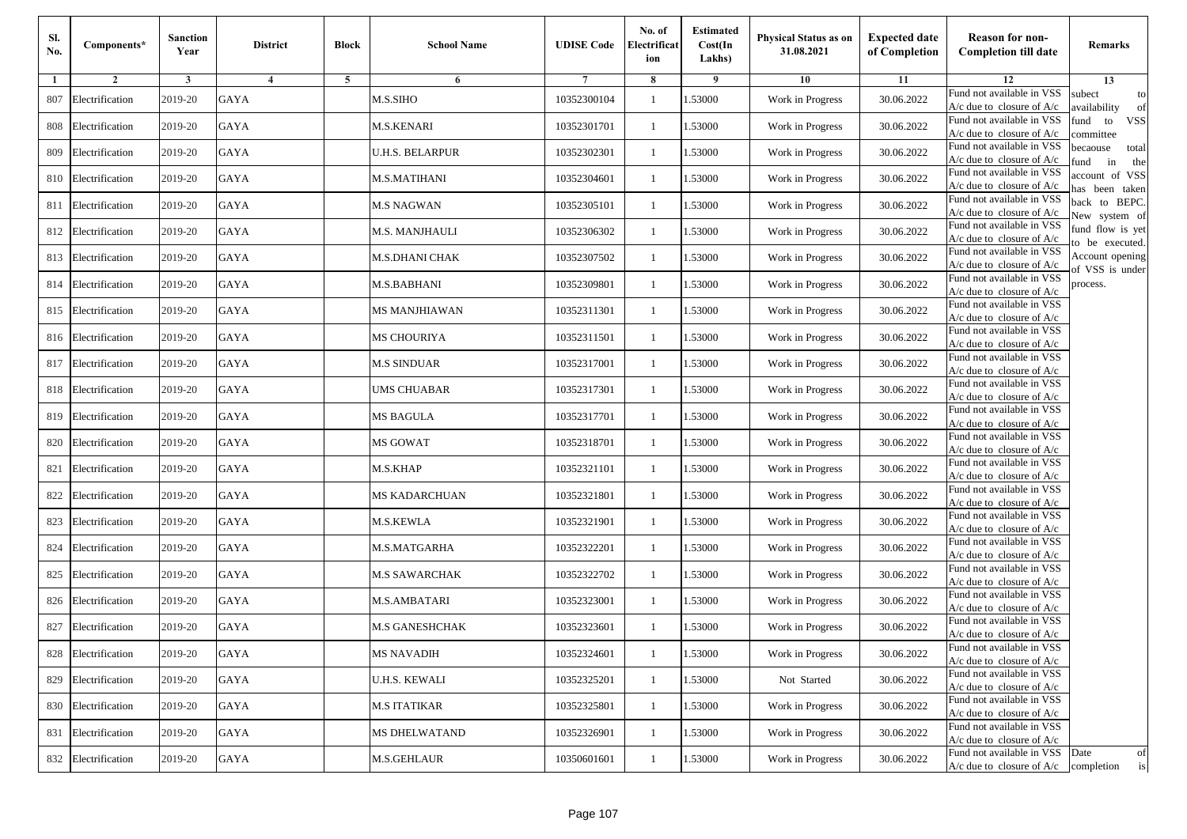| Sl. No. | Components* | Sanction Year | District | Block | School Name | UDISE Code | No. of Electrification | Estimated Cost(In Lakhs) | Physical Status as on 31.08.2021 | Expected date of Completion | Reason for non-Completion till date | Remarks |
|---|---|---|---|---|---|---|---|---|---|---|---|---|
| 1 | 2 | 3 | 4 | 5 | 6 | 7 | 8 | 9 | 10 | 11 | 12 | 13 |
| 807 | Electrification | 2019-20 | GAYA | | M.S.SIHO | 10352300104 | 1 | 1.53000 | Work in Progress | 30.06.2022 | Fund not available in VSS A/c due to closure of A/c | subect to availability of fund to VSS committee becaouse total fund in the account of VSS has been taken back to BEPC. New system of fund flow is yet to be executed. Account opening of VSS is under process. |
| 808 | Electrification | 2019-20 | GAYA | | M.S.KENARI | 10352301701 | 1 | 1.53000 | Work in Progress | 30.06.2022 | Fund not available in VSS A/c due to closure of A/c | |
| 809 | Electrification | 2019-20 | GAYA | | U.H.S. BELARPUR | 10352302301 | 1 | 1.53000 | Work in Progress | 30.06.2022 | Fund not available in VSS A/c due to closure of A/c | |
| 810 | Electrification | 2019-20 | GAYA | | M.S.MATIHANI | 10352304601 | 1 | 1.53000 | Work in Progress | 30.06.2022 | Fund not available in VSS A/c due to closure of A/c | |
| 811 | Electrification | 2019-20 | GAYA | | M.S NAGWAN | 10352305101 | 1 | 1.53000 | Work in Progress | 30.06.2022 | Fund not available in VSS A/c due to closure of A/c | |
| 812 | Electrification | 2019-20 | GAYA | | M.S. MANJHAULI | 10352306302 | 1 | 1.53000 | Work in Progress | 30.06.2022 | Fund not available in VSS A/c due to closure of A/c | |
| 813 | Electrification | 2019-20 | GAYA | | M.S.DHANI CHAK | 10352307502 | 1 | 1.53000 | Work in Progress | 30.06.2022 | Fund not available in VSS A/c due to closure of A/c | |
| 814 | Electrification | 2019-20 | GAYA | | M.S.BABHANI | 10352309801 | 1 | 1.53000 | Work in Progress | 30.06.2022 | Fund not available in VSS A/c due to closure of A/c | |
| 815 | Electrification | 2019-20 | GAYA | | MS MANJHIAWAN | 10352311301 | 1 | 1.53000 | Work in Progress | 30.06.2022 | Fund not available in VSS A/c due to closure of A/c | |
| 816 | Electrification | 2019-20 | GAYA | | MS CHOURIYA | 10352311501 | 1 | 1.53000 | Work in Progress | 30.06.2022 | Fund not available in VSS A/c due to closure of A/c | |
| 817 | Electrification | 2019-20 | GAYA | | M.S SINDUAR | 10352317001 | 1 | 1.53000 | Work in Progress | 30.06.2022 | Fund not available in VSS A/c due to closure of A/c | |
| 818 | Electrification | 2019-20 | GAYA | | UMS CHUABAR | 10352317301 | 1 | 1.53000 | Work in Progress | 30.06.2022 | Fund not available in VSS A/c due to closure of A/c | |
| 819 | Electrification | 2019-20 | GAYA | | MS BAGULA | 10352317701 | 1 | 1.53000 | Work in Progress | 30.06.2022 | Fund not available in VSS A/c due to closure of A/c | |
| 820 | Electrification | 2019-20 | GAYA | | MS GOWAT | 10352318701 | 1 | 1.53000 | Work in Progress | 30.06.2022 | Fund not available in VSS A/c due to closure of A/c | |
| 821 | Electrification | 2019-20 | GAYA | | M.S.KHAP | 10352321101 | 1 | 1.53000 | Work in Progress | 30.06.2022 | Fund not available in VSS A/c due to closure of A/c | |
| 822 | Electrification | 2019-20 | GAYA | | MS KADARCHUAN | 10352321801 | 1 | 1.53000 | Work in Progress | 30.06.2022 | Fund not available in VSS A/c due to closure of A/c | |
| 823 | Electrification | 2019-20 | GAYA | | M.S.KEWLA | 10352321901 | 1 | 1.53000 | Work in Progress | 30.06.2022 | Fund not available in VSS A/c due to closure of A/c | |
| 824 | Electrification | 2019-20 | GAYA | | M.S.MATGARHA | 10352322201 | 1 | 1.53000 | Work in Progress | 30.06.2022 | Fund not available in VSS A/c due to closure of A/c | |
| 825 | Electrification | 2019-20 | GAYA | | M.S SAWARCHAK | 10352322702 | 1 | 1.53000 | Work in Progress | 30.06.2022 | Fund not available in VSS A/c due to closure of A/c | |
| 826 | Electrification | 2019-20 | GAYA | | M.S.AMBATARI | 10352323001 | 1 | 1.53000 | Work in Progress | 30.06.2022 | Fund not available in VSS A/c due to closure of A/c | |
| 827 | Electrification | 2019-20 | GAYA | | M.S GANESHCHAK | 10352323601 | 1 | 1.53000 | Work in Progress | 30.06.2022 | Fund not available in VSS A/c due to closure of A/c | |
| 828 | Electrification | 2019-20 | GAYA | | MS NAVADIH | 10352324601 | 1 | 1.53000 | Work in Progress | 30.06.2022 | Fund not available in VSS A/c due to closure of A/c | |
| 829 | Electrification | 2019-20 | GAYA | | U.H.S. KEWALI | 10352325201 | 1 | 1.53000 | Not Started | 30.06.2022 | Fund not available in VSS A/c due to closure of A/c | |
| 830 | Electrification | 2019-20 | GAYA | | M.S ITATIKAR | 10352325801 | 1 | 1.53000 | Work in Progress | 30.06.2022 | Fund not available in VSS A/c due to closure of A/c | |
| 831 | Electrification | 2019-20 | GAYA | | MS DHELWATAND | 10352326901 | 1 | 1.53000 | Work in Progress | 30.06.2022 | Fund not available in VSS A/c due to closure of A/c | |
| 832 | Electrification | 2019-20 | GAYA | | M.S.GEHLAUR | 10350601601 | 1 | 1.53000 | Work in Progress | 30.06.2022 | Fund not available in VSS A/c due to closure of A/c | Date of completion is |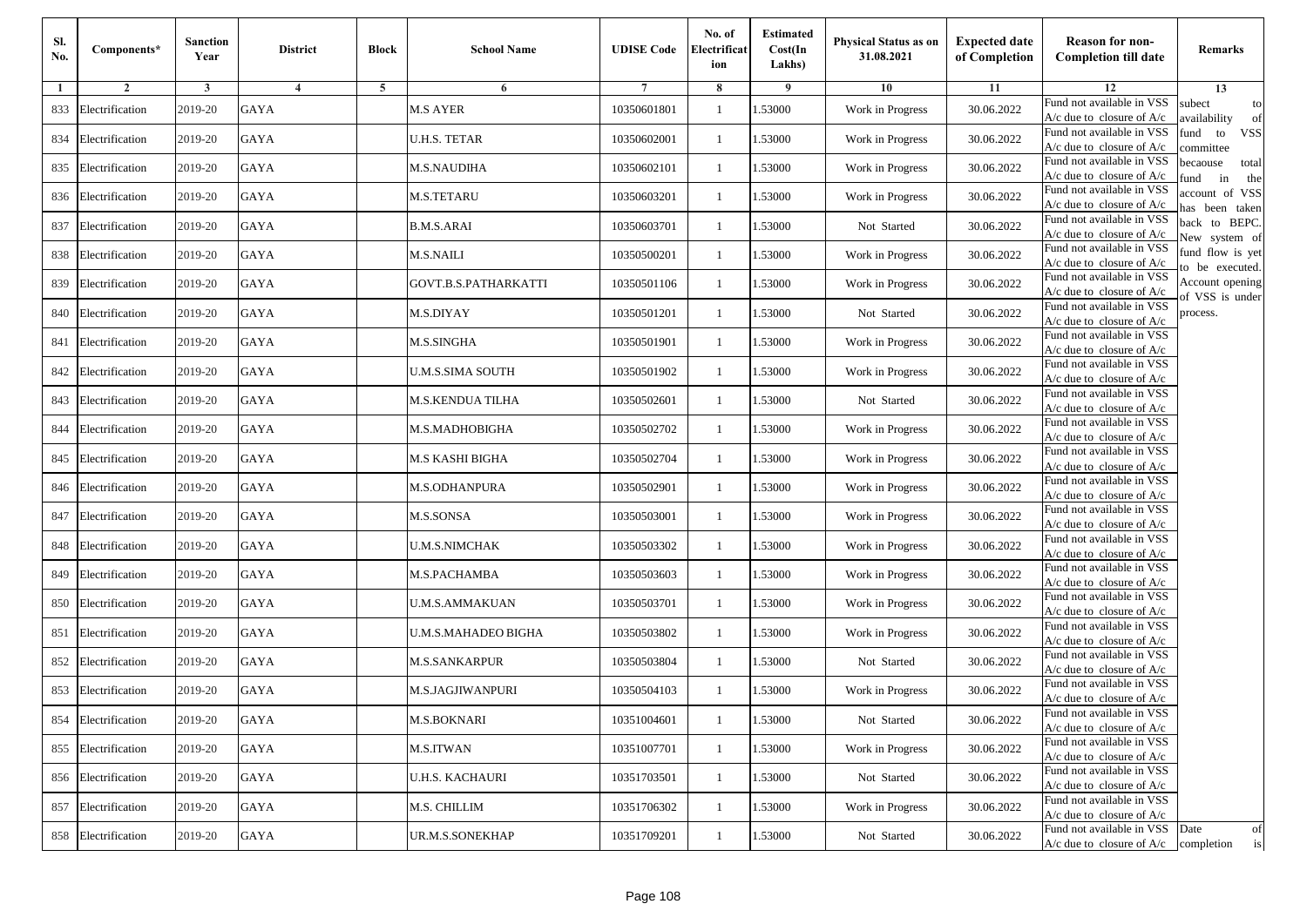| Sl. No. | Components* | Sanction Year | District | Block | School Name | UDISE Code | No. of Electrification | Estimated Cost(In Lakhs) | Physical Status as on 31.08.2021 | Expected date of Completion | Reason for non-Completion till date | Remarks |
|---|---|---|---|---|---|---|---|---|---|---|---|---|
| 1 | 2 | 3 | 4 | 5 | 6 | 7 | 8 | 9 | 10 | 11 | 12 | 13 |
| 833 | Electrification | 2019-20 | GAYA | | M.S AYER | 10350601801 | 1 | 1.53000 | Work in Progress | 30.06.2022 | Fund not available in VSS A/c due to closure of A/c | subect to availability of fund to VSS committee becaouse total fund in the account of VSS has been taken back to BEPC. New system of fund flow is yet to be executed. Account opening of VSS is under process. |
| 834 | Electrification | 2019-20 | GAYA | | U.H.S. TETAR | 10350602001 | 1 | 1.53000 | Work in Progress | 30.06.2022 | Fund not available in VSS A/c due to closure of A/c | |
| 835 | Electrification | 2019-20 | GAYA | | M.S.NAUDIHA | 10350602101 | 1 | 1.53000 | Work in Progress | 30.06.2022 | Fund not available in VSS A/c due to closure of A/c | |
| 836 | Electrification | 2019-20 | GAYA | | M.S.TETARU | 10350603201 | 1 | 1.53000 | Work in Progress | 30.06.2022 | Fund not available in VSS A/c due to closure of A/c | |
| 837 | Electrification | 2019-20 | GAYA | | B.M.S.ARAI | 10350603701 | 1 | 1.53000 | Not Started | 30.06.2022 | Fund not available in VSS A/c due to closure of A/c | |
| 838 | Electrification | 2019-20 | GAYA | | M.S.NAILI | 10350500201 | 1 | 1.53000 | Work in Progress | 30.06.2022 | Fund not available in VSS A/c due to closure of A/c | |
| 839 | Electrification | 2019-20 | GAYA | | GOVT.B.S.PATHARKATTI | 10350501106 | 1 | 1.53000 | Work in Progress | 30.06.2022 | Fund not available in VSS A/c due to closure of A/c | |
| 840 | Electrification | 2019-20 | GAYA | | M.S.DIYAY | 10350501201 | 1 | 1.53000 | Not Started | 30.06.2022 | Fund not available in VSS A/c due to closure of A/c | |
| 841 | Electrification | 2019-20 | GAYA | | M.S.SINGHA | 10350501901 | 1 | 1.53000 | Work in Progress | 30.06.2022 | Fund not available in VSS A/c due to closure of A/c | |
| 842 | Electrification | 2019-20 | GAYA | | U.M.S.SIMA SOUTH | 10350501902 | 1 | 1.53000 | Work in Progress | 30.06.2022 | Fund not available in VSS A/c due to closure of A/c | |
| 843 | Electrification | 2019-20 | GAYA | | M.S.KENDUA TILHA | 10350502601 | 1 | 1.53000 | Not Started | 30.06.2022 | Fund not available in VSS A/c due to closure of A/c | |
| 844 | Electrification | 2019-20 | GAYA | | M.S.MADHOBIGHA | 10350502702 | 1 | 1.53000 | Work in Progress | 30.06.2022 | Fund not available in VSS A/c due to closure of A/c | |
| 845 | Electrification | 2019-20 | GAYA | | M.S KASHI BIGHA | 10350502704 | 1 | 1.53000 | Work in Progress | 30.06.2022 | Fund not available in VSS A/c due to closure of A/c | |
| 846 | Electrification | 2019-20 | GAYA | | M.S.ODHANPURA | 10350502901 | 1 | 1.53000 | Work in Progress | 30.06.2022 | Fund not available in VSS A/c due to closure of A/c | |
| 847 | Electrification | 2019-20 | GAYA | | M.S.SONSA | 10350503001 | 1 | 1.53000 | Work in Progress | 30.06.2022 | Fund not available in VSS A/c due to closure of A/c | |
| 848 | Electrification | 2019-20 | GAYA | | U.M.S.NIMCHAK | 10350503302 | 1 | 1.53000 | Work in Progress | 30.06.2022 | Fund not available in VSS A/c due to closure of A/c | |
| 849 | Electrification | 2019-20 | GAYA | | M.S.PACHAMBA | 10350503603 | 1 | 1.53000 | Work in Progress | 30.06.2022 | Fund not available in VSS A/c due to closure of A/c | |
| 850 | Electrification | 2019-20 | GAYA | | U.M.S.AMMAKUAN | 10350503701 | 1 | 1.53000 | Work in Progress | 30.06.2022 | Fund not available in VSS A/c due to closure of A/c | |
| 851 | Electrification | 2019-20 | GAYA | | U.M.S.MAHADEO BIGHA | 10350503802 | 1 | 1.53000 | Work in Progress | 30.06.2022 | Fund not available in VSS A/c due to closure of A/c | |
| 852 | Electrification | 2019-20 | GAYA | | M.S.SANKARPUR | 10350503804 | 1 | 1.53000 | Not Started | 30.06.2022 | Fund not available in VSS A/c due to closure of A/c | |
| 853 | Electrification | 2019-20 | GAYA | | M.S.JAGJIWANPURI | 10350504103 | 1 | 1.53000 | Work in Progress | 30.06.2022 | Fund not available in VSS A/c due to closure of A/c | |
| 854 | Electrification | 2019-20 | GAYA | | M.S.BOKNARI | 10351004601 | 1 | 1.53000 | Not Started | 30.06.2022 | Fund not available in VSS A/c due to closure of A/c | |
| 855 | Electrification | 2019-20 | GAYA | | M.S.ITWAN | 10351007701 | 1 | 1.53000 | Work in Progress | 30.06.2022 | Fund not available in VSS A/c due to closure of A/c | |
| 856 | Electrification | 2019-20 | GAYA | | U.H.S. KACHAURI | 10351703501 | 1 | 1.53000 | Not Started | 30.06.2022 | Fund not available in VSS A/c due to closure of A/c | |
| 857 | Electrification | 2019-20 | GAYA | | M.S. CHILLIM | 10351706302 | 1 | 1.53000 | Work in Progress | 30.06.2022 | Fund not available in VSS A/c due to closure of A/c | |
| 858 | Electrification | 2019-20 | GAYA | | UR.M.S.SONEKHAP | 10351709201 | 1 | 1.53000 | Not Started | 30.06.2022 | Fund not available in VSS A/c due to closure of A/c | Date of completion is |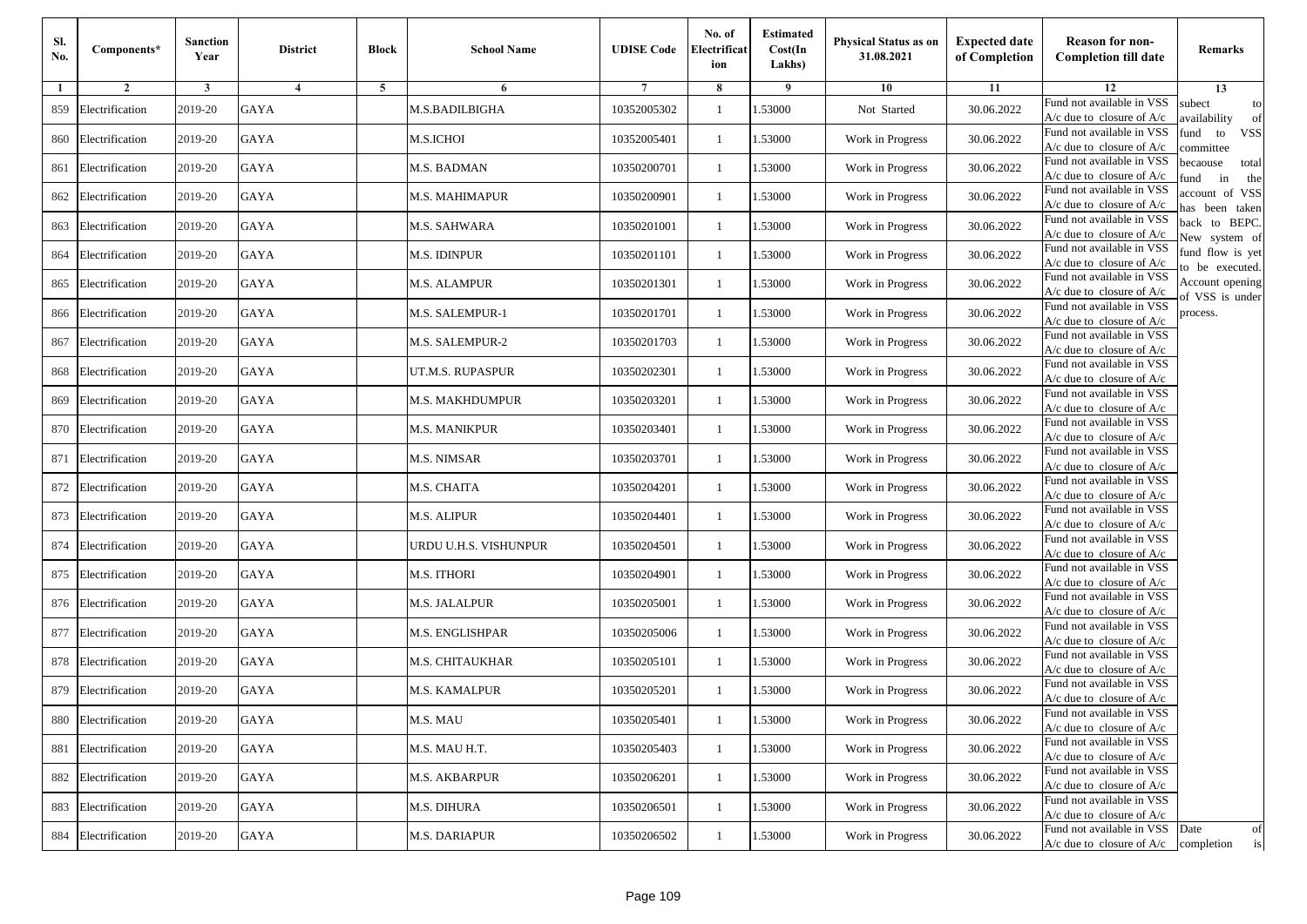| Sl. No. | Components* | Sanction Year | District | Block | School Name | UDISE Code | No. of Electrification | Estimated Cost(In Lakhs) | Physical Status as on 31.08.2021 | Expected date of Completion | Reason for non-Completion till date | Remarks |
|---|---|---|---|---|---|---|---|---|---|---|---|---|
| 1 | 2 | 3 | 4 | 5 | 6 | 7 | 8 | 9 | 10 | 11 | 12 | 13 |
| 859 | Electrification | 2019-20 | GAYA | | M.S.BADILBIGHA | 10352005302 | 1 | 1.53000 | Not Started | 30.06.2022 | Fund not available in VSS A/c due to closure of A/c | subect to availability of fund to VSS committee becaouse total fund in the account of VSS has been taken back to BEPC. New system of fund flow is yet to be executed. Account opening of VSS is under process. |
| 860 | Electrification | 2019-20 | GAYA | | M.S.ICHOI | 10352005401 | 1 | 1.53000 | Work in Progress | 30.06.2022 | Fund not available in VSS A/c due to closure of A/c | |
| 861 | Electrification | 2019-20 | GAYA | | M.S. BADMAN | 10350200701 | 1 | 1.53000 | Work in Progress | 30.06.2022 | Fund not available in VSS A/c due to closure of A/c | |
| 862 | Electrification | 2019-20 | GAYA | | M.S. MAHIMAPUR | 10350200901 | 1 | 1.53000 | Work in Progress | 30.06.2022 | Fund not available in VSS A/c due to closure of A/c | |
| 863 | Electrification | 2019-20 | GAYA | | M.S. SAHWARA | 10350201001 | 1 | 1.53000 | Work in Progress | 30.06.2022 | Fund not available in VSS A/c due to closure of A/c | |
| 864 | Electrification | 2019-20 | GAYA | | M.S. IDINPUR | 10350201101 | 1 | 1.53000 | Work in Progress | 30.06.2022 | Fund not available in VSS A/c due to closure of A/c | |
| 865 | Electrification | 2019-20 | GAYA | | M.S. ALAMPUR | 10350201301 | 1 | 1.53000 | Work in Progress | 30.06.2022 | Fund not available in VSS A/c due to closure of A/c | |
| 866 | Electrification | 2019-20 | GAYA | | M.S. SALEMPUR-1 | 10350201701 | 1 | 1.53000 | Work in Progress | 30.06.2022 | Fund not available in VSS A/c due to closure of A/c | |
| 867 | Electrification | 2019-20 | GAYA | | M.S. SALEMPUR-2 | 10350201703 | 1 | 1.53000 | Work in Progress | 30.06.2022 | Fund not available in VSS A/c due to closure of A/c | |
| 868 | Electrification | 2019-20 | GAYA | | UT.M.S. RUPASPUR | 10350202301 | 1 | 1.53000 | Work in Progress | 30.06.2022 | Fund not available in VSS A/c due to closure of A/c | |
| 869 | Electrification | 2019-20 | GAYA | | M.S. MAKHDUMPUR | 10350203201 | 1 | 1.53000 | Work in Progress | 30.06.2022 | Fund not available in VSS A/c due to closure of A/c | |
| 870 | Electrification | 2019-20 | GAYA | | M.S. MANIKPUR | 10350203401 | 1 | 1.53000 | Work in Progress | 30.06.2022 | Fund not available in VSS A/c due to closure of A/c | |
| 871 | Electrification | 2019-20 | GAYA | | M.S. NIMSAR | 10350203701 | 1 | 1.53000 | Work in Progress | 30.06.2022 | Fund not available in VSS A/c due to closure of A/c | |
| 872 | Electrification | 2019-20 | GAYA | | M.S. CHAITA | 10350204201 | 1 | 1.53000 | Work in Progress | 30.06.2022 | Fund not available in VSS A/c due to closure of A/c | |
| 873 | Electrification | 2019-20 | GAYA | | M.S. ALIPUR | 10350204401 | 1 | 1.53000 | Work in Progress | 30.06.2022 | Fund not available in VSS A/c due to closure of A/c | |
| 874 | Electrification | 2019-20 | GAYA | | URDU U.H.S. VISHUNPUR | 10350204501 | 1 | 1.53000 | Work in Progress | 30.06.2022 | Fund not available in VSS A/c due to closure of A/c | |
| 875 | Electrification | 2019-20 | GAYA | | M.S. ITHORI | 10350204901 | 1 | 1.53000 | Work in Progress | 30.06.2022 | Fund not available in VSS A/c due to closure of A/c | |
| 876 | Electrification | 2019-20 | GAYA | | M.S. JALALPUR | 10350205001 | 1 | 1.53000 | Work in Progress | 30.06.2022 | Fund not available in VSS A/c due to closure of A/c | |
| 877 | Electrification | 2019-20 | GAYA | | M.S. ENGLISHPAR | 10350205006 | 1 | 1.53000 | Work in Progress | 30.06.2022 | Fund not available in VSS A/c due to closure of A/c | |
| 878 | Electrification | 2019-20 | GAYA | | M.S. CHITAUKHAR | 10350205101 | 1 | 1.53000 | Work in Progress | 30.06.2022 | Fund not available in VSS A/c due to closure of A/c | |
| 879 | Electrification | 2019-20 | GAYA | | M.S. KAMALPUR | 10350205201 | 1 | 1.53000 | Work in Progress | 30.06.2022 | Fund not available in VSS A/c due to closure of A/c | |
| 880 | Electrification | 2019-20 | GAYA | | M.S. MAU | 10350205401 | 1 | 1.53000 | Work in Progress | 30.06.2022 | Fund not available in VSS A/c due to closure of A/c | |
| 881 | Electrification | 2019-20 | GAYA | | M.S. MAU H.T. | 10350205403 | 1 | 1.53000 | Work in Progress | 30.06.2022 | Fund not available in VSS A/c due to closure of A/c | |
| 882 | Electrification | 2019-20 | GAYA | | M.S. AKBARPUR | 10350206201 | 1 | 1.53000 | Work in Progress | 30.06.2022 | Fund not available in VSS A/c due to closure of A/c | |
| 883 | Electrification | 2019-20 | GAYA | | M.S. DIHURA | 10350206501 | 1 | 1.53000 | Work in Progress | 30.06.2022 | Fund not available in VSS A/c due to closure of A/c | |
| 884 | Electrification | 2019-20 | GAYA | | M.S. DARIAPUR | 10350206502 | 1 | 1.53000 | Work in Progress | 30.06.2022 | Fund not available in VSS A/c due to closure of A/c | Date of completion is |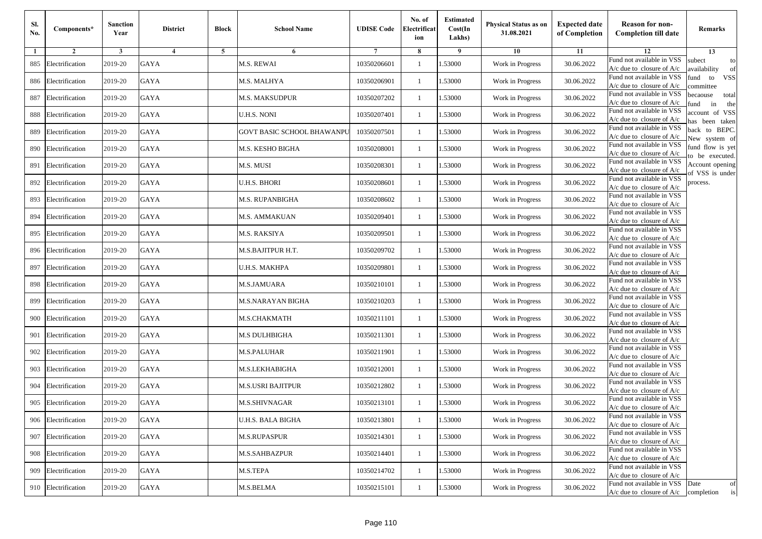| Sl. No. | Components* | Sanction Year | District | Block | School Name | UDISE Code | No. of Electrification | Estimated Cost(In Lakhs) | Physical Status as on 31.08.2021 | Expected date of Completion | Reason for non-Completion till date | Remarks |
|---|---|---|---|---|---|---|---|---|---|---|---|---|
| 1 | 2 | 3 | 4 | 5 | 6 | 7 | 8 | 9 | 10 | 11 | 12 | 13 |
| 885 | Electrification | 2019-20 | GAYA | | M.S. REWAI | 10350206601 | 1 | 1.53000 | Work in Progress | 30.06.2022 | Fund not available in VSS A/c due to closure of A/c | subect to availability of fund to VSS committee becaouse total fund in the account of VSS has been taken back to BEPC. New system of fund flow is yet to be executed. Account opening of VSS is under process. |
| 886 | Electrification | 2019-20 | GAYA | | M.S. MALHYA | 10350206901 | 1 | 1.53000 | Work in Progress | 30.06.2022 | Fund not available in VSS A/c due to closure of A/c | |
| 887 | Electrification | 2019-20 | GAYA | | M.S. MAKSUDPUR | 10350207202 | 1 | 1.53000 | Work in Progress | 30.06.2022 | Fund not available in VSS A/c due to closure of A/c | |
| 888 | Electrification | 2019-20 | GAYA | | U.H.S. NONI | 10350207401 | 1 | 1.53000 | Work in Progress | 30.06.2022 | Fund not available in VSS A/c due to closure of A/c | |
| 889 | Electrification | 2019-20 | GAYA | | GOVT BASIC SCHOOL BHAWANPU | 10350207501 | 1 | 1.53000 | Work in Progress | 30.06.2022 | Fund not available in VSS A/c due to closure of A/c | |
| 890 | Electrification | 2019-20 | GAYA | | M.S. KESHO BIGHA | 10350208001 | 1 | 1.53000 | Work in Progress | 30.06.2022 | Fund not available in VSS A/c due to closure of A/c | |
| 891 | Electrification | 2019-20 | GAYA | | M.S. MUSI | 10350208301 | 1 | 1.53000 | Work in Progress | 30.06.2022 | Fund not available in VSS A/c due to closure of A/c | |
| 892 | Electrification | 2019-20 | GAYA | | U.H.S. BHORI | 10350208601 | 1 | 1.53000 | Work in Progress | 30.06.2022 | Fund not available in VSS A/c due to closure of A/c | |
| 893 | Electrification | 2019-20 | GAYA | | M.S. RUPANBIGHA | 10350208602 | 1 | 1.53000 | Work in Progress | 30.06.2022 | Fund not available in VSS A/c due to closure of A/c | |
| 894 | Electrification | 2019-20 | GAYA | | M.S. AMMAKUAN | 10350209401 | 1 | 1.53000 | Work in Progress | 30.06.2022 | Fund not available in VSS A/c due to closure of A/c | |
| 895 | Electrification | 2019-20 | GAYA | | M.S. RAKSIYA | 10350209501 | 1 | 1.53000 | Work in Progress | 30.06.2022 | Fund not available in VSS A/c due to closure of A/c | |
| 896 | Electrification | 2019-20 | GAYA | | M.S.BAJITPUR H.T. | 10350209702 | 1 | 1.53000 | Work in Progress | 30.06.2022 | Fund not available in VSS A/c due to closure of A/c | |
| 897 | Electrification | 2019-20 | GAYA | | U.H.S. MAKHPA | 10350209801 | 1 | 1.53000 | Work in Progress | 30.06.2022 | Fund not available in VSS A/c due to closure of A/c | |
| 898 | Electrification | 2019-20 | GAYA | | M.S.JAMUARA | 10350210101 | 1 | 1.53000 | Work in Progress | 30.06.2022 | Fund not available in VSS A/c due to closure of A/c | |
| 899 | Electrification | 2019-20 | GAYA | | M.S.NARAYAN BIGHA | 10350210203 | 1 | 1.53000 | Work in Progress | 30.06.2022 | Fund not available in VSS A/c due to closure of A/c | |
| 900 | Electrification | 2019-20 | GAYA | | M.S.CHAKMATH | 10350211101 | 1 | 1.53000 | Work in Progress | 30.06.2022 | Fund not available in VSS A/c due to closure of A/c | |
| 901 | Electrification | 2019-20 | GAYA | | M.S DULHBIGHA | 10350211301 | 1 | 1.53000 | Work in Progress | 30.06.2022 | Fund not available in VSS A/c due to closure of A/c | |
| 902 | Electrification | 2019-20 | GAYA | | M.S.PALUHAR | 10350211901 | 1 | 1.53000 | Work in Progress | 30.06.2022 | Fund not available in VSS A/c due to closure of A/c | |
| 903 | Electrification | 2019-20 | GAYA | | M.S.LEKHABIGHA | 10350212001 | 1 | 1.53000 | Work in Progress | 30.06.2022 | Fund not available in VSS A/c due to closure of A/c | |
| 904 | Electrification | 2019-20 | GAYA | | M.S.USRI BAJITPUR | 10350212802 | 1 | 1.53000 | Work in Progress | 30.06.2022 | Fund not available in VSS A/c due to closure of A/c | |
| 905 | Electrification | 2019-20 | GAYA | | M.S.SHIVNAGAR | 10350213101 | 1 | 1.53000 | Work in Progress | 30.06.2022 | Fund not available in VSS A/c due to closure of A/c | |
| 906 | Electrification | 2019-20 | GAYA | | U.H.S. BALA BIGHA | 10350213801 | 1 | 1.53000 | Work in Progress | 30.06.2022 | Fund not available in VSS A/c due to closure of A/c | |
| 907 | Electrification | 2019-20 | GAYA | | M.S.RUPASPUR | 10350214301 | 1 | 1.53000 | Work in Progress | 30.06.2022 | Fund not available in VSS A/c due to closure of A/c | |
| 908 | Electrification | 2019-20 | GAYA | | M.S.SAHBAZPUR | 10350214401 | 1 | 1.53000 | Work in Progress | 30.06.2022 | Fund not available in VSS A/c due to closure of A/c | |
| 909 | Electrification | 2019-20 | GAYA | | M.S.TEPA | 10350214702 | 1 | 1.53000 | Work in Progress | 30.06.2022 | Fund not available in VSS A/c due to closure of A/c | |
| 910 | Electrification | 2019-20 | GAYA | | M.S.BELMA | 10350215101 | 1 | 1.53000 | Work in Progress | 30.06.2022 | Fund not available in VSS A/c due to closure of A/c | Date of completion is |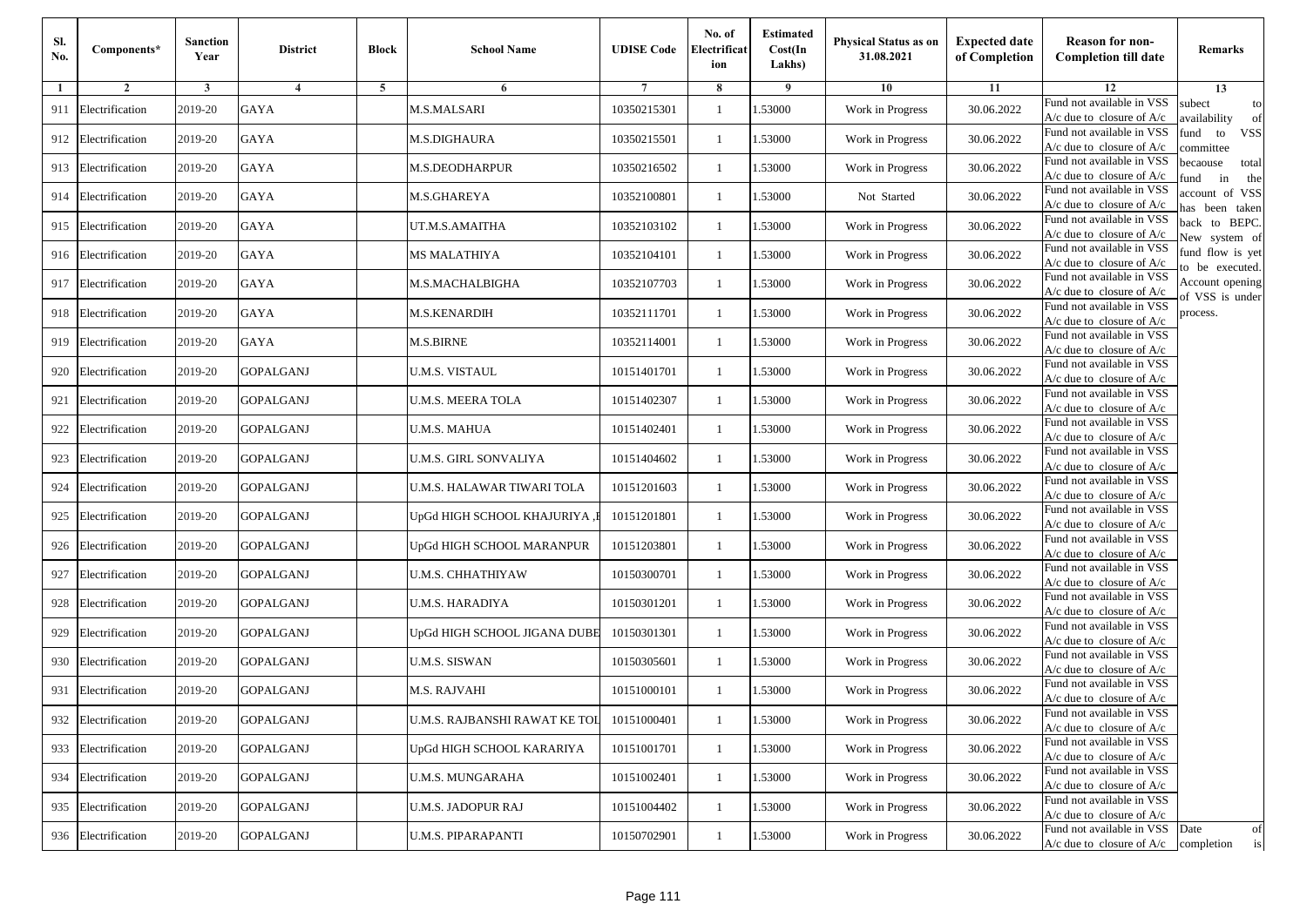| Sl. No. | Components* | Sanction Year | District | Block | School Name | UDISE Code | No. of Electrificat ion | Estimated Cost(In Lakhs) | Physical Status as on 31.08.2021 | Expected date of Completion | Reason for non-Completion till date | Remarks |
|---|---|---|---|---|---|---|---|---|---|---|---|---|
| 1 | 2 | 3 | 4 | 5 | 6 | 7 | 8 | 9 | 10 | 11 | 12 | 13 |
| 911 | Electrification | 2019-20 | GAYA | | M.S.MALSARI | 10350215301 | 1 | 1.53000 | Work in Progress | 30.06.2022 | Fund not available in VSS A/c due to closure of A/c | subect to availability of fund to VSS committee becaouse total fund in the account of VSS has been taken back to BEPC. New system of fund flow is yet to be executed. Account opening of VSS is under process. |
| 912 | Electrification | 2019-20 | GAYA | | M.S.DIGHAURA | 10350215501 | 1 | 1.53000 | Work in Progress | 30.06.2022 | Fund not available in VSS A/c due to closure of A/c | |
| 913 | Electrification | 2019-20 | GAYA | | M.S.DEODHARPUR | 10350216502 | 1 | 1.53000 | Work in Progress | 30.06.2022 | Fund not available in VSS A/c due to closure of A/c | |
| 914 | Electrification | 2019-20 | GAYA | | M.S.GHAREYA | 10352100801 | 1 | 1.53000 | Not Started | 30.06.2022 | Fund not available in VSS A/c due to closure of A/c | |
| 915 | Electrification | 2019-20 | GAYA | | UT.M.S.AMAITHA | 10352103102 | 1 | 1.53000 | Work in Progress | 30.06.2022 | Fund not available in VSS A/c due to closure of A/c | |
| 916 | Electrification | 2019-20 | GAYA | | MS MALATHIYA | 10352104101 | 1 | 1.53000 | Work in Progress | 30.06.2022 | Fund not available in VSS A/c due to closure of A/c | |
| 917 | Electrification | 2019-20 | GAYA | | M.S.MACHALBIGHA | 10352107703 | 1 | 1.53000 | Work in Progress | 30.06.2022 | Fund not available in VSS A/c due to closure of A/c | |
| 918 | Electrification | 2019-20 | GAYA | | M.S.KENARDIH | 10352111701 | 1 | 1.53000 | Work in Progress | 30.06.2022 | Fund not available in VSS A/c due to closure of A/c | |
| 919 | Electrification | 2019-20 | GAYA | | M.S.BIRNE | 10352114001 | 1 | 1.53000 | Work in Progress | 30.06.2022 | Fund not available in VSS A/c due to closure of A/c | |
| 920 | Electrification | 2019-20 | GOPALGANJ | | U.M.S. VISTAUL | 10151401701 | 1 | 1.53000 | Work in Progress | 30.06.2022 | Fund not available in VSS A/c due to closure of A/c | |
| 921 | Electrification | 2019-20 | GOPALGANJ | | U.M.S. MEERA TOLA | 10151402307 | 1 | 1.53000 | Work in Progress | 30.06.2022 | Fund not available in VSS A/c due to closure of A/c | |
| 922 | Electrification | 2019-20 | GOPALGANJ | | U.M.S. MAHUA | 10151402401 | 1 | 1.53000 | Work in Progress | 30.06.2022 | Fund not available in VSS A/c due to closure of A/c | |
| 923 | Electrification | 2019-20 | GOPALGANJ | | U.M.S. GIRL SONVALIYA | 10151404602 | 1 | 1.53000 | Work in Progress | 30.06.2022 | Fund not available in VSS A/c due to closure of A/c | |
| 924 | Electrification | 2019-20 | GOPALGANJ | | U.M.S. HALAWAR TIWARI TOLA | 10151201603 | 1 | 1.53000 | Work in Progress | 30.06.2022 | Fund not available in VSS A/c due to closure of A/c | |
| 925 | Electrification | 2019-20 | GOPALGANJ | | UpGd HIGH SCHOOL KHAJURIYA ,I | 10151201801 | 1 | 1.53000 | Work in Progress | 30.06.2022 | Fund not available in VSS A/c due to closure of A/c | |
| 926 | Electrification | 2019-20 | GOPALGANJ | | UpGd HIGH SCHOOL MARANPUR | 10151203801 | 1 | 1.53000 | Work in Progress | 30.06.2022 | Fund not available in VSS A/c due to closure of A/c | |
| 927 | Electrification | 2019-20 | GOPALGANJ | | U.M.S. CHHATHIYAW | 10150300701 | 1 | 1.53000 | Work in Progress | 30.06.2022 | Fund not available in VSS A/c due to closure of A/c | |
| 928 | Electrification | 2019-20 | GOPALGANJ | | U.M.S. HARADIYA | 10150301201 | 1 | 1.53000 | Work in Progress | 30.06.2022 | Fund not available in VSS A/c due to closure of A/c | |
| 929 | Electrification | 2019-20 | GOPALGANJ | | UpGd HIGH SCHOOL JIGANA DUBE | 10150301301 | 1 | 1.53000 | Work in Progress | 30.06.2022 | Fund not available in VSS A/c due to closure of A/c | |
| 930 | Electrification | 2019-20 | GOPALGANJ | | U.M.S. SISWAN | 10150305601 | 1 | 1.53000 | Work in Progress | 30.06.2022 | Fund not available in VSS A/c due to closure of A/c | |
| 931 | Electrification | 2019-20 | GOPALGANJ | | M.S. RAJVAHI | 10151000101 | 1 | 1.53000 | Work in Progress | 30.06.2022 | Fund not available in VSS A/c due to closure of A/c | |
| 932 | Electrification | 2019-20 | GOPALGANJ | | U.M.S. RAJBANSHI RAWAT KE TOL | 10151000401 | 1 | 1.53000 | Work in Progress | 30.06.2022 | Fund not available in VSS A/c due to closure of A/c | |
| 933 | Electrification | 2019-20 | GOPALGANJ | | UpGd HIGH SCHOOL KARARIYA | 10151001701 | 1 | 1.53000 | Work in Progress | 30.06.2022 | Fund not available in VSS A/c due to closure of A/c | |
| 934 | Electrification | 2019-20 | GOPALGANJ | | U.M.S. MUNGARAHA | 10151002401 | 1 | 1.53000 | Work in Progress | 30.06.2022 | Fund not available in VSS A/c due to closure of A/c | |
| 935 | Electrification | 2019-20 | GOPALGANJ | | U.M.S. JADOPUR RAJ | 10151004402 | 1 | 1.53000 | Work in Progress | 30.06.2022 | Fund not available in VSS A/c due to closure of A/c | |
| 936 | Electrification | 2019-20 | GOPALGANJ | | U.M.S. PIPARAPANTI | 10150702901 | 1 | 1.53000 | Work in Progress | 30.06.2022 | Fund not available in VSS A/c due to closure of A/c | Date of completion is |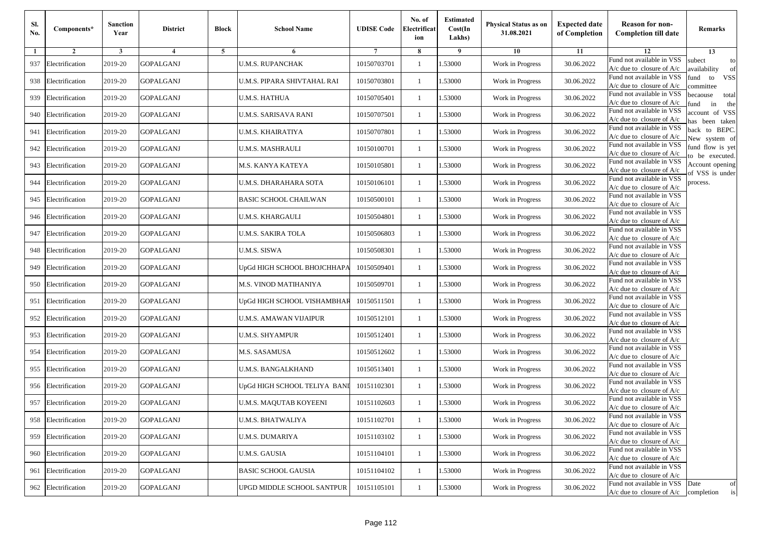| Sl. No. | Components* | Sanction Year | District | Block | School Name | UDISE Code | No. of Electrification | Estimated Cost(In Lakhs) | Physical Status as on 31.08.2021 | Expected date of Completion | Reason for non-Completion till date | Remarks |
|---|---|---|---|---|---|---|---|---|---|---|---|---|
| 1 | 2 | 3 | 4 | 5 | 6 | 7 | 8 | 9 | 10 | 11 | 12 | 13 |
| 937 | Electrification | 2019-20 | GOPALGANJ | | U.M.S. RUPANCHAK | 10150703701 | 1 | 1.53000 | Work in Progress | 30.06.2022 | Fund not available in VSS A/c due to closure of A/c | subect to availability of fund to VSS committee becaouse total fund in the account of VSS has been taken back to BEPC. New system of fund flow is yet to be executed. Account opening of VSS is under process. |
| 938 | Electrification | 2019-20 | GOPALGANJ | | U.M.S. PIPARA SHIVTAHAL RAI | 10150703801 | 1 | 1.53000 | Work in Progress | 30.06.2022 | Fund not available in VSS A/c due to closure of A/c | |
| 939 | Electrification | 2019-20 | GOPALGANJ | | U.M.S. HATHUA | 10150705401 | 1 | 1.53000 | Work in Progress | 30.06.2022 | Fund not available in VSS A/c due to closure of A/c | |
| 940 | Electrification | 2019-20 | GOPALGANJ | | U.M.S. SARISAVA RANI | 10150707501 | 1 | 1.53000 | Work in Progress | 30.06.2022 | Fund not available in VSS A/c due to closure of A/c | |
| 941 | Electrification | 2019-20 | GOPALGANJ | | U.M.S. KHAIRATIYA | 10150707801 | 1 | 1.53000 | Work in Progress | 30.06.2022 | Fund not available in VSS A/c due to closure of A/c | |
| 942 | Electrification | 2019-20 | GOPALGANJ | | U.M.S. MASHRAULI | 10150100701 | 1 | 1.53000 | Work in Progress | 30.06.2022 | Fund not available in VSS A/c due to closure of A/c | |
| 943 | Electrification | 2019-20 | GOPALGANJ | | M.S. KANYA KATEYA | 10150105801 | 1 | 1.53000 | Work in Progress | 30.06.2022 | Fund not available in VSS A/c due to closure of A/c | |
| 944 | Electrification | 2019-20 | GOPALGANJ | | U.M.S. DHARAHARA SOTA | 10150106101 | 1 | 1.53000 | Work in Progress | 30.06.2022 | Fund not available in VSS A/c due to closure of A/c | |
| 945 | Electrification | 2019-20 | GOPALGANJ | | BASIC SCHOOL CHAILWAN | 10150500101 | 1 | 1.53000 | Work in Progress | 30.06.2022 | Fund not available in VSS A/c due to closure of A/c | |
| 946 | Electrification | 2019-20 | GOPALGANJ | | U.M.S. KHARGAULI | 10150504801 | 1 | 1.53000 | Work in Progress | 30.06.2022 | Fund not available in VSS A/c due to closure of A/c | |
| 947 | Electrification | 2019-20 | GOPALGANJ | | U.M.S. SAKIRA TOLA | 10150506803 | 1 | 1.53000 | Work in Progress | 30.06.2022 | Fund not available in VSS A/c due to closure of A/c | |
| 948 | Electrification | 2019-20 | GOPALGANJ | | U.M.S. SISWA | 10150508301 | 1 | 1.53000 | Work in Progress | 30.06.2022 | Fund not available in VSS A/c due to closure of A/c | |
| 949 | Electrification | 2019-20 | GOPALGANJ | | UpGd HIGH SCHOOL BHOJCHHAPA | 10150509401 | 1 | 1.53000 | Work in Progress | 30.06.2022 | Fund not available in VSS A/c due to closure of A/c | |
| 950 | Electrification | 2019-20 | GOPALGANJ | | M.S. VINOD MATIHANIYA | 10150509701 | 1 | 1.53000 | Work in Progress | 30.06.2022 | Fund not available in VSS A/c due to closure of A/c | |
| 951 | Electrification | 2019-20 | GOPALGANJ | | UpGd HIGH SCHOOL VISHAMBHAR | 10150511501 | 1 | 1.53000 | Work in Progress | 30.06.2022 | Fund not available in VSS A/c due to closure of A/c | |
| 952 | Electrification | 2019-20 | GOPALGANJ | | U.M.S. AMAWAN VIJAIPUR | 10150512101 | 1 | 1.53000 | Work in Progress | 30.06.2022 | Fund not available in VSS A/c due to closure of A/c | |
| 953 | Electrification | 2019-20 | GOPALGANJ | | U.M.S. SHYAMPUR | 10150512401 | 1 | 1.53000 | Work in Progress | 30.06.2022 | Fund not available in VSS A/c due to closure of A/c | |
| 954 | Electrification | 2019-20 | GOPALGANJ | | M.S. SASAMUSA | 10150512602 | 1 | 1.53000 | Work in Progress | 30.06.2022 | Fund not available in VSS A/c due to closure of A/c | |
| 955 | Electrification | 2019-20 | GOPALGANJ | | U.M.S. BANGALKHAND | 10150513401 | 1 | 1.53000 | Work in Progress | 30.06.2022 | Fund not available in VSS A/c due to closure of A/c | |
| 956 | Electrification | 2019-20 | GOPALGANJ | | UpGd HIGH SCHOOL TELIYA BANI | 10151102301 | 1 | 1.53000 | Work in Progress | 30.06.2022 | Fund not available in VSS A/c due to closure of A/c | |
| 957 | Electrification | 2019-20 | GOPALGANJ | | U.M.S. MAQUTAB KOYEENI | 10151102603 | 1 | 1.53000 | Work in Progress | 30.06.2022 | Fund not available in VSS A/c due to closure of A/c | |
| 958 | Electrification | 2019-20 | GOPALGANJ | | U.M.S. BHATWALIYA | 10151102701 | 1 | 1.53000 | Work in Progress | 30.06.2022 | Fund not available in VSS A/c due to closure of A/c | |
| 959 | Electrification | 2019-20 | GOPALGANJ | | U.M.S. DUMARIYA | 10151103102 | 1 | 1.53000 | Work in Progress | 30.06.2022 | Fund not available in VSS A/c due to closure of A/c | |
| 960 | Electrification | 2019-20 | GOPALGANJ | | U.M.S. GAUSIA | 10151104101 | 1 | 1.53000 | Work in Progress | 30.06.2022 | Fund not available in VSS A/c due to closure of A/c | |
| 961 | Electrification | 2019-20 | GOPALGANJ | | BASIC SCHOOL GAUSIA | 10151104102 | 1 | 1.53000 | Work in Progress | 30.06.2022 | Fund not available in VSS A/c due to closure of A/c | |
| 962 | Electrification | 2019-20 | GOPALGANJ | | UPGD MIDDLE SCHOOL SANTPUR | 10151105101 | 1 | 1.53000 | Work in Progress | 30.06.2022 | Fund not available in VSS A/c due to closure of A/c | Date of completion is |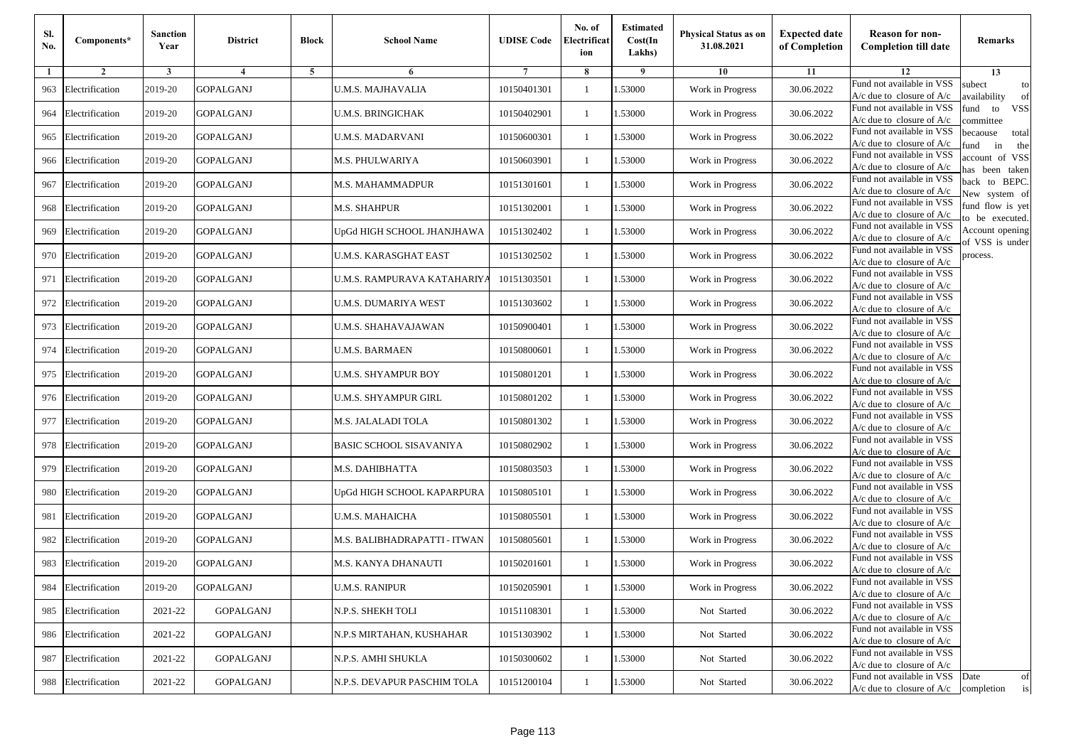| Sl. No. | Components* | Sanction Year | District | Block | School Name | UDISE Code | No. of Electrification | Estimated Cost(In Lakhs) | Physical Status as on 31.08.2021 | Expected date of Completion | Reason for non-Completion till date | Remarks |
|---|---|---|---|---|---|---|---|---|---|---|---|---|
| 1 | 2 | 3 | 4 | 5 | 6 | 7 | 8 | 9 | 10 | 11 | 12 | 13 |
| 963 | Electrification | 2019-20 | GOPALGANJ | | U.M.S. MAJHAVALIA | 10150401301 | 1 | 1.53000 | Work in Progress | 30.06.2022 | Fund not available in VSS A/c due to closure of A/c | subect to availability of fund to VSS committee becaouse total fund in the account of VSS has been taken back to BEPC. New system of fund flow is yet to be executed. Account opening of VSS is under process. |
| 964 | Electrification | 2019-20 | GOPALGANJ | | U.M.S. BRINGICHAK | 10150402901 | 1 | 1.53000 | Work in Progress | 30.06.2022 | Fund not available in VSS A/c due to closure of A/c | |
| 965 | Electrification | 2019-20 | GOPALGANJ | | U.M.S. MADARVANI | 10150600301 | 1 | 1.53000 | Work in Progress | 30.06.2022 | Fund not available in VSS A/c due to closure of A/c | |
| 966 | Electrification | 2019-20 | GOPALGANJ | | M.S. PHULWARIYA | 10150603901 | 1 | 1.53000 | Work in Progress | 30.06.2022 | Fund not available in VSS A/c due to closure of A/c | |
| 967 | Electrification | 2019-20 | GOPALGANJ | | M.S. MAHAMMADPUR | 10151301601 | 1 | 1.53000 | Work in Progress | 30.06.2022 | Fund not available in VSS A/c due to closure of A/c | |
| 968 | Electrification | 2019-20 | GOPALGANJ | | M.S. SHAHPUR | 10151302001 | 1 | 1.53000 | Work in Progress | 30.06.2022 | Fund not available in VSS A/c due to closure of A/c | |
| 969 | Electrification | 2019-20 | GOPALGANJ | | UpGd HIGH SCHOOL JHANJHAWA | 10151302402 | 1 | 1.53000 | Work in Progress | 30.06.2022 | Fund not available in VSS A/c due to closure of A/c | |
| 970 | Electrification | 2019-20 | GOPALGANJ | | U.M.S. KARASGHAT EAST | 10151302502 | 1 | 1.53000 | Work in Progress | 30.06.2022 | Fund not available in VSS A/c due to closure of A/c | |
| 971 | Electrification | 2019-20 | GOPALGANJ | | U.M.S. RAMPURAVA KATAHARIYA | 10151303501 | 1 | 1.53000 | Work in Progress | 30.06.2022 | Fund not available in VSS A/c due to closure of A/c | |
| 972 | Electrification | 2019-20 | GOPALGANJ | | U.M.S. DUMARIYA WEST | 10151303602 | 1 | 1.53000 | Work in Progress | 30.06.2022 | Fund not available in VSS A/c due to closure of A/c | |
| 973 | Electrification | 2019-20 | GOPALGANJ | | U.M.S. SHAHAVAJAWAN | 10150900401 | 1 | 1.53000 | Work in Progress | 30.06.2022 | Fund not available in VSS A/c due to closure of A/c | |
| 974 | Electrification | 2019-20 | GOPALGANJ | | U.M.S. BARMAEN | 10150800601 | 1 | 1.53000 | Work in Progress | 30.06.2022 | Fund not available in VSS A/c due to closure of A/c | |
| 975 | Electrification | 2019-20 | GOPALGANJ | | U.M.S. SHYAMPUR BOY | 10150801201 | 1 | 1.53000 | Work in Progress | 30.06.2022 | Fund not available in VSS A/c due to closure of A/c | |
| 976 | Electrification | 2019-20 | GOPALGANJ | | U.M.S. SHYAMPUR GIRL | 10150801202 | 1 | 1.53000 | Work in Progress | 30.06.2022 | Fund not available in VSS A/c due to closure of A/c | |
| 977 | Electrification | 2019-20 | GOPALGANJ | | M.S. JALALADI TOLA | 10150801302 | 1 | 1.53000 | Work in Progress | 30.06.2022 | Fund not available in VSS A/c due to closure of A/c | |
| 978 | Electrification | 2019-20 | GOPALGANJ | | BASIC SCHOOL SISAVANIYA | 10150802902 | 1 | 1.53000 | Work in Progress | 30.06.2022 | Fund not available in VSS A/c due to closure of A/c | |
| 979 | Electrification | 2019-20 | GOPALGANJ | | M.S. DAHIBHATTA | 10150803503 | 1 | 1.53000 | Work in Progress | 30.06.2022 | Fund not available in VSS A/c due to closure of A/c | |
| 980 | Electrification | 2019-20 | GOPALGANJ | | UpGd HIGH SCHOOL KAPARPURA | 10150805101 | 1 | 1.53000 | Work in Progress | 30.06.2022 | Fund not available in VSS A/c due to closure of A/c | |
| 981 | Electrification | 2019-20 | GOPALGANJ | | U.M.S. MAHAICHA | 10150805501 | 1 | 1.53000 | Work in Progress | 30.06.2022 | Fund not available in VSS A/c due to closure of A/c | |
| 982 | Electrification | 2019-20 | GOPALGANJ | | M.S. BALIBHADRAPATTI - ITWAN | 10150805601 | 1 | 1.53000 | Work in Progress | 30.06.2022 | Fund not available in VSS A/c due to closure of A/c | |
| 983 | Electrification | 2019-20 | GOPALGANJ | | M.S. KANYA DHANAUTI | 10150201601 | 1 | 1.53000 | Work in Progress | 30.06.2022 | Fund not available in VSS A/c due to closure of A/c | |
| 984 | Electrification | 2019-20 | GOPALGANJ | | U.M.S. RANIPUR | 10150205901 | 1 | 1.53000 | Work in Progress | 30.06.2022 | Fund not available in VSS A/c due to closure of A/c | |
| 985 | Electrification | 2021-22 | GOPALGANJ | | N.P.S. SHEKH TOLI | 10151108301 | 1 | 1.53000 | Not Started | 30.06.2022 | Fund not available in VSS A/c due to closure of A/c | |
| 986 | Electrification | 2021-22 | GOPALGANJ | | N.P.S MIRTAHAN, KUSHAHAR | 10151303902 | 1 | 1.53000 | Not Started | 30.06.2022 | Fund not available in VSS A/c due to closure of A/c | |
| 987 | Electrification | 2021-22 | GOPALGANJ | | N.P.S. AMHI SHUKLA | 10150300602 | 1 | 1.53000 | Not Started | 30.06.2022 | Fund not available in VSS A/c due to closure of A/c | |
| 988 | Electrification | 2021-22 | GOPALGANJ | | N.P.S. DEVAPUR PASCHIM TOLA | 10151200104 | 1 | 1.53000 | Not Started | 30.06.2022 | Fund not available in VSS A/c due to closure of A/c | Date of completion is |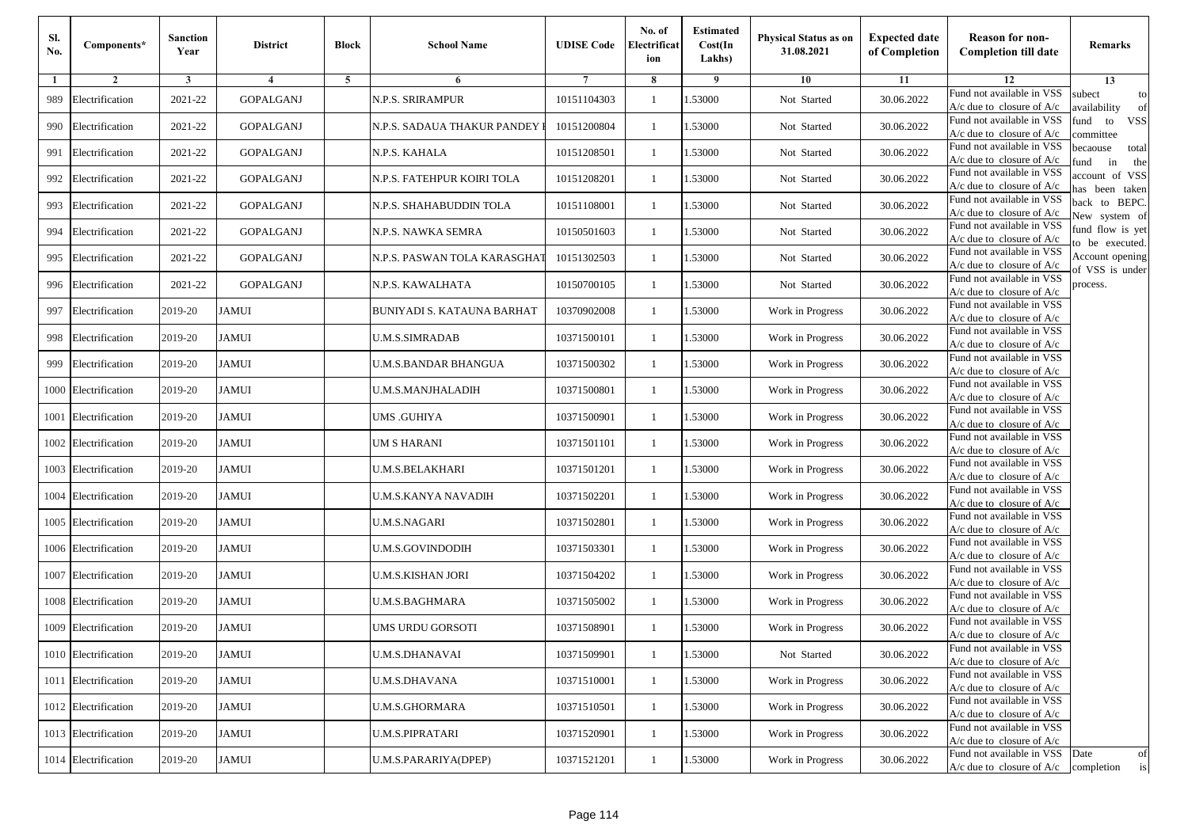| Sl. No. | Components* | Sanction Year | District | Block | School Name | UDISE Code | No. of Electrificat ion | Estimated Cost(In Lakhs) | Physical Status as on 31.08.2021 | Expected date of Completion | Reason for non-Completion till date | Remarks |
|---|---|---|---|---|---|---|---|---|---|---|---|---|
| 1 | 2 | 3 | 4 | 5 | 6 | 7 | 8 | 9 | 10 | 11 | 12 | 13 |
| 989 | Electrification | 2021-22 | GOPALGANJ | | N.P.S. SRIRAMPUR | 10151104303 | 1 | 1.53000 | Not Started | 30.06.2022 | Fund not available in VSS A/c due to closure of A/c | subect to availability of fund to VSS committee becaouse total fund in the account of VSS has been taken back to BEPC. New system of fund flow is yet to be executed. Account opening of VSS is under process. |
| 990 | Electrification | 2021-22 | GOPALGANJ | | N.P.S. SADAUA THAKUR PANDEY I | 10151200804 | 1 | 1.53000 | Not Started | 30.06.2022 | Fund not available in VSS A/c due to closure of A/c | |
| 991 | Electrification | 2021-22 | GOPALGANJ | | N.P.S. KAHALA | 10151208501 | 1 | 1.53000 | Not Started | 30.06.2022 | Fund not available in VSS A/c due to closure of A/c | |
| 992 | Electrification | 2021-22 | GOPALGANJ | | N.P.S. FATEHPUR KOIRI TOLA | 10151208201 | 1 | 1.53000 | Not Started | 30.06.2022 | Fund not available in VSS A/c due to closure of A/c | |
| 993 | Electrification | 2021-22 | GOPALGANJ | | N.P.S. SHAHABUDDIN TOLA | 10151108001 | 1 | 1.53000 | Not Started | 30.06.2022 | Fund not available in VSS A/c due to closure of A/c | |
| 994 | Electrification | 2021-22 | GOPALGANJ | | N.P.S. NAWKA SEMRA | 10150501603 | 1 | 1.53000 | Not Started | 30.06.2022 | Fund not available in VSS A/c due to closure of A/c | |
| 995 | Electrification | 2021-22 | GOPALGANJ | | N.P.S. PASWAN TOLA KARASGHAT | 10151302503 | 1 | 1.53000 | Not Started | 30.06.2022 | Fund not available in VSS A/c due to closure of A/c | |
| 996 | Electrification | 2021-22 | GOPALGANJ | | N.P.S. KAWALHATA | 10150700105 | 1 | 1.53000 | Not Started | 30.06.2022 | Fund not available in VSS A/c due to closure of A/c | |
| 997 | Electrification | 2019-20 | JAMUI | | BUNIYADI S. KATAUNA BARHAT | 10370902008 | 1 | 1.53000 | Work in Progress | 30.06.2022 | Fund not available in VSS A/c due to closure of A/c | |
| 998 | Electrification | 2019-20 | JAMUI | | U.M.S.SIMRADAB | 10371500101 | 1 | 1.53000 | Work in Progress | 30.06.2022 | Fund not available in VSS A/c due to closure of A/c | |
| 999 | Electrification | 2019-20 | JAMUI | | U.M.S.BANDAR BHANGUA | 10371500302 | 1 | 1.53000 | Work in Progress | 30.06.2022 | Fund not available in VSS A/c due to closure of A/c | |
| 1000 | Electrification | 2019-20 | JAMUI | | U.M.S.MANJHALADIH | 10371500801 | 1 | 1.53000 | Work in Progress | 30.06.2022 | Fund not available in VSS A/c due to closure of A/c | |
| 1001 | Electrification | 2019-20 | JAMUI | | UMS .GUHIYA | 10371500901 | 1 | 1.53000 | Work in Progress | 30.06.2022 | Fund not available in VSS A/c due to closure of A/c | |
| 1002 | Electrification | 2019-20 | JAMUI | | UM S HARANI | 10371501101 | 1 | 1.53000 | Work in Progress | 30.06.2022 | Fund not available in VSS A/c due to closure of A/c | |
| 1003 | Electrification | 2019-20 | JAMUI | | U.M.S.BELAKHARI | 10371501201 | 1 | 1.53000 | Work in Progress | 30.06.2022 | Fund not available in VSS A/c due to closure of A/c | |
| 1004 | Electrification | 2019-20 | JAMUI | | U.M.S.KANYA NAVADIH | 10371502201 | 1 | 1.53000 | Work in Progress | 30.06.2022 | Fund not available in VSS A/c due to closure of A/c | |
| 1005 | Electrification | 2019-20 | JAMUI | | U.M.S.NAGARI | 10371502801 | 1 | 1.53000 | Work in Progress | 30.06.2022 | Fund not available in VSS A/c due to closure of A/c | |
| 1006 | Electrification | 2019-20 | JAMUI | | U.M.S.GOVINDODIH | 10371503301 | 1 | 1.53000 | Work in Progress | 30.06.2022 | Fund not available in VSS A/c due to closure of A/c | |
| 1007 | Electrification | 2019-20 | JAMUI | | U.M.S.KISHAN JORI | 10371504202 | 1 | 1.53000 | Work in Progress | 30.06.2022 | Fund not available in VSS A/c due to closure of A/c | |
| 1008 | Electrification | 2019-20 | JAMUI | | U.M.S.BAGHMARA | 10371505002 | 1 | 1.53000 | Work in Progress | 30.06.2022 | Fund not available in VSS A/c due to closure of A/c | |
| 1009 | Electrification | 2019-20 | JAMUI | | UMS URDU GORSOTI | 10371508901 | 1 | 1.53000 | Work in Progress | 30.06.2022 | Fund not available in VSS A/c due to closure of A/c | |
| 1010 | Electrification | 2019-20 | JAMUI | | U.M.S.DHANAVAI | 10371509901 | 1 | 1.53000 | Not Started | 30.06.2022 | Fund not available in VSS A/c due to closure of A/c | |
| 1011 | Electrification | 2019-20 | JAMUI | | U.M.S.DHAVANA | 10371510001 | 1 | 1.53000 | Work in Progress | 30.06.2022 | Fund not available in VSS A/c due to closure of A/c | |
| 1012 | Electrification | 2019-20 | JAMUI | | U.M.S.GHORMARA | 10371510501 | 1 | 1.53000 | Work in Progress | 30.06.2022 | Fund not available in VSS A/c due to closure of A/c | |
| 1013 | Electrification | 2019-20 | JAMUI | | U.M.S.PIPRATARI | 10371520901 | 1 | 1.53000 | Work in Progress | 30.06.2022 | Fund not available in VSS A/c due to closure of A/c | |
| 1014 | Electrification | 2019-20 | JAMUI | | U.M.S.PARARIYA(DPEP) | 10371521201 | 1 | 1.53000 | Work in Progress | 30.06.2022 | Fund not available in VSS A/c due to closure of A/c | Date of completion is |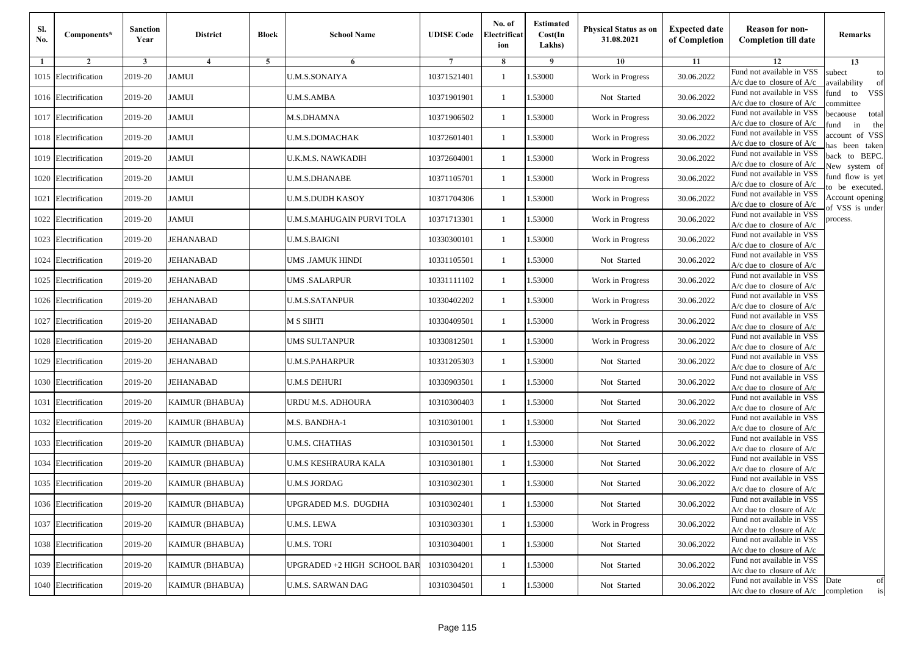| Sl. No. | Components* | Sanction Year | District | Block | School Name | UDISE Code | No. of Electrification | Estimated Cost(In Lakhs) | Physical Status as on 31.08.2021 | Expected date of Completion | Reason for non-Completion till date | Remarks |
|---|---|---|---|---|---|---|---|---|---|---|---|---|
| 1 | 2 | 3 | 4 | 5 | 6 | 7 | 8 | 9 | 10 | 11 | 12 | 13 |
| 1015 | Electrification | 2019-20 | JAMUI | | U.M.S.SONAIYA | 10371521401 | 1 | 1.53000 | Work in Progress | 30.06.2022 | Fund not available in VSS A/c due to closure of A/c | subect to availability of fund to VSS committee becaouse total fund in the account of VSS has been taken back to BEPC. New system of fund flow is yet to be executed. Account opening of VSS is under process. |
| 1016 | Electrification | 2019-20 | JAMUI | | U.M.S.AMBA | 10371901901 | 1 | 1.53000 | Not Started | 30.06.2022 | Fund not available in VSS A/c due to closure of A/c | |
| 1017 | Electrification | 2019-20 | JAMUI | | M.S.DHAMNA | 10371906502 | 1 | 1.53000 | Work in Progress | 30.06.2022 | Fund not available in VSS A/c due to closure of A/c | |
| 1018 | Electrification | 2019-20 | JAMUI | | U.M.S.DOMACHAK | 10372601401 | 1 | 1.53000 | Work in Progress | 30.06.2022 | Fund not available in VSS A/c due to closure of A/c | |
| 1019 | Electrification | 2019-20 | JAMUI | | U.K.M.S. NAWKADIH | 10372604001 | 1 | 1.53000 | Work in Progress | 30.06.2022 | Fund not available in VSS A/c due to closure of A/c | |
| 1020 | Electrification | 2019-20 | JAMUI | | U.M.S.DHANABE | 10371105701 | 1 | 1.53000 | Work in Progress | 30.06.2022 | Fund not available in VSS A/c due to closure of A/c | |
| 1021 | Electrification | 2019-20 | JAMUI | | U.M.S.DUDH KASOY | 10371704306 | 1 | 1.53000 | Work in Progress | 30.06.2022 | Fund not available in VSS A/c due to closure of A/c | |
| 1022 | Electrification | 2019-20 | JAMUI | | U.M.S.MAHUGAIN PURVI TOLA | 10371713301 | 1 | 1.53000 | Work in Progress | 30.06.2022 | Fund not available in VSS A/c due to closure of A/c | |
| 1023 | Electrification | 2019-20 | JEHANABAD | | U.M.S.BAIGNI | 10330300101 | 1 | 1.53000 | Work in Progress | 30.06.2022 | Fund not available in VSS A/c due to closure of A/c | |
| 1024 | Electrification | 2019-20 | JEHANABAD | | UMS .JAMUK HINDI | 10331105501 | 1 | 1.53000 | Not Started | 30.06.2022 | Fund not available in VSS A/c due to closure of A/c | |
| 1025 | Electrification | 2019-20 | JEHANABAD | | UMS .SALARPUR | 10331111102 | 1 | 1.53000 | Work in Progress | 30.06.2022 | Fund not available in VSS A/c due to closure of A/c | |
| 1026 | Electrification | 2019-20 | JEHANABAD | | U.M.S.SATANPUR | 10330402202 | 1 | 1.53000 | Work in Progress | 30.06.2022 | Fund not available in VSS A/c due to closure of A/c | |
| 1027 | Electrification | 2019-20 | JEHANABAD | | M S SIHTI | 10330409501 | 1 | 1.53000 | Work in Progress | 30.06.2022 | Fund not available in VSS A/c due to closure of A/c | |
| 1028 | Electrification | 2019-20 | JEHANABAD | | UMS SULTANPUR | 10330812501 | 1 | 1.53000 | Work in Progress | 30.06.2022 | Fund not available in VSS A/c due to closure of A/c | |
| 1029 | Electrification | 2019-20 | JEHANABAD | | U.M.S.PAHARPUR | 10331205303 | 1 | 1.53000 | Not Started | 30.06.2022 | Fund not available in VSS A/c due to closure of A/c | |
| 1030 | Electrification | 2019-20 | JEHANABAD | | U.M.S DEHURI | 10330903501 | 1 | 1.53000 | Not Started | 30.06.2022 | Fund not available in VSS A/c due to closure of A/c | |
| 1031 | Electrification | 2019-20 | KAIMUR (BHABUA) | | URDU M.S. ADHOURA | 10310300403 | 1 | 1.53000 | Not Started | 30.06.2022 | Fund not available in VSS A/c due to closure of A/c | |
| 1032 | Electrification | 2019-20 | KAIMUR (BHABUA) | | M.S. BANDHA-1 | 10310301001 | 1 | 1.53000 | Not Started | 30.06.2022 | Fund not available in VSS A/c due to closure of A/c | |
| 1033 | Electrification | 2019-20 | KAIMUR (BHABUA) | | U.M.S. CHATHAS | 10310301501 | 1 | 1.53000 | Not Started | 30.06.2022 | Fund not available in VSS A/c due to closure of A/c | |
| 1034 | Electrification | 2019-20 | KAIMUR (BHABUA) | | U.M.S KESHRAURA KALA | 10310301801 | 1 | 1.53000 | Not Started | 30.06.2022 | Fund not available in VSS A/c due to closure of A/c | |
| 1035 | Electrification | 2019-20 | KAIMUR (BHABUA) | | U.M.S JORDAG | 10310302301 | 1 | 1.53000 | Not Started | 30.06.2022 | Fund not available in VSS A/c due to closure of A/c | |
| 1036 | Electrification | 2019-20 | KAIMUR (BHABUA) | | UPGRADED M.S. DUGDHA | 10310302401 | 1 | 1.53000 | Not Started | 30.06.2022 | Fund not available in VSS A/c due to closure of A/c | |
| 1037 | Electrification | 2019-20 | KAIMUR (BHABUA) | | U.M.S. LEWA | 10310303301 | 1 | 1.53000 | Work in Progress | 30.06.2022 | Fund not available in VSS A/c due to closure of A/c | |
| 1038 | Electrification | 2019-20 | KAIMUR (BHABUA) | | U.M.S. TORI | 10310304001 | 1 | 1.53000 | Not Started | 30.06.2022 | Fund not available in VSS A/c due to closure of A/c | |
| 1039 | Electrification | 2019-20 | KAIMUR (BHABUA) | | UPGRADED +2 HIGH SCHOOL BAR | 10310304201 | 1 | 1.53000 | Not Started | 30.06.2022 | Fund not available in VSS A/c due to closure of A/c | |
| 1040 | Electrification | 2019-20 | KAIMUR (BHABUA) | | U.M.S. SARWAN DAG | 10310304501 | 1 | 1.53000 | Not Started | 30.06.2022 | Fund not available in VSS A/c due to closure of A/c | Date of completion is |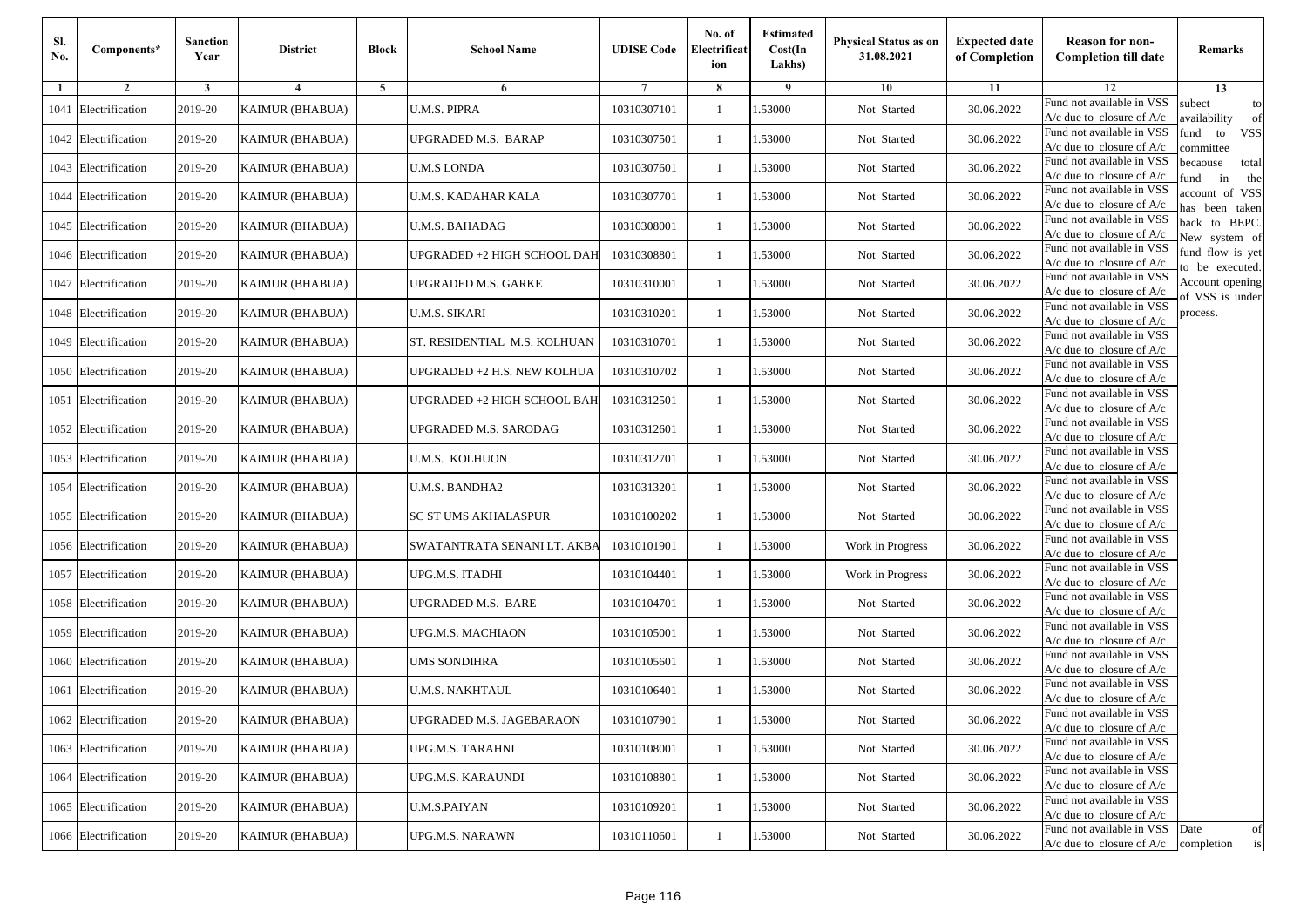| Sl. No. | Components* | Sanction Year | District | Block | School Name | UDISE Code | No. of Electrification | Estimated Cost(In Lakhs) | Physical Status as on 31.08.2021 | Expected date of Completion | Reason for non-Completion till date | Remarks |
|---|---|---|---|---|---|---|---|---|---|---|---|---|
| 1 | 2 | 3 | 4 | 5 | 6 | 7 | 8 | 9 | 10 | 11 | 12 | 13 |
| 1041 | Electrification | 2019-20 | KAIMUR (BHABUA) | | U.M.S. PIPRA | 10310307101 | 1 | 1.53000 | Not Started | 30.06.2022 | Fund not available in VSS A/c due to closure of A/c | subect to availability of fund to VSS committee becaouse total fund in the account of VSS has been taken back to BEPC. New system of fund flow is yet to be executed. Account opening of VSS is under process. |
| 1042 | Electrification | 2019-20 | KAIMUR (BHABUA) | | UPGRADED M.S. BARAP | 10310307501 | 1 | 1.53000 | Not Started | 30.06.2022 | Fund not available in VSS A/c due to closure of A/c | |
| 1043 | Electrification | 2019-20 | KAIMUR (BHABUA) | | U.M.S LONDA | 10310307601 | 1 | 1.53000 | Not Started | 30.06.2022 | Fund not available in VSS A/c due to closure of A/c | |
| 1044 | Electrification | 2019-20 | KAIMUR (BHABUA) | | U.M.S. KADAHAR KALA | 10310307701 | 1 | 1.53000 | Not Started | 30.06.2022 | Fund not available in VSS A/c due to closure of A/c | |
| 1045 | Electrification | 2019-20 | KAIMUR (BHABUA) | | U.M.S. BAHADAG | 10310308001 | 1 | 1.53000 | Not Started | 30.06.2022 | Fund not available in VSS A/c due to closure of A/c | |
| 1046 | Electrification | 2019-20 | KAIMUR (BHABUA) | | UPGRADED +2 HIGH SCHOOL DAH | 10310308801 | 1 | 1.53000 | Not Started | 30.06.2022 | Fund not available in VSS A/c due to closure of A/c | |
| 1047 | Electrification | 2019-20 | KAIMUR (BHABUA) | | UPGRADED M.S. GARKE | 10310310001 | 1 | 1.53000 | Not Started | 30.06.2022 | Fund not available in VSS A/c due to closure of A/c | |
| 1048 | Electrification | 2019-20 | KAIMUR (BHABUA) | | U.M.S. SIKARI | 10310310201 | 1 | 1.53000 | Not Started | 30.06.2022 | Fund not available in VSS A/c due to closure of A/c | |
| 1049 | Electrification | 2019-20 | KAIMUR (BHABUA) | | ST. RESIDENTIAL M.S. KOLHUAN | 10310310701 | 1 | 1.53000 | Not Started | 30.06.2022 | Fund not available in VSS A/c due to closure of A/c | |
| 1050 | Electrification | 2019-20 | KAIMUR (BHABUA) | | UPGRADED +2 H.S. NEW KOLHUA | 10310310702 | 1 | 1.53000 | Not Started | 30.06.2022 | Fund not available in VSS A/c due to closure of A/c | |
| 1051 | Electrification | 2019-20 | KAIMUR (BHABUA) | | UPGRADED +2 HIGH SCHOOL BAH | 10310312501 | 1 | 1.53000 | Not Started | 30.06.2022 | Fund not available in VSS A/c due to closure of A/c | |
| 1052 | Electrification | 2019-20 | KAIMUR (BHABUA) | | UPGRADED M.S. SARODAG | 10310312601 | 1 | 1.53000 | Not Started | 30.06.2022 | Fund not available in VSS A/c due to closure of A/c | |
| 1053 | Electrification | 2019-20 | KAIMUR (BHABUA) | | U.M.S. KOLHUON | 10310312701 | 1 | 1.53000 | Not Started | 30.06.2022 | Fund not available in VSS A/c due to closure of A/c | |
| 1054 | Electrification | 2019-20 | KAIMUR (BHABUA) | | U.M.S. BANDHA2 | 10310313201 | 1 | 1.53000 | Not Started | 30.06.2022 | Fund not available in VSS A/c due to closure of A/c | |
| 1055 | Electrification | 2019-20 | KAIMUR (BHABUA) | | SC ST UMS AKHALASPUR | 10310100202 | 1 | 1.53000 | Not Started | 30.06.2022 | Fund not available in VSS A/c due to closure of A/c | |
| 1056 | Electrification | 2019-20 | KAIMUR (BHABUA) | | SWATANTRATA SENANI LT. AKBA | 10310101901 | 1 | 1.53000 | Work in Progress | 30.06.2022 | Fund not available in VSS A/c due to closure of A/c | |
| 1057 | Electrification | 2019-20 | KAIMUR (BHABUA) | | UPG.M.S. ITADHI | 10310104401 | 1 | 1.53000 | Work in Progress | 30.06.2022 | Fund not available in VSS A/c due to closure of A/c | |
| 1058 | Electrification | 2019-20 | KAIMUR (BHABUA) | | UPGRADED M.S. BARE | 10310104701 | 1 | 1.53000 | Not Started | 30.06.2022 | Fund not available in VSS A/c due to closure of A/c | |
| 1059 | Electrification | 2019-20 | KAIMUR (BHABUA) | | UPG.M.S. MACHIAON | 10310105001 | 1 | 1.53000 | Not Started | 30.06.2022 | Fund not available in VSS A/c due to closure of A/c | |
| 1060 | Electrification | 2019-20 | KAIMUR (BHABUA) | | UMS SONDIHRA | 10310105601 | 1 | 1.53000 | Not Started | 30.06.2022 | Fund not available in VSS A/c due to closure of A/c | |
| 1061 | Electrification | 2019-20 | KAIMUR (BHABUA) | | U.M.S. NAKHTAUL | 10310106401 | 1 | 1.53000 | Not Started | 30.06.2022 | Fund not available in VSS A/c due to closure of A/c | |
| 1062 | Electrification | 2019-20 | KAIMUR (BHABUA) | | UPGRADED M.S. JAGEBARAON | 10310107901 | 1 | 1.53000 | Not Started | 30.06.2022 | Fund not available in VSS A/c due to closure of A/c | |
| 1063 | Electrification | 2019-20 | KAIMUR (BHABUA) | | UPG.M.S. TARAHNI | 10310108001 | 1 | 1.53000 | Not Started | 30.06.2022 | Fund not available in VSS A/c due to closure of A/c | |
| 1064 | Electrification | 2019-20 | KAIMUR (BHABUA) | | UPG.M.S. KARAUNDI | 10310108801 | 1 | 1.53000 | Not Started | 30.06.2022 | Fund not available in VSS A/c due to closure of A/c | |
| 1065 | Electrification | 2019-20 | KAIMUR (BHABUA) | | U.M.S.PAIYAN | 10310109201 | 1 | 1.53000 | Not Started | 30.06.2022 | Fund not available in VSS A/c due to closure of A/c | |
| 1066 | Electrification | 2019-20 | KAIMUR (BHABUA) | | UPG.M.S. NARAWN | 10310110601 | 1 | 1.53000 | Not Started | 30.06.2022 | Fund not available in VSS A/c due to closure of A/c | Date of completion is |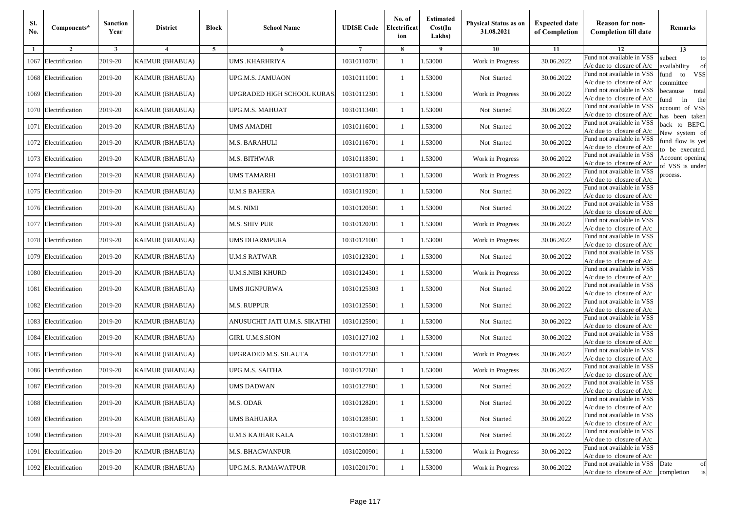| Sl. No. | Components* | Sanction Year | District | Block | School Name | UDISE Code | No. of Electrification | Estimated Cost(In Lakhs) | Physical Status as on 31.08.2021 | Expected date of Completion | Reason for non-Completion till date | Remarks |
|---|---|---|---|---|---|---|---|---|---|---|---|---|
| 1 | 2 | 3 | 4 | 5 | 6 | 7 | 8 | 9 | 10 | 11 | 12 | 13 |
| 1067 | Electrification | 2019-20 | KAIMUR (BHABUA) | | UMS .KHARHRIYA | 10310110701 | 1 | 1.53000 | Work in Progress | 30.06.2022 | Fund not available in VSS A/c due to closure of A/c | subect to availability of fund to VSS committee becaouse total fund in the account of VSS has been taken back to BEPC. New system of fund flow is yet to be executed. Account opening of VSS is under process. |
| 1068 | Electrification | 2019-20 | KAIMUR (BHABUA) | | UPG.M.S. JAMUAON | 10310111001 | 1 | 1.53000 | Not Started | 30.06.2022 | Fund not available in VSS A/c due to closure of A/c | |
| 1069 | Electrification | 2019-20 | KAIMUR (BHABUA) | | UPGRADED HIGH SCHOOL KURAS. | 10310112301 | 1 | 1.53000 | Work in Progress | 30.06.2022 | Fund not available in VSS A/c due to closure of A/c | |
| 1070 | Electrification | 2019-20 | KAIMUR (BHABUA) | | UPG.M.S. MAHUAT | 10310113401 | 1 | 1.53000 | Not Started | 30.06.2022 | Fund not available in VSS A/c due to closure of A/c | |
| 1071 | Electrification | 2019-20 | KAIMUR (BHABUA) | | UMS AMADHI | 10310116001 | 1 | 1.53000 | Not Started | 30.06.2022 | Fund not available in VSS A/c due to closure of A/c | |
| 1072 | Electrification | 2019-20 | KAIMUR (BHABUA) | | M.S. BARAHULI | 10310116701 | 1 | 1.53000 | Not Started | 30.06.2022 | Fund not available in VSS A/c due to closure of A/c | |
| 1073 | Electrification | 2019-20 | KAIMUR (BHABUA) | | M.S. BITHWAR | 10310118301 | 1 | 1.53000 | Work in Progress | 30.06.2022 | Fund not available in VSS A/c due to closure of A/c | |
| 1074 | Electrification | 2019-20 | KAIMUR (BHABUA) | | UMS TAMARHI | 10310118701 | 1 | 1.53000 | Work in Progress | 30.06.2022 | Fund not available in VSS A/c due to closure of A/c | |
| 1075 | Electrification | 2019-20 | KAIMUR (BHABUA) | | U.M.S BAHERA | 10310119201 | 1 | 1.53000 | Not Started | 30.06.2022 | Fund not available in VSS A/c due to closure of A/c | |
| 1076 | Electrification | 2019-20 | KAIMUR (BHABUA) | | M.S. NIMI | 10310120501 | 1 | 1.53000 | Not Started | 30.06.2022 | Fund not available in VSS A/c due to closure of A/c | |
| 1077 | Electrification | 2019-20 | KAIMUR (BHABUA) | | M.S. SHIV PUR | 10310120701 | 1 | 1.53000 | Work in Progress | 30.06.2022 | Fund not available in VSS A/c due to closure of A/c | |
| 1078 | Electrification | 2019-20 | KAIMUR (BHABUA) | | UMS DHARMPURA | 10310121001 | 1 | 1.53000 | Work in Progress | 30.06.2022 | Fund not available in VSS A/c due to closure of A/c | |
| 1079 | Electrification | 2019-20 | KAIMUR (BHABUA) | | U.M.S RATWAR | 10310123201 | 1 | 1.53000 | Not Started | 30.06.2022 | Fund not available in VSS A/c due to closure of A/c | |
| 1080 | Electrification | 2019-20 | KAIMUR (BHABUA) | | U.M.S.NIBI KHURD | 10310124301 | 1 | 1.53000 | Work in Progress | 30.06.2022 | Fund not available in VSS A/c due to closure of A/c | |
| 1081 | Electrification | 2019-20 | KAIMUR (BHABUA) | | UMS JIGNPURWA | 10310125303 | 1 | 1.53000 | Not Started | 30.06.2022 | Fund not available in VSS A/c due to closure of A/c | |
| 1082 | Electrification | 2019-20 | KAIMUR (BHABUA) | | M.S. RUPPUR | 10310125501 | 1 | 1.53000 | Not Started | 30.06.2022 | Fund not available in VSS A/c due to closure of A/c | |
| 1083 | Electrification | 2019-20 | KAIMUR (BHABUA) | | ANUSUCHIT JATI U.M.S. SIKATHI | 10310125901 | 1 | 1.53000 | Not Started | 30.06.2022 | Fund not available in VSS A/c due to closure of A/c | |
| 1084 | Electrification | 2019-20 | KAIMUR (BHABUA) | | GIRL U.M.S.SION | 10310127102 | 1 | 1.53000 | Not Started | 30.06.2022 | Fund not available in VSS A/c due to closure of A/c | |
| 1085 | Electrification | 2019-20 | KAIMUR (BHABUA) | | UPGRADED M.S. SILAUTA | 10310127501 | 1 | 1.53000 | Work in Progress | 30.06.2022 | Fund not available in VSS A/c due to closure of A/c | |
| 1086 | Electrification | 2019-20 | KAIMUR (BHABUA) | | UPG.M.S. SAITHA | 10310127601 | 1 | 1.53000 | Work in Progress | 30.06.2022 | Fund not available in VSS A/c due to closure of A/c | |
| 1087 | Electrification | 2019-20 | KAIMUR (BHABUA) | | UMS DADWAN | 10310127801 | 1 | 1.53000 | Not Started | 30.06.2022 | Fund not available in VSS A/c due to closure of A/c | |
| 1088 | Electrification | 2019-20 | KAIMUR (BHABUA) | | M.S. ODAR | 10310128201 | 1 | 1.53000 | Not Started | 30.06.2022 | Fund not available in VSS A/c due to closure of A/c | |
| 1089 | Electrification | 2019-20 | KAIMUR (BHABUA) | | UMS BAHUARA | 10310128501 | 1 | 1.53000 | Not Started | 30.06.2022 | Fund not available in VSS A/c due to closure of A/c | |
| 1090 | Electrification | 2019-20 | KAIMUR (BHABUA) | | U.M.S KAJHAR KALA | 10310128801 | 1 | 1.53000 | Not Started | 30.06.2022 | Fund not available in VSS A/c due to closure of A/c | |
| 1091 | Electrification | 2019-20 | KAIMUR (BHABUA) | | M.S. BHAGWANPUR | 10310200901 | 1 | 1.53000 | Work in Progress | 30.06.2022 | Fund not available in VSS A/c due to closure of A/c | |
| 1092 | Electrification | 2019-20 | KAIMUR (BHABUA) | | UPG.M.S. RAMAWATPUR | 10310201701 | 1 | 1.53000 | Work in Progress | 30.06.2022 | Fund not available in VSS A/c due to closure of A/c | Date of completion is |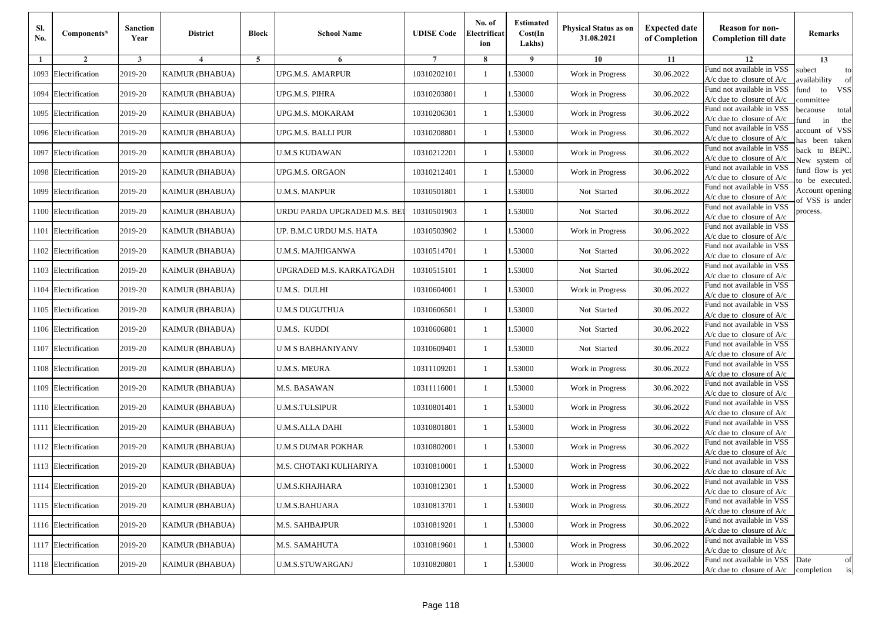| Sl. No. | Components* | Sanction Year | District | Block | School Name | UDISE Code | No. of Electrification | Estimated Cost(In Lakhs) | Physical Status as on 31.08.2021 | Expected date of Completion | Reason for non-Completion till date | Remarks |
|---|---|---|---|---|---|---|---|---|---|---|---|---|
| 1 | 2 | 3 | 4 | 5 | 6 | 7 | 8 | 9 | 10 | 11 | 12 | 13 |
| 1093 | Electrification | 2019-20 | KAIMUR (BHABUA) | | UPG.M.S. AMARPUR | 10310202101 | 1 | 1.53000 | Work in Progress | 30.06.2022 | Fund not available in VSS A/c due to closure of A/c | subect to availability of fund to VSS committee becaouse total fund in the account of VSS has been taken back to BEPC. New system of fund flow is yet to be executed. Account opening of VSS is under process. |
| 1094 | Electrification | 2019-20 | KAIMUR (BHABUA) | | UPG.M.S. PIHRA | 10310203801 | 1 | 1.53000 | Work in Progress | 30.06.2022 | Fund not available in VSS A/c due to closure of A/c | |
| 1095 | Electrification | 2019-20 | KAIMUR (BHABUA) | | UPG.M.S. MOKARAM | 10310206301 | 1 | 1.53000 | Work in Progress | 30.06.2022 | Fund not available in VSS A/c due to closure of A/c | |
| 1096 | Electrification | 2019-20 | KAIMUR (BHABUA) | | UPG.M.S. BALLI PUR | 10310208801 | 1 | 1.53000 | Work in Progress | 30.06.2022 | Fund not available in VSS A/c due to closure of A/c | |
| 1097 | Electrification | 2019-20 | KAIMUR (BHABUA) | | U.M.S KUDAWAN | 10310212201 | 1 | 1.53000 | Work in Progress | 30.06.2022 | Fund not available in VSS A/c due to closure of A/c | |
| 1098 | Electrification | 2019-20 | KAIMUR (BHABUA) | | UPG.M.S. ORGAON | 10310212401 | 1 | 1.53000 | Work in Progress | 30.06.2022 | Fund not available in VSS A/c due to closure of A/c | |
| 1099 | Electrification | 2019-20 | KAIMUR (BHABUA) | | U.M.S. MANPUR | 10310501801 | 1 | 1.53000 | Not Started | 30.06.2022 | Fund not available in VSS A/c due to closure of A/c | |
| 1100 | Electrification | 2019-20 | KAIMUR (BHABUA) | | URDU PARDA UPGRADED M.S. BEI | 10310501903 | 1 | 1.53000 | Not Started | 30.06.2022 | Fund not available in VSS A/c due to closure of A/c | |
| 1101 | Electrification | 2019-20 | KAIMUR (BHABUA) | | UP. B.M.C URDU M.S. HATA | 10310503902 | 1 | 1.53000 | Work in Progress | 30.06.2022 | Fund not available in VSS A/c due to closure of A/c | |
| 1102 | Electrification | 2019-20 | KAIMUR (BHABUA) | | U.M.S. MAJHIGANWA | 10310514701 | 1 | 1.53000 | Not Started | 30.06.2022 | Fund not available in VSS A/c due to closure of A/c | |
| 1103 | Electrification | 2019-20 | KAIMUR (BHABUA) | | UPGRADED M.S. KARKATGADH | 10310515101 | 1 | 1.53000 | Not Started | 30.06.2022 | Fund not available in VSS A/c due to closure of A/c | |
| 1104 | Electrification | 2019-20 | KAIMUR (BHABUA) | | U.M.S. DULHI | 10310604001 | 1 | 1.53000 | Work in Progress | 30.06.2022 | Fund not available in VSS A/c due to closure of A/c | |
| 1105 | Electrification | 2019-20 | KAIMUR (BHABUA) | | U.M.S DUGUTHUA | 10310606501 | 1 | 1.53000 | Not Started | 30.06.2022 | Fund not available in VSS A/c due to closure of A/c | |
| 1106 | Electrification | 2019-20 | KAIMUR (BHABUA) | | U.M.S. KUDDI | 10310606801 | 1 | 1.53000 | Not Started | 30.06.2022 | Fund not available in VSS A/c due to closure of A/c | |
| 1107 | Electrification | 2019-20 | KAIMUR (BHABUA) | | U M S BABHANIYANV | 10310609401 | 1 | 1.53000 | Not Started | 30.06.2022 | Fund not available in VSS A/c due to closure of A/c | |
| 1108 | Electrification | 2019-20 | KAIMUR (BHABUA) | | U.M.S. MEURA | 10311109201 | 1 | 1.53000 | Work in Progress | 30.06.2022 | Fund not available in VSS A/c due to closure of A/c | |
| 1109 | Electrification | 2019-20 | KAIMUR (BHABUA) | | M.S. BASAWAN | 10311116001 | 1 | 1.53000 | Work in Progress | 30.06.2022 | Fund not available in VSS A/c due to closure of A/c | |
| 1110 | Electrification | 2019-20 | KAIMUR (BHABUA) | | U.M.S.TULSIPUR | 10310801401 | 1 | 1.53000 | Work in Progress | 30.06.2022 | Fund not available in VSS A/c due to closure of A/c | |
| 1111 | Electrification | 2019-20 | KAIMUR (BHABUA) | | U.M.S.ALLA DAHI | 10310801801 | 1 | 1.53000 | Work in Progress | 30.06.2022 | Fund not available in VSS A/c due to closure of A/c | |
| 1112 | Electrification | 2019-20 | KAIMUR (BHABUA) | | U.M.S DUMAR POKHAR | 10310802001 | 1 | 1.53000 | Work in Progress | 30.06.2022 | Fund not available in VSS A/c due to closure of A/c | |
| 1113 | Electrification | 2019-20 | KAIMUR (BHABUA) | | M.S. CHOTAKI KULHARIYA | 10310810001 | 1 | 1.53000 | Work in Progress | 30.06.2022 | Fund not available in VSS A/c due to closure of A/c | |
| 1114 | Electrification | 2019-20 | KAIMUR (BHABUA) | | U.M.S.KHAJHARA | 10310812301 | 1 | 1.53000 | Work in Progress | 30.06.2022 | Fund not available in VSS A/c due to closure of A/c | |
| 1115 | Electrification | 2019-20 | KAIMUR (BHABUA) | | U.M.S.BAHUARA | 10310813701 | 1 | 1.53000 | Work in Progress | 30.06.2022 | Fund not available in VSS A/c due to closure of A/c | |
| 1116 | Electrification | 2019-20 | KAIMUR (BHABUA) | | M.S. SAHBAJPUR | 10310819201 | 1 | 1.53000 | Work in Progress | 30.06.2022 | Fund not available in VSS A/c due to closure of A/c | |
| 1117 | Electrification | 2019-20 | KAIMUR (BHABUA) | | M.S. SAMAHUTA | 10310819601 | 1 | 1.53000 | Work in Progress | 30.06.2022 | Fund not available in VSS A/c due to closure of A/c | |
| 1118 | Electrification | 2019-20 | KAIMUR (BHABUA) | | U.M.S.STUWARGANJ | 10310820801 | 1 | 1.53000 | Work in Progress | 30.06.2022 | Fund not available in VSS A/c due to closure of A/c | Date of completion is |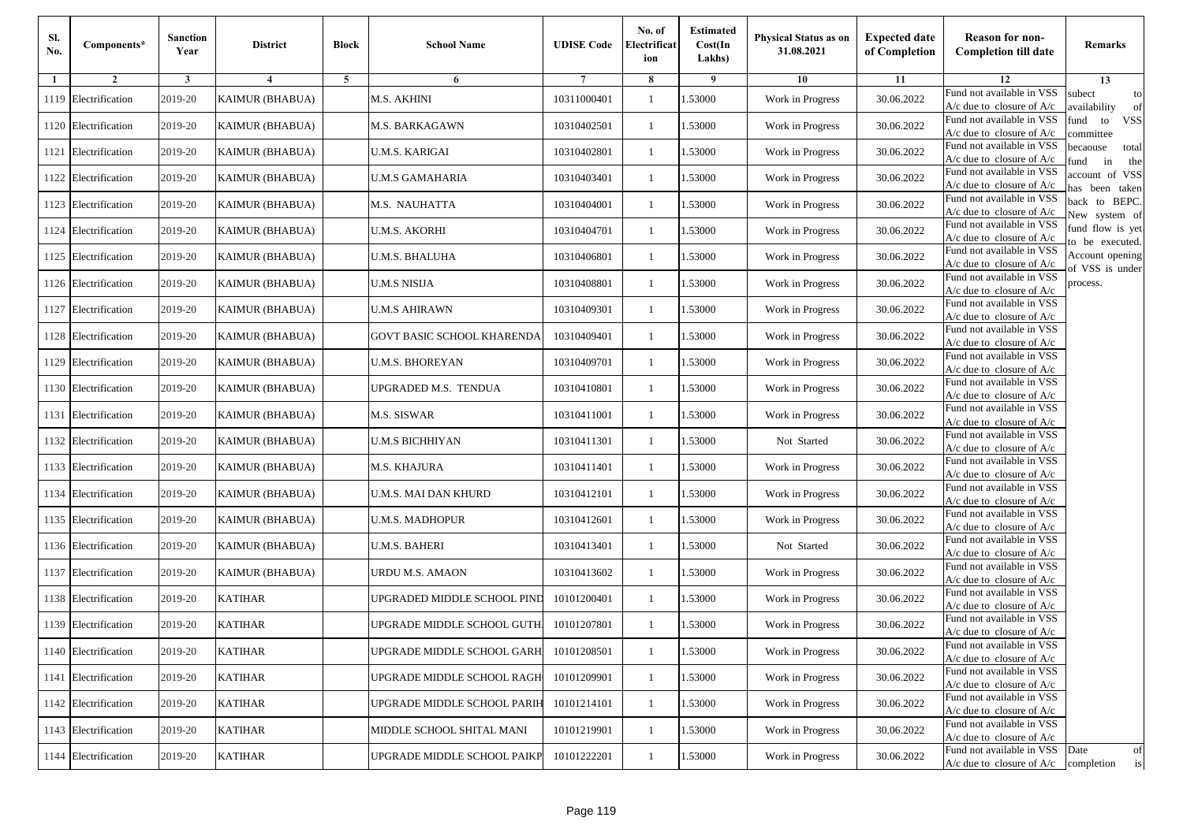| Sl. No. | Components* | Sanction Year | District | Block | School Name | UDISE Code | No. of Electrification | Estimated Cost(In Lakhs) | Physical Status as on 31.08.2021 | Expected date of Completion | Reason for non-Completion till date | Remarks |
|---|---|---|---|---|---|---|---|---|---|---|---|---|
| 1 | 2 | 3 | 4 | 5 | 6 | 7 | 8 | 9 | 10 | 11 | 12 | 13 |
| 1119 | Electrification | 2019-20 | KAIMUR (BHABUA) | | M.S. AKHINI | 10311000401 | 1 | 1.53000 | Work in Progress | 30.06.2022 | Fund not available in VSS A/c due to closure of A/c | subect to availability of fund to VSS committee becaouse total fund in the account of VSS has been taken back to BEPC. New system of fund flow is yet to be executed. Account opening of VSS is under process. |
| 1120 | Electrification | 2019-20 | KAIMUR (BHABUA) | | M.S. BARKAGAWN | 10310402501 | 1 | 1.53000 | Work in Progress | 30.06.2022 | Fund not available in VSS A/c due to closure of A/c | |
| 1121 | Electrification | 2019-20 | KAIMUR (BHABUA) | | U.M.S. KARIGAI | 10310402801 | 1 | 1.53000 | Work in Progress | 30.06.2022 | Fund not available in VSS A/c due to closure of A/c | |
| 1122 | Electrification | 2019-20 | KAIMUR (BHABUA) | | U.M.S GAMAHARIA | 10310403401 | 1 | 1.53000 | Work in Progress | 30.06.2022 | Fund not available in VSS A/c due to closure of A/c | |
| 1123 | Electrification | 2019-20 | KAIMUR (BHABUA) | | M.S. NAUHATTA | 10310404001 | 1 | 1.53000 | Work in Progress | 30.06.2022 | Fund not available in VSS A/c due to closure of A/c | |
| 1124 | Electrification | 2019-20 | KAIMUR (BHABUA) | | U.M.S. AKORHI | 10310404701 | 1 | 1.53000 | Work in Progress | 30.06.2022 | Fund not available in VSS A/c due to closure of A/c | |
| 1125 | Electrification | 2019-20 | KAIMUR (BHABUA) | | U.M.S. BHALUHA | 10310406801 | 1 | 1.53000 | Work in Progress | 30.06.2022 | Fund not available in VSS A/c due to closure of A/c | |
| 1126 | Electrification | 2019-20 | KAIMUR (BHABUA) | | U.M.S NISIJA | 10310408801 | 1 | 1.53000 | Work in Progress | 30.06.2022 | Fund not available in VSS A/c due to closure of A/c | |
| 1127 | Electrification | 2019-20 | KAIMUR (BHABUA) | | U.M.S AHIRAWN | 10310409301 | 1 | 1.53000 | Work in Progress | 30.06.2022 | Fund not available in VSS A/c due to closure of A/c | |
| 1128 | Electrification | 2019-20 | KAIMUR (BHABUA) | | GOVT BASIC SCHOOL KHARENDA | 10310409401 | 1 | 1.53000 | Work in Progress | 30.06.2022 | Fund not available in VSS A/c due to closure of A/c | |
| 1129 | Electrification | 2019-20 | KAIMUR (BHABUA) | | U.M.S. BHOREYAN | 10310409701 | 1 | 1.53000 | Work in Progress | 30.06.2022 | Fund not available in VSS A/c due to closure of A/c | |
| 1130 | Electrification | 2019-20 | KAIMUR (BHABUA) | | UPGRADED M.S. TENDUA | 10310410801 | 1 | 1.53000 | Work in Progress | 30.06.2022 | Fund not available in VSS A/c due to closure of A/c | |
| 1131 | Electrification | 2019-20 | KAIMUR (BHABUA) | | M.S. SISWAR | 10310411001 | 1 | 1.53000 | Work in Progress | 30.06.2022 | Fund not available in VSS A/c due to closure of A/c | |
| 1132 | Electrification | 2019-20 | KAIMUR (BHABUA) | | U.M.S BICHHIYAN | 10310411301 | 1 | 1.53000 | Not Started | 30.06.2022 | Fund not available in VSS A/c due to closure of A/c | |
| 1133 | Electrification | 2019-20 | KAIMUR (BHABUA) | | M.S. KHAJURA | 10310411401 | 1 | 1.53000 | Work in Progress | 30.06.2022 | Fund not available in VSS A/c due to closure of A/c | |
| 1134 | Electrification | 2019-20 | KAIMUR (BHABUA) | | U.M.S. MAI DAN KHURD | 10310412101 | 1 | 1.53000 | Work in Progress | 30.06.2022 | Fund not available in VSS A/c due to closure of A/c | |
| 1135 | Electrification | 2019-20 | KAIMUR (BHABUA) | | U.M.S. MADHOPUR | 10310412601 | 1 | 1.53000 | Work in Progress | 30.06.2022 | Fund not available in VSS A/c due to closure of A/c | |
| 1136 | Electrification | 2019-20 | KAIMUR (BHABUA) | | U.M.S. BAHERI | 10310413401 | 1 | 1.53000 | Not Started | 30.06.2022 | Fund not available in VSS A/c due to closure of A/c | |
| 1137 | Electrification | 2019-20 | KAIMUR (BHABUA) | | URDU M.S. AMAON | 10310413602 | 1 | 1.53000 | Work in Progress | 30.06.2022 | Fund not available in VSS A/c due to closure of A/c | |
| 1138 | Electrification | 2019-20 | KATIHAR | | UPGRADED MIDDLE SCHOOL PIND | 10101200401 | 1 | 1.53000 | Work in Progress | 30.06.2022 | Fund not available in VSS A/c due to closure of A/c | |
| 1139 | Electrification | 2019-20 | KATIHAR | | UPGRADE MIDDLE SCHOOL GUTH | 10101207801 | 1 | 1.53000 | Work in Progress | 30.06.2022 | Fund not available in VSS A/c due to closure of A/c | |
| 1140 | Electrification | 2019-20 | KATIHAR | | UPGRADE MIDDLE SCHOOL GARH | 10101208501 | 1 | 1.53000 | Work in Progress | 30.06.2022 | Fund not available in VSS A/c due to closure of A/c | |
| 1141 | Electrification | 2019-20 | KATIHAR | | UPGRADE MIDDLE SCHOOL RAGH | 10101209901 | 1 | 1.53000 | Work in Progress | 30.06.2022 | Fund not available in VSS A/c due to closure of A/c | |
| 1142 | Electrification | 2019-20 | KATIHAR | | UPGRADE MIDDLE SCHOOL PARIH | 10101214101 | 1 | 1.53000 | Work in Progress | 30.06.2022 | Fund not available in VSS A/c due to closure of A/c | |
| 1143 | Electrification | 2019-20 | KATIHAR | | MIDDLE SCHOOL SHITAL MANI | 10101219901 | 1 | 1.53000 | Work in Progress | 30.06.2022 | Fund not available in VSS A/c due to closure of A/c | |
| 1144 | Electrification | 2019-20 | KATIHAR | | UPGRADE MIDDLE SCHOOL PAIKP | 10101222201 | 1 | 1.53000 | Work in Progress | 30.06.2022 | Fund not available in VSS A/c due to closure of A/c | Date of completion is |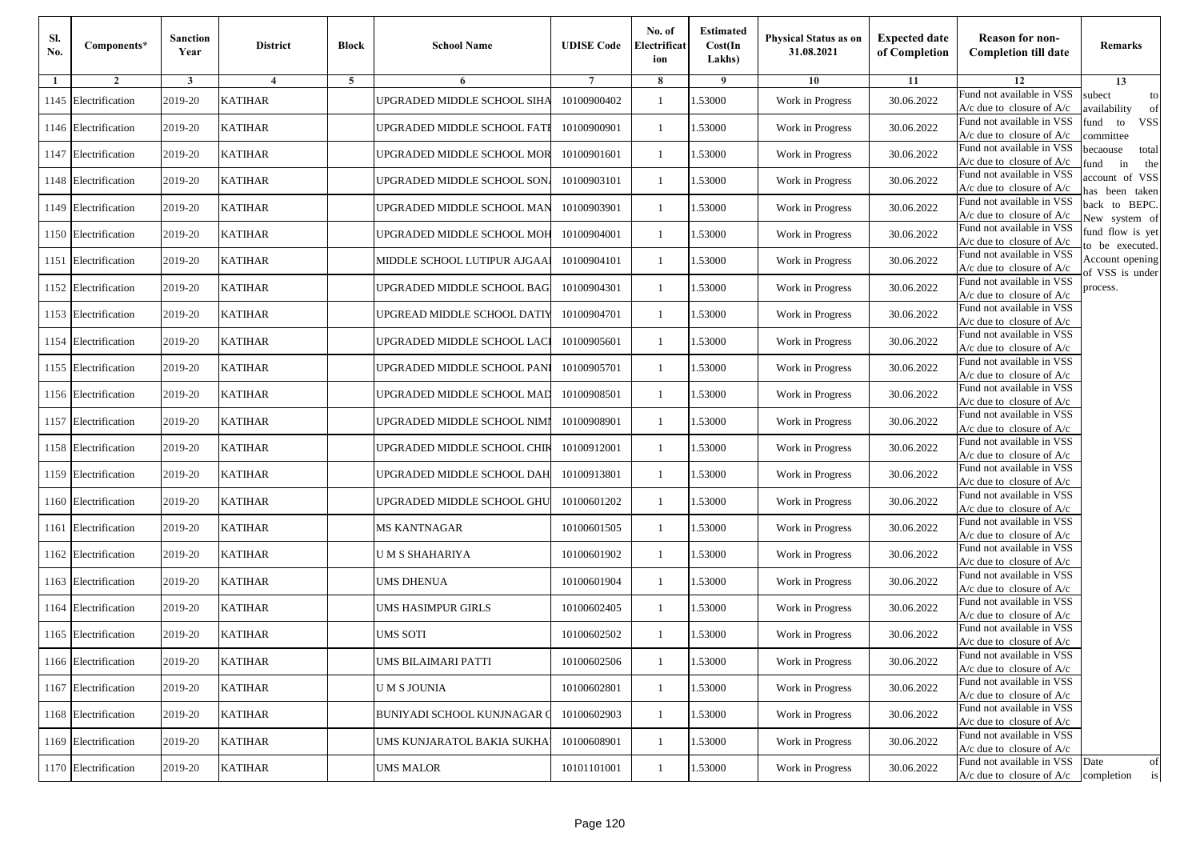| Sl. No. | Components* | Sanction Year | District | Block | School Name | UDISE Code | No. of Electrification | Estimated Cost(In Lakhs) | Physical Status as on 31.08.2021 | Expected date of Completion | Reason for non-Completion till date | Remarks |
|---|---|---|---|---|---|---|---|---|---|---|---|---|
| 1 | 2 | 3 | 4 | 5 | 6 | 7 | 8 | 9 | 10 | 11 | 12 | 13 |
| 1145 | Electrification | 2019-20 | KATIHAR | | UPGRADED MIDDLE SCHOOL SIHA | 10100900402 | 1 | 1.53000 | Work in Progress | 30.06.2022 | Fund not available in VSS A/c due to closure of A/c | subect to availability of fund to VSS committee becaouse total fund in the account of VSS has been taken back to BEPC. New system of fund flow is yet to be executed. Account opening of VSS is under process. |
| 1146 | Electrification | 2019-20 | KATIHAR | | UPGRADED MIDDLE SCHOOL FATI | 10100900901 | 1 | 1.53000 | Work in Progress | 30.06.2022 | Fund not available in VSS A/c due to closure of A/c | |
| 1147 | Electrification | 2019-20 | KATIHAR | | UPGRADED MIDDLE SCHOOL MOR | 10100901601 | 1 | 1.53000 | Work in Progress | 30.06.2022 | Fund not available in VSS A/c due to closure of A/c | |
| 1148 | Electrification | 2019-20 | KATIHAR | | UPGRADED MIDDLE SCHOOL SON | 10100903101 | 1 | 1.53000 | Work in Progress | 30.06.2022 | Fund not available in VSS A/c due to closure of A/c | |
| 1149 | Electrification | 2019-20 | KATIHAR | | UPGRADED MIDDLE SCHOOL MAN | 10100903901 | 1 | 1.53000 | Work in Progress | 30.06.2022 | Fund not available in VSS A/c due to closure of A/c | |
| 1150 | Electrification | 2019-20 | KATIHAR | | UPGRADED MIDDLE SCHOOL MOH | 10100904001 | 1 | 1.53000 | Work in Progress | 30.06.2022 | Fund not available in VSS A/c due to closure of A/c | |
| 1151 | Electrification | 2019-20 | KATIHAR | | MIDDLE SCHOOL LUTIPUR AJGAA | 10100904101 | 1 | 1.53000 | Work in Progress | 30.06.2022 | Fund not available in VSS A/c due to closure of A/c | |
| 1152 | Electrification | 2019-20 | KATIHAR | | UPGRADED MIDDLE SCHOOL BAG | 10100904301 | 1 | 1.53000 | Work in Progress | 30.06.2022 | Fund not available in VSS A/c due to closure of A/c | |
| 1153 | Electrification | 2019-20 | KATIHAR | | UPGREAD MIDDLE SCHOOL DATIY | 10100904701 | 1 | 1.53000 | Work in Progress | 30.06.2022 | Fund not available in VSS A/c due to closure of A/c | |
| 1154 | Electrification | 2019-20 | KATIHAR | | UPGRADED MIDDLE SCHOOL LACI | 10100905601 | 1 | 1.53000 | Work in Progress | 30.06.2022 | Fund not available in VSS A/c due to closure of A/c | |
| 1155 | Electrification | 2019-20 | KATIHAR | | UPGRADED MIDDLE SCHOOL PANI | 10100905701 | 1 | 1.53000 | Work in Progress | 30.06.2022 | Fund not available in VSS A/c due to closure of A/c | |
| 1156 | Electrification | 2019-20 | KATIHAR | | UPGRADED MIDDLE SCHOOL MAD | 10100908501 | 1 | 1.53000 | Work in Progress | 30.06.2022 | Fund not available in VSS A/c due to closure of A/c | |
| 1157 | Electrification | 2019-20 | KATIHAR | | UPGRADED MIDDLE SCHOOL NIMI | 10100908901 | 1 | 1.53000 | Work in Progress | 30.06.2022 | Fund not available in VSS A/c due to closure of A/c | |
| 1158 | Electrification | 2019-20 | KATIHAR | | UPGRADED MIDDLE SCHOOL CHIK | 10100912001 | 1 | 1.53000 | Work in Progress | 30.06.2022 | Fund not available in VSS A/c due to closure of A/c | |
| 1159 | Electrification | 2019-20 | KATIHAR | | UPGRADED MIDDLE SCHOOL DAH | 10100913801 | 1 | 1.53000 | Work in Progress | 30.06.2022 | Fund not available in VSS A/c due to closure of A/c | |
| 1160 | Electrification | 2019-20 | KATIHAR | | UPGRADED MIDDLE SCHOOL GHU | 10100601202 | 1 | 1.53000 | Work in Progress | 30.06.2022 | Fund not available in VSS A/c due to closure of A/c | |
| 1161 | Electrification | 2019-20 | KATIHAR | | MS KANTNAGAR | 10100601505 | 1 | 1.53000 | Work in Progress | 30.06.2022 | Fund not available in VSS A/c due to closure of A/c | |
| 1162 | Electrification | 2019-20 | KATIHAR | | U M S SHAHARIYA | 10100601902 | 1 | 1.53000 | Work in Progress | 30.06.2022 | Fund not available in VSS A/c due to closure of A/c | |
| 1163 | Electrification | 2019-20 | KATIHAR | | UMS DHENUA | 10100601904 | 1 | 1.53000 | Work in Progress | 30.06.2022 | Fund not available in VSS A/c due to closure of A/c | |
| 1164 | Electrification | 2019-20 | KATIHAR | | UMS HASIMPUR GIRLS | 10100602405 | 1 | 1.53000 | Work in Progress | 30.06.2022 | Fund not available in VSS A/c due to closure of A/c | |
| 1165 | Electrification | 2019-20 | KATIHAR | | UMS SOTI | 10100602502 | 1 | 1.53000 | Work in Progress | 30.06.2022 | Fund not available in VSS A/c due to closure of A/c | |
| 1166 | Electrification | 2019-20 | KATIHAR | | UMS BILAIMARI PATTI | 10100602506 | 1 | 1.53000 | Work in Progress | 30.06.2022 | Fund not available in VSS A/c due to closure of A/c | |
| 1167 | Electrification | 2019-20 | KATIHAR | | U M S JOUNIA | 10100602801 | 1 | 1.53000 | Work in Progress | 30.06.2022 | Fund not available in VSS A/c due to closure of A/c | |
| 1168 | Electrification | 2019-20 | KATIHAR | | BUNIYADI SCHOOL KUNJNAGAR C | 10100602903 | 1 | 1.53000 | Work in Progress | 30.06.2022 | Fund not available in VSS A/c due to closure of A/c | |
| 1169 | Electrification | 2019-20 | KATIHAR | | UMS KUNJARATOL BAKIA SUKHA | 10100608901 | 1 | 1.53000 | Work in Progress | 30.06.2022 | Fund not available in VSS A/c due to closure of A/c | |
| 1170 | Electrification | 2019-20 | KATIHAR | | UMS MALOR | 10101101001 | 1 | 1.53000 | Work in Progress | 30.06.2022 | Fund not available in VSS A/c due to closure of A/c | Date of completion is |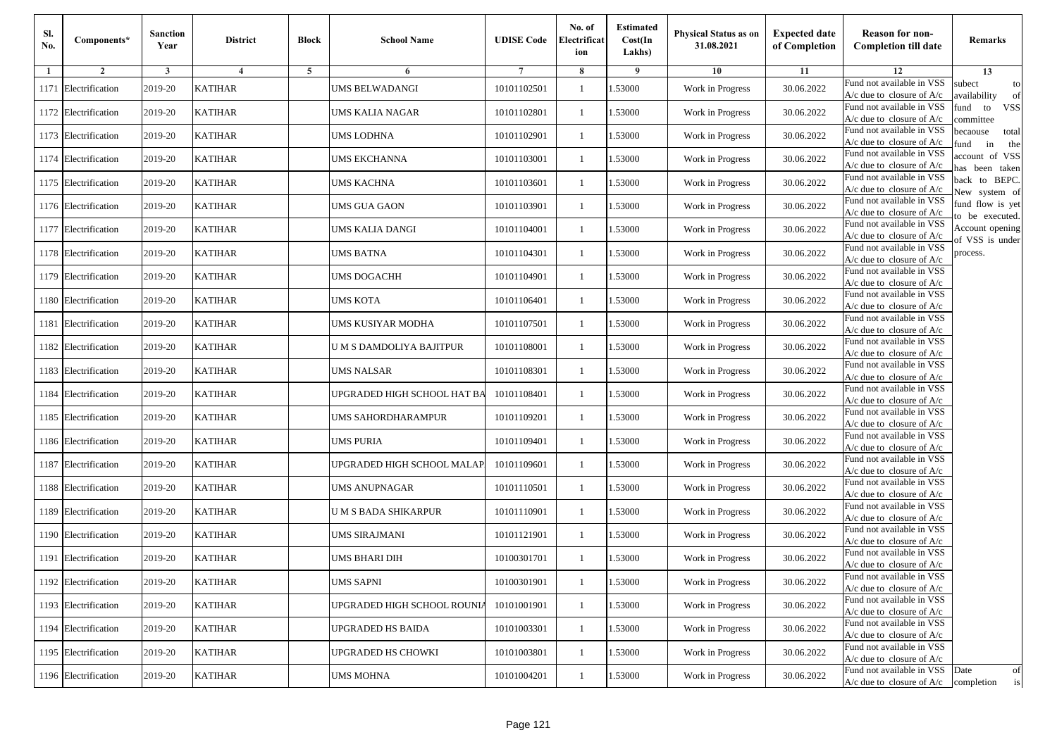| Sl. No. | Components* | Sanction Year | District | Block | School Name | UDISE Code | No. of Electrification | Estimated Cost(In Lakhs) | Physical Status as on 31.08.2021 | Expected date of Completion | Reason for non-Completion till date | Remarks |
|---|---|---|---|---|---|---|---|---|---|---|---|---|
| 1 | 2 | 3 | 4 | 5 | 6 | 7 | 8 | 9 | 10 | 11 | 12 | 13 |
| 1171 | Electrification | 2019-20 | KATIHAR | | UMS BELWADANGI | 10101102501 | 1 | 1.53000 | Work in Progress | 30.06.2022 | Fund not available in VSS A/c due to closure of A/c | subect to availability of fund to VSS committee becaouse total fund in the account of VSS has been taken back to BEPC. New system of fund flow is yet to be executed. Account opening of VSS is under process. |
| 1172 | Electrification | 2019-20 | KATIHAR | | UMS KALIA NAGAR | 10101102801 | 1 | 1.53000 | Work in Progress | 30.06.2022 | Fund not available in VSS A/c due to closure of A/c | |
| 1173 | Electrification | 2019-20 | KATIHAR | | UMS LODHNA | 10101102901 | 1 | 1.53000 | Work in Progress | 30.06.2022 | Fund not available in VSS A/c due to closure of A/c | |
| 1174 | Electrification | 2019-20 | KATIHAR | | UMS EKCHANNA | 10101103001 | 1 | 1.53000 | Work in Progress | 30.06.2022 | Fund not available in VSS A/c due to closure of A/c | |
| 1175 | Electrification | 2019-20 | KATIHAR | | UMS KACHNA | 10101103601 | 1 | 1.53000 | Work in Progress | 30.06.2022 | Fund not available in VSS A/c due to closure of A/c | |
| 1176 | Electrification | 2019-20 | KATIHAR | | UMS GUA GAON | 10101103901 | 1 | 1.53000 | Work in Progress | 30.06.2022 | Fund not available in VSS A/c due to closure of A/c | |
| 1177 | Electrification | 2019-20 | KATIHAR | | UMS KALIA DANGI | 10101104001 | 1 | 1.53000 | Work in Progress | 30.06.2022 | Fund not available in VSS A/c due to closure of A/c | |
| 1178 | Electrification | 2019-20 | KATIHAR | | UMS BATNA | 10101104301 | 1 | 1.53000 | Work in Progress | 30.06.2022 | Fund not available in VSS A/c due to closure of A/c | |
| 1179 | Electrification | 2019-20 | KATIHAR | | UMS DOGACHH | 10101104901 | 1 | 1.53000 | Work in Progress | 30.06.2022 | Fund not available in VSS A/c due to closure of A/c | |
| 1180 | Electrification | 2019-20 | KATIHAR | | UMS KOTA | 10101106401 | 1 | 1.53000 | Work in Progress | 30.06.2022 | Fund not available in VSS A/c due to closure of A/c | |
| 1181 | Electrification | 2019-20 | KATIHAR | | UMS KUSIYAR MODHA | 10101107501 | 1 | 1.53000 | Work in Progress | 30.06.2022 | Fund not available in VSS A/c due to closure of A/c | |
| 1182 | Electrification | 2019-20 | KATIHAR | | U M S DAMDOLIYA BAJITPUR | 10101108001 | 1 | 1.53000 | Work in Progress | 30.06.2022 | Fund not available in VSS A/c due to closure of A/c | |
| 1183 | Electrification | 2019-20 | KATIHAR | | UMS NALSAR | 10101108301 | 1 | 1.53000 | Work in Progress | 30.06.2022 | Fund not available in VSS A/c due to closure of A/c | |
| 1184 | Electrification | 2019-20 | KATIHAR | | UPGRADED HIGH SCHOOL HAT BA | 10101108401 | 1 | 1.53000 | Work in Progress | 30.06.2022 | Fund not available in VSS A/c due to closure of A/c | |
| 1185 | Electrification | 2019-20 | KATIHAR | | UMS SAHORDHARAMPUR | 10101109201 | 1 | 1.53000 | Work in Progress | 30.06.2022 | Fund not available in VSS A/c due to closure of A/c | |
| 1186 | Electrification | 2019-20 | KATIHAR | | UMS PURIA | 10101109401 | 1 | 1.53000 | Work in Progress | 30.06.2022 | Fund not available in VSS A/c due to closure of A/c | |
| 1187 | Electrification | 2019-20 | KATIHAR | | UPGRADED HIGH SCHOOL MALAP | 10101109601 | 1 | 1.53000 | Work in Progress | 30.06.2022 | Fund not available in VSS A/c due to closure of A/c | |
| 1188 | Electrification | 2019-20 | KATIHAR | | UMS ANUPNAGAR | 10101110501 | 1 | 1.53000 | Work in Progress | 30.06.2022 | Fund not available in VSS A/c due to closure of A/c | |
| 1189 | Electrification | 2019-20 | KATIHAR | | U M S BADA SHIKARPUR | 10101110901 | 1 | 1.53000 | Work in Progress | 30.06.2022 | Fund not available in VSS A/c due to closure of A/c | |
| 1190 | Electrification | 2019-20 | KATIHAR | | UMS SIRAJMANI | 10101121901 | 1 | 1.53000 | Work in Progress | 30.06.2022 | Fund not available in VSS A/c due to closure of A/c | |
| 1191 | Electrification | 2019-20 | KATIHAR | | UMS BHARI DIH | 10100301701 | 1 | 1.53000 | Work in Progress | 30.06.2022 | Fund not available in VSS A/c due to closure of A/c | |
| 1192 | Electrification | 2019-20 | KATIHAR | | UMS SAPNI | 10100301901 | 1 | 1.53000 | Work in Progress | 30.06.2022 | Fund not available in VSS A/c due to closure of A/c | |
| 1193 | Electrification | 2019-20 | KATIHAR | | UPGRADED HIGH SCHOOL ROUNIA | 10101001901 | 1 | 1.53000 | Work in Progress | 30.06.2022 | Fund not available in VSS A/c due to closure of A/c | |
| 1194 | Electrification | 2019-20 | KATIHAR | | UPGRADED HS BAIDA | 10101003301 | 1 | 1.53000 | Work in Progress | 30.06.2022 | Fund not available in VSS A/c due to closure of A/c | |
| 1195 | Electrification | 2019-20 | KATIHAR | | UPGRADED HS CHOWKI | 10101003801 | 1 | 1.53000 | Work in Progress | 30.06.2022 | Fund not available in VSS A/c due to closure of A/c | |
| 1196 | Electrification | 2019-20 | KATIHAR | | UMS MOHNA | 10101004201 | 1 | 1.53000 | Work in Progress | 30.06.2022 | Fund not available in VSS A/c due to closure of A/c | Date of completion is |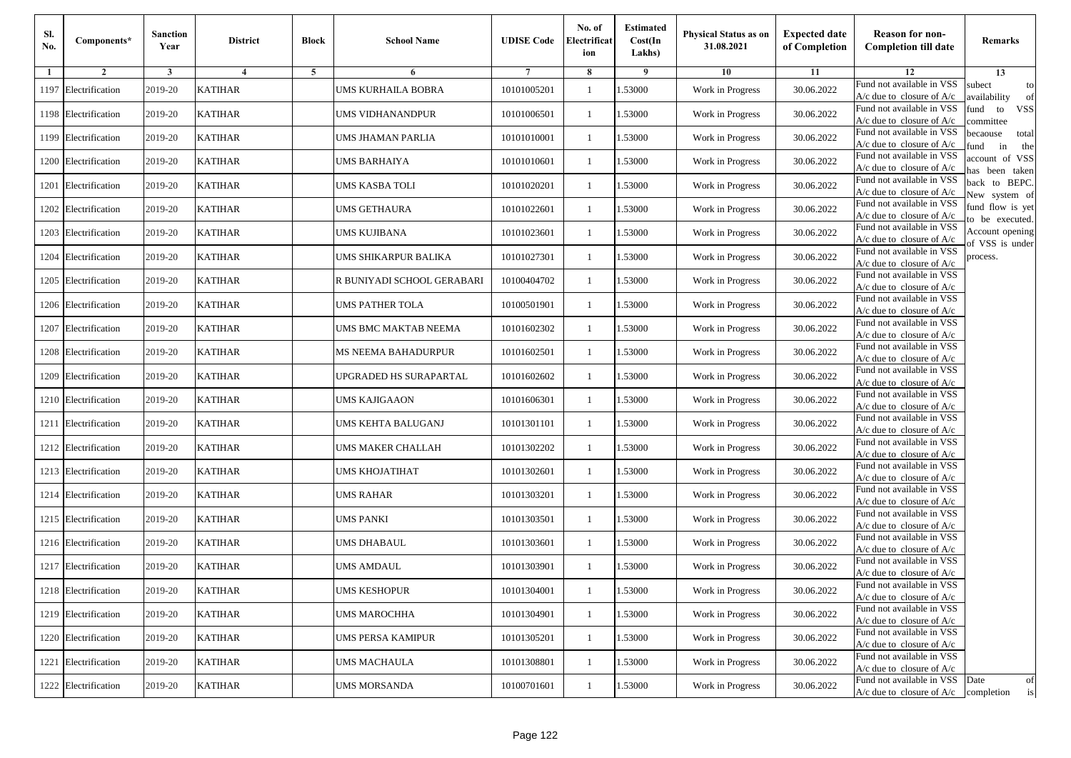| Sl. No. | Components* | Sanction Year | District | Block | School Name | UDISE Code | No. of Electrification | Estimated Cost(In Lakhs) | Physical Status as on 31.08.2021 | Expected date of Completion | Reason for non-Completion till date | Remarks |
|---|---|---|---|---|---|---|---|---|---|---|---|---|
| 1 | 2 | 3 | 4 | 5 | 6 | 7 | 8 | 9 | 10 | 11 | 12 | 13 |
| 1197 | Electrification | 2019-20 | KATIHAR | | UMS KURHAILA BOBRA | 10101005201 | 1 | 1.53000 | Work in Progress | 30.06.2022 | Fund not available in VSS A/c due to closure of A/c | subect to availability of fund to VSS committee becaouse total fund in the account of VSS has been taken back to BEPC. New system of fund flow is yet to be executed. Account opening of VSS is under process. |
| 1198 | Electrification | 2019-20 | KATIHAR | | UMS VIDHANANDPUR | 10101006501 | 1 | 1.53000 | Work in Progress | 30.06.2022 | Fund not available in VSS A/c due to closure of A/c | |
| 1199 | Electrification | 2019-20 | KATIHAR | | UMS JHAMAN PARLIA | 10101010001 | 1 | 1.53000 | Work in Progress | 30.06.2022 | Fund not available in VSS A/c due to closure of A/c | |
| 1200 | Electrification | 2019-20 | KATIHAR | | UMS BARHAIYA | 10101010601 | 1 | 1.53000 | Work in Progress | 30.06.2022 | Fund not available in VSS A/c due to closure of A/c | |
| 1201 | Electrification | 2019-20 | KATIHAR | | UMS KASBA TOLI | 10101020201 | 1 | 1.53000 | Work in Progress | 30.06.2022 | Fund not available in VSS A/c due to closure of A/c | |
| 1202 | Electrification | 2019-20 | KATIHAR | | UMS GETHAURA | 10101022601 | 1 | 1.53000 | Work in Progress | 30.06.2022 | Fund not available in VSS A/c due to closure of A/c | |
| 1203 | Electrification | 2019-20 | KATIHAR | | UMS KUJIBANA | 10101023601 | 1 | 1.53000 | Work in Progress | 30.06.2022 | Fund not available in VSS A/c due to closure of A/c | |
| 1204 | Electrification | 2019-20 | KATIHAR | | UMS SHIKARPUR BALIKA | 10101027301 | 1 | 1.53000 | Work in Progress | 30.06.2022 | Fund not available in VSS A/c due to closure of A/c | |
| 1205 | Electrification | 2019-20 | KATIHAR | | R BUNIYADI SCHOOL GERABARI | 10100404702 | 1 | 1.53000 | Work in Progress | 30.06.2022 | Fund not available in VSS A/c due to closure of A/c | |
| 1206 | Electrification | 2019-20 | KATIHAR | | UMS PATHER TOLA | 10100501901 | 1 | 1.53000 | Work in Progress | 30.06.2022 | Fund not available in VSS A/c due to closure of A/c | |
| 1207 | Electrification | 2019-20 | KATIHAR | | UMS BMC MAKTAB NEEMA | 10101602302 | 1 | 1.53000 | Work in Progress | 30.06.2022 | Fund not available in VSS A/c due to closure of A/c | |
| 1208 | Electrification | 2019-20 | KATIHAR | | MS NEEMA BAHADURPUR | 10101602501 | 1 | 1.53000 | Work in Progress | 30.06.2022 | Fund not available in VSS A/c due to closure of A/c | |
| 1209 | Electrification | 2019-20 | KATIHAR | | UPGRADED HS SURAPARTAL | 10101602602 | 1 | 1.53000 | Work in Progress | 30.06.2022 | Fund not available in VSS A/c due to closure of A/c | |
| 1210 | Electrification | 2019-20 | KATIHAR | | UMS KAJIGAAON | 10101606301 | 1 | 1.53000 | Work in Progress | 30.06.2022 | Fund not available in VSS A/c due to closure of A/c | |
| 1211 | Electrification | 2019-20 | KATIHAR | | UMS KEHTA BALUGANJ | 10101301101 | 1 | 1.53000 | Work in Progress | 30.06.2022 | Fund not available in VSS A/c due to closure of A/c | |
| 1212 | Electrification | 2019-20 | KATIHAR | | UMS MAKER CHALLAH | 10101302202 | 1 | 1.53000 | Work in Progress | 30.06.2022 | Fund not available in VSS A/c due to closure of A/c | |
| 1213 | Electrification | 2019-20 | KATIHAR | | UMS KHOJATIHAT | 10101302601 | 1 | 1.53000 | Work in Progress | 30.06.2022 | Fund not available in VSS A/c due to closure of A/c | |
| 1214 | Electrification | 2019-20 | KATIHAR | | UMS RAHAR | 10101303201 | 1 | 1.53000 | Work in Progress | 30.06.2022 | Fund not available in VSS A/c due to closure of A/c | |
| 1215 | Electrification | 2019-20 | KATIHAR | | UMS PANKI | 10101303501 | 1 | 1.53000 | Work in Progress | 30.06.2022 | Fund not available in VSS A/c due to closure of A/c | |
| 1216 | Electrification | 2019-20 | KATIHAR | | UMS DHABAUL | 10101303601 | 1 | 1.53000 | Work in Progress | 30.06.2022 | Fund not available in VSS A/c due to closure of A/c | |
| 1217 | Electrification | 2019-20 | KATIHAR | | UMS AMDAUL | 10101303901 | 1 | 1.53000 | Work in Progress | 30.06.2022 | Fund not available in VSS A/c due to closure of A/c | |
| 1218 | Electrification | 2019-20 | KATIHAR | | UMS KESHOPUR | 10101304001 | 1 | 1.53000 | Work in Progress | 30.06.2022 | Fund not available in VSS A/c due to closure of A/c | |
| 1219 | Electrification | 2019-20 | KATIHAR | | UMS MAROCHHA | 10101304901 | 1 | 1.53000 | Work in Progress | 30.06.2022 | Fund not available in VSS A/c due to closure of A/c | |
| 1220 | Electrification | 2019-20 | KATIHAR | | UMS PERSA KAMIPUR | 10101305201 | 1 | 1.53000 | Work in Progress | 30.06.2022 | Fund not available in VSS A/c due to closure of A/c | |
| 1221 | Electrification | 2019-20 | KATIHAR | | UMS MACHAULA | 10101308801 | 1 | 1.53000 | Work in Progress | 30.06.2022 | Fund not available in VSS A/c due to closure of A/c | |
| 1222 | Electrification | 2019-20 | KATIHAR | | UMS MORSANDA | 10100701601 | 1 | 1.53000 | Work in Progress | 30.06.2022 | Fund not available in VSS A/c due to closure of A/c | Date of completion is |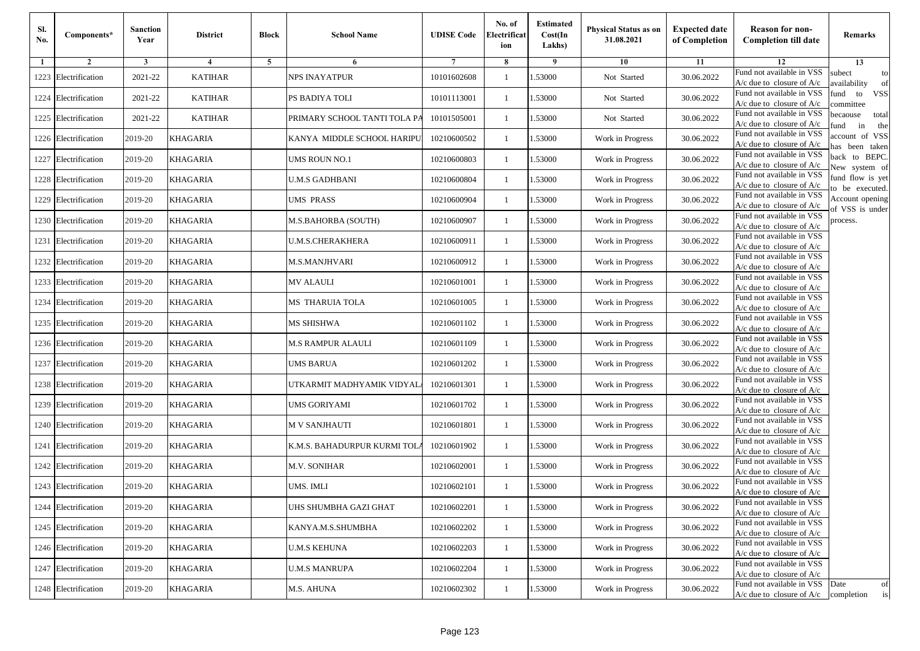| Sl. No. | Components* | Sanction Year | District | Block | School Name | UDISE Code | No. of Electrification | Estimated Cost(In Lakhs) | Physical Status as on 31.08.2021 | Expected date of Completion | Reason for non-Completion till date | Remarks |
|---|---|---|---|---|---|---|---|---|---|---|---|---|
| 1 | 2 | 3 | 4 | 5 | 6 | 7 | 8 | 9 | 10 | 11 | 12 | 13 |
| 1223 | Electrification | 2021-22 | KATIHAR | | NPS INAYATPUR | 10101602608 | 1 | 1.53000 | Not Started | 30.06.2022 | Fund not available in VSS A/c due to closure of A/c | subect to availability of fund to VSS committee becaouse total fund in the account of VSS has been taken back to BEPC. New system of fund flow is yet to be executed. Account opening of VSS is under process. |
| 1224 | Electrification | 2021-22 | KATIHAR | | PS BADIYA TOLI | 10101113001 | 1 | 1.53000 | Not Started | 30.06.2022 | Fund not available in VSS A/c due to closure of A/c | |
| 1225 | Electrification | 2021-22 | KATIHAR | | PRIMARY SCHOOL TANTI TOLA PA | 10101505001 | 1 | 1.53000 | Not Started | 30.06.2022 | Fund not available in VSS A/c due to closure of A/c | |
| 1226 | Electrification | 2019-20 | KHAGARIA | | KANYA MIDDLE SCHOOL HARIPU | 10210600502 | 1 | 1.53000 | Work in Progress | 30.06.2022 | Fund not available in VSS A/c due to closure of A/c | |
| 1227 | Electrification | 2019-20 | KHAGARIA | | UMS ROUN NO.1 | 10210600803 | 1 | 1.53000 | Work in Progress | 30.06.2022 | Fund not available in VSS A/c due to closure of A/c | |
| 1228 | Electrification | 2019-20 | KHAGARIA | | U.M.S GADHBANI | 10210600804 | 1 | 1.53000 | Work in Progress | 30.06.2022 | Fund not available in VSS A/c due to closure of A/c | |
| 1229 | Electrification | 2019-20 | KHAGARIA | | UMS PRASS | 10210600904 | 1 | 1.53000 | Work in Progress | 30.06.2022 | Fund not available in VSS A/c due to closure of A/c | |
| 1230 | Electrification | 2019-20 | KHAGARIA | | M.S.BAHORBA (SOUTH) | 10210600907 | 1 | 1.53000 | Work in Progress | 30.06.2022 | Fund not available in VSS A/c due to closure of A/c | |
| 1231 | Electrification | 2019-20 | KHAGARIA | | U.M.S.CHERAKHERA | 10210600911 | 1 | 1.53000 | Work in Progress | 30.06.2022 | Fund not available in VSS A/c due to closure of A/c | |
| 1232 | Electrification | 2019-20 | KHAGARIA | | M.S.MANJHVARI | 10210600912 | 1 | 1.53000 | Work in Progress | 30.06.2022 | Fund not available in VSS A/c due to closure of A/c | |
| 1233 | Electrification | 2019-20 | KHAGARIA | | MV ALAULI | 10210601001 | 1 | 1.53000 | Work in Progress | 30.06.2022 | Fund not available in VSS A/c due to closure of A/c | |
| 1234 | Electrification | 2019-20 | KHAGARIA | | MS THARUIA TOLA | 10210601005 | 1 | 1.53000 | Work in Progress | 30.06.2022 | Fund not available in VSS A/c due to closure of A/c | |
| 1235 | Electrification | 2019-20 | KHAGARIA | | MS SHISHWA | 10210601102 | 1 | 1.53000 | Work in Progress | 30.06.2022 | Fund not available in VSS A/c due to closure of A/c | |
| 1236 | Electrification | 2019-20 | KHAGARIA | | M.S RAMPUR ALAULI | 10210601109 | 1 | 1.53000 | Work in Progress | 30.06.2022 | Fund not available in VSS A/c due to closure of A/c | |
| 1237 | Electrification | 2019-20 | KHAGARIA | | UMS BARUA | 10210601202 | 1 | 1.53000 | Work in Progress | 30.06.2022 | Fund not available in VSS A/c due to closure of A/c | |
| 1238 | Electrification | 2019-20 | KHAGARIA | | UTKARMIT MADHYAMIK VIDYAL | 10210601301 | 1 | 1.53000 | Work in Progress | 30.06.2022 | Fund not available in VSS A/c due to closure of A/c | |
| 1239 | Electrification | 2019-20 | KHAGARIA | | UMS GORIYAMI | 10210601702 | 1 | 1.53000 | Work in Progress | 30.06.2022 | Fund not available in VSS A/c due to closure of A/c | |
| 1240 | Electrification | 2019-20 | KHAGARIA | | M V SANJHAUTI | 10210601801 | 1 | 1.53000 | Work in Progress | 30.06.2022 | Fund not available in VSS A/c due to closure of A/c | |
| 1241 | Electrification | 2019-20 | KHAGARIA | | K.M.S. BAHADURPUR KURMI TOLA | 10210601902 | 1 | 1.53000 | Work in Progress | 30.06.2022 | Fund not available in VSS A/c due to closure of A/c | |
| 1242 | Electrification | 2019-20 | KHAGARIA | | M.V. SONIHAR | 10210602001 | 1 | 1.53000 | Work in Progress | 30.06.2022 | Fund not available in VSS A/c due to closure of A/c | |
| 1243 | Electrification | 2019-20 | KHAGARIA | | UMS. IMLI | 10210602101 | 1 | 1.53000 | Work in Progress | 30.06.2022 | Fund not available in VSS A/c due to closure of A/c | |
| 1244 | Electrification | 2019-20 | KHAGARIA | | UHS SHUMBHA GAZI GHAT | 10210602201 | 1 | 1.53000 | Work in Progress | 30.06.2022 | Fund not available in VSS A/c due to closure of A/c | |
| 1245 | Electrification | 2019-20 | KHAGARIA | | KANYA.M.S.SHUMBHA | 10210602202 | 1 | 1.53000 | Work in Progress | 30.06.2022 | Fund not available in VSS A/c due to closure of A/c | |
| 1246 | Electrification | 2019-20 | KHAGARIA | | U.M.S KEHUNA | 10210602203 | 1 | 1.53000 | Work in Progress | 30.06.2022 | Fund not available in VSS A/c due to closure of A/c | |
| 1247 | Electrification | 2019-20 | KHAGARIA | | U.M.S MANRUPA | 10210602204 | 1 | 1.53000 | Work in Progress | 30.06.2022 | Fund not available in VSS A/c due to closure of A/c | |
| 1248 | Electrification | 2019-20 | KHAGARIA | | M.S. AHUNA | 10210602302 | 1 | 1.53000 | Work in Progress | 30.06.2022 | Fund not available in VSS A/c due to closure of A/c | Date of completion is |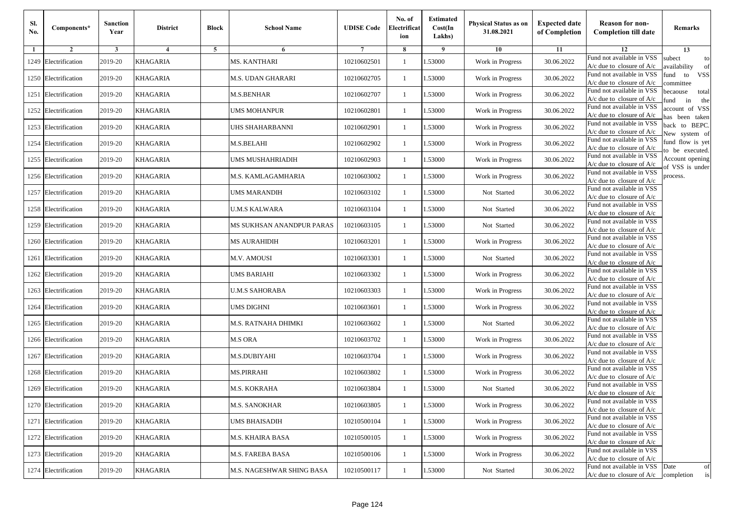| Sl. No. | Components* | Sanction Year | District | Block | School Name | UDISE Code | No. of Electrification | Estimated Cost(In Lakhs) | Physical Status as on 31.08.2021 | Expected date of Completion | Reason for non-Completion till date | Remarks |
|---|---|---|---|---|---|---|---|---|---|---|---|---|
| 1 | 2 | 3 | 4 | 5 | 6 | 7 | 8 | 9 | 10 | 11 | 12 | 13 |
| 1249 | Electrification | 2019-20 | KHAGARIA | | MS. KANTHARI | 10210602501 | 1 | 1.53000 | Work in Progress | 30.06.2022 | Fund not available in VSS A/c due to closure of A/c | subect to availability of fund to VSS committee becaouse total fund in the account of VSS has been taken back to BEPC. New system of fund flow is yet to be executed. Account opening of VSS is under process. |
| 1250 | Electrification | 2019-20 | KHAGARIA | | M.S. UDAN GHARARI | 10210602705 | 1 | 1.53000 | Work in Progress | 30.06.2022 | Fund not available in VSS A/c due to closure of A/c | |
| 1251 | Electrification | 2019-20 | KHAGARIA | | M.S.BENHAR | 10210602707 | 1 | 1.53000 | Work in Progress | 30.06.2022 | Fund not available in VSS A/c due to closure of A/c | |
| 1252 | Electrification | 2019-20 | KHAGARIA | | UMS MOHANPUR | 10210602801 | 1 | 1.53000 | Work in Progress | 30.06.2022 | Fund not available in VSS A/c due to closure of A/c | |
| 1253 | Electrification | 2019-20 | KHAGARIA | | UHS SHAHARBANNI | 10210602901 | 1 | 1.53000 | Work in Progress | 30.06.2022 | Fund not available in VSS A/c due to closure of A/c | |
| 1254 | Electrification | 2019-20 | KHAGARIA | | M.S.BELAHI | 10210602902 | 1 | 1.53000 | Work in Progress | 30.06.2022 | Fund not available in VSS A/c due to closure of A/c | |
| 1255 | Electrification | 2019-20 | KHAGARIA | | UMS MUSHAHRIADIH | 10210602903 | 1 | 1.53000 | Work in Progress | 30.06.2022 | Fund not available in VSS A/c due to closure of A/c | |
| 1256 | Electrification | 2019-20 | KHAGARIA | | M.S. KAMLAGAMHARIA | 10210603002 | 1 | 1.53000 | Work in Progress | 30.06.2022 | Fund not available in VSS A/c due to closure of A/c | |
| 1257 | Electrification | 2019-20 | KHAGARIA | | UMS MARANDIH | 10210603102 | 1 | 1.53000 | Not Started | 30.06.2022 | Fund not available in VSS A/c due to closure of A/c | |
| 1258 | Electrification | 2019-20 | KHAGARIA | | U.M.S KALWARA | 10210603104 | 1 | 1.53000 | Not Started | 30.06.2022 | Fund not available in VSS A/c due to closure of A/c | |
| 1259 | Electrification | 2019-20 | KHAGARIA | | MS SUKHSAN ANANDPUR PARAS | 10210603105 | 1 | 1.53000 | Not Started | 30.06.2022 | Fund not available in VSS A/c due to closure of A/c | |
| 1260 | Electrification | 2019-20 | KHAGARIA | | MS AURAHIDIH | 10210603201 | 1 | 1.53000 | Work in Progress | 30.06.2022 | Fund not available in VSS A/c due to closure of A/c | |
| 1261 | Electrification | 2019-20 | KHAGARIA | | M.V. AMOUSI | 10210603301 | 1 | 1.53000 | Not Started | 30.06.2022 | Fund not available in VSS A/c due to closure of A/c | |
| 1262 | Electrification | 2019-20 | KHAGARIA | | UMS BARIAHI | 10210603302 | 1 | 1.53000 | Work in Progress | 30.06.2022 | Fund not available in VSS A/c due to closure of A/c | |
| 1263 | Electrification | 2019-20 | KHAGARIA | | U.M.S SAHORABA | 10210603303 | 1 | 1.53000 | Work in Progress | 30.06.2022 | Fund not available in VSS A/c due to closure of A/c | |
| 1264 | Electrification | 2019-20 | KHAGARIA | | UMS DIGHNI | 10210603601 | 1 | 1.53000 | Work in Progress | 30.06.2022 | Fund not available in VSS A/c due to closure of A/c | |
| 1265 | Electrification | 2019-20 | KHAGARIA | | M.S. RATNAHA DHIMKI | 10210603602 | 1 | 1.53000 | Not Started | 30.06.2022 | Fund not available in VSS A/c due to closure of A/c | |
| 1266 | Electrification | 2019-20 | KHAGARIA | | M.S ORA | 10210603702 | 1 | 1.53000 | Work in Progress | 30.06.2022 | Fund not available in VSS A/c due to closure of A/c | |
| 1267 | Electrification | 2019-20 | KHAGARIA | | M.S.DUBIYAHI | 10210603704 | 1 | 1.53000 | Work in Progress | 30.06.2022 | Fund not available in VSS A/c due to closure of A/c | |
| 1268 | Electrification | 2019-20 | KHAGARIA | | MS.PIRRAHI | 10210603802 | 1 | 1.53000 | Work in Progress | 30.06.2022 | Fund not available in VSS A/c due to closure of A/c | |
| 1269 | Electrification | 2019-20 | KHAGARIA | | M.S. KOKRAHA | 10210603804 | 1 | 1.53000 | Not Started | 30.06.2022 | Fund not available in VSS A/c due to closure of A/c | |
| 1270 | Electrification | 2019-20 | KHAGARIA | | M.S. SANOKHAR | 10210603805 | 1 | 1.53000 | Work in Progress | 30.06.2022 | Fund not available in VSS A/c due to closure of A/c | |
| 1271 | Electrification | 2019-20 | KHAGARIA | | UMS BHAISADIH | 10210500104 | 1 | 1.53000 | Work in Progress | 30.06.2022 | Fund not available in VSS A/c due to closure of A/c | |
| 1272 | Electrification | 2019-20 | KHAGARIA | | M.S. KHAIRA BASA | 10210500105 | 1 | 1.53000 | Work in Progress | 30.06.2022 | Fund not available in VSS A/c due to closure of A/c | |
| 1273 | Electrification | 2019-20 | KHAGARIA | | M.S. FAREBA BASA | 10210500106 | 1 | 1.53000 | Work in Progress | 30.06.2022 | Fund not available in VSS A/c due to closure of A/c | |
| 1274 | Electrification | 2019-20 | KHAGARIA | | M.S. NAGESHWAR SHING BASA | 10210500117 | 1 | 1.53000 | Not Started | 30.06.2022 | Fund not available in VSS A/c due to closure of A/c | Date of completion is |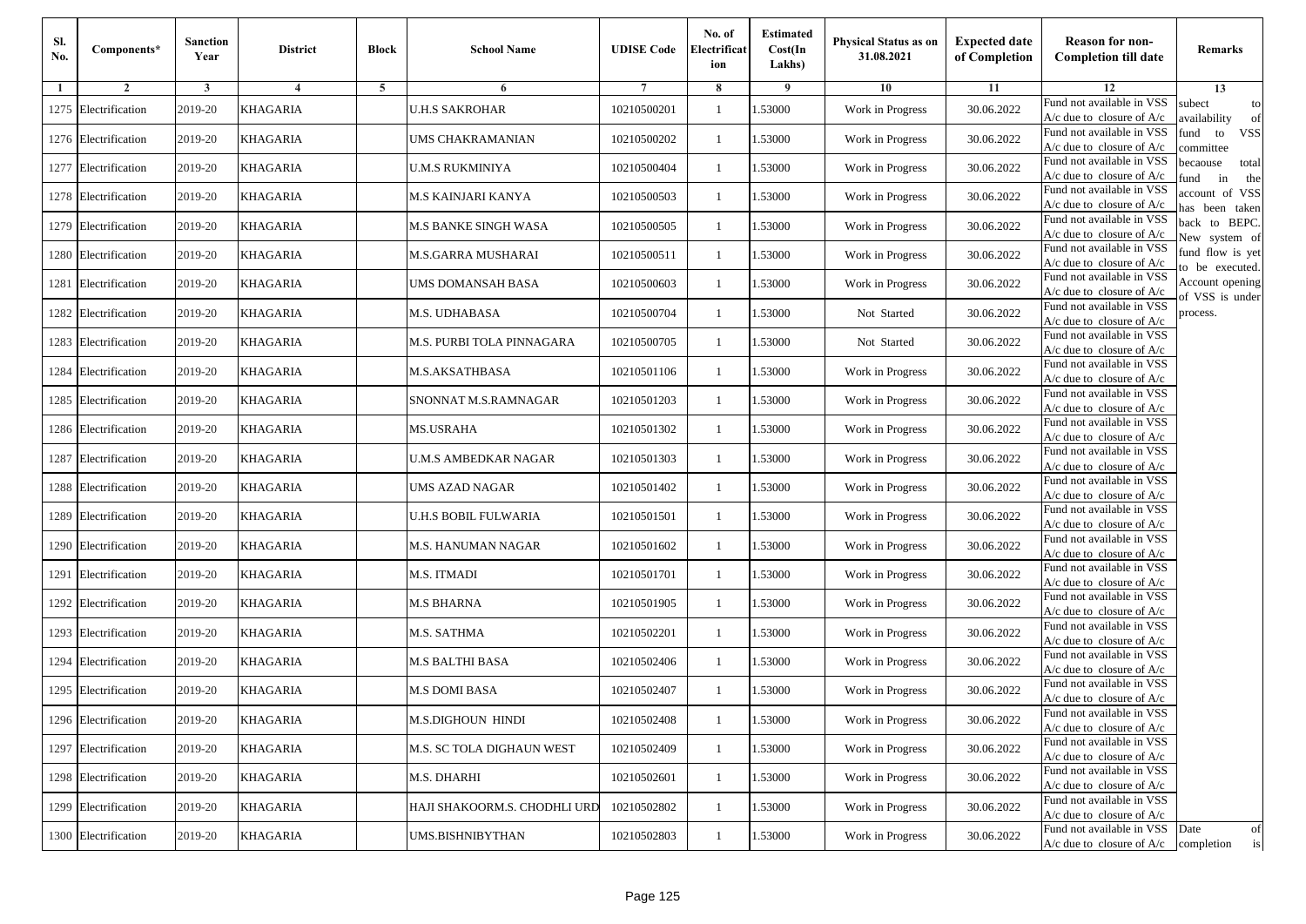| Sl. No. | Components* | Sanction Year | District | Block | School Name | UDISE Code | No. of Electrification | Estimated Cost(In Lakhs) | Physical Status as on 31.08.2021 | Expected date of Completion | Reason for non-Completion till date | Remarks |
|---|---|---|---|---|---|---|---|---|---|---|---|---|
| 1 | 2 | 3 | 4 | 5 | 6 | 7 | 8 | 9 | 10 | 11 | 12 | 13 |
| 1275 | Electrification | 2019-20 | KHAGARIA | | U.H.S SAKROHAR | 10210500201 | 1 | 1.53000 | Work in Progress | 30.06.2022 | Fund not available in VSS A/c due to closure of A/c | subect to availability of fund to VSS committee becaouse total fund in the account of VSS has been taken back to BEPC. New system of fund flow is yet to be executed. Account opening of VSS is under process. |
| 1276 | Electrification | 2019-20 | KHAGARIA | | UMS CHAKRAMANIAN | 10210500202 | 1 | 1.53000 | Work in Progress | 30.06.2022 | Fund not available in VSS A/c due to closure of A/c | |
| 1277 | Electrification | 2019-20 | KHAGARIA | | U.M.S RUKMINIYA | 10210500404 | 1 | 1.53000 | Work in Progress | 30.06.2022 | Fund not available in VSS A/c due to closure of A/c | |
| 1278 | Electrification | 2019-20 | KHAGARIA | | M.S KAINJARI KANYA | 10210500503 | 1 | 1.53000 | Work in Progress | 30.06.2022 | Fund not available in VSS A/c due to closure of A/c | |
| 1279 | Electrification | 2019-20 | KHAGARIA | | M.S BANKE SINGH WASA | 10210500505 | 1 | 1.53000 | Work in Progress | 30.06.2022 | Fund not available in VSS A/c due to closure of A/c | |
| 1280 | Electrification | 2019-20 | KHAGARIA | | M.S.GARRA MUSHARAI | 10210500511 | 1 | 1.53000 | Work in Progress | 30.06.2022 | Fund not available in VSS A/c due to closure of A/c | |
| 1281 | Electrification | 2019-20 | KHAGARIA | | UMS DOMANSAH BASA | 10210500603 | 1 | 1.53000 | Work in Progress | 30.06.2022 | Fund not available in VSS A/c due to closure of A/c | |
| 1282 | Electrification | 2019-20 | KHAGARIA | | M.S. UDHABASA | 10210500704 | 1 | 1.53000 | Not Started | 30.06.2022 | Fund not available in VSS A/c due to closure of A/c | |
| 1283 | Electrification | 2019-20 | KHAGARIA | | M.S. PURBI TOLA PINNAGARA | 10210500705 | 1 | 1.53000 | Not Started | 30.06.2022 | Fund not available in VSS A/c due to closure of A/c | |
| 1284 | Electrification | 2019-20 | KHAGARIA | | M.S.AKSATHBASA | 10210501106 | 1 | 1.53000 | Work in Progress | 30.06.2022 | Fund not available in VSS A/c due to closure of A/c | |
| 1285 | Electrification | 2019-20 | KHAGARIA | | SNONNAT M.S.RAMNAGAR | 10210501203 | 1 | 1.53000 | Work in Progress | 30.06.2022 | Fund not available in VSS A/c due to closure of A/c | |
| 1286 | Electrification | 2019-20 | KHAGARIA | | MS.USRAHA | 10210501302 | 1 | 1.53000 | Work in Progress | 30.06.2022 | Fund not available in VSS A/c due to closure of A/c | |
| 1287 | Electrification | 2019-20 | KHAGARIA | | U.M.S AMBEDKAR NAGAR | 10210501303 | 1 | 1.53000 | Work in Progress | 30.06.2022 | Fund not available in VSS A/c due to closure of A/c | |
| 1288 | Electrification | 2019-20 | KHAGARIA | | UMS AZAD NAGAR | 10210501402 | 1 | 1.53000 | Work in Progress | 30.06.2022 | Fund not available in VSS A/c due to closure of A/c | |
| 1289 | Electrification | 2019-20 | KHAGARIA | | U.H.S BOBIL FULWARIA | 10210501501 | 1 | 1.53000 | Work in Progress | 30.06.2022 | Fund not available in VSS A/c due to closure of A/c | |
| 1290 | Electrification | 2019-20 | KHAGARIA | | M.S. HANUMAN NAGAR | 10210501602 | 1 | 1.53000 | Work in Progress | 30.06.2022 | Fund not available in VSS A/c due to closure of A/c | |
| 1291 | Electrification | 2019-20 | KHAGARIA | | M.S. ITMADI | 10210501701 | 1 | 1.53000 | Work in Progress | 30.06.2022 | Fund not available in VSS A/c due to closure of A/c | |
| 1292 | Electrification | 2019-20 | KHAGARIA | | M.S BHARNA | 10210501905 | 1 | 1.53000 | Work in Progress | 30.06.2022 | Fund not available in VSS A/c due to closure of A/c | |
| 1293 | Electrification | 2019-20 | KHAGARIA | | M.S. SATHMA | 10210502201 | 1 | 1.53000 | Work in Progress | 30.06.2022 | Fund not available in VSS A/c due to closure of A/c | |
| 1294 | Electrification | 2019-20 | KHAGARIA | | M.S BALTHI BASA | 10210502406 | 1 | 1.53000 | Work in Progress | 30.06.2022 | Fund not available in VSS A/c due to closure of A/c | |
| 1295 | Electrification | 2019-20 | KHAGARIA | | M.S DOMI BASA | 10210502407 | 1 | 1.53000 | Work in Progress | 30.06.2022 | Fund not available in VSS A/c due to closure of A/c | |
| 1296 | Electrification | 2019-20 | KHAGARIA | | M.S.DIGHOUN HINDI | 10210502408 | 1 | 1.53000 | Work in Progress | 30.06.2022 | Fund not available in VSS A/c due to closure of A/c | |
| 1297 | Electrification | 2019-20 | KHAGARIA | | M.S. SC TOLA DIGHAUN WEST | 10210502409 | 1 | 1.53000 | Work in Progress | 30.06.2022 | Fund not available in VSS A/c due to closure of A/c | |
| 1298 | Electrification | 2019-20 | KHAGARIA | | M.S. DHARHI | 10210502601 | 1 | 1.53000 | Work in Progress | 30.06.2022 | Fund not available in VSS A/c due to closure of A/c | |
| 1299 | Electrification | 2019-20 | KHAGARIA | | HAJI SHAKOORM.S. CHODHLI URD | 10210502802 | 1 | 1.53000 | Work in Progress | 30.06.2022 | Fund not available in VSS A/c due to closure of A/c | |
| 1300 | Electrification | 2019-20 | KHAGARIA | | UMS.BISHNIBYTHAN | 10210502803 | 1 | 1.53000 | Work in Progress | 30.06.2022 | Fund not available in VSS A/c due to closure of A/c | Date of completion is |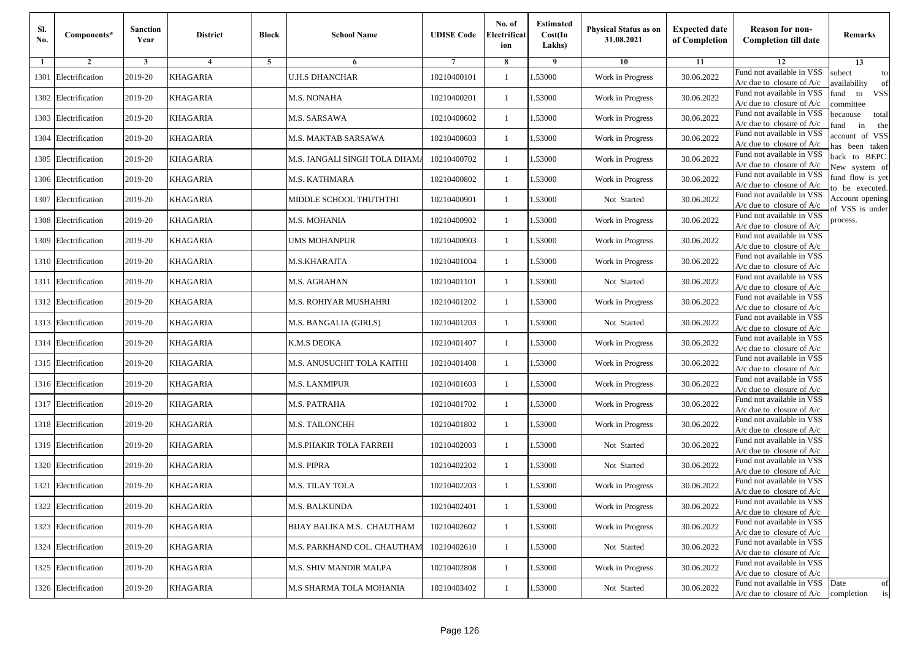| Sl. No. | Components* | Sanction Year | District | Block | School Name | UDISE Code | No. of Electrification | Estimated Cost(In Lakhs) | Physical Status as on 31.08.2021 | Expected date of Completion | Reason for non-Completion till date | Remarks |
|---|---|---|---|---|---|---|---|---|---|---|---|---|
| 1 | 2 | 3 | 4 | 5 | 6 | 7 | 8 | 9 | 10 | 11 | 12 | 13 |
| 1301 | Electrification | 2019-20 | KHAGARIA | | U.H.S DHANCHAR | 10210400101 | 1 | 1.53000 | Work in Progress | 30.06.2022 | Fund not available in VSS A/c due to closure of A/c | subect to availability of fund to VSS committee becaouse total fund in the account of VSS has been taken back to BEPC. New system of fund flow is yet to be executed. Account opening of VSS is under process. |
| 1302 | Electrification | 2019-20 | KHAGARIA | | M.S. NONAHA | 10210400201 | 1 | 1.53000 | Work in Progress | 30.06.2022 | Fund not available in VSS A/c due to closure of A/c | |
| 1303 | Electrification | 2019-20 | KHAGARIA | | M.S. SARSAWA | 10210400602 | 1 | 1.53000 | Work in Progress | 30.06.2022 | Fund not available in VSS A/c due to closure of A/c | |
| 1304 | Electrification | 2019-20 | KHAGARIA | | M.S. MAKTAB SARSAWA | 10210400603 | 1 | 1.53000 | Work in Progress | 30.06.2022 | Fund not available in VSS A/c due to closure of A/c | |
| 1305 | Electrification | 2019-20 | KHAGARIA | | M.S. JANGALI SINGH TOLA DHAMA | 10210400702 | 1 | 1.53000 | Work in Progress | 30.06.2022 | Fund not available in VSS A/c due to closure of A/c | |
| 1306 | Electrification | 2019-20 | KHAGARIA | | M.S. KATHMARA | 10210400802 | 1 | 1.53000 | Work in Progress | 30.06.2022 | Fund not available in VSS A/c due to closure of A/c | |
| 1307 | Electrification | 2019-20 | KHAGARIA | | MIDDLE SCHOOL THUTHTHI | 10210400901 | 1 | 1.53000 | Not Started | 30.06.2022 | Fund not available in VSS A/c due to closure of A/c | |
| 1308 | Electrification | 2019-20 | KHAGARIA | | M.S. MOHANIA | 10210400902 | 1 | 1.53000 | Work in Progress | 30.06.2022 | Fund not available in VSS A/c due to closure of A/c | |
| 1309 | Electrification | 2019-20 | KHAGARIA | | UMS MOHANPUR | 10210400903 | 1 | 1.53000 | Work in Progress | 30.06.2022 | Fund not available in VSS A/c due to closure of A/c | |
| 1310 | Electrification | 2019-20 | KHAGARIA | | M.S.KHARAITA | 10210401004 | 1 | 1.53000 | Work in Progress | 30.06.2022 | Fund not available in VSS A/c due to closure of A/c | |
| 1311 | Electrification | 2019-20 | KHAGARIA | | M.S. AGRAHAN | 10210401101 | 1 | 1.53000 | Not Started | 30.06.2022 | Fund not available in VSS A/c due to closure of A/c | |
| 1312 | Electrification | 2019-20 | KHAGARIA | | M.S. ROHIYAR MUSHAHRI | 10210401202 | 1 | 1.53000 | Work in Progress | 30.06.2022 | Fund not available in VSS A/c due to closure of A/c | |
| 1313 | Electrification | 2019-20 | KHAGARIA | | M.S. BANGALIA (GIRLS) | 10210401203 | 1 | 1.53000 | Not Started | 30.06.2022 | Fund not available in VSS A/c due to closure of A/c | |
| 1314 | Electrification | 2019-20 | KHAGARIA | | K.M.S DEOKA | 10210401407 | 1 | 1.53000 | Work in Progress | 30.06.2022 | Fund not available in VSS A/c due to closure of A/c | |
| 1315 | Electrification | 2019-20 | KHAGARIA | | M.S. ANUSUCHIT TOLA KAITHI | 10210401408 | 1 | 1.53000 | Work in Progress | 30.06.2022 | Fund not available in VSS A/c due to closure of A/c | |
| 1316 | Electrification | 2019-20 | KHAGARIA | | M.S. LAXMIPUR | 10210401603 | 1 | 1.53000 | Work in Progress | 30.06.2022 | Fund not available in VSS A/c due to closure of A/c | |
| 1317 | Electrification | 2019-20 | KHAGARIA | | M.S. PATRAHA | 10210401702 | 1 | 1.53000 | Work in Progress | 30.06.2022 | Fund not available in VSS A/c due to closure of A/c | |
| 1318 | Electrification | 2019-20 | KHAGARIA | | M.S. TAILONCHH | 10210401802 | 1 | 1.53000 | Work in Progress | 30.06.2022 | Fund not available in VSS A/c due to closure of A/c | |
| 1319 | Electrification | 2019-20 | KHAGARIA | | M.S.PHAKIR TOLA FARREH | 10210402003 | 1 | 1.53000 | Not Started | 30.06.2022 | Fund not available in VSS A/c due to closure of A/c | |
| 1320 | Electrification | 2019-20 | KHAGARIA | | M.S. PIPRA | 10210402202 | 1 | 1.53000 | Not Started | 30.06.2022 | Fund not available in VSS A/c due to closure of A/c | |
| 1321 | Electrification | 2019-20 | KHAGARIA | | M.S. TILAY TOLA | 10210402203 | 1 | 1.53000 | Work in Progress | 30.06.2022 | Fund not available in VSS A/c due to closure of A/c | |
| 1322 | Electrification | 2019-20 | KHAGARIA | | M.S. BALKUNDA | 10210402401 | 1 | 1.53000 | Work in Progress | 30.06.2022 | Fund not available in VSS A/c due to closure of A/c | |
| 1323 | Electrification | 2019-20 | KHAGARIA | | BIJAY BALIKA M.S. CHAUTHAM | 10210402602 | 1 | 1.53000 | Work in Progress | 30.06.2022 | Fund not available in VSS A/c due to closure of A/c | |
| 1324 | Electrification | 2019-20 | KHAGARIA | | M.S. PARKHAND COL. CHAUTHAM | 10210402610 | 1 | 1.53000 | Not Started | 30.06.2022 | Fund not available in VSS A/c due to closure of A/c | |
| 1325 | Electrification | 2019-20 | KHAGARIA | | M.S. SHIV MANDIR MALPA | 10210402808 | 1 | 1.53000 | Work in Progress | 30.06.2022 | Fund not available in VSS A/c due to closure of A/c | |
| 1326 | Electrification | 2019-20 | KHAGARIA | | M.S SHARMA TOLA MOHANIA | 10210403402 | 1 | 1.53000 | Not Started | 30.06.2022 | Fund not available in VSS A/c due to closure of A/c | Date of completion is |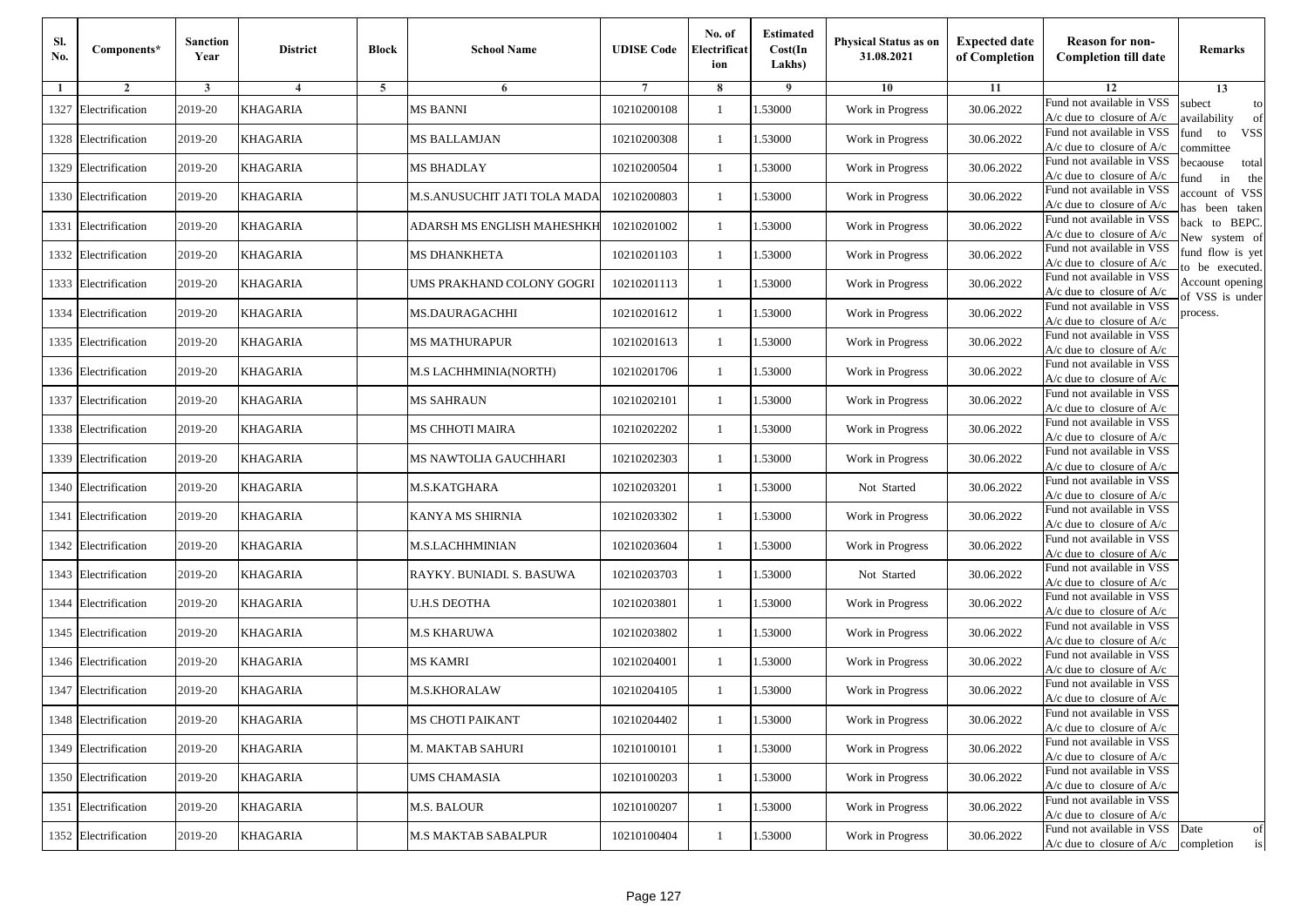| Sl. No. | Components* | Sanction Year | District | Block | School Name | UDISE Code | No. of Electrification | Estimated Cost(In Lakhs) | Physical Status as on 31.08.2021 | Expected date of Completion | Reason for non-Completion till date | Remarks |
|---|---|---|---|---|---|---|---|---|---|---|---|---|
| 1 | 2 | 3 | 4 | 5 | 6 | 7 | 8 | 9 | 10 | 11 | 12 | 13 |
| 1327 | Electrification | 2019-20 | KHAGARIA | | MS BANNI | 10210200108 | 1 | 1.53000 | Work in Progress | 30.06.2022 | Fund not available in VSS A/c due to closure of A/c | subect to availability of fund to VSS committee becaouse total fund in the account of VSS has been taken back to BEPC. New system of fund flow is yet to be executed. Account opening of VSS is under process. |
| 1328 | Electrification | 2019-20 | KHAGARIA | | MS BALLAMJAN | 10210200308 | 1 | 1.53000 | Work in Progress | 30.06.2022 | Fund not available in VSS A/c due to closure of A/c | |
| 1329 | Electrification | 2019-20 | KHAGARIA | | MS BHADLAY | 10210200504 | 1 | 1.53000 | Work in Progress | 30.06.2022 | Fund not available in VSS A/c due to closure of A/c | |
| 1330 | Electrification | 2019-20 | KHAGARIA | | M.S.ANUSUCHIT JATI TOLA MADA | 10210200803 | 1 | 1.53000 | Work in Progress | 30.06.2022 | Fund not available in VSS A/c due to closure of A/c | |
| 1331 | Electrification | 2019-20 | KHAGARIA | | ADARSH MS ENGLISH MAHESHKH | 10210201002 | 1 | 1.53000 | Work in Progress | 30.06.2022 | Fund not available in VSS A/c due to closure of A/c | |
| 1332 | Electrification | 2019-20 | KHAGARIA | | MS DHANKHETA | 10210201103 | 1 | 1.53000 | Work in Progress | 30.06.2022 | Fund not available in VSS A/c due to closure of A/c | |
| 1333 | Electrification | 2019-20 | KHAGARIA | | UMS PRAKHAND COLONY GOGRI | 10210201113 | 1 | 1.53000 | Work in Progress | 30.06.2022 | Fund not available in VSS A/c due to closure of A/c | |
| 1334 | Electrification | 2019-20 | KHAGARIA | | MS.DAURAGACHHI | 10210201612 | 1 | 1.53000 | Work in Progress | 30.06.2022 | Fund not available in VSS A/c due to closure of A/c | |
| 1335 | Electrification | 2019-20 | KHAGARIA | | MS MATHURAPUR | 10210201613 | 1 | 1.53000 | Work in Progress | 30.06.2022 | Fund not available in VSS A/c due to closure of A/c | |
| 1336 | Electrification | 2019-20 | KHAGARIA | | M.S LACHHMINIA(NORTH) | 10210201706 | 1 | 1.53000 | Work in Progress | 30.06.2022 | Fund not available in VSS A/c due to closure of A/c | |
| 1337 | Electrification | 2019-20 | KHAGARIA | | MS SAHRAUN | 10210202101 | 1 | 1.53000 | Work in Progress | 30.06.2022 | Fund not available in VSS A/c due to closure of A/c | |
| 1338 | Electrification | 2019-20 | KHAGARIA | | MS CHHOTI MAIRA | 10210202202 | 1 | 1.53000 | Work in Progress | 30.06.2022 | Fund not available in VSS A/c due to closure of A/c | |
| 1339 | Electrification | 2019-20 | KHAGARIA | | MS NAWTOLIA GAUCHHARI | 10210202303 | 1 | 1.53000 | Work in Progress | 30.06.2022 | Fund not available in VSS A/c due to closure of A/c | |
| 1340 | Electrification | 2019-20 | KHAGARIA | | M.S.KATGHARA | 10210203201 | 1 | 1.53000 | Not Started | 30.06.2022 | Fund not available in VSS A/c due to closure of A/c | |
| 1341 | Electrification | 2019-20 | KHAGARIA | | KANYA MS SHIRNIA | 10210203302 | 1 | 1.53000 | Work in Progress | 30.06.2022 | Fund not available in VSS A/c due to closure of A/c | |
| 1342 | Electrification | 2019-20 | KHAGARIA | | M.S.LACHHMINIAN | 10210203604 | 1 | 1.53000 | Work in Progress | 30.06.2022 | Fund not available in VSS A/c due to closure of A/c | |
| 1343 | Electrification | 2019-20 | KHAGARIA | | RAYKY. BUNIADI. S. BASUWA | 10210203703 | 1 | 1.53000 | Not Started | 30.06.2022 | Fund not available in VSS A/c due to closure of A/c | |
| 1344 | Electrification | 2019-20 | KHAGARIA | | U.H.S DEOTHA | 10210203801 | 1 | 1.53000 | Work in Progress | 30.06.2022 | Fund not available in VSS A/c due to closure of A/c | |
| 1345 | Electrification | 2019-20 | KHAGARIA | | M.S KHARUWA | 10210203802 | 1 | 1.53000 | Work in Progress | 30.06.2022 | Fund not available in VSS A/c due to closure of A/c | |
| 1346 | Electrification | 2019-20 | KHAGARIA | | MS KAMRI | 10210204001 | 1 | 1.53000 | Work in Progress | 30.06.2022 | Fund not available in VSS A/c due to closure of A/c | |
| 1347 | Electrification | 2019-20 | KHAGARIA | | M.S.KHORALAW | 10210204105 | 1 | 1.53000 | Work in Progress | 30.06.2022 | Fund not available in VSS A/c due to closure of A/c | |
| 1348 | Electrification | 2019-20 | KHAGARIA | | MS CHOTI PAIKANT | 10210204402 | 1 | 1.53000 | Work in Progress | 30.06.2022 | Fund not available in VSS A/c due to closure of A/c | |
| 1349 | Electrification | 2019-20 | KHAGARIA | | M. MAKTAB SAHURI | 10210100101 | 1 | 1.53000 | Work in Progress | 30.06.2022 | Fund not available in VSS A/c due to closure of A/c | |
| 1350 | Electrification | 2019-20 | KHAGARIA | | UMS CHAMASIA | 10210100203 | 1 | 1.53000 | Work in Progress | 30.06.2022 | Fund not available in VSS A/c due to closure of A/c | |
| 1351 | Electrification | 2019-20 | KHAGARIA | | M.S. BALOUR | 10210100207 | 1 | 1.53000 | Work in Progress | 30.06.2022 | Fund not available in VSS A/c due to closure of A/c | |
| 1352 | Electrification | 2019-20 | KHAGARIA | | M.S MAKTAB SABALPUR | 10210100404 | 1 | 1.53000 | Work in Progress | 30.06.2022 | Fund not available in VSS A/c due to closure of A/c | Date of completion is |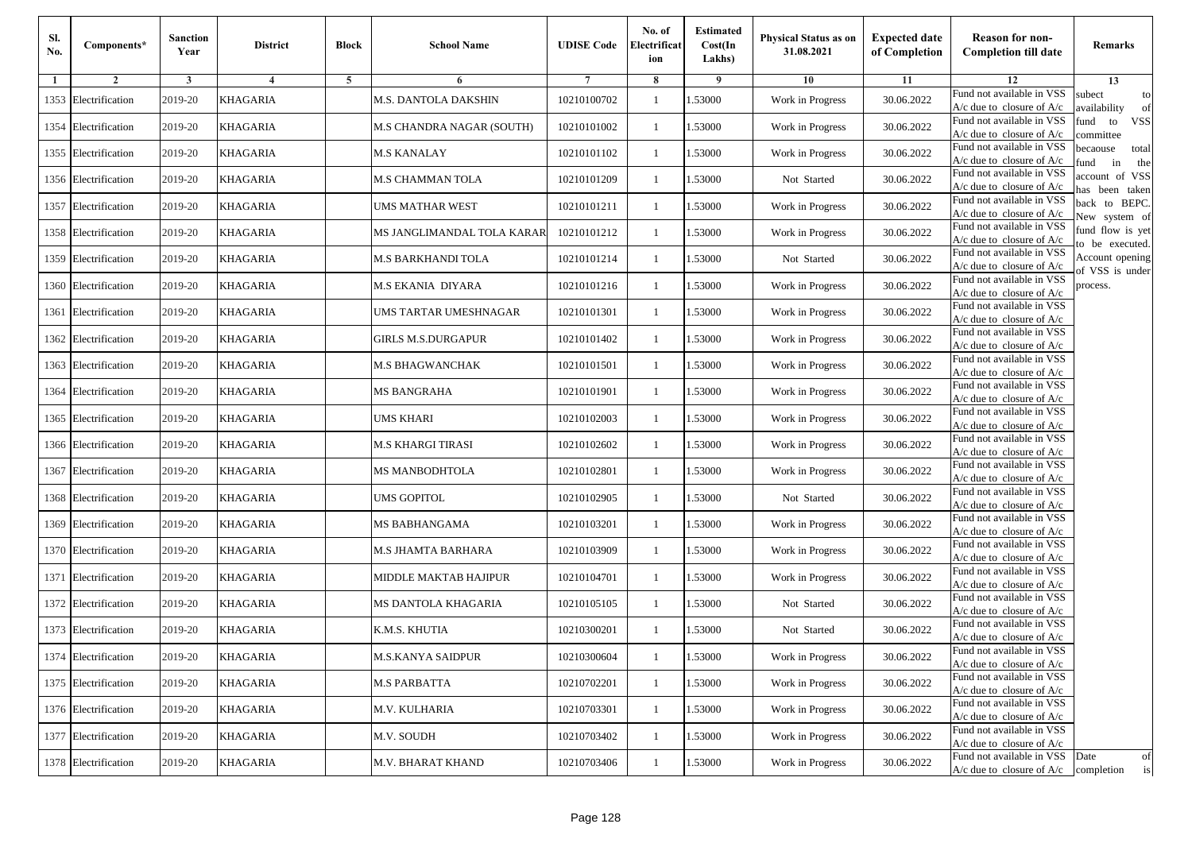| Sl. No. | Components* | Sanction Year | District | Block | School Name | UDISE Code | No. of Electrification | Estimated Cost(In Lakhs) | Physical Status as on 31.08.2021 | Expected date of Completion | Reason for non-Completion till date | Remarks |
|---|---|---|---|---|---|---|---|---|---|---|---|---|
| 1 | 2 | 3 | 4 | 5 | 6 | 7 | 8 | 9 | 10 | 11 | 12 | 13 |
| 1353 | Electrification | 2019-20 | KHAGARIA | | M.S. DANTOLA DAKSHIN | 10210100702 | 1 | 1.53000 | Work in Progress | 30.06.2022 | Fund not available in VSS A/c due to closure of A/c | subect to availability of fund to VSS committee becaouse total fund in the account of VSS has been taken back to BEPC. New system of fund flow is yet to be executed. Account opening of VSS is under process. |
| 1354 | Electrification | 2019-20 | KHAGARIA | | M.S CHANDRA NAGAR (SOUTH) | 10210101002 | 1 | 1.53000 | Work in Progress | 30.06.2022 | Fund not available in VSS A/c due to closure of A/c | |
| 1355 | Electrification | 2019-20 | KHAGARIA | | M.S KANALAY | 10210101102 | 1 | 1.53000 | Work in Progress | 30.06.2022 | Fund not available in VSS A/c due to closure of A/c | |
| 1356 | Electrification | 2019-20 | KHAGARIA | | M.S CHAMMAN TOLA | 10210101209 | 1 | 1.53000 | Not Started | 30.06.2022 | Fund not available in VSS A/c due to closure of A/c | |
| 1357 | Electrification | 2019-20 | KHAGARIA | | UMS MATHAR WEST | 10210101211 | 1 | 1.53000 | Work in Progress | 30.06.2022 | Fund not available in VSS A/c due to closure of A/c | |
| 1358 | Electrification | 2019-20 | KHAGARIA | | MS JANGLIMANDAL TOLA KARAR | 10210101212 | 1 | 1.53000 | Work in Progress | 30.06.2022 | Fund not available in VSS A/c due to closure of A/c | |
| 1359 | Electrification | 2019-20 | KHAGARIA | | M.S BARKHANDI TOLA | 10210101214 | 1 | 1.53000 | Not Started | 30.06.2022 | Fund not available in VSS A/c due to closure of A/c | |
| 1360 | Electrification | 2019-20 | KHAGARIA | | M.S EKANIA DIYARA | 10210101216 | 1 | 1.53000 | Work in Progress | 30.06.2022 | Fund not available in VSS A/c due to closure of A/c | |
| 1361 | Electrification | 2019-20 | KHAGARIA | | UMS TARTAR UMESHNAGAR | 10210101301 | 1 | 1.53000 | Work in Progress | 30.06.2022 | Fund not available in VSS A/c due to closure of A/c | |
| 1362 | Electrification | 2019-20 | KHAGARIA | | GIRLS M.S.DURGAPUR | 10210101402 | 1 | 1.53000 | Work in Progress | 30.06.2022 | Fund not available in VSS A/c due to closure of A/c | |
| 1363 | Electrification | 2019-20 | KHAGARIA | | M.S BHAGWANCHAK | 10210101501 | 1 | 1.53000 | Work in Progress | 30.06.2022 | Fund not available in VSS A/c due to closure of A/c | |
| 1364 | Electrification | 2019-20 | KHAGARIA | | MS BANGRAHA | 10210101901 | 1 | 1.53000 | Work in Progress | 30.06.2022 | Fund not available in VSS A/c due to closure of A/c | |
| 1365 | Electrification | 2019-20 | KHAGARIA | | UMS KHARI | 10210102003 | 1 | 1.53000 | Work in Progress | 30.06.2022 | Fund not available in VSS A/c due to closure of A/c | |
| 1366 | Electrification | 2019-20 | KHAGARIA | | M.S KHARGI TIRASI | 10210102602 | 1 | 1.53000 | Work in Progress | 30.06.2022 | Fund not available in VSS A/c due to closure of A/c | |
| 1367 | Electrification | 2019-20 | KHAGARIA | | MS MANBODHTOLA | 10210102801 | 1 | 1.53000 | Work in Progress | 30.06.2022 | Fund not available in VSS A/c due to closure of A/c | |
| 1368 | Electrification | 2019-20 | KHAGARIA | | UMS GOPITOL | 10210102905 | 1 | 1.53000 | Not Started | 30.06.2022 | Fund not available in VSS A/c due to closure of A/c | |
| 1369 | Electrification | 2019-20 | KHAGARIA | | MS BABHANGAMA | 10210103201 | 1 | 1.53000 | Work in Progress | 30.06.2022 | Fund not available in VSS A/c due to closure of A/c | |
| 1370 | Electrification | 2019-20 | KHAGARIA | | M.S JHAMTA BARHARA | 10210103909 | 1 | 1.53000 | Work in Progress | 30.06.2022 | Fund not available in VSS A/c due to closure of A/c | |
| 1371 | Electrification | 2019-20 | KHAGARIA | | MIDDLE MAKTAB HAJIPUR | 10210104701 | 1 | 1.53000 | Work in Progress | 30.06.2022 | Fund not available in VSS A/c due to closure of A/c | |
| 1372 | Electrification | 2019-20 | KHAGARIA | | MS DANTOLA KHAGARIA | 10210105105 | 1 | 1.53000 | Not Started | 30.06.2022 | Fund not available in VSS A/c due to closure of A/c | |
| 1373 | Electrification | 2019-20 | KHAGARIA | | K.M.S. KHUTIA | 10210300201 | 1 | 1.53000 | Not Started | 30.06.2022 | Fund not available in VSS A/c due to closure of A/c | |
| 1374 | Electrification | 2019-20 | KHAGARIA | | M.S.KANYA SAIDPUR | 10210300604 | 1 | 1.53000 | Work in Progress | 30.06.2022 | Fund not available in VSS A/c due to closure of A/c | |
| 1375 | Electrification | 2019-20 | KHAGARIA | | M.S PARBATTA | 10210702201 | 1 | 1.53000 | Work in Progress | 30.06.2022 | Fund not available in VSS A/c due to closure of A/c | |
| 1376 | Electrification | 2019-20 | KHAGARIA | | M.V. KULHARIA | 10210703301 | 1 | 1.53000 | Work in Progress | 30.06.2022 | Fund not available in VSS A/c due to closure of A/c | |
| 1377 | Electrification | 2019-20 | KHAGARIA | | M.V. SOUDH | 10210703402 | 1 | 1.53000 | Work in Progress | 30.06.2022 | Fund not available in VSS A/c due to closure of A/c | |
| 1378 | Electrification | 2019-20 | KHAGARIA | | M.V. BHARAT KHAND | 10210703406 | 1 | 1.53000 | Work in Progress | 30.06.2022 | Fund not available in VSS A/c due to closure of A/c | Date of completion is |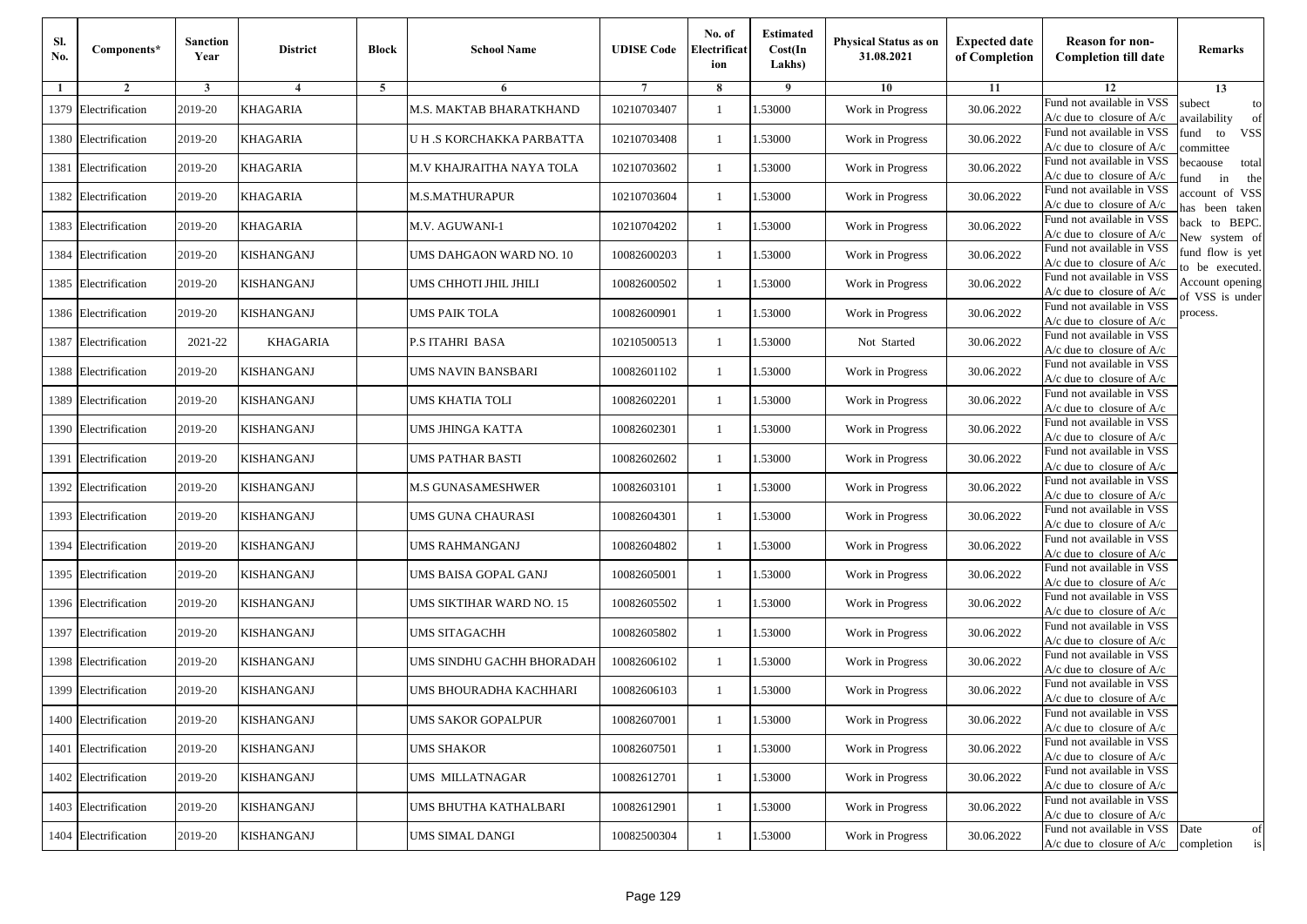| Sl. No. | Components* | Sanction Year | District | Block | School Name | UDISE Code | No. of Electrification | Estimated Cost(In Lakhs) | Physical Status as on 31.08.2021 | Expected date of Completion | Reason for non-Completion till date | Remarks |
|---|---|---|---|---|---|---|---|---|---|---|---|---|
| 1 | 2 | 3 | 4 | 5 | 6 | 7 | 8 | 9 | 10 | 11 | 12 | 13 |
| 1379 | Electrification | 2019-20 | KHAGARIA | | M.S. MAKTAB BHARATKHAND | 10210703407 | 1 | 1.53000 | Work in Progress | 30.06.2022 | Fund not available in VSS A/c due to closure of A/c | subect to availability of fund to VSS committee becaouse total fund in the account of VSS has been taken back to BEPC. New system of fund flow is yet to be executed. Account opening of VSS is under process. |
| 1380 | Electrification | 2019-20 | KHAGARIA | | U H .S KORCHAKKA PARBATTA | 10210703408 | 1 | 1.53000 | Work in Progress | 30.06.2022 | Fund not available in VSS A/c due to closure of A/c | |
| 1381 | Electrification | 2019-20 | KHAGARIA | | M.V KHAJRAITHA NAYA TOLA | 10210703602 | 1 | 1.53000 | Work in Progress | 30.06.2022 | Fund not available in VSS A/c due to closure of A/c | |
| 1382 | Electrification | 2019-20 | KHAGARIA | | M.S.MATHURAPUR | 10210703604 | 1 | 1.53000 | Work in Progress | 30.06.2022 | Fund not available in VSS A/c due to closure of A/c | |
| 1383 | Electrification | 2019-20 | KHAGARIA | | M.V. AGUWANI-1 | 10210704202 | 1 | 1.53000 | Work in Progress | 30.06.2022 | Fund not available in VSS A/c due to closure of A/c | |
| 1384 | Electrification | 2019-20 | KISHANGANJ | | UMS DAHGAON WARD NO. 10 | 10082600203 | 1 | 1.53000 | Work in Progress | 30.06.2022 | Fund not available in VSS A/c due to closure of A/c | |
| 1385 | Electrification | 2019-20 | KISHANGANJ | | UMS CHHOTI JHIL JHILI | 10082600502 | 1 | 1.53000 | Work in Progress | 30.06.2022 | Fund not available in VSS A/c due to closure of A/c | |
| 1386 | Electrification | 2019-20 | KISHANGANJ | | UMS PAIK TOLA | 10082600901 | 1 | 1.53000 | Work in Progress | 30.06.2022 | Fund not available in VSS A/c due to closure of A/c | |
| 1387 | Electrification | 2021-22 | KHAGARIA | | P.S ITAHRI BASA | 10210500513 | 1 | 1.53000 | Not Started | 30.06.2022 | Fund not available in VSS A/c due to closure of A/c | |
| 1388 | Electrification | 2019-20 | KISHANGANJ | | UMS NAVIN BANSBARI | 10082601102 | 1 | 1.53000 | Work in Progress | 30.06.2022 | Fund not available in VSS A/c due to closure of A/c | |
| 1389 | Electrification | 2019-20 | KISHANGANJ | | UMS KHATIA TOLI | 10082602201 | 1 | 1.53000 | Work in Progress | 30.06.2022 | Fund not available in VSS A/c due to closure of A/c | |
| 1390 | Electrification | 2019-20 | KISHANGANJ | | UMS JHINGA KATTA | 10082602301 | 1 | 1.53000 | Work in Progress | 30.06.2022 | Fund not available in VSS A/c due to closure of A/c | |
| 1391 | Electrification | 2019-20 | KISHANGANJ | | UMS PATHAR BASTI | 10082602602 | 1 | 1.53000 | Work in Progress | 30.06.2022 | Fund not available in VSS A/c due to closure of A/c | |
| 1392 | Electrification | 2019-20 | KISHANGANJ | | M.S GUNASAMESHWER | 10082603101 | 1 | 1.53000 | Work in Progress | 30.06.2022 | Fund not available in VSS A/c due to closure of A/c | |
| 1393 | Electrification | 2019-20 | KISHANGANJ | | UMS GUNA CHAURASI | 10082604301 | 1 | 1.53000 | Work in Progress | 30.06.2022 | Fund not available in VSS A/c due to closure of A/c | |
| 1394 | Electrification | 2019-20 | KISHANGANJ | | UMS RAHMANGANJ | 10082604802 | 1 | 1.53000 | Work in Progress | 30.06.2022 | Fund not available in VSS A/c due to closure of A/c | |
| 1395 | Electrification | 2019-20 | KISHANGANJ | | UMS BAISA GOPAL GANJ | 10082605001 | 1 | 1.53000 | Work in Progress | 30.06.2022 | Fund not available in VSS A/c due to closure of A/c | |
| 1396 | Electrification | 2019-20 | KISHANGANJ | | UMS SIKTIHAR WARD NO. 15 | 10082605502 | 1 | 1.53000 | Work in Progress | 30.06.2022 | Fund not available in VSS A/c due to closure of A/c | |
| 1397 | Electrification | 2019-20 | KISHANGANJ | | UMS SITAGACHH | 10082605802 | 1 | 1.53000 | Work in Progress | 30.06.2022 | Fund not available in VSS A/c due to closure of A/c | |
| 1398 | Electrification | 2019-20 | KISHANGANJ | | UMS SINDHU GACHH BHORADAH | 10082606102 | 1 | 1.53000 | Work in Progress | 30.06.2022 | Fund not available in VSS A/c due to closure of A/c | |
| 1399 | Electrification | 2019-20 | KISHANGANJ | | UMS BHOURADHA KACHHARI | 10082606103 | 1 | 1.53000 | Work in Progress | 30.06.2022 | Fund not available in VSS A/c due to closure of A/c | |
| 1400 | Electrification | 2019-20 | KISHANGANJ | | UMS SAKOR GOPALPUR | 10082607001 | 1 | 1.53000 | Work in Progress | 30.06.2022 | Fund not available in VSS A/c due to closure of A/c | |
| 1401 | Electrification | 2019-20 | KISHANGANJ | | UMS SHAKOR | 10082607501 | 1 | 1.53000 | Work in Progress | 30.06.2022 | Fund not available in VSS A/c due to closure of A/c | |
| 1402 | Electrification | 2019-20 | KISHANGANJ | | UMS MILLATNAGAR | 10082612701 | 1 | 1.53000 | Work in Progress | 30.06.2022 | Fund not available in VSS A/c due to closure of A/c | |
| 1403 | Electrification | 2019-20 | KISHANGANJ | | UMS BHUTHA KATHALBARI | 10082612901 | 1 | 1.53000 | Work in Progress | 30.06.2022 | Fund not available in VSS A/c due to closure of A/c | |
| 1404 | Electrification | 2019-20 | KISHANGANJ | | UMS SIMAL DANGI | 10082500304 | 1 | 1.53000 | Work in Progress | 30.06.2022 | Fund not available in VSS A/c due to closure of A/c | Date of completion is |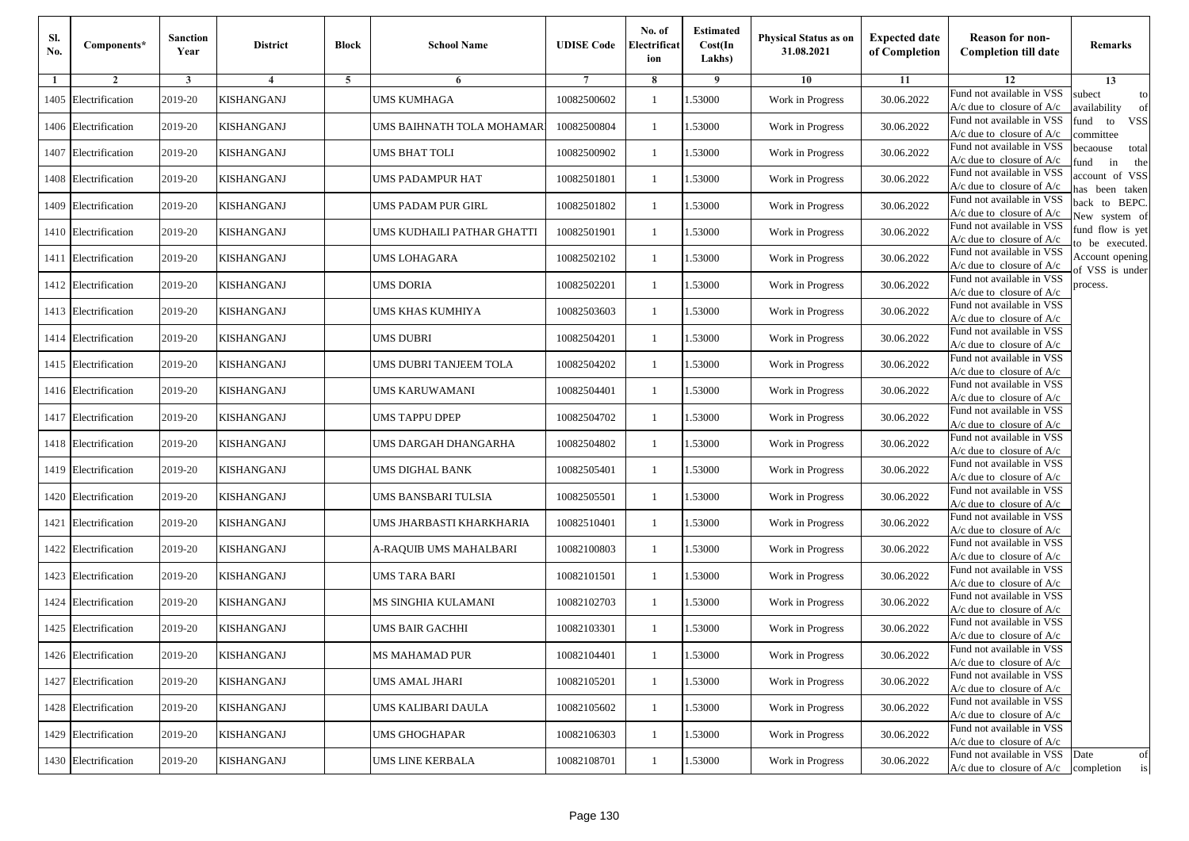| Sl. No. | Components* | Sanction Year | District | Block | School Name | UDISE Code | No. of Electrification | Estimated Cost(In Lakhs) | Physical Status as on 31.08.2021 | Expected date of Completion | Reason for non-Completion till date | Remarks |
|---|---|---|---|---|---|---|---|---|---|---|---|---|
| 1 | 2 | 3 | 4 | 5 | 6 | 7 | 8 | 9 | 10 | 11 | 12 | 13 |
| 1405 | Electrification | 2019-20 | KISHANGANJ | | UMS KUMHAGA | 10082500602 | 1 | 1.53000 | Work in Progress | 30.06.2022 | Fund not available in VSS A/c due to closure of A/c | subect to availability of fund to VSS committee becaouse total fund in the account of VSS has been taken back to BEPC. New system of fund flow is yet to be executed. Account opening of VSS is under process. |
| 1406 | Electrification | 2019-20 | KISHANGANJ | | UMS BAIHNATH TOLA MOHAMAR | 10082500804 | 1 | 1.53000 | Work in Progress | 30.06.2022 | Fund not available in VSS A/c due to closure of A/c | |
| 1407 | Electrification | 2019-20 | KISHANGANJ | | UMS BHAT TOLI | 10082500902 | 1 | 1.53000 | Work in Progress | 30.06.2022 | Fund not available in VSS A/c due to closure of A/c | |
| 1408 | Electrification | 2019-20 | KISHANGANJ | | UMS PADAMPUR HAT | 10082501801 | 1 | 1.53000 | Work in Progress | 30.06.2022 | Fund not available in VSS A/c due to closure of A/c | |
| 1409 | Electrification | 2019-20 | KISHANGANJ | | UMS PADAM PUR GIRL | 10082501802 | 1 | 1.53000 | Work in Progress | 30.06.2022 | Fund not available in VSS A/c due to closure of A/c | |
| 1410 | Electrification | 2019-20 | KISHANGANJ | | UMS KUDHAILI PATHAR GHATTI | 10082501901 | 1 | 1.53000 | Work in Progress | 30.06.2022 | Fund not available in VSS A/c due to closure of A/c | |
| 1411 | Electrification | 2019-20 | KISHANGANJ | | UMS LOHAGARA | 10082502102 | 1 | 1.53000 | Work in Progress | 30.06.2022 | Fund not available in VSS A/c due to closure of A/c | |
| 1412 | Electrification | 2019-20 | KISHANGANJ | | UMS DORIA | 10082502201 | 1 | 1.53000 | Work in Progress | 30.06.2022 | Fund not available in VSS A/c due to closure of A/c | |
| 1413 | Electrification | 2019-20 | KISHANGANJ | | UMS KHAS KUMHIYA | 10082503603 | 1 | 1.53000 | Work in Progress | 30.06.2022 | Fund not available in VSS A/c due to closure of A/c | |
| 1414 | Electrification | 2019-20 | KISHANGANJ | | UMS DUBRI | 10082504201 | 1 | 1.53000 | Work in Progress | 30.06.2022 | Fund not available in VSS A/c due to closure of A/c | |
| 1415 | Electrification | 2019-20 | KISHANGANJ | | UMS DUBRI TANJEEM TOLA | 10082504202 | 1 | 1.53000 | Work in Progress | 30.06.2022 | Fund not available in VSS A/c due to closure of A/c | |
| 1416 | Electrification | 2019-20 | KISHANGANJ | | UMS KARUWAMANI | 10082504401 | 1 | 1.53000 | Work in Progress | 30.06.2022 | Fund not available in VSS A/c due to closure of A/c | |
| 1417 | Electrification | 2019-20 | KISHANGANJ | | UMS TAPPU DPEP | 10082504702 | 1 | 1.53000 | Work in Progress | 30.06.2022 | Fund not available in VSS A/c due to closure of A/c | |
| 1418 | Electrification | 2019-20 | KISHANGANJ | | UMS DARGAH DHANGARHA | 10082504802 | 1 | 1.53000 | Work in Progress | 30.06.2022 | Fund not available in VSS A/c due to closure of A/c | |
| 1419 | Electrification | 2019-20 | KISHANGANJ | | UMS DIGHAL BANK | 10082505401 | 1 | 1.53000 | Work in Progress | 30.06.2022 | Fund not available in VSS A/c due to closure of A/c | |
| 1420 | Electrification | 2019-20 | KISHANGANJ | | UMS BANSBARI TULSIA | 10082505501 | 1 | 1.53000 | Work in Progress | 30.06.2022 | Fund not available in VSS A/c due to closure of A/c | |
| 1421 | Electrification | 2019-20 | KISHANGANJ | | UMS JHARBASTI KHARKHARIA | 10082510401 | 1 | 1.53000 | Work in Progress | 30.06.2022 | Fund not available in VSS A/c due to closure of A/c | |
| 1422 | Electrification | 2019-20 | KISHANGANJ | | A-RAQUIB UMS MAHALBARI | 10082100803 | 1 | 1.53000 | Work in Progress | 30.06.2022 | Fund not available in VSS A/c due to closure of A/c | |
| 1423 | Electrification | 2019-20 | KISHANGANJ | | UMS TARA BARI | 10082101501 | 1 | 1.53000 | Work in Progress | 30.06.2022 | Fund not available in VSS A/c due to closure of A/c | |
| 1424 | Electrification | 2019-20 | KISHANGANJ | | MS SINGHIA KULAMANI | 10082102703 | 1 | 1.53000 | Work in Progress | 30.06.2022 | Fund not available in VSS A/c due to closure of A/c | |
| 1425 | Electrification | 2019-20 | KISHANGANJ | | UMS BAIR GACHHI | 10082103301 | 1 | 1.53000 | Work in Progress | 30.06.2022 | Fund not available in VSS A/c due to closure of A/c | |
| 1426 | Electrification | 2019-20 | KISHANGANJ | | MS MAHAMAD PUR | 10082104401 | 1 | 1.53000 | Work in Progress | 30.06.2022 | Fund not available in VSS A/c due to closure of A/c | |
| 1427 | Electrification | 2019-20 | KISHANGANJ | | UMS AMAL JHARI | 10082105201 | 1 | 1.53000 | Work in Progress | 30.06.2022 | Fund not available in VSS A/c due to closure of A/c | |
| 1428 | Electrification | 2019-20 | KISHANGANJ | | UMS KALIBARI DAULA | 10082105602 | 1 | 1.53000 | Work in Progress | 30.06.2022 | Fund not available in VSS A/c due to closure of A/c | |
| 1429 | Electrification | 2019-20 | KISHANGANJ | | UMS GHOGHAPAR | 10082106303 | 1 | 1.53000 | Work in Progress | 30.06.2022 | Fund not available in VSS A/c due to closure of A/c | |
| 1430 | Electrification | 2019-20 | KISHANGANJ | | UMS LINE KERBALA | 10082108701 | 1 | 1.53000 | Work in Progress | 30.06.2022 | Fund not available in VSS A/c due to closure of A/c | Date of completion is |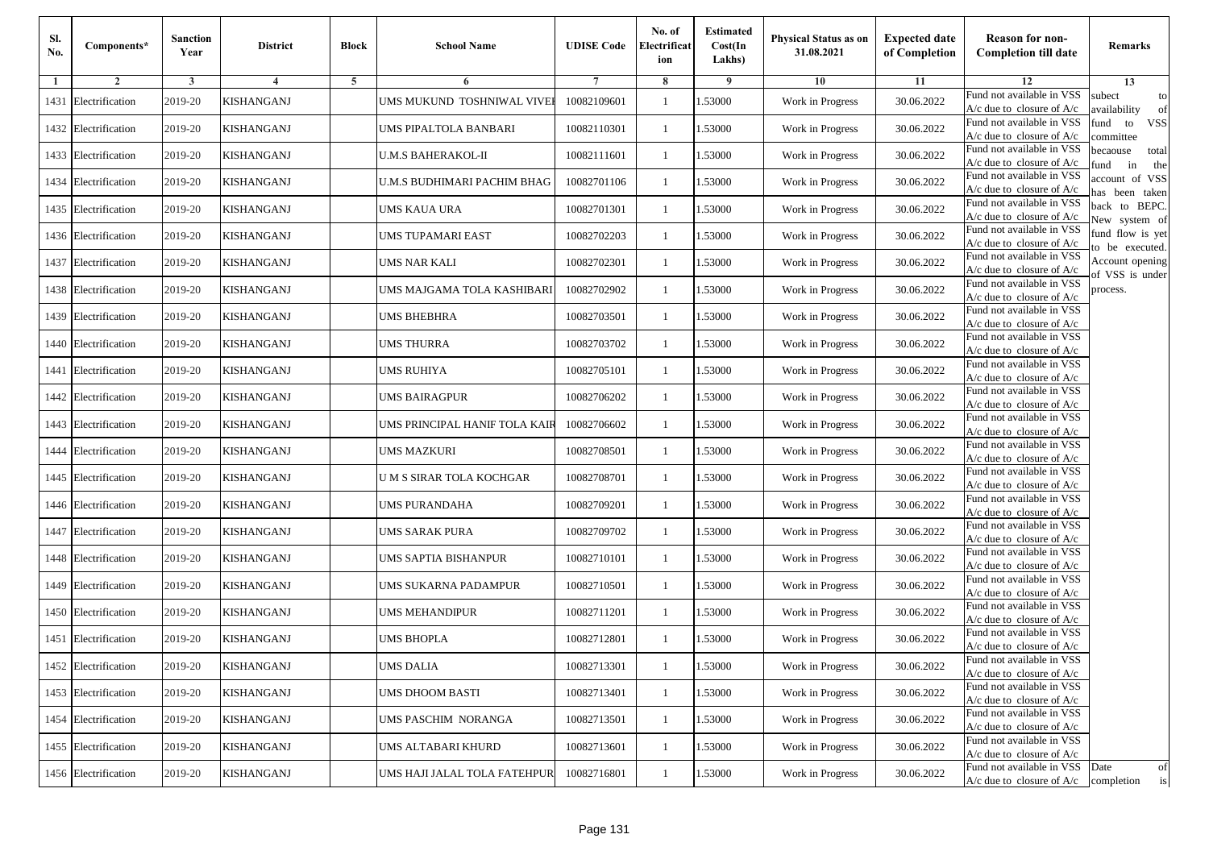| Sl. No. | Components* | Sanction Year | District | Block | School Name | UDISE Code | No. of Electrification | Estimated Cost(In Lakhs) | Physical Status as on 31.08.2021 | Expected date of Completion | Reason for non-Completion till date | Remarks |
|---|---|---|---|---|---|---|---|---|---|---|---|---|
| 1 | 2 | 3 | 4 | 5 | 6 | 7 | 8 | 9 | 10 | 11 | 12 | 13 |
| 1431 | Electrification | 2019-20 | KISHANGANJ | | UMS MUKUND TOSHNIWAL VIVEI | 10082109601 | 1 | 1.53000 | Work in Progress | 30.06.2022 | Fund not available in VSS A/c due to closure of A/c | subect to availability of fund to VSS committee becaouse total fund in the account of VSS has been taken back to BEPC. New system of fund flow is yet to be executed. Account opening of VSS is under process. |
| 1432 | Electrification | 2019-20 | KISHANGANJ | | UMS PIPALTOLA BANBARI | 10082110301 | 1 | 1.53000 | Work in Progress | 30.06.2022 | Fund not available in VSS A/c due to closure of A/c | |
| 1433 | Electrification | 2019-20 | KISHANGANJ | | U.M.S BAHERAKOL-II | 10082111601 | 1 | 1.53000 | Work in Progress | 30.06.2022 | Fund not available in VSS A/c due to closure of A/c | |
| 1434 | Electrification | 2019-20 | KISHANGANJ | | U.M.S BUDHIMARI PACHIM BHAG | 10082701106 | 1 | 1.53000 | Work in Progress | 30.06.2022 | Fund not available in VSS A/c due to closure of A/c | |
| 1435 | Electrification | 2019-20 | KISHANGANJ | | UMS KAUA URA | 10082701301 | 1 | 1.53000 | Work in Progress | 30.06.2022 | Fund not available in VSS A/c due to closure of A/c | |
| 1436 | Electrification | 2019-20 | KISHANGANJ | | UMS TUPAMARI EAST | 10082702203 | 1 | 1.53000 | Work in Progress | 30.06.2022 | Fund not available in VSS A/c due to closure of A/c | |
| 1437 | Electrification | 2019-20 | KISHANGANJ | | UMS NAR KALI | 10082702301 | 1 | 1.53000 | Work in Progress | 30.06.2022 | Fund not available in VSS A/c due to closure of A/c | |
| 1438 | Electrification | 2019-20 | KISHANGANJ | | UMS MAJGAMA TOLA KASHIBARI | 10082702902 | 1 | 1.53000 | Work in Progress | 30.06.2022 | Fund not available in VSS A/c due to closure of A/c | |
| 1439 | Electrification | 2019-20 | KISHANGANJ | | UMS BHEBHRA | 10082703501 | 1 | 1.53000 | Work in Progress | 30.06.2022 | Fund not available in VSS A/c due to closure of A/c | |
| 1440 | Electrification | 2019-20 | KISHANGANJ | | UMS THURRA | 10082703702 | 1 | 1.53000 | Work in Progress | 30.06.2022 | Fund not available in VSS A/c due to closure of A/c | |
| 1441 | Electrification | 2019-20 | KISHANGANJ | | UMS RUHIYA | 10082705101 | 1 | 1.53000 | Work in Progress | 30.06.2022 | Fund not available in VSS A/c due to closure of A/c | |
| 1442 | Electrification | 2019-20 | KISHANGANJ | | UMS BAIRAGPUR | 10082706202 | 1 | 1.53000 | Work in Progress | 30.06.2022 | Fund not available in VSS A/c due to closure of A/c | |
| 1443 | Electrification | 2019-20 | KISHANGANJ | | UMS PRINCIPAL HANIF TOLA KAIR | 10082706602 | 1 | 1.53000 | Work in Progress | 30.06.2022 | Fund not available in VSS A/c due to closure of A/c | |
| 1444 | Electrification | 2019-20 | KISHANGANJ | | UMS MAZKURI | 10082708501 | 1 | 1.53000 | Work in Progress | 30.06.2022 | Fund not available in VSS A/c due to closure of A/c | |
| 1445 | Electrification | 2019-20 | KISHANGANJ | | U M S SIRAR TOLA KOCHGAR | 10082708701 | 1 | 1.53000 | Work in Progress | 30.06.2022 | Fund not available in VSS A/c due to closure of A/c | |
| 1446 | Electrification | 2019-20 | KISHANGANJ | | UMS PURANDAHA | 10082709201 | 1 | 1.53000 | Work in Progress | 30.06.2022 | Fund not available in VSS A/c due to closure of A/c | |
| 1447 | Electrification | 2019-20 | KISHANGANJ | | UMS SARAK PURA | 10082709702 | 1 | 1.53000 | Work in Progress | 30.06.2022 | Fund not available in VSS A/c due to closure of A/c | |
| 1448 | Electrification | 2019-20 | KISHANGANJ | | UMS SAPTIA BISHANPUR | 10082710101 | 1 | 1.53000 | Work in Progress | 30.06.2022 | Fund not available in VSS A/c due to closure of A/c | |
| 1449 | Electrification | 2019-20 | KISHANGANJ | | UMS SUKARNA PADAMPUR | 10082710501 | 1 | 1.53000 | Work in Progress | 30.06.2022 | Fund not available in VSS A/c due to closure of A/c | |
| 1450 | Electrification | 2019-20 | KISHANGANJ | | UMS MEHANDIPUR | 10082711201 | 1 | 1.53000 | Work in Progress | 30.06.2022 | Fund not available in VSS A/c due to closure of A/c | |
| 1451 | Electrification | 2019-20 | KISHANGANJ | | UMS BHOPLA | 10082712801 | 1 | 1.53000 | Work in Progress | 30.06.2022 | Fund not available in VSS A/c due to closure of A/c | |
| 1452 | Electrification | 2019-20 | KISHANGANJ | | UMS DALIA | 10082713301 | 1 | 1.53000 | Work in Progress | 30.06.2022 | Fund not available in VSS A/c due to closure of A/c | |
| 1453 | Electrification | 2019-20 | KISHANGANJ | | UMS DHOOM BASTI | 10082713401 | 1 | 1.53000 | Work in Progress | 30.06.2022 | Fund not available in VSS A/c due to closure of A/c | |
| 1454 | Electrification | 2019-20 | KISHANGANJ | | UMS PASCHIM NORANGA | 10082713501 | 1 | 1.53000 | Work in Progress | 30.06.2022 | Fund not available in VSS A/c due to closure of A/c | |
| 1455 | Electrification | 2019-20 | KISHANGANJ | | UMS ALTABARI KHURD | 10082713601 | 1 | 1.53000 | Work in Progress | 30.06.2022 | Fund not available in VSS A/c due to closure of A/c | |
| 1456 | Electrification | 2019-20 | KISHANGANJ | | UMS HAJI JALAL TOLA FATEHPUR | 10082716801 | 1 | 1.53000 | Work in Progress | 30.06.2022 | Fund not available in VSS A/c due to closure of A/c | Date of completion is |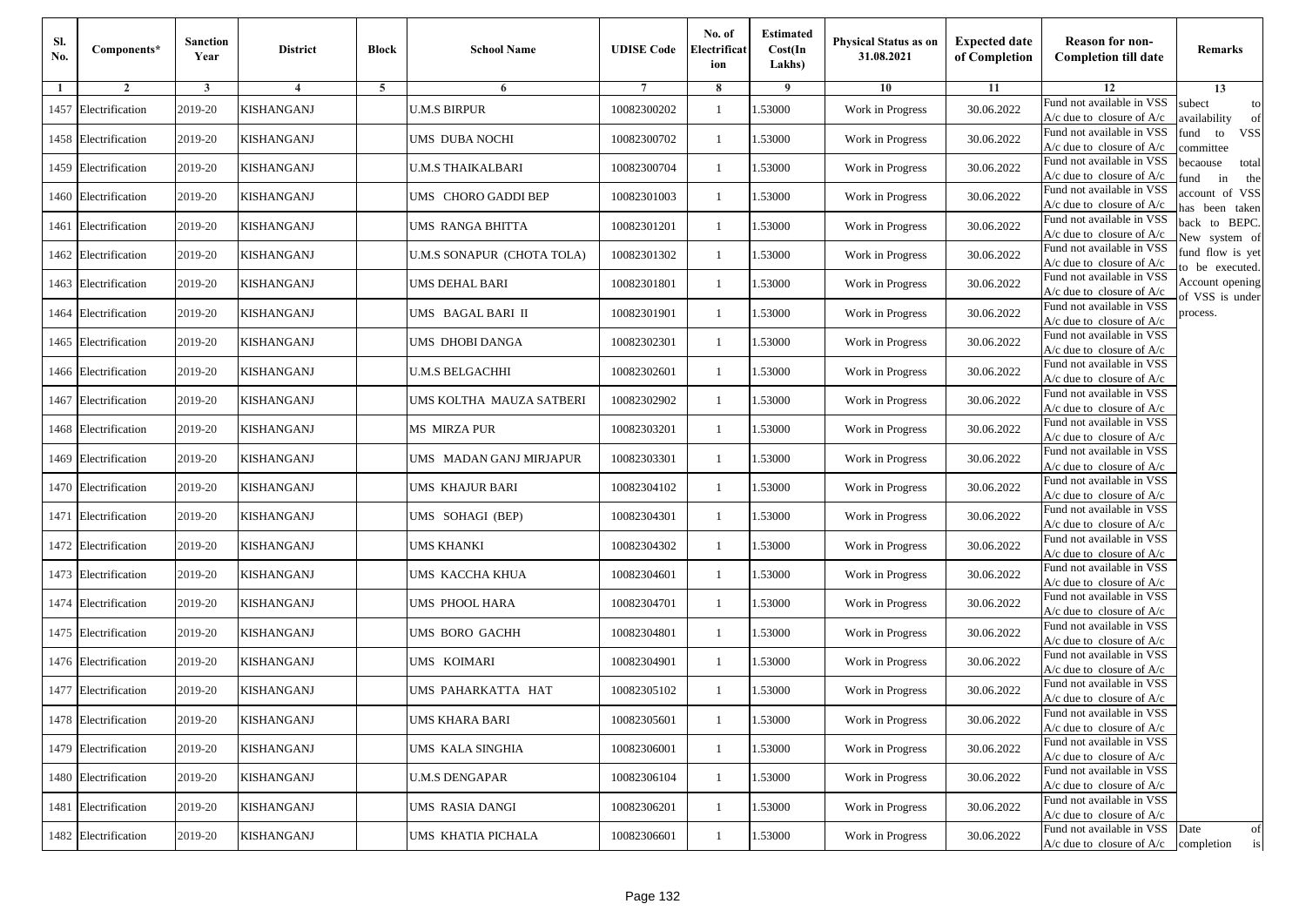| Sl. No. | Components* | Sanction Year | District | Block | School Name | UDISE Code | No. of Electrification | Estimated Cost(In Lakhs) | Physical Status as on 31.08.2021 | Expected date of Completion | Reason for non-Completion till date | Remarks |
|---|---|---|---|---|---|---|---|---|---|---|---|---|
| 1 | 2 | 3 | 4 | 5 | 6 | 7 | 8 | 9 | 10 | 11 | 12 | 13 |
| 1457 | Electrification | 2019-20 | KISHANGANJ | | U.M.S BIRPUR | 10082300202 | 1 | 1.53000 | Work in Progress | 30.06.2022 | Fund not available in VSS A/c due to closure of A/c | subect to availability of fund to VSS committee becaouse total fund in the account of VSS has been taken back to BEPC. New system of fund flow is yet to be executed. Account opening of VSS is under process. |
| 1458 | Electrification | 2019-20 | KISHANGANJ | | UMS DUBA NOCHI | 10082300702 | 1 | 1.53000 | Work in Progress | 30.06.2022 | Fund not available in VSS A/c due to closure of A/c | |
| 1459 | Electrification | 2019-20 | KISHANGANJ | | U.M.S THAIKALBARI | 10082300704 | 1 | 1.53000 | Work in Progress | 30.06.2022 | Fund not available in VSS A/c due to closure of A/c | |
| 1460 | Electrification | 2019-20 | KISHANGANJ | | UMS CHORO GADDI BEP | 10082301003 | 1 | 1.53000 | Work in Progress | 30.06.2022 | Fund not available in VSS A/c due to closure of A/c | |
| 1461 | Electrification | 2019-20 | KISHANGANJ | | UMS RANGA BHITTA | 10082301201 | 1 | 1.53000 | Work in Progress | 30.06.2022 | Fund not available in VSS A/c due to closure of A/c | |
| 1462 | Electrification | 2019-20 | KISHANGANJ | | U.M.S SONAPUR (CHOTA TOLA) | 10082301302 | 1 | 1.53000 | Work in Progress | 30.06.2022 | Fund not available in VSS A/c due to closure of A/c | |
| 1463 | Electrification | 2019-20 | KISHANGANJ | | UMS DEHAL BARI | 10082301801 | 1 | 1.53000 | Work in Progress | 30.06.2022 | Fund not available in VSS A/c due to closure of A/c | |
| 1464 | Electrification | 2019-20 | KISHANGANJ | | UMS BAGAL BARI II | 10082301901 | 1 | 1.53000 | Work in Progress | 30.06.2022 | Fund not available in VSS A/c due to closure of A/c | |
| 1465 | Electrification | 2019-20 | KISHANGANJ | | UMS DHOBI DANGA | 10082302301 | 1 | 1.53000 | Work in Progress | 30.06.2022 | Fund not available in VSS A/c due to closure of A/c | |
| 1466 | Electrification | 2019-20 | KISHANGANJ | | U.M.S BELGACHHI | 10082302601 | 1 | 1.53000 | Work in Progress | 30.06.2022 | Fund not available in VSS A/c due to closure of A/c | |
| 1467 | Electrification | 2019-20 | KISHANGANJ | | UMS KOLTHA MAUZA SATBERI | 10082302902 | 1 | 1.53000 | Work in Progress | 30.06.2022 | Fund not available in VSS A/c due to closure of A/c | |
| 1468 | Electrification | 2019-20 | KISHANGANJ | | MS MIRZA PUR | 10082303201 | 1 | 1.53000 | Work in Progress | 30.06.2022 | Fund not available in VSS A/c due to closure of A/c | |
| 1469 | Electrification | 2019-20 | KISHANGANJ | | UMS MADAN GANJ MIRJAPUR | 10082303301 | 1 | 1.53000 | Work in Progress | 30.06.2022 | Fund not available in VSS A/c due to closure of A/c | |
| 1470 | Electrification | 2019-20 | KISHANGANJ | | UMS KHAJUR BARI | 10082304102 | 1 | 1.53000 | Work in Progress | 30.06.2022 | Fund not available in VSS A/c due to closure of A/c | |
| 1471 | Electrification | 2019-20 | KISHANGANJ | | UMS SOHAGI (BEP) | 10082304301 | 1 | 1.53000 | Work in Progress | 30.06.2022 | Fund not available in VSS A/c due to closure of A/c | |
| 1472 | Electrification | 2019-20 | KISHANGANJ | | UMS KHANKI | 10082304302 | 1 | 1.53000 | Work in Progress | 30.06.2022 | Fund not available in VSS A/c due to closure of A/c | |
| 1473 | Electrification | 2019-20 | KISHANGANJ | | UMS KACCHA KHUA | 10082304601 | 1 | 1.53000 | Work in Progress | 30.06.2022 | Fund not available in VSS A/c due to closure of A/c | |
| 1474 | Electrification | 2019-20 | KISHANGANJ | | UMS PHOOL HARA | 10082304701 | 1 | 1.53000 | Work in Progress | 30.06.2022 | Fund not available in VSS A/c due to closure of A/c | |
| 1475 | Electrification | 2019-20 | KISHANGANJ | | UMS BORO GACHH | 10082304801 | 1 | 1.53000 | Work in Progress | 30.06.2022 | Fund not available in VSS A/c due to closure of A/c | |
| 1476 | Electrification | 2019-20 | KISHANGANJ | | UMS KOIMARI | 10082304901 | 1 | 1.53000 | Work in Progress | 30.06.2022 | Fund not available in VSS A/c due to closure of A/c | |
| 1477 | Electrification | 2019-20 | KISHANGANJ | | UMS PAHARKATTA HAT | 10082305102 | 1 | 1.53000 | Work in Progress | 30.06.2022 | Fund not available in VSS A/c due to closure of A/c | |
| 1478 | Electrification | 2019-20 | KISHANGANJ | | UMS KHARA BARI | 10082305601 | 1 | 1.53000 | Work in Progress | 30.06.2022 | Fund not available in VSS A/c due to closure of A/c | |
| 1479 | Electrification | 2019-20 | KISHANGANJ | | UMS KALA SINGHIA | 10082306001 | 1 | 1.53000 | Work in Progress | 30.06.2022 | Fund not available in VSS A/c due to closure of A/c | |
| 1480 | Electrification | 2019-20 | KISHANGANJ | | U.M.S DENGAPAR | 10082306104 | 1 | 1.53000 | Work in Progress | 30.06.2022 | Fund not available in VSS A/c due to closure of A/c | |
| 1481 | Electrification | 2019-20 | KISHANGANJ | | UMS RASIA DANGI | 10082306201 | 1 | 1.53000 | Work in Progress | 30.06.2022 | Fund not available in VSS A/c due to closure of A/c | |
| 1482 | Electrification | 2019-20 | KISHANGANJ | | UMS KHATIA PICHALA | 10082306601 | 1 | 1.53000 | Work in Progress | 30.06.2022 | Fund not available in VSS A/c due to closure of A/c | Date of completion is |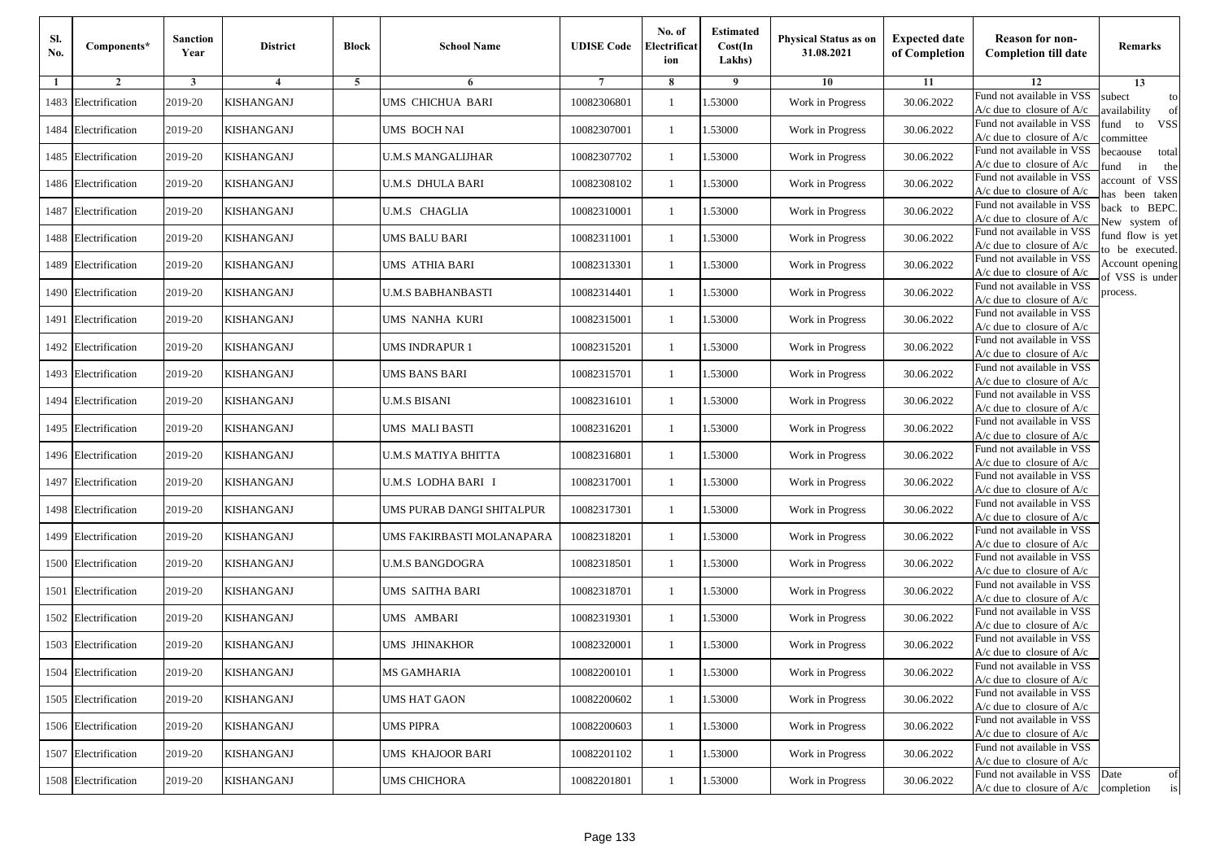| Sl. No. | Components* | Sanction Year | District | Block | School Name | UDISE Code | No. of Electrification | Estimated Cost(In Lakhs) | Physical Status as on 31.08.2021 | Expected date of Completion | Reason for non-Completion till date | Remarks |
|---|---|---|---|---|---|---|---|---|---|---|---|---|
| 1 | 2 | 3 | 4 | 5 | 6 | 7 | 8 | 9 | 10 | 11 | 12 | 13 |
| 1483 | Electrification | 2019-20 | KISHANGANJ | | UMS CHICHUA BARI | 10082306801 | 1 | 1.53000 | Work in Progress | 30.06.2022 | Fund not available in VSS A/c due to closure of A/c | subect to availability of fund to VSS committee becaouse total fund in the account of VSS has been taken back to BEPC. New system of fund flow is yet to be executed. Account opening of VSS is under process. |
| 1484 | Electrification | 2019-20 | KISHANGANJ | | UMS BOCH NAI | 10082307001 | 1 | 1.53000 | Work in Progress | 30.06.2022 | Fund not available in VSS A/c due to closure of A/c | |
| 1485 | Electrification | 2019-20 | KISHANGANJ | | U.M.S MANGALIJHAR | 10082307702 | 1 | 1.53000 | Work in Progress | 30.06.2022 | Fund not available in VSS A/c due to closure of A/c | |
| 1486 | Electrification | 2019-20 | KISHANGANJ | | U.M.S DHULA BARI | 10082308102 | 1 | 1.53000 | Work in Progress | 30.06.2022 | Fund not available in VSS A/c due to closure of A/c | |
| 1487 | Electrification | 2019-20 | KISHANGANJ | | U.M.S CHAGLIA | 10082310001 | 1 | 1.53000 | Work in Progress | 30.06.2022 | Fund not available in VSS A/c due to closure of A/c | |
| 1488 | Electrification | 2019-20 | KISHANGANJ | | UMS BALU BARI | 10082311001 | 1 | 1.53000 | Work in Progress | 30.06.2022 | Fund not available in VSS A/c due to closure of A/c | |
| 1489 | Electrification | 2019-20 | KISHANGANJ | | UMS ATHIA BARI | 10082313301 | 1 | 1.53000 | Work in Progress | 30.06.2022 | Fund not available in VSS A/c due to closure of A/c | |
| 1490 | Electrification | 2019-20 | KISHANGANJ | | U.M.S BABHANBASTI | 10082314401 | 1 | 1.53000 | Work in Progress | 30.06.2022 | Fund not available in VSS A/c due to closure of A/c | |
| 1491 | Electrification | 2019-20 | KISHANGANJ | | UMS NANHA KURI | 10082315001 | 1 | 1.53000 | Work in Progress | 30.06.2022 | Fund not available in VSS A/c due to closure of A/c | |
| 1492 | Electrification | 2019-20 | KISHANGANJ | | UMS INDRAPUR 1 | 10082315201 | 1 | 1.53000 | Work in Progress | 30.06.2022 | Fund not available in VSS A/c due to closure of A/c | |
| 1493 | Electrification | 2019-20 | KISHANGANJ | | UMS BANS BARI | 10082315701 | 1 | 1.53000 | Work in Progress | 30.06.2022 | Fund not available in VSS A/c due to closure of A/c | |
| 1494 | Electrification | 2019-20 | KISHANGANJ | | U.M.S BISANI | 10082316101 | 1 | 1.53000 | Work in Progress | 30.06.2022 | Fund not available in VSS A/c due to closure of A/c | |
| 1495 | Electrification | 2019-20 | KISHANGANJ | | UMS MALI BASTI | 10082316201 | 1 | 1.53000 | Work in Progress | 30.06.2022 | Fund not available in VSS A/c due to closure of A/c | |
| 1496 | Electrification | 2019-20 | KISHANGANJ | | U.M.S MATIYA BHITTA | 10082316801 | 1 | 1.53000 | Work in Progress | 30.06.2022 | Fund not available in VSS A/c due to closure of A/c | |
| 1497 | Electrification | 2019-20 | KISHANGANJ | | U.M.S LODHA BARI I | 10082317001 | 1 | 1.53000 | Work in Progress | 30.06.2022 | Fund not available in VSS A/c due to closure of A/c | |
| 1498 | Electrification | 2019-20 | KISHANGANJ | | UMS PURAB DANGI SHITALPUR | 10082317301 | 1 | 1.53000 | Work in Progress | 30.06.2022 | Fund not available in VSS A/c due to closure of A/c | |
| 1499 | Electrification | 2019-20 | KISHANGANJ | | UMS FAKIRBASTI MOLANAPARA | 10082318201 | 1 | 1.53000 | Work in Progress | 30.06.2022 | Fund not available in VSS A/c due to closure of A/c | |
| 1500 | Electrification | 2019-20 | KISHANGANJ | | U.M.S BANGDOGRA | 10082318501 | 1 | 1.53000 | Work in Progress | 30.06.2022 | Fund not available in VSS A/c due to closure of A/c | |
| 1501 | Electrification | 2019-20 | KISHANGANJ | | UMS SAITHA BARI | 10082318701 | 1 | 1.53000 | Work in Progress | 30.06.2022 | Fund not available in VSS A/c due to closure of A/c | |
| 1502 | Electrification | 2019-20 | KISHANGANJ | | UMS AMBARI | 10082319301 | 1 | 1.53000 | Work in Progress | 30.06.2022 | Fund not available in VSS A/c due to closure of A/c | |
| 1503 | Electrification | 2019-20 | KISHANGANJ | | UMS JHINAKHOR | 10082320001 | 1 | 1.53000 | Work in Progress | 30.06.2022 | Fund not available in VSS A/c due to closure of A/c | |
| 1504 | Electrification | 2019-20 | KISHANGANJ | | MS GAMHARIA | 10082200101 | 1 | 1.53000 | Work in Progress | 30.06.2022 | Fund not available in VSS A/c due to closure of A/c | |
| 1505 | Electrification | 2019-20 | KISHANGANJ | | UMS HAT GAON | 10082200602 | 1 | 1.53000 | Work in Progress | 30.06.2022 | Fund not available in VSS A/c due to closure of A/c | |
| 1506 | Electrification | 2019-20 | KISHANGANJ | | UMS PIPRA | 10082200603 | 1 | 1.53000 | Work in Progress | 30.06.2022 | Fund not available in VSS A/c due to closure of A/c | |
| 1507 | Electrification | 2019-20 | KISHANGANJ | | UMS KHAJOOR BARI | 10082201102 | 1 | 1.53000 | Work in Progress | 30.06.2022 | Fund not available in VSS A/c due to closure of A/c | |
| 1508 | Electrification | 2019-20 | KISHANGANJ | | UMS CHICHORA | 10082201801 | 1 | 1.53000 | Work in Progress | 30.06.2022 | Fund not available in VSS A/c due to closure of A/c | Date of completion is |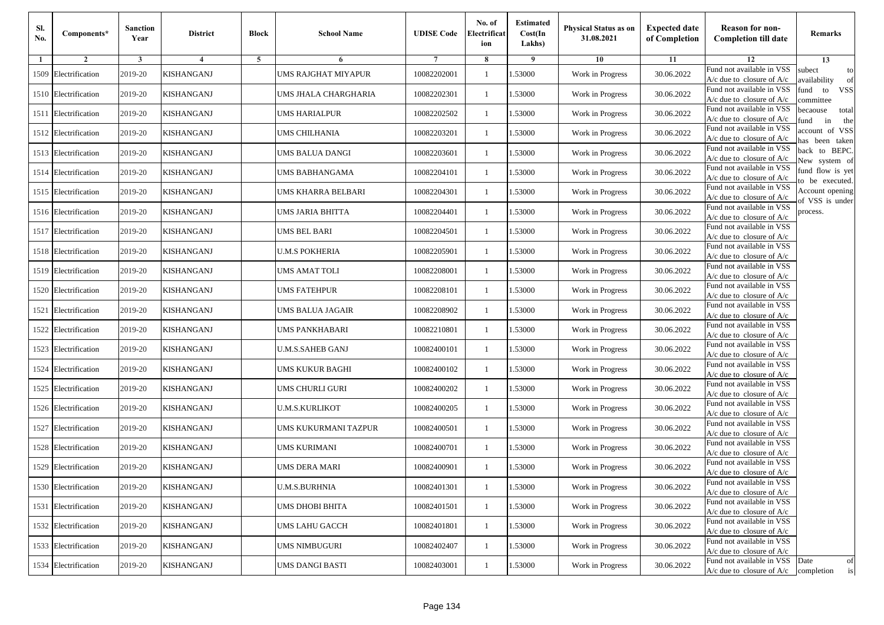| Sl. No. | Components* | Sanction Year | District | Block | School Name | UDISE Code | No. of Electrification | Estimated Cost(In Lakhs) | Physical Status as on 31.08.2021 | Expected date of Completion | Reason for non-Completion till date | Remarks |
|---|---|---|---|---|---|---|---|---|---|---|---|---|
| 1 | 2 | 3 | 4 | 5 | 6 | 7 | 8 | 9 | 10 | 11 | 12 | 13 |
| 1509 | Electrification | 2019-20 | KISHANGANJ | | UMS RAJGHAT MIYAPUR | 10082202001 | 1 | 1.53000 | Work in Progress | 30.06.2022 | Fund not available in VSS A/c due to closure of A/c | subect to availability of fund to VSS committee becaouse total fund in the account of VSS has been taken back to BEPC. New system of fund flow is yet to be executed. Account opening of VSS is under process. |
| 1510 | Electrification | 2019-20 | KISHANGANJ | | UMS JHALA CHARGHARIA | 10082202301 | 1 | 1.53000 | Work in Progress | 30.06.2022 | Fund not available in VSS A/c due to closure of A/c | |
| 1511 | Electrification | 2019-20 | KISHANGANJ | | UMS HARIALPUR | 10082202502 | 1 | 1.53000 | Work in Progress | 30.06.2022 | Fund not available in VSS A/c due to closure of A/c | |
| 1512 | Electrification | 2019-20 | KISHANGANJ | | UMS CHILHANIA | 10082203201 | 1 | 1.53000 | Work in Progress | 30.06.2022 | Fund not available in VSS A/c due to closure of A/c | |
| 1513 | Electrification | 2019-20 | KISHANGANJ | | UMS BALUA DANGI | 10082203601 | 1 | 1.53000 | Work in Progress | 30.06.2022 | Fund not available in VSS A/c due to closure of A/c | |
| 1514 | Electrification | 2019-20 | KISHANGANJ | | UMS BABHANGAMA | 10082204101 | 1 | 1.53000 | Work in Progress | 30.06.2022 | Fund not available in VSS A/c due to closure of A/c | |
| 1515 | Electrification | 2019-20 | KISHANGANJ | | UMS KHARRA BELBARI | 10082204301 | 1 | 1.53000 | Work in Progress | 30.06.2022 | Fund not available in VSS A/c due to closure of A/c | |
| 1516 | Electrification | 2019-20 | KISHANGANJ | | UMS JARIA BHITTA | 10082204401 | 1 | 1.53000 | Work in Progress | 30.06.2022 | Fund not available in VSS A/c due to closure of A/c | |
| 1517 | Electrification | 2019-20 | KISHANGANJ | | UMS BEL BARI | 10082204501 | 1 | 1.53000 | Work in Progress | 30.06.2022 | Fund not available in VSS A/c due to closure of A/c | |
| 1518 | Electrification | 2019-20 | KISHANGANJ | | U.M.S POKHERIA | 10082205901 | 1 | 1.53000 | Work in Progress | 30.06.2022 | Fund not available in VSS A/c due to closure of A/c | |
| 1519 | Electrification | 2019-20 | KISHANGANJ | | UMS AMAT TOLI | 10082208001 | 1 | 1.53000 | Work in Progress | 30.06.2022 | Fund not available in VSS A/c due to closure of A/c | |
| 1520 | Electrification | 2019-20 | KISHANGANJ | | UMS FATEHPUR | 10082208101 | 1 | 1.53000 | Work in Progress | 30.06.2022 | Fund not available in VSS A/c due to closure of A/c | |
| 1521 | Electrification | 2019-20 | KISHANGANJ | | UMS BALUA JAGAIR | 10082208902 | 1 | 1.53000 | Work in Progress | 30.06.2022 | Fund not available in VSS A/c due to closure of A/c | |
| 1522 | Electrification | 2019-20 | KISHANGANJ | | UMS PANKHABARI | 10082210801 | 1 | 1.53000 | Work in Progress | 30.06.2022 | Fund not available in VSS A/c due to closure of A/c | |
| 1523 | Electrification | 2019-20 | KISHANGANJ | | U.M.S.SAHEB GANJ | 10082400101 | 1 | 1.53000 | Work in Progress | 30.06.2022 | Fund not available in VSS A/c due to closure of A/c | |
| 1524 | Electrification | 2019-20 | KISHANGANJ | | UMS KUKUR BAGHI | 10082400102 | 1 | 1.53000 | Work in Progress | 30.06.2022 | Fund not available in VSS A/c due to closure of A/c | |
| 1525 | Electrification | 2019-20 | KISHANGANJ | | UMS CHURLI GURI | 10082400202 | 1 | 1.53000 | Work in Progress | 30.06.2022 | Fund not available in VSS A/c due to closure of A/c | |
| 1526 | Electrification | 2019-20 | KISHANGANJ | | U.M.S.KURLIKOT | 10082400205 | 1 | 1.53000 | Work in Progress | 30.06.2022 | Fund not available in VSS A/c due to closure of A/c | |
| 1527 | Electrification | 2019-20 | KISHANGANJ | | UMS KUKURMANI TAZPUR | 10082400501 | 1 | 1.53000 | Work in Progress | 30.06.2022 | Fund not available in VSS A/c due to closure of A/c | |
| 1528 | Electrification | 2019-20 | KISHANGANJ | | UMS KURIMANI | 10082400701 | 1 | 1.53000 | Work in Progress | 30.06.2022 | Fund not available in VSS A/c due to closure of A/c | |
| 1529 | Electrification | 2019-20 | KISHANGANJ | | UMS DERA MARI | 10082400901 | 1 | 1.53000 | Work in Progress | 30.06.2022 | Fund not available in VSS A/c due to closure of A/c | |
| 1530 | Electrification | 2019-20 | KISHANGANJ | | U.M.S.BURHNIA | 10082401301 | 1 | 1.53000 | Work in Progress | 30.06.2022 | Fund not available in VSS A/c due to closure of A/c | |
| 1531 | Electrification | 2019-20 | KISHANGANJ | | UMS DHOBI BHITA | 10082401501 | 1 | 1.53000 | Work in Progress | 30.06.2022 | Fund not available in VSS A/c due to closure of A/c | |
| 1532 | Electrification | 2019-20 | KISHANGANJ | | UMS LAHU GACCH | 10082401801 | 1 | 1.53000 | Work in Progress | 30.06.2022 | Fund not available in VSS A/c due to closure of A/c | |
| 1533 | Electrification | 2019-20 | KISHANGANJ | | UMS NIMBUGURI | 10082402407 | 1 | 1.53000 | Work in Progress | 30.06.2022 | Fund not available in VSS A/c due to closure of A/c | |
| 1534 | Electrification | 2019-20 | KISHANGANJ | | UMS DANGI BASTI | 10082403001 | 1 | 1.53000 | Work in Progress | 30.06.2022 | Fund not available in VSS A/c due to closure of A/c | Date of completion is |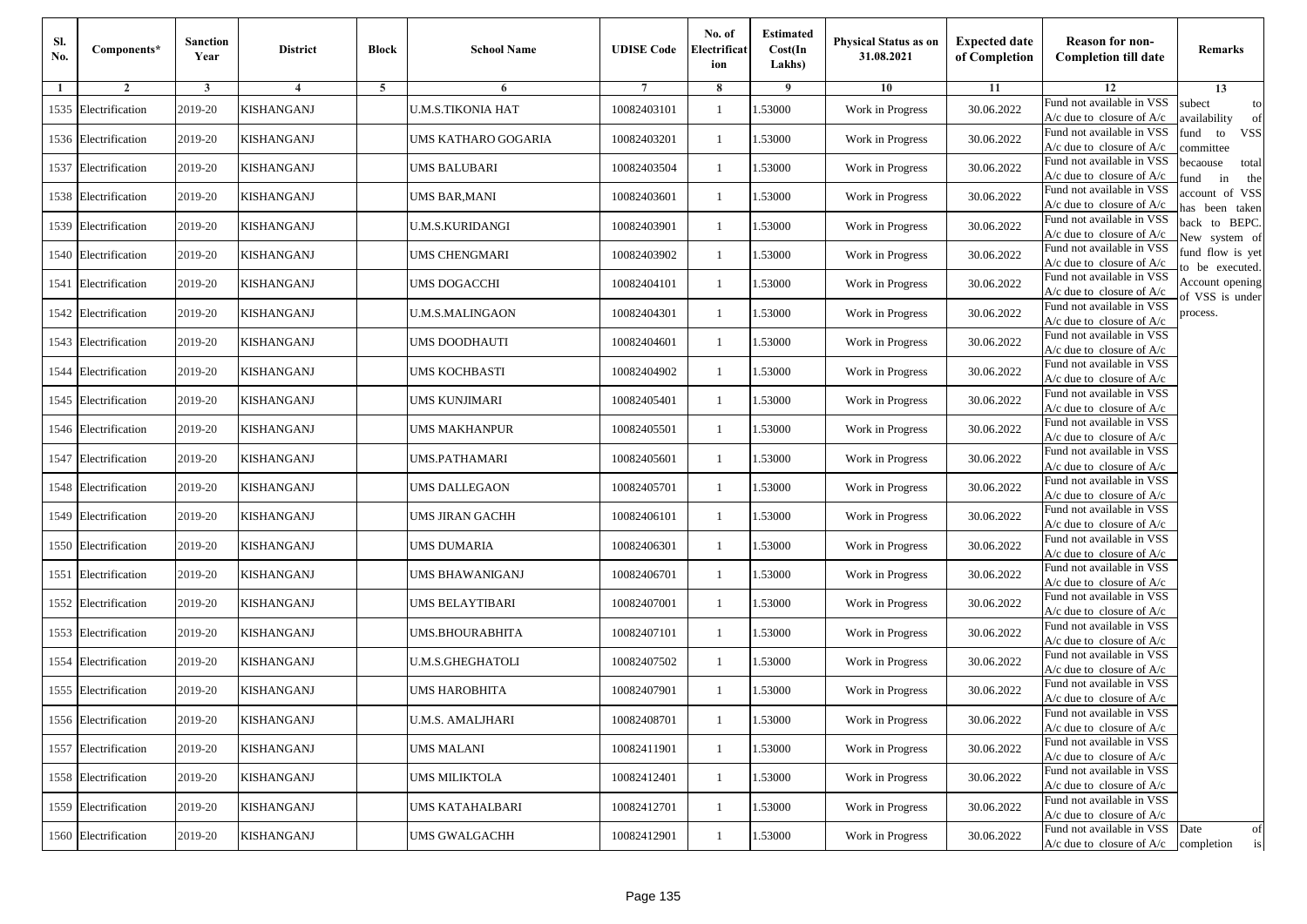| Sl. No. | Components* | Sanction Year | District | Block | School Name | UDISE Code | No. of Electrification | Estimated Cost(In Lakhs) | Physical Status as on 31.08.2021 | Expected date of Completion | Reason for non-Completion till date | Remarks |
|---|---|---|---|---|---|---|---|---|---|---|---|---|
| 1 | 2 | 3 | 4 | 5 | 6 | 7 | 8 | 9 | 10 | 11 | 12 | 13 |
| 1535 | Electrification | 2019-20 | KISHANGANJ | | U.M.S.TIKONIA HAT | 10082403101 | 1 | 1.53000 | Work in Progress | 30.06.2022 | Fund not available in VSS A/c due to closure of A/c | subect to availability of fund to VSS committee becaouse total fund in the account of VSS has been taken back to BEPC. New system of fund flow is yet to be executed. Account opening of VSS is under process. |
| 1536 | Electrification | 2019-20 | KISHANGANJ | | UMS KATHARO GOGARIA | 10082403201 | 1 | 1.53000 | Work in Progress | 30.06.2022 | Fund not available in VSS A/c due to closure of A/c | |
| 1537 | Electrification | 2019-20 | KISHANGANJ | | UMS BALUBARI | 10082403504 | 1 | 1.53000 | Work in Progress | 30.06.2022 | Fund not available in VSS A/c due to closure of A/c | |
| 1538 | Electrification | 2019-20 | KISHANGANJ | | UMS BAR,MANI | 10082403601 | 1 | 1.53000 | Work in Progress | 30.06.2022 | Fund not available in VSS A/c due to closure of A/c | |
| 1539 | Electrification | 2019-20 | KISHANGANJ | | U.M.S.KURIDANGI | 10082403901 | 1 | 1.53000 | Work in Progress | 30.06.2022 | Fund not available in VSS A/c due to closure of A/c | |
| 1540 | Electrification | 2019-20 | KISHANGANJ | | UMS CHENGMARI | 10082403902 | 1 | 1.53000 | Work in Progress | 30.06.2022 | Fund not available in VSS A/c due to closure of A/c | |
| 1541 | Electrification | 2019-20 | KISHANGANJ | | UMS DOGACCHI | 10082404101 | 1 | 1.53000 | Work in Progress | 30.06.2022 | Fund not available in VSS A/c due to closure of A/c | |
| 1542 | Electrification | 2019-20 | KISHANGANJ | | U.M.S.MALINGAON | 10082404301 | 1 | 1.53000 | Work in Progress | 30.06.2022 | Fund not available in VSS A/c due to closure of A/c | |
| 1543 | Electrification | 2019-20 | KISHANGANJ | | UMS DOODHAUTI | 10082404601 | 1 | 1.53000 | Work in Progress | 30.06.2022 | Fund not available in VSS A/c due to closure of A/c | |
| 1544 | Electrification | 2019-20 | KISHANGANJ | | UMS KOCHBASTI | 10082404902 | 1 | 1.53000 | Work in Progress | 30.06.2022 | Fund not available in VSS A/c due to closure of A/c | |
| 1545 | Electrification | 2019-20 | KISHANGANJ | | UMS KUNJIMARI | 10082405401 | 1 | 1.53000 | Work in Progress | 30.06.2022 | Fund not available in VSS A/c due to closure of A/c | |
| 1546 | Electrification | 2019-20 | KISHANGANJ | | UMS MAKHANPUR | 10082405501 | 1 | 1.53000 | Work in Progress | 30.06.2022 | Fund not available in VSS A/c due to closure of A/c | |
| 1547 | Electrification | 2019-20 | KISHANGANJ | | UMS.PATHAMARI | 10082405601 | 1 | 1.53000 | Work in Progress | 30.06.2022 | Fund not available in VSS A/c due to closure of A/c | |
| 1548 | Electrification | 2019-20 | KISHANGANJ | | UMS DALLEGAON | 10082405701 | 1 | 1.53000 | Work in Progress | 30.06.2022 | Fund not available in VSS A/c due to closure of A/c | |
| 1549 | Electrification | 2019-20 | KISHANGANJ | | UMS JIRAN GACHH | 10082406101 | 1 | 1.53000 | Work in Progress | 30.06.2022 | Fund not available in VSS A/c due to closure of A/c | |
| 1550 | Electrification | 2019-20 | KISHANGANJ | | UMS DUMARIA | 10082406301 | 1 | 1.53000 | Work in Progress | 30.06.2022 | Fund not available in VSS A/c due to closure of A/c | |
| 1551 | Electrification | 2019-20 | KISHANGANJ | | UMS BHAWANIGANJ | 10082406701 | 1 | 1.53000 | Work in Progress | 30.06.2022 | Fund not available in VSS A/c due to closure of A/c | |
| 1552 | Electrification | 2019-20 | KISHANGANJ | | UMS BELAYTIBARI | 10082407001 | 1 | 1.53000 | Work in Progress | 30.06.2022 | Fund not available in VSS A/c due to closure of A/c | |
| 1553 | Electrification | 2019-20 | KISHANGANJ | | UMS.BHOURABHITA | 10082407101 | 1 | 1.53000 | Work in Progress | 30.06.2022 | Fund not available in VSS A/c due to closure of A/c | |
| 1554 | Electrification | 2019-20 | KISHANGANJ | | U.M.S.GHEGHATOLI | 10082407502 | 1 | 1.53000 | Work in Progress | 30.06.2022 | Fund not available in VSS A/c due to closure of A/c | |
| 1555 | Electrification | 2019-20 | KISHANGANJ | | UMS HAROBHITA | 10082407901 | 1 | 1.53000 | Work in Progress | 30.06.2022 | Fund not available in VSS A/c due to closure of A/c | |
| 1556 | Electrification | 2019-20 | KISHANGANJ | | U.M.S. AMALJHARI | 10082408701 | 1 | 1.53000 | Work in Progress | 30.06.2022 | Fund not available in VSS A/c due to closure of A/c | |
| 1557 | Electrification | 2019-20 | KISHANGANJ | | UMS MALANI | 10082411901 | 1 | 1.53000 | Work in Progress | 30.06.2022 | Fund not available in VSS A/c due to closure of A/c | |
| 1558 | Electrification | 2019-20 | KISHANGANJ | | UMS MILIKTOLA | 10082412401 | 1 | 1.53000 | Work in Progress | 30.06.2022 | Fund not available in VSS A/c due to closure of A/c | |
| 1559 | Electrification | 2019-20 | KISHANGANJ | | UMS KATAHALBARI | 10082412701 | 1 | 1.53000 | Work in Progress | 30.06.2022 | Fund not available in VSS A/c due to closure of A/c | |
| 1560 | Electrification | 2019-20 | KISHANGANJ | | UMS GWALGACHH | 10082412901 | 1 | 1.53000 | Work in Progress | 30.06.2022 | Fund not available in VSS A/c due to closure of A/c | Date of completion is |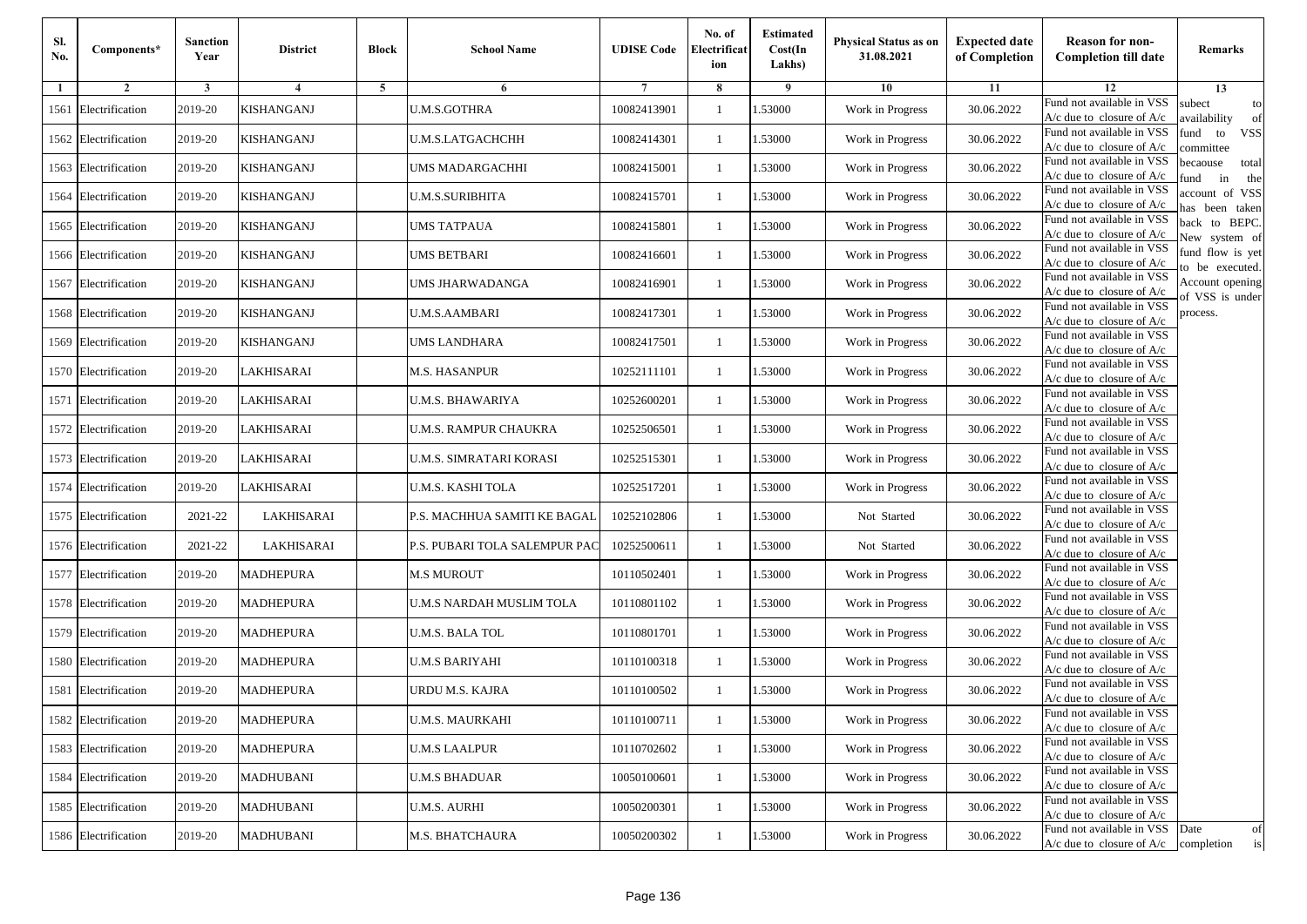| Sl. No. | Components* | Sanction Year | District | Block | School Name | UDISE Code | No. of Electrification | Estimated Cost(In Lakhs) | Physical Status as on 31.08.2021 | Expected date of Completion | Reason for non-Completion till date | Remarks |
|---|---|---|---|---|---|---|---|---|---|---|---|---|
| 1 | 2 | 3 | 4 | 5 | 6 | 7 | 8 | 9 | 10 | 11 | 12 | 13 |
| 1561 | Electrification | 2019-20 | KISHANGANJ | | U.M.S.GOTHRA | 10082413901 | 1 | 1.53000 | Work in Progress | 30.06.2022 | Fund not available in VSS A/c due to closure of A/c | subect to availability of fund to VSS committee becaouse total fund in the account of VSS has been taken back to BEPC. New system of fund flow is yet to be executed. Account opening of VSS is under process. |
| 1562 | Electrification | 2019-20 | KISHANGANJ | | U.M.S.LATGACHCHH | 10082414301 | 1 | 1.53000 | Work in Progress | 30.06.2022 | Fund not available in VSS A/c due to closure of A/c | |
| 1563 | Electrification | 2019-20 | KISHANGANJ | | UMS MADARGACHHI | 10082415001 | 1 | 1.53000 | Work in Progress | 30.06.2022 | Fund not available in VSS A/c due to closure of A/c | |
| 1564 | Electrification | 2019-20 | KISHANGANJ | | U.M.S.SURIBHITA | 10082415701 | 1 | 1.53000 | Work in Progress | 30.06.2022 | Fund not available in VSS A/c due to closure of A/c | |
| 1565 | Electrification | 2019-20 | KISHANGANJ | | UMS TATPAUA | 10082415801 | 1 | 1.53000 | Work in Progress | 30.06.2022 | Fund not available in VSS A/c due to closure of A/c | |
| 1566 | Electrification | 2019-20 | KISHANGANJ | | UMS BETBARI | 10082416601 | 1 | 1.53000 | Work in Progress | 30.06.2022 | Fund not available in VSS A/c due to closure of A/c | |
| 1567 | Electrification | 2019-20 | KISHANGANJ | | UMS JHARWADANGA | 10082416901 | 1 | 1.53000 | Work in Progress | 30.06.2022 | Fund not available in VSS A/c due to closure of A/c | |
| 1568 | Electrification | 2019-20 | KISHANGANJ | | U.M.S.AAMBARI | 10082417301 | 1 | 1.53000 | Work in Progress | 30.06.2022 | Fund not available in VSS A/c due to closure of A/c | |
| 1569 | Electrification | 2019-20 | KISHANGANJ | | UMS LANDHARA | 10082417501 | 1 | 1.53000 | Work in Progress | 30.06.2022 | Fund not available in VSS A/c due to closure of A/c | |
| 1570 | Electrification | 2019-20 | LAKHISARAI | | M.S. HASANPUR | 10252111101 | 1 | 1.53000 | Work in Progress | 30.06.2022 | Fund not available in VSS A/c due to closure of A/c | |
| 1571 | Electrification | 2019-20 | LAKHISARAI | | U.M.S. BHAWARIYA | 10252600201 | 1 | 1.53000 | Work in Progress | 30.06.2022 | Fund not available in VSS A/c due to closure of A/c | |
| 1572 | Electrification | 2019-20 | LAKHISARAI | | U.M.S. RAMPUR CHAUKRA | 10252506501 | 1 | 1.53000 | Work in Progress | 30.06.2022 | Fund not available in VSS A/c due to closure of A/c | |
| 1573 | Electrification | 2019-20 | LAKHISARAI | | U.M.S. SIMRATARI KORASI | 10252515301 | 1 | 1.53000 | Work in Progress | 30.06.2022 | Fund not available in VSS A/c due to closure of A/c | |
| 1574 | Electrification | 2019-20 | LAKHISARAI | | U.M.S. KASHI TOLA | 10252517201 | 1 | 1.53000 | Work in Progress | 30.06.2022 | Fund not available in VSS A/c due to closure of A/c | |
| 1575 | Electrification | 2021-22 | LAKHISARAI | | P.S. MACHHUA SAMITI KE BAGAL | 10252102806 | 1 | 1.53000 | Not Started | 30.06.2022 | Fund not available in VSS A/c due to closure of A/c | |
| 1576 | Electrification | 2021-22 | LAKHISARAI | | P.S. PUBARI TOLA SALEMPUR PAC | 10252500611 | 1 | 1.53000 | Not Started | 30.06.2022 | Fund not available in VSS A/c due to closure of A/c | |
| 1577 | Electrification | 2019-20 | MADHEPURA | | M.S MUROUT | 10110502401 | 1 | 1.53000 | Work in Progress | 30.06.2022 | Fund not available in VSS A/c due to closure of A/c | |
| 1578 | Electrification | 2019-20 | MADHEPURA | | U.M.S NARDAH MUSLIM TOLA | 10110801102 | 1 | 1.53000 | Work in Progress | 30.06.2022 | Fund not available in VSS A/c due to closure of A/c | |
| 1579 | Electrification | 2019-20 | MADHEPURA | | U.M.S. BALA TOL | 10110801701 | 1 | 1.53000 | Work in Progress | 30.06.2022 | Fund not available in VSS A/c due to closure of A/c | |
| 1580 | Electrification | 2019-20 | MADHEPURA | | U.M.S BARIYAHI | 10110100318 | 1 | 1.53000 | Work in Progress | 30.06.2022 | Fund not available in VSS A/c due to closure of A/c | |
| 1581 | Electrification | 2019-20 | MADHEPURA | | URDU M.S. KAJRA | 10110100502 | 1 | 1.53000 | Work in Progress | 30.06.2022 | Fund not available in VSS A/c due to closure of A/c | |
| 1582 | Electrification | 2019-20 | MADHEPURA | | U.M.S. MAURKAHI | 10110100711 | 1 | 1.53000 | Work in Progress | 30.06.2022 | Fund not available in VSS A/c due to closure of A/c | |
| 1583 | Electrification | 2019-20 | MADHEPURA | | U.M.S LAALPUR | 10110702602 | 1 | 1.53000 | Work in Progress | 30.06.2022 | Fund not available in VSS A/c due to closure of A/c | |
| 1584 | Electrification | 2019-20 | MADHUBANI | | U.M.S BHADUAR | 10050100601 | 1 | 1.53000 | Work in Progress | 30.06.2022 | Fund not available in VSS A/c due to closure of A/c | |
| 1585 | Electrification | 2019-20 | MADHUBANI | | U.M.S. AURHI | 10050200301 | 1 | 1.53000 | Work in Progress | 30.06.2022 | Fund not available in VSS A/c due to closure of A/c | |
| 1586 | Electrification | 2019-20 | MADHUBANI | | M.S. BHATCHAURA | 10050200302 | 1 | 1.53000 | Work in Progress | 30.06.2022 | Fund not available in VSS A/c due to closure of A/c | Date of completion is |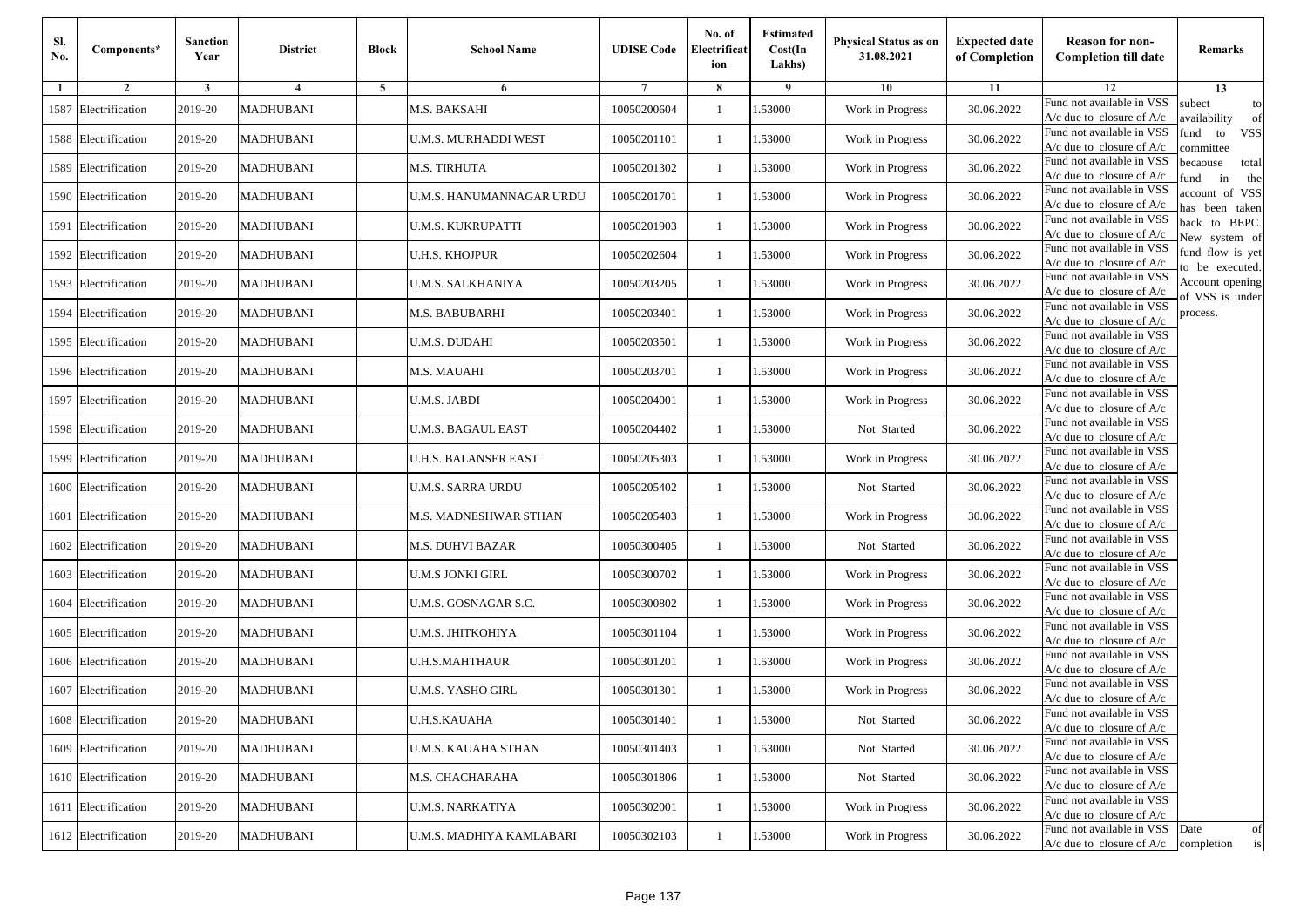| Sl. No. | Components* | Sanction Year | District | Block | School Name | UDISE Code | No. of Electrification | Estimated Cost(In Lakhs) | Physical Status as on 31.08.2021 | Expected date of Completion | Reason for non-Completion till date | Remarks |
|---|---|---|---|---|---|---|---|---|---|---|---|---|
| 1 | 2 | 3 | 4 | 5 | 6 | 7 | 8 | 9 | 10 | 11 | 12 | 13 |
| 1587 | Electrification | 2019-20 | MADHUBANI | | M.S. BAKSAHI | 10050200604 | 1 | 1.53000 | Work in Progress | 30.06.2022 | Fund not available in VSS A/c due to closure of A/c | subect to availability of fund to VSS committee becaouse total fund in the account of VSS has been taken back to BEPC. New system of fund flow is yet to be executed. Account opening of VSS is under process. |
| 1588 | Electrification | 2019-20 | MADHUBANI | | U.M.S. MURHADDI WEST | 10050201101 | 1 | 1.53000 | Work in Progress | 30.06.2022 | Fund not available in VSS A/c due to closure of A/c | |
| 1589 | Electrification | 2019-20 | MADHUBANI | | M.S. TIRHUTA | 10050201302 | 1 | 1.53000 | Work in Progress | 30.06.2022 | Fund not available in VSS A/c due to closure of A/c | |
| 1590 | Electrification | 2019-20 | MADHUBANI | | U.M.S. HANUMANNAGAR URDU | 10050201701 | 1 | 1.53000 | Work in Progress | 30.06.2022 | Fund not available in VSS A/c due to closure of A/c | |
| 1591 | Electrification | 2019-20 | MADHUBANI | | U.M.S. KUKRUPATTI | 10050201903 | 1 | 1.53000 | Work in Progress | 30.06.2022 | Fund not available in VSS A/c due to closure of A/c | |
| 1592 | Electrification | 2019-20 | MADHUBANI | | U.H.S. KHOJPUR | 10050202604 | 1 | 1.53000 | Work in Progress | 30.06.2022 | Fund not available in VSS A/c due to closure of A/c | |
| 1593 | Electrification | 2019-20 | MADHUBANI | | U.M.S. SALKHANIYA | 10050203205 | 1 | 1.53000 | Work in Progress | 30.06.2022 | Fund not available in VSS A/c due to closure of A/c | |
| 1594 | Electrification | 2019-20 | MADHUBANI | | M.S. BABUBARHI | 10050203401 | 1 | 1.53000 | Work in Progress | 30.06.2022 | Fund not available in VSS A/c due to closure of A/c | |
| 1595 | Electrification | 2019-20 | MADHUBANI | | U.M.S. DUDAHI | 10050203501 | 1 | 1.53000 | Work in Progress | 30.06.2022 | Fund not available in VSS A/c due to closure of A/c | |
| 1596 | Electrification | 2019-20 | MADHUBANI | | M.S. MAUAHI | 10050203701 | 1 | 1.53000 | Work in Progress | 30.06.2022 | Fund not available in VSS A/c due to closure of A/c | |
| 1597 | Electrification | 2019-20 | MADHUBANI | | U.M.S. JABDI | 10050204001 | 1 | 1.53000 | Work in Progress | 30.06.2022 | Fund not available in VSS A/c due to closure of A/c | |
| 1598 | Electrification | 2019-20 | MADHUBANI | | U.M.S. BAGAUL EAST | 10050204402 | 1 | 1.53000 | Not Started | 30.06.2022 | Fund not available in VSS A/c due to closure of A/c | |
| 1599 | Electrification | 2019-20 | MADHUBANI | | U.H.S. BALANSER EAST | 10050205303 | 1 | 1.53000 | Work in Progress | 30.06.2022 | Fund not available in VSS A/c due to closure of A/c | |
| 1600 | Electrification | 2019-20 | MADHUBANI | | U.M.S. SARRA URDU | 10050205402 | 1 | 1.53000 | Not Started | 30.06.2022 | Fund not available in VSS A/c due to closure of A/c | |
| 1601 | Electrification | 2019-20 | MADHUBANI | | M.S. MADNESHWAR STHAN | 10050205403 | 1 | 1.53000 | Work in Progress | 30.06.2022 | Fund not available in VSS A/c due to closure of A/c | |
| 1602 | Electrification | 2019-20 | MADHUBANI | | M.S. DUHVI BAZAR | 10050300405 | 1 | 1.53000 | Not Started | 30.06.2022 | Fund not available in VSS A/c due to closure of A/c | |
| 1603 | Electrification | 2019-20 | MADHUBANI | | U.M.S JONKI GIRL | 10050300702 | 1 | 1.53000 | Work in Progress | 30.06.2022 | Fund not available in VSS A/c due to closure of A/c | |
| 1604 | Electrification | 2019-20 | MADHUBANI | | U.M.S. GOSNAGAR S.C. | 10050300802 | 1 | 1.53000 | Work in Progress | 30.06.2022 | Fund not available in VSS A/c due to closure of A/c | |
| 1605 | Electrification | 2019-20 | MADHUBANI | | U.M.S. JHITKOHIYA | 10050301104 | 1 | 1.53000 | Work in Progress | 30.06.2022 | Fund not available in VSS A/c due to closure of A/c | |
| 1606 | Electrification | 2019-20 | MADHUBANI | | U.H.S.MAHTHAUR | 10050301201 | 1 | 1.53000 | Work in Progress | 30.06.2022 | Fund not available in VSS A/c due to closure of A/c | |
| 1607 | Electrification | 2019-20 | MADHUBANI | | U.M.S. YASHO GIRL | 10050301301 | 1 | 1.53000 | Work in Progress | 30.06.2022 | Fund not available in VSS A/c due to closure of A/c | |
| 1608 | Electrification | 2019-20 | MADHUBANI | | U.H.S.KAUAHA | 10050301401 | 1 | 1.53000 | Not Started | 30.06.2022 | Fund not available in VSS A/c due to closure of A/c | |
| 1609 | Electrification | 2019-20 | MADHUBANI | | U.M.S. KAUAHA STHAN | 10050301403 | 1 | 1.53000 | Not Started | 30.06.2022 | Fund not available in VSS A/c due to closure of A/c | |
| 1610 | Electrification | 2019-20 | MADHUBANI | | M.S. CHACHARAHA | 10050301806 | 1 | 1.53000 | Not Started | 30.06.2022 | Fund not available in VSS A/c due to closure of A/c | |
| 1611 | Electrification | 2019-20 | MADHUBANI | | U.M.S. NARKATIYA | 10050302001 | 1 | 1.53000 | Work in Progress | 30.06.2022 | Fund not available in VSS A/c due to closure of A/c | |
| 1612 | Electrification | 2019-20 | MADHUBANI | | U.M.S. MADHIYA KAMLABARI | 10050302103 | 1 | 1.53000 | Work in Progress | 30.06.2022 | Fund not available in VSS A/c due to closure of A/c | Date of completion is |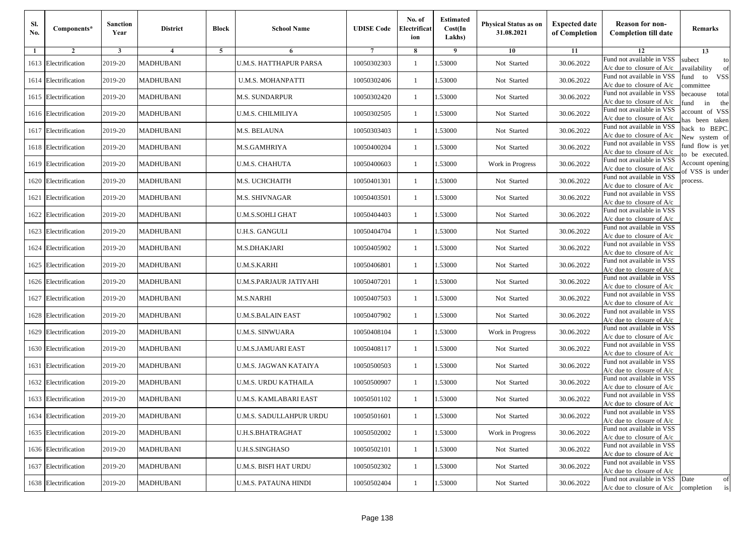| Sl. No. | Components* | Sanction Year | District | Block | School Name | UDISE Code | No. of Electrification | Estimated Cost(In Lakhs) | Physical Status as on 31.08.2021 | Expected date of Completion | Reason for non-Completion till date | Remarks |
|---|---|---|---|---|---|---|---|---|---|---|---|---|
| 1 | 2 | 3 | 4 | 5 | 6 | 7 | 8 | 9 | 10 | 11 | 12 | 13 |
| 1613 | Electrification | 2019-20 | MADHUBANI | | U.M.S. HATTHAPUR PARSA | 10050302303 | 1 | 1.53000 | Not Started | 30.06.2022 | Fund not available in VSS A/c due to closure of A/c | subect to availability of fund to VSS committee becaouse total fund in the account of VSS has been taken back to BEPC. New system of fund flow is yet to be executed. Account opening of VSS is under process. |
| 1614 | Electrification | 2019-20 | MADHUBANI | | U.M.S. MOHANPATTI | 10050302406 | 1 | 1.53000 | Not Started | 30.06.2022 | Fund not available in VSS A/c due to closure of A/c | |
| 1615 | Electrification | 2019-20 | MADHUBANI | | M.S. SUNDARPUR | 10050302420 | 1 | 1.53000 | Not Started | 30.06.2022 | Fund not available in VSS A/c due to closure of A/c | |
| 1616 | Electrification | 2019-20 | MADHUBANI | | U.M.S. CHILMILIYA | 10050302505 | 1 | 1.53000 | Not Started | 30.06.2022 | Fund not available in VSS A/c due to closure of A/c | |
| 1617 | Electrification | 2019-20 | MADHUBANI | | M.S. BELAUNA | 10050303403 | 1 | 1.53000 | Not Started | 30.06.2022 | Fund not available in VSS A/c due to closure of A/c | |
| 1618 | Electrification | 2019-20 | MADHUBANI | | M.S.GAMHRIYA | 10050400204 | 1 | 1.53000 | Not Started | 30.06.2022 | Fund not available in VSS A/c due to closure of A/c | |
| 1619 | Electrification | 2019-20 | MADHUBANI | | U.M.S. CHAHUTA | 10050400603 | 1 | 1.53000 | Work in Progress | 30.06.2022 | Fund not available in VSS A/c due to closure of A/c | |
| 1620 | Electrification | 2019-20 | MADHUBANI | | M.S. UCHCHAITH | 10050401301 | 1 | 1.53000 | Not Started | 30.06.2022 | Fund not available in VSS A/c due to closure of A/c | |
| 1621 | Electrification | 2019-20 | MADHUBANI | | M.S. SHIVNAGAR | 10050403501 | 1 | 1.53000 | Not Started | 30.06.2022 | Fund not available in VSS A/c due to closure of A/c | |
| 1622 | Electrification | 2019-20 | MADHUBANI | | U.M.S.SOHLI GHAT | 10050404403 | 1 | 1.53000 | Not Started | 30.06.2022 | Fund not available in VSS A/c due to closure of A/c | |
| 1623 | Electrification | 2019-20 | MADHUBANI | | U.H.S. GANGULI | 10050404704 | 1 | 1.53000 | Not Started | 30.06.2022 | Fund not available in VSS A/c due to closure of A/c | |
| 1624 | Electrification | 2019-20 | MADHUBANI | | M.S.DHAKJARI | 10050405902 | 1 | 1.53000 | Not Started | 30.06.2022 | Fund not available in VSS A/c due to closure of A/c | |
| 1625 | Electrification | 2019-20 | MADHUBANI | | U.M.S.KARHI | 10050406801 | 1 | 1.53000 | Not Started | 30.06.2022 | Fund not available in VSS A/c due to closure of A/c | |
| 1626 | Electrification | 2019-20 | MADHUBANI | | U.M.S.PARJAUR JATIYAHI | 10050407201 | 1 | 1.53000 | Not Started | 30.06.2022 | Fund not available in VSS A/c due to closure of A/c | |
| 1627 | Electrification | 2019-20 | MADHUBANI | | M.S.NARHI | 10050407503 | 1 | 1.53000 | Not Started | 30.06.2022 | Fund not available in VSS A/c due to closure of A/c | |
| 1628 | Electrification | 2019-20 | MADHUBANI | | U.M.S.BALAIN EAST | 10050407902 | 1 | 1.53000 | Not Started | 30.06.2022 | Fund not available in VSS A/c due to closure of A/c | |
| 1629 | Electrification | 2019-20 | MADHUBANI | | U.M.S. SINWUARA | 10050408104 | 1 | 1.53000 | Work in Progress | 30.06.2022 | Fund not available in VSS A/c due to closure of A/c | |
| 1630 | Electrification | 2019-20 | MADHUBANI | | U.M.S.JAMUARI EAST | 10050408117 | 1 | 1.53000 | Not Started | 30.06.2022 | Fund not available in VSS A/c due to closure of A/c | |
| 1631 | Electrification | 2019-20 | MADHUBANI | | U.M.S. JAGWAN KATAIYA | 10050500503 | 1 | 1.53000 | Not Started | 30.06.2022 | Fund not available in VSS A/c due to closure of A/c | |
| 1632 | Electrification | 2019-20 | MADHUBANI | | U.M.S. URDU KATHAILA | 10050500907 | 1 | 1.53000 | Not Started | 30.06.2022 | Fund not available in VSS A/c due to closure of A/c | |
| 1633 | Electrification | 2019-20 | MADHUBANI | | U.M.S. KAMLABARI EAST | 10050501102 | 1 | 1.53000 | Not Started | 30.06.2022 | Fund not available in VSS A/c due to closure of A/c | |
| 1634 | Electrification | 2019-20 | MADHUBANI | | U.M.S. SADULLAHPUR URDU | 10050501601 | 1 | 1.53000 | Not Started | 30.06.2022 | Fund not available in VSS A/c due to closure of A/c | |
| 1635 | Electrification | 2019-20 | MADHUBANI | | U.H.S.BHATRAGHAT | 10050502002 | 1 | 1.53000 | Work in Progress | 30.06.2022 | Fund not available in VSS A/c due to closure of A/c | |
| 1636 | Electrification | 2019-20 | MADHUBANI | | U.H.S.SINGHASO | 10050502101 | 1 | 1.53000 | Not Started | 30.06.2022 | Fund not available in VSS A/c due to closure of A/c | |
| 1637 | Electrification | 2019-20 | MADHUBANI | | U.M.S. BISFI HAT URDU | 10050502302 | 1 | 1.53000 | Not Started | 30.06.2022 | Fund not available in VSS A/c due to closure of A/c | |
| 1638 | Electrification | 2019-20 | MADHUBANI | | U.M.S. PATAUNA HINDI | 10050502404 | 1 | 1.53000 | Not Started | 30.06.2022 | Fund not available in VSS A/c due to closure of A/c | Date of completion is |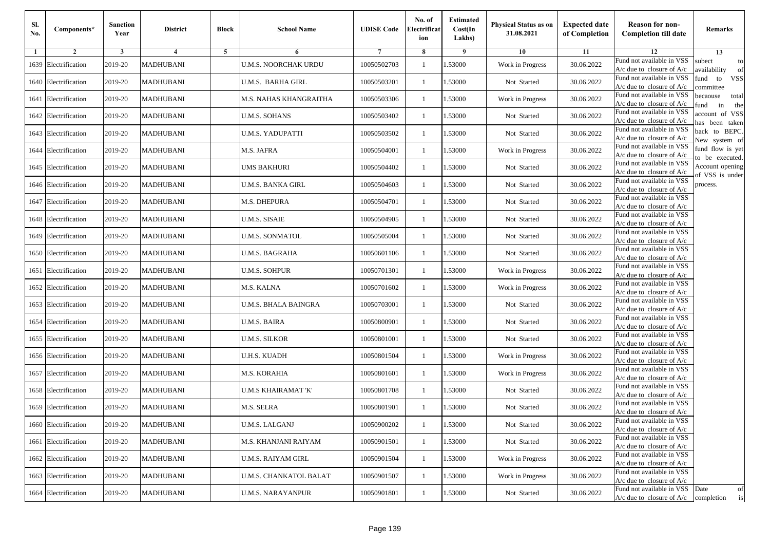| Sl. No. | Components* | Sanction Year | District | Block | School Name | UDISE Code | No. of Electrification | Estimated Cost(In Lakhs) | Physical Status as on 31.08.2021 | Expected date of Completion | Reason for non-Completion till date | Remarks |
|---|---|---|---|---|---|---|---|---|---|---|---|---|
| 1 | 2 | 3 | 4 | 5 | 6 | 7 | 8 | 9 | 10 | 11 | 12 | 13 |
| 1639 | Electrification | 2019-20 | MADHUBANI | | U.M.S. NOORCHAK URDU | 10050502703 | 1 | 1.53000 | Work in Progress | 30.06.2022 | Fund not available in VSS A/c due to closure of A/c | subect to availability of fund to VSS committee becaouse total fund in the account of VSS has been taken back to BEPC. New system of fund flow is yet to be executed. Account opening of VSS is under process. |
| 1640 | Electrification | 2019-20 | MADHUBANI | | U.M.S. BARHA GIRL | 10050503201 | 1 | 1.53000 | Not Started | 30.06.2022 | Fund not available in VSS A/c due to closure of A/c | |
| 1641 | Electrification | 2019-20 | MADHUBANI | | M.S. NAHAS KHANGRAITHA | 10050503306 | 1 | 1.53000 | Work in Progress | 30.06.2022 | Fund not available in VSS A/c due to closure of A/c | |
| 1642 | Electrification | 2019-20 | MADHUBANI | | U.M.S. SOHANS | 10050503402 | 1 | 1.53000 | Not Started | 30.06.2022 | Fund not available in VSS A/c due to closure of A/c | |
| 1643 | Electrification | 2019-20 | MADHUBANI | | U.M.S. YADUPATTI | 10050503502 | 1 | 1.53000 | Not Started | 30.06.2022 | Fund not available in VSS A/c due to closure of A/c | |
| 1644 | Electrification | 2019-20 | MADHUBANI | | M.S. JAFRA | 10050504001 | 1 | 1.53000 | Work in Progress | 30.06.2022 | Fund not available in VSS A/c due to closure of A/c | |
| 1645 | Electrification | 2019-20 | MADHUBANI | | UMS BAKHURI | 10050504402 | 1 | 1.53000 | Not Started | 30.06.2022 | Fund not available in VSS A/c due to closure of A/c | |
| 1646 | Electrification | 2019-20 | MADHUBANI | | U.M.S. BANKA GIRL | 10050504603 | 1 | 1.53000 | Not Started | 30.06.2022 | Fund not available in VSS A/c due to closure of A/c | |
| 1647 | Electrification | 2019-20 | MADHUBANI | | M.S. DHEPURA | 10050504701 | 1 | 1.53000 | Not Started | 30.06.2022 | Fund not available in VSS A/c due to closure of A/c | |
| 1648 | Electrification | 2019-20 | MADHUBANI | | U.M.S. SISAIE | 10050504905 | 1 | 1.53000 | Not Started | 30.06.2022 | Fund not available in VSS A/c due to closure of A/c | |
| 1649 | Electrification | 2019-20 | MADHUBANI | | U.M.S. SONMATOL | 10050505004 | 1 | 1.53000 | Not Started | 30.06.2022 | Fund not available in VSS A/c due to closure of A/c | |
| 1650 | Electrification | 2019-20 | MADHUBANI | | U.M.S. BAGRAHA | 10050601106 | 1 | 1.53000 | Not Started | 30.06.2022 | Fund not available in VSS A/c due to closure of A/c | |
| 1651 | Electrification | 2019-20 | MADHUBANI | | U.M.S. SOHPUR | 10050701301 | 1 | 1.53000 | Work in Progress | 30.06.2022 | Fund not available in VSS A/c due to closure of A/c | |
| 1652 | Electrification | 2019-20 | MADHUBANI | | M.S. KALNA | 10050701602 | 1 | 1.53000 | Work in Progress | 30.06.2022 | Fund not available in VSS A/c due to closure of A/c | |
| 1653 | Electrification | 2019-20 | MADHUBANI | | U.M.S. BHALA BAINGRA | 10050703001 | 1 | 1.53000 | Not Started | 30.06.2022 | Fund not available in VSS A/c due to closure of A/c | |
| 1654 | Electrification | 2019-20 | MADHUBANI | | U.M.S. BAIRA | 10050800901 | 1 | 1.53000 | Not Started | 30.06.2022 | Fund not available in VSS A/c due to closure of A/c | |
| 1655 | Electrification | 2019-20 | MADHUBANI | | U.M.S. SILKOR | 10050801001 | 1 | 1.53000 | Not Started | 30.06.2022 | Fund not available in VSS A/c due to closure of A/c | |
| 1656 | Electrification | 2019-20 | MADHUBANI | | U.H.S. KUADH | 10050801504 | 1 | 1.53000 | Work in Progress | 30.06.2022 | Fund not available in VSS A/c due to closure of A/c | |
| 1657 | Electrification | 2019-20 | MADHUBANI | | M.S. KORAHIA | 10050801601 | 1 | 1.53000 | Work in Progress | 30.06.2022 | Fund not available in VSS A/c due to closure of A/c | |
| 1658 | Electrification | 2019-20 | MADHUBANI | | U.M.S KHAIRAMAT 'K' | 10050801708 | 1 | 1.53000 | Not Started | 30.06.2022 | Fund not available in VSS A/c due to closure of A/c | |
| 1659 | Electrification | 2019-20 | MADHUBANI | | M.S. SELRA | 10050801901 | 1 | 1.53000 | Not Started | 30.06.2022 | Fund not available in VSS A/c due to closure of A/c | |
| 1660 | Electrification | 2019-20 | MADHUBANI | | U.M.S. LALGANJ | 10050900202 | 1 | 1.53000 | Not Started | 30.06.2022 | Fund not available in VSS A/c due to closure of A/c | |
| 1661 | Electrification | 2019-20 | MADHUBANI | | M.S. KHANJANI RAIYAM | 10050901501 | 1 | 1.53000 | Not Started | 30.06.2022 | Fund not available in VSS A/c due to closure of A/c | |
| 1662 | Electrification | 2019-20 | MADHUBANI | | U.M.S. RAIYAM GIRL | 10050901504 | 1 | 1.53000 | Work in Progress | 30.06.2022 | Fund not available in VSS A/c due to closure of A/c | |
| 1663 | Electrification | 2019-20 | MADHUBANI | | U.M.S. CHANKATOL BALAT | 10050901507 | 1 | 1.53000 | Work in Progress | 30.06.2022 | Fund not available in VSS A/c due to closure of A/c | |
| 1664 | Electrification | 2019-20 | MADHUBANI | | U.M.S. NARAYANPUR | 10050901801 | 1 | 1.53000 | Not Started | 30.06.2022 | Fund not available in VSS A/c due to closure of A/c | Date of completion is |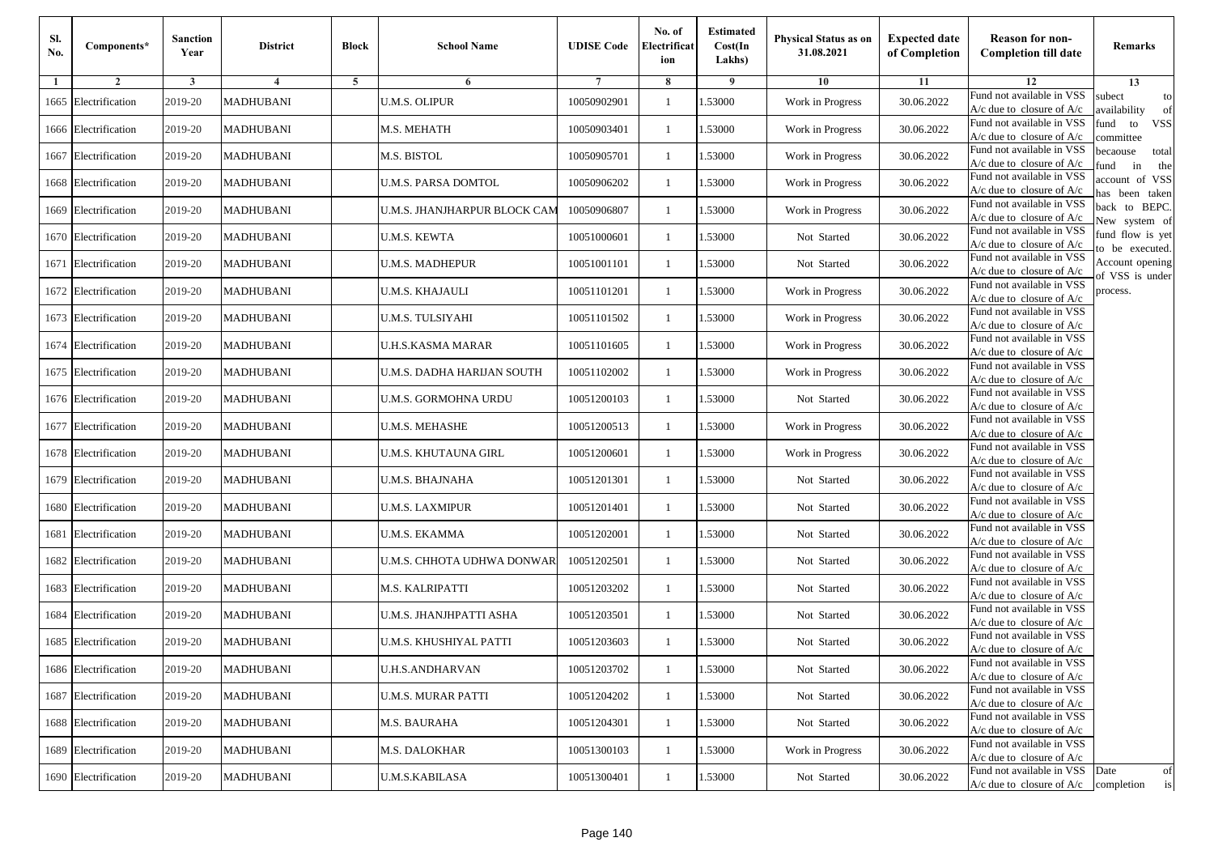| Sl. No. | Components* | Sanction Year | District | Block | School Name | UDISE Code | No. of Electrification | Estimated Cost(In Lakhs) | Physical Status as on 31.08.2021 | Expected date of Completion | Reason for non-Completion till date | Remarks |
|---|---|---|---|---|---|---|---|---|---|---|---|---|
| 1 | 2 | 3 | 4 | 5 | 6 | 7 | 8 | 9 | 10 | 11 | 12 | 13 |
| 1665 | Electrification | 2019-20 | MADHUBANI | | U.M.S. OLIPUR | 10050902901 | 1 | 1.53000 | Work in Progress | 30.06.2022 | Fund not available in VSS A/c due to closure of A/c | subect to availability of fund to VSS committee becaouse total fund in the account of VSS has been taken back to BEPC. New system of fund flow is yet to be executed. Account opening of VSS is under process. |
| 1666 | Electrification | 2019-20 | MADHUBANI | | M.S. MEHATH | 10050903401 | 1 | 1.53000 | Work in Progress | 30.06.2022 | Fund not available in VSS A/c due to closure of A/c | |
| 1667 | Electrification | 2019-20 | MADHUBANI | | M.S. BISTOL | 10050905701 | 1 | 1.53000 | Work in Progress | 30.06.2022 | Fund not available in VSS A/c due to closure of A/c | |
| 1668 | Electrification | 2019-20 | MADHUBANI | | U.M.S. PARSA DOMTOL | 10050906202 | 1 | 1.53000 | Work in Progress | 30.06.2022 | Fund not available in VSS A/c due to closure of A/c | |
| 1669 | Electrification | 2019-20 | MADHUBANI | | U.M.S. JHANJHARPUR BLOCK CAM | 10050906807 | 1 | 1.53000 | Work in Progress | 30.06.2022 | Fund not available in VSS A/c due to closure of A/c | |
| 1670 | Electrification | 2019-20 | MADHUBANI | | U.M.S. KEWTA | 10051000601 | 1 | 1.53000 | Not Started | 30.06.2022 | Fund not available in VSS A/c due to closure of A/c | |
| 1671 | Electrification | 2019-20 | MADHUBANI | | U.M.S. MADHEPUR | 10051001101 | 1 | 1.53000 | Not Started | 30.06.2022 | Fund not available in VSS A/c due to closure of A/c | |
| 1672 | Electrification | 2019-20 | MADHUBANI | | U.M.S. KHAJAULI | 10051101201 | 1 | 1.53000 | Work in Progress | 30.06.2022 | Fund not available in VSS A/c due to closure of A/c | |
| 1673 | Electrification | 2019-20 | MADHUBANI | | U.M.S. TULSIYAHI | 10051101502 | 1 | 1.53000 | Work in Progress | 30.06.2022 | Fund not available in VSS A/c due to closure of A/c | |
| 1674 | Electrification | 2019-20 | MADHUBANI | | U.H.S.KASMA MARAR | 10051101605 | 1 | 1.53000 | Work in Progress | 30.06.2022 | Fund not available in VSS A/c due to closure of A/c | |
| 1675 | Electrification | 2019-20 | MADHUBANI | | U.M.S. DADHA HARIJAN SOUTH | 10051102002 | 1 | 1.53000 | Work in Progress | 30.06.2022 | Fund not available in VSS A/c due to closure of A/c | |
| 1676 | Electrification | 2019-20 | MADHUBANI | | U.M.S. GORMOHNA URDU | 10051200103 | 1 | 1.53000 | Not Started | 30.06.2022 | Fund not available in VSS A/c due to closure of A/c | |
| 1677 | Electrification | 2019-20 | MADHUBANI | | U.M.S. MEHASHE | 10051200513 | 1 | 1.53000 | Work in Progress | 30.06.2022 | Fund not available in VSS A/c due to closure of A/c | |
| 1678 | Electrification | 2019-20 | MADHUBANI | | U.M.S. KHUTAUNA GIRL | 10051200601 | 1 | 1.53000 | Work in Progress | 30.06.2022 | Fund not available in VSS A/c due to closure of A/c | |
| 1679 | Electrification | 2019-20 | MADHUBANI | | U.M.S. BHAJNAHA | 10051201301 | 1 | 1.53000 | Not Started | 30.06.2022 | Fund not available in VSS A/c due to closure of A/c | |
| 1680 | Electrification | 2019-20 | MADHUBANI | | U.M.S. LAXMIPUR | 10051201401 | 1 | 1.53000 | Not Started | 30.06.2022 | Fund not available in VSS A/c due to closure of A/c | |
| 1681 | Electrification | 2019-20 | MADHUBANI | | U.M.S. EKAMMA | 10051202001 | 1 | 1.53000 | Not Started | 30.06.2022 | Fund not available in VSS A/c due to closure of A/c | |
| 1682 | Electrification | 2019-20 | MADHUBANI | | U.M.S. CHHOTA UDHWA DONWAR | 10051202501 | 1 | 1.53000 | Not Started | 30.06.2022 | Fund not available in VSS A/c due to closure of A/c | |
| 1683 | Electrification | 2019-20 | MADHUBANI | | M.S. KALRIPATTI | 10051203202 | 1 | 1.53000 | Not Started | 30.06.2022 | Fund not available in VSS A/c due to closure of A/c | |
| 1684 | Electrification | 2019-20 | MADHUBANI | | U.M.S. JHANJHPATTI ASHA | 10051203501 | 1 | 1.53000 | Not Started | 30.06.2022 | Fund not available in VSS A/c due to closure of A/c | |
| 1685 | Electrification | 2019-20 | MADHUBANI | | U.M.S. KHUSHIYAL PATTI | 10051203603 | 1 | 1.53000 | Not Started | 30.06.2022 | Fund not available in VSS A/c due to closure of A/c | |
| 1686 | Electrification | 2019-20 | MADHUBANI | | U.H.S.ANDHARVAN | 10051203702 | 1 | 1.53000 | Not Started | 30.06.2022 | Fund not available in VSS A/c due to closure of A/c | |
| 1687 | Electrification | 2019-20 | MADHUBANI | | U.M.S. MURAR PATTI | 10051204202 | 1 | 1.53000 | Not Started | 30.06.2022 | Fund not available in VSS A/c due to closure of A/c | |
| 1688 | Electrification | 2019-20 | MADHUBANI | | M.S. BAURAHA | 10051204301 | 1 | 1.53000 | Not Started | 30.06.2022 | Fund not available in VSS A/c due to closure of A/c | |
| 1689 | Electrification | 2019-20 | MADHUBANI | | M.S. DALOKHAR | 10051300103 | 1 | 1.53000 | Work in Progress | 30.06.2022 | Fund not available in VSS A/c due to closure of A/c | |
| 1690 | Electrification | 2019-20 | MADHUBANI | | U.M.S.KABILASA | 10051300401 | 1 | 1.53000 | Not Started | 30.06.2022 | Fund not available in VSS A/c due to closure of A/c | Date of completion is |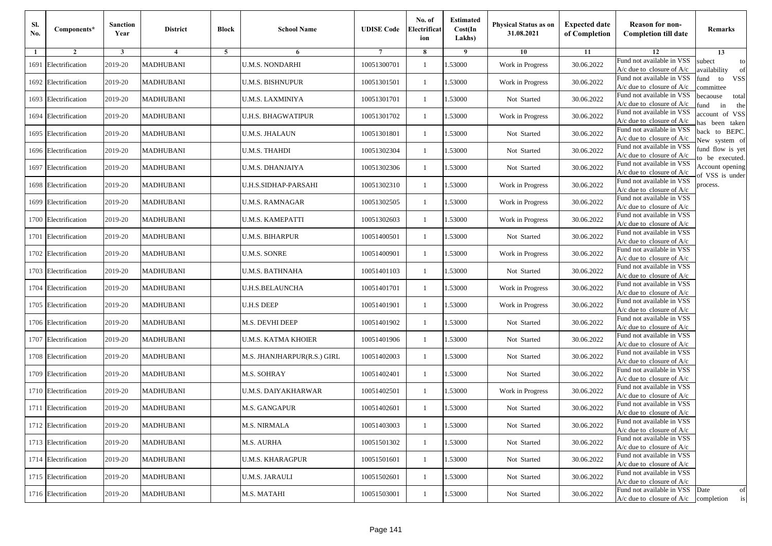| Sl. No. | Components* | Sanction Year | District | Block | School Name | UDISE Code | No. of Electrification | Estimated Cost(In Lakhs) | Physical Status as on 31.08.2021 | Expected date of Completion | Reason for non-Completion till date | Remarks |
|---|---|---|---|---|---|---|---|---|---|---|---|---|
| 1 | 2 | 3 | 4 | 5 | 6 | 7 | 8 | 9 | 10 | 11 | 12 | 13 |
| 1691 | Electrification | 2019-20 | MADHUBANI | | U.M.S. NONDARHI | 10051300701 | 1 | 1.53000 | Work in Progress | 30.06.2022 | Fund not available in VSS A/c due to closure of A/c | subect to availability of fund to VSS committee becaouse total fund in the account of VSS has been taken back to BEPC. New system of fund flow is yet to be executed. Account opening of VSS is under process. |
| 1692 | Electrification | 2019-20 | MADHUBANI | | U.M.S. BISHNUPUR | 10051301501 | 1 | 1.53000 | Work in Progress | 30.06.2022 | Fund not available in VSS A/c due to closure of A/c | |
| 1693 | Electrification | 2019-20 | MADHUBANI | | U.M.S. LAXMINIYA | 10051301701 | 1 | 1.53000 | Not Started | 30.06.2022 | Fund not available in VSS A/c due to closure of A/c | |
| 1694 | Electrification | 2019-20 | MADHUBANI | | U.H.S. BHAGWATIPUR | 10051301702 | 1 | 1.53000 | Work in Progress | 30.06.2022 | Fund not available in VSS A/c due to closure of A/c | |
| 1695 | Electrification | 2019-20 | MADHUBANI | | U.M.S. JHALAUN | 10051301801 | 1 | 1.53000 | Not Started | 30.06.2022 | Fund not available in VSS A/c due to closure of A/c | |
| 1696 | Electrification | 2019-20 | MADHUBANI | | U.M.S. THAHDI | 10051302304 | 1 | 1.53000 | Not Started | 30.06.2022 | Fund not available in VSS A/c due to closure of A/c | |
| 1697 | Electrification | 2019-20 | MADHUBANI | | U.M.S. DHANJAIYA | 10051302306 | 1 | 1.53000 | Not Started | 30.06.2022 | Fund not available in VSS A/c due to closure of A/c | |
| 1698 | Electrification | 2019-20 | MADHUBANI | | U.H.S.SIDHAP-PARSAHI | 10051302310 | 1 | 1.53000 | Work in Progress | 30.06.2022 | Fund not available in VSS A/c due to closure of A/c | |
| 1699 | Electrification | 2019-20 | MADHUBANI | | U.M.S. RAMNAGAR | 10051302505 | 1 | 1.53000 | Work in Progress | 30.06.2022 | Fund not available in VSS A/c due to closure of A/c | |
| 1700 | Electrification | 2019-20 | MADHUBANI | | U.M.S. KAMEPATTI | 10051302603 | 1 | 1.53000 | Work in Progress | 30.06.2022 | Fund not available in VSS A/c due to closure of A/c | |
| 1701 | Electrification | 2019-20 | MADHUBANI | | U.M.S. BIHARPUR | 10051400501 | 1 | 1.53000 | Not Started | 30.06.2022 | Fund not available in VSS A/c due to closure of A/c | |
| 1702 | Electrification | 2019-20 | MADHUBANI | | U.M.S. SONRE | 10051400901 | 1 | 1.53000 | Work in Progress | 30.06.2022 | Fund not available in VSS A/c due to closure of A/c | |
| 1703 | Electrification | 2019-20 | MADHUBANI | | U.M.S. BATHNAHA | 10051401103 | 1 | 1.53000 | Not Started | 30.06.2022 | Fund not available in VSS A/c due to closure of A/c | |
| 1704 | Electrification | 2019-20 | MADHUBANI | | U.H.S.BELAUNCHA | 10051401701 | 1 | 1.53000 | Work in Progress | 30.06.2022 | Fund not available in VSS A/c due to closure of A/c | |
| 1705 | Electrification | 2019-20 | MADHUBANI | | U.H.S DEEP | 10051401901 | 1 | 1.53000 | Work in Progress | 30.06.2022 | Fund not available in VSS A/c due to closure of A/c | |
| 1706 | Electrification | 2019-20 | MADHUBANI | | M.S. DEVHI DEEP | 10051401902 | 1 | 1.53000 | Not Started | 30.06.2022 | Fund not available in VSS A/c due to closure of A/c | |
| 1707 | Electrification | 2019-20 | MADHUBANI | | U.M.S. KATMA KHOIER | 10051401906 | 1 | 1.53000 | Not Started | 30.06.2022 | Fund not available in VSS A/c due to closure of A/c | |
| 1708 | Electrification | 2019-20 | MADHUBANI | | M.S. JHANJHARPUR(R.S.) GIRL | 10051402003 | 1 | 1.53000 | Not Started | 30.06.2022 | Fund not available in VSS A/c due to closure of A/c | |
| 1709 | Electrification | 2019-20 | MADHUBANI | | M.S. SOHRAY | 10051402401 | 1 | 1.53000 | Not Started | 30.06.2022 | Fund not available in VSS A/c due to closure of A/c | |
| 1710 | Electrification | 2019-20 | MADHUBANI | | U.M.S. DAIYAKHARWAR | 10051402501 | 1 | 1.53000 | Work in Progress | 30.06.2022 | Fund not available in VSS A/c due to closure of A/c | |
| 1711 | Electrification | 2019-20 | MADHUBANI | | M.S. GANGAPUR | 10051402601 | 1 | 1.53000 | Not Started | 30.06.2022 | Fund not available in VSS A/c due to closure of A/c | |
| 1712 | Electrification | 2019-20 | MADHUBANI | | M.S. NIRMALA | 10051403003 | 1 | 1.53000 | Not Started | 30.06.2022 | Fund not available in VSS A/c due to closure of A/c | |
| 1713 | Electrification | 2019-20 | MADHUBANI | | M.S. AURHA | 10051501302 | 1 | 1.53000 | Not Started | 30.06.2022 | Fund not available in VSS A/c due to closure of A/c | |
| 1714 | Electrification | 2019-20 | MADHUBANI | | U.M.S. KHARAGPUR | 10051501601 | 1 | 1.53000 | Not Started | 30.06.2022 | Fund not available in VSS A/c due to closure of A/c | |
| 1715 | Electrification | 2019-20 | MADHUBANI | | U.M.S. JARAULI | 10051502601 | 1 | 1.53000 | Not Started | 30.06.2022 | Fund not available in VSS A/c due to closure of A/c | |
| 1716 | Electrification | 2019-20 | MADHUBANI | | M.S. MATAHI | 10051503001 | 1 | 1.53000 | Not Started | 30.06.2022 | Fund not available in VSS A/c due to closure of A/c | Date of completion is |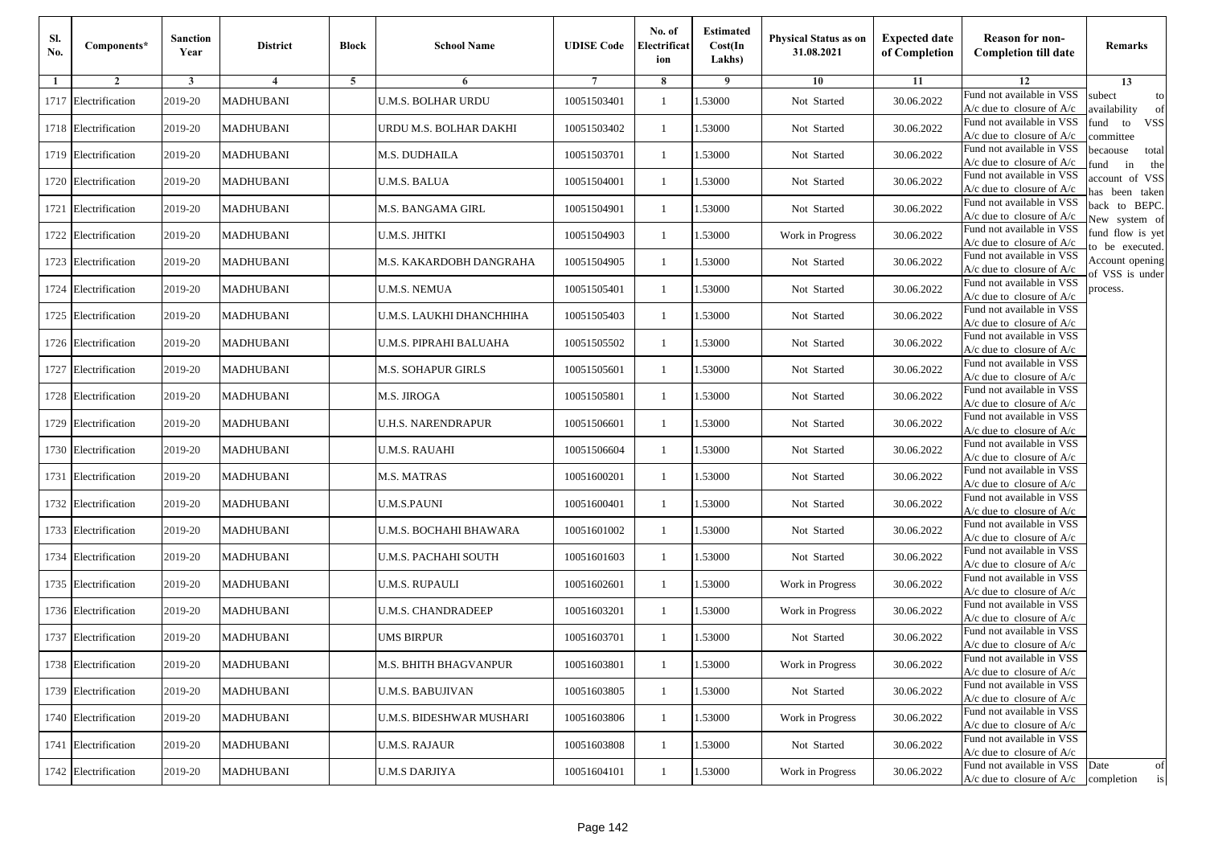| Sl. No. | Components* | Sanction Year | District | Block | School Name | UDISE Code | No. of Electrification | Estimated Cost(In Lakhs) | Physical Status as on 31.08.2021 | Expected date of Completion | Reason for non-Completion till date | Remarks |
|---|---|---|---|---|---|---|---|---|---|---|---|---|
| 1 | 2 | 3 | 4 | 5 | 6 | 7 | 8 | 9 | 10 | 11 | 12 | 13 |
| 1717 | Electrification | 2019-20 | MADHUBANI | | U.M.S. BOLHAR URDU | 10051503401 | 1 | 1.53000 | Not Started | 30.06.2022 | Fund not available in VSS A/c due to closure of A/c | subect to availability of fund to VSS committee becaouse total fund in the account of VSS has been taken back to BEPC. New system of fund flow is yet to be executed. Account opening of VSS is under process. |
| 1718 | Electrification | 2019-20 | MADHUBANI | | URDU M.S. BOLHAR DAKHI | 10051503402 | 1 | 1.53000 | Not Started | 30.06.2022 | Fund not available in VSS A/c due to closure of A/c | |
| 1719 | Electrification | 2019-20 | MADHUBANI | | M.S. DUDHAILA | 10051503701 | 1 | 1.53000 | Not Started | 30.06.2022 | Fund not available in VSS A/c due to closure of A/c | |
| 1720 | Electrification | 2019-20 | MADHUBANI | | U.M.S. BALUA | 10051504001 | 1 | 1.53000 | Not Started | 30.06.2022 | Fund not available in VSS A/c due to closure of A/c | |
| 1721 | Electrification | 2019-20 | MADHUBANI | | M.S. BANGAMA GIRL | 10051504901 | 1 | 1.53000 | Not Started | 30.06.2022 | Fund not available in VSS A/c due to closure of A/c | |
| 1722 | Electrification | 2019-20 | MADHUBANI | | U.M.S. JHITKI | 10051504903 | 1 | 1.53000 | Work in Progress | 30.06.2022 | Fund not available in VSS A/c due to closure of A/c | |
| 1723 | Electrification | 2019-20 | MADHUBANI | | M.S. KAKARDOBH DANGRAHA | 10051504905 | 1 | 1.53000 | Not Started | 30.06.2022 | Fund not available in VSS A/c due to closure of A/c | |
| 1724 | Electrification | 2019-20 | MADHUBANI | | U.M.S. NEMUA | 10051505401 | 1 | 1.53000 | Not Started | 30.06.2022 | Fund not available in VSS A/c due to closure of A/c | |
| 1725 | Electrification | 2019-20 | MADHUBANI | | U.M.S. LAUKHI DHANCHHIHA | 10051505403 | 1 | 1.53000 | Not Started | 30.06.2022 | Fund not available in VSS A/c due to closure of A/c | |
| 1726 | Electrification | 2019-20 | MADHUBANI | | U.M.S. PIPRAHI BALUAHA | 10051505502 | 1 | 1.53000 | Not Started | 30.06.2022 | Fund not available in VSS A/c due to closure of A/c | |
| 1727 | Electrification | 2019-20 | MADHUBANI | | M.S. SOHAPUR GIRLS | 10051505601 | 1 | 1.53000 | Not Started | 30.06.2022 | Fund not available in VSS A/c due to closure of A/c | |
| 1728 | Electrification | 2019-20 | MADHUBANI | | M.S. JIROGA | 10051505801 | 1 | 1.53000 | Not Started | 30.06.2022 | Fund not available in VSS A/c due to closure of A/c | |
| 1729 | Electrification | 2019-20 | MADHUBANI | | U.H.S. NARENDRAPUR | 10051506601 | 1 | 1.53000 | Not Started | 30.06.2022 | Fund not available in VSS A/c due to closure of A/c | |
| 1730 | Electrification | 2019-20 | MADHUBANI | | U.M.S. RAUAHI | 10051506604 | 1 | 1.53000 | Not Started | 30.06.2022 | Fund not available in VSS A/c due to closure of A/c | |
| 1731 | Electrification | 2019-20 | MADHUBANI | | M.S. MATRAS | 10051600201 | 1 | 1.53000 | Not Started | 30.06.2022 | Fund not available in VSS A/c due to closure of A/c | |
| 1732 | Electrification | 2019-20 | MADHUBANI | | U.M.S.PAUNI | 10051600401 | 1 | 1.53000 | Not Started | 30.06.2022 | Fund not available in VSS A/c due to closure of A/c | |
| 1733 | Electrification | 2019-20 | MADHUBANI | | U.M.S. BOCHAHI BHAWARA | 10051601002 | 1 | 1.53000 | Not Started | 30.06.2022 | Fund not available in VSS A/c due to closure of A/c | |
| 1734 | Electrification | 2019-20 | MADHUBANI | | U.M.S. PACHAHI SOUTH | 10051601603 | 1 | 1.53000 | Not Started | 30.06.2022 | Fund not available in VSS A/c due to closure of A/c | |
| 1735 | Electrification | 2019-20 | MADHUBANI | | U.M.S. RUPAULI | 10051602601 | 1 | 1.53000 | Work in Progress | 30.06.2022 | Fund not available in VSS A/c due to closure of A/c | |
| 1736 | Electrification | 2019-20 | MADHUBANI | | U.M.S. CHANDRADEEP | 10051603201 | 1 | 1.53000 | Work in Progress | 30.06.2022 | Fund not available in VSS A/c due to closure of A/c | |
| 1737 | Electrification | 2019-20 | MADHUBANI | | UMS BIRPUR | 10051603701 | 1 | 1.53000 | Not Started | 30.06.2022 | Fund not available in VSS A/c due to closure of A/c | |
| 1738 | Electrification | 2019-20 | MADHUBANI | | M.S. BHITH BHAGVANPUR | 10051603801 | 1 | 1.53000 | Work in Progress | 30.06.2022 | Fund not available in VSS A/c due to closure of A/c | |
| 1739 | Electrification | 2019-20 | MADHUBANI | | U.M.S. BABUJIVAN | 10051603805 | 1 | 1.53000 | Not Started | 30.06.2022 | Fund not available in VSS A/c due to closure of A/c | |
| 1740 | Electrification | 2019-20 | MADHUBANI | | U.M.S. BIDESHWAR MUSHARI | 10051603806 | 1 | 1.53000 | Work in Progress | 30.06.2022 | Fund not available in VSS A/c due to closure of A/c | |
| 1741 | Electrification | 2019-20 | MADHUBANI | | U.M.S. RAJAUR | 10051603808 | 1 | 1.53000 | Not Started | 30.06.2022 | Fund not available in VSS A/c due to closure of A/c | |
| 1742 | Electrification | 2019-20 | MADHUBANI | | U.M.S DARJIYA | 10051604101 | 1 | 1.53000 | Work in Progress | 30.06.2022 | Fund not available in VSS A/c due to closure of A/c | Date of completion is |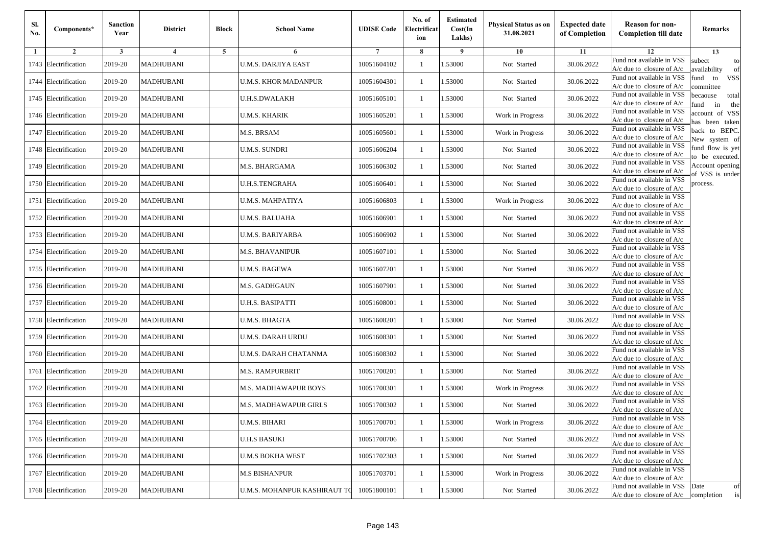| Sl. No. | Components* | Sanction Year | District | Block | School Name | UDISE Code | No. of Electrification | Estimated Cost(In Lakhs) | Physical Status as on 31.08.2021 | Expected date of Completion | Reason for non-Completion till date | Remarks |
|---|---|---|---|---|---|---|---|---|---|---|---|---|
| 1 | 2 | 3 | 4 | 5 | 6 | 7 | 8 | 9 | 10 | 11 | 12 | 13 |
| 1743 | Electrification | 2019-20 | MADHUBANI | | U.M.S. DARJIYA EAST | 10051604102 | 1 | 1.53000 | Not Started | 30.06.2022 | Fund not available in VSS A/c due to closure of A/c | subect to availability of fund to VSS committee becaouse total fund in the account of VSS has been taken back to BEPC. New system of fund flow is yet to be executed. Account opening of VSS is under process. |
| 1744 | Electrification | 2019-20 | MADHUBANI | | U.M.S. KHOR MADANPUR | 10051604301 | 1 | 1.53000 | Not Started | 30.06.2022 | Fund not available in VSS A/c due to closure of A/c | |
| 1745 | Electrification | 2019-20 | MADHUBANI | | U.H.S.DWALAKH | 10051605101 | 1 | 1.53000 | Not Started | 30.06.2022 | Fund not available in VSS A/c due to closure of A/c | |
| 1746 | Electrification | 2019-20 | MADHUBANI | | U.M.S. KHARIK | 10051605201 | 1 | 1.53000 | Work in Progress | 30.06.2022 | Fund not available in VSS A/c due to closure of A/c | |
| 1747 | Electrification | 2019-20 | MADHUBANI | | M.S. BRSAM | 10051605601 | 1 | 1.53000 | Work in Progress | 30.06.2022 | Fund not available in VSS A/c due to closure of A/c | |
| 1748 | Electrification | 2019-20 | MADHUBANI | | U.M.S. SUNDRI | 10051606204 | 1 | 1.53000 | Not Started | 30.06.2022 | Fund not available in VSS A/c due to closure of A/c | |
| 1749 | Electrification | 2019-20 | MADHUBANI | | M.S. BHARGAMA | 10051606302 | 1 | 1.53000 | Not Started | 30.06.2022 | Fund not available in VSS A/c due to closure of A/c | |
| 1750 | Electrification | 2019-20 | MADHUBANI | | U.H.S.TENGRAHA | 10051606401 | 1 | 1.53000 | Not Started | 30.06.2022 | Fund not available in VSS A/c due to closure of A/c | |
| 1751 | Electrification | 2019-20 | MADHUBANI | | U.M.S. MAHPATIYA | 10051606803 | 1 | 1.53000 | Work in Progress | 30.06.2022 | Fund not available in VSS A/c due to closure of A/c | |
| 1752 | Electrification | 2019-20 | MADHUBANI | | U.M.S. BALUAHA | 10051606901 | 1 | 1.53000 | Not Started | 30.06.2022 | Fund not available in VSS A/c due to closure of A/c | |
| 1753 | Electrification | 2019-20 | MADHUBANI | | U.M.S. BARIYARBA | 10051606902 | 1 | 1.53000 | Not Started | 30.06.2022 | Fund not available in VSS A/c due to closure of A/c | |
| 1754 | Electrification | 2019-20 | MADHUBANI | | M.S. BHAVANIPUR | 10051607101 | 1 | 1.53000 | Not Started | 30.06.2022 | Fund not available in VSS A/c due to closure of A/c | |
| 1755 | Electrification | 2019-20 | MADHUBANI | | U.M.S. BAGEWA | 10051607201 | 1 | 1.53000 | Not Started | 30.06.2022 | Fund not available in VSS A/c due to closure of A/c | |
| 1756 | Electrification | 2019-20 | MADHUBANI | | M.S. GADHGAUN | 10051607901 | 1 | 1.53000 | Not Started | 30.06.2022 | Fund not available in VSS A/c due to closure of A/c | |
| 1757 | Electrification | 2019-20 | MADHUBANI | | U.H.S. BASIPATTI | 10051608001 | 1 | 1.53000 | Not Started | 30.06.2022 | Fund not available in VSS A/c due to closure of A/c | |
| 1758 | Electrification | 2019-20 | MADHUBANI | | U.M.S. BHAGTA | 10051608201 | 1 | 1.53000 | Not Started | 30.06.2022 | Fund not available in VSS A/c due to closure of A/c | |
| 1759 | Electrification | 2019-20 | MADHUBANI | | U.M.S. DARAH URDU | 10051608301 | 1 | 1.53000 | Not Started | 30.06.2022 | Fund not available in VSS A/c due to closure of A/c | |
| 1760 | Electrification | 2019-20 | MADHUBANI | | U.M.S. DARAH CHATANMA | 10051608302 | 1 | 1.53000 | Not Started | 30.06.2022 | Fund not available in VSS A/c due to closure of A/c | |
| 1761 | Electrification | 2019-20 | MADHUBANI | | M.S. RAMPURBRIT | 10051700201 | 1 | 1.53000 | Not Started | 30.06.2022 | Fund not available in VSS A/c due to closure of A/c | |
| 1762 | Electrification | 2019-20 | MADHUBANI | | M.S. MADHAWAPUR BOYS | 10051700301 | 1 | 1.53000 | Work in Progress | 30.06.2022 | Fund not available in VSS A/c due to closure of A/c | |
| 1763 | Electrification | 2019-20 | MADHUBANI | | M.S. MADHAWAPUR GIRLS | 10051700302 | 1 | 1.53000 | Not Started | 30.06.2022 | Fund not available in VSS A/c due to closure of A/c | |
| 1764 | Electrification | 2019-20 | MADHUBANI | | U.M.S. BIHARI | 10051700701 | 1 | 1.53000 | Work in Progress | 30.06.2022 | Fund not available in VSS A/c due to closure of A/c | |
| 1765 | Electrification | 2019-20 | MADHUBANI | | U.H.S BASUKI | 10051700706 | 1 | 1.53000 | Not Started | 30.06.2022 | Fund not available in VSS A/c due to closure of A/c | |
| 1766 | Electrification | 2019-20 | MADHUBANI | | U.M.S BOKHA WEST | 10051702303 | 1 | 1.53000 | Not Started | 30.06.2022 | Fund not available in VSS A/c due to closure of A/c | |
| 1767 | Electrification | 2019-20 | MADHUBANI | | M.S BISHANPUR | 10051703701 | 1 | 1.53000 | Work in Progress | 30.06.2022 | Fund not available in VSS A/c due to closure of A/c | |
| 1768 | Electrification | 2019-20 | MADHUBANI | | U.M.S. MOHANPUR KASHIRAUT TO | 10051800101 | 1 | 1.53000 | Not Started | 30.06.2022 | Fund not available in VSS A/c due to closure of A/c | Date of completion is |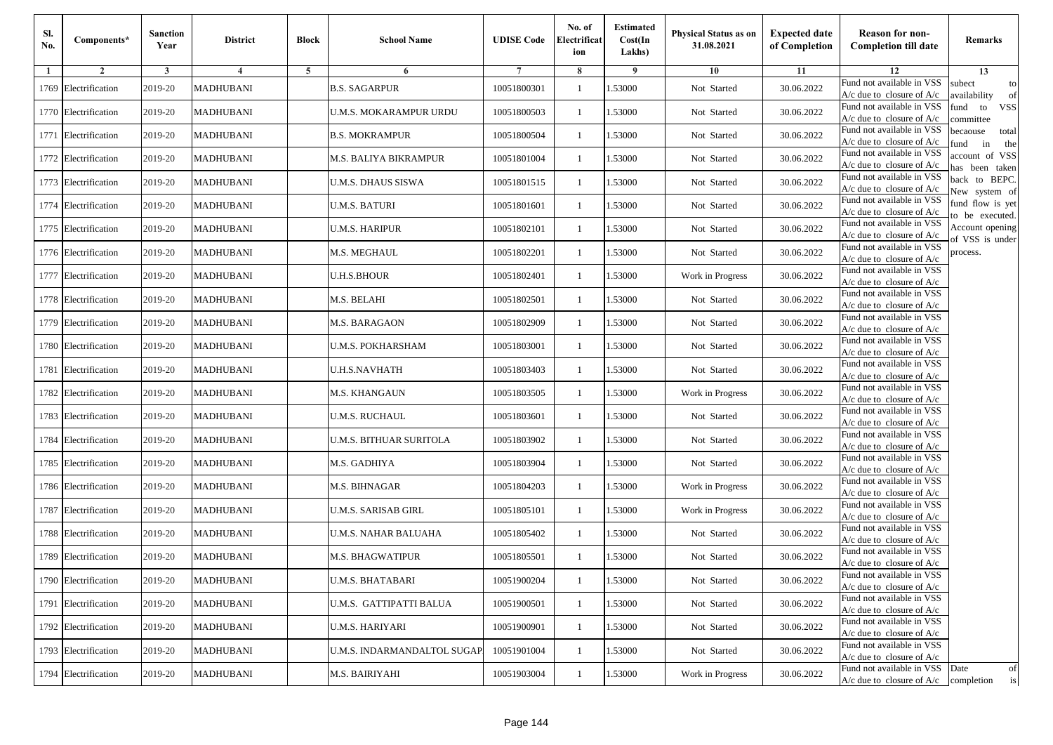| Sl. No. | Components* | Sanction Year | District | Block | School Name | UDISE Code | No. of Electrification | Estimated Cost(In Lakhs) | Physical Status as on 31.08.2021 | Expected date of Completion | Reason for non-Completion till date | Remarks |
|---|---|---|---|---|---|---|---|---|---|---|---|---|
| 1 | 2 | 3 | 4 | 5 | 6 | 7 | 8 | 9 | 10 | 11 | 12 | 13 |
| 1769 | Electrification | 2019-20 | MADHUBANI | | B.S. SAGARPUR | 10051800301 | 1 | 1.53000 | Not Started | 30.06.2022 | Fund not available in VSS A/c due to closure of A/c | subect to availability of fund to VSS committee becaouse total fund in the account of VSS has been taken back to BEPC. New system of fund flow is yet to be executed. Account opening of VSS is under process. |
| 1770 | Electrification | 2019-20 | MADHUBANI | | U.M.S. MOKARAMPUR URDU | 10051800503 | 1 | 1.53000 | Not Started | 30.06.2022 | Fund not available in VSS A/c due to closure of A/c | |
| 1771 | Electrification | 2019-20 | MADHUBANI | | B.S. MOKRAMPUR | 10051800504 | 1 | 1.53000 | Not Started | 30.06.2022 | Fund not available in VSS A/c due to closure of A/c | |
| 1772 | Electrification | 2019-20 | MADHUBANI | | M.S. BALIYA BIKRAMPUR | 10051801004 | 1 | 1.53000 | Not Started | 30.06.2022 | Fund not available in VSS A/c due to closure of A/c | |
| 1773 | Electrification | 2019-20 | MADHUBANI | | U.M.S. DHAUS SISWA | 10051801515 | 1 | 1.53000 | Not Started | 30.06.2022 | Fund not available in VSS A/c due to closure of A/c | |
| 1774 | Electrification | 2019-20 | MADHUBANI | | U.M.S. BATURI | 10051801601 | 1 | 1.53000 | Not Started | 30.06.2022 | Fund not available in VSS A/c due to closure of A/c | |
| 1775 | Electrification | 2019-20 | MADHUBANI | | U.M.S. HARIPUR | 10051802101 | 1 | 1.53000 | Not Started | 30.06.2022 | Fund not available in VSS A/c due to closure of A/c | |
| 1776 | Electrification | 2019-20 | MADHUBANI | | M.S. MEGHAUL | 10051802201 | 1 | 1.53000 | Not Started | 30.06.2022 | Fund not available in VSS A/c due to closure of A/c | |
| 1777 | Electrification | 2019-20 | MADHUBANI | | U.H.S.BHOUR | 10051802401 | 1 | 1.53000 | Work in Progress | 30.06.2022 | Fund not available in VSS A/c due to closure of A/c | |
| 1778 | Electrification | 2019-20 | MADHUBANI | | M.S. BELAHI | 10051802501 | 1 | 1.53000 | Not Started | 30.06.2022 | Fund not available in VSS A/c due to closure of A/c | |
| 1779 | Electrification | 2019-20 | MADHUBANI | | M.S. BARAGAON | 10051802909 | 1 | 1.53000 | Not Started | 30.06.2022 | Fund not available in VSS A/c due to closure of A/c | |
| 1780 | Electrification | 2019-20 | MADHUBANI | | U.M.S. POKHARSHAM | 10051803001 | 1 | 1.53000 | Not Started | 30.06.2022 | Fund not available in VSS A/c due to closure of A/c | |
| 1781 | Electrification | 2019-20 | MADHUBANI | | U.H.S.NAVHATH | 10051803403 | 1 | 1.53000 | Not Started | 30.06.2022 | Fund not available in VSS A/c due to closure of A/c | |
| 1782 | Electrification | 2019-20 | MADHUBANI | | M.S. KHANGAUN | 10051803505 | 1 | 1.53000 | Work in Progress | 30.06.2022 | Fund not available in VSS A/c due to closure of A/c | |
| 1783 | Electrification | 2019-20 | MADHUBANI | | U.M.S. RUCHAUL | 10051803601 | 1 | 1.53000 | Not Started | 30.06.2022 | Fund not available in VSS A/c due to closure of A/c | |
| 1784 | Electrification | 2019-20 | MADHUBANI | | U.M.S. BITHUAR SURITOLA | 10051803902 | 1 | 1.53000 | Not Started | 30.06.2022 | Fund not available in VSS A/c due to closure of A/c | |
| 1785 | Electrification | 2019-20 | MADHUBANI | | M.S. GADHIYA | 10051803904 | 1 | 1.53000 | Not Started | 30.06.2022 | Fund not available in VSS A/c due to closure of A/c | |
| 1786 | Electrification | 2019-20 | MADHUBANI | | M.S. BIHNAGAR | 10051804203 | 1 | 1.53000 | Work in Progress | 30.06.2022 | Fund not available in VSS A/c due to closure of A/c | |
| 1787 | Electrification | 2019-20 | MADHUBANI | | U.M.S. SARISAB GIRL | 10051805101 | 1 | 1.53000 | Work in Progress | 30.06.2022 | Fund not available in VSS A/c due to closure of A/c | |
| 1788 | Electrification | 2019-20 | MADHUBANI | | U.M.S. NAHAR BALUAHA | 10051805402 | 1 | 1.53000 | Not Started | 30.06.2022 | Fund not available in VSS A/c due to closure of A/c | |
| 1789 | Electrification | 2019-20 | MADHUBANI | | M.S. BHAGWATIPUR | 10051805501 | 1 | 1.53000 | Not Started | 30.06.2022 | Fund not available in VSS A/c due to closure of A/c | |
| 1790 | Electrification | 2019-20 | MADHUBANI | | U.M.S. BHATABARI | 10051900204 | 1 | 1.53000 | Not Started | 30.06.2022 | Fund not available in VSS A/c due to closure of A/c | |
| 1791 | Electrification | 2019-20 | MADHUBANI | | U.M.S. GATTIPATTI BALUA | 10051900501 | 1 | 1.53000 | Not Started | 30.06.2022 | Fund not available in VSS A/c due to closure of A/c | |
| 1792 | Electrification | 2019-20 | MADHUBANI | | U.M.S. HARIYARI | 10051900901 | 1 | 1.53000 | Not Started | 30.06.2022 | Fund not available in VSS A/c due to closure of A/c | |
| 1793 | Electrification | 2019-20 | MADHUBANI | | U.M.S. INDARMANDALTOL SUGAP | 10051901004 | 1 | 1.53000 | Not Started | 30.06.2022 | Fund not available in VSS A/c due to closure of A/c | |
| 1794 | Electrification | 2019-20 | MADHUBANI | | M.S. BAIRIYAHI | 10051903004 | 1 | 1.53000 | Work in Progress | 30.06.2022 | Fund not available in VSS A/c due to closure of A/c | Date of completion is |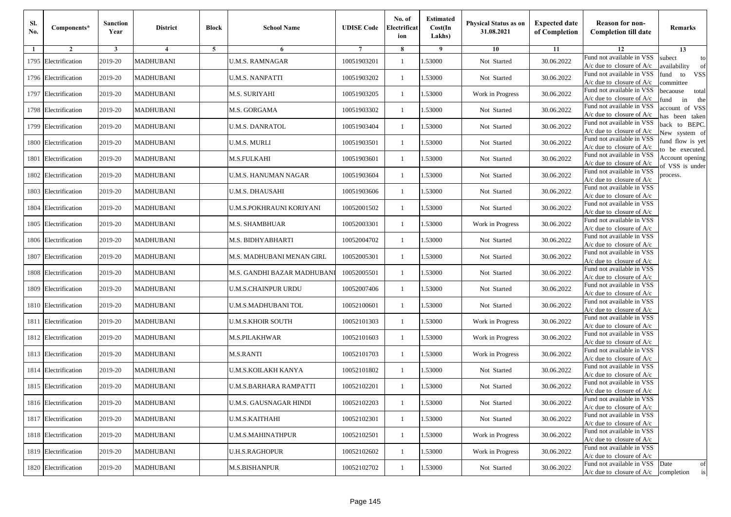| Sl. No. | Components* | Sanction Year | District | Block | School Name | UDISE Code | No. of Electrification | Estimated Cost(In Lakhs) | Physical Status as on 31.08.2021 | Expected date of Completion | Reason for non-Completion till date | Remarks |
|---|---|---|---|---|---|---|---|---|---|---|---|---|
| 1 | 2 | 3 | 4 | 5 | 6 | 7 | 8 | 9 | 10 | 11 | 12 | 13 |
| 1795 | Electrification | 2019-20 | MADHUBANI | | U.M.S. RAMNAGAR | 10051903201 | 1 | 1.53000 | Not Started | 30.06.2022 | Fund not available in VSS A/c due to closure of A/c | subect to availability of fund to VSS committee becaouse total fund in the account of VSS has been taken back to BEPC. New system of fund flow is yet to be executed. Account opening of VSS is under process. |
| 1796 | Electrification | 2019-20 | MADHUBANI | | U.M.S. NANPATTI | 10051903202 | 1 | 1.53000 | Not Started | 30.06.2022 | Fund not available in VSS A/c due to closure of A/c | |
| 1797 | Electrification | 2019-20 | MADHUBANI | | M.S. SURIYAHI | 10051903205 | 1 | 1.53000 | Work in Progress | 30.06.2022 | Fund not available in VSS A/c due to closure of A/c | |
| 1798 | Electrification | 2019-20 | MADHUBANI | | M.S. GORGAMA | 10051903302 | 1 | 1.53000 | Not Started | 30.06.2022 | Fund not available in VSS A/c due to closure of A/c | |
| 1799 | Electrification | 2019-20 | MADHUBANI | | U.M.S. DANRATOL | 10051903404 | 1 | 1.53000 | Not Started | 30.06.2022 | Fund not available in VSS A/c due to closure of A/c | |
| 1800 | Electrification | 2019-20 | MADHUBANI | | U.M.S. MURLI | 10051903501 | 1 | 1.53000 | Not Started | 30.06.2022 | Fund not available in VSS A/c due to closure of A/c | |
| 1801 | Electrification | 2019-20 | MADHUBANI | | M.S.FULKAHI | 10051903601 | 1 | 1.53000 | Not Started | 30.06.2022 | Fund not available in VSS A/c due to closure of A/c | |
| 1802 | Electrification | 2019-20 | MADHUBANI | | U.M.S. HANUMAN NAGAR | 10051903604 | 1 | 1.53000 | Not Started | 30.06.2022 | Fund not available in VSS A/c due to closure of A/c | |
| 1803 | Electrification | 2019-20 | MADHUBANI | | U.M.S. DHAUSAHI | 10051903606 | 1 | 1.53000 | Not Started | 30.06.2022 | Fund not available in VSS A/c due to closure of A/c | |
| 1804 | Electrification | 2019-20 | MADHUBANI | | U.M.S.POKHRAUNI KORIYANI | 10052001502 | 1 | 1.53000 | Not Started | 30.06.2022 | Fund not available in VSS A/c due to closure of A/c | |
| 1805 | Electrification | 2019-20 | MADHUBANI | | M.S. SHAMBHUAR | 10052003301 | 1 | 1.53000 | Work in Progress | 30.06.2022 | Fund not available in VSS A/c due to closure of A/c | |
| 1806 | Electrification | 2019-20 | MADHUBANI | | M.S. BIDHYABHARTI | 10052004702 | 1 | 1.53000 | Not Started | 30.06.2022 | Fund not available in VSS A/c due to closure of A/c | |
| 1807 | Electrification | 2019-20 | MADHUBANI | | M.S. MADHUBANI MENAN GIRL | 10052005301 | 1 | 1.53000 | Not Started | 30.06.2022 | Fund not available in VSS A/c due to closure of A/c | |
| 1808 | Electrification | 2019-20 | MADHUBANI | | M.S. GANDHI BAZAR MADHUBANI | 10052005501 | 1 | 1.53000 | Not Started | 30.06.2022 | Fund not available in VSS A/c due to closure of A/c | |
| 1809 | Electrification | 2019-20 | MADHUBANI | | U.M.S.CHAINPUR URDU | 10052007406 | 1 | 1.53000 | Not Started | 30.06.2022 | Fund not available in VSS A/c due to closure of A/c | |
| 1810 | Electrification | 2019-20 | MADHUBANI | | U.M.S.MADHUBANI TOL | 10052100601 | 1 | 1.53000 | Not Started | 30.06.2022 | Fund not available in VSS A/c due to closure of A/c | |
| 1811 | Electrification | 2019-20 | MADHUBANI | | U.M.S.KHOIR SOUTH | 10052101303 | 1 | 1.53000 | Work in Progress | 30.06.2022 | Fund not available in VSS A/c due to closure of A/c | |
| 1812 | Electrification | 2019-20 | MADHUBANI | | M.S.PILAKHWAR | 10052101603 | 1 | 1.53000 | Work in Progress | 30.06.2022 | Fund not available in VSS A/c due to closure of A/c | |
| 1813 | Electrification | 2019-20 | MADHUBANI | | M.S.RANTI | 10052101703 | 1 | 1.53000 | Work in Progress | 30.06.2022 | Fund not available in VSS A/c due to closure of A/c | |
| 1814 | Electrification | 2019-20 | MADHUBANI | | U.M.S.KOILAKH KANYA | 10052101802 | 1 | 1.53000 | Not Started | 30.06.2022 | Fund not available in VSS A/c due to closure of A/c | |
| 1815 | Electrification | 2019-20 | MADHUBANI | | U.M.S.BARHARA RAMPATTI | 10052102201 | 1 | 1.53000 | Not Started | 30.06.2022 | Fund not available in VSS A/c due to closure of A/c | |
| 1816 | Electrification | 2019-20 | MADHUBANI | | U.M.S. GAUSNAGAR HINDI | 10052102203 | 1 | 1.53000 | Not Started | 30.06.2022 | Fund not available in VSS A/c due to closure of A/c | |
| 1817 | Electrification | 2019-20 | MADHUBANI | | U.M.S.KAITHAHI | 10052102301 | 1 | 1.53000 | Not Started | 30.06.2022 | Fund not available in VSS A/c due to closure of A/c | |
| 1818 | Electrification | 2019-20 | MADHUBANI | | U.M.S.MAHINATHPUR | 10052102501 | 1 | 1.53000 | Work in Progress | 30.06.2022 | Fund not available in VSS A/c due to closure of A/c | |
| 1819 | Electrification | 2019-20 | MADHUBANI | | U.H.S.RAGHOPUR | 10052102602 | 1 | 1.53000 | Work in Progress | 30.06.2022 | Fund not available in VSS A/c due to closure of A/c | |
| 1820 | Electrification | 2019-20 | MADHUBANI | | M.S.BISHANPUR | 10052102702 | 1 | 1.53000 | Not Started | 30.06.2022 | Fund not available in VSS A/c due to closure of A/c | Date of completion is |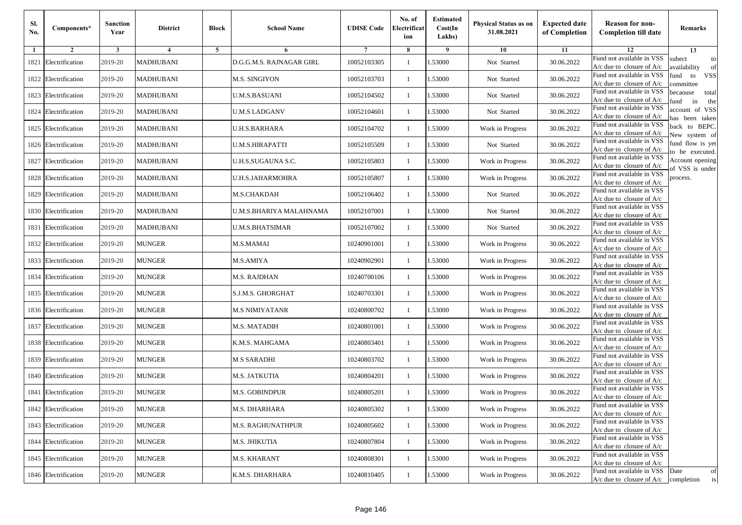| Sl. No. | Components* | Sanction Year | District | Block | School Name | UDISE Code | No. of Electrification | Estimated Cost(In Lakhs) | Physical Status as on 31.08.2021 | Expected date of Completion | Reason for non-Completion till date | Remarks |
|---|---|---|---|---|---|---|---|---|---|---|---|---|
| 1 | 2 | 3 | 4 | 5 | 6 | 7 | 8 | 9 | 10 | 11 | 12 | 13 |
| 1821 | Electrification | 2019-20 | MADHUBANI | | D.G.G.M.S. RAJNAGAR GIRL | 10052103305 | 1 | 1.53000 | Not Started | 30.06.2022 | Fund not available in VSS A/c due to closure of A/c | subect to availability of fund to VSS committee becaouse total fund in the account of VSS has been taken back to BEPC. New system of fund flow is yet to be executed. Account opening of VSS is under process. |
| 1822 | Electrification | 2019-20 | MADHUBANI | | M.S. SINGIYON | 10052103703 | 1 | 1.53000 | Not Started | 30.06.2022 | Fund not available in VSS A/c due to closure of A/c | |
| 1823 | Electrification | 2019-20 | MADHUBANI | | U.M.S.BASUANI | 10052104502 | 1 | 1.53000 | Not Started | 30.06.2022 | Fund not available in VSS A/c due to closure of A/c | |
| 1824 | Electrification | 2019-20 | MADHUBANI | | U.M.S LADGANV | 10052104601 | 1 | 1.53000 | Not Started | 30.06.2022 | Fund not available in VSS A/c due to closure of A/c | |
| 1825 | Electrification | 2019-20 | MADHUBANI | | U.H.S.BARHARA | 10052104702 | 1 | 1.53000 | Work in Progress | 30.06.2022 | Fund not available in VSS A/c due to closure of A/c | |
| 1826 | Electrification | 2019-20 | MADHUBANI | | U.M.S.HIRAPATTI | 10052105509 | 1 | 1.53000 | Not Started | 30.06.2022 | Fund not available in VSS A/c due to closure of A/c | |
| 1827 | Electrification | 2019-20 | MADHUBANI | | U.H.S.SUGAUNA S.C. | 10052105803 | 1 | 1.53000 | Work in Progress | 30.06.2022 | Fund not available in VSS A/c due to closure of A/c | |
| 1828 | Electrification | 2019-20 | MADHUBANI | | U.H.S.JAHARMOHRA | 10052105807 | 1 | 1.53000 | Work in Progress | 30.06.2022 | Fund not available in VSS A/c due to closure of A/c | |
| 1829 | Electrification | 2019-20 | MADHUBANI | | M.S.CHAKDAH | 10052106402 | 1 | 1.53000 | Not Started | 30.06.2022 | Fund not available in VSS A/c due to closure of A/c | |
| 1830 | Electrification | 2019-20 | MADHUBANI | | U.M.S.BHARIYA MALAHNAMA | 10052107001 | 1 | 1.53000 | Not Started | 30.06.2022 | Fund not available in VSS A/c due to closure of A/c | |
| 1831 | Electrification | 2019-20 | MADHUBANI | | U.M.S.BHATSIMAR | 10052107002 | 1 | 1.53000 | Not Started | 30.06.2022 | Fund not available in VSS A/c due to closure of A/c | |
| 1832 | Electrification | 2019-20 | MUNGER | | M.S.MAMAI | 10240901001 | 1 | 1.53000 | Work in Progress | 30.06.2022 | Fund not available in VSS A/c due to closure of A/c | |
| 1833 | Electrification | 2019-20 | MUNGER | | M.S.AMIYA | 10240902901 | 1 | 1.53000 | Work in Progress | 30.06.2022 | Fund not available in VSS A/c due to closure of A/c | |
| 1834 | Electrification | 2019-20 | MUNGER | | M.S. RAJDHAN | 10240700106 | 1 | 1.53000 | Work in Progress | 30.06.2022 | Fund not available in VSS A/c due to closure of A/c | |
| 1835 | Electrification | 2019-20 | MUNGER | | S.J.M.S. GHORGHAT | 10240703301 | 1 | 1.53000 | Work in Progress | 30.06.2022 | Fund not available in VSS A/c due to closure of A/c | |
| 1836 | Electrification | 2019-20 | MUNGER | | M.S NIMIYATANR | 10240800702 | 1 | 1.53000 | Work in Progress | 30.06.2022 | Fund not available in VSS A/c due to closure of A/c | |
| 1837 | Electrification | 2019-20 | MUNGER | | M.S. MATADIH | 10240801001 | 1 | 1.53000 | Work in Progress | 30.06.2022 | Fund not available in VSS A/c due to closure of A/c | |
| 1838 | Electrification | 2019-20 | MUNGER | | K.M.S. MAHGAMA | 10240803401 | 1 | 1.53000 | Work in Progress | 30.06.2022 | Fund not available in VSS A/c due to closure of A/c | |
| 1839 | Electrification | 2019-20 | MUNGER | | M S SARADHI | 10240803702 | 1 | 1.53000 | Work in Progress | 30.06.2022 | Fund not available in VSS A/c due to closure of A/c | |
| 1840 | Electrification | 2019-20 | MUNGER | | M.S. JATKUTIA | 10240804201 | 1 | 1.53000 | Work in Progress | 30.06.2022 | Fund not available in VSS A/c due to closure of A/c | |
| 1841 | Electrification | 2019-20 | MUNGER | | M.S. GOBINDPUR | 10240805201 | 1 | 1.53000 | Work in Progress | 30.06.2022 | Fund not available in VSS A/c due to closure of A/c | |
| 1842 | Electrification | 2019-20 | MUNGER | | M.S. DHARHARA | 10240805302 | 1 | 1.53000 | Work in Progress | 30.06.2022 | Fund not available in VSS A/c due to closure of A/c | |
| 1843 | Electrification | 2019-20 | MUNGER | | M.S. RAGHUNATHPUR | 10240805602 | 1 | 1.53000 | Work in Progress | 30.06.2022 | Fund not available in VSS A/c due to closure of A/c | |
| 1844 | Electrification | 2019-20 | MUNGER | | M.S. JHIKUTIA | 10240807804 | 1 | 1.53000 | Work in Progress | 30.06.2022 | Fund not available in VSS A/c due to closure of A/c | |
| 1845 | Electrification | 2019-20 | MUNGER | | M.S. KHARANT | 10240808301 | 1 | 1.53000 | Work in Progress | 30.06.2022 | Fund not available in VSS A/c due to closure of A/c | |
| 1846 | Electrification | 2019-20 | MUNGER | | K.M.S. DHARHARA | 10240810405 | 1 | 1.53000 | Work in Progress | 30.06.2022 | Fund not available in VSS A/c due to closure of A/c | Date of completion is |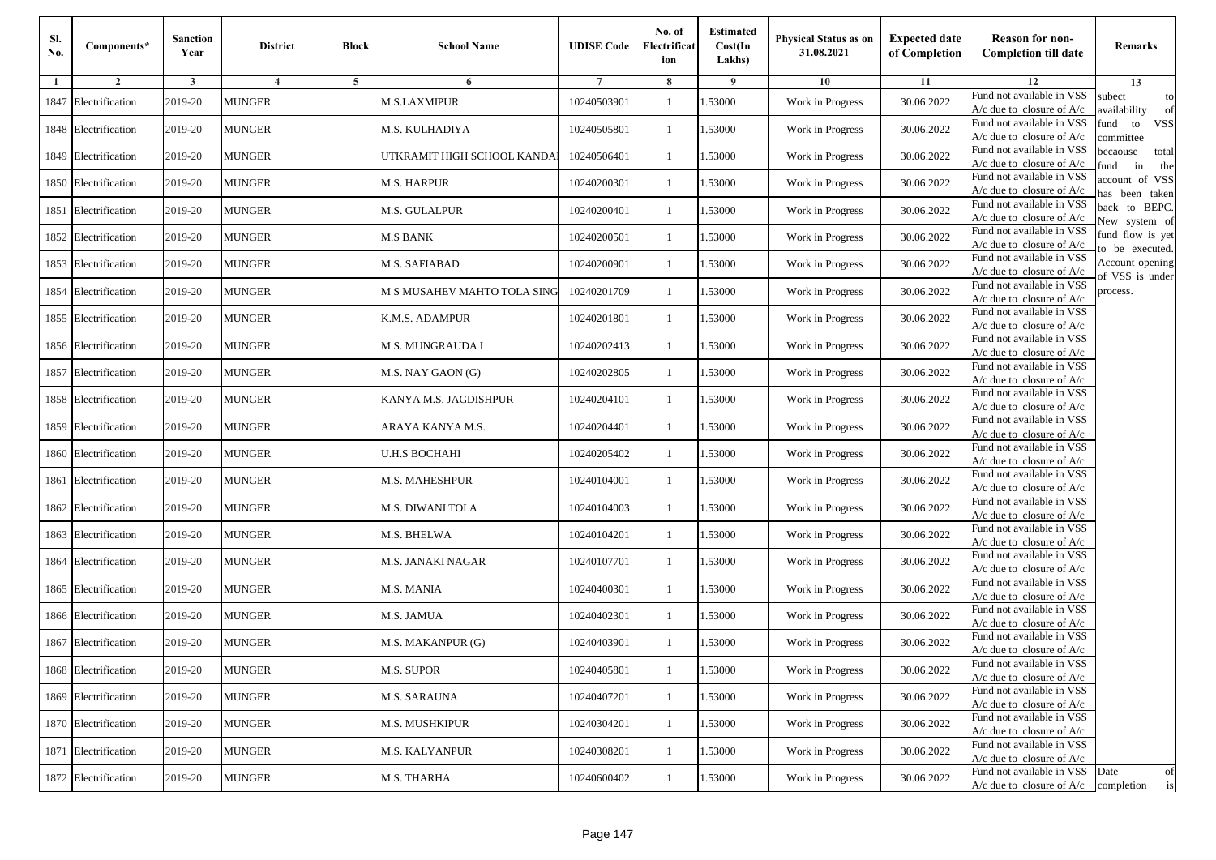| Sl. No. | Components* | Sanction Year | District | Block | School Name | UDISE Code | No. of Electrification | Estimated Cost(In Lakhs) | Physical Status as on 31.08.2021 | Expected date of Completion | Reason for non-Completion till date | Remarks |
|---|---|---|---|---|---|---|---|---|---|---|---|---|
| 1 | 2 | 3 | 4 | 5 | 6 | 7 | 8 | 9 | 10 | 11 | 12 | 13 |
| 1847 | Electrification | 2019-20 | MUNGER | | M.S.LAXMIPUR | 10240503901 | 1 | 1.53000 | Work in Progress | 30.06.2022 | Fund not available in VSS A/c due to closure of A/c | subect to availability of fund to VSS committee becaouse total fund in the account of VSS has been taken back to BEPC. New system of fund flow is yet to be executed. Account opening of VSS is under process. |
| 1848 | Electrification | 2019-20 | MUNGER | | M.S. KULHADIYA | 10240505801 | 1 | 1.53000 | Work in Progress | 30.06.2022 | Fund not available in VSS A/c due to closure of A/c | |
| 1849 | Electrification | 2019-20 | MUNGER | | UTKRAMIT HIGH SCHOOL KANDA | 10240506401 | 1 | 1.53000 | Work in Progress | 30.06.2022 | Fund not available in VSS A/c due to closure of A/c | |
| 1850 | Electrification | 2019-20 | MUNGER | | M.S. HARPUR | 10240200301 | 1 | 1.53000 | Work in Progress | 30.06.2022 | Fund not available in VSS A/c due to closure of A/c | |
| 1851 | Electrification | 2019-20 | MUNGER | | M.S. GULALPUR | 10240200401 | 1 | 1.53000 | Work in Progress | 30.06.2022 | Fund not available in VSS A/c due to closure of A/c | |
| 1852 | Electrification | 2019-20 | MUNGER | | M.S BANK | 10240200501 | 1 | 1.53000 | Work in Progress | 30.06.2022 | Fund not available in VSS A/c due to closure of A/c | |
| 1853 | Electrification | 2019-20 | MUNGER | | M.S. SAFIABAD | 10240200901 | 1 | 1.53000 | Work in Progress | 30.06.2022 | Fund not available in VSS A/c due to closure of A/c | |
| 1854 | Electrification | 2019-20 | MUNGER | | M S MUSAHEV MAHTO TOLA SING | 10240201709 | 1 | 1.53000 | Work in Progress | 30.06.2022 | Fund not available in VSS A/c due to closure of A/c | |
| 1855 | Electrification | 2019-20 | MUNGER | | K.M.S. ADAMPUR | 10240201801 | 1 | 1.53000 | Work in Progress | 30.06.2022 | Fund not available in VSS A/c due to closure of A/c | |
| 1856 | Electrification | 2019-20 | MUNGER | | M.S. MUNGRAUDA I | 10240202413 | 1 | 1.53000 | Work in Progress | 30.06.2022 | Fund not available in VSS A/c due to closure of A/c | |
| 1857 | Electrification | 2019-20 | MUNGER | | M.S. NAY GAON (G) | 10240202805 | 1 | 1.53000 | Work in Progress | 30.06.2022 | Fund not available in VSS A/c due to closure of A/c | |
| 1858 | Electrification | 2019-20 | MUNGER | | KANYA M.S. JAGDISHPUR | 10240204101 | 1 | 1.53000 | Work in Progress | 30.06.2022 | Fund not available in VSS A/c due to closure of A/c | |
| 1859 | Electrification | 2019-20 | MUNGER | | ARAYA KANYA M.S. | 10240204401 | 1 | 1.53000 | Work in Progress | 30.06.2022 | Fund not available in VSS A/c due to closure of A/c | |
| 1860 | Electrification | 2019-20 | MUNGER | | U.H.S BOCHAHI | 10240205402 | 1 | 1.53000 | Work in Progress | 30.06.2022 | Fund not available in VSS A/c due to closure of A/c | |
| 1861 | Electrification | 2019-20 | MUNGER | | M.S. MAHESHPUR | 10240104001 | 1 | 1.53000 | Work in Progress | 30.06.2022 | Fund not available in VSS A/c due to closure of A/c | |
| 1862 | Electrification | 2019-20 | MUNGER | | M.S. DIWANI TOLA | 10240104003 | 1 | 1.53000 | Work in Progress | 30.06.2022 | Fund not available in VSS A/c due to closure of A/c | |
| 1863 | Electrification | 2019-20 | MUNGER | | M.S. BHELWA | 10240104201 | 1 | 1.53000 | Work in Progress | 30.06.2022 | Fund not available in VSS A/c due to closure of A/c | |
| 1864 | Electrification | 2019-20 | MUNGER | | M.S. JANAKI NAGAR | 10240107701 | 1 | 1.53000 | Work in Progress | 30.06.2022 | Fund not available in VSS A/c due to closure of A/c | |
| 1865 | Electrification | 2019-20 | MUNGER | | M.S. MANIA | 10240400301 | 1 | 1.53000 | Work in Progress | 30.06.2022 | Fund not available in VSS A/c due to closure of A/c | |
| 1866 | Electrification | 2019-20 | MUNGER | | M.S. JAMUA | 10240402301 | 1 | 1.53000 | Work in Progress | 30.06.2022 | Fund not available in VSS A/c due to closure of A/c | |
| 1867 | Electrification | 2019-20 | MUNGER | | M.S. MAKANPUR (G) | 10240403901 | 1 | 1.53000 | Work in Progress | 30.06.2022 | Fund not available in VSS A/c due to closure of A/c | |
| 1868 | Electrification | 2019-20 | MUNGER | | M.S. SUPOR | 10240405801 | 1 | 1.53000 | Work in Progress | 30.06.2022 | Fund not available in VSS A/c due to closure of A/c | |
| 1869 | Electrification | 2019-20 | MUNGER | | M.S. SARAUNA | 10240407201 | 1 | 1.53000 | Work in Progress | 30.06.2022 | Fund not available in VSS A/c due to closure of A/c | |
| 1870 | Electrification | 2019-20 | MUNGER | | M.S. MUSHKIPUR | 10240304201 | 1 | 1.53000 | Work in Progress | 30.06.2022 | Fund not available in VSS A/c due to closure of A/c | |
| 1871 | Electrification | 2019-20 | MUNGER | | M.S. KALYANPUR | 10240308201 | 1 | 1.53000 | Work in Progress | 30.06.2022 | Fund not available in VSS A/c due to closure of A/c | |
| 1872 | Electrification | 2019-20 | MUNGER | | M.S. THARHA | 10240600402 | 1 | 1.53000 | Work in Progress | 30.06.2022 | Fund not available in VSS A/c due to closure of A/c | Date of completion is |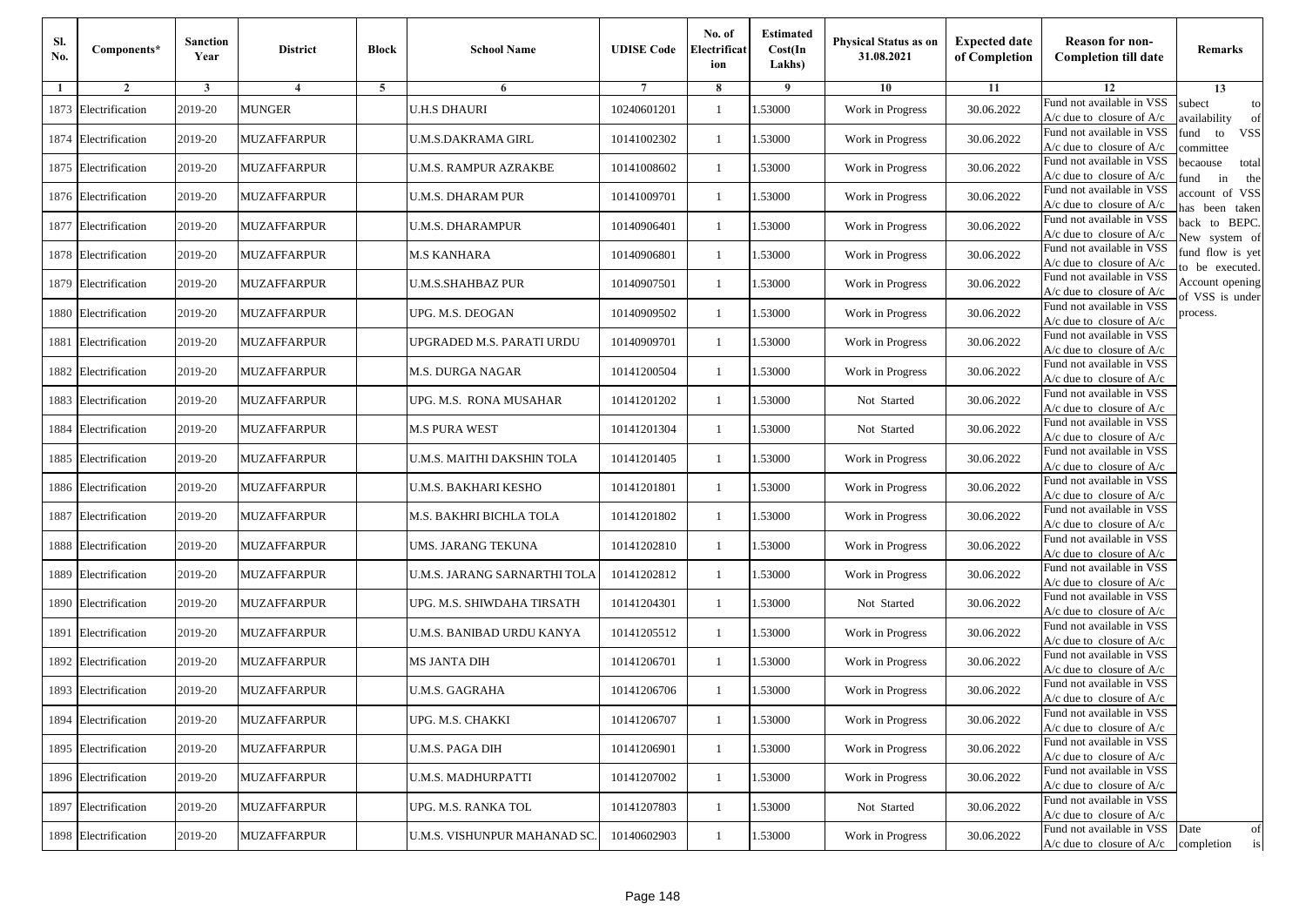| Sl. No. | Components* | Sanction Year | District | Block | School Name | UDISE Code | No. of Electrification | Estimated Cost(In Lakhs) | Physical Status as on 31.08.2021 | Expected date of Completion | Reason for non-Completion till date | Remarks |
|---|---|---|---|---|---|---|---|---|---|---|---|---|
| 1 | 2 | 3 | 4 | 5 | 6 | 7 | 8 | 9 | 10 | 11 | 12 | 13 |
| 1873 | Electrification | 2019-20 | MUNGER | | U.H.S DHAURI | 10240601201 | 1 | 1.53000 | Work in Progress | 30.06.2022 | Fund not available in VSS A/c due to closure of A/c | subect to availability of fund to VSS committee becaouse total fund in the account of VSS has been taken back to BEPC. New system of fund flow is yet to be executed. Account opening of VSS is under process. |
| 1874 | Electrification | 2019-20 | MUZAFFARPUR | | U.M.S.DAKRAMA GIRL | 10141002302 | 1 | 1.53000 | Work in Progress | 30.06.2022 | Fund not available in VSS A/c due to closure of A/c | |
| 1875 | Electrification | 2019-20 | MUZAFFARPUR | | U.M.S. RAMPUR AZRAKBE | 10141008602 | 1 | 1.53000 | Work in Progress | 30.06.2022 | Fund not available in VSS A/c due to closure of A/c | |
| 1876 | Electrification | 2019-20 | MUZAFFARPUR | | U.M.S. DHARAM PUR | 10141009701 | 1 | 1.53000 | Work in Progress | 30.06.2022 | Fund not available in VSS A/c due to closure of A/c | |
| 1877 | Electrification | 2019-20 | MUZAFFARPUR | | U.M.S. DHARAMPUR | 10140906401 | 1 | 1.53000 | Work in Progress | 30.06.2022 | Fund not available in VSS A/c due to closure of A/c | |
| 1878 | Electrification | 2019-20 | MUZAFFARPUR | | M.S KANHARA | 10140906801 | 1 | 1.53000 | Work in Progress | 30.06.2022 | Fund not available in VSS A/c due to closure of A/c | |
| 1879 | Electrification | 2019-20 | MUZAFFARPUR | | U.M.S.SHAHBAZ PUR | 10140907501 | 1 | 1.53000 | Work in Progress | 30.06.2022 | Fund not available in VSS A/c due to closure of A/c | |
| 1880 | Electrification | 2019-20 | MUZAFFARPUR | | UPG. M.S. DEOGAN | 10140909502 | 1 | 1.53000 | Work in Progress | 30.06.2022 | Fund not available in VSS A/c due to closure of A/c | |
| 1881 | Electrification | 2019-20 | MUZAFFARPUR | | UPGRADED M.S. PARATI URDU | 10140909701 | 1 | 1.53000 | Work in Progress | 30.06.2022 | Fund not available in VSS A/c due to closure of A/c | |
| 1882 | Electrification | 2019-20 | MUZAFFARPUR | | M.S. DURGA NAGAR | 10141200504 | 1 | 1.53000 | Work in Progress | 30.06.2022 | Fund not available in VSS A/c due to closure of A/c | |
| 1883 | Electrification | 2019-20 | MUZAFFARPUR | | UPG. M.S. RONA MUSAHAR | 10141201202 | 1 | 1.53000 | Not Started | 30.06.2022 | Fund not available in VSS A/c due to closure of A/c | |
| 1884 | Electrification | 2019-20 | MUZAFFARPUR | | M.S PURA WEST | 10141201304 | 1 | 1.53000 | Not Started | 30.06.2022 | Fund not available in VSS A/c due to closure of A/c | |
| 1885 | Electrification | 2019-20 | MUZAFFARPUR | | U.M.S. MAITHI DAKSHIN TOLA | 10141201405 | 1 | 1.53000 | Work in Progress | 30.06.2022 | Fund not available in VSS A/c due to closure of A/c | |
| 1886 | Electrification | 2019-20 | MUZAFFARPUR | | U.M.S. BAKHARI KESHO | 10141201801 | 1 | 1.53000 | Work in Progress | 30.06.2022 | Fund not available in VSS A/c due to closure of A/c | |
| 1887 | Electrification | 2019-20 | MUZAFFARPUR | | M.S. BAKHRI BICHLA TOLA | 10141201802 | 1 | 1.53000 | Work in Progress | 30.06.2022 | Fund not available in VSS A/c due to closure of A/c | |
| 1888 | Electrification | 2019-20 | MUZAFFARPUR | | UMS. JARANG TEKUNA | 10141202810 | 1 | 1.53000 | Work in Progress | 30.06.2022 | Fund not available in VSS A/c due to closure of A/c | |
| 1889 | Electrification | 2019-20 | MUZAFFARPUR | | U.M.S. JARANG SARNARTHI TOLA | 10141202812 | 1 | 1.53000 | Work in Progress | 30.06.2022 | Fund not available in VSS A/c due to closure of A/c | |
| 1890 | Electrification | 2019-20 | MUZAFFARPUR | | UPG. M.S. SHIWDAHA TIRSATH | 10141204301 | 1 | 1.53000 | Not Started | 30.06.2022 | Fund not available in VSS A/c due to closure of A/c | |
| 1891 | Electrification | 2019-20 | MUZAFFARPUR | | U.M.S. BANIBAD URDU KANYA | 10141205512 | 1 | 1.53000 | Work in Progress | 30.06.2022 | Fund not available in VSS A/c due to closure of A/c | |
| 1892 | Electrification | 2019-20 | MUZAFFARPUR | | MS JANTA DIH | 10141206701 | 1 | 1.53000 | Work in Progress | 30.06.2022 | Fund not available in VSS A/c due to closure of A/c | |
| 1893 | Electrification | 2019-20 | MUZAFFARPUR | | U.M.S. GAGRAHA | 10141206706 | 1 | 1.53000 | Work in Progress | 30.06.2022 | Fund not available in VSS A/c due to closure of A/c | |
| 1894 | Electrification | 2019-20 | MUZAFFARPUR | | UPG. M.S. CHAKKI | 10141206707 | 1 | 1.53000 | Work in Progress | 30.06.2022 | Fund not available in VSS A/c due to closure of A/c | |
| 1895 | Electrification | 2019-20 | MUZAFFARPUR | | U.M.S. PAGA DIH | 10141206901 | 1 | 1.53000 | Work in Progress | 30.06.2022 | Fund not available in VSS A/c due to closure of A/c | |
| 1896 | Electrification | 2019-20 | MUZAFFARPUR | | U.M.S. MADHURPATTI | 10141207002 | 1 | 1.53000 | Work in Progress | 30.06.2022 | Fund not available in VSS A/c due to closure of A/c | |
| 1897 | Electrification | 2019-20 | MUZAFFARPUR | | UPG. M.S. RANKA TOL | 10141207803 | 1 | 1.53000 | Not Started | 30.06.2022 | Fund not available in VSS A/c due to closure of A/c | |
| 1898 | Electrification | 2019-20 | MUZAFFARPUR | | U.M.S. VISHUNPUR MAHANAD SC. | 10140602903 | 1 | 1.53000 | Work in Progress | 30.06.2022 | Fund not available in VSS A/c due to closure of A/c | Date of completion is |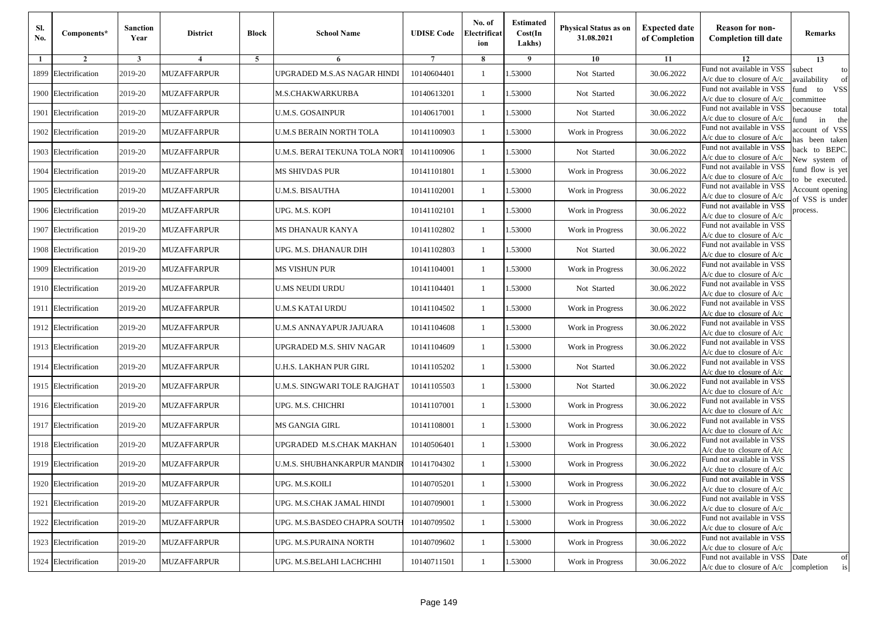| Sl. No. | Components* | Sanction Year | District | Block | School Name | UDISE Code | No. of Electrification | Estimated Cost(In Lakhs) | Physical Status as on 31.08.2021 | Expected date of Completion | Reason for non-Completion till date | Remarks |
|---|---|---|---|---|---|---|---|---|---|---|---|---|
| 1 | 2 | 3 | 4 | 5 | 6 | 7 | 8 | 9 | 10 | 11 | 12 | 13 |
| 1899 | Electrification | 2019-20 | MUZAFFARPUR | | UPGRADED M.S.AS NAGAR HINDI | 10140604401 | 1 | 1.53000 | Not Started | 30.06.2022 | Fund not available in VSS A/c due to closure of A/c | subect to availability of fund to VSS committee becaouse total fund in the account of VSS has been taken back to BEPC. New system of fund flow is yet to be executed. Account opening of VSS is under process. |
| 1900 | Electrification | 2019-20 | MUZAFFARPUR | | M.S.CHAKWARKURBA | 10140613201 | 1 | 1.53000 | Not Started | 30.06.2022 | Fund not available in VSS A/c due to closure of A/c | |
| 1901 | Electrification | 2019-20 | MUZAFFARPUR | | U.M.S. GOSAINPUR | 10140617001 | 1 | 1.53000 | Not Started | 30.06.2022 | Fund not available in VSS A/c due to closure of A/c | |
| 1902 | Electrification | 2019-20 | MUZAFFARPUR | | U.M.S BERAIN NORTH TOLA | 10141100903 | 1 | 1.53000 | Work in Progress | 30.06.2022 | Fund not available in VSS A/c due to closure of A/c | |
| 1903 | Electrification | 2019-20 | MUZAFFARPUR | | U.M.S. BERAI TEKUNA TOLA NORT | 10141100906 | 1 | 1.53000 | Not Started | 30.06.2022 | Fund not available in VSS A/c due to closure of A/c | |
| 1904 | Electrification | 2019-20 | MUZAFFARPUR | | MS SHIVDAS PUR | 10141101801 | 1 | 1.53000 | Work in Progress | 30.06.2022 | Fund not available in VSS A/c due to closure of A/c | |
| 1905 | Electrification | 2019-20 | MUZAFFARPUR | | U.M.S. BISAUTHA | 10141102001 | 1 | 1.53000 | Work in Progress | 30.06.2022 | Fund not available in VSS A/c due to closure of A/c | |
| 1906 | Electrification | 2019-20 | MUZAFFARPUR | | UPG. M.S. KOPI | 10141102101 | 1 | 1.53000 | Work in Progress | 30.06.2022 | Fund not available in VSS A/c due to closure of A/c | |
| 1907 | Electrification | 2019-20 | MUZAFFARPUR | | MS DHANAUR KANYA | 10141102802 | 1 | 1.53000 | Work in Progress | 30.06.2022 | Fund not available in VSS A/c due to closure of A/c | |
| 1908 | Electrification | 2019-20 | MUZAFFARPUR | | UPG. M.S. DHANAUR DIH | 10141102803 | 1 | 1.53000 | Not Started | 30.06.2022 | Fund not available in VSS A/c due to closure of A/c | |
| 1909 | Electrification | 2019-20 | MUZAFFARPUR | | MS VISHUN PUR | 10141104001 | 1 | 1.53000 | Work in Progress | 30.06.2022 | Fund not available in VSS A/c due to closure of A/c | |
| 1910 | Electrification | 2019-20 | MUZAFFARPUR | | U.MS NEUDI URDU | 10141104401 | 1 | 1.53000 | Not Started | 30.06.2022 | Fund not available in VSS A/c due to closure of A/c | |
| 1911 | Electrification | 2019-20 | MUZAFFARPUR | | U.M.S KATAI URDU | 10141104502 | 1 | 1.53000 | Work in Progress | 30.06.2022 | Fund not available in VSS A/c due to closure of A/c | |
| 1912 | Electrification | 2019-20 | MUZAFFARPUR | | U.M.S ANNAYAPUR JAJUARA | 10141104608 | 1 | 1.53000 | Work in Progress | 30.06.2022 | Fund not available in VSS A/c due to closure of A/c | |
| 1913 | Electrification | 2019-20 | MUZAFFARPUR | | UPGRADED M.S. SHIV NAGAR | 10141104609 | 1 | 1.53000 | Work in Progress | 30.06.2022 | Fund not available in VSS A/c due to closure of A/c | |
| 1914 | Electrification | 2019-20 | MUZAFFARPUR | | U.H.S. LAKHAN PUR GIRL | 10141105202 | 1 | 1.53000 | Not Started | 30.06.2022 | Fund not available in VSS A/c due to closure of A/c | |
| 1915 | Electrification | 2019-20 | MUZAFFARPUR | | U.M.S. SINGWARI TOLE RAJGHAT | 10141105503 | 1 | 1.53000 | Not Started | 30.06.2022 | Fund not available in VSS A/c due to closure of A/c | |
| 1916 | Electrification | 2019-20 | MUZAFFARPUR | | UPG. M.S. CHICHRI | 10141107001 | 1 | 1.53000 | Work in Progress | 30.06.2022 | Fund not available in VSS A/c due to closure of A/c | |
| 1917 | Electrification | 2019-20 | MUZAFFARPUR | | MS GANGIA GIRL | 10141108001 | 1 | 1.53000 | Work in Progress | 30.06.2022 | Fund not available in VSS A/c due to closure of A/c | |
| 1918 | Electrification | 2019-20 | MUZAFFARPUR | | UPGRADED M.S.CHAK MAKHAN | 10140506401 | 1 | 1.53000 | Work in Progress | 30.06.2022 | Fund not available in VSS A/c due to closure of A/c | |
| 1919 | Electrification | 2019-20 | MUZAFFARPUR | | U.M.S. SHUBHANKARPUR MANDIR | 10141704302 | 1 | 1.53000 | Work in Progress | 30.06.2022 | Fund not available in VSS A/c due to closure of A/c | |
| 1920 | Electrification | 2019-20 | MUZAFFARPUR | | UPG. M.S.KOILI | 10140705201 | 1 | 1.53000 | Work in Progress | 30.06.2022 | Fund not available in VSS A/c due to closure of A/c | |
| 1921 | Electrification | 2019-20 | MUZAFFARPUR | | UPG. M.S.CHAK JAMAL HINDI | 10140709001 | 1 | 1.53000 | Work in Progress | 30.06.2022 | Fund not available in VSS A/c due to closure of A/c | |
| 1922 | Electrification | 2019-20 | MUZAFFARPUR | | UPG. M.S.BASDEO CHAPRA SOUTH | 10140709502 | 1 | 1.53000 | Work in Progress | 30.06.2022 | Fund not available in VSS A/c due to closure of A/c | |
| 1923 | Electrification | 2019-20 | MUZAFFARPUR | | UPG. M.S.PURAINA NORTH | 10140709602 | 1 | 1.53000 | Work in Progress | 30.06.2022 | Fund not available in VSS A/c due to closure of A/c | |
| 1924 | Electrification | 2019-20 | MUZAFFARPUR | | UPG. M.S.BELAHI LACHCHHI | 10140711501 | 1 | 1.53000 | Work in Progress | 30.06.2022 | Fund not available in VSS A/c due to closure of A/c | Date of completion is |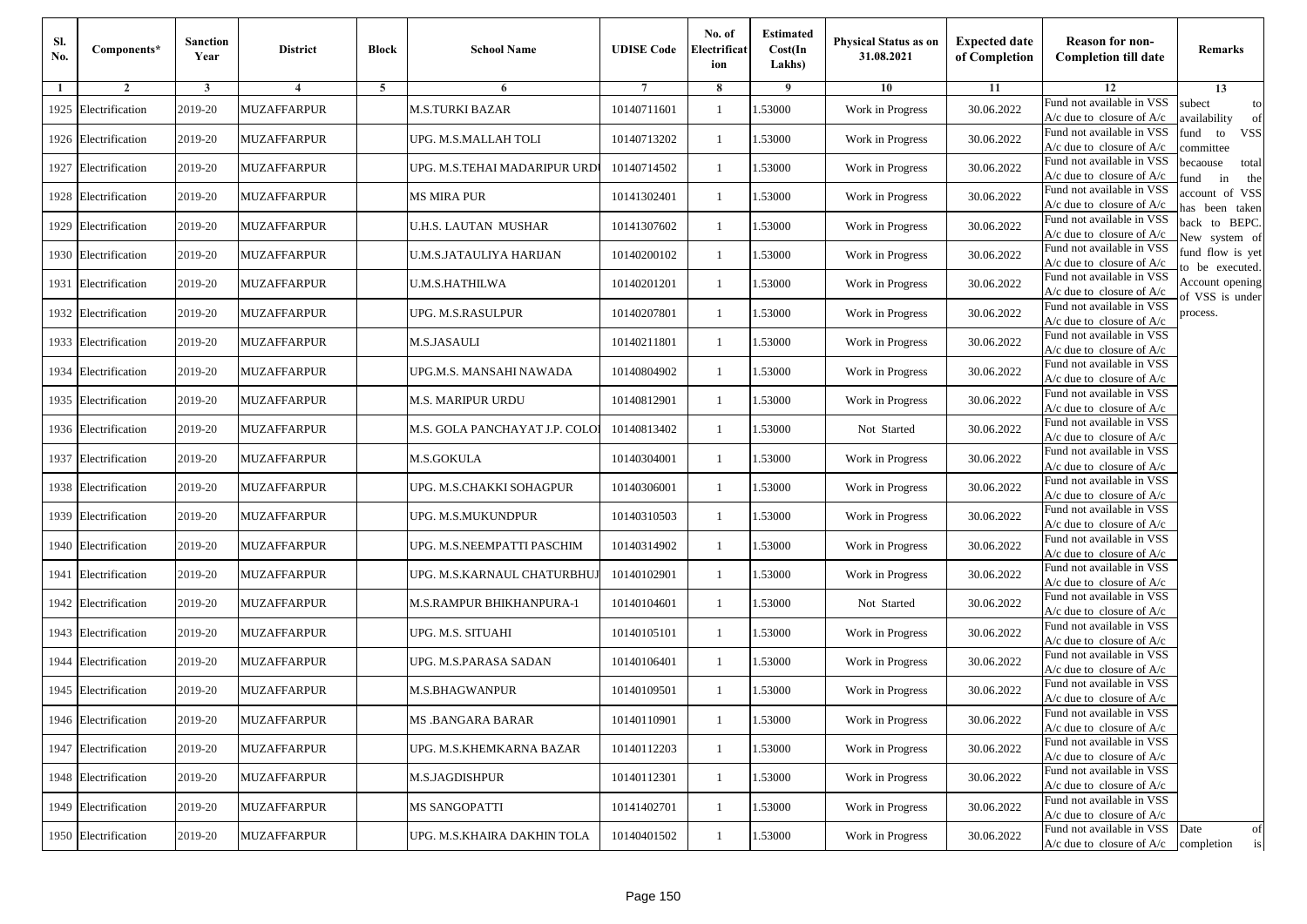| Sl. No. | Components* | Sanction Year | District | Block | School Name | UDISE Code | No. of Electrification | Estimated Cost(In Lakhs) | Physical Status as on 31.08.2021 | Expected date of Completion | Reason for non-Completion till date | Remarks |
|---|---|---|---|---|---|---|---|---|---|---|---|---|
| 1 | 2 | 3 | 4 | 5 | 6 | 7 | 8 | 9 | 10 | 11 | 12 | 13 |
| 1925 | Electrification | 2019-20 | MUZAFFARPUR | | M.S.TURKI BAZAR | 10140711601 | 1 | 1.53000 | Work in Progress | 30.06.2022 | Fund not available in VSS A/c due to closure of A/c | subect to availability of fund to VSS committee becaouse total fund in the account of VSS has been taken back to BEPC. New system of fund flow is yet to be executed. Account opening of VSS is under process. |
| 1926 | Electrification | 2019-20 | MUZAFFARPUR | | UPG. M.S.MALLAH TOLI | 10140713202 | 1 | 1.53000 | Work in Progress | 30.06.2022 | Fund not available in VSS A/c due to closure of A/c | |
| 1927 | Electrification | 2019-20 | MUZAFFARPUR | | UPG. M.S.TEHAI MADARIPUR URDU | 10140714502 | 1 | 1.53000 | Work in Progress | 30.06.2022 | Fund not available in VSS A/c due to closure of A/c | |
| 1928 | Electrification | 2019-20 | MUZAFFARPUR | | MS MIRA PUR | 10141302401 | 1 | 1.53000 | Work in Progress | 30.06.2022 | Fund not available in VSS A/c due to closure of A/c | |
| 1929 | Electrification | 2019-20 | MUZAFFARPUR | | U.H.S. LAUTAN MUSHAR | 10141307602 | 1 | 1.53000 | Work in Progress | 30.06.2022 | Fund not available in VSS A/c due to closure of A/c | |
| 1930 | Electrification | 2019-20 | MUZAFFARPUR | | U.M.S.JATAULIYA HARIJAN | 10140200102 | 1 | 1.53000 | Work in Progress | 30.06.2022 | Fund not available in VSS A/c due to closure of A/c | |
| 1931 | Electrification | 2019-20 | MUZAFFARPUR | | U.M.S.HATHILWA | 10140201201 | 1 | 1.53000 | Work in Progress | 30.06.2022 | Fund not available in VSS A/c due to closure of A/c | |
| 1932 | Electrification | 2019-20 | MUZAFFARPUR | | UPG. M.S.RASULPUR | 10140207801 | 1 | 1.53000 | Work in Progress | 30.06.2022 | Fund not available in VSS A/c due to closure of A/c | |
| 1933 | Electrification | 2019-20 | MUZAFFARPUR | | M.S.JASAULI | 10140211801 | 1 | 1.53000 | Work in Progress | 30.06.2022 | Fund not available in VSS A/c due to closure of A/c | |
| 1934 | Electrification | 2019-20 | MUZAFFARPUR | | UPG.M.S. MANSAHI NAWADA | 10140804902 | 1 | 1.53000 | Work in Progress | 30.06.2022 | Fund not available in VSS A/c due to closure of A/c | |
| 1935 | Electrification | 2019-20 | MUZAFFARPUR | | M.S. MARIPUR URDU | 10140812901 | 1 | 1.53000 | Work in Progress | 30.06.2022 | Fund not available in VSS A/c due to closure of A/c | |
| 1936 | Electrification | 2019-20 | MUZAFFARPUR | | M.S. GOLA PANCHAYAT J.P. COLO | 10140813402 | 1 | 1.53000 | Not Started | 30.06.2022 | Fund not available in VSS A/c due to closure of A/c | |
| 1937 | Electrification | 2019-20 | MUZAFFARPUR | | M.S.GOKULA | 10140304001 | 1 | 1.53000 | Work in Progress | 30.06.2022 | Fund not available in VSS A/c due to closure of A/c | |
| 1938 | Electrification | 2019-20 | MUZAFFARPUR | | UPG. M.S.CHAKKI SOHAGPUR | 10140306001 | 1 | 1.53000 | Work in Progress | 30.06.2022 | Fund not available in VSS A/c due to closure of A/c | |
| 1939 | Electrification | 2019-20 | MUZAFFARPUR | | UPG. M.S.MUKUNDPUR | 10140310503 | 1 | 1.53000 | Work in Progress | 30.06.2022 | Fund not available in VSS A/c due to closure of A/c | |
| 1940 | Electrification | 2019-20 | MUZAFFARPUR | | UPG. M.S.NEEMPATTI PASCHIM | 10140314902 | 1 | 1.53000 | Work in Progress | 30.06.2022 | Fund not available in VSS A/c due to closure of A/c | |
| 1941 | Electrification | 2019-20 | MUZAFFARPUR | | UPG. M.S.KARNAUL CHATURBHUJ | 10140102901 | 1 | 1.53000 | Work in Progress | 30.06.2022 | Fund not available in VSS A/c due to closure of A/c | |
| 1942 | Electrification | 2019-20 | MUZAFFARPUR | | M.S.RAMPUR BHIKHANPURA-1 | 10140104601 | 1 | 1.53000 | Not Started | 30.06.2022 | Fund not available in VSS A/c due to closure of A/c | |
| 1943 | Electrification | 2019-20 | MUZAFFARPUR | | UPG. M.S. SITUAHI | 10140105101 | 1 | 1.53000 | Work in Progress | 30.06.2022 | Fund not available in VSS A/c due to closure of A/c | |
| 1944 | Electrification | 2019-20 | MUZAFFARPUR | | UPG. M.S.PARASA SADAN | 10140106401 | 1 | 1.53000 | Work in Progress | 30.06.2022 | Fund not available in VSS A/c due to closure of A/c | |
| 1945 | Electrification | 2019-20 | MUZAFFARPUR | | M.S.BHAGWANPUR | 10140109501 | 1 | 1.53000 | Work in Progress | 30.06.2022 | Fund not available in VSS A/c due to closure of A/c | |
| 1946 | Electrification | 2019-20 | MUZAFFARPUR | | MS .BANGARA BARAR | 10140110901 | 1 | 1.53000 | Work in Progress | 30.06.2022 | Fund not available in VSS A/c due to closure of A/c | |
| 1947 | Electrification | 2019-20 | MUZAFFARPUR | | UPG. M.S.KHEMKARNA BAZAR | 10140112203 | 1 | 1.53000 | Work in Progress | 30.06.2022 | Fund not available in VSS A/c due to closure of A/c | |
| 1948 | Electrification | 2019-20 | MUZAFFARPUR | | M.S.JAGDISHPUR | 10140112301 | 1 | 1.53000 | Work in Progress | 30.06.2022 | Fund not available in VSS A/c due to closure of A/c | |
| 1949 | Electrification | 2019-20 | MUZAFFARPUR | | MS SANGOPATTI | 10141402701 | 1 | 1.53000 | Work in Progress | 30.06.2022 | Fund not available in VSS A/c due to closure of A/c | |
| 1950 | Electrification | 2019-20 | MUZAFFARPUR | | UPG. M.S.KHAIRA DAKHIN TOLA | 10140401502 | 1 | 1.53000 | Work in Progress | 30.06.2022 | Fund not available in VSS A/c due to closure of A/c | Date of completion is |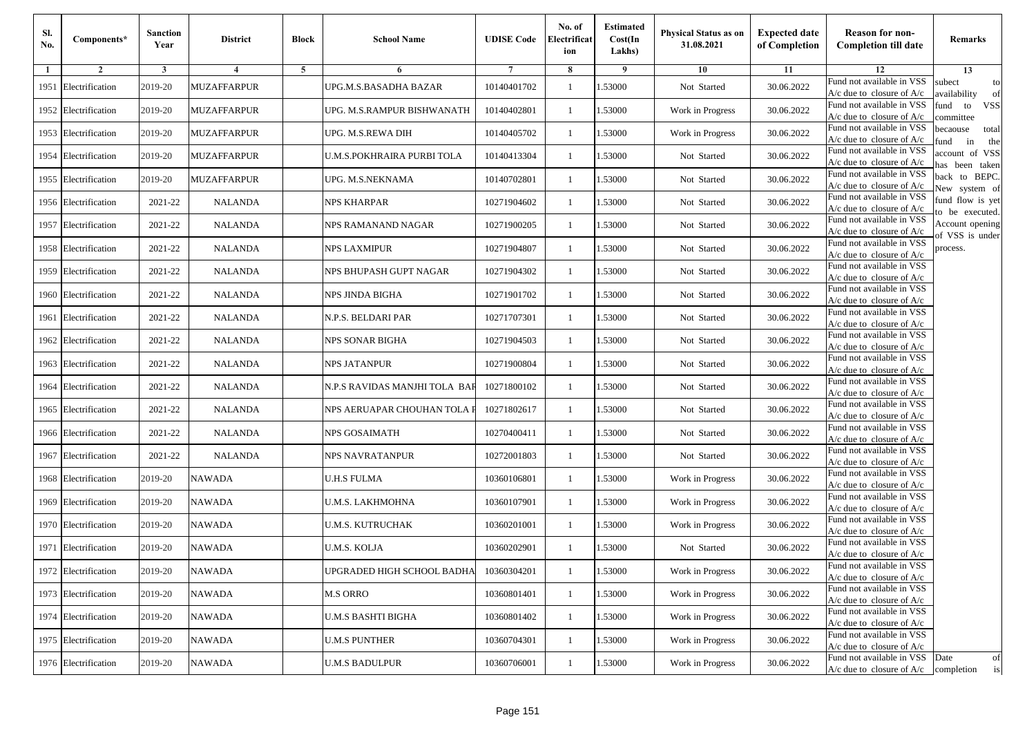| Sl. No. | Components* | Sanction Year | District | Block | School Name | UDISE Code | No. of Electrification | Estimated Cost(In Lakhs) | Physical Status as on 31.08.2021 | Expected date of Completion | Reason for non-Completion till date | Remarks |
|---|---|---|---|---|---|---|---|---|---|---|---|---|
| 1 | 2 | 3 | 4 | 5 | 6 | 7 | 8 | 9 | 10 | 11 | 12 | 13 |
| 1951 | Electrification | 2019-20 | MUZAFFARPUR | | UPG.M.S.BASADHA BAZAR | 10140401702 | 1 | 1.53000 | Not Started | 30.06.2022 | Fund not available in VSS A/c due to closure of A/c | subect to availability of fund to VSS committee becaouse total fund in the account of VSS has been taken back to BEPC. New system of fund flow is yet to be executed. Account opening of VSS is under process. |
| 1952 | Electrification | 2019-20 | MUZAFFARPUR | | UPG. M.S.RAMPUR BISHWANATH | 10140402801 | 1 | 1.53000 | Work in Progress | 30.06.2022 | Fund not available in VSS A/c due to closure of A/c | |
| 1953 | Electrification | 2019-20 | MUZAFFARPUR | | UPG. M.S.REWA DIH | 10140405702 | 1 | 1.53000 | Work in Progress | 30.06.2022 | Fund not available in VSS A/c due to closure of A/c | |
| 1954 | Electrification | 2019-20 | MUZAFFARPUR | | U.M.S.POKHRAIRA PURBI TOLA | 10140413304 | 1 | 1.53000 | Not Started | 30.06.2022 | Fund not available in VSS A/c due to closure of A/c | |
| 1955 | Electrification | 2019-20 | MUZAFFARPUR | | UPG. M.S.NEKNAMA | 10140702801 | 1 | 1.53000 | Not Started | 30.06.2022 | Fund not available in VSS A/c due to closure of A/c | |
| 1956 | Electrification | 2021-22 | NALANDA | | NPS KHARPAR | 10271904602 | 1 | 1.53000 | Not Started | 30.06.2022 | Fund not available in VSS A/c due to closure of A/c | |
| 1957 | Electrification | 2021-22 | NALANDA | | NPS RAMANAND NAGAR | 10271900205 | 1 | 1.53000 | Not Started | 30.06.2022 | Fund not available in VSS A/c due to closure of A/c | |
| 1958 | Electrification | 2021-22 | NALANDA | | NPS LAXMIPUR | 10271904807 | 1 | 1.53000 | Not Started | 30.06.2022 | Fund not available in VSS A/c due to closure of A/c | |
| 1959 | Electrification | 2021-22 | NALANDA | | NPS BHUPASH GUPT NAGAR | 10271904302 | 1 | 1.53000 | Not Started | 30.06.2022 | Fund not available in VSS A/c due to closure of A/c | |
| 1960 | Electrification | 2021-22 | NALANDA | | NPS JINDA BIGHA | 10271901702 | 1 | 1.53000 | Not Started | 30.06.2022 | Fund not available in VSS A/c due to closure of A/c | |
| 1961 | Electrification | 2021-22 | NALANDA | | N.P.S. BELDARI PAR | 10271707301 | 1 | 1.53000 | Not Started | 30.06.2022 | Fund not available in VSS A/c due to closure of A/c | |
| 1962 | Electrification | 2021-22 | NALANDA | | NPS SONAR BIGHA | 10271904503 | 1 | 1.53000 | Not Started | 30.06.2022 | Fund not available in VSS A/c due to closure of A/c | |
| 1963 | Electrification | 2021-22 | NALANDA | | NPS JATANPUR | 10271900804 | 1 | 1.53000 | Not Started | 30.06.2022 | Fund not available in VSS A/c due to closure of A/c | |
| 1964 | Electrification | 2021-22 | NALANDA | | N.P.S RAVIDAS MANJHI TOLA BAR | 10271800102 | 1 | 1.53000 | Not Started | 30.06.2022 | Fund not available in VSS A/c due to closure of A/c | |
| 1965 | Electrification | 2021-22 | NALANDA | | NPS AERUAPAR CHOUHAN TOLA F | 10271802617 | 1 | 1.53000 | Not Started | 30.06.2022 | Fund not available in VSS A/c due to closure of A/c | |
| 1966 | Electrification | 2021-22 | NALANDA | | NPS GOSAIMATH | 10270400411 | 1 | 1.53000 | Not Started | 30.06.2022 | Fund not available in VSS A/c due to closure of A/c | |
| 1967 | Electrification | 2021-22 | NALANDA | | NPS NAVRATANPUR | 10272001803 | 1 | 1.53000 | Not Started | 30.06.2022 | Fund not available in VSS A/c due to closure of A/c | |
| 1968 | Electrification | 2019-20 | NAWADA | | U.H.S FULMA | 10360106801 | 1 | 1.53000 | Work in Progress | 30.06.2022 | Fund not available in VSS A/c due to closure of A/c | |
| 1969 | Electrification | 2019-20 | NAWADA | | U.M.S. LAKHMOHNA | 10360107901 | 1 | 1.53000 | Work in Progress | 30.06.2022 | Fund not available in VSS A/c due to closure of A/c | |
| 1970 | Electrification | 2019-20 | NAWADA | | U.M.S. KUTRUCHAK | 10360201001 | 1 | 1.53000 | Work in Progress | 30.06.2022 | Fund not available in VSS A/c due to closure of A/c | |
| 1971 | Electrification | 2019-20 | NAWADA | | U.M.S. KOLJA | 10360202901 | 1 | 1.53000 | Not Started | 30.06.2022 | Fund not available in VSS A/c due to closure of A/c | |
| 1972 | Electrification | 2019-20 | NAWADA | | UPGRADED HIGH SCHOOL BADHA | 10360304201 | 1 | 1.53000 | Work in Progress | 30.06.2022 | Fund not available in VSS A/c due to closure of A/c | |
| 1973 | Electrification | 2019-20 | NAWADA | | M.S ORRO | 10360801401 | 1 | 1.53000 | Work in Progress | 30.06.2022 | Fund not available in VSS A/c due to closure of A/c | |
| 1974 | Electrification | 2019-20 | NAWADA | | U.M.S BASHTI BIGHA | 10360801402 | 1 | 1.53000 | Work in Progress | 30.06.2022 | Fund not available in VSS A/c due to closure of A/c | |
| 1975 | Electrification | 2019-20 | NAWADA | | U.M.S PUNTHER | 10360704301 | 1 | 1.53000 | Work in Progress | 30.06.2022 | Fund not available in VSS A/c due to closure of A/c | |
| 1976 | Electrification | 2019-20 | NAWADA | | U.M.S BADULPUR | 10360706001 | 1 | 1.53000 | Work in Progress | 30.06.2022 | Fund not available in VSS A/c due to closure of A/c | Date of completion is |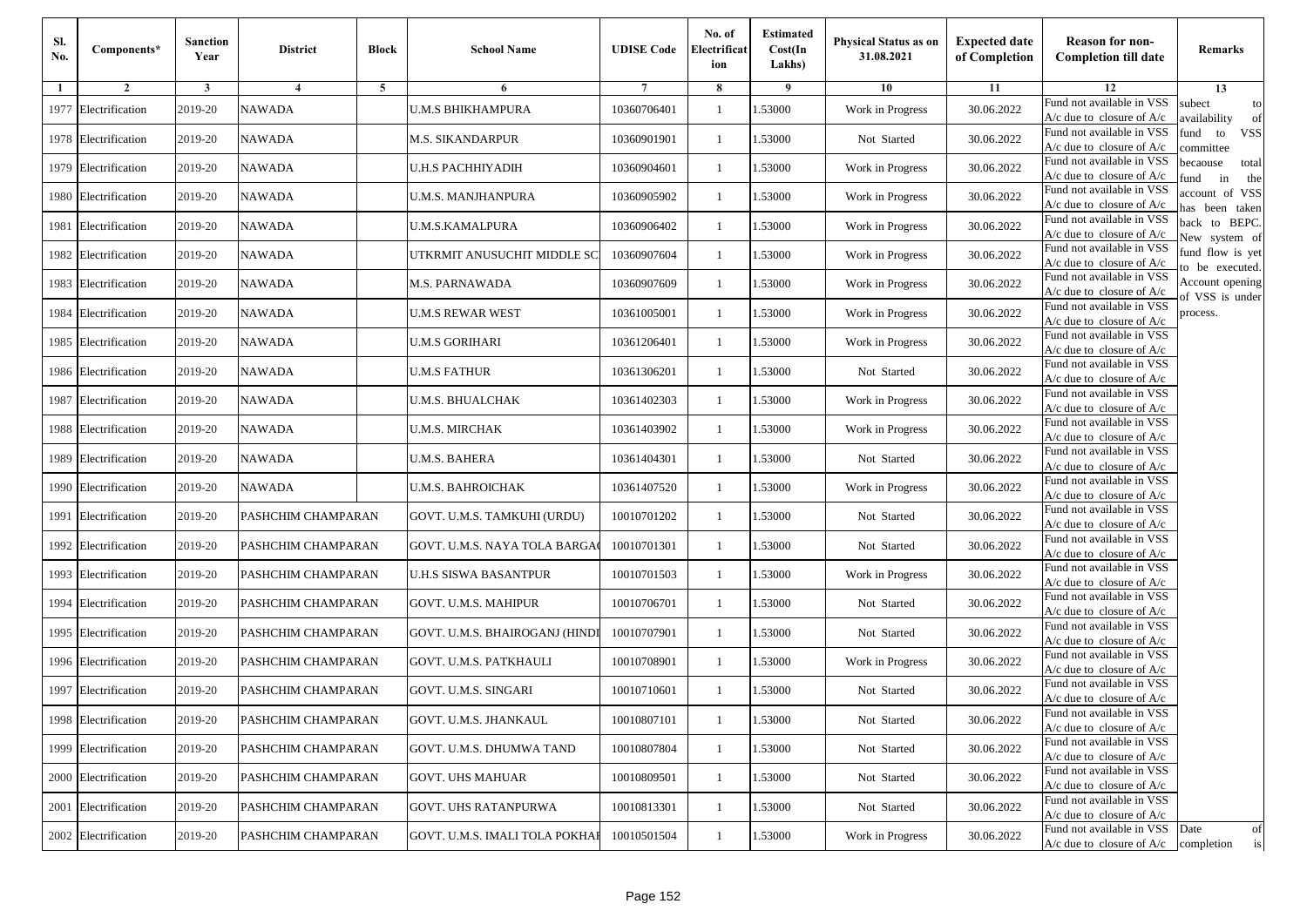| Sl. No. | Components* | Sanction Year | District | Block | School Name | UDISE Code | No. of Electrification | Estimated Cost(In Lakhs) | Physical Status as on 31.08.2021 | Expected date of Completion | Reason for non-Completion till date | Remarks |
|---|---|---|---|---|---|---|---|---|---|---|---|---|
| 1 | 2 | 3 | 4 | 5 | 6 | 7 | 8 | 9 | 10 | 11 | 12 | 13 |
| 1977 | Electrification | 2019-20 | NAWADA | | U.M.S BHIKHAMPURA | 10360706401 | 1 | 1.53000 | Work in Progress | 30.06.2022 | Fund not available in VSS A/c due to closure of A/c | subect to availability of fund to VSS committee becaouse total fund in the account of VSS has been taken back to BEPC. New system of fund flow is yet to be executed. Account opening of VSS is under process. |
| 1978 | Electrification | 2019-20 | NAWADA | | M.S. SIKANDARPUR | 10360901901 | 1 | 1.53000 | Not Started | 30.06.2022 | Fund not available in VSS A/c due to closure of A/c | |
| 1979 | Electrification | 2019-20 | NAWADA | | U.H.S PACHHIYADIH | 10360904601 | 1 | 1.53000 | Work in Progress | 30.06.2022 | Fund not available in VSS A/c due to closure of A/c | |
| 1980 | Electrification | 2019-20 | NAWADA | | U.M.S. MANJHANPURA | 10360905902 | 1 | 1.53000 | Work in Progress | 30.06.2022 | Fund not available in VSS A/c due to closure of A/c | |
| 1981 | Electrification | 2019-20 | NAWADA | | U.M.S.KAMALPURA | 10360906402 | 1 | 1.53000 | Work in Progress | 30.06.2022 | Fund not available in VSS A/c due to closure of A/c | |
| 1982 | Electrification | 2019-20 | NAWADA | | UTKRMIT ANUSUCHIT MIDDLE SC | 10360907604 | 1 | 1.53000 | Work in Progress | 30.06.2022 | Fund not available in VSS A/c due to closure of A/c | |
| 1983 | Electrification | 2019-20 | NAWADA | | M.S. PARNAWADA | 10360907609 | 1 | 1.53000 | Work in Progress | 30.06.2022 | Fund not available in VSS A/c due to closure of A/c | |
| 1984 | Electrification | 2019-20 | NAWADA | | U.M.S REWAR WEST | 10361005001 | 1 | 1.53000 | Work in Progress | 30.06.2022 | Fund not available in VSS A/c due to closure of A/c | |
| 1985 | Electrification | 2019-20 | NAWADA | | U.M.S GORIHARI | 10361206401 | 1 | 1.53000 | Work in Progress | 30.06.2022 | Fund not available in VSS A/c due to closure of A/c | |
| 1986 | Electrification | 2019-20 | NAWADA | | U.M.S FATHUR | 10361306201 | 1 | 1.53000 | Not Started | 30.06.2022 | Fund not available in VSS A/c due to closure of A/c | |
| 1987 | Electrification | 2019-20 | NAWADA | | U.M.S. BHUALCHAK | 10361402303 | 1 | 1.53000 | Work in Progress | 30.06.2022 | Fund not available in VSS A/c due to closure of A/c | |
| 1988 | Electrification | 2019-20 | NAWADA | | U.M.S. MIRCHAK | 10361403902 | 1 | 1.53000 | Work in Progress | 30.06.2022 | Fund not available in VSS A/c due to closure of A/c | |
| 1989 | Electrification | 2019-20 | NAWADA | | U.M.S. BAHERA | 10361404301 | 1 | 1.53000 | Not Started | 30.06.2022 | Fund not available in VSS A/c due to closure of A/c | |
| 1990 | Electrification | 2019-20 | NAWADA | | U.M.S. BAHROICHAK | 10361407520 | 1 | 1.53000 | Work in Progress | 30.06.2022 | Fund not available in VSS A/c due to closure of A/c | |
| 1991 | Electrification | 2019-20 | PASHCHIM CHAMPARAN | | GOVT. U.M.S. TAMKUHI (URDU) | 10010701202 | 1 | 1.53000 | Not Started | 30.06.2022 | Fund not available in VSS A/c due to closure of A/c | |
| 1992 | Electrification | 2019-20 | PASHCHIM CHAMPARAN | | GOVT. U.M.S. NAYA TOLA BARGA( | 10010701301 | 1 | 1.53000 | Not Started | 30.06.2022 | Fund not available in VSS A/c due to closure of A/c | |
| 1993 | Electrification | 2019-20 | PASHCHIM CHAMPARAN | | U.H.S SISWA BASANTPUR | 10010701503 | 1 | 1.53000 | Work in Progress | 30.06.2022 | Fund not available in VSS A/c due to closure of A/c | |
| 1994 | Electrification | 2019-20 | PASHCHIM CHAMPARAN | | GOVT. U.M.S. MAHIPUR | 10010706701 | 1 | 1.53000 | Not Started | 30.06.2022 | Fund not available in VSS A/c due to closure of A/c | |
| 1995 | Electrification | 2019-20 | PASHCHIM CHAMPARAN | | GOVT. U.M.S. BHAIROGANJ (HINDI | 10010707901 | 1 | 1.53000 | Not Started | 30.06.2022 | Fund not available in VSS A/c due to closure of A/c | |
| 1996 | Electrification | 2019-20 | PASHCHIM CHAMPARAN | | GOVT. U.M.S. PATKHAULI | 10010708901 | 1 | 1.53000 | Work in Progress | 30.06.2022 | Fund not available in VSS A/c due to closure of A/c | |
| 1997 | Electrification | 2019-20 | PASHCHIM CHAMPARAN | | GOVT. U.M.S. SINGARI | 10010710601 | 1 | 1.53000 | Not Started | 30.06.2022 | Fund not available in VSS A/c due to closure of A/c | |
| 1998 | Electrification | 2019-20 | PASHCHIM CHAMPARAN | | GOVT. U.M.S. JHANKAUL | 10010807101 | 1 | 1.53000 | Not Started | 30.06.2022 | Fund not available in VSS A/c due to closure of A/c | |
| 1999 | Electrification | 2019-20 | PASHCHIM CHAMPARAN | | GOVT. U.M.S. DHUMWA TAND | 10010807804 | 1 | 1.53000 | Not Started | 30.06.2022 | Fund not available in VSS A/c due to closure of A/c | |
| 2000 | Electrification | 2019-20 | PASHCHIM CHAMPARAN | | GOVT. UHS MAHUAR | 10010809501 | 1 | 1.53000 | Not Started | 30.06.2022 | Fund not available in VSS A/c due to closure of A/c | |
| 2001 | Electrification | 2019-20 | PASHCHIM CHAMPARAN | | GOVT. UHS RATANPURWA | 10010813301 | 1 | 1.53000 | Not Started | 30.06.2022 | Fund not available in VSS A/c due to closure of A/c | |
| 2002 | Electrification | 2019-20 | PASHCHIM CHAMPARAN | | GOVT. U.M.S. IMALI TOLA POKHAI | 10010501504 | 1 | 1.53000 | Work in Progress | 30.06.2022 | Fund not available in VSS A/c due to closure of A/c | Date of completion is |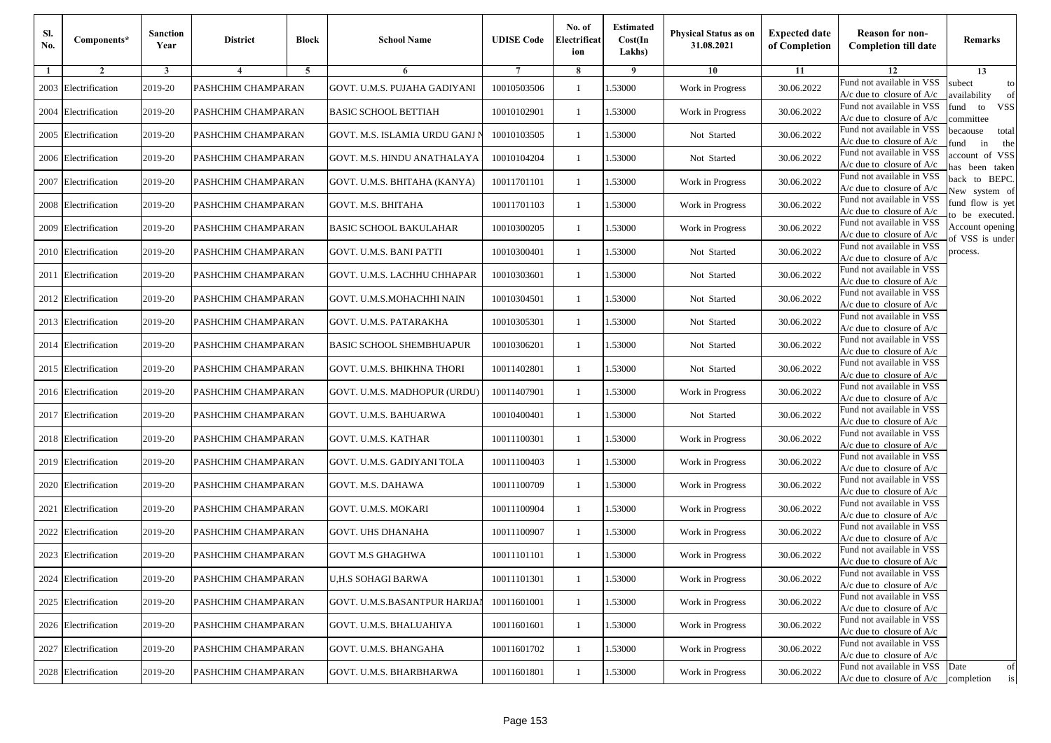| Sl. No. | Components* | Sanction Year | District | Block | School Name | UDISE Code | No. of Electrification | Estimated Cost(In Lakhs) | Physical Status as on 31.08.2021 | Expected date of Completion | Reason for non-Completion till date | Remarks |
|---|---|---|---|---|---|---|---|---|---|---|---|---|
| 1 | 2 | 3 | 4 | 5 | 6 | 7 | 8 | 9 | 10 | 11 | 12 | 13 |
| 2003 | Electrification | 2019-20 | PASHCHIM CHAMPARAN | | GOVT. U.M.S. PUJAHA GADIYANI | 10010503506 | 1 | 1.53000 | Work in Progress | 30.06.2022 | Fund not available in VSS A/c due to closure of A/c | subect to availability of fund to VSS committee becaouse total fund in the account of VSS has been taken back to BEPC. New system of fund flow is yet to be executed. Account opening of VSS is under process. |
| 2004 | Electrification | 2019-20 | PASHCHIM CHAMPARAN | | BASIC SCHOOL BETTIAH | 10010102901 | 1 | 1.53000 | Work in Progress | 30.06.2022 | Fund not available in VSS A/c due to closure of A/c | |
| 2005 | Electrification | 2019-20 | PASHCHIM CHAMPARAN | | GOVT. M.S. ISLAMIA URDU GANJ N | 10010103505 | 1 | 1.53000 | Not Started | 30.06.2022 | Fund not available in VSS A/c due to closure of A/c | |
| 2006 | Electrification | 2019-20 | PASHCHIM CHAMPARAN | | GOVT. M.S. HINDU ANATHALAYA | 10010104204 | 1 | 1.53000 | Not Started | 30.06.2022 | Fund not available in VSS A/c due to closure of A/c | |
| 2007 | Electrification | 2019-20 | PASHCHIM CHAMPARAN | | GOVT. U.M.S. BHITAHA (KANYA) | 10011701101 | 1 | 1.53000 | Work in Progress | 30.06.2022 | Fund not available in VSS A/c due to closure of A/c | |
| 2008 | Electrification | 2019-20 | PASHCHIM CHAMPARAN | | GOVT. M.S. BHITAHA | 10011701103 | 1 | 1.53000 | Work in Progress | 30.06.2022 | Fund not available in VSS A/c due to closure of A/c | |
| 2009 | Electrification | 2019-20 | PASHCHIM CHAMPARAN | | BASIC SCHOOL BAKULAHAR | 10010300205 | 1 | 1.53000 | Work in Progress | 30.06.2022 | Fund not available in VSS A/c due to closure of A/c | |
| 2010 | Electrification | 2019-20 | PASHCHIM CHAMPARAN | | GOVT. U.M.S. BANI PATTI | 10010300401 | 1 | 1.53000 | Not Started | 30.06.2022 | Fund not available in VSS A/c due to closure of A/c | |
| 2011 | Electrification | 2019-20 | PASHCHIM CHAMPARAN | | GOVT. U.M.S. LACHHU CHHAPAR | 10010303601 | 1 | 1.53000 | Not Started | 30.06.2022 | Fund not available in VSS A/c due to closure of A/c | |
| 2012 | Electrification | 2019-20 | PASHCHIM CHAMPARAN | | GOVT. U.M.S.MOHACHHI NAIN | 10010304501 | 1 | 1.53000 | Not Started | 30.06.2022 | Fund not available in VSS A/c due to closure of A/c | |
| 2013 | Electrification | 2019-20 | PASHCHIM CHAMPARAN | | GOVT. U.M.S. PATARAKHA | 10010305301 | 1 | 1.53000 | Not Started | 30.06.2022 | Fund not available in VSS A/c due to closure of A/c | |
| 2014 | Electrification | 2019-20 | PASHCHIM CHAMPARAN | | BASIC SCHOOL SHEMBHUAPUR | 10010306201 | 1 | 1.53000 | Not Started | 30.06.2022 | Fund not available in VSS A/c due to closure of A/c | |
| 2015 | Electrification | 2019-20 | PASHCHIM CHAMPARAN | | GOVT. U.M.S. BHIKHNA THORI | 10011402801 | 1 | 1.53000 | Not Started | 30.06.2022 | Fund not available in VSS A/c due to closure of A/c | |
| 2016 | Electrification | 2019-20 | PASHCHIM CHAMPARAN | | GOVT. U.M.S. MADHOPUR (URDU) | 10011407901 | 1 | 1.53000 | Work in Progress | 30.06.2022 | Fund not available in VSS A/c due to closure of A/c | |
| 2017 | Electrification | 2019-20 | PASHCHIM CHAMPARAN | | GOVT. U.M.S. BAHUARWA | 10010400401 | 1 | 1.53000 | Not Started | 30.06.2022 | Fund not available in VSS A/c due to closure of A/c | |
| 2018 | Electrification | 2019-20 | PASHCHIM CHAMPARAN | | GOVT. U.M.S. KATHAR | 10011100301 | 1 | 1.53000 | Work in Progress | 30.06.2022 | Fund not available in VSS A/c due to closure of A/c | |
| 2019 | Electrification | 2019-20 | PASHCHIM CHAMPARAN | | GOVT. U.M.S. GADIYANI TOLA | 10011100403 | 1 | 1.53000 | Work in Progress | 30.06.2022 | Fund not available in VSS A/c due to closure of A/c | |
| 2020 | Electrification | 2019-20 | PASHCHIM CHAMPARAN | | GOVT. M.S. DAHAWA | 10011100709 | 1 | 1.53000 | Work in Progress | 30.06.2022 | Fund not available in VSS A/c due to closure of A/c | |
| 2021 | Electrification | 2019-20 | PASHCHIM CHAMPARAN | | GOVT. U.M.S. MOKARI | 10011100904 | 1 | 1.53000 | Work in Progress | 30.06.2022 | Fund not available in VSS A/c due to closure of A/c | |
| 2022 | Electrification | 2019-20 | PASHCHIM CHAMPARAN | | GOVT. UHS DHANAHA | 10011100907 | 1 | 1.53000 | Work in Progress | 30.06.2022 | Fund not available in VSS A/c due to closure of A/c | |
| 2023 | Electrification | 2019-20 | PASHCHIM CHAMPARAN | | GOVT M.S GHAGHWA | 10011101101 | 1 | 1.53000 | Work in Progress | 30.06.2022 | Fund not available in VSS A/c due to closure of A/c | |
| 2024 | Electrification | 2019-20 | PASHCHIM CHAMPARAN | | U,H.S SOHAGI BARWA | 10011101301 | 1 | 1.53000 | Work in Progress | 30.06.2022 | Fund not available in VSS A/c due to closure of A/c | |
| 2025 | Electrification | 2019-20 | PASHCHIM CHAMPARAN | | GOVT. U.M.S.BASANTPUR HARIJAN | 10011601001 | 1 | 1.53000 | Work in Progress | 30.06.2022 | Fund not available in VSS A/c due to closure of A/c | |
| 2026 | Electrification | 2019-20 | PASHCHIM CHAMPARAN | | GOVT. U.M.S. BHALUAHIYA | 10011601601 | 1 | 1.53000 | Work in Progress | 30.06.2022 | Fund not available in VSS A/c due to closure of A/c | |
| 2027 | Electrification | 2019-20 | PASHCHIM CHAMPARAN | | GOVT. U.M.S. BHANGAHA | 10011601702 | 1 | 1.53000 | Work in Progress | 30.06.2022 | Fund not available in VSS A/c due to closure of A/c | |
| 2028 | Electrification | 2019-20 | PASHCHIM CHAMPARAN | | GOVT. U.M.S. BHARBHARWA | 10011601801 | 1 | 1.53000 | Work in Progress | 30.06.2022 | Fund not available in VSS A/c due to closure of A/c | Date of completion is |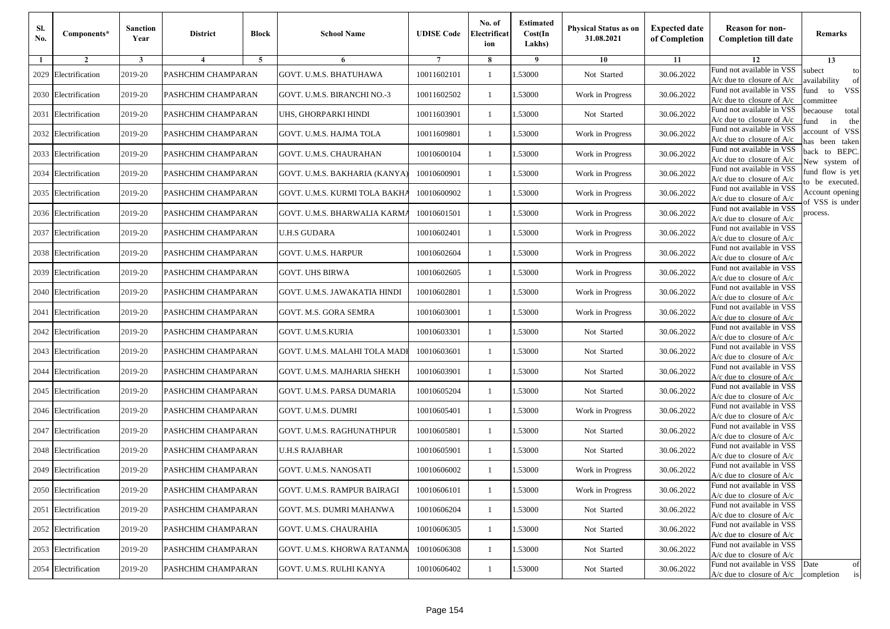| Sl. No. | Components* | Sanction Year | District | Block | School Name | UDISE Code | No. of Electrification | Estimated Cost(In Lakhs) | Physical Status as on 31.08.2021 | Expected date of Completion | Reason for non-Completion till date | Remarks |
|---|---|---|---|---|---|---|---|---|---|---|---|---|
| 1 | 2 | 3 | 4 | 5 | 6 | 7 | 8 | 9 | 10 | 11 | 12 | 13 |
| 2029 | Electrification | 2019-20 | PASHCHIM CHAMPARAN | | GOVT. U.M.S. BHATUHAWA | 10011602101 | 1 | 1.53000 | Not Started | 30.06.2022 | Fund not available in VSS A/c due to closure of A/c | subect to availability of fund to VSS committee becaouse total fund in the account of VSS has been taken back to BEPC. New system of fund flow is yet to be executed. Account opening of VSS is under process. |
| 2030 | Electrification | 2019-20 | PASHCHIM CHAMPARAN | | GOVT. U.M.S. BIRANCHI NO.-3 | 10011602502 | 1 | 1.53000 | Work in Progress | 30.06.2022 | Fund not available in VSS A/c due to closure of A/c | |
| 2031 | Electrification | 2019-20 | PASHCHIM CHAMPARAN | | UHS, GHORPARKI HINDI | 10011603901 | 1 | 1.53000 | Not Started | 30.06.2022 | Fund not available in VSS A/c due to closure of A/c | |
| 2032 | Electrification | 2019-20 | PASHCHIM CHAMPARAN | | GOVT. U.M.S. HAJMA TOLA | 10011609801 | 1 | 1.53000 | Work in Progress | 30.06.2022 | Fund not available in VSS A/c due to closure of A/c | |
| 2033 | Electrification | 2019-20 | PASHCHIM CHAMPARAN | | GOVT. U.M.S. CHAURAHAN | 10010600104 | 1 | 1.53000 | Work in Progress | 30.06.2022 | Fund not available in VSS A/c due to closure of A/c | |
| 2034 | Electrification | 2019-20 | PASHCHIM CHAMPARAN | | GOVT. U.M.S. BAKHARIA (KANYA) | 10010600901 | 1 | 1.53000 | Work in Progress | 30.06.2022 | Fund not available in VSS A/c due to closure of A/c | |
| 2035 | Electrification | 2019-20 | PASHCHIM CHAMPARAN | | GOVT. U.M.S. KURMI TOLA BAKHA | 10010600902 | 1 | 1.53000 | Work in Progress | 30.06.2022 | Fund not available in VSS A/c due to closure of A/c | |
| 2036 | Electrification | 2019-20 | PASHCHIM CHAMPARAN | | GOVT. U.M.S. BHARWALIA KARMA | 10010601501 | 1 | 1.53000 | Work in Progress | 30.06.2022 | Fund not available in VSS A/c due to closure of A/c | |
| 2037 | Electrification | 2019-20 | PASHCHIM CHAMPARAN | | U.H.S GUDARA | 10010602401 | 1 | 1.53000 | Work in Progress | 30.06.2022 | Fund not available in VSS A/c due to closure of A/c | |
| 2038 | Electrification | 2019-20 | PASHCHIM CHAMPARAN | | GOVT. U.M.S. HARPUR | 10010602604 | 1 | 1.53000 | Work in Progress | 30.06.2022 | Fund not available in VSS A/c due to closure of A/c | |
| 2039 | Electrification | 2019-20 | PASHCHIM CHAMPARAN | | GOVT. UHS BIRWA | 10010602605 | 1 | 1.53000 | Work in Progress | 30.06.2022 | Fund not available in VSS A/c due to closure of A/c | |
| 2040 | Electrification | 2019-20 | PASHCHIM CHAMPARAN | | GOVT. U.M.S. JAWAKATIA HINDI | 10010602801 | 1 | 1.53000 | Work in Progress | 30.06.2022 | Fund not available in VSS A/c due to closure of A/c | |
| 2041 | Electrification | 2019-20 | PASHCHIM CHAMPARAN | | GOVT. M.S. GORA SEMRA | 10010603001 | 1 | 1.53000 | Work in Progress | 30.06.2022 | Fund not available in VSS A/c due to closure of A/c | |
| 2042 | Electrification | 2019-20 | PASHCHIM CHAMPARAN | | GOVT. U.M.S.KURIA | 10010603301 | 1 | 1.53000 | Not Started | 30.06.2022 | Fund not available in VSS A/c due to closure of A/c | |
| 2043 | Electrification | 2019-20 | PASHCHIM CHAMPARAN | | GOVT. U.M.S. MALAHI TOLA MADH | 10010603601 | 1 | 1.53000 | Not Started | 30.06.2022 | Fund not available in VSS A/c due to closure of A/c | |
| 2044 | Electrification | 2019-20 | PASHCHIM CHAMPARAN | | GOVT. U.M.S. MAJHARIA SHEKH | 10010603901 | 1 | 1.53000 | Not Started | 30.06.2022 | Fund not available in VSS A/c due to closure of A/c | |
| 2045 | Electrification | 2019-20 | PASHCHIM CHAMPARAN | | GOVT. U.M.S. PARSA DUMARIA | 10010605204 | 1 | 1.53000 | Not Started | 30.06.2022 | Fund not available in VSS A/c due to closure of A/c | |
| 2046 | Electrification | 2019-20 | PASHCHIM CHAMPARAN | | GOVT. U.M.S. DUMRI | 10010605401 | 1 | 1.53000 | Work in Progress | 30.06.2022 | Fund not available in VSS A/c due to closure of A/c | |
| 2047 | Electrification | 2019-20 | PASHCHIM CHAMPARAN | | GOVT. U.M.S. RAGHUNATHPUR | 10010605801 | 1 | 1.53000 | Not Started | 30.06.2022 | Fund not available in VSS A/c due to closure of A/c | |
| 2048 | Electrification | 2019-20 | PASHCHIM CHAMPARAN | | U.H.S RAJABHAR | 10010605901 | 1 | 1.53000 | Not Started | 30.06.2022 | Fund not available in VSS A/c due to closure of A/c | |
| 2049 | Electrification | 2019-20 | PASHCHIM CHAMPARAN | | GOVT. U.M.S. NANOSATI | 10010606002 | 1 | 1.53000 | Work in Progress | 30.06.2022 | Fund not available in VSS A/c due to closure of A/c | |
| 2050 | Electrification | 2019-20 | PASHCHIM CHAMPARAN | | GOVT. U.M.S. RAMPUR BAIRAGI | 10010606101 | 1 | 1.53000 | Work in Progress | 30.06.2022 | Fund not available in VSS A/c due to closure of A/c | |
| 2051 | Electrification | 2019-20 | PASHCHIM CHAMPARAN | | GOVT. M.S. DUMRI MAHANWA | 10010606204 | 1 | 1.53000 | Not Started | 30.06.2022 | Fund not available in VSS A/c due to closure of A/c | |
| 2052 | Electrification | 2019-20 | PASHCHIM CHAMPARAN | | GOVT. U.M.S. CHAURAHIA | 10010606305 | 1 | 1.53000 | Not Started | 30.06.2022 | Fund not available in VSS A/c due to closure of A/c | |
| 2053 | Electrification | 2019-20 | PASHCHIM CHAMPARAN | | GOVT. U.M.S. KHORWA RATANMA | 10010606308 | 1 | 1.53000 | Not Started | 30.06.2022 | Fund not available in VSS A/c due to closure of A/c | |
| 2054 | Electrification | 2019-20 | PASHCHIM CHAMPARAN | | GOVT. U.M.S. RULHI KANYA | 10010606402 | 1 | 1.53000 | Not Started | 30.06.2022 | Fund not available in VSS A/c due to closure of A/c | Date of completion is |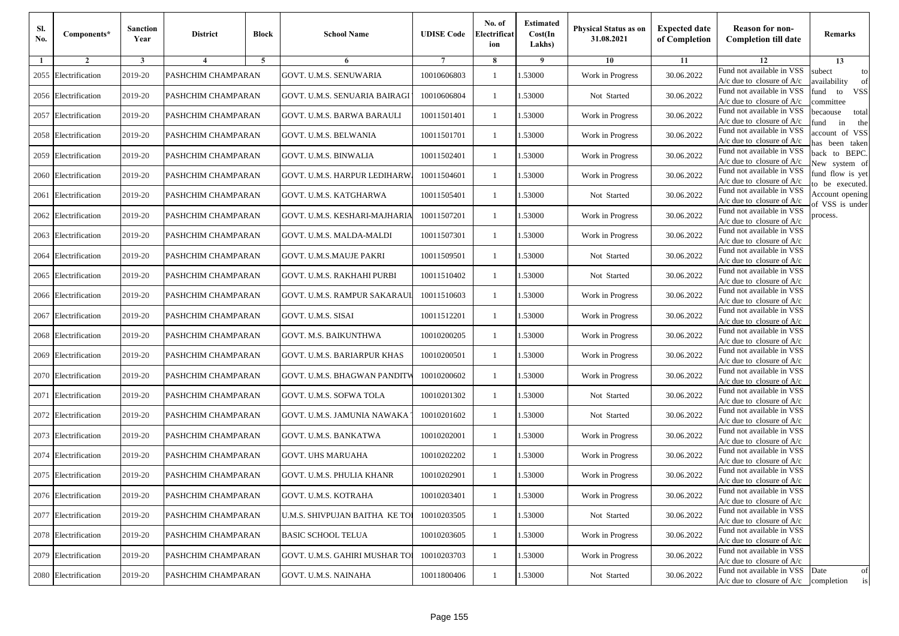| Sl. No. | Components* | Sanction Year | District | Block | School Name | UDISE Code | No. of Electrification | Estimated Cost(In Lakhs) | Physical Status as on 31.08.2021 | Expected date of Completion | Reason for non-Completion till date | Remarks |
|---|---|---|---|---|---|---|---|---|---|---|---|---|
| 1 | 2 | 3 | 4 | 5 | 6 | 7 | 8 | 9 | 10 | 11 | 12 | 13 |
| 2055 | Electrification | 2019-20 | PASHCHIM CHAMPARAN | | GOVT. U.M.S. SENUWARIA | 10010606803 | 1 | 1.53000 | Work in Progress | 30.06.2022 | Fund not available in VSS A/c due to closure of A/c | subect to availability of fund to VSS committee becaouse total fund in the account of VSS has been taken back to BEPC. New system of fund flow is yet to be executed. Account opening of VSS is under process. |
| 2056 | Electrification | 2019-20 | PASHCHIM CHAMPARAN | | GOVT. U.M.S. SENUARIA BAIRAGI | 10010606804 | 1 | 1.53000 | Not Started | 30.06.2022 | Fund not available in VSS A/c due to closure of A/c | |
| 2057 | Electrification | 2019-20 | PASHCHIM CHAMPARAN | | GOVT. U.M.S. BARWA BARAULI | 10011501401 | 1 | 1.53000 | Work in Progress | 30.06.2022 | Fund not available in VSS A/c due to closure of A/c | |
| 2058 | Electrification | 2019-20 | PASHCHIM CHAMPARAN | | GOVT. U.M.S. BELWANIA | 10011501701 | 1 | 1.53000 | Work in Progress | 30.06.2022 | Fund not available in VSS A/c due to closure of A/c | |
| 2059 | Electrification | 2019-20 | PASHCHIM CHAMPARAN | | GOVT. U.M.S. BINWALIA | 10011502401 | 1 | 1.53000 | Work in Progress | 30.06.2022 | Fund not available in VSS A/c due to closure of A/c | |
| 2060 | Electrification | 2019-20 | PASHCHIM CHAMPARAN | | GOVT. U.M.S. HARPUR LEDIHARW | 10011504601 | 1 | 1.53000 | Work in Progress | 30.06.2022 | Fund not available in VSS A/c due to closure of A/c | |
| 2061 | Electrification | 2019-20 | PASHCHIM CHAMPARAN | | GOVT. U.M.S. KATGHARWA | 10011505401 | 1 | 1.53000 | Not Started | 30.06.2022 | Fund not available in VSS A/c due to closure of A/c | |
| 2062 | Electrification | 2019-20 | PASHCHIM CHAMPARAN | | GOVT. U.M.S. KESHARI-MAJHARIA | 10011507201 | 1 | 1.53000 | Work in Progress | 30.06.2022 | Fund not available in VSS A/c due to closure of A/c | |
| 2063 | Electrification | 2019-20 | PASHCHIM CHAMPARAN | | GOVT. U.M.S. MALDA-MALDI | 10011507301 | 1 | 1.53000 | Work in Progress | 30.06.2022 | Fund not available in VSS A/c due to closure of A/c | |
| 2064 | Electrification | 2019-20 | PASHCHIM CHAMPARAN | | GOVT. U.M.S.MAUJE PAKRI | 10011509501 | 1 | 1.53000 | Not Started | 30.06.2022 | Fund not available in VSS A/c due to closure of A/c | |
| 2065 | Electrification | 2019-20 | PASHCHIM CHAMPARAN | | GOVT. U.M.S. RAKHAHI PURBI | 10011510402 | 1 | 1.53000 | Not Started | 30.06.2022 | Fund not available in VSS A/c due to closure of A/c | |
| 2066 | Electrification | 2019-20 | PASHCHIM CHAMPARAN | | GOVT. U.M.S. RAMPUR SAKARAUL | 10011510603 | 1 | 1.53000 | Work in Progress | 30.06.2022 | Fund not available in VSS A/c due to closure of A/c | |
| 2067 | Electrification | 2019-20 | PASHCHIM CHAMPARAN | | GOVT. U.M.S. SISAI | 10011512201 | 1 | 1.53000 | Work in Progress | 30.06.2022 | Fund not available in VSS A/c due to closure of A/c | |
| 2068 | Electrification | 2019-20 | PASHCHIM CHAMPARAN | | GOVT. M.S. BAIKUNTHWA | 10010200205 | 1 | 1.53000 | Work in Progress | 30.06.2022 | Fund not available in VSS A/c due to closure of A/c | |
| 2069 | Electrification | 2019-20 | PASHCHIM CHAMPARAN | | GOVT. U.M.S. BARIARPUR KHAS | 10010200501 | 1 | 1.53000 | Work in Progress | 30.06.2022 | Fund not available in VSS A/c due to closure of A/c | |
| 2070 | Electrification | 2019-20 | PASHCHIM CHAMPARAN | | GOVT. U.M.S. BHAGWAN PANDITW | 10010200602 | 1 | 1.53000 | Work in Progress | 30.06.2022 | Fund not available in VSS A/c due to closure of A/c | |
| 2071 | Electrification | 2019-20 | PASHCHIM CHAMPARAN | | GOVT. U.M.S. SOFWA TOLA | 10010201302 | 1 | 1.53000 | Not Started | 30.06.2022 | Fund not available in VSS A/c due to closure of A/c | |
| 2072 | Electrification | 2019-20 | PASHCHIM CHAMPARAN | | GOVT. U.M.S. JAMUNIA NAWAKA | 10010201602 | 1 | 1.53000 | Not Started | 30.06.2022 | Fund not available in VSS A/c due to closure of A/c | |
| 2073 | Electrification | 2019-20 | PASHCHIM CHAMPARAN | | GOVT. U.M.S. BANKATWA | 10010202001 | 1 | 1.53000 | Work in Progress | 30.06.2022 | Fund not available in VSS A/c due to closure of A/c | |
| 2074 | Electrification | 2019-20 | PASHCHIM CHAMPARAN | | GOVT. UHS MARUAHA | 10010202202 | 1 | 1.53000 | Work in Progress | 30.06.2022 | Fund not available in VSS A/c due to closure of A/c | |
| 2075 | Electrification | 2019-20 | PASHCHIM CHAMPARAN | | GOVT. U.M.S. PHULIA KHANR | 10010202901 | 1 | 1.53000 | Work in Progress | 30.06.2022 | Fund not available in VSS A/c due to closure of A/c | |
| 2076 | Electrification | 2019-20 | PASHCHIM CHAMPARAN | | GOVT. U.M.S. KOTRAHA | 10010203401 | 1 | 1.53000 | Work in Progress | 30.06.2022 | Fund not available in VSS A/c due to closure of A/c | |
| 2077 | Electrification | 2019-20 | PASHCHIM CHAMPARAN | | U.M.S. SHIVPUJAN BAITHA KE TO | 10010203505 | 1 | 1.53000 | Not Started | 30.06.2022 | Fund not available in VSS A/c due to closure of A/c | |
| 2078 | Electrification | 2019-20 | PASHCHIM CHAMPARAN | | BASIC SCHOOL TELUA | 10010203605 | 1 | 1.53000 | Work in Progress | 30.06.2022 | Fund not available in VSS A/c due to closure of A/c | |
| 2079 | Electrification | 2019-20 | PASHCHIM CHAMPARAN | | GOVT. U.M.S. GAHIRI MUSHAR TO | 10010203703 | 1 | 1.53000 | Work in Progress | 30.06.2022 | Fund not available in VSS A/c due to closure of A/c | |
| 2080 | Electrification | 2019-20 | PASHCHIM CHAMPARAN | | GOVT. U.M.S. NAINAHA | 10011800406 | 1 | 1.53000 | Not Started | 30.06.2022 | Fund not available in VSS A/c due to closure of A/c | Date of completion is |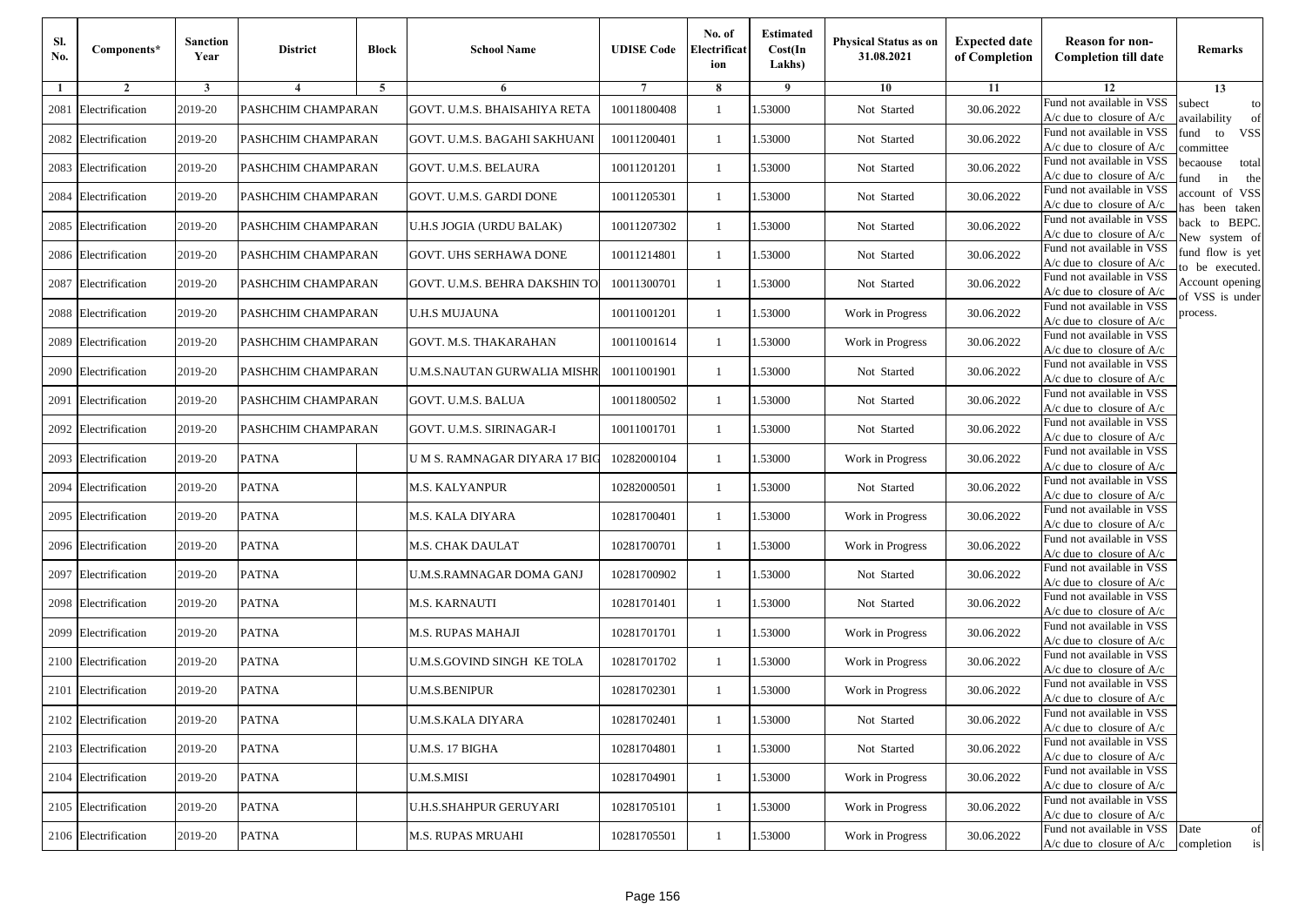| Sl. No. | Components* | Sanction Year | District | Block | School Name | UDISE Code | No. of Electrification | Estimated Cost(In Lakhs) | Physical Status as on 31.08.2021 | Expected date of Completion | Reason for non-Completion till date | Remarks |
|---|---|---|---|---|---|---|---|---|---|---|---|---|
| 1 | 2 | 3 | 4 | 5 | 6 | 7 | 8 | 9 | 10 | 11 | 12 | 13 |
| 2081 | Electrification | 2019-20 | PASHCHIM CHAMPARAN | | GOVT. U.M.S. BHAISAHIYA RETA | 10011800408 | 1 | 1.53000 | Not Started | 30.06.2022 | Fund not available in VSS A/c due to closure of A/c | subect to availability of fund to VSS committee becaouse total fund in the account of VSS has been taken back to BEPC. New system of fund flow is yet to be executed. Account opening of VSS is under process. |
| 2082 | Electrification | 2019-20 | PASHCHIM CHAMPARAN | | GOVT. U.M.S. BAGAHI SAKHUANI | 10011200401 | 1 | 1.53000 | Not Started | 30.06.2022 | Fund not available in VSS A/c due to closure of A/c | |
| 2083 | Electrification | 2019-20 | PASHCHIM CHAMPARAN | | GOVT. U.M.S. BELAURA | 10011201201 | 1 | 1.53000 | Not Started | 30.06.2022 | Fund not available in VSS A/c due to closure of A/c | |
| 2084 | Electrification | 2019-20 | PASHCHIM CHAMPARAN | | GOVT. U.M.S. GARDI DONE | 10011205301 | 1 | 1.53000 | Not Started | 30.06.2022 | Fund not available in VSS A/c due to closure of A/c | |
| 2085 | Electrification | 2019-20 | PASHCHIM CHAMPARAN | | U.H.S JOGIA (URDU BALAK) | 10011207302 | 1 | 1.53000 | Not Started | 30.06.2022 | Fund not available in VSS A/c due to closure of A/c | |
| 2086 | Electrification | 2019-20 | PASHCHIM CHAMPARAN | | GOVT. UHS SERHAWA DONE | 10011214801 | 1 | 1.53000 | Not Started | 30.06.2022 | Fund not available in VSS A/c due to closure of A/c | |
| 2087 | Electrification | 2019-20 | PASHCHIM CHAMPARAN | | GOVT. U.M.S. BEHRA DAKSHIN TO | 10011300701 | 1 | 1.53000 | Not Started | 30.06.2022 | Fund not available in VSS A/c due to closure of A/c | |
| 2088 | Electrification | 2019-20 | PASHCHIM CHAMPARAN | | U.H.S MUJAUNA | 10011001201 | 1 | 1.53000 | Work in Progress | 30.06.2022 | Fund not available in VSS A/c due to closure of A/c | |
| 2089 | Electrification | 2019-20 | PASHCHIM CHAMPARAN | | GOVT. M.S. THAKARAHAN | 10011001614 | 1 | 1.53000 | Work in Progress | 30.06.2022 | Fund not available in VSS A/c due to closure of A/c | |
| 2090 | Electrification | 2019-20 | PASHCHIM CHAMPARAN | | U.M.S.NAUTAN GURWALIA MISHR | 10011001901 | 1 | 1.53000 | Not Started | 30.06.2022 | Fund not available in VSS A/c due to closure of A/c | |
| 2091 | Electrification | 2019-20 | PASHCHIM CHAMPARAN | | GOVT. U.M.S. BALUA | 10011800502 | 1 | 1.53000 | Not Started | 30.06.2022 | Fund not available in VSS A/c due to closure of A/c | |
| 2092 | Electrification | 2019-20 | PASHCHIM CHAMPARAN | | GOVT. U.M.S. SIRINAGAR-I | 10011001701 | 1 | 1.53000 | Not Started | 30.06.2022 | Fund not available in VSS A/c due to closure of A/c | |
| 2093 | Electrification | 2019-20 | PATNA | | U M S. RAMNAGAR DIYARA 17 BIG | 10282000104 | 1 | 1.53000 | Work in Progress | 30.06.2022 | Fund not available in VSS A/c due to closure of A/c | |
| 2094 | Electrification | 2019-20 | PATNA | | M.S. KALYANPUR | 10282000501 | 1 | 1.53000 | Not Started | 30.06.2022 | Fund not available in VSS A/c due to closure of A/c | |
| 2095 | Electrification | 2019-20 | PATNA | | M.S. KALA DIYARA | 10281700401 | 1 | 1.53000 | Work in Progress | 30.06.2022 | Fund not available in VSS A/c due to closure of A/c | |
| 2096 | Electrification | 2019-20 | PATNA | | M.S. CHAK DAULAT | 10281700701 | 1 | 1.53000 | Work in Progress | 30.06.2022 | Fund not available in VSS A/c due to closure of A/c | |
| 2097 | Electrification | 2019-20 | PATNA | | U.M.S.RAMNAGAR DOMA GANJ | 10281700902 | 1 | 1.53000 | Not Started | 30.06.2022 | Fund not available in VSS A/c due to closure of A/c | |
| 2098 | Electrification | 2019-20 | PATNA | | M.S. KARNAUTI | 10281701401 | 1 | 1.53000 | Not Started | 30.06.2022 | Fund not available in VSS A/c due to closure of A/c | |
| 2099 | Electrification | 2019-20 | PATNA | | M.S. RUPAS MAHAJI | 10281701701 | 1 | 1.53000 | Work in Progress | 30.06.2022 | Fund not available in VSS A/c due to closure of A/c | |
| 2100 | Electrification | 2019-20 | PATNA | | U.M.S.GOVIND SINGH KE TOLA | 10281701702 | 1 | 1.53000 | Work in Progress | 30.06.2022 | Fund not available in VSS A/c due to closure of A/c | |
| 2101 | Electrification | 2019-20 | PATNA | | U.M.S.BENIPUR | 10281702301 | 1 | 1.53000 | Work in Progress | 30.06.2022 | Fund not available in VSS A/c due to closure of A/c | |
| 2102 | Electrification | 2019-20 | PATNA | | U.M.S.KALA DIYARA | 10281702401 | 1 | 1.53000 | Not Started | 30.06.2022 | Fund not available in VSS A/c due to closure of A/c | |
| 2103 | Electrification | 2019-20 | PATNA | | U.M.S. 17 BIGHA | 10281704801 | 1 | 1.53000 | Not Started | 30.06.2022 | Fund not available in VSS A/c due to closure of A/c | |
| 2104 | Electrification | 2019-20 | PATNA | | U.M.S.MISI | 10281704901 | 1 | 1.53000 | Work in Progress | 30.06.2022 | Fund not available in VSS A/c due to closure of A/c | |
| 2105 | Electrification | 2019-20 | PATNA | | U.H.S.SHAHPUR GERUYARI | 10281705101 | 1 | 1.53000 | Work in Progress | 30.06.2022 | Fund not available in VSS A/c due to closure of A/c | |
| 2106 | Electrification | 2019-20 | PATNA | | M.S. RUPAS MRUAHI | 10281705501 | 1 | 1.53000 | Work in Progress | 30.06.2022 | Fund not available in VSS A/c due to closure of A/c | Date of completion is |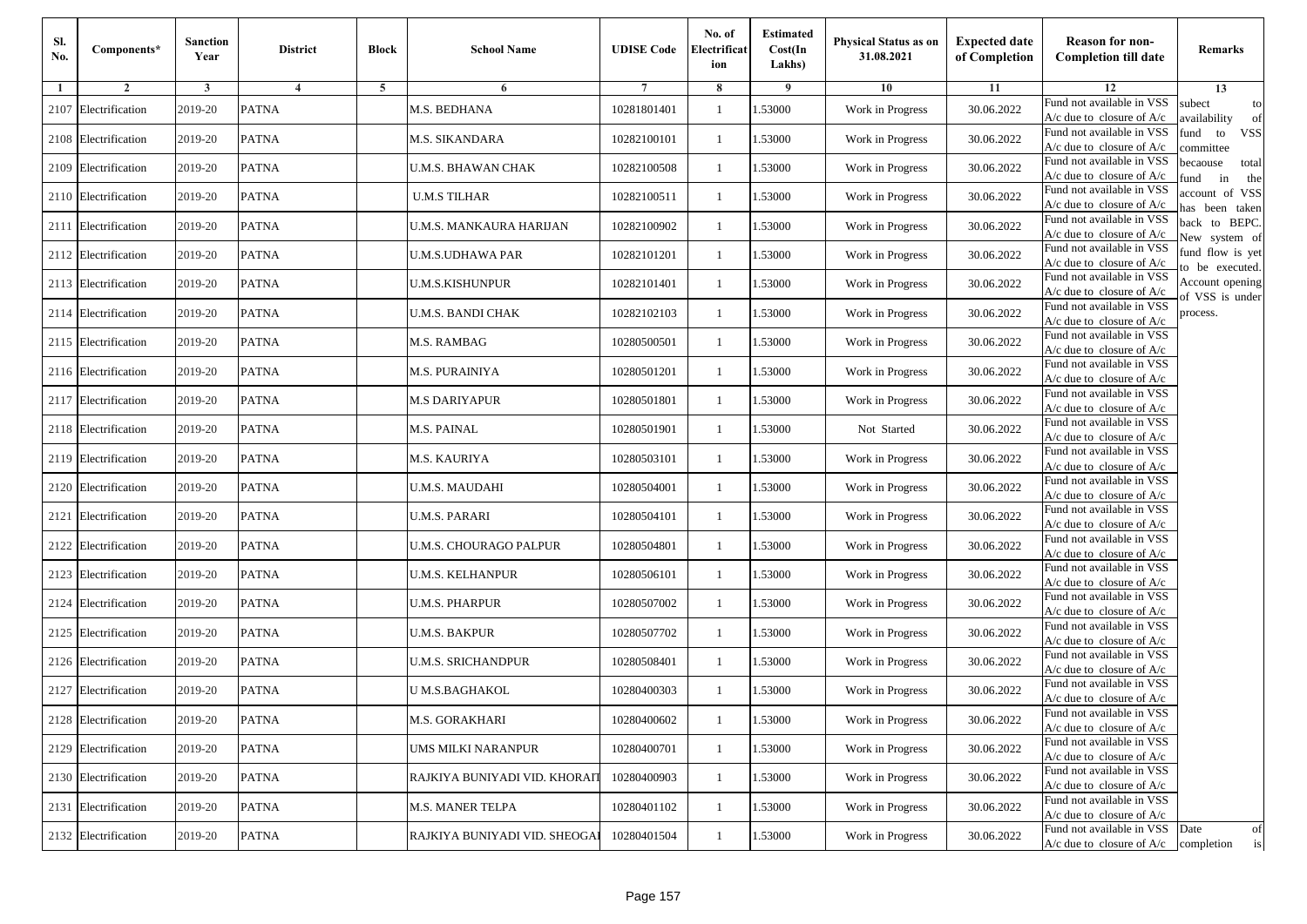| Sl. No. | Components* | Sanction Year | District | Block | School Name | UDISE Code | No. of Electrificat ion | Estimated Cost(In Lakhs) | Physical Status as on 31.08.2021 | Expected date of Completion | Reason for non-Completion till date | Remarks |
|---|---|---|---|---|---|---|---|---|---|---|---|---|
| 1 | 2 | 3 | 4 | 5 | 6 | 7 | 8 | 9 | 10 | 11 | 12 | 13 |
| 2107 | Electrification | 2019-20 | PATNA | | M.S. BEDHANA | 10281801401 | 1 | 1.53000 | Work in Progress | 30.06.2022 | Fund not available in VSS A/c due to closure of A/c | subect to availability of fund to VSS committee becaouse total fund in the account of VSS has been taken back to BEPC. New system of fund flow is yet to be executed. Account opening of VSS is under process. |
| 2108 | Electrification | 2019-20 | PATNA | | M.S. SIKANDARA | 10282100101 | 1 | 1.53000 | Work in Progress | 30.06.2022 | Fund not available in VSS A/c due to closure of A/c | |
| 2109 | Electrification | 2019-20 | PATNA | | U.M.S. BHAWAN CHAK | 10282100508 | 1 | 1.53000 | Work in Progress | 30.06.2022 | Fund not available in VSS A/c due to closure of A/c | |
| 2110 | Electrification | 2019-20 | PATNA | | U.M.S TILHAR | 10282100511 | 1 | 1.53000 | Work in Progress | 30.06.2022 | Fund not available in VSS A/c due to closure of A/c | |
| 2111 | Electrification | 2019-20 | PATNA | | U.M.S. MANKAURA HARIJAN | 10282100902 | 1 | 1.53000 | Work in Progress | 30.06.2022 | Fund not available in VSS A/c due to closure of A/c | |
| 2112 | Electrification | 2019-20 | PATNA | | U.M.S.UDHAWA PAR | 10282101201 | 1 | 1.53000 | Work in Progress | 30.06.2022 | Fund not available in VSS A/c due to closure of A/c | |
| 2113 | Electrification | 2019-20 | PATNA | | U.M.S.KISHUNPUR | 10282101401 | 1 | 1.53000 | Work in Progress | 30.06.2022 | Fund not available in VSS A/c due to closure of A/c | |
| 2114 | Electrification | 2019-20 | PATNA | | U.M.S. BANDI CHAK | 10282102103 | 1 | 1.53000 | Work in Progress | 30.06.2022 | Fund not available in VSS A/c due to closure of A/c | |
| 2115 | Electrification | 2019-20 | PATNA | | M.S. RAMBAG | 10280500501 | 1 | 1.53000 | Work in Progress | 30.06.2022 | Fund not available in VSS A/c due to closure of A/c | |
| 2116 | Electrification | 2019-20 | PATNA | | M.S. PURAINIYA | 10280501201 | 1 | 1.53000 | Work in Progress | 30.06.2022 | Fund not available in VSS A/c due to closure of A/c | |
| 2117 | Electrification | 2019-20 | PATNA | | M.S DARIYAPUR | 10280501801 | 1 | 1.53000 | Work in Progress | 30.06.2022 | Fund not available in VSS A/c due to closure of A/c | |
| 2118 | Electrification | 2019-20 | PATNA | | M.S. PAINAL | 10280501901 | 1 | 1.53000 | Not Started | 30.06.2022 | Fund not available in VSS A/c due to closure of A/c | |
| 2119 | Electrification | 2019-20 | PATNA | | M.S. KAURIYA | 10280503101 | 1 | 1.53000 | Work in Progress | 30.06.2022 | Fund not available in VSS A/c due to closure of A/c | |
| 2120 | Electrification | 2019-20 | PATNA | | U.M.S. MAUDAHI | 10280504001 | 1 | 1.53000 | Work in Progress | 30.06.2022 | Fund not available in VSS A/c due to closure of A/c | |
| 2121 | Electrification | 2019-20 | PATNA | | U.M.S. PARARI | 10280504101 | 1 | 1.53000 | Work in Progress | 30.06.2022 | Fund not available in VSS A/c due to closure of A/c | |
| 2122 | Electrification | 2019-20 | PATNA | | U.M.S. CHOURAGO PALPUR | 10280504801 | 1 | 1.53000 | Work in Progress | 30.06.2022 | Fund not available in VSS A/c due to closure of A/c | |
| 2123 | Electrification | 2019-20 | PATNA | | U.M.S. KELHANPUR | 10280506101 | 1 | 1.53000 | Work in Progress | 30.06.2022 | Fund not available in VSS A/c due to closure of A/c | |
| 2124 | Electrification | 2019-20 | PATNA | | U.M.S. PHARPUR | 10280507002 | 1 | 1.53000 | Work in Progress | 30.06.2022 | Fund not available in VSS A/c due to closure of A/c | |
| 2125 | Electrification | 2019-20 | PATNA | | U.M.S. BAKPUR | 10280507702 | 1 | 1.53000 | Work in Progress | 30.06.2022 | Fund not available in VSS A/c due to closure of A/c | |
| 2126 | Electrification | 2019-20 | PATNA | | U.M.S. SRICHANDPUR | 10280508401 | 1 | 1.53000 | Work in Progress | 30.06.2022 | Fund not available in VSS A/c due to closure of A/c | |
| 2127 | Electrification | 2019-20 | PATNA | | U M.S.BAGHAKOL | 10280400303 | 1 | 1.53000 | Work in Progress | 30.06.2022 | Fund not available in VSS A/c due to closure of A/c | |
| 2128 | Electrification | 2019-20 | PATNA | | M.S. GORAKHARI | 10280400602 | 1 | 1.53000 | Work in Progress | 30.06.2022 | Fund not available in VSS A/c due to closure of A/c | |
| 2129 | Electrification | 2019-20 | PATNA | | UMS MILKI NARANPUR | 10280400701 | 1 | 1.53000 | Work in Progress | 30.06.2022 | Fund not available in VSS A/c due to closure of A/c | |
| 2130 | Electrification | 2019-20 | PATNA | | RAJKIYA BUNIYADI VID. KHORAIT | 10280400903 | 1 | 1.53000 | Work in Progress | 30.06.2022 | Fund not available in VSS A/c due to closure of A/c | |
| 2131 | Electrification | 2019-20 | PATNA | | M.S. MANER TELPA | 10280401102 | 1 | 1.53000 | Work in Progress | 30.06.2022 | Fund not available in VSS A/c due to closure of A/c | |
| 2132 | Electrification | 2019-20 | PATNA | | RAJKIYA BUNIYADI VID. SHEOGAI | 10280401504 | 1 | 1.53000 | Work in Progress | 30.06.2022 | Fund not available in VSS A/c due to closure of A/c | Date of completion is |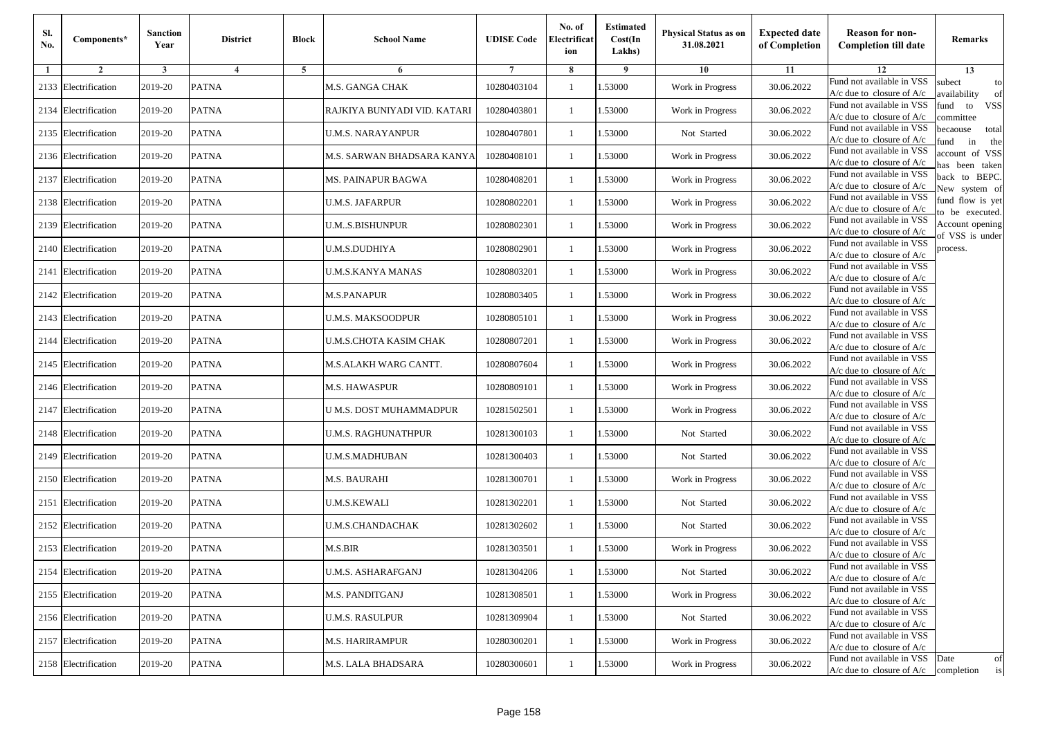| Sl. No. | Components* | Sanction Year | District | Block | School Name | UDISE Code | No. of Electrification | Estimated Cost(In Lakhs) | Physical Status as on 31.08.2021 | Expected date of Completion | Reason for non-Completion till date | Remarks |
|---|---|---|---|---|---|---|---|---|---|---|---|---|
| 1 | 2 | 3 | 4 | 5 | 6 | 7 | 8 | 9 | 10 | 11 | 12 | 13 |
| 2133 | Electrification | 2019-20 | PATNA | | M.S. GANGA CHAK | 10280403104 | 1 | 1.53000 | Work in Progress | 30.06.2022 | Fund not available in VSS A/c due to closure of A/c | subect to availability of fund to VSS committee becaouse total fund in the account of VSS has been taken back to BEPC. New system of fund flow is yet to be executed. Account opening of VSS is under process. |
| 2134 | Electrification | 2019-20 | PATNA | | RAJKIYA BUNIYADI VID. KATARI | 10280403801 | 1 | 1.53000 | Work in Progress | 30.06.2022 | Fund not available in VSS A/c due to closure of A/c | |
| 2135 | Electrification | 2019-20 | PATNA | | U.M.S. NARAYANPUR | 10280407801 | 1 | 1.53000 | Not Started | 30.06.2022 | Fund not available in VSS A/c due to closure of A/c | |
| 2136 | Electrification | 2019-20 | PATNA | | M.S. SARWAN BHADSARA KANYA | 10280408101 | 1 | 1.53000 | Work in Progress | 30.06.2022 | Fund not available in VSS A/c due to closure of A/c | |
| 2137 | Electrification | 2019-20 | PATNA | | MS. PAINAPUR BAGWA | 10280408201 | 1 | 1.53000 | Work in Progress | 30.06.2022 | Fund not available in VSS A/c due to closure of A/c | |
| 2138 | Electrification | 2019-20 | PATNA | | U.M.S. JAFARPUR | 10280802201 | 1 | 1.53000 | Work in Progress | 30.06.2022 | Fund not available in VSS A/c due to closure of A/c | |
| 2139 | Electrification | 2019-20 | PATNA | | U.M..S.BISHUNPUR | 10280802301 | 1 | 1.53000 | Work in Progress | 30.06.2022 | Fund not available in VSS A/c due to closure of A/c | |
| 2140 | Electrification | 2019-20 | PATNA | | U.M.S.DUDHIYA | 10280802901 | 1 | 1.53000 | Work in Progress | 30.06.2022 | Fund not available in VSS A/c due to closure of A/c | |
| 2141 | Electrification | 2019-20 | PATNA | | U.M.S.KANYA MANAS | 10280803201 | 1 | 1.53000 | Work in Progress | 30.06.2022 | Fund not available in VSS A/c due to closure of A/c | |
| 2142 | Electrification | 2019-20 | PATNA | | M.S.PANAPUR | 10280803405 | 1 | 1.53000 | Work in Progress | 30.06.2022 | Fund not available in VSS A/c due to closure of A/c | |
| 2143 | Electrification | 2019-20 | PATNA | | U.M.S. MAKSOODPUR | 10280805101 | 1 | 1.53000 | Work in Progress | 30.06.2022 | Fund not available in VSS A/c due to closure of A/c | |
| 2144 | Electrification | 2019-20 | PATNA | | U.M.S.CHOTA KASIM CHAK | 10280807201 | 1 | 1.53000 | Work in Progress | 30.06.2022 | Fund not available in VSS A/c due to closure of A/c | |
| 2145 | Electrification | 2019-20 | PATNA | | M.S.ALAKH WARG CANTT. | 10280807604 | 1 | 1.53000 | Work in Progress | 30.06.2022 | Fund not available in VSS A/c due to closure of A/c | |
| 2146 | Electrification | 2019-20 | PATNA | | M.S. HAWASPUR | 10280809101 | 1 | 1.53000 | Work in Progress | 30.06.2022 | Fund not available in VSS A/c due to closure of A/c | |
| 2147 | Electrification | 2019-20 | PATNA | | U M.S. DOST MUHAMMADPUR | 10281502501 | 1 | 1.53000 | Work in Progress | 30.06.2022 | Fund not available in VSS A/c due to closure of A/c | |
| 2148 | Electrification | 2019-20 | PATNA | | U.M.S. RAGHUNATHPUR | 10281300103 | 1 | 1.53000 | Not Started | 30.06.2022 | Fund not available in VSS A/c due to closure of A/c | |
| 2149 | Electrification | 2019-20 | PATNA | | U.M.S.MADHUBAN | 10281300403 | 1 | 1.53000 | Not Started | 30.06.2022 | Fund not available in VSS A/c due to closure of A/c | |
| 2150 | Electrification | 2019-20 | PATNA | | M.S. BAURAHI | 10281300701 | 1 | 1.53000 | Work in Progress | 30.06.2022 | Fund not available in VSS A/c due to closure of A/c | |
| 2151 | Electrification | 2019-20 | PATNA | | U.M.S.KEWALI | 10281302201 | 1 | 1.53000 | Not Started | 30.06.2022 | Fund not available in VSS A/c due to closure of A/c | |
| 2152 | Electrification | 2019-20 | PATNA | | U.M.S.CHANDACHAK | 10281302602 | 1 | 1.53000 | Not Started | 30.06.2022 | Fund not available in VSS A/c due to closure of A/c | |
| 2153 | Electrification | 2019-20 | PATNA | | M.S.BIR | 10281303501 | 1 | 1.53000 | Work in Progress | 30.06.2022 | Fund not available in VSS A/c due to closure of A/c | |
| 2154 | Electrification | 2019-20 | PATNA | | U.M.S. ASHARAFGANJ | 10281304206 | 1 | 1.53000 | Not Started | 30.06.2022 | Fund not available in VSS A/c due to closure of A/c | |
| 2155 | Electrification | 2019-20 | PATNA | | M.S. PANDITGANJ | 10281308501 | 1 | 1.53000 | Work in Progress | 30.06.2022 | Fund not available in VSS A/c due to closure of A/c | |
| 2156 | Electrification | 2019-20 | PATNA | | U.M.S. RASULPUR | 10281309904 | 1 | 1.53000 | Not Started | 30.06.2022 | Fund not available in VSS A/c due to closure of A/c | |
| 2157 | Electrification | 2019-20 | PATNA | | M.S. HARIRAMPUR | 10280300201 | 1 | 1.53000 | Work in Progress | 30.06.2022 | Fund not available in VSS A/c due to closure of A/c | |
| 2158 | Electrification | 2019-20 | PATNA | | M.S. LALA BHADSARA | 10280300601 | 1 | 1.53000 | Work in Progress | 30.06.2022 | Fund not available in VSS A/c due to closure of A/c | Date of completion is |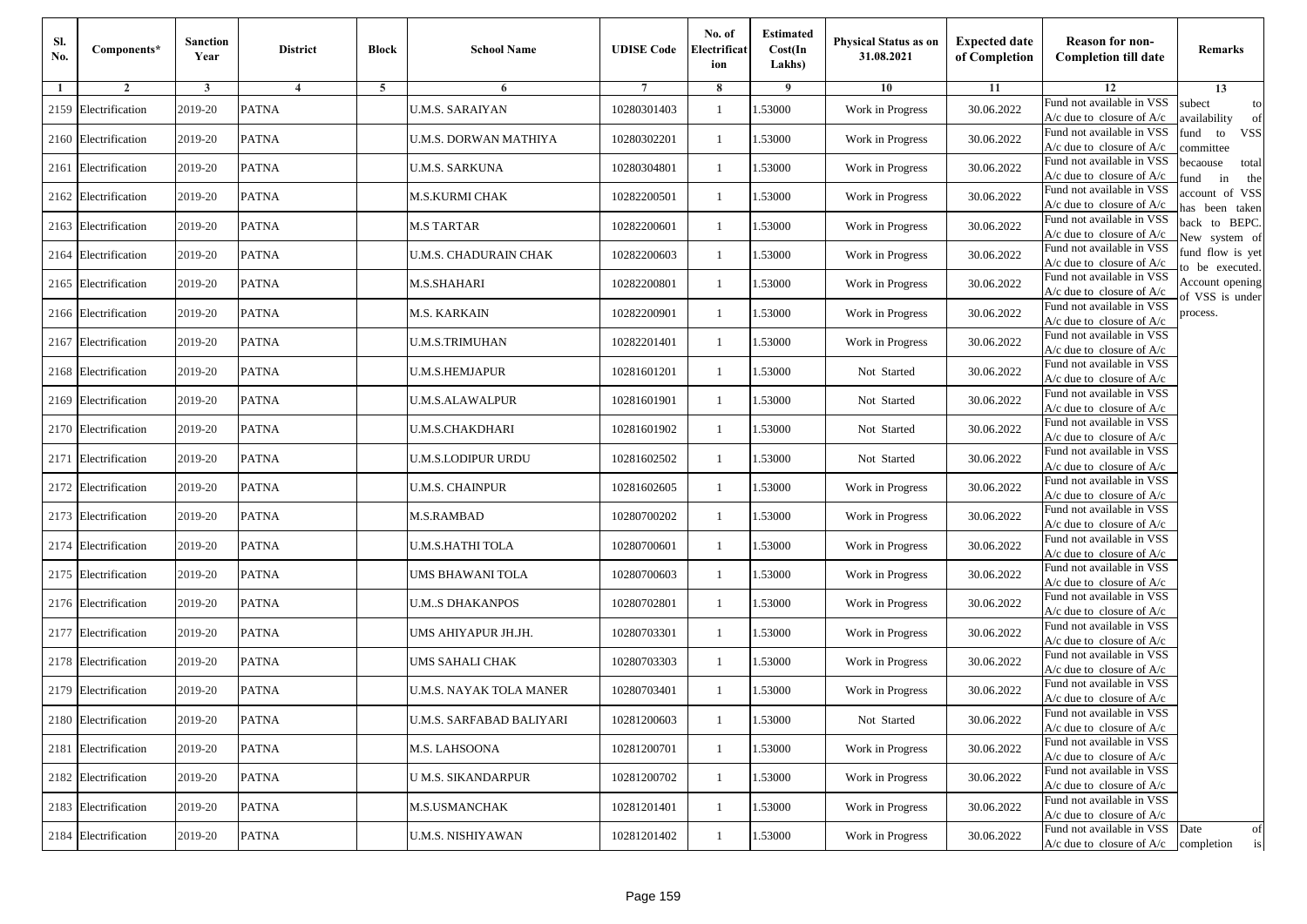| Sl. No. | Components* | Sanction Year | District | Block | School Name | UDISE Code | No. of Electrification | Estimated Cost(In Lakhs) | Physical Status as on 31.08.2021 | Expected date of Completion | Reason for non-Completion till date | Remarks |
|---|---|---|---|---|---|---|---|---|---|---|---|---|
| 1 | 2 | 3 | 4 | 5 | 6 | 7 | 8 | 9 | 10 | 11 | 12 | 13 |
| 2159 | Electrification | 2019-20 | PATNA | | U.M.S. SARAIYAN | 10280301403 | 1 | 1.53000 | Work in Progress | 30.06.2022 | Fund not available in VSS A/c due to closure of A/c | subect to availability of fund to VSS committee becaouse total fund in the account of VSS has been taken back to BEPC. New system of fund flow is yet to be executed. Account opening of VSS is under process. |
| 2160 | Electrification | 2019-20 | PATNA | | U.M.S. DORWAN MATHIYA | 10280302201 | 1 | 1.53000 | Work in Progress | 30.06.2022 | Fund not available in VSS A/c due to closure of A/c | |
| 2161 | Electrification | 2019-20 | PATNA | | U.M.S. SARKUNA | 10280304801 | 1 | 1.53000 | Work in Progress | 30.06.2022 | Fund not available in VSS A/c due to closure of A/c | |
| 2162 | Electrification | 2019-20 | PATNA | | M.S.KURMI CHAK | 10282200501 | 1 | 1.53000 | Work in Progress | 30.06.2022 | Fund not available in VSS A/c due to closure of A/c | |
| 2163 | Electrification | 2019-20 | PATNA | | M.S TARTAR | 10282200601 | 1 | 1.53000 | Work in Progress | 30.06.2022 | Fund not available in VSS A/c due to closure of A/c | |
| 2164 | Electrification | 2019-20 | PATNA | | U.M.S. CHADURAIN CHAK | 10282200603 | 1 | 1.53000 | Work in Progress | 30.06.2022 | Fund not available in VSS A/c due to closure of A/c | |
| 2165 | Electrification | 2019-20 | PATNA | | M.S.SHAHARI | 10282200801 | 1 | 1.53000 | Work in Progress | 30.06.2022 | Fund not available in VSS A/c due to closure of A/c | |
| 2166 | Electrification | 2019-20 | PATNA | | M.S. KARKAIN | 10282200901 | 1 | 1.53000 | Work in Progress | 30.06.2022 | Fund not available in VSS A/c due to closure of A/c | |
| 2167 | Electrification | 2019-20 | PATNA | | U.M.S.TRIMUHAN | 10282201401 | 1 | 1.53000 | Work in Progress | 30.06.2022 | Fund not available in VSS A/c due to closure of A/c | |
| 2168 | Electrification | 2019-20 | PATNA | | U.M.S.HEMJAPUR | 10281601201 | 1 | 1.53000 | Not Started | 30.06.2022 | Fund not available in VSS A/c due to closure of A/c | |
| 2169 | Electrification | 2019-20 | PATNA | | U.M.S.ALAWALPUR | 10281601901 | 1 | 1.53000 | Not Started | 30.06.2022 | Fund not available in VSS A/c due to closure of A/c | |
| 2170 | Electrification | 2019-20 | PATNA | | U.M.S.CHAKDHARI | 10281601902 | 1 | 1.53000 | Not Started | 30.06.2022 | Fund not available in VSS A/c due to closure of A/c | |
| 2171 | Electrification | 2019-20 | PATNA | | U.M.S.LODIPUR URDU | 10281602502 | 1 | 1.53000 | Not Started | 30.06.2022 | Fund not available in VSS A/c due to closure of A/c | |
| 2172 | Electrification | 2019-20 | PATNA | | U.M.S. CHAINPUR | 10281602605 | 1 | 1.53000 | Work in Progress | 30.06.2022 | Fund not available in VSS A/c due to closure of A/c | |
| 2173 | Electrification | 2019-20 | PATNA | | M.S.RAMBAD | 10280700202 | 1 | 1.53000 | Work in Progress | 30.06.2022 | Fund not available in VSS A/c due to closure of A/c | |
| 2174 | Electrification | 2019-20 | PATNA | | U.M.S.HATHI TOLA | 10280700601 | 1 | 1.53000 | Work in Progress | 30.06.2022 | Fund not available in VSS A/c due to closure of A/c | |
| 2175 | Electrification | 2019-20 | PATNA | | UMS BHAWANI TOLA | 10280700603 | 1 | 1.53000 | Work in Progress | 30.06.2022 | Fund not available in VSS A/c due to closure of A/c | |
| 2176 | Electrification | 2019-20 | PATNA | | U.M..S DHAKANPOS | 10280702801 | 1 | 1.53000 | Work in Progress | 30.06.2022 | Fund not available in VSS A/c due to closure of A/c | |
| 2177 | Electrification | 2019-20 | PATNA | | UMS AHIYAPUR JH.JH. | 10280703301 | 1 | 1.53000 | Work in Progress | 30.06.2022 | Fund not available in VSS A/c due to closure of A/c | |
| 2178 | Electrification | 2019-20 | PATNA | | UMS SAHALI CHAK | 10280703303 | 1 | 1.53000 | Work in Progress | 30.06.2022 | Fund not available in VSS A/c due to closure of A/c | |
| 2179 | Electrification | 2019-20 | PATNA | | U.M.S. NAYAK TOLA MANER | 10280703401 | 1 | 1.53000 | Work in Progress | 30.06.2022 | Fund not available in VSS A/c due to closure of A/c | |
| 2180 | Electrification | 2019-20 | PATNA | | U.M.S. SARFABAD BALIYARI | 10281200603 | 1 | 1.53000 | Not Started | 30.06.2022 | Fund not available in VSS A/c due to closure of A/c | |
| 2181 | Electrification | 2019-20 | PATNA | | M.S. LAHSOONA | 10281200701 | 1 | 1.53000 | Work in Progress | 30.06.2022 | Fund not available in VSS A/c due to closure of A/c | |
| 2182 | Electrification | 2019-20 | PATNA | | U M.S. SIKANDARPUR | 10281200702 | 1 | 1.53000 | Work in Progress | 30.06.2022 | Fund not available in VSS A/c due to closure of A/c | |
| 2183 | Electrification | 2019-20 | PATNA | | M.S.USMANCHAK | 10281201401 | 1 | 1.53000 | Work in Progress | 30.06.2022 | Fund not available in VSS A/c due to closure of A/c | |
| 2184 | Electrification | 2019-20 | PATNA | | U.M.S. NISHIYAWAN | 10281201402 | 1 | 1.53000 | Work in Progress | 30.06.2022 | Fund not available in VSS A/c due to closure of A/c | Date of completion is |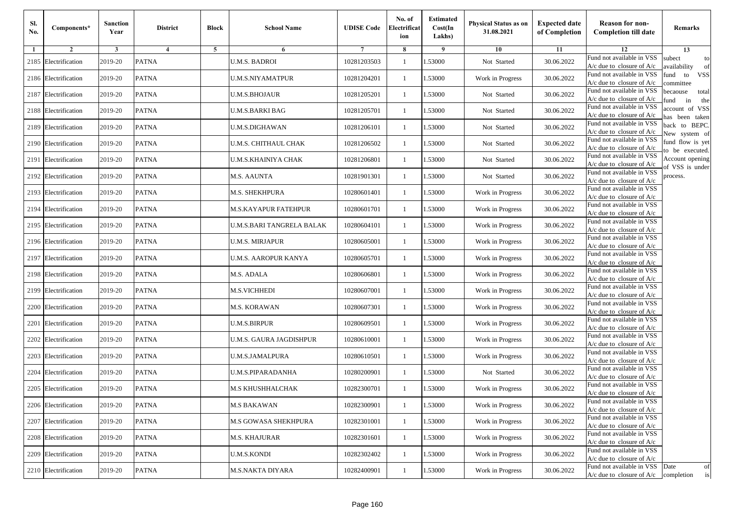| Sl. No. | Components* | Sanction Year | District | Block | School Name | UDISE Code | No. of Electrification | Estimated Cost(In Lakhs) | Physical Status as on 31.08.2021 | Expected date of Completion | Reason for non-Completion till date | Remarks |
|---|---|---|---|---|---|---|---|---|---|---|---|---|
| 1 | 2 | 3 | 4 | 5 | 6 | 7 | 8 | 9 | 10 | 11 | 12 | 13 |
| 2185 | Electrification | 2019-20 | PATNA | | U.M.S. BADROI | 10281203503 | 1 | 1.53000 | Not Started | 30.06.2022 | Fund not available in VSS A/c due to closure of A/c | subect to availability of fund to VSS committee becaouse total fund in the account of VSS has been taken back to BEPC. New system of fund flow is yet to be executed. Account opening of VSS is under process. |
| 2186 | Electrification | 2019-20 | PATNA | | U.M.S.NIYAMATPUR | 10281204201 | 1 | 1.53000 | Work in Progress | 30.06.2022 | Fund not available in VSS A/c due to closure of A/c | |
| 2187 | Electrification | 2019-20 | PATNA | | U.M.S.BHOJAUR | 10281205201 | 1 | 1.53000 | Not Started | 30.06.2022 | Fund not available in VSS A/c due to closure of A/c | |
| 2188 | Electrification | 2019-20 | PATNA | | U.M.S.BARKI BAG | 10281205701 | 1 | 1.53000 | Not Started | 30.06.2022 | Fund not available in VSS A/c due to closure of A/c | |
| 2189 | Electrification | 2019-20 | PATNA | | U.M.S.DIGHAWAN | 10281206101 | 1 | 1.53000 | Not Started | 30.06.2022 | Fund not available in VSS A/c due to closure of A/c | |
| 2190 | Electrification | 2019-20 | PATNA | | U.M.S. CHITHAUL CHAK | 10281206502 | 1 | 1.53000 | Not Started | 30.06.2022 | Fund not available in VSS A/c due to closure of A/c | |
| 2191 | Electrification | 2019-20 | PATNA | | U.M.S.KHAINIYA CHAK | 10281206801 | 1 | 1.53000 | Not Started | 30.06.2022 | Fund not available in VSS A/c due to closure of A/c | |
| 2192 | Electrification | 2019-20 | PATNA | | M.S. AAUNTA | 10281901301 | 1 | 1.53000 | Not Started | 30.06.2022 | Fund not available in VSS A/c due to closure of A/c | |
| 2193 | Electrification | 2019-20 | PATNA | | M.S. SHEKHPURA | 10280601401 | 1 | 1.53000 | Work in Progress | 30.06.2022 | Fund not available in VSS A/c due to closure of A/c | |
| 2194 | Electrification | 2019-20 | PATNA | | M.S.KAYAPUR FATEHPUR | 10280601701 | 1 | 1.53000 | Work in Progress | 30.06.2022 | Fund not available in VSS A/c due to closure of A/c | |
| 2195 | Electrification | 2019-20 | PATNA | | U.M.S.BARI TANGRELA BALAK | 10280604101 | 1 | 1.53000 | Work in Progress | 30.06.2022 | Fund not available in VSS A/c due to closure of A/c | |
| 2196 | Electrification | 2019-20 | PATNA | | U.M.S. MIRJAPUR | 10280605001 | 1 | 1.53000 | Work in Progress | 30.06.2022 | Fund not available in VSS A/c due to closure of A/c | |
| 2197 | Electrification | 2019-20 | PATNA | | U.M.S. AAROPUR KANYA | 10280605701 | 1 | 1.53000 | Work in Progress | 30.06.2022 | Fund not available in VSS A/c due to closure of A/c | |
| 2198 | Electrification | 2019-20 | PATNA | | M.S. ADALA | 10280606801 | 1 | 1.53000 | Work in Progress | 30.06.2022 | Fund not available in VSS A/c due to closure of A/c | |
| 2199 | Electrification | 2019-20 | PATNA | | M.S.VICHHEDI | 10280607001 | 1 | 1.53000 | Work in Progress | 30.06.2022 | Fund not available in VSS A/c due to closure of A/c | |
| 2200 | Electrification | 2019-20 | PATNA | | M.S. KORAWAN | 10280607301 | 1 | 1.53000 | Work in Progress | 30.06.2022 | Fund not available in VSS A/c due to closure of A/c | |
| 2201 | Electrification | 2019-20 | PATNA | | U.M.S.BIRPUR | 10280609501 | 1 | 1.53000 | Work in Progress | 30.06.2022 | Fund not available in VSS A/c due to closure of A/c | |
| 2202 | Electrification | 2019-20 | PATNA | | U.M.S. GAURA JAGDISHPUR | 10280610001 | 1 | 1.53000 | Work in Progress | 30.06.2022 | Fund not available in VSS A/c due to closure of A/c | |
| 2203 | Electrification | 2019-20 | PATNA | | U.M.S.JAMALPURA | 10280610501 | 1 | 1.53000 | Work in Progress | 30.06.2022 | Fund not available in VSS A/c due to closure of A/c | |
| 2204 | Electrification | 2019-20 | PATNA | | U.M.S.PIPARADANHA | 10280200901 | 1 | 1.53000 | Not Started | 30.06.2022 | Fund not available in VSS A/c due to closure of A/c | |
| 2205 | Electrification | 2019-20 | PATNA | | M.S KHUSHHALCHAK | 10282300701 | 1 | 1.53000 | Work in Progress | 30.06.2022 | Fund not available in VSS A/c due to closure of A/c | |
| 2206 | Electrification | 2019-20 | PATNA | | M.S BAKAWAN | 10282300901 | 1 | 1.53000 | Work in Progress | 30.06.2022 | Fund not available in VSS A/c due to closure of A/c | |
| 2207 | Electrification | 2019-20 | PATNA | | M.S GOWASA SHEKHPURA | 10282301001 | 1 | 1.53000 | Work in Progress | 30.06.2022 | Fund not available in VSS A/c due to closure of A/c | |
| 2208 | Electrification | 2019-20 | PATNA | | M.S. KHAJURAR | 10282301601 | 1 | 1.53000 | Work in Progress | 30.06.2022 | Fund not available in VSS A/c due to closure of A/c | |
| 2209 | Electrification | 2019-20 | PATNA | | U.M.S.KONDI | 10282302402 | 1 | 1.53000 | Work in Progress | 30.06.2022 | Fund not available in VSS A/c due to closure of A/c | |
| 2210 | Electrification | 2019-20 | PATNA | | M.S.NAKTA DIYARA | 10282400901 | 1 | 1.53000 | Work in Progress | 30.06.2022 | Fund not available in VSS A/c due to closure of A/c | Date of completion is |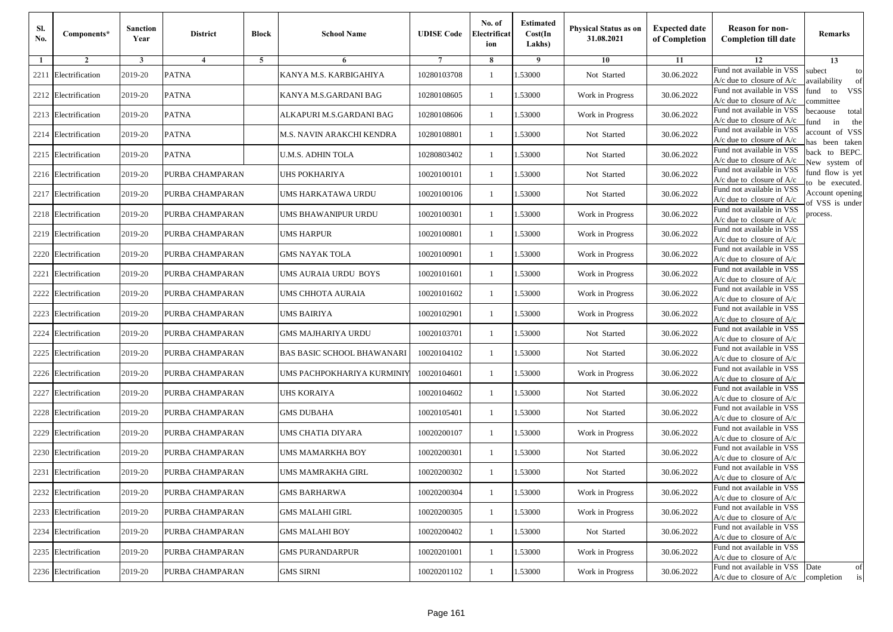| Sl. No. | Components* | Sanction Year | District | Block | School Name | UDISE Code | No. of Electrification | Estimated Cost(In Lakhs) | Physical Status as on 31.08.2021 | Expected date of Completion | Reason for non-Completion till date | Remarks |
|---|---|---|---|---|---|---|---|---|---|---|---|---|
| 1 | 2 | 3 | 4 | 5 | 6 | 7 | 8 | 9 | 10 | 11 | 12 | 13 |
| 2211 | Electrification | 2019-20 | PATNA | | KANYA M.S. KARBIGAHIYA | 10280103708 | 1 | 1.53000 | Not Started | 30.06.2022 | Fund not available in VSS A/c due to closure of A/c | subect to availability of fund to VSS committee becaouse total fund in the account of VSS has been taken back to BEPC. New system of fund flow is yet to be executed. Account opening of VSS is under process. |
| 2212 | Electrification | 2019-20 | PATNA | | KANYA M.S.GARDANI BAG | 10280108605 | 1 | 1.53000 | Work in Progress | 30.06.2022 | Fund not available in VSS A/c due to closure of A/c | |
| 2213 | Electrification | 2019-20 | PATNA | | ALKAPURI M.S.GARDANI BAG | 10280108606 | 1 | 1.53000 | Work in Progress | 30.06.2022 | Fund not available in VSS A/c due to closure of A/c | |
| 2214 | Electrification | 2019-20 | PATNA | | M.S. NAVIN ARAKCHI KENDRA | 10280108801 | 1 | 1.53000 | Not Started | 30.06.2022 | Fund not available in VSS A/c due to closure of A/c | |
| 2215 | Electrification | 2019-20 | PATNA | | U.M.S. ADHIN TOLA | 10280803402 | 1 | 1.53000 | Not Started | 30.06.2022 | Fund not available in VSS A/c due to closure of A/c | |
| 2216 | Electrification | 2019-20 | PURBA CHAMPARAN | | UHS POKHARIYA | 10020100101 | 1 | 1.53000 | Not Started | 30.06.2022 | Fund not available in VSS A/c due to closure of A/c | |
| 2217 | Electrification | 2019-20 | PURBA CHAMPARAN | | UMS HARKATAWA URDU | 10020100106 | 1 | 1.53000 | Not Started | 30.06.2022 | Fund not available in VSS A/c due to closure of A/c | |
| 2218 | Electrification | 2019-20 | PURBA CHAMPARAN | | UMS BHAWANIPUR URDU | 10020100301 | 1 | 1.53000 | Work in Progress | 30.06.2022 | Fund not available in VSS A/c due to closure of A/c | |
| 2219 | Electrification | 2019-20 | PURBA CHAMPARAN | | UMS HARPUR | 10020100801 | 1 | 1.53000 | Work in Progress | 30.06.2022 | Fund not available in VSS A/c due to closure of A/c | |
| 2220 | Electrification | 2019-20 | PURBA CHAMPARAN | | GMS NAYAK TOLA | 10020100901 | 1 | 1.53000 | Work in Progress | 30.06.2022 | Fund not available in VSS A/c due to closure of A/c | |
| 2221 | Electrification | 2019-20 | PURBA CHAMPARAN | | UMS AURAIA URDU BOYS | 10020101601 | 1 | 1.53000 | Work in Progress | 30.06.2022 | Fund not available in VSS A/c due to closure of A/c | |
| 2222 | Electrification | 2019-20 | PURBA CHAMPARAN | | UMS CHHOTA AURAIA | 10020101602 | 1 | 1.53000 | Work in Progress | 30.06.2022 | Fund not available in VSS A/c due to closure of A/c | |
| 2223 | Electrification | 2019-20 | PURBA CHAMPARAN | | UMS BAIRIYA | 10020102901 | 1 | 1.53000 | Work in Progress | 30.06.2022 | Fund not available in VSS A/c due to closure of A/c | |
| 2224 | Electrification | 2019-20 | PURBA CHAMPARAN | | GMS MAJHARIYA URDU | 10020103701 | 1 | 1.53000 | Not Started | 30.06.2022 | Fund not available in VSS A/c due to closure of A/c | |
| 2225 | Electrification | 2019-20 | PURBA CHAMPARAN | | BAS BASIC SCHOOL BHAWANARI | 10020104102 | 1 | 1.53000 | Not Started | 30.06.2022 | Fund not available in VSS A/c due to closure of A/c | |
| 2226 | Electrification | 2019-20 | PURBA CHAMPARAN | | UMS PACHPOKHARIYA KURMINIY | 10020104601 | 1 | 1.53000 | Work in Progress | 30.06.2022 | Fund not available in VSS A/c due to closure of A/c | |
| 2227 | Electrification | 2019-20 | PURBA CHAMPARAN | | UHS KORAIYA | 10020104602 | 1 | 1.53000 | Not Started | 30.06.2022 | Fund not available in VSS A/c due to closure of A/c | |
| 2228 | Electrification | 2019-20 | PURBA CHAMPARAN | | GMS DUBAHA | 10020105401 | 1 | 1.53000 | Not Started | 30.06.2022 | Fund not available in VSS A/c due to closure of A/c | |
| 2229 | Electrification | 2019-20 | PURBA CHAMPARAN | | UMS CHATIA DIYARA | 10020200107 | 1 | 1.53000 | Work in Progress | 30.06.2022 | Fund not available in VSS A/c due to closure of A/c | |
| 2230 | Electrification | 2019-20 | PURBA CHAMPARAN | | UMS MAMARKHA BOY | 10020200301 | 1 | 1.53000 | Not Started | 30.06.2022 | Fund not available in VSS A/c due to closure of A/c | |
| 2231 | Electrification | 2019-20 | PURBA CHAMPARAN | | UMS MAMRAKHA GIRL | 10020200302 | 1 | 1.53000 | Not Started | 30.06.2022 | Fund not available in VSS A/c due to closure of A/c | |
| 2232 | Electrification | 2019-20 | PURBA CHAMPARAN | | GMS BARHARWA | 10020200304 | 1 | 1.53000 | Work in Progress | 30.06.2022 | Fund not available in VSS A/c due to closure of A/c | |
| 2233 | Electrification | 2019-20 | PURBA CHAMPARAN | | GMS MALAHI GIRL | 10020200305 | 1 | 1.53000 | Work in Progress | 30.06.2022 | Fund not available in VSS A/c due to closure of A/c | |
| 2234 | Electrification | 2019-20 | PURBA CHAMPARAN | | GMS MALAHI BOY | 10020200402 | 1 | 1.53000 | Not Started | 30.06.2022 | Fund not available in VSS A/c due to closure of A/c | |
| 2235 | Electrification | 2019-20 | PURBA CHAMPARAN | | GMS PURANDARPUR | 10020201001 | 1 | 1.53000 | Work in Progress | 30.06.2022 | Fund not available in VSS A/c due to closure of A/c | |
| 2236 | Electrification | 2019-20 | PURBA CHAMPARAN | | GMS SIRNI | 10020201102 | 1 | 1.53000 | Work in Progress | 30.06.2022 | Fund not available in VSS A/c due to closure of A/c | Date of completion is |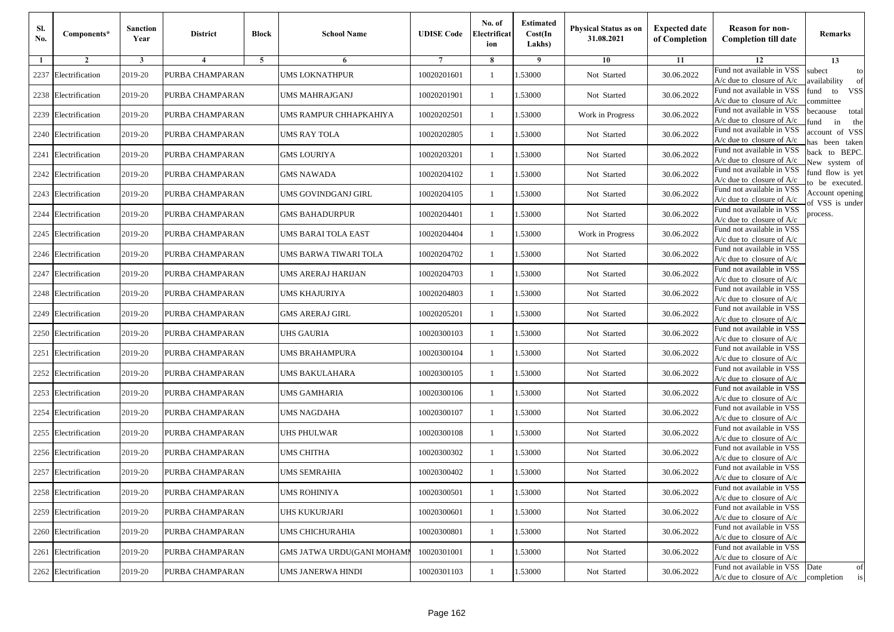| Sl. No. | Components* | Sanction Year | District | Block | School Name | UDISE Code | No. of Electrification | Estimated Cost(In Lakhs) | Physical Status as on 31.08.2021 | Expected date of Completion | Reason for non-Completion till date | Remarks |
|---|---|---|---|---|---|---|---|---|---|---|---|---|
| 1 | 2 | 3 | 4 | 5 | 6 | 7 | 8 | 9 | 10 | 11 | 12 | 13 |
| 2237 | Electrification | 2019-20 | PURBA CHAMPARAN | | UMS LOKNATHPUR | 10020201601 | 1 | 1.53000 | Not Started | 30.06.2022 | Fund not available in VSS A/c due to closure of A/c | subect to availability of fund to VSS committee becaouse total fund in the account of VSS has been taken back to BEPC. New system of fund flow is yet to be executed. Account opening of VSS is under process. |
| 2238 | Electrification | 2019-20 | PURBA CHAMPARAN | | UMS MAHRAJGANJ | 10020201901 | 1 | 1.53000 | Not Started | 30.06.2022 | Fund not available in VSS A/c due to closure of A/c | |
| 2239 | Electrification | 2019-20 | PURBA CHAMPARAN | | UMS RAMPUR CHHAPKAHIYA | 10020202501 | 1 | 1.53000 | Work in Progress | 30.06.2022 | Fund not available in VSS A/c due to closure of A/c | |
| 2240 | Electrification | 2019-20 | PURBA CHAMPARAN | | UMS RAY TOLA | 10020202805 | 1 | 1.53000 | Not Started | 30.06.2022 | Fund not available in VSS A/c due to closure of A/c | |
| 2241 | Electrification | 2019-20 | PURBA CHAMPARAN | | GMS LOURIYA | 10020203201 | 1 | 1.53000 | Not Started | 30.06.2022 | Fund not available in VSS A/c due to closure of A/c | |
| 2242 | Electrification | 2019-20 | PURBA CHAMPARAN | | GMS NAWADA | 10020204102 | 1 | 1.53000 | Not Started | 30.06.2022 | Fund not available in VSS A/c due to closure of A/c | |
| 2243 | Electrification | 2019-20 | PURBA CHAMPARAN | | UMS GOVINDGANJ GIRL | 10020204105 | 1 | 1.53000 | Not Started | 30.06.2022 | Fund not available in VSS A/c due to closure of A/c | |
| 2244 | Electrification | 2019-20 | PURBA CHAMPARAN | | GMS BAHADURPUR | 10020204401 | 1 | 1.53000 | Not Started | 30.06.2022 | Fund not available in VSS A/c due to closure of A/c | |
| 2245 | Electrification | 2019-20 | PURBA CHAMPARAN | | UMS BARAI TOLA EAST | 10020204404 | 1 | 1.53000 | Work in Progress | 30.06.2022 | Fund not available in VSS A/c due to closure of A/c | |
| 2246 | Electrification | 2019-20 | PURBA CHAMPARAN | | UMS BARWA TIWARI TOLA | 10020204702 | 1 | 1.53000 | Not Started | 30.06.2022 | Fund not available in VSS A/c due to closure of A/c | |
| 2247 | Electrification | 2019-20 | PURBA CHAMPARAN | | UMS ARERAJ HARIJAN | 10020204703 | 1 | 1.53000 | Not Started | 30.06.2022 | Fund not available in VSS A/c due to closure of A/c | |
| 2248 | Electrification | 2019-20 | PURBA CHAMPARAN | | UMS KHAJURIYA | 10020204803 | 1 | 1.53000 | Not Started | 30.06.2022 | Fund not available in VSS A/c due to closure of A/c | |
| 2249 | Electrification | 2019-20 | PURBA CHAMPARAN | | GMS ARERAJ GIRL | 10020205201 | 1 | 1.53000 | Not Started | 30.06.2022 | Fund not available in VSS A/c due to closure of A/c | |
| 2250 | Electrification | 2019-20 | PURBA CHAMPARAN | | UHS GAURIA | 10020300103 | 1 | 1.53000 | Not Started | 30.06.2022 | Fund not available in VSS A/c due to closure of A/c | |
| 2251 | Electrification | 2019-20 | PURBA CHAMPARAN | | UMS BRAHAMPURA | 10020300104 | 1 | 1.53000 | Not Started | 30.06.2022 | Fund not available in VSS A/c due to closure of A/c | |
| 2252 | Electrification | 2019-20 | PURBA CHAMPARAN | | UMS BAKULAHARA | 10020300105 | 1 | 1.53000 | Not Started | 30.06.2022 | Fund not available in VSS A/c due to closure of A/c | |
| 2253 | Electrification | 2019-20 | PURBA CHAMPARAN | | UMS GAMHARIA | 10020300106 | 1 | 1.53000 | Not Started | 30.06.2022 | Fund not available in VSS A/c due to closure of A/c | |
| 2254 | Electrification | 2019-20 | PURBA CHAMPARAN | | UMS NAGDAHA | 10020300107 | 1 | 1.53000 | Not Started | 30.06.2022 | Fund not available in VSS A/c due to closure of A/c | |
| 2255 | Electrification | 2019-20 | PURBA CHAMPARAN | | UHS PHULWAR | 10020300108 | 1 | 1.53000 | Not Started | 30.06.2022 | Fund not available in VSS A/c due to closure of A/c | |
| 2256 | Electrification | 2019-20 | PURBA CHAMPARAN | | UMS CHITHA | 10020300302 | 1 | 1.53000 | Not Started | 30.06.2022 | Fund not available in VSS A/c due to closure of A/c | |
| 2257 | Electrification | 2019-20 | PURBA CHAMPARAN | | UMS SEMRAHIA | 10020300402 | 1 | 1.53000 | Not Started | 30.06.2022 | Fund not available in VSS A/c due to closure of A/c | |
| 2258 | Electrification | 2019-20 | PURBA CHAMPARAN | | UMS ROHINIYA | 10020300501 | 1 | 1.53000 | Not Started | 30.06.2022 | Fund not available in VSS A/c due to closure of A/c | |
| 2259 | Electrification | 2019-20 | PURBA CHAMPARAN | | UHS KUKURJARI | 10020300601 | 1 | 1.53000 | Not Started | 30.06.2022 | Fund not available in VSS A/c due to closure of A/c | |
| 2260 | Electrification | 2019-20 | PURBA CHAMPARAN | | UMS CHICHURAHIA | 10020300801 | 1 | 1.53000 | Not Started | 30.06.2022 | Fund not available in VSS A/c due to closure of A/c | |
| 2261 | Electrification | 2019-20 | PURBA CHAMPARAN | | GMS JATWA URDU(GANI MOHAMN | 10020301001 | 1 | 1.53000 | Not Started | 30.06.2022 | Fund not available in VSS A/c due to closure of A/c | |
| 2262 | Electrification | 2019-20 | PURBA CHAMPARAN | | UMS JANERWA HINDI | 10020301103 | 1 | 1.53000 | Not Started | 30.06.2022 | Fund not available in VSS A/c due to closure of A/c | Date of completion is |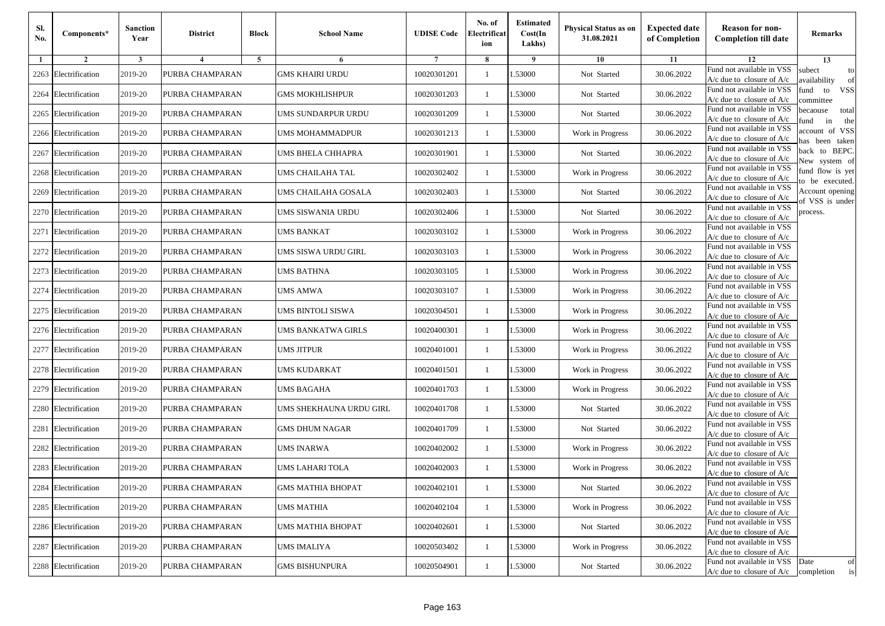| Sl. No. | Components* | Sanction Year | District | Block | School Name | UDISE Code | No. of Electrification | Estimated Cost(In Lakhs) | Physical Status as on 31.08.2021 | Expected date of Completion | Reason for non-Completion till date | Remarks |
|---|---|---|---|---|---|---|---|---|---|---|---|---|
| 1 | 2 | 3 | 4 | 5 | 6 | 7 | 8 | 9 | 10 | 11 | 12 | 13 |
| 2263 | Electrification | 2019-20 | PURBA CHAMPARAN | | GMS KHAIRI URDU | 10020301201 | 1 | 1.53000 | Not Started | 30.06.2022 | Fund not available in VSS A/c due to closure of A/c | subect to availability of fund to VSS committee becaouse total fund in the account of VSS has been taken back to BEPC. New system of fund flow is yet to be executed. Account opening of VSS is under process. |
| 2264 | Electrification | 2019-20 | PURBA CHAMPARAN | | GMS MOKHLISHPUR | 10020301203 | 1 | 1.53000 | Not Started | 30.06.2022 | Fund not available in VSS A/c due to closure of A/c | |
| 2265 | Electrification | 2019-20 | PURBA CHAMPARAN | | UMS SUNDARPUR URDU | 10020301209 | 1 | 1.53000 | Not Started | 30.06.2022 | Fund not available in VSS A/c due to closure of A/c | |
| 2266 | Electrification | 2019-20 | PURBA CHAMPARAN | | UMS MOHAMMADPUR | 10020301213 | 1 | 1.53000 | Work in Progress | 30.06.2022 | Fund not available in VSS A/c due to closure of A/c | |
| 2267 | Electrification | 2019-20 | PURBA CHAMPARAN | | UMS BHELA CHHAPRA | 10020301901 | 1 | 1.53000 | Not Started | 30.06.2022 | Fund not available in VSS A/c due to closure of A/c | |
| 2268 | Electrification | 2019-20 | PURBA CHAMPARAN | | UMS CHAILAHA TAL | 10020302402 | 1 | 1.53000 | Work in Progress | 30.06.2022 | Fund not available in VSS A/c due to closure of A/c | |
| 2269 | Electrification | 2019-20 | PURBA CHAMPARAN | | UMS CHAILAHA GOSALA | 10020302403 | 1 | 1.53000 | Not Started | 30.06.2022 | Fund not available in VSS A/c due to closure of A/c | |
| 2270 | Electrification | 2019-20 | PURBA CHAMPARAN | | UMS SISWANIA URDU | 10020302406 | 1 | 1.53000 | Not Started | 30.06.2022 | Fund not available in VSS A/c due to closure of A/c | |
| 2271 | Electrification | 2019-20 | PURBA CHAMPARAN | | UMS BANKAT | 10020303102 | 1 | 1.53000 | Work in Progress | 30.06.2022 | Fund not available in VSS A/c due to closure of A/c | |
| 2272 | Electrification | 2019-20 | PURBA CHAMPARAN | | UMS SISWA URDU GIRL | 10020303103 | 1 | 1.53000 | Work in Progress | 30.06.2022 | Fund not available in VSS A/c due to closure of A/c | |
| 2273 | Electrification | 2019-20 | PURBA CHAMPARAN | | UMS BATHNA | 10020303105 | 1 | 1.53000 | Work in Progress | 30.06.2022 | Fund not available in VSS A/c due to closure of A/c | |
| 2274 | Electrification | 2019-20 | PURBA CHAMPARAN | | UMS AMWA | 10020303107 | 1 | 1.53000 | Work in Progress | 30.06.2022 | Fund not available in VSS A/c due to closure of A/c | |
| 2275 | Electrification | 2019-20 | PURBA CHAMPARAN | | UMS BINTOLI SISWA | 10020304501 | 1 | 1.53000 | Work in Progress | 30.06.2022 | Fund not available in VSS A/c due to closure of A/c | |
| 2276 | Electrification | 2019-20 | PURBA CHAMPARAN | | UMS BANKATWA GIRLS | 10020400301 | 1 | 1.53000 | Work in Progress | 30.06.2022 | Fund not available in VSS A/c due to closure of A/c | |
| 2277 | Electrification | 2019-20 | PURBA CHAMPARAN | | UMS JITPUR | 10020401001 | 1 | 1.53000 | Work in Progress | 30.06.2022 | Fund not available in VSS A/c due to closure of A/c | |
| 2278 | Electrification | 2019-20 | PURBA CHAMPARAN | | UMS KUDARKAT | 10020401501 | 1 | 1.53000 | Work in Progress | 30.06.2022 | Fund not available in VSS A/c due to closure of A/c | |
| 2279 | Electrification | 2019-20 | PURBA CHAMPARAN | | UMS BAGAHA | 10020401703 | 1 | 1.53000 | Work in Progress | 30.06.2022 | Fund not available in VSS A/c due to closure of A/c | |
| 2280 | Electrification | 2019-20 | PURBA CHAMPARAN | | UMS SHEKHAUNA URDU GIRL | 10020401708 | 1 | 1.53000 | Not Started | 30.06.2022 | Fund not available in VSS A/c due to closure of A/c | |
| 2281 | Electrification | 2019-20 | PURBA CHAMPARAN | | GMS DHUM NAGAR | 10020401709 | 1 | 1.53000 | Not Started | 30.06.2022 | Fund not available in VSS A/c due to closure of A/c | |
| 2282 | Electrification | 2019-20 | PURBA CHAMPARAN | | UMS INARWA | 10020402002 | 1 | 1.53000 | Work in Progress | 30.06.2022 | Fund not available in VSS A/c due to closure of A/c | |
| 2283 | Electrification | 2019-20 | PURBA CHAMPARAN | | UMS LAHARI TOLA | 10020402003 | 1 | 1.53000 | Work in Progress | 30.06.2022 | Fund not available in VSS A/c due to closure of A/c | |
| 2284 | Electrification | 2019-20 | PURBA CHAMPARAN | | GMS MATHIA BHOPAT | 10020402101 | 1 | 1.53000 | Not Started | 30.06.2022 | Fund not available in VSS A/c due to closure of A/c | |
| 2285 | Electrification | 2019-20 | PURBA CHAMPARAN | | UMS MATHIA | 10020402104 | 1 | 1.53000 | Work in Progress | 30.06.2022 | Fund not available in VSS A/c due to closure of A/c | |
| 2286 | Electrification | 2019-20 | PURBA CHAMPARAN | | UMS MATHIA BHOPAT | 10020402601 | 1 | 1.53000 | Not Started | 30.06.2022 | Fund not available in VSS A/c due to closure of A/c | |
| 2287 | Electrification | 2019-20 | PURBA CHAMPARAN | | UMS IMALIYA | 10020503402 | 1 | 1.53000 | Work in Progress | 30.06.2022 | Fund not available in VSS A/c due to closure of A/c | |
| 2288 | Electrification | 2019-20 | PURBA CHAMPARAN | | GMS BISHUNPURA | 10020504901 | 1 | 1.53000 | Not Started | 30.06.2022 | Fund not available in VSS A/c due to closure of A/c | Date of completion is |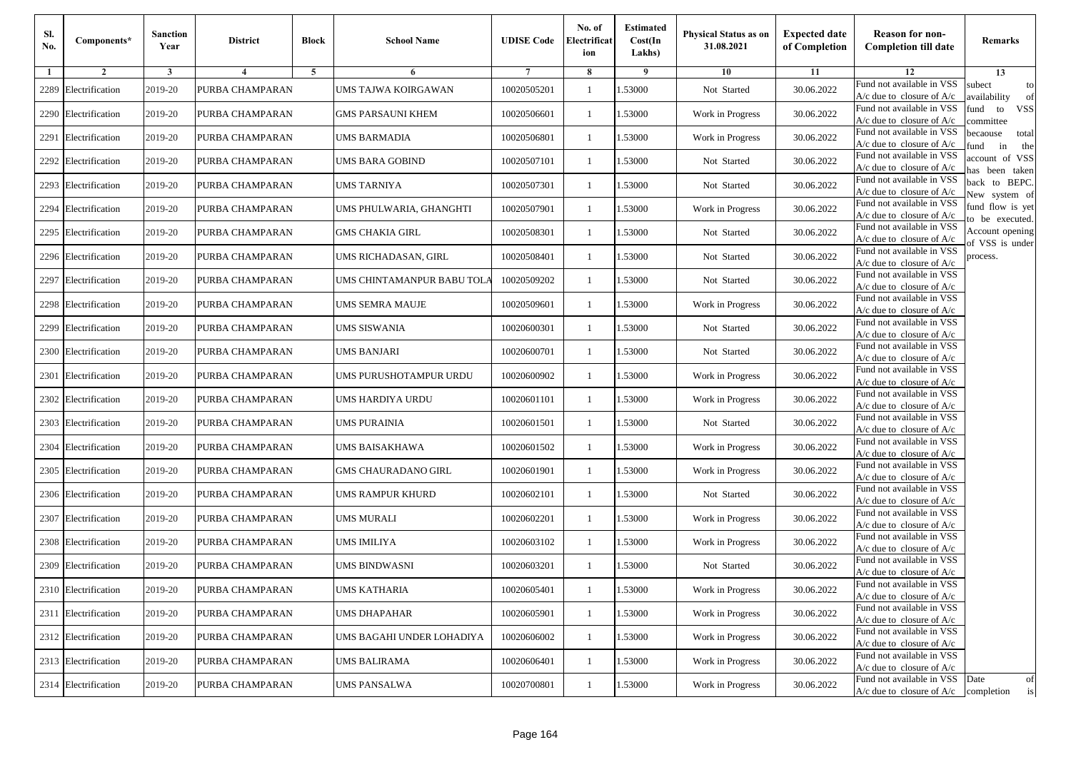| Sl. No. | Components* | Sanction Year | District | Block | School Name | UDISE Code | No. of Electrification | Estimated Cost(In Lakhs) | Physical Status as on 31.08.2021 | Expected date of Completion | Reason for non-Completion till date | Remarks |
|---|---|---|---|---|---|---|---|---|---|---|---|---|
| 1 | 2 | 3 | 4 | 5 | 6 | 7 | 8 | 9 | 10 | 11 | 12 | 13 |
| 2289 | Electrification | 2019-20 | PURBA CHAMPARAN | | UMS TAJWA KOIRGAWAN | 10020505201 | 1 | 1.53000 | Not Started | 30.06.2022 | Fund not available in VSS A/c due to closure of A/c | subect to availability of fund to VSS committee becaouse total fund in the account of VSS has been taken back to BEPC. New system of fund flow is yet to be executed. Account opening of VSS is under process. |
| 2290 | Electrification | 2019-20 | PURBA CHAMPARAN | | GMS PARSAUNI KHEM | 10020506601 | 1 | 1.53000 | Work in Progress | 30.06.2022 | Fund not available in VSS A/c due to closure of A/c | |
| 2291 | Electrification | 2019-20 | PURBA CHAMPARAN | | UMS BARMADIA | 10020506801 | 1 | 1.53000 | Work in Progress | 30.06.2022 | Fund not available in VSS A/c due to closure of A/c | |
| 2292 | Electrification | 2019-20 | PURBA CHAMPARAN | | UMS BARA GOBIND | 10020507101 | 1 | 1.53000 | Not Started | 30.06.2022 | Fund not available in VSS A/c due to closure of A/c | |
| 2293 | Electrification | 2019-20 | PURBA CHAMPARAN | | UMS TARNIYA | 10020507301 | 1 | 1.53000 | Not Started | 30.06.2022 | Fund not available in VSS A/c due to closure of A/c | |
| 2294 | Electrification | 2019-20 | PURBA CHAMPARAN | | UMS PHULWARIA, GHANGHTI | 10020507901 | 1 | 1.53000 | Work in Progress | 30.06.2022 | Fund not available in VSS A/c due to closure of A/c | |
| 2295 | Electrification | 2019-20 | PURBA CHAMPARAN | | GMS CHAKIA GIRL | 10020508301 | 1 | 1.53000 | Not Started | 30.06.2022 | Fund not available in VSS A/c due to closure of A/c | |
| 2296 | Electrification | 2019-20 | PURBA CHAMPARAN | | UMS RICHADASAN, GIRL | 10020508401 | 1 | 1.53000 | Not Started | 30.06.2022 | Fund not available in VSS A/c due to closure of A/c | |
| 2297 | Electrification | 2019-20 | PURBA CHAMPARAN | | UMS CHINTAMANPUR BABU TOLA | 10020509202 | 1 | 1.53000 | Not Started | 30.06.2022 | Fund not available in VSS A/c due to closure of A/c | |
| 2298 | Electrification | 2019-20 | PURBA CHAMPARAN | | UMS SEMRA MAUJE | 10020509601 | 1 | 1.53000 | Work in Progress | 30.06.2022 | Fund not available in VSS A/c due to closure of A/c | |
| 2299 | Electrification | 2019-20 | PURBA CHAMPARAN | | UMS SISWANIA | 10020600301 | 1 | 1.53000 | Not Started | 30.06.2022 | Fund not available in VSS A/c due to closure of A/c | |
| 2300 | Electrification | 2019-20 | PURBA CHAMPARAN | | UMS BANJARI | 10020600701 | 1 | 1.53000 | Not Started | 30.06.2022 | Fund not available in VSS A/c due to closure of A/c | |
| 2301 | Electrification | 2019-20 | PURBA CHAMPARAN | | UMS PURUSHOTAMPUR URDU | 10020600902 | 1 | 1.53000 | Work in Progress | 30.06.2022 | Fund not available in VSS A/c due to closure of A/c | |
| 2302 | Electrification | 2019-20 | PURBA CHAMPARAN | | UMS HARDIYA URDU | 10020601101 | 1 | 1.53000 | Work in Progress | 30.06.2022 | Fund not available in VSS A/c due to closure of A/c | |
| 2303 | Electrification | 2019-20 | PURBA CHAMPARAN | | UMS PURAINIA | 10020601501 | 1 | 1.53000 | Not Started | 30.06.2022 | Fund not available in VSS A/c due to closure of A/c | |
| 2304 | Electrification | 2019-20 | PURBA CHAMPARAN | | UMS BAISAKHAWA | 10020601502 | 1 | 1.53000 | Work in Progress | 30.06.2022 | Fund not available in VSS A/c due to closure of A/c | |
| 2305 | Electrification | 2019-20 | PURBA CHAMPARAN | | GMS CHAURADANO GIRL | 10020601901 | 1 | 1.53000 | Work in Progress | 30.06.2022 | Fund not available in VSS A/c due to closure of A/c | |
| 2306 | Electrification | 2019-20 | PURBA CHAMPARAN | | UMS RAMPUR KHURD | 10020602101 | 1 | 1.53000 | Not Started | 30.06.2022 | Fund not available in VSS A/c due to closure of A/c | |
| 2307 | Electrification | 2019-20 | PURBA CHAMPARAN | | UMS MURALI | 10020602201 | 1 | 1.53000 | Work in Progress | 30.06.2022 | Fund not available in VSS A/c due to closure of A/c | |
| 2308 | Electrification | 2019-20 | PURBA CHAMPARAN | | UMS IMILIYA | 10020603102 | 1 | 1.53000 | Work in Progress | 30.06.2022 | Fund not available in VSS A/c due to closure of A/c | |
| 2309 | Electrification | 2019-20 | PURBA CHAMPARAN | | UMS BINDWASNI | 10020603201 | 1 | 1.53000 | Not Started | 30.06.2022 | Fund not available in VSS A/c due to closure of A/c | |
| 2310 | Electrification | 2019-20 | PURBA CHAMPARAN | | UMS KATHARIA | 10020605401 | 1 | 1.53000 | Work in Progress | 30.06.2022 | Fund not available in VSS A/c due to closure of A/c | |
| 2311 | Electrification | 2019-20 | PURBA CHAMPARAN | | UMS DHAPAHAR | 10020605901 | 1 | 1.53000 | Work in Progress | 30.06.2022 | Fund not available in VSS A/c due to closure of A/c | |
| 2312 | Electrification | 2019-20 | PURBA CHAMPARAN | | UMS BAGAHI UNDER LOHADIYA | 10020606002 | 1 | 1.53000 | Work in Progress | 30.06.2022 | Fund not available in VSS A/c due to closure of A/c | |
| 2313 | Electrification | 2019-20 | PURBA CHAMPARAN | | UMS BALIRAMA | 10020606401 | 1 | 1.53000 | Work in Progress | 30.06.2022 | Fund not available in VSS A/c due to closure of A/c | |
| 2314 | Electrification | 2019-20 | PURBA CHAMPARAN | | UMS PANSALWA | 10020700801 | 1 | 1.53000 | Work in Progress | 30.06.2022 | Fund not available in VSS A/c due to closure of A/c | Date of completion is |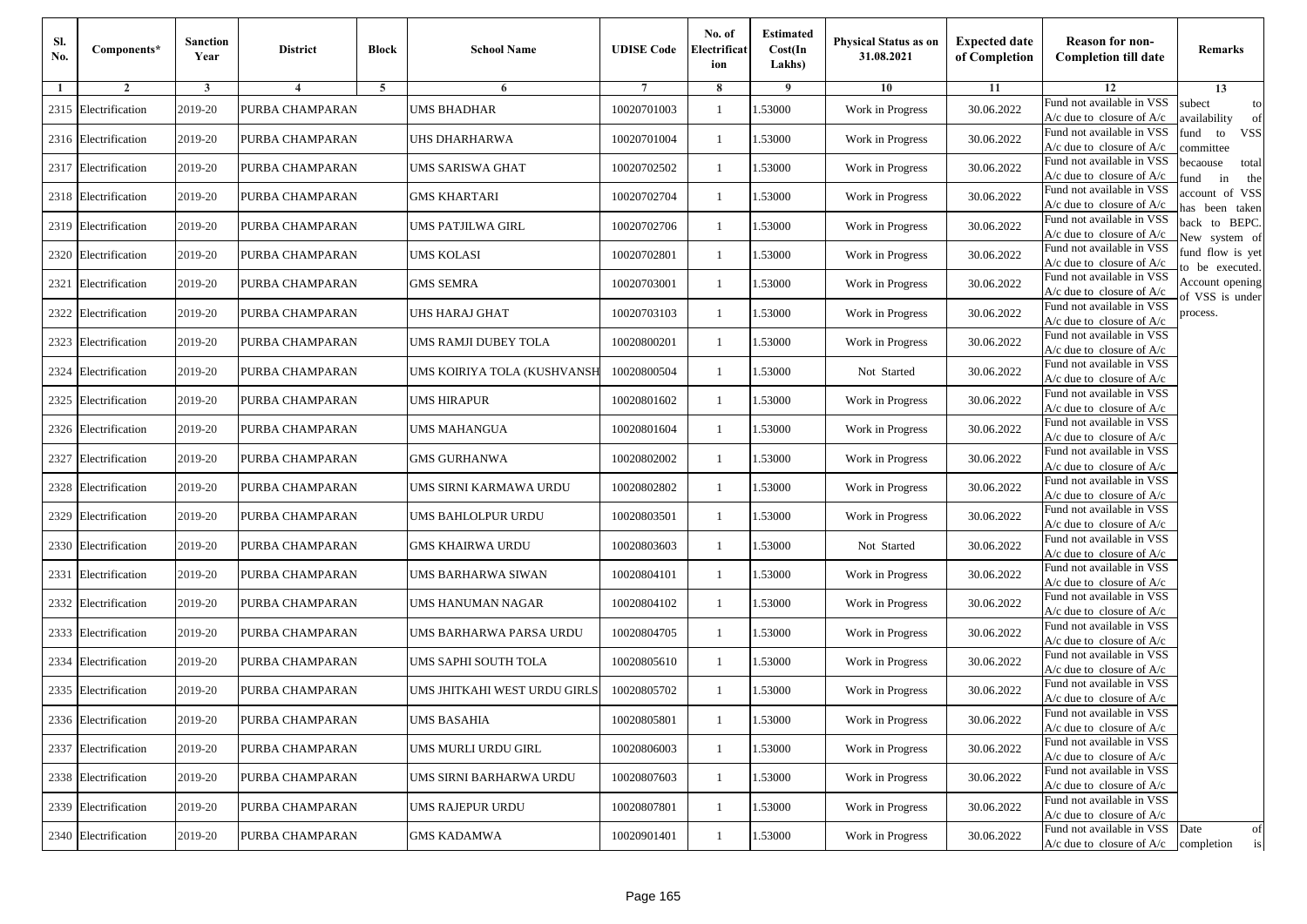| Sl. No. | Components* | Sanction Year | District | Block | School Name | UDISE Code | No. of Electrification | Estimated Cost(In Lakhs) | Physical Status as on 31.08.2021 | Expected date of Completion | Reason for non-Completion till date | Remarks |
|---|---|---|---|---|---|---|---|---|---|---|---|---|
| 1 | 2 | 3 | 4 | 5 | 6 | 7 | 8 | 9 | 10 | 11 | 12 | 13 |
| 2315 | Electrification | 2019-20 | PURBA CHAMPARAN | | UMS BHADHAR | 10020701003 | 1 | 1.53000 | Work in Progress | 30.06.2022 | Fund not available in VSS A/c due to closure of A/c | subect to availability of fund to VSS committee becaouse total fund in the account of VSS has been taken back to BEPC. New system of fund flow is yet to be executed. Account opening of VSS is under process. |
| 2316 | Electrification | 2019-20 | PURBA CHAMPARAN | | UHS DHARHARWA | 10020701004 | 1 | 1.53000 | Work in Progress | 30.06.2022 | Fund not available in VSS A/c due to closure of A/c | |
| 2317 | Electrification | 2019-20 | PURBA CHAMPARAN | | UMS SARISWA GHAT | 10020702502 | 1 | 1.53000 | Work in Progress | 30.06.2022 | Fund not available in VSS A/c due to closure of A/c | |
| 2318 | Electrification | 2019-20 | PURBA CHAMPARAN | | GMS KHARTARI | 10020702704 | 1 | 1.53000 | Work in Progress | 30.06.2022 | Fund not available in VSS A/c due to closure of A/c | |
| 2319 | Electrification | 2019-20 | PURBA CHAMPARAN | | UMS PATJILWA GIRL | 10020702706 | 1 | 1.53000 | Work in Progress | 30.06.2022 | Fund not available in VSS A/c due to closure of A/c | |
| 2320 | Electrification | 2019-20 | PURBA CHAMPARAN | | UMS KOLASI | 10020702801 | 1 | 1.53000 | Work in Progress | 30.06.2022 | Fund not available in VSS A/c due to closure of A/c | |
| 2321 | Electrification | 2019-20 | PURBA CHAMPARAN | | GMS SEMRA | 10020703001 | 1 | 1.53000 | Work in Progress | 30.06.2022 | Fund not available in VSS A/c due to closure of A/c | |
| 2322 | Electrification | 2019-20 | PURBA CHAMPARAN | | UHS HARAJ GHAT | 10020703103 | 1 | 1.53000 | Work in Progress | 30.06.2022 | Fund not available in VSS A/c due to closure of A/c | |
| 2323 | Electrification | 2019-20 | PURBA CHAMPARAN | | UMS RAMJI DUBEY TOLA | 10020800201 | 1 | 1.53000 | Work in Progress | 30.06.2022 | Fund not available in VSS A/c due to closure of A/c | |
| 2324 | Electrification | 2019-20 | PURBA CHAMPARAN | | UMS KOIRIYA TOLA (KUSHVANSH | 10020800504 | 1 | 1.53000 | Not Started | 30.06.2022 | Fund not available in VSS A/c due to closure of A/c | |
| 2325 | Electrification | 2019-20 | PURBA CHAMPARAN | | UMS HIRAPUR | 10020801602 | 1 | 1.53000 | Work in Progress | 30.06.2022 | Fund not available in VSS A/c due to closure of A/c | |
| 2326 | Electrification | 2019-20 | PURBA CHAMPARAN | | UMS MAHANGUA | 10020801604 | 1 | 1.53000 | Work in Progress | 30.06.2022 | Fund not available in VSS A/c due to closure of A/c | |
| 2327 | Electrification | 2019-20 | PURBA CHAMPARAN | | GMS GURHANWA | 10020802002 | 1 | 1.53000 | Work in Progress | 30.06.2022 | Fund not available in VSS A/c due to closure of A/c | |
| 2328 | Electrification | 2019-20 | PURBA CHAMPARAN | | UMS SIRNI KARMAWA URDU | 10020802802 | 1 | 1.53000 | Work in Progress | 30.06.2022 | Fund not available in VSS A/c due to closure of A/c | |
| 2329 | Electrification | 2019-20 | PURBA CHAMPARAN | | UMS BAHLOLPUR URDU | 10020803501 | 1 | 1.53000 | Work in Progress | 30.06.2022 | Fund not available in VSS A/c due to closure of A/c | |
| 2330 | Electrification | 2019-20 | PURBA CHAMPARAN | | GMS KHAIRWA URDU | 10020803603 | 1 | 1.53000 | Not Started | 30.06.2022 | Fund not available in VSS A/c due to closure of A/c | |
| 2331 | Electrification | 2019-20 | PURBA CHAMPARAN | | UMS BARHARWA SIWAN | 10020804101 | 1 | 1.53000 | Work in Progress | 30.06.2022 | Fund not available in VSS A/c due to closure of A/c | |
| 2332 | Electrification | 2019-20 | PURBA CHAMPARAN | | UMS HANUMAN NAGAR | 10020804102 | 1 | 1.53000 | Work in Progress | 30.06.2022 | Fund not available in VSS A/c due to closure of A/c | |
| 2333 | Electrification | 2019-20 | PURBA CHAMPARAN | | UMS BARHARWA PARSA URDU | 10020804705 | 1 | 1.53000 | Work in Progress | 30.06.2022 | Fund not available in VSS A/c due to closure of A/c | |
| 2334 | Electrification | 2019-20 | PURBA CHAMPARAN | | UMS SAPHI SOUTH TOLA | 10020805610 | 1 | 1.53000 | Work in Progress | 30.06.2022 | Fund not available in VSS A/c due to closure of A/c | |
| 2335 | Electrification | 2019-20 | PURBA CHAMPARAN | | UMS JHITKAHI WEST URDU GIRLS | 10020805702 | 1 | 1.53000 | Work in Progress | 30.06.2022 | Fund not available in VSS A/c due to closure of A/c | |
| 2336 | Electrification | 2019-20 | PURBA CHAMPARAN | | UMS BASAHIA | 10020805801 | 1 | 1.53000 | Work in Progress | 30.06.2022 | Fund not available in VSS A/c due to closure of A/c | |
| 2337 | Electrification | 2019-20 | PURBA CHAMPARAN | | UMS MURLI URDU GIRL | 10020806003 | 1 | 1.53000 | Work in Progress | 30.06.2022 | Fund not available in VSS A/c due to closure of A/c | |
| 2338 | Electrification | 2019-20 | PURBA CHAMPARAN | | UMS SIRNI BARHARWA URDU | 10020807603 | 1 | 1.53000 | Work in Progress | 30.06.2022 | Fund not available in VSS A/c due to closure of A/c | |
| 2339 | Electrification | 2019-20 | PURBA CHAMPARAN | | UMS RAJEPUR URDU | 10020807801 | 1 | 1.53000 | Work in Progress | 30.06.2022 | Fund not available in VSS A/c due to closure of A/c | |
| 2340 | Electrification | 2019-20 | PURBA CHAMPARAN | | GMS KADAMWA | 10020901401 | 1 | 1.53000 | Work in Progress | 30.06.2022 | Fund not available in VSS A/c due to closure of A/c | Date of completion is |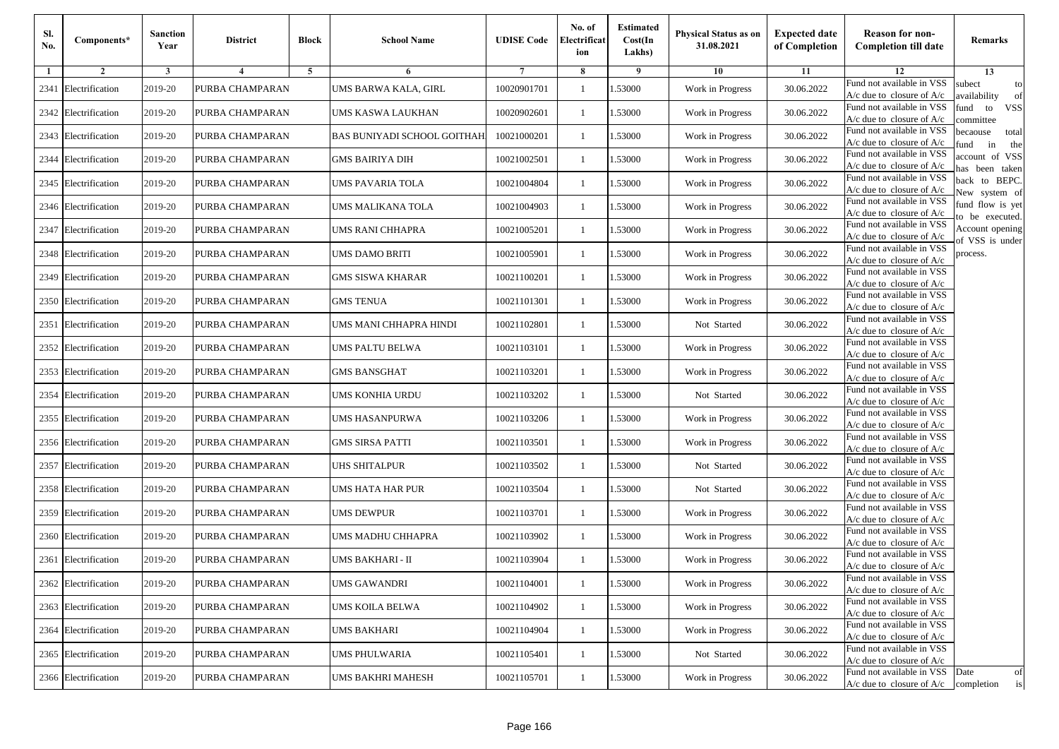| Sl. No. | Components* | Sanction Year | District | Block | School Name | UDISE Code | No. of Electrification | Estimated Cost(In Lakhs) | Physical Status as on 31.08.2021 | Expected date of Completion | Reason for non-Completion till date | Remarks |
|---|---|---|---|---|---|---|---|---|---|---|---|---|
| 1 | 2 | 3 | 4 | 5 | 6 | 7 | 8 | 9 | 10 | 11 | 12 | 13 |
| 2341 | Electrification | 2019-20 | PURBA CHAMPARAN | | UMS BARWA KALA, GIRL | 10020901701 | 1 | 1.53000 | Work in Progress | 30.06.2022 | Fund not available in VSS A/c due to closure of A/c | subect to availability of fund to VSS committee becaouse total fund in the account of VSS has been taken back to BEPC. New system of fund flow is yet to be executed. Account opening of VSS is under process. |
| 2342 | Electrification | 2019-20 | PURBA CHAMPARAN | | UMS KASWA LAUKHAN | 10020902601 | 1 | 1.53000 | Work in Progress | 30.06.2022 | Fund not available in VSS A/c due to closure of A/c | |
| 2343 | Electrification | 2019-20 | PURBA CHAMPARAN | | BAS BUNIYADI SCHOOL GOITHAH | 10021000201 | 1 | 1.53000 | Work in Progress | 30.06.2022 | Fund not available in VSS A/c due to closure of A/c | |
| 2344 | Electrification | 2019-20 | PURBA CHAMPARAN | | GMS BAIRIYA DIH | 10021002501 | 1 | 1.53000 | Work in Progress | 30.06.2022 | Fund not available in VSS A/c due to closure of A/c | |
| 2345 | Electrification | 2019-20 | PURBA CHAMPARAN | | UMS PAVARIA TOLA | 10021004804 | 1 | 1.53000 | Work in Progress | 30.06.2022 | Fund not available in VSS A/c due to closure of A/c | |
| 2346 | Electrification | 2019-20 | PURBA CHAMPARAN | | UMS MALIKANA TOLA | 10021004903 | 1 | 1.53000 | Work in Progress | 30.06.2022 | Fund not available in VSS A/c due to closure of A/c | |
| 2347 | Electrification | 2019-20 | PURBA CHAMPARAN | | UMS RANI CHHAPRA | 10021005201 | 1 | 1.53000 | Work in Progress | 30.06.2022 | Fund not available in VSS A/c due to closure of A/c | |
| 2348 | Electrification | 2019-20 | PURBA CHAMPARAN | | UMS DAMO BRITI | 10021005901 | 1 | 1.53000 | Work in Progress | 30.06.2022 | Fund not available in VSS A/c due to closure of A/c | |
| 2349 | Electrification | 2019-20 | PURBA CHAMPARAN | | GMS SISWA KHARAR | 10021100201 | 1 | 1.53000 | Work in Progress | 30.06.2022 | Fund not available in VSS A/c due to closure of A/c | |
| 2350 | Electrification | 2019-20 | PURBA CHAMPARAN | | GMS TENUA | 10021101301 | 1 | 1.53000 | Work in Progress | 30.06.2022 | Fund not available in VSS A/c due to closure of A/c | |
| 2351 | Electrification | 2019-20 | PURBA CHAMPARAN | | UMS MANI CHHAPRA HINDI | 10021102801 | 1 | 1.53000 | Not Started | 30.06.2022 | Fund not available in VSS A/c due to closure of A/c | |
| 2352 | Electrification | 2019-20 | PURBA CHAMPARAN | | UMS PALTU BELWA | 10021103101 | 1 | 1.53000 | Work in Progress | 30.06.2022 | Fund not available in VSS A/c due to closure of A/c | |
| 2353 | Electrification | 2019-20 | PURBA CHAMPARAN | | GMS BANSGHAT | 10021103201 | 1 | 1.53000 | Work in Progress | 30.06.2022 | Fund not available in VSS A/c due to closure of A/c | |
| 2354 | Electrification | 2019-20 | PURBA CHAMPARAN | | UMS KONHIA URDU | 10021103202 | 1 | 1.53000 | Not Started | 30.06.2022 | Fund not available in VSS A/c due to closure of A/c | |
| 2355 | Electrification | 2019-20 | PURBA CHAMPARAN | | UMS HASANPURWA | 10021103206 | 1 | 1.53000 | Work in Progress | 30.06.2022 | Fund not available in VSS A/c due to closure of A/c | |
| 2356 | Electrification | 2019-20 | PURBA CHAMPARAN | | GMS SIRSA PATTI | 10021103501 | 1 | 1.53000 | Work in Progress | 30.06.2022 | Fund not available in VSS A/c due to closure of A/c | |
| 2357 | Electrification | 2019-20 | PURBA CHAMPARAN | | UHS SHITALPUR | 10021103502 | 1 | 1.53000 | Not Started | 30.06.2022 | Fund not available in VSS A/c due to closure of A/c | |
| 2358 | Electrification | 2019-20 | PURBA CHAMPARAN | | UMS HATA HAR PUR | 10021103504 | 1 | 1.53000 | Not Started | 30.06.2022 | Fund not available in VSS A/c due to closure of A/c | |
| 2359 | Electrification | 2019-20 | PURBA CHAMPARAN | | UMS DEWPUR | 10021103701 | 1 | 1.53000 | Work in Progress | 30.06.2022 | Fund not available in VSS A/c due to closure of A/c | |
| 2360 | Electrification | 2019-20 | PURBA CHAMPARAN | | UMS MADHU CHHAPRA | 10021103902 | 1 | 1.53000 | Work in Progress | 30.06.2022 | Fund not available in VSS A/c due to closure of A/c | |
| 2361 | Electrification | 2019-20 | PURBA CHAMPARAN | | UMS BAKHARI - II | 10021103904 | 1 | 1.53000 | Work in Progress | 30.06.2022 | Fund not available in VSS A/c due to closure of A/c | |
| 2362 | Electrification | 2019-20 | PURBA CHAMPARAN | | UMS GAWANDRI | 10021104001 | 1 | 1.53000 | Work in Progress | 30.06.2022 | Fund not available in VSS A/c due to closure of A/c | |
| 2363 | Electrification | 2019-20 | PURBA CHAMPARAN | | UMS KOILA BELWA | 10021104902 | 1 | 1.53000 | Work in Progress | 30.06.2022 | Fund not available in VSS A/c due to closure of A/c | |
| 2364 | Electrification | 2019-20 | PURBA CHAMPARAN | | UMS BAKHARI | 10021104904 | 1 | 1.53000 | Work in Progress | 30.06.2022 | Fund not available in VSS A/c due to closure of A/c | |
| 2365 | Electrification | 2019-20 | PURBA CHAMPARAN | | UMS PHULWARIA | 10021105401 | 1 | 1.53000 | Not Started | 30.06.2022 | Fund not available in VSS A/c due to closure of A/c | |
| 2366 | Electrification | 2019-20 | PURBA CHAMPARAN | | UMS BAKHRI MAHESH | 10021105701 | 1 | 1.53000 | Work in Progress | 30.06.2022 | Fund not available in VSS A/c due to closure of A/c | Date of completion is |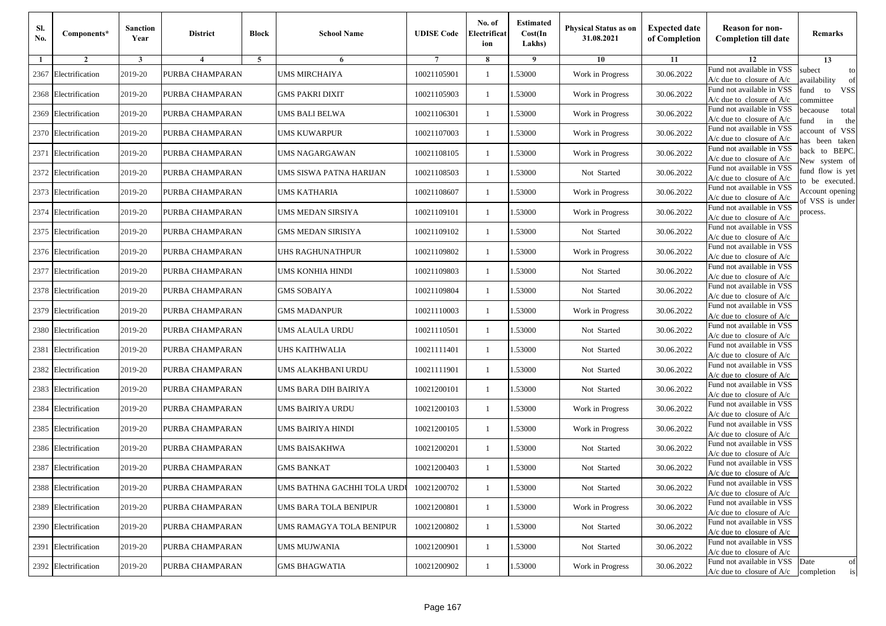| Sl. No. | Components* | Sanction Year | District | Block | School Name | UDISE Code | No. of Electrification | Estimated Cost(In Lakhs) | Physical Status as on 31.08.2021 | Expected date of Completion | Reason for non-Completion till date | Remarks |
|---|---|---|---|---|---|---|---|---|---|---|---|---|
| 1 | 2 | 3 | 4 | 5 | 6 | 7 | 8 | 9 | 10 | 11 | 12 | 13 |
| 2367 | Electrification | 2019-20 | PURBA CHAMPARAN | | UMS MIRCHAIYA | 10021105901 | 1 | 1.53000 | Work in Progress | 30.06.2022 | Fund not available in VSS A/c due to closure of A/c | subect to availability of fund to VSS committee becaouse total fund in the account of VSS has been taken back to BEPC. New system of fund flow is yet to be executed. Account opening of VSS is under process. |
| 2368 | Electrification | 2019-20 | PURBA CHAMPARAN | | GMS PAKRI DIXIT | 10021105903 | 1 | 1.53000 | Work in Progress | 30.06.2022 | Fund not available in VSS A/c due to closure of A/c | |
| 2369 | Electrification | 2019-20 | PURBA CHAMPARAN | | UMS BALI BELWA | 10021106301 | 1 | 1.53000 | Work in Progress | 30.06.2022 | Fund not available in VSS A/c due to closure of A/c | |
| 2370 | Electrification | 2019-20 | PURBA CHAMPARAN | | UMS KUWARPUR | 10021107003 | 1 | 1.53000 | Work in Progress | 30.06.2022 | Fund not available in VSS A/c due to closure of A/c | |
| 2371 | Electrification | 2019-20 | PURBA CHAMPARAN | | UMS NAGARGAWAN | 10021108105 | 1 | 1.53000 | Work in Progress | 30.06.2022 | Fund not available in VSS A/c due to closure of A/c | |
| 2372 | Electrification | 2019-20 | PURBA CHAMPARAN | | UMS SISWA PATNA HARIJAN | 10021108503 | 1 | 1.53000 | Not Started | 30.06.2022 | Fund not available in VSS A/c due to closure of A/c | |
| 2373 | Electrification | 2019-20 | PURBA CHAMPARAN | | UMS KATHARIA | 10021108607 | 1 | 1.53000 | Work in Progress | 30.06.2022 | Fund not available in VSS A/c due to closure of A/c | |
| 2374 | Electrification | 2019-20 | PURBA CHAMPARAN | | UMS MEDAN SIRSIYA | 10021109101 | 1 | 1.53000 | Work in Progress | 30.06.2022 | Fund not available in VSS A/c due to closure of A/c | |
| 2375 | Electrification | 2019-20 | PURBA CHAMPARAN | | GMS MEDAN SIRISIYA | 10021109102 | 1 | 1.53000 | Not Started | 30.06.2022 | Fund not available in VSS A/c due to closure of A/c | |
| 2376 | Electrification | 2019-20 | PURBA CHAMPARAN | | UHS RAGHUNATHPUR | 10021109802 | 1 | 1.53000 | Work in Progress | 30.06.2022 | Fund not available in VSS A/c due to closure of A/c | |
| 2377 | Electrification | 2019-20 | PURBA CHAMPARAN | | UMS KONHIA HINDI | 10021109803 | 1 | 1.53000 | Not Started | 30.06.2022 | Fund not available in VSS A/c due to closure of A/c | |
| 2378 | Electrification | 2019-20 | PURBA CHAMPARAN | | GMS SOBAIYA | 10021109804 | 1 | 1.53000 | Not Started | 30.06.2022 | Fund not available in VSS A/c due to closure of A/c | |
| 2379 | Electrification | 2019-20 | PURBA CHAMPARAN | | GMS MADANPUR | 10021110003 | 1 | 1.53000 | Work in Progress | 30.06.2022 | Fund not available in VSS A/c due to closure of A/c | |
| 2380 | Electrification | 2019-20 | PURBA CHAMPARAN | | UMS ALAULA URDU | 10021110501 | 1 | 1.53000 | Not Started | 30.06.2022 | Fund not available in VSS A/c due to closure of A/c | |
| 2381 | Electrification | 2019-20 | PURBA CHAMPARAN | | UHS KAITHWALIA | 10021111401 | 1 | 1.53000 | Not Started | 30.06.2022 | Fund not available in VSS A/c due to closure of A/c | |
| 2382 | Electrification | 2019-20 | PURBA CHAMPARAN | | UMS ALAKHBANI URDU | 10021111901 | 1 | 1.53000 | Not Started | 30.06.2022 | Fund not available in VSS A/c due to closure of A/c | |
| 2383 | Electrification | 2019-20 | PURBA CHAMPARAN | | UMS BARA DIH BAIRIYA | 10021200101 | 1 | 1.53000 | Not Started | 30.06.2022 | Fund not available in VSS A/c due to closure of A/c | |
| 2384 | Electrification | 2019-20 | PURBA CHAMPARAN | | UMS BAIRIYA URDU | 10021200103 | 1 | 1.53000 | Work in Progress | 30.06.2022 | Fund not available in VSS A/c due to closure of A/c | |
| 2385 | Electrification | 2019-20 | PURBA CHAMPARAN | | UMS BAIRIYA HINDI | 10021200105 | 1 | 1.53000 | Work in Progress | 30.06.2022 | Fund not available in VSS A/c due to closure of A/c | |
| 2386 | Electrification | 2019-20 | PURBA CHAMPARAN | | UMS BAISAKHWA | 10021200201 | 1 | 1.53000 | Not Started | 30.06.2022 | Fund not available in VSS A/c due to closure of A/c | |
| 2387 | Electrification | 2019-20 | PURBA CHAMPARAN | | GMS BANKAT | 10021200403 | 1 | 1.53000 | Not Started | 30.06.2022 | Fund not available in VSS A/c due to closure of A/c | |
| 2388 | Electrification | 2019-20 | PURBA CHAMPARAN | | UMS BATHNA GACHHI TOLA URDU | 10021200702 | 1 | 1.53000 | Not Started | 30.06.2022 | Fund not available in VSS A/c due to closure of A/c | |
| 2389 | Electrification | 2019-20 | PURBA CHAMPARAN | | UMS BARA TOLA BENIPUR | 10021200801 | 1 | 1.53000 | Work in Progress | 30.06.2022 | Fund not available in VSS A/c due to closure of A/c | |
| 2390 | Electrification | 2019-20 | PURBA CHAMPARAN | | UMS RAMAGYA TOLA BENIPUR | 10021200802 | 1 | 1.53000 | Not Started | 30.06.2022 | Fund not available in VSS A/c due to closure of A/c | |
| 2391 | Electrification | 2019-20 | PURBA CHAMPARAN | | UMS MUJWANIA | 10021200901 | 1 | 1.53000 | Not Started | 30.06.2022 | Fund not available in VSS A/c due to closure of A/c | |
| 2392 | Electrification | 2019-20 | PURBA CHAMPARAN | | GMS BHAGWATIA | 10021200902 | 1 | 1.53000 | Work in Progress | 30.06.2022 | Fund not available in VSS A/c due to closure of A/c | Date of completion is |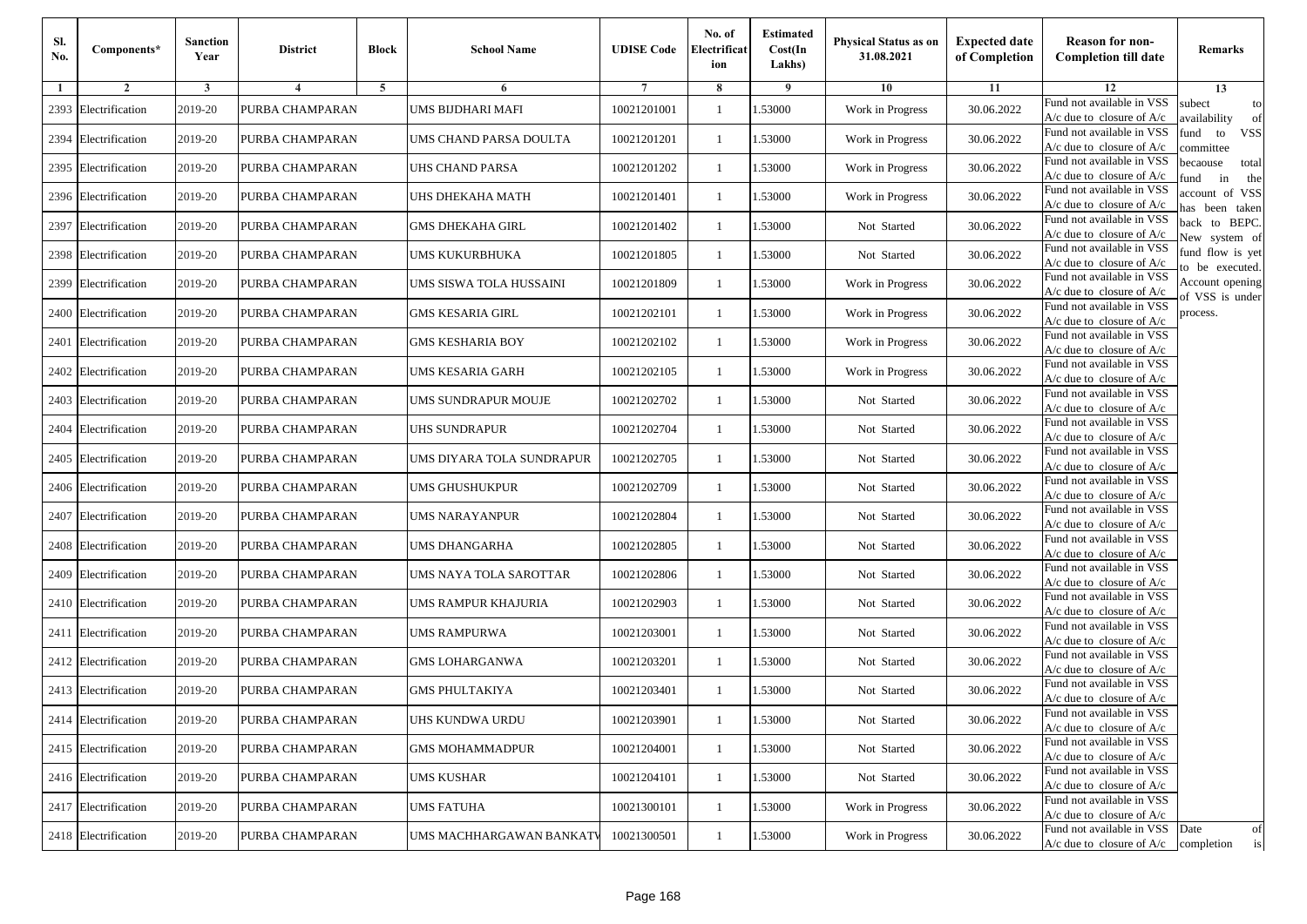| Sl. No. | Components* | Sanction Year | District | Block | School Name | UDISE Code | No. of Electrification | Estimated Cost(In Lakhs) | Physical Status as on 31.08.2021 | Expected date of Completion | Reason for non-Completion till date | Remarks |
|---|---|---|---|---|---|---|---|---|---|---|---|---|
| 1 | 2 | 3 | 4 | 5 | 6 | 7 | 8 | 9 | 10 | 11 | 12 | 13 |
| 2393 | Electrification | 2019-20 | PURBA CHAMPARAN | | UMS BIJDHARI MAFI | 10021201001 | 1 | 1.53000 | Work in Progress | 30.06.2022 | Fund not available in VSS A/c due to closure of A/c | subect to availability of fund to VSS committee becaouse total fund in the account of VSS has been taken back to BEPC. New system of fund flow is yet to be executed. Account opening of VSS is under process. |
| 2394 | Electrification | 2019-20 | PURBA CHAMPARAN | | UMS CHAND PARSA DOULTA | 10021201201 | 1 | 1.53000 | Work in Progress | 30.06.2022 | Fund not available in VSS A/c due to closure of A/c | |
| 2395 | Electrification | 2019-20 | PURBA CHAMPARAN | | UHS CHAND PARSA | 10021201202 | 1 | 1.53000 | Work in Progress | 30.06.2022 | Fund not available in VSS A/c due to closure of A/c | |
| 2396 | Electrification | 2019-20 | PURBA CHAMPARAN | | UHS DHEKAHA MATH | 10021201401 | 1 | 1.53000 | Work in Progress | 30.06.2022 | Fund not available in VSS A/c due to closure of A/c | |
| 2397 | Electrification | 2019-20 | PURBA CHAMPARAN | | GMS DHEKAHA GIRL | 10021201402 | 1 | 1.53000 | Not Started | 30.06.2022 | Fund not available in VSS A/c due to closure of A/c | |
| 2398 | Electrification | 2019-20 | PURBA CHAMPARAN | | UMS KUKURBHUKA | 10021201805 | 1 | 1.53000 | Not Started | 30.06.2022 | Fund not available in VSS A/c due to closure of A/c | |
| 2399 | Electrification | 2019-20 | PURBA CHAMPARAN | | UMS SISWA TOLA HUSSAINI | 10021201809 | 1 | 1.53000 | Work in Progress | 30.06.2022 | Fund not available in VSS A/c due to closure of A/c | |
| 2400 | Electrification | 2019-20 | PURBA CHAMPARAN | | GMS KESARIA GIRL | 10021202101 | 1 | 1.53000 | Work in Progress | 30.06.2022 | Fund not available in VSS A/c due to closure of A/c | |
| 2401 | Electrification | 2019-20 | PURBA CHAMPARAN | | GMS KESHARIA BOY | 10021202102 | 1 | 1.53000 | Work in Progress | 30.06.2022 | Fund not available in VSS A/c due to closure of A/c | |
| 2402 | Electrification | 2019-20 | PURBA CHAMPARAN | | UMS KESARIA GARH | 10021202105 | 1 | 1.53000 | Work in Progress | 30.06.2022 | Fund not available in VSS A/c due to closure of A/c | |
| 2403 | Electrification | 2019-20 | PURBA CHAMPARAN | | UMS SUNDRAPUR MOUJE | 10021202702 | 1 | 1.53000 | Not Started | 30.06.2022 | Fund not available in VSS A/c due to closure of A/c | |
| 2404 | Electrification | 2019-20 | PURBA CHAMPARAN | | UHS SUNDRAPUR | 10021202704 | 1 | 1.53000 | Not Started | 30.06.2022 | Fund not available in VSS A/c due to closure of A/c | |
| 2405 | Electrification | 2019-20 | PURBA CHAMPARAN | | UMS DIYARA TOLA SUNDRAPUR | 10021202705 | 1 | 1.53000 | Not Started | 30.06.2022 | Fund not available in VSS A/c due to closure of A/c | |
| 2406 | Electrification | 2019-20 | PURBA CHAMPARAN | | UMS GHUSHUKPUR | 10021202709 | 1 | 1.53000 | Not Started | 30.06.2022 | Fund not available in VSS A/c due to closure of A/c | |
| 2407 | Electrification | 2019-20 | PURBA CHAMPARAN | | UMS NARAYANPUR | 10021202804 | 1 | 1.53000 | Not Started | 30.06.2022 | Fund not available in VSS A/c due to closure of A/c | |
| 2408 | Electrification | 2019-20 | PURBA CHAMPARAN | | UMS DHANGARHA | 10021202805 | 1 | 1.53000 | Not Started | 30.06.2022 | Fund not available in VSS A/c due to closure of A/c | |
| 2409 | Electrification | 2019-20 | PURBA CHAMPARAN | | UMS NAYA TOLA SAROTTAR | 10021202806 | 1 | 1.53000 | Not Started | 30.06.2022 | Fund not available in VSS A/c due to closure of A/c | |
| 2410 | Electrification | 2019-20 | PURBA CHAMPARAN | | UMS RAMPUR KHAJURIA | 10021202903 | 1 | 1.53000 | Not Started | 30.06.2022 | Fund not available in VSS A/c due to closure of A/c | |
| 2411 | Electrification | 2019-20 | PURBA CHAMPARAN | | UMS RAMPURWA | 10021203001 | 1 | 1.53000 | Not Started | 30.06.2022 | Fund not available in VSS A/c due to closure of A/c | |
| 2412 | Electrification | 2019-20 | PURBA CHAMPARAN | | GMS LOHARGANWA | 10021203201 | 1 | 1.53000 | Not Started | 30.06.2022 | Fund not available in VSS A/c due to closure of A/c | |
| 2413 | Electrification | 2019-20 | PURBA CHAMPARAN | | GMS PHULTAKIYA | 10021203401 | 1 | 1.53000 | Not Started | 30.06.2022 | Fund not available in VSS A/c due to closure of A/c | |
| 2414 | Electrification | 2019-20 | PURBA CHAMPARAN | | UHS KUNDWA URDU | 10021203901 | 1 | 1.53000 | Not Started | 30.06.2022 | Fund not available in VSS A/c due to closure of A/c | |
| 2415 | Electrification | 2019-20 | PURBA CHAMPARAN | | GMS MOHAMMADPUR | 10021204001 | 1 | 1.53000 | Not Started | 30.06.2022 | Fund not available in VSS A/c due to closure of A/c | |
| 2416 | Electrification | 2019-20 | PURBA CHAMPARAN | | UMS KUSHAR | 10021204101 | 1 | 1.53000 | Not Started | 30.06.2022 | Fund not available in VSS A/c due to closure of A/c | |
| 2417 | Electrification | 2019-20 | PURBA CHAMPARAN | | UMS FATUHA | 10021300101 | 1 | 1.53000 | Work in Progress | 30.06.2022 | Fund not available in VSS A/c due to closure of A/c | |
| 2418 | Electrification | 2019-20 | PURBA CHAMPARAN | | UMS MACHHARGAWAN BANKATV | 10021300501 | 1 | 1.53000 | Work in Progress | 30.06.2022 | Fund not available in VSS A/c due to closure of A/c | Date of completion is |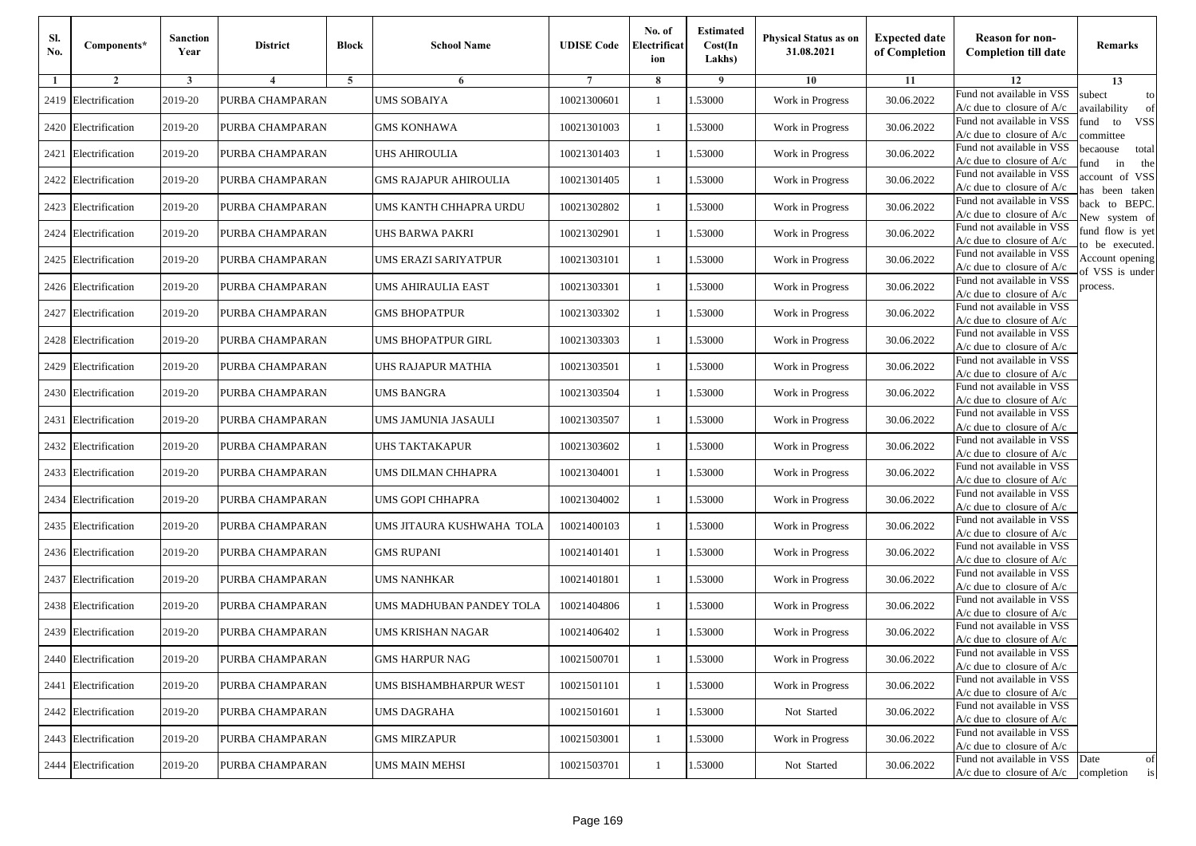| Sl. No. | Components* | Sanction Year | District | Block | School Name | UDISE Code | No. of Electrification | Estimated Cost(In Lakhs) | Physical Status as on 31.08.2021 | Expected date of Completion | Reason for non-Completion till date | Remarks |
|---|---|---|---|---|---|---|---|---|---|---|---|---|
| 1 | 2 | 3 | 4 | 5 | 6 | 7 | 8 | 9 | 10 | 11 | 12 | 13 |
| 2419 | Electrification | 2019-20 | PURBA CHAMPARAN | | UMS SOBAIYA | 10021300601 | 1 | 1.53000 | Work in Progress | 30.06.2022 | Fund not available in VSS A/c due to closure of A/c | subect to availability of fund to VSS committee becaouse total fund in the account of VSS has been taken back to BEPC. New system of fund flow is yet to be executed. Account opening of VSS is under process. |
| 2420 | Electrification | 2019-20 | PURBA CHAMPARAN | | GMS KONHAWA | 10021301003 | 1 | 1.53000 | Work in Progress | 30.06.2022 | Fund not available in VSS A/c due to closure of A/c | |
| 2421 | Electrification | 2019-20 | PURBA CHAMPARAN | | UHS AHIROULIA | 10021301403 | 1 | 1.53000 | Work in Progress | 30.06.2022 | Fund not available in VSS A/c due to closure of A/c | |
| 2422 | Electrification | 2019-20 | PURBA CHAMPARAN | | GMS RAJAPUR AHIROULIA | 10021301405 | 1 | 1.53000 | Work in Progress | 30.06.2022 | Fund not available in VSS A/c due to closure of A/c | |
| 2423 | Electrification | 2019-20 | PURBA CHAMPARAN | | UMS KANTH CHHAPRA URDU | 10021302802 | 1 | 1.53000 | Work in Progress | 30.06.2022 | Fund not available in VSS A/c due to closure of A/c | |
| 2424 | Electrification | 2019-20 | PURBA CHAMPARAN | | UHS BARWA PAKRI | 10021302901 | 1 | 1.53000 | Work in Progress | 30.06.2022 | Fund not available in VSS A/c due to closure of A/c | |
| 2425 | Electrification | 2019-20 | PURBA CHAMPARAN | | UMS ERAZI SARIYATPUR | 10021303101 | 1 | 1.53000 | Work in Progress | 30.06.2022 | Fund not available in VSS A/c due to closure of A/c | |
| 2426 | Electrification | 2019-20 | PURBA CHAMPARAN | | UMS AHIRAULIA EAST | 10021303301 | 1 | 1.53000 | Work in Progress | 30.06.2022 | Fund not available in VSS A/c due to closure of A/c | |
| 2427 | Electrification | 2019-20 | PURBA CHAMPARAN | | GMS BHOPATPUR | 10021303302 | 1 | 1.53000 | Work in Progress | 30.06.2022 | Fund not available in VSS A/c due to closure of A/c | |
| 2428 | Electrification | 2019-20 | PURBA CHAMPARAN | | UMS BHOPATPUR GIRL | 10021303303 | 1 | 1.53000 | Work in Progress | 30.06.2022 | Fund not available in VSS A/c due to closure of A/c | |
| 2429 | Electrification | 2019-20 | PURBA CHAMPARAN | | UHS RAJAPUR MATHIA | 10021303501 | 1 | 1.53000 | Work in Progress | 30.06.2022 | Fund not available in VSS A/c due to closure of A/c | |
| 2430 | Electrification | 2019-20 | PURBA CHAMPARAN | | UMS BANGRA | 10021303504 | 1 | 1.53000 | Work in Progress | 30.06.2022 | Fund not available in VSS A/c due to closure of A/c | |
| 2431 | Electrification | 2019-20 | PURBA CHAMPARAN | | UMS JAMUNIA JASAULI | 10021303507 | 1 | 1.53000 | Work in Progress | 30.06.2022 | Fund not available in VSS A/c due to closure of A/c | |
| 2432 | Electrification | 2019-20 | PURBA CHAMPARAN | | UHS TAKTAKAPUR | 10021303602 | 1 | 1.53000 | Work in Progress | 30.06.2022 | Fund not available in VSS A/c due to closure of A/c | |
| 2433 | Electrification | 2019-20 | PURBA CHAMPARAN | | UMS DILMAN CHHAPRA | 10021304001 | 1 | 1.53000 | Work in Progress | 30.06.2022 | Fund not available in VSS A/c due to closure of A/c | |
| 2434 | Electrification | 2019-20 | PURBA CHAMPARAN | | UMS GOPI CHHAPRA | 10021304002 | 1 | 1.53000 | Work in Progress | 30.06.2022 | Fund not available in VSS A/c due to closure of A/c | |
| 2435 | Electrification | 2019-20 | PURBA CHAMPARAN | | UMS JITAURA KUSHWAHA TOLA | 10021400103 | 1 | 1.53000 | Work in Progress | 30.06.2022 | Fund not available in VSS A/c due to closure of A/c | |
| 2436 | Electrification | 2019-20 | PURBA CHAMPARAN | | GMS RUPANI | 10021401401 | 1 | 1.53000 | Work in Progress | 30.06.2022 | Fund not available in VSS A/c due to closure of A/c | |
| 2437 | Electrification | 2019-20 | PURBA CHAMPARAN | | UMS NANHKAR | 10021401801 | 1 | 1.53000 | Work in Progress | 30.06.2022 | Fund not available in VSS A/c due to closure of A/c | |
| 2438 | Electrification | 2019-20 | PURBA CHAMPARAN | | UMS MADHUBAN PANDEY TOLA | 10021404806 | 1 | 1.53000 | Work in Progress | 30.06.2022 | Fund not available in VSS A/c due to closure of A/c | |
| 2439 | Electrification | 2019-20 | PURBA CHAMPARAN | | UMS KRISHAN NAGAR | 10021406402 | 1 | 1.53000 | Work in Progress | 30.06.2022 | Fund not available in VSS A/c due to closure of A/c | |
| 2440 | Electrification | 2019-20 | PURBA CHAMPARAN | | GMS HARPUR NAG | 10021500701 | 1 | 1.53000 | Work in Progress | 30.06.2022 | Fund not available in VSS A/c due to closure of A/c | |
| 2441 | Electrification | 2019-20 | PURBA CHAMPARAN | | UMS BISHAMBHARPUR WEST | 10021501101 | 1 | 1.53000 | Work in Progress | 30.06.2022 | Fund not available in VSS A/c due to closure of A/c | |
| 2442 | Electrification | 2019-20 | PURBA CHAMPARAN | | UMS DAGRAHA | 10021501601 | 1 | 1.53000 | Not Started | 30.06.2022 | Fund not available in VSS A/c due to closure of A/c | |
| 2443 | Electrification | 2019-20 | PURBA CHAMPARAN | | GMS MIRZAPUR | 10021503001 | 1 | 1.53000 | Work in Progress | 30.06.2022 | Fund not available in VSS A/c due to closure of A/c | |
| 2444 | Electrification | 2019-20 | PURBA CHAMPARAN | | UMS MAIN MEHSI | 10021503701 | 1 | 1.53000 | Not Started | 30.06.2022 | Fund not available in VSS A/c due to closure of A/c | Date of completion is |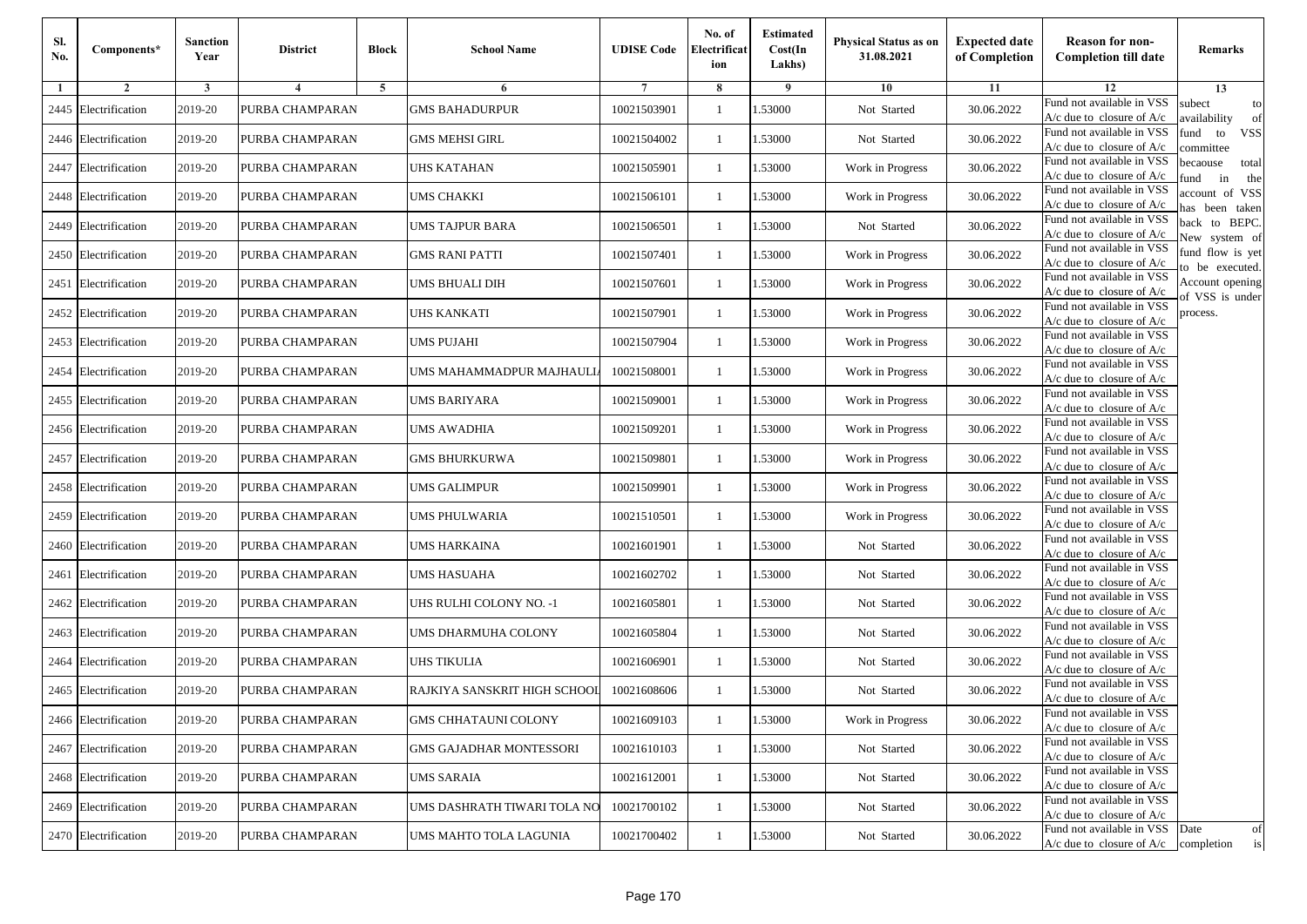| Sl. No. | Components* | Sanction Year | District | Block | School Name | UDISE Code | No. of Electrificat ion | Estimated Cost(In Lakhs) | Physical Status as on 31.08.2021 | Expected date of Completion | Reason for non-Completion till date | Remarks |
|---|---|---|---|---|---|---|---|---|---|---|---|---|
| 1 | 2 | 3 | 4 | 5 | 6 | 7 | 8 | 9 | 10 | 11 | 12 | 13 |
| 2445 | Electrification | 2019-20 | PURBA CHAMPARAN | | GMS BAHADURPUR | 10021503901 | 1 | 1.53000 | Not Started | 30.06.2022 | Fund not available in VSS A/c due to closure of A/c | subect to availability of fund to VSS committee becaouse total fund in the account of VSS has been taken back to BEPC. New system of fund flow is yet to be executed. Account opening of VSS is under process. |
| 2446 | Electrification | 2019-20 | PURBA CHAMPARAN | | GMS MEHSI GIRL | 10021504002 | 1 | 1.53000 | Not Started | 30.06.2022 | Fund not available in VSS A/c due to closure of A/c | |
| 2447 | Electrification | 2019-20 | PURBA CHAMPARAN | | UHS KATAHAN | 10021505901 | 1 | 1.53000 | Work in Progress | 30.06.2022 | Fund not available in VSS A/c due to closure of A/c | |
| 2448 | Electrification | 2019-20 | PURBA CHAMPARAN | | UMS CHAKKI | 10021506101 | 1 | 1.53000 | Work in Progress | 30.06.2022 | Fund not available in VSS A/c due to closure of A/c | |
| 2449 | Electrification | 2019-20 | PURBA CHAMPARAN | | UMS TAJPUR BARA | 10021506501 | 1 | 1.53000 | Not Started | 30.06.2022 | Fund not available in VSS A/c due to closure of A/c | |
| 2450 | Electrification | 2019-20 | PURBA CHAMPARAN | | GMS RANI PATTI | 10021507401 | 1 | 1.53000 | Work in Progress | 30.06.2022 | Fund not available in VSS A/c due to closure of A/c | |
| 2451 | Electrification | 2019-20 | PURBA CHAMPARAN | | UMS BHUALI DIH | 10021507601 | 1 | 1.53000 | Work in Progress | 30.06.2022 | Fund not available in VSS A/c due to closure of A/c | |
| 2452 | Electrification | 2019-20 | PURBA CHAMPARAN | | UHS KANKATI | 10021507901 | 1 | 1.53000 | Work in Progress | 30.06.2022 | Fund not available in VSS A/c due to closure of A/c | |
| 2453 | Electrification | 2019-20 | PURBA CHAMPARAN | | UMS PUJAHI | 10021507904 | 1 | 1.53000 | Work in Progress | 30.06.2022 | Fund not available in VSS A/c due to closure of A/c | |
| 2454 | Electrification | 2019-20 | PURBA CHAMPARAN | | UMS MAHAMMADPUR MAJHAULI | 10021508001 | 1 | 1.53000 | Work in Progress | 30.06.2022 | Fund not available in VSS A/c due to closure of A/c | |
| 2455 | Electrification | 2019-20 | PURBA CHAMPARAN | | UMS BARIYARA | 10021509001 | 1 | 1.53000 | Work in Progress | 30.06.2022 | Fund not available in VSS A/c due to closure of A/c | |
| 2456 | Electrification | 2019-20 | PURBA CHAMPARAN | | UMS AWADHIA | 10021509201 | 1 | 1.53000 | Work in Progress | 30.06.2022 | Fund not available in VSS A/c due to closure of A/c | |
| 2457 | Electrification | 2019-20 | PURBA CHAMPARAN | | GMS BHURKURWA | 10021509801 | 1 | 1.53000 | Work in Progress | 30.06.2022 | Fund not available in VSS A/c due to closure of A/c | |
| 2458 | Electrification | 2019-20 | PURBA CHAMPARAN | | UMS GALIMPUR | 10021509901 | 1 | 1.53000 | Work in Progress | 30.06.2022 | Fund not available in VSS A/c due to closure of A/c | |
| 2459 | Electrification | 2019-20 | PURBA CHAMPARAN | | UMS PHULWARIA | 10021510501 | 1 | 1.53000 | Work in Progress | 30.06.2022 | Fund not available in VSS A/c due to closure of A/c | |
| 2460 | Electrification | 2019-20 | PURBA CHAMPARAN | | UMS HARKAINA | 10021601901 | 1 | 1.53000 | Not Started | 30.06.2022 | Fund not available in VSS A/c due to closure of A/c | |
| 2461 | Electrification | 2019-20 | PURBA CHAMPARAN | | UMS HASUAHA | 10021602702 | 1 | 1.53000 | Not Started | 30.06.2022 | Fund not available in VSS A/c due to closure of A/c | |
| 2462 | Electrification | 2019-20 | PURBA CHAMPARAN | | UHS RULHI COLONY NO. -1 | 10021605801 | 1 | 1.53000 | Not Started | 30.06.2022 | Fund not available in VSS A/c due to closure of A/c | |
| 2463 | Electrification | 2019-20 | PURBA CHAMPARAN | | UMS DHARMUHA COLONY | 10021605804 | 1 | 1.53000 | Not Started | 30.06.2022 | Fund not available in VSS A/c due to closure of A/c | |
| 2464 | Electrification | 2019-20 | PURBA CHAMPARAN | | UHS TIKULIA | 10021606901 | 1 | 1.53000 | Not Started | 30.06.2022 | Fund not available in VSS A/c due to closure of A/c | |
| 2465 | Electrification | 2019-20 | PURBA CHAMPARAN | | RAJKIYA SANSKRIT HIGH SCHOOL | 10021608606 | 1 | 1.53000 | Not Started | 30.06.2022 | Fund not available in VSS A/c due to closure of A/c | |
| 2466 | Electrification | 2019-20 | PURBA CHAMPARAN | | GMS CHHATAUNI COLONY | 10021609103 | 1 | 1.53000 | Work in Progress | 30.06.2022 | Fund not available in VSS A/c due to closure of A/c | |
| 2467 | Electrification | 2019-20 | PURBA CHAMPARAN | | GMS GAJADHAR MONTESSORI | 10021610103 | 1 | 1.53000 | Not Started | 30.06.2022 | Fund not available in VSS A/c due to closure of A/c | |
| 2468 | Electrification | 2019-20 | PURBA CHAMPARAN | | UMS SARAIA | 10021612001 | 1 | 1.53000 | Not Started | 30.06.2022 | Fund not available in VSS A/c due to closure of A/c | |
| 2469 | Electrification | 2019-20 | PURBA CHAMPARAN | | UMS DASHRATH TIWARI TOLA NO | 10021700102 | 1 | 1.53000 | Not Started | 30.06.2022 | Fund not available in VSS A/c due to closure of A/c | |
| 2470 | Electrification | 2019-20 | PURBA CHAMPARAN | | UMS MAHTO TOLA LAGUNIA | 10021700402 | 1 | 1.53000 | Not Started | 30.06.2022 | Fund not available in VSS A/c due to closure of A/c | Date of completion is |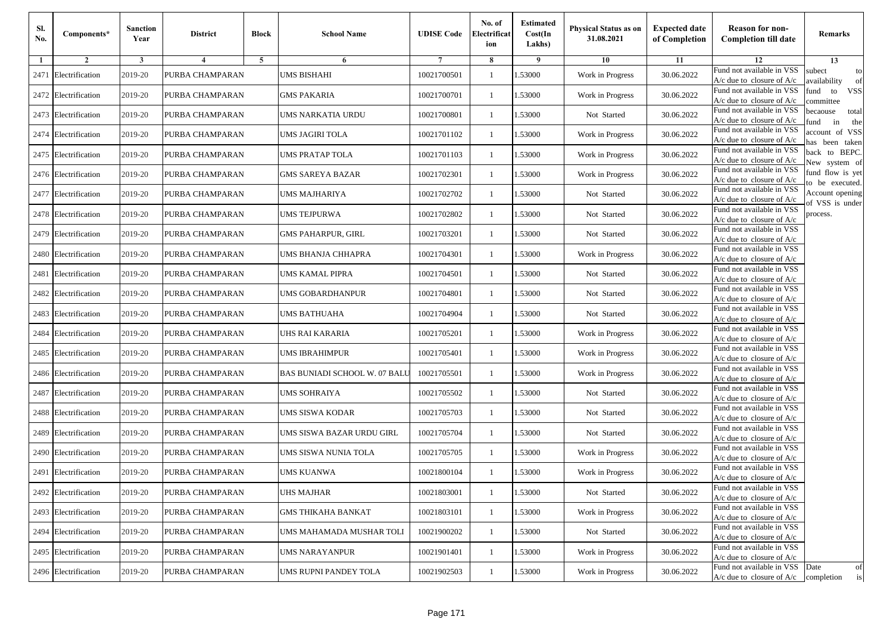| Sl. No. | Components* | Sanction Year | District | Block | School Name | UDISE Code | No. of Electrification | Estimated Cost(In Lakhs) | Physical Status as on 31.08.2021 | Expected date of Completion | Reason for non-Completion till date | Remarks |
|---|---|---|---|---|---|---|---|---|---|---|---|---|
| 1 | 2 | 3 | 4 | 5 | 6 | 7 | 8 | 9 | 10 | 11 | 12 | 13 |
| 2471 | Electrification | 2019-20 | PURBA CHAMPARAN | | UMS BISHAHI | 10021700501 | 1 | 1.53000 | Work in Progress | 30.06.2022 | Fund not available in VSS A/c due to closure of A/c | subect to availability of fund to VSS committee becaouse total fund in the account of VSS has been taken back to BEPC. New system of fund flow is yet to be executed. Account opening of VSS is under process. |
| 2472 | Electrification | 2019-20 | PURBA CHAMPARAN | | GMS PAKARIA | 10021700701 | 1 | 1.53000 | Work in Progress | 30.06.2022 | Fund not available in VSS A/c due to closure of A/c | |
| 2473 | Electrification | 2019-20 | PURBA CHAMPARAN | | UMS NARKATIA URDU | 10021700801 | 1 | 1.53000 | Not Started | 30.06.2022 | Fund not available in VSS A/c due to closure of A/c | |
| 2474 | Electrification | 2019-20 | PURBA CHAMPARAN | | UMS JAGIRI TOLA | 10021701102 | 1 | 1.53000 | Work in Progress | 30.06.2022 | Fund not available in VSS A/c due to closure of A/c | |
| 2475 | Electrification | 2019-20 | PURBA CHAMPARAN | | UMS PRATAP TOLA | 10021701103 | 1 | 1.53000 | Work in Progress | 30.06.2022 | Fund not available in VSS A/c due to closure of A/c | |
| 2476 | Electrification | 2019-20 | PURBA CHAMPARAN | | GMS SAREYA BAZAR | 10021702301 | 1 | 1.53000 | Work in Progress | 30.06.2022 | Fund not available in VSS A/c due to closure of A/c | |
| 2477 | Electrification | 2019-20 | PURBA CHAMPARAN | | UMS MAJHARIYA | 10021702702 | 1 | 1.53000 | Not Started | 30.06.2022 | Fund not available in VSS A/c due to closure of A/c | |
| 2478 | Electrification | 2019-20 | PURBA CHAMPARAN | | UMS TEJPURWA | 10021702802 | 1 | 1.53000 | Not Started | 30.06.2022 | Fund not available in VSS A/c due to closure of A/c | |
| 2479 | Electrification | 2019-20 | PURBA CHAMPARAN | | GMS PAHARPUR, GIRL | 10021703201 | 1 | 1.53000 | Not Started | 30.06.2022 | Fund not available in VSS A/c due to closure of A/c | |
| 2480 | Electrification | 2019-20 | PURBA CHAMPARAN | | UMS BHANJA CHHAPRA | 10021704301 | 1 | 1.53000 | Work in Progress | 30.06.2022 | Fund not available in VSS A/c due to closure of A/c | |
| 2481 | Electrification | 2019-20 | PURBA CHAMPARAN | | UMS KAMAL PIPRA | 10021704501 | 1 | 1.53000 | Not Started | 30.06.2022 | Fund not available in VSS A/c due to closure of A/c | |
| 2482 | Electrification | 2019-20 | PURBA CHAMPARAN | | UMS GOBARDHANPUR | 10021704801 | 1 | 1.53000 | Not Started | 30.06.2022 | Fund not available in VSS A/c due to closure of A/c | |
| 2483 | Electrification | 2019-20 | PURBA CHAMPARAN | | UMS BATHUAHA | 10021704904 | 1 | 1.53000 | Not Started | 30.06.2022 | Fund not available in VSS A/c due to closure of A/c | |
| 2484 | Electrification | 2019-20 | PURBA CHAMPARAN | | UHS RAI KARARIA | 10021705201 | 1 | 1.53000 | Work in Progress | 30.06.2022 | Fund not available in VSS A/c due to closure of A/c | |
| 2485 | Electrification | 2019-20 | PURBA CHAMPARAN | | UMS IBRAHIMPUR | 10021705401 | 1 | 1.53000 | Work in Progress | 30.06.2022 | Fund not available in VSS A/c due to closure of A/c | |
| 2486 | Electrification | 2019-20 | PURBA CHAMPARAN | | BAS BUNIADI SCHOOL W. 07 BALU | 10021705501 | 1 | 1.53000 | Work in Progress | 30.06.2022 | Fund not available in VSS A/c due to closure of A/c | |
| 2487 | Electrification | 2019-20 | PURBA CHAMPARAN | | UMS SOHRAIYA | 10021705502 | 1 | 1.53000 | Not Started | 30.06.2022 | Fund not available in VSS A/c due to closure of A/c | |
| 2488 | Electrification | 2019-20 | PURBA CHAMPARAN | | UMS SISWA KODAR | 10021705703 | 1 | 1.53000 | Not Started | 30.06.2022 | Fund not available in VSS A/c due to closure of A/c | |
| 2489 | Electrification | 2019-20 | PURBA CHAMPARAN | | UMS SISWA BAZAR URDU GIRL | 10021705704 | 1 | 1.53000 | Not Started | 30.06.2022 | Fund not available in VSS A/c due to closure of A/c | |
| 2490 | Electrification | 2019-20 | PURBA CHAMPARAN | | UMS SISWA NUNIA TOLA | 10021705705 | 1 | 1.53000 | Work in Progress | 30.06.2022 | Fund not available in VSS A/c due to closure of A/c | |
| 2491 | Electrification | 2019-20 | PURBA CHAMPARAN | | UMS KUANWA | 10021800104 | 1 | 1.53000 | Work in Progress | 30.06.2022 | Fund not available in VSS A/c due to closure of A/c | |
| 2492 | Electrification | 2019-20 | PURBA CHAMPARAN | | UHS MAJHAR | 10021803001 | 1 | 1.53000 | Not Started | 30.06.2022 | Fund not available in VSS A/c due to closure of A/c | |
| 2493 | Electrification | 2019-20 | PURBA CHAMPARAN | | GMS THIKAHA BANKAT | 10021803101 | 1 | 1.53000 | Work in Progress | 30.06.2022 | Fund not available in VSS A/c due to closure of A/c | |
| 2494 | Electrification | 2019-20 | PURBA CHAMPARAN | | UMS MAHAMADA MUSHAR TOLI | 10021900202 | 1 | 1.53000 | Not Started | 30.06.2022 | Fund not available in VSS A/c due to closure of A/c | |
| 2495 | Electrification | 2019-20 | PURBA CHAMPARAN | | UMS NARAYANPUR | 10021901401 | 1 | 1.53000 | Work in Progress | 30.06.2022 | Fund not available in VSS A/c due to closure of A/c | |
| 2496 | Electrification | 2019-20 | PURBA CHAMPARAN | | UMS RUPNI PANDEY TOLA | 10021902503 | 1 | 1.53000 | Work in Progress | 30.06.2022 | Fund not available in VSS A/c due to closure of A/c | Date of completion is |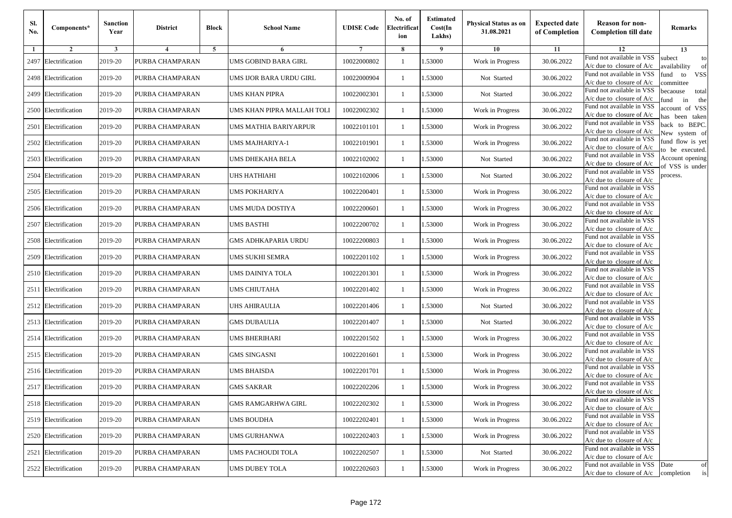| Sl. No. | Components* | Sanction Year | District | Block | School Name | UDISE Code | No. of Electrification | Estimated Cost(In Lakhs) | Physical Status as on 31.08.2021 | Expected date of Completion | Reason for non-Completion till date | Remarks |
|---|---|---|---|---|---|---|---|---|---|---|---|---|
| 1 | 2 | 3 | 4 | 5 | 6 | 7 | 8 | 9 | 10 | 11 | 12 | 13 |
| 2497 | Electrification | 2019-20 | PURBA CHAMPARAN | | UMS GOBIND BARA GIRL | 10022000802 | 1 | 1.53000 | Work in Progress | 30.06.2022 | Fund not available in VSS A/c due to closure of A/c | subect to availability of fund to VSS committee becaouse total fund in the account of VSS has been taken back to BEPC. New system of fund flow is yet to be executed. Account opening of VSS is under process. |
| 2498 | Electrification | 2019-20 | PURBA CHAMPARAN | | UMS IJOR BARA URDU GIRL | 10022000904 | 1 | 1.53000 | Not Started | 30.06.2022 | Fund not available in VSS A/c due to closure of A/c | |
| 2499 | Electrification | 2019-20 | PURBA CHAMPARAN | | UMS KHAN PIPRA | 10022002301 | 1 | 1.53000 | Not Started | 30.06.2022 | Fund not available in VSS A/c due to closure of A/c | |
| 2500 | Electrification | 2019-20 | PURBA CHAMPARAN | | UMS KHAN PIPRA MALLAH TOLI | 10022002302 | 1 | 1.53000 | Work in Progress | 30.06.2022 | Fund not available in VSS A/c due to closure of A/c | |
| 2501 | Electrification | 2019-20 | PURBA CHAMPARAN | | UMS MATHIA BARIYARPUR | 10022101101 | 1 | 1.53000 | Work in Progress | 30.06.2022 | Fund not available in VSS A/c due to closure of A/c | |
| 2502 | Electrification | 2019-20 | PURBA CHAMPARAN | | UMS MAJHARIYA-1 | 10022101901 | 1 | 1.53000 | Work in Progress | 30.06.2022 | Fund not available in VSS A/c due to closure of A/c | |
| 2503 | Electrification | 2019-20 | PURBA CHAMPARAN | | UMS DHEKAHA BELA | 10022102002 | 1 | 1.53000 | Not Started | 30.06.2022 | Fund not available in VSS A/c due to closure of A/c | |
| 2504 | Electrification | 2019-20 | PURBA CHAMPARAN | | UHS HATHIAHI | 10022102006 | 1 | 1.53000 | Not Started | 30.06.2022 | Fund not available in VSS A/c due to closure of A/c | |
| 2505 | Electrification | 2019-20 | PURBA CHAMPARAN | | UMS POKHARIYA | 10022200401 | 1 | 1.53000 | Work in Progress | 30.06.2022 | Fund not available in VSS A/c due to closure of A/c | |
| 2506 | Electrification | 2019-20 | PURBA CHAMPARAN | | UMS MUDA DOSTIYA | 10022200601 | 1 | 1.53000 | Work in Progress | 30.06.2022 | Fund not available in VSS A/c due to closure of A/c | |
| 2507 | Electrification | 2019-20 | PURBA CHAMPARAN | | UMS BASTHI | 10022200702 | 1 | 1.53000 | Work in Progress | 30.06.2022 | Fund not available in VSS A/c due to closure of A/c | |
| 2508 | Electrification | 2019-20 | PURBA CHAMPARAN | | GMS ADHKAPARIA URDU | 10022200803 | 1 | 1.53000 | Work in Progress | 30.06.2022 | Fund not available in VSS A/c due to closure of A/c | |
| 2509 | Electrification | 2019-20 | PURBA CHAMPARAN | | UMS SUKHI SEMRA | 10022201102 | 1 | 1.53000 | Work in Progress | 30.06.2022 | Fund not available in VSS A/c due to closure of A/c | |
| 2510 | Electrification | 2019-20 | PURBA CHAMPARAN | | UMS DAINIYA TOLA | 10022201301 | 1 | 1.53000 | Work in Progress | 30.06.2022 | Fund not available in VSS A/c due to closure of A/c | |
| 2511 | Electrification | 2019-20 | PURBA CHAMPARAN | | UMS CHIUTAHA | 10022201402 | 1 | 1.53000 | Work in Progress | 30.06.2022 | Fund not available in VSS A/c due to closure of A/c | |
| 2512 | Electrification | 2019-20 | PURBA CHAMPARAN | | UHS AHIRAULIA | 10022201406 | 1 | 1.53000 | Not Started | 30.06.2022 | Fund not available in VSS A/c due to closure of A/c | |
| 2513 | Electrification | 2019-20 | PURBA CHAMPARAN | | GMS DUBAULIA | 10022201407 | 1 | 1.53000 | Not Started | 30.06.2022 | Fund not available in VSS A/c due to closure of A/c | |
| 2514 | Electrification | 2019-20 | PURBA CHAMPARAN | | UMS BHERIHARI | 10022201502 | 1 | 1.53000 | Work in Progress | 30.06.2022 | Fund not available in VSS A/c due to closure of A/c | |
| 2515 | Electrification | 2019-20 | PURBA CHAMPARAN | | GMS SINGASNI | 10022201601 | 1 | 1.53000 | Work in Progress | 30.06.2022 | Fund not available in VSS A/c due to closure of A/c | |
| 2516 | Electrification | 2019-20 | PURBA CHAMPARAN | | UMS BHAISDA | 10022201701 | 1 | 1.53000 | Work in Progress | 30.06.2022 | Fund not available in VSS A/c due to closure of A/c | |
| 2517 | Electrification | 2019-20 | PURBA CHAMPARAN | | GMS SAKRAR | 10022202206 | 1 | 1.53000 | Work in Progress | 30.06.2022 | Fund not available in VSS A/c due to closure of A/c | |
| 2518 | Electrification | 2019-20 | PURBA CHAMPARAN | | GMS RAMGARHWA GIRL | 10022202302 | 1 | 1.53000 | Work in Progress | 30.06.2022 | Fund not available in VSS A/c due to closure of A/c | |
| 2519 | Electrification | 2019-20 | PURBA CHAMPARAN | | UMS BOUDHA | 10022202401 | 1 | 1.53000 | Work in Progress | 30.06.2022 | Fund not available in VSS A/c due to closure of A/c | |
| 2520 | Electrification | 2019-20 | PURBA CHAMPARAN | | UMS GURHANWA | 10022202403 | 1 | 1.53000 | Work in Progress | 30.06.2022 | Fund not available in VSS A/c due to closure of A/c | |
| 2521 | Electrification | 2019-20 | PURBA CHAMPARAN | | UMS PACHOUDI TOLA | 10022202507 | 1 | 1.53000 | Not Started | 30.06.2022 | Fund not available in VSS A/c due to closure of A/c | |
| 2522 | Electrification | 2019-20 | PURBA CHAMPARAN | | UMS DUBEY TOLA | 10022202603 | 1 | 1.53000 | Work in Progress | 30.06.2022 | Fund not available in VSS A/c due to closure of A/c | Date of completion is |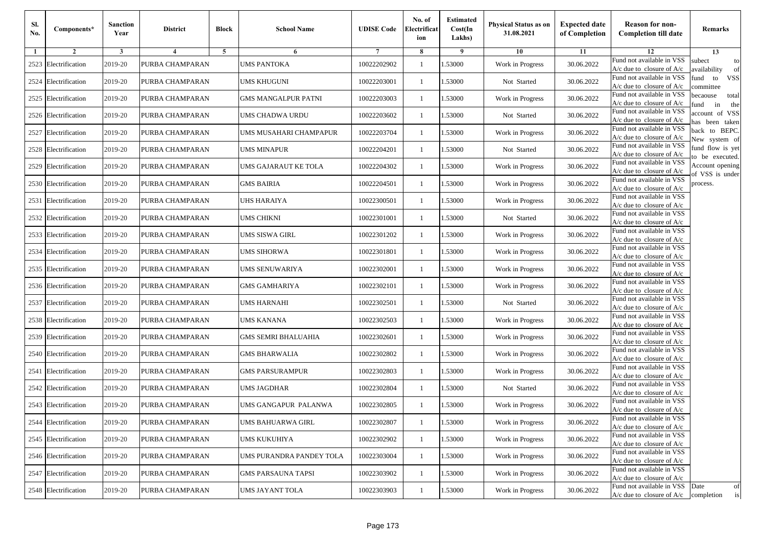| Sl. No. | Components* | Sanction Year | District | Block | School Name | UDISE Code | No. of Electrificat ion | Estimated Cost(In Lakhs) | Physical Status as on 31.08.2021 | Expected date of Completion | Reason for non-Completion till date | Remarks |
|---|---|---|---|---|---|---|---|---|---|---|---|---|
| 1 | 2 | 3 | 4 | 5 | 6 | 7 | 8 | 9 | 10 | 11 | 12 | 13 |
| 2523 | Electrification | 2019-20 | PURBA CHAMPARAN | | UMS PANTOKA | 10022202902 | 1 | 1.53000 | Work in Progress | 30.06.2022 | Fund not available in VSS A/c due to closure of A/c | subect to availability of fund to VSS committee becaouse total fund in the account of VSS has been taken back to BEPC. New system of fund flow is yet to be executed. Account opening of VSS is under process. |
| 2524 | Electrification | 2019-20 | PURBA CHAMPARAN | | UMS KHUGUNI | 10022203001 | 1 | 1.53000 | Not Started | 30.06.2022 | Fund not available in VSS A/c due to closure of A/c | |
| 2525 | Electrification | 2019-20 | PURBA CHAMPARAN | | GMS MANGALPUR PATNI | 10022203003 | 1 | 1.53000 | Work in Progress | 30.06.2022 | Fund not available in VSS A/c due to closure of A/c | |
| 2526 | Electrification | 2019-20 | PURBA CHAMPARAN | | UMS CHADWA URDU | 10022203602 | 1 | 1.53000 | Not Started | 30.06.2022 | Fund not available in VSS A/c due to closure of A/c | |
| 2527 | Electrification | 2019-20 | PURBA CHAMPARAN | | UMS MUSAHARI CHAMPAPUR | 10022203704 | 1 | 1.53000 | Work in Progress | 30.06.2022 | Fund not available in VSS A/c due to closure of A/c | |
| 2528 | Electrification | 2019-20 | PURBA CHAMPARAN | | UMS MINAPUR | 10022204201 | 1 | 1.53000 | Not Started | 30.06.2022 | Fund not available in VSS A/c due to closure of A/c | |
| 2529 | Electrification | 2019-20 | PURBA CHAMPARAN | | UMS GAJARAUT KE TOLA | 10022204302 | 1 | 1.53000 | Work in Progress | 30.06.2022 | Fund not available in VSS A/c due to closure of A/c | |
| 2530 | Electrification | 2019-20 | PURBA CHAMPARAN | | GMS BAIRIA | 10022204501 | 1 | 1.53000 | Work in Progress | 30.06.2022 | Fund not available in VSS A/c due to closure of A/c | |
| 2531 | Electrification | 2019-20 | PURBA CHAMPARAN | | UHS HARAIYA | 10022300501 | 1 | 1.53000 | Work in Progress | 30.06.2022 | Fund not available in VSS A/c due to closure of A/c | |
| 2532 | Electrification | 2019-20 | PURBA CHAMPARAN | | UMS CHIKNI | 10022301001 | 1 | 1.53000 | Not Started | 30.06.2022 | Fund not available in VSS A/c due to closure of A/c | |
| 2533 | Electrification | 2019-20 | PURBA CHAMPARAN | | UMS SISWA GIRL | 10022301202 | 1 | 1.53000 | Work in Progress | 30.06.2022 | Fund not available in VSS A/c due to closure of A/c | |
| 2534 | Electrification | 2019-20 | PURBA CHAMPARAN | | UMS SIHORWA | 10022301801 | 1 | 1.53000 | Work in Progress | 30.06.2022 | Fund not available in VSS A/c due to closure of A/c | |
| 2535 | Electrification | 2019-20 | PURBA CHAMPARAN | | UMS SENUWARIYA | 10022302001 | 1 | 1.53000 | Work in Progress | 30.06.2022 | Fund not available in VSS A/c due to closure of A/c | |
| 2536 | Electrification | 2019-20 | PURBA CHAMPARAN | | GMS GAMHARIYA | 10022302101 | 1 | 1.53000 | Work in Progress | 30.06.2022 | Fund not available in VSS A/c due to closure of A/c | |
| 2537 | Electrification | 2019-20 | PURBA CHAMPARAN | | UMS HARNAHI | 10022302501 | 1 | 1.53000 | Not Started | 30.06.2022 | Fund not available in VSS A/c due to closure of A/c | |
| 2538 | Electrification | 2019-20 | PURBA CHAMPARAN | | UMS KANANA | 10022302503 | 1 | 1.53000 | Work in Progress | 30.06.2022 | Fund not available in VSS A/c due to closure of A/c | |
| 2539 | Electrification | 2019-20 | PURBA CHAMPARAN | | GMS SEMRI BHALUAHIA | 10022302601 | 1 | 1.53000 | Work in Progress | 30.06.2022 | Fund not available in VSS A/c due to closure of A/c | |
| 2540 | Electrification | 2019-20 | PURBA CHAMPARAN | | GMS BHARWALIA | 10022302802 | 1 | 1.53000 | Work in Progress | 30.06.2022 | Fund not available in VSS A/c due to closure of A/c | |
| 2541 | Electrification | 2019-20 | PURBA CHAMPARAN | | GMS PARSURAMPUR | 10022302803 | 1 | 1.53000 | Work in Progress | 30.06.2022 | Fund not available in VSS A/c due to closure of A/c | |
| 2542 | Electrification | 2019-20 | PURBA CHAMPARAN | | UMS JAGDHAR | 10022302804 | 1 | 1.53000 | Not Started | 30.06.2022 | Fund not available in VSS A/c due to closure of A/c | |
| 2543 | Electrification | 2019-20 | PURBA CHAMPARAN | | UMS GANGAPUR PALANWA | 10022302805 | 1 | 1.53000 | Work in Progress | 30.06.2022 | Fund not available in VSS A/c due to closure of A/c | |
| 2544 | Electrification | 2019-20 | PURBA CHAMPARAN | | UMS BAHUARWA GIRL | 10022302807 | 1 | 1.53000 | Work in Progress | 30.06.2022 | Fund not available in VSS A/c due to closure of A/c | |
| 2545 | Electrification | 2019-20 | PURBA CHAMPARAN | | UMS KUKUHIYA | 10022302902 | 1 | 1.53000 | Work in Progress | 30.06.2022 | Fund not available in VSS A/c due to closure of A/c | |
| 2546 | Electrification | 2019-20 | PURBA CHAMPARAN | | UMS PURANDRA PANDEY TOLA | 10022303004 | 1 | 1.53000 | Work in Progress | 30.06.2022 | Fund not available in VSS A/c due to closure of A/c | |
| 2547 | Electrification | 2019-20 | PURBA CHAMPARAN | | GMS PARSAUNA TAPSI | 10022303902 | 1 | 1.53000 | Work in Progress | 30.06.2022 | Fund not available in VSS A/c due to closure of A/c | |
| 2548 | Electrification | 2019-20 | PURBA CHAMPARAN | | UMS JAYANT TOLA | 10022303903 | 1 | 1.53000 | Work in Progress | 30.06.2022 | Fund not available in VSS A/c due to closure of A/c | Date of completion is |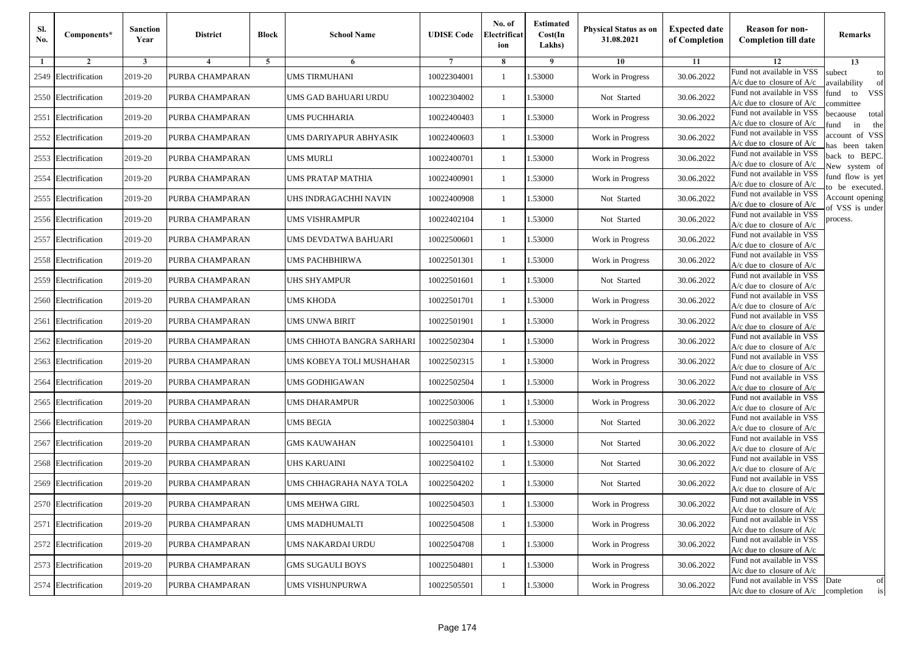| Sl. No. | Components* | Sanction Year | District | Block | School Name | UDISE Code | No. of Electrificat ion | Estimated Cost(In Lakhs) | Physical Status as on 31.08.2021 | Expected date of Completion | Reason for non-Completion till date | Remarks |
|---|---|---|---|---|---|---|---|---|---|---|---|---|
| 1 | 2 | 3 | 4 | 5 | 6 | 7 | 8 | 9 | 10 | 11 | 12 | 13 |
| 2549 | Electrification | 2019-20 | PURBA CHAMPARAN | | UMS TIRMUHANI | 10022304001 | 1 | 1.53000 | Work in Progress | 30.06.2022 | Fund not available in VSS A/c due to closure of A/c | subect to availability of fund to VSS committee becaouse total fund in the account of VSS has been taken back to BEPC. New system of fund flow is yet to be executed. Account opening of VSS is under process. |
| 2550 | Electrification | 2019-20 | PURBA CHAMPARAN | | UMS GAD BAHUARI URDU | 10022304002 | 1 | 1.53000 | Not Started | 30.06.2022 | Fund not available in VSS A/c due to closure of A/c | |
| 2551 | Electrification | 2019-20 | PURBA CHAMPARAN | | UMS PUCHHARIA | 10022400403 | 1 | 1.53000 | Work in Progress | 30.06.2022 | Fund not available in VSS A/c due to closure of A/c | |
| 2552 | Electrification | 2019-20 | PURBA CHAMPARAN | | UMS DARIYAPUR ABHYASIK | 10022400603 | 1 | 1.53000 | Work in Progress | 30.06.2022 | Fund not available in VSS A/c due to closure of A/c | |
| 2553 | Electrification | 2019-20 | PURBA CHAMPARAN | | UMS MURLI | 10022400701 | 1 | 1.53000 | Work in Progress | 30.06.2022 | Fund not available in VSS A/c due to closure of A/c | |
| 2554 | Electrification | 2019-20 | PURBA CHAMPARAN | | UMS PRATAP MATHIA | 10022400901 | 1 | 1.53000 | Work in Progress | 30.06.2022 | Fund not available in VSS A/c due to closure of A/c | |
| 2555 | Electrification | 2019-20 | PURBA CHAMPARAN | | UHS INDRAGACHHI NAVIN | 10022400908 | 1 | 1.53000 | Not Started | 30.06.2022 | Fund not available in VSS A/c due to closure of A/c | |
| 2556 | Electrification | 2019-20 | PURBA CHAMPARAN | | UMS VISHRAMPUR | 10022402104 | 1 | 1.53000 | Not Started | 30.06.2022 | Fund not available in VSS A/c due to closure of A/c | |
| 2557 | Electrification | 2019-20 | PURBA CHAMPARAN | | UMS DEVDATWA BAHUARI | 10022500601 | 1 | 1.53000 | Work in Progress | 30.06.2022 | Fund not available in VSS A/c due to closure of A/c | |
| 2558 | Electrification | 2019-20 | PURBA CHAMPARAN | | UMS PACHBHIRWA | 10022501301 | 1 | 1.53000 | Work in Progress | 30.06.2022 | Fund not available in VSS A/c due to closure of A/c | |
| 2559 | Electrification | 2019-20 | PURBA CHAMPARAN | | UHS SHYAMPUR | 10022501601 | 1 | 1.53000 | Not Started | 30.06.2022 | Fund not available in VSS A/c due to closure of A/c | |
| 2560 | Electrification | 2019-20 | PURBA CHAMPARAN | | UMS KHODA | 10022501701 | 1 | 1.53000 | Work in Progress | 30.06.2022 | Fund not available in VSS A/c due to closure of A/c | |
| 2561 | Electrification | 2019-20 | PURBA CHAMPARAN | | UMS UNWA BIRIT | 10022501901 | 1 | 1.53000 | Work in Progress | 30.06.2022 | Fund not available in VSS A/c due to closure of A/c | |
| 2562 | Electrification | 2019-20 | PURBA CHAMPARAN | | UMS CHHOTA BANGRA SARHARI | 10022502304 | 1 | 1.53000 | Work in Progress | 30.06.2022 | Fund not available in VSS A/c due to closure of A/c | |
| 2563 | Electrification | 2019-20 | PURBA CHAMPARAN | | UMS KOBEYA TOLI MUSHAHAR | 10022502315 | 1 | 1.53000 | Work in Progress | 30.06.2022 | Fund not available in VSS A/c due to closure of A/c | |
| 2564 | Electrification | 2019-20 | PURBA CHAMPARAN | | UMS GODHIGAWAN | 10022502504 | 1 | 1.53000 | Work in Progress | 30.06.2022 | Fund not available in VSS A/c due to closure of A/c | |
| 2565 | Electrification | 2019-20 | PURBA CHAMPARAN | | UMS DHARAMPUR | 10022503006 | 1 | 1.53000 | Work in Progress | 30.06.2022 | Fund not available in VSS A/c due to closure of A/c | |
| 2566 | Electrification | 2019-20 | PURBA CHAMPARAN | | UMS BEGIA | 10022503804 | 1 | 1.53000 | Not Started | 30.06.2022 | Fund not available in VSS A/c due to closure of A/c | |
| 2567 | Electrification | 2019-20 | PURBA CHAMPARAN | | GMS KAUWAHAN | 10022504101 | 1 | 1.53000 | Not Started | 30.06.2022 | Fund not available in VSS A/c due to closure of A/c | |
| 2568 | Electrification | 2019-20 | PURBA CHAMPARAN | | UHS KARUAINI | 10022504102 | 1 | 1.53000 | Not Started | 30.06.2022 | Fund not available in VSS A/c due to closure of A/c | |
| 2569 | Electrification | 2019-20 | PURBA CHAMPARAN | | UMS CHHAGRAHA NAYA TOLA | 10022504202 | 1 | 1.53000 | Not Started | 30.06.2022 | Fund not available in VSS A/c due to closure of A/c | |
| 2570 | Electrification | 2019-20 | PURBA CHAMPARAN | | UMS MEHWA GIRL | 10022504503 | 1 | 1.53000 | Work in Progress | 30.06.2022 | Fund not available in VSS A/c due to closure of A/c | |
| 2571 | Electrification | 2019-20 | PURBA CHAMPARAN | | UMS MADHUMALTI | 10022504508 | 1 | 1.53000 | Work in Progress | 30.06.2022 | Fund not available in VSS A/c due to closure of A/c | |
| 2572 | Electrification | 2019-20 | PURBA CHAMPARAN | | UMS NAKARDAI URDU | 10022504708 | 1 | 1.53000 | Work in Progress | 30.06.2022 | Fund not available in VSS A/c due to closure of A/c | |
| 2573 | Electrification | 2019-20 | PURBA CHAMPARAN | | GMS SUGAULI BOYS | 10022504801 | 1 | 1.53000 | Work in Progress | 30.06.2022 | Fund not available in VSS A/c due to closure of A/c | |
| 2574 | Electrification | 2019-20 | PURBA CHAMPARAN | | UMS VISHUNPURWA | 10022505501 | 1 | 1.53000 | Work in Progress | 30.06.2022 | Fund not available in VSS A/c due to closure of A/c | Date of completion is |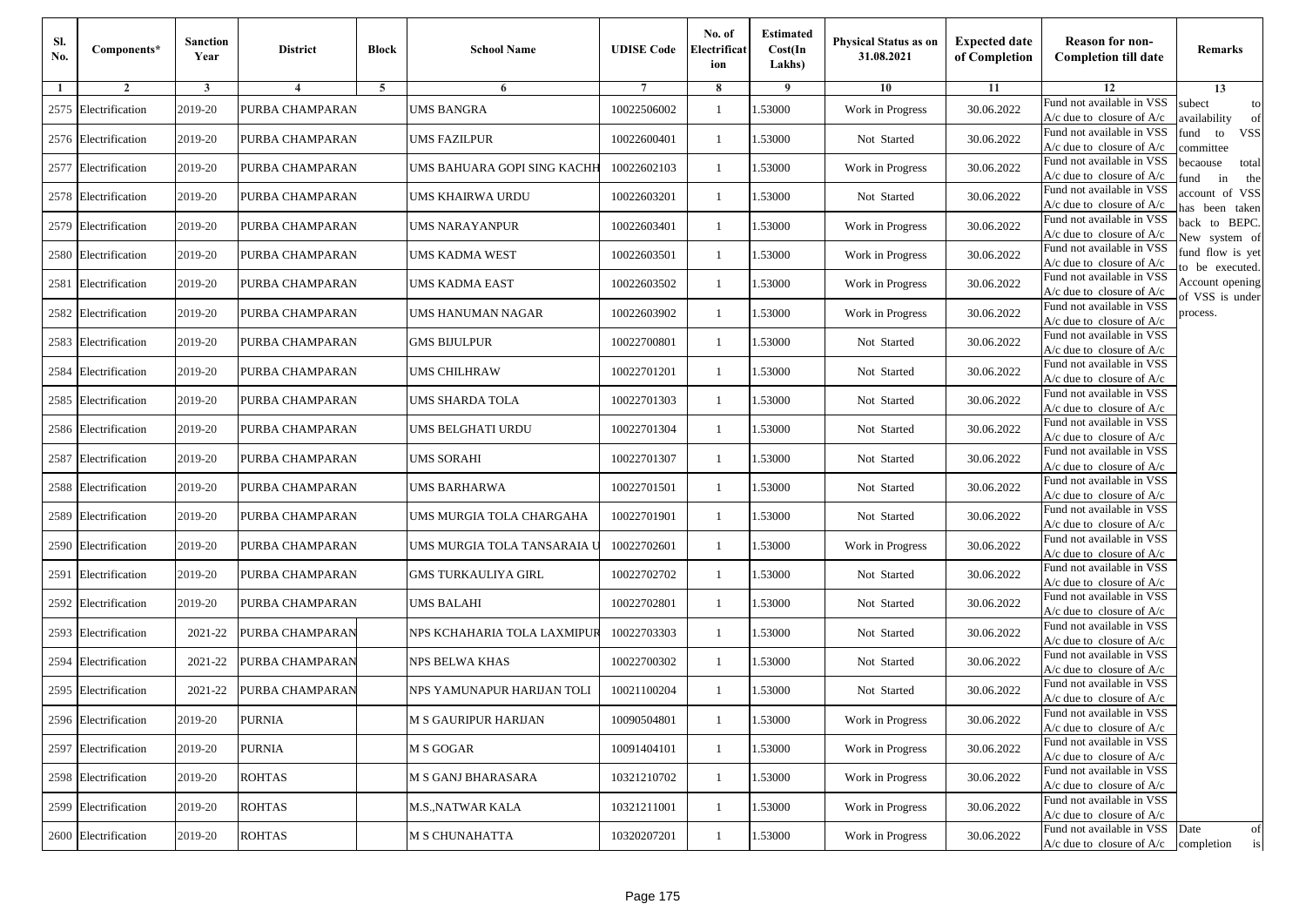| Sl. No. | Components* | Sanction Year | District | Block | School Name | UDISE Code | No. of Electrification | Estimated Cost(In Lakhs) | Physical Status as on 31.08.2021 | Expected date of Completion | Reason for non-Completion till date | Remarks |
|---|---|---|---|---|---|---|---|---|---|---|---|---|
| 1 | 2 | 3 | 4 | 5 | 6 | 7 | 8 | 9 | 10 | 11 | 12 | 13 |
| 2575 | Electrification | 2019-20 | PURBA CHAMPARAN | | UMS BANGRA | 10022506002 | 1 | 1.53000 | Work in Progress | 30.06.2022 | Fund not available in VSS A/c due to closure of A/c | subect to availability of fund to VSS committee becaouse total fund in the account of VSS has been taken back to BEPC. New system of fund flow is yet to be executed. Account opening of VSS is under process. |
| 2576 | Electrification | 2019-20 | PURBA CHAMPARAN | | UMS FAZILPUR | 10022600401 | 1 | 1.53000 | Not Started | 30.06.2022 | Fund not available in VSS A/c due to closure of A/c | |
| 2577 | Electrification | 2019-20 | PURBA CHAMPARAN | | UMS BAHUARA GOPI SING KACHH | 10022602103 | 1 | 1.53000 | Work in Progress | 30.06.2022 | Fund not available in VSS A/c due to closure of A/c | |
| 2578 | Electrification | 2019-20 | PURBA CHAMPARAN | | UMS KHAIRWA URDU | 10022603201 | 1 | 1.53000 | Not Started | 30.06.2022 | Fund not available in VSS A/c due to closure of A/c | |
| 2579 | Electrification | 2019-20 | PURBA CHAMPARAN | | UMS NARAYANPUR | 10022603401 | 1 | 1.53000 | Work in Progress | 30.06.2022 | Fund not available in VSS A/c due to closure of A/c | |
| 2580 | Electrification | 2019-20 | PURBA CHAMPARAN | | UMS KADMA WEST | 10022603501 | 1 | 1.53000 | Work in Progress | 30.06.2022 | Fund not available in VSS A/c due to closure of A/c | |
| 2581 | Electrification | 2019-20 | PURBA CHAMPARAN | | UMS KADMA EAST | 10022603502 | 1 | 1.53000 | Work in Progress | 30.06.2022 | Fund not available in VSS A/c due to closure of A/c | |
| 2582 | Electrification | 2019-20 | PURBA CHAMPARAN | | UMS HANUMAN NAGAR | 10022603902 | 1 | 1.53000 | Work in Progress | 30.06.2022 | Fund not available in VSS A/c due to closure of A/c | |
| 2583 | Electrification | 2019-20 | PURBA CHAMPARAN | | GMS BIJULPUR | 10022700801 | 1 | 1.53000 | Not Started | 30.06.2022 | Fund not available in VSS A/c due to closure of A/c | |
| 2584 | Electrification | 2019-20 | PURBA CHAMPARAN | | UMS CHILHRAW | 10022701201 | 1 | 1.53000 | Not Started | 30.06.2022 | Fund not available in VSS A/c due to closure of A/c | |
| 2585 | Electrification | 2019-20 | PURBA CHAMPARAN | | UMS SHARDA TOLA | 10022701303 | 1 | 1.53000 | Not Started | 30.06.2022 | Fund not available in VSS A/c due to closure of A/c | |
| 2586 | Electrification | 2019-20 | PURBA CHAMPARAN | | UMS BELGHATI URDU | 10022701304 | 1 | 1.53000 | Not Started | 30.06.2022 | Fund not available in VSS A/c due to closure of A/c | |
| 2587 | Electrification | 2019-20 | PURBA CHAMPARAN | | UMS SORAHI | 10022701307 | 1 | 1.53000 | Not Started | 30.06.2022 | Fund not available in VSS A/c due to closure of A/c | |
| 2588 | Electrification | 2019-20 | PURBA CHAMPARAN | | UMS BARHARWA | 10022701501 | 1 | 1.53000 | Not Started | 30.06.2022 | Fund not available in VSS A/c due to closure of A/c | |
| 2589 | Electrification | 2019-20 | PURBA CHAMPARAN | | UMS MURGIA TOLA CHARGAHA | 10022701901 | 1 | 1.53000 | Not Started | 30.06.2022 | Fund not available in VSS A/c due to closure of A/c | |
| 2590 | Electrification | 2019-20 | PURBA CHAMPARAN | | UMS MURGIA TOLA TANSARAIA U | 10022702601 | 1 | 1.53000 | Work in Progress | 30.06.2022 | Fund not available in VSS A/c due to closure of A/c | |
| 2591 | Electrification | 2019-20 | PURBA CHAMPARAN | | GMS TURKAULIYA GIRL | 10022702702 | 1 | 1.53000 | Not Started | 30.06.2022 | Fund not available in VSS A/c due to closure of A/c | |
| 2592 | Electrification | 2019-20 | PURBA CHAMPARAN | | UMS BALAHI | 10022702801 | 1 | 1.53000 | Not Started | 30.06.2022 | Fund not available in VSS A/c due to closure of A/c | |
| 2593 | Electrification | 2021-22 | PURBA CHAMPARAN | | NPS KCHAHARIA TOLA LAXMIPUR | 10022703303 | 1 | 1.53000 | Not Started | 30.06.2022 | Fund not available in VSS A/c due to closure of A/c | |
| 2594 | Electrification | 2021-22 | PURBA CHAMPARAN | | NPS BELWA KHAS | 10022700302 | 1 | 1.53000 | Not Started | 30.06.2022 | Fund not available in VSS A/c due to closure of A/c | |
| 2595 | Electrification | 2021-22 | PURBA CHAMPARAN | | NPS YAMUNAPUR HARIJAN TOLI | 10021100204 | 1 | 1.53000 | Not Started | 30.06.2022 | Fund not available in VSS A/c due to closure of A/c | |
| 2596 | Electrification | 2019-20 | PURNIA | | M S GAURIPUR HARIJAN | 10090504801 | 1 | 1.53000 | Work in Progress | 30.06.2022 | Fund not available in VSS A/c due to closure of A/c | |
| 2597 | Electrification | 2019-20 | PURNIA | | M S GOGAR | 10091404101 | 1 | 1.53000 | Work in Progress | 30.06.2022 | Fund not available in VSS A/c due to closure of A/c | |
| 2598 | Electrification | 2019-20 | ROHTAS | | M S GANJ BHARASARA | 10321210702 | 1 | 1.53000 | Work in Progress | 30.06.2022 | Fund not available in VSS A/c due to closure of A/c | |
| 2599 | Electrification | 2019-20 | ROHTAS | | M.S.,NATWAR KALA | 10321211001 | 1 | 1.53000 | Work in Progress | 30.06.2022 | Fund not available in VSS A/c due to closure of A/c | |
| 2600 | Electrification | 2019-20 | ROHTAS | | M S CHUNAHATTA | 10320207201 | 1 | 1.53000 | Work in Progress | 30.06.2022 | Fund not available in VSS A/c due to closure of A/c | Date of completion is |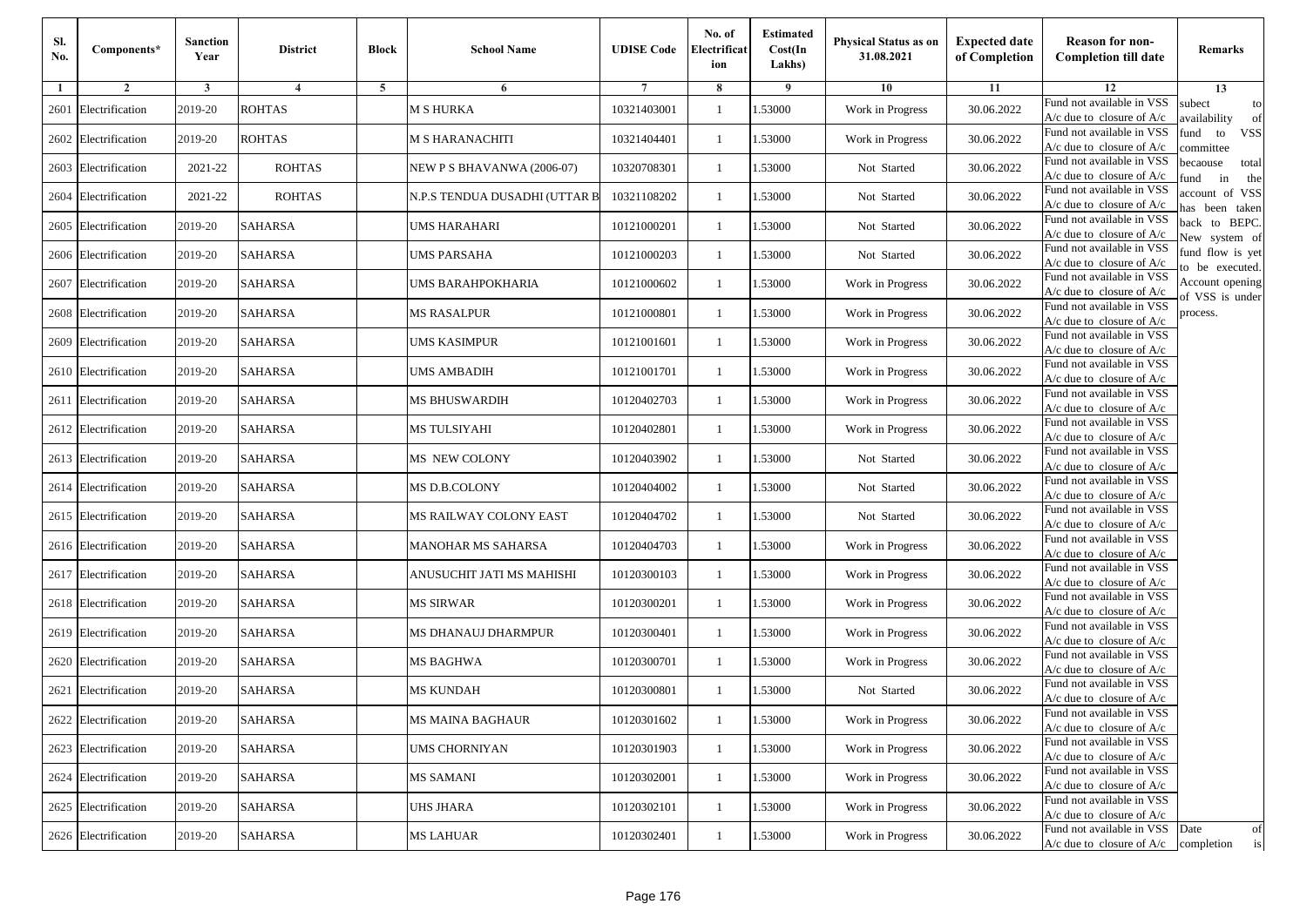| Sl. No. | Components* | Sanction Year | District | Block | School Name | UDISE Code | No. of Electrificat ion | Estimated Cost(In Lakhs) | Physical Status as on 31.08.2021 | Expected date of Completion | Reason for non-Completion till date | Remarks |
|---|---|---|---|---|---|---|---|---|---|---|---|---|
| 1 | 2 | 3 | 4 | 5 | 6 | 7 | 8 | 9 | 10 | 11 | 12 | 13 |
| 2601 | Electrification | 2019-20 | ROHTAS | | M S HURKA | 10321403001 | 1 | 1.53000 | Work in Progress | 30.06.2022 | Fund not available in VSS A/c due to closure of A/c | subect to availability of fund to VSS committee becaouse total fund in the account of VSS has been taken back to BEPC. New system of fund flow is yet to be executed. Account opening of VSS is under process. |
| 2602 | Electrification | 2019-20 | ROHTAS | | M S HARANACHITI | 10321404401 | 1 | 1.53000 | Work in Progress | 30.06.2022 | Fund not available in VSS A/c due to closure of A/c | |
| 2603 | Electrification | 2021-22 | ROHTAS | | NEW P S BHAVANWA (2006-07) | 10320708301 | 1 | 1.53000 | Not Started | 30.06.2022 | Fund not available in VSS A/c due to closure of A/c | |
| 2604 | Electrification | 2021-22 | ROHTAS | | N.P.S TENDUA DUSADHI (UTTAR B | 10321108202 | 1 | 1.53000 | Not Started | 30.06.2022 | Fund not available in VSS A/c due to closure of A/c | |
| 2605 | Electrification | 2019-20 | SAHARSA | | UMS HARAHARI | 10121000201 | 1 | 1.53000 | Not Started | 30.06.2022 | Fund not available in VSS A/c due to closure of A/c | |
| 2606 | Electrification | 2019-20 | SAHARSA | | UMS PARSAHA | 10121000203 | 1 | 1.53000 | Not Started | 30.06.2022 | Fund not available in VSS A/c due to closure of A/c | |
| 2607 | Electrification | 2019-20 | SAHARSA | | UMS BARAHPOKHARIA | 10121000602 | 1 | 1.53000 | Work in Progress | 30.06.2022 | Fund not available in VSS A/c due to closure of A/c | |
| 2608 | Electrification | 2019-20 | SAHARSA | | MS RASALPUR | 10121000801 | 1 | 1.53000 | Work in Progress | 30.06.2022 | Fund not available in VSS A/c due to closure of A/c | |
| 2609 | Electrification | 2019-20 | SAHARSA | | UMS KASIMPUR | 10121001601 | 1 | 1.53000 | Work in Progress | 30.06.2022 | Fund not available in VSS A/c due to closure of A/c | |
| 2610 | Electrification | 2019-20 | SAHARSA | | UMS AMBADIH | 10121001701 | 1 | 1.53000 | Work in Progress | 30.06.2022 | Fund not available in VSS A/c due to closure of A/c | |
| 2611 | Electrification | 2019-20 | SAHARSA | | MS BHUSWARDIH | 10120402703 | 1 | 1.53000 | Work in Progress | 30.06.2022 | Fund not available in VSS A/c due to closure of A/c | |
| 2612 | Electrification | 2019-20 | SAHARSA | | MS TULSIYAHI | 10120402801 | 1 | 1.53000 | Work in Progress | 30.06.2022 | Fund not available in VSS A/c due to closure of A/c | |
| 2613 | Electrification | 2019-20 | SAHARSA | | MS NEW COLONY | 10120403902 | 1 | 1.53000 | Not Started | 30.06.2022 | Fund not available in VSS A/c due to closure of A/c | |
| 2614 | Electrification | 2019-20 | SAHARSA | | MS D.B.COLONY | 10120404002 | 1 | 1.53000 | Not Started | 30.06.2022 | Fund not available in VSS A/c due to closure of A/c | |
| 2615 | Electrification | 2019-20 | SAHARSA | | MS RAILWAY COLONY EAST | 10120404702 | 1 | 1.53000 | Not Started | 30.06.2022 | Fund not available in VSS A/c due to closure of A/c | |
| 2616 | Electrification | 2019-20 | SAHARSA | | MANOHAR MS SAHARSA | 10120404703 | 1 | 1.53000 | Work in Progress | 30.06.2022 | Fund not available in VSS A/c due to closure of A/c | |
| 2617 | Electrification | 2019-20 | SAHARSA | | ANUSUCHIT JATI MS MAHISHI | 10120300103 | 1 | 1.53000 | Work in Progress | 30.06.2022 | Fund not available in VSS A/c due to closure of A/c | |
| 2618 | Electrification | 2019-20 | SAHARSA | | MS SIRWAR | 10120300201 | 1 | 1.53000 | Work in Progress | 30.06.2022 | Fund not available in VSS A/c due to closure of A/c | |
| 2619 | Electrification | 2019-20 | SAHARSA | | MS DHANAUJ DHARMPUR | 10120300401 | 1 | 1.53000 | Work in Progress | 30.06.2022 | Fund not available in VSS A/c due to closure of A/c | |
| 2620 | Electrification | 2019-20 | SAHARSA | | MS BAGHWA | 10120300701 | 1 | 1.53000 | Work in Progress | 30.06.2022 | Fund not available in VSS A/c due to closure of A/c | |
| 2621 | Electrification | 2019-20 | SAHARSA | | MS KUNDAH | 10120300801 | 1 | 1.53000 | Not Started | 30.06.2022 | Fund not available in VSS A/c due to closure of A/c | |
| 2622 | Electrification | 2019-20 | SAHARSA | | MS MAINA BAGHAUR | 10120301602 | 1 | 1.53000 | Work in Progress | 30.06.2022 | Fund not available in VSS A/c due to closure of A/c | |
| 2623 | Electrification | 2019-20 | SAHARSA | | UMS CHORNIYAN | 10120301903 | 1 | 1.53000 | Work in Progress | 30.06.2022 | Fund not available in VSS A/c due to closure of A/c | |
| 2624 | Electrification | 2019-20 | SAHARSA | | MS SAMANI | 10120302001 | 1 | 1.53000 | Work in Progress | 30.06.2022 | Fund not available in VSS A/c due to closure of A/c | |
| 2625 | Electrification | 2019-20 | SAHARSA | | UHS JHARA | 10120302101 | 1 | 1.53000 | Work in Progress | 30.06.2022 | Fund not available in VSS A/c due to closure of A/c | |
| 2626 | Electrification | 2019-20 | SAHARSA | | MS LAHUAR | 10120302401 | 1 | 1.53000 | Work in Progress | 30.06.2022 | Fund not available in VSS A/c due to closure of A/c | Date of completion is |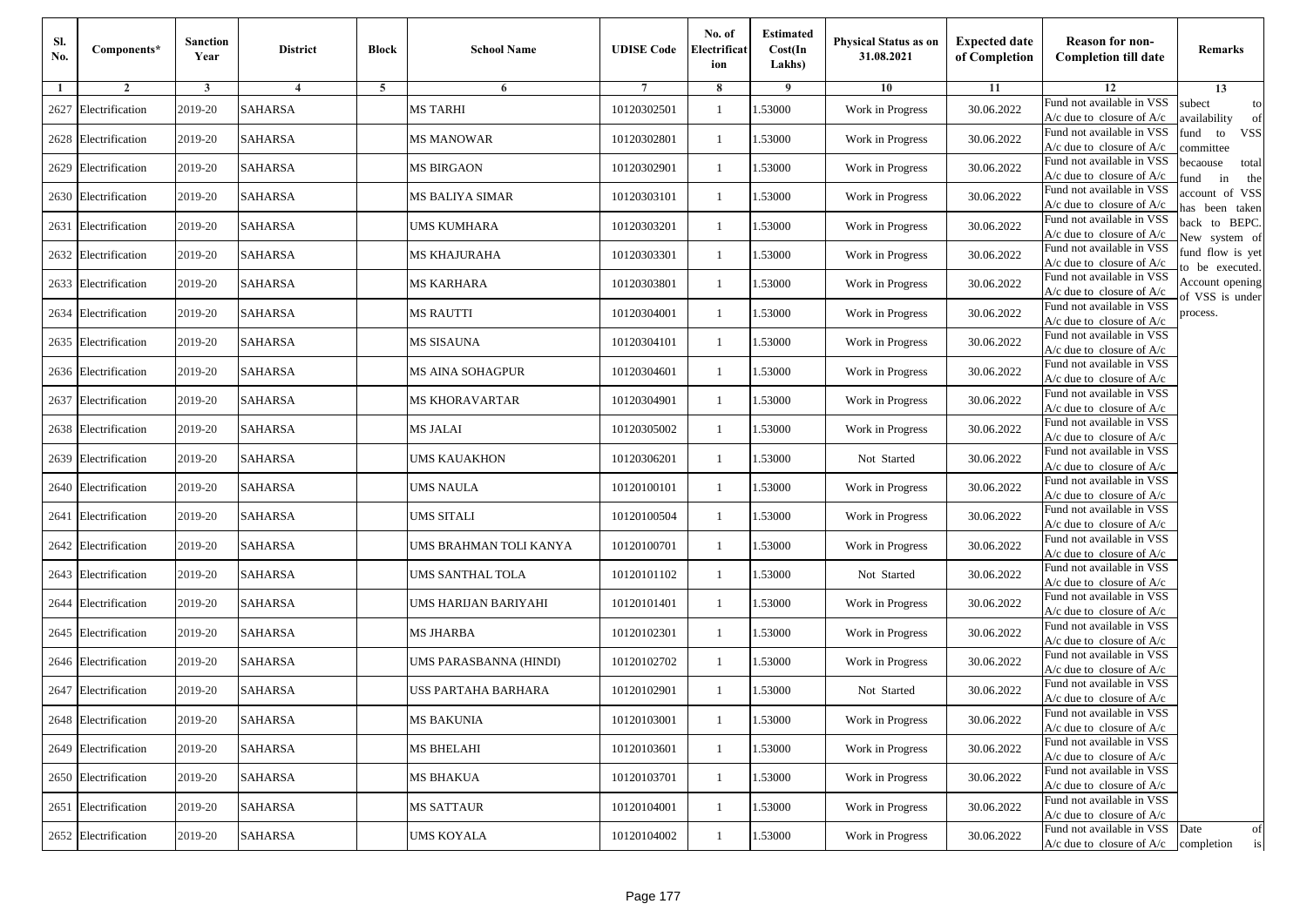| Sl. No. | Components* | Sanction Year | District | Block | School Name | UDISE Code | No. of Electrificat ion | Estimated Cost(In Lakhs) | Physical Status as on 31.08.2021 | Expected date of Completion | Reason for non-Completion till date | Remarks |
|---|---|---|---|---|---|---|---|---|---|---|---|---|
| 1 | 2 | 3 | 4 | 5 | 6 | 7 | 8 | 9 | 10 | 11 | 12 | 13 |
| 2627 | Electrification | 2019-20 | SAHARSA | | MS TARHI | 10120302501 | 1 | 1.53000 | Work in Progress | 30.06.2022 | Fund not available in VSS A/c due to closure of A/c | subect to availability of fund to VSS committee becaouse total fund in the account of VSS has been taken back to BEPC. New system of fund flow is yet to be executed. Account opening of VSS is under process. |
| 2628 | Electrification | 2019-20 | SAHARSA | | MS MANOWAR | 10120302801 | 1 | 1.53000 | Work in Progress | 30.06.2022 | Fund not available in VSS A/c due to closure of A/c | |
| 2629 | Electrification | 2019-20 | SAHARSA | | MS BIRGAON | 10120302901 | 1 | 1.53000 | Work in Progress | 30.06.2022 | Fund not available in VSS A/c due to closure of A/c | |
| 2630 | Electrification | 2019-20 | SAHARSA | | MS BALIYA SIMAR | 10120303101 | 1 | 1.53000 | Work in Progress | 30.06.2022 | Fund not available in VSS A/c due to closure of A/c | |
| 2631 | Electrification | 2019-20 | SAHARSA | | UMS KUMHARA | 10120303201 | 1 | 1.53000 | Work in Progress | 30.06.2022 | Fund not available in VSS A/c due to closure of A/c | |
| 2632 | Electrification | 2019-20 | SAHARSA | | MS KHAJURAHA | 10120303301 | 1 | 1.53000 | Work in Progress | 30.06.2022 | Fund not available in VSS A/c due to closure of A/c | |
| 2633 | Electrification | 2019-20 | SAHARSA | | MS KARHARA | 10120303801 | 1 | 1.53000 | Work in Progress | 30.06.2022 | Fund not available in VSS A/c due to closure of A/c | |
| 2634 | Electrification | 2019-20 | SAHARSA | | MS RAUTTI | 10120304001 | 1 | 1.53000 | Work in Progress | 30.06.2022 | Fund not available in VSS A/c due to closure of A/c | |
| 2635 | Electrification | 2019-20 | SAHARSA | | MS SISAUNA | 10120304101 | 1 | 1.53000 | Work in Progress | 30.06.2022 | Fund not available in VSS A/c due to closure of A/c | |
| 2636 | Electrification | 2019-20 | SAHARSA | | MS AINA SOHAGPUR | 10120304601 | 1 | 1.53000 | Work in Progress | 30.06.2022 | Fund not available in VSS A/c due to closure of A/c | |
| 2637 | Electrification | 2019-20 | SAHARSA | | MS KHORAVARTAR | 10120304901 | 1 | 1.53000 | Work in Progress | 30.06.2022 | Fund not available in VSS A/c due to closure of A/c | |
| 2638 | Electrification | 2019-20 | SAHARSA | | MS JALAI | 10120305002 | 1 | 1.53000 | Work in Progress | 30.06.2022 | Fund not available in VSS A/c due to closure of A/c | |
| 2639 | Electrification | 2019-20 | SAHARSA | | UMS KAUAKHON | 10120306201 | 1 | 1.53000 | Not Started | 30.06.2022 | Fund not available in VSS A/c due to closure of A/c | |
| 2640 | Electrification | 2019-20 | SAHARSA | | UMS NAULA | 10120100101 | 1 | 1.53000 | Work in Progress | 30.06.2022 | Fund not available in VSS A/c due to closure of A/c | |
| 2641 | Electrification | 2019-20 | SAHARSA | | UMS SITALI | 10120100504 | 1 | 1.53000 | Work in Progress | 30.06.2022 | Fund not available in VSS A/c due to closure of A/c | |
| 2642 | Electrification | 2019-20 | SAHARSA | | UMS BRAHMAN TOLI KANYA | 10120100701 | 1 | 1.53000 | Work in Progress | 30.06.2022 | Fund not available in VSS A/c due to closure of A/c | |
| 2643 | Electrification | 2019-20 | SAHARSA | | UMS SANTHAL TOLA | 10120101102 | 1 | 1.53000 | Not Started | 30.06.2022 | Fund not available in VSS A/c due to closure of A/c | |
| 2644 | Electrification | 2019-20 | SAHARSA | | UMS HARIJAN BARIYAHI | 10120101401 | 1 | 1.53000 | Work in Progress | 30.06.2022 | Fund not available in VSS A/c due to closure of A/c | |
| 2645 | Electrification | 2019-20 | SAHARSA | | MS JHARBA | 10120102301 | 1 | 1.53000 | Work in Progress | 30.06.2022 | Fund not available in VSS A/c due to closure of A/c | |
| 2646 | Electrification | 2019-20 | SAHARSA | | UMS PARASBANNA (HINDI) | 10120102702 | 1 | 1.53000 | Work in Progress | 30.06.2022 | Fund not available in VSS A/c due to closure of A/c | |
| 2647 | Electrification | 2019-20 | SAHARSA | | USS PARTAHA BARHARA | 10120102901 | 1 | 1.53000 | Not Started | 30.06.2022 | Fund not available in VSS A/c due to closure of A/c | |
| 2648 | Electrification | 2019-20 | SAHARSA | | MS BAKUNIA | 10120103001 | 1 | 1.53000 | Work in Progress | 30.06.2022 | Fund not available in VSS A/c due to closure of A/c | |
| 2649 | Electrification | 2019-20 | SAHARSA | | MS BHELAHI | 10120103601 | 1 | 1.53000 | Work in Progress | 30.06.2022 | Fund not available in VSS A/c due to closure of A/c | |
| 2650 | Electrification | 2019-20 | SAHARSA | | MS BHAKUA | 10120103701 | 1 | 1.53000 | Work in Progress | 30.06.2022 | Fund not available in VSS A/c due to closure of A/c | |
| 2651 | Electrification | 2019-20 | SAHARSA | | MS SATTAUR | 10120104001 | 1 | 1.53000 | Work in Progress | 30.06.2022 | Fund not available in VSS A/c due to closure of A/c | |
| 2652 | Electrification | 2019-20 | SAHARSA | | UMS KOYALA | 10120104002 | 1 | 1.53000 | Work in Progress | 30.06.2022 | Fund not available in VSS A/c due to closure of A/c | Date of completion is |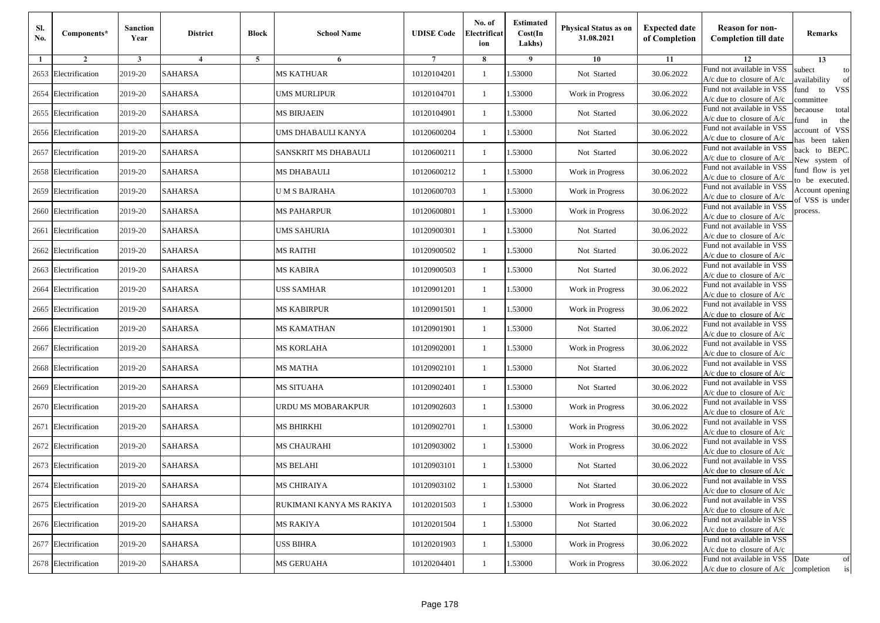| Sl. No. | Components* | Sanction Year | District | Block | School Name | UDISE Code | No. of Electrification | Estimated Cost(In Lakhs) | Physical Status as on 31.08.2021 | Expected date of Completion | Reason for non-Completion till date | Remarks |
|---|---|---|---|---|---|---|---|---|---|---|---|---|
| 1 | 2 | 3 | 4 | 5 | 6 | 7 | 8 | 9 | 10 | 11 | 12 | 13 |
| 2653 | Electrification | 2019-20 | SAHARSA | | MS KATHUAR | 10120104201 | 1 | 1.53000 | Not Started | 30.06.2022 | Fund not available in VSS A/c due to closure of A/c | subect to availability of fund to VSS committee becaouse total fund in the account of VSS has been taken back to BEPC. New system of fund flow is yet to be executed. Account opening of VSS is under process. |
| 2654 | Electrification | 2019-20 | SAHARSA | | UMS MURLIPUR | 10120104701 | 1 | 1.53000 | Work in Progress | 30.06.2022 | Fund not available in VSS A/c due to closure of A/c | |
| 2655 | Electrification | 2019-20 | SAHARSA | | MS BIRJAEIN | 10120104901 | 1 | 1.53000 | Not Started | 30.06.2022 | Fund not available in VSS A/c due to closure of A/c | |
| 2656 | Electrification | 2019-20 | SAHARSA | | UMS DHABAULI KANYA | 10120600204 | 1 | 1.53000 | Not Started | 30.06.2022 | Fund not available in VSS A/c due to closure of A/c | |
| 2657 | Electrification | 2019-20 | SAHARSA | | SANSKRIT MS DHABAULI | 10120600211 | 1 | 1.53000 | Not Started | 30.06.2022 | Fund not available in VSS A/c due to closure of A/c | |
| 2658 | Electrification | 2019-20 | SAHARSA | | MS DHABAULI | 10120600212 | 1 | 1.53000 | Work in Progress | 30.06.2022 | Fund not available in VSS A/c due to closure of A/c | |
| 2659 | Electrification | 2019-20 | SAHARSA | | U M S BAJRAHA | 10120600703 | 1 | 1.53000 | Work in Progress | 30.06.2022 | Fund not available in VSS A/c due to closure of A/c | |
| 2660 | Electrification | 2019-20 | SAHARSA | | MS PAHARPUR | 10120600801 | 1 | 1.53000 | Work in Progress | 30.06.2022 | Fund not available in VSS A/c due to closure of A/c | |
| 2661 | Electrification | 2019-20 | SAHARSA | | UMS SAHURIA | 10120900301 | 1 | 1.53000 | Not Started | 30.06.2022 | Fund not available in VSS A/c due to closure of A/c | |
| 2662 | Electrification | 2019-20 | SAHARSA | | MS RAITHI | 10120900502 | 1 | 1.53000 | Not Started | 30.06.2022 | Fund not available in VSS A/c due to closure of A/c | |
| 2663 | Electrification | 2019-20 | SAHARSA | | MS KABIRA | 10120900503 | 1 | 1.53000 | Not Started | 30.06.2022 | Fund not available in VSS A/c due to closure of A/c | |
| 2664 | Electrification | 2019-20 | SAHARSA | | USS SAMHAR | 10120901201 | 1 | 1.53000 | Work in Progress | 30.06.2022 | Fund not available in VSS A/c due to closure of A/c | |
| 2665 | Electrification | 2019-20 | SAHARSA | | MS KABIRPUR | 10120901501 | 1 | 1.53000 | Work in Progress | 30.06.2022 | Fund not available in VSS A/c due to closure of A/c | |
| 2666 | Electrification | 2019-20 | SAHARSA | | MS KAMATHAN | 10120901901 | 1 | 1.53000 | Not Started | 30.06.2022 | Fund not available in VSS A/c due to closure of A/c | |
| 2667 | Electrification | 2019-20 | SAHARSA | | MS KORLAHA | 10120902001 | 1 | 1.53000 | Work in Progress | 30.06.2022 | Fund not available in VSS A/c due to closure of A/c | |
| 2668 | Electrification | 2019-20 | SAHARSA | | MS MATHA | 10120902101 | 1 | 1.53000 | Not Started | 30.06.2022 | Fund not available in VSS A/c due to closure of A/c | |
| 2669 | Electrification | 2019-20 | SAHARSA | | MS SITUAHA | 10120902401 | 1 | 1.53000 | Not Started | 30.06.2022 | Fund not available in VSS A/c due to closure of A/c | |
| 2670 | Electrification | 2019-20 | SAHARSA | | URDU MS MOBARAKPUR | 10120902603 | 1 | 1.53000 | Work in Progress | 30.06.2022 | Fund not available in VSS A/c due to closure of A/c | |
| 2671 | Electrification | 2019-20 | SAHARSA | | MS BHIRKHI | 10120902701 | 1 | 1.53000 | Work in Progress | 30.06.2022 | Fund not available in VSS A/c due to closure of A/c | |
| 2672 | Electrification | 2019-20 | SAHARSA | | MS CHAURAHI | 10120903002 | 1 | 1.53000 | Work in Progress | 30.06.2022 | Fund not available in VSS A/c due to closure of A/c | |
| 2673 | Electrification | 2019-20 | SAHARSA | | MS BELAHI | 10120903101 | 1 | 1.53000 | Not Started | 30.06.2022 | Fund not available in VSS A/c due to closure of A/c | |
| 2674 | Electrification | 2019-20 | SAHARSA | | MS CHIRAIYA | 10120903102 | 1 | 1.53000 | Not Started | 30.06.2022 | Fund not available in VSS A/c due to closure of A/c | |
| 2675 | Electrification | 2019-20 | SAHARSA | | RUKIMANI KANYA MS RAKIYA | 10120201503 | 1 | 1.53000 | Work in Progress | 30.06.2022 | Fund not available in VSS A/c due to closure of A/c | |
| 2676 | Electrification | 2019-20 | SAHARSA | | MS RAKIYA | 10120201504 | 1 | 1.53000 | Not Started | 30.06.2022 | Fund not available in VSS A/c due to closure of A/c | |
| 2677 | Electrification | 2019-20 | SAHARSA | | USS BIHRA | 10120201903 | 1 | 1.53000 | Work in Progress | 30.06.2022 | Fund not available in VSS A/c due to closure of A/c | |
| 2678 | Electrification | 2019-20 | SAHARSA | | MS GERUAHA | 10120204401 | 1 | 1.53000 | Work in Progress | 30.06.2022 | Fund not available in VSS A/c due to closure of A/c | Date of completion is |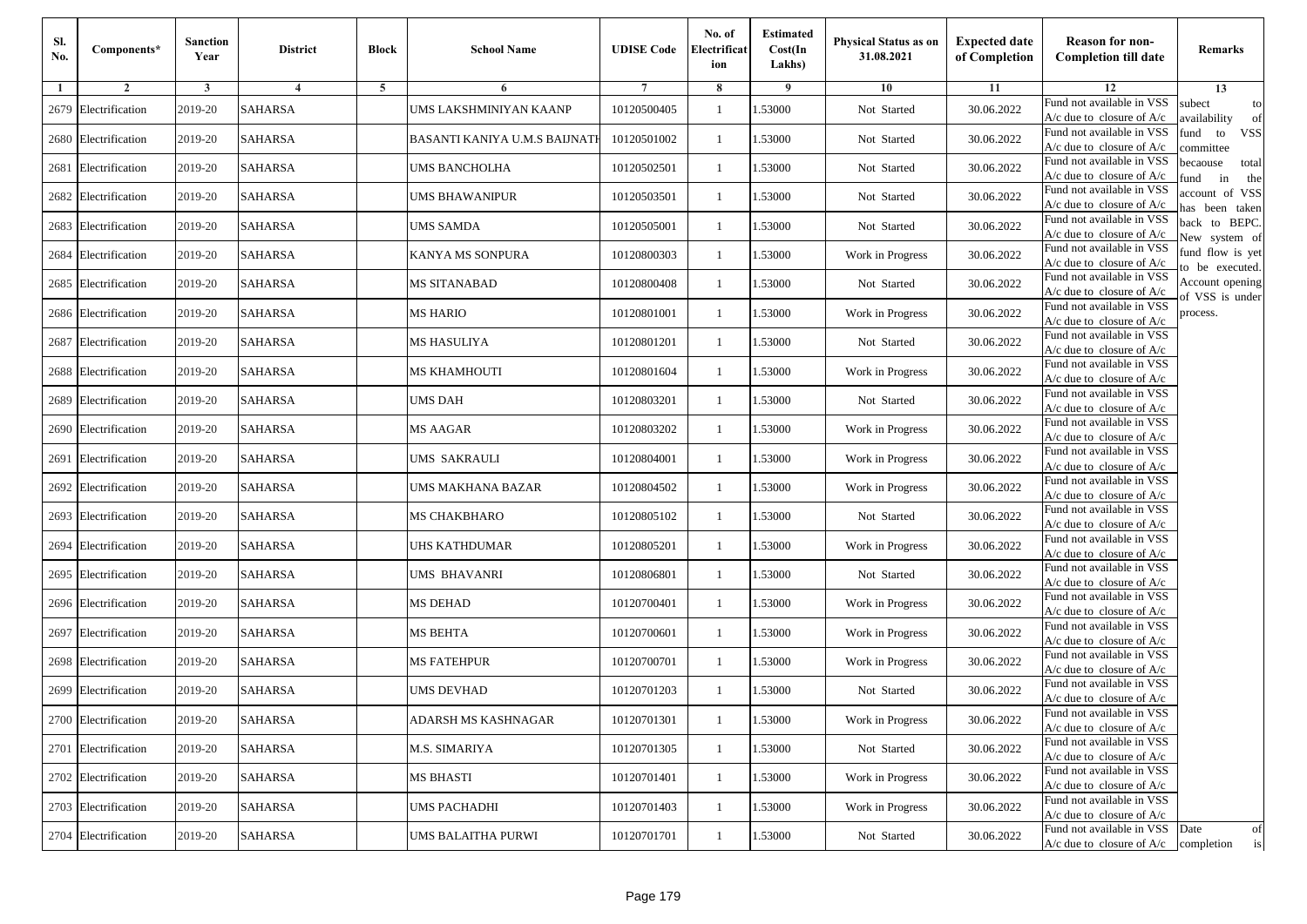| Sl. No. | Components* | Sanction Year | District | Block | School Name | UDISE Code | No. of Electrification | Estimated Cost(In Lakhs) | Physical Status as on 31.08.2021 | Expected date of Completion | Reason for non-Completion till date | Remarks |
|---|---|---|---|---|---|---|---|---|---|---|---|---|
| 1 | 2 | 3 | 4 | 5 | 6 | 7 | 8 | 9 | 10 | 11 | 12 | 13 |
| 2679 | Electrification | 2019-20 | SAHARSA | | UMS LAKSHMINIYAN KAANP | 10120500405 | 1 | 1.53000 | Not Started | 30.06.2022 | Fund not available in VSS A/c due to closure of A/c | subect to availability of fund to VSS committee becaouse total fund in the account of VSS has been taken back to BEPC. New system of fund flow is yet to be executed. Account opening of VSS is under process. |
| 2680 | Electrification | 2019-20 | SAHARSA | | BASANTI KANIYA U.M.S BAIJNATH | 10120501002 | 1 | 1.53000 | Not Started | 30.06.2022 | Fund not available in VSS A/c due to closure of A/c | |
| 2681 | Electrification | 2019-20 | SAHARSA | | UMS BANCHOLHA | 10120502501 | 1 | 1.53000 | Not Started | 30.06.2022 | Fund not available in VSS A/c due to closure of A/c | |
| 2682 | Electrification | 2019-20 | SAHARSA | | UMS BHAWANIPUR | 10120503501 | 1 | 1.53000 | Not Started | 30.06.2022 | Fund not available in VSS A/c due to closure of A/c | |
| 2683 | Electrification | 2019-20 | SAHARSA | | UMS SAMDA | 10120505001 | 1 | 1.53000 | Not Started | 30.06.2022 | Fund not available in VSS A/c due to closure of A/c | |
| 2684 | Electrification | 2019-20 | SAHARSA | | KANYA MS SONPURA | 10120800303 | 1 | 1.53000 | Work in Progress | 30.06.2022 | Fund not available in VSS A/c due to closure of A/c | |
| 2685 | Electrification | 2019-20 | SAHARSA | | MS SITANABAD | 10120800408 | 1 | 1.53000 | Not Started | 30.06.2022 | Fund not available in VSS A/c due to closure of A/c | |
| 2686 | Electrification | 2019-20 | SAHARSA | | MS HARIO | 10120801001 | 1 | 1.53000 | Work in Progress | 30.06.2022 | Fund not available in VSS A/c due to closure of A/c | |
| 2687 | Electrification | 2019-20 | SAHARSA | | MS HASULIYA | 10120801201 | 1 | 1.53000 | Not Started | 30.06.2022 | Fund not available in VSS A/c due to closure of A/c | |
| 2688 | Electrification | 2019-20 | SAHARSA | | MS KHAMHOUTI | 10120801604 | 1 | 1.53000 | Work in Progress | 30.06.2022 | Fund not available in VSS A/c due to closure of A/c | |
| 2689 | Electrification | 2019-20 | SAHARSA | | UMS DAH | 10120803201 | 1 | 1.53000 | Not Started | 30.06.2022 | Fund not available in VSS A/c due to closure of A/c | |
| 2690 | Electrification | 2019-20 | SAHARSA | | MS AAGAR | 10120803202 | 1 | 1.53000 | Work in Progress | 30.06.2022 | Fund not available in VSS A/c due to closure of A/c | |
| 2691 | Electrification | 2019-20 | SAHARSA | | UMS SAKRAULI | 10120804001 | 1 | 1.53000 | Work in Progress | 30.06.2022 | Fund not available in VSS A/c due to closure of A/c | |
| 2692 | Electrification | 2019-20 | SAHARSA | | UMS MAKHANA BAZAR | 10120804502 | 1 | 1.53000 | Work in Progress | 30.06.2022 | Fund not available in VSS A/c due to closure of A/c | |
| 2693 | Electrification | 2019-20 | SAHARSA | | MS CHAKBHARO | 10120805102 | 1 | 1.53000 | Not Started | 30.06.2022 | Fund not available in VSS A/c due to closure of A/c | |
| 2694 | Electrification | 2019-20 | SAHARSA | | UHS KATHDUMAR | 10120805201 | 1 | 1.53000 | Work in Progress | 30.06.2022 | Fund not available in VSS A/c due to closure of A/c | |
| 2695 | Electrification | 2019-20 | SAHARSA | | UMS BHAVANRI | 10120806801 | 1 | 1.53000 | Not Started | 30.06.2022 | Fund not available in VSS A/c due to closure of A/c | |
| 2696 | Electrification | 2019-20 | SAHARSA | | MS DEHAD | 10120700401 | 1 | 1.53000 | Work in Progress | 30.06.2022 | Fund not available in VSS A/c due to closure of A/c | |
| 2697 | Electrification | 2019-20 | SAHARSA | | MS BEHTA | 10120700601 | 1 | 1.53000 | Work in Progress | 30.06.2022 | Fund not available in VSS A/c due to closure of A/c | |
| 2698 | Electrification | 2019-20 | SAHARSA | | MS FATEHPUR | 10120700701 | 1 | 1.53000 | Work in Progress | 30.06.2022 | Fund not available in VSS A/c due to closure of A/c | |
| 2699 | Electrification | 2019-20 | SAHARSA | | UMS DEVHAD | 10120701203 | 1 | 1.53000 | Not Started | 30.06.2022 | Fund not available in VSS A/c due to closure of A/c | |
| 2700 | Electrification | 2019-20 | SAHARSA | | ADARSH MS KASHNAGAR | 10120701301 | 1 | 1.53000 | Work in Progress | 30.06.2022 | Fund not available in VSS A/c due to closure of A/c | |
| 2701 | Electrification | 2019-20 | SAHARSA | | M.S. SIMARIYA | 10120701305 | 1 | 1.53000 | Not Started | 30.06.2022 | Fund not available in VSS A/c due to closure of A/c | |
| 2702 | Electrification | 2019-20 | SAHARSA | | MS BHASTI | 10120701401 | 1 | 1.53000 | Work in Progress | 30.06.2022 | Fund not available in VSS A/c due to closure of A/c | |
| 2703 | Electrification | 2019-20 | SAHARSA | | UMS PACHADHI | 10120701403 | 1 | 1.53000 | Work in Progress | 30.06.2022 | Fund not available in VSS A/c due to closure of A/c | |
| 2704 | Electrification | 2019-20 | SAHARSA | | UMS BALAITHA PURWI | 10120701701 | 1 | 1.53000 | Not Started | 30.06.2022 | Fund not available in VSS A/c due to closure of A/c | Date of completion is |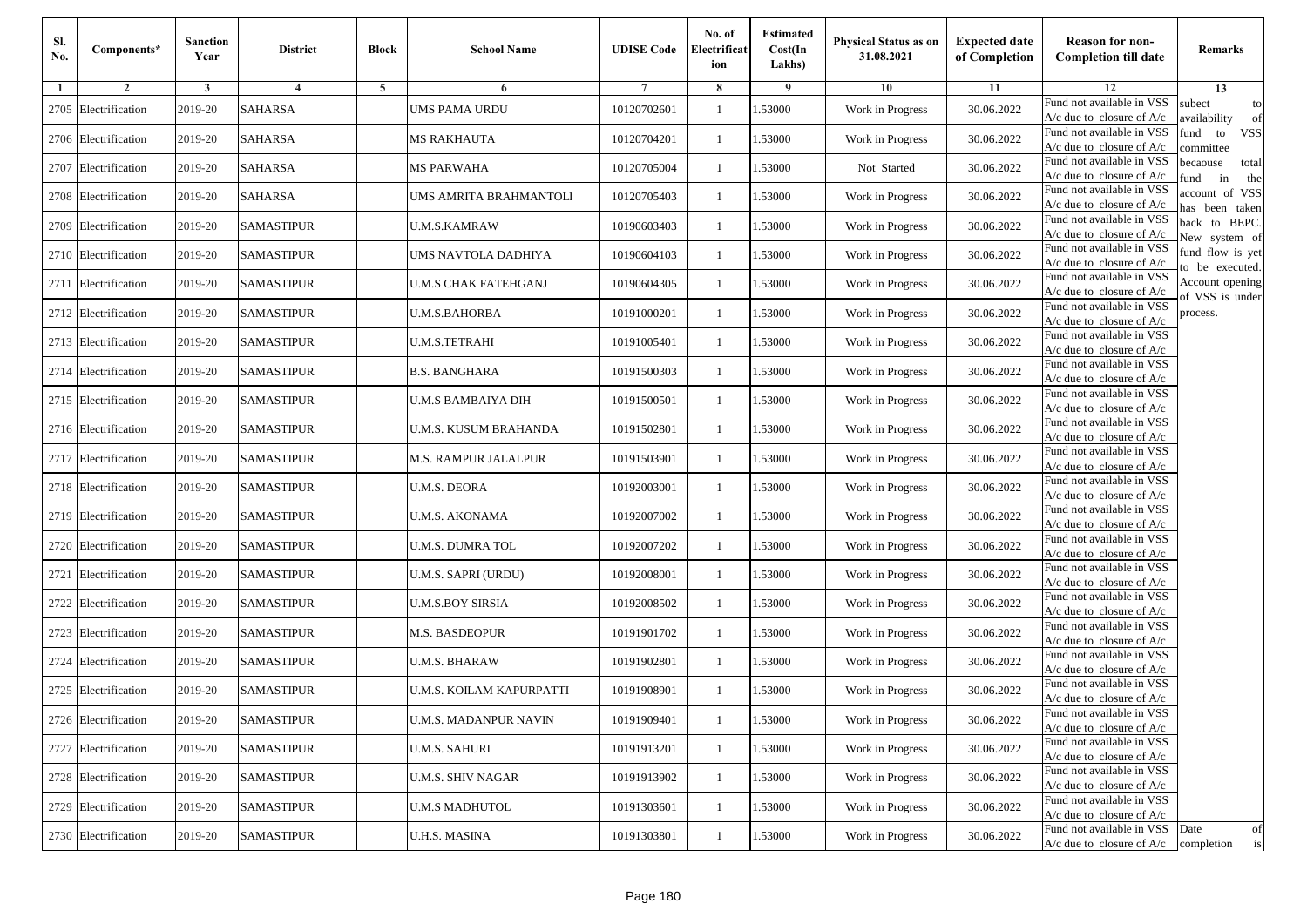| Sl. No. | Components* | Sanction Year | District | Block | School Name | UDISE Code | No. of Electrification | Estimated Cost(In Lakhs) | Physical Status as on 31.08.2021 | Expected date of Completion | Reason for non-Completion till date | Remarks |
|---|---|---|---|---|---|---|---|---|---|---|---|---|
| 1 | 2 | 3 | 4 | 5 | 6 | 7 | 8 | 9 | 10 | 11 | 12 | 13 |
| 2705 | Electrification | 2019-20 | SAHARSA | | UMS PAMA URDU | 10120702601 | 1 | 1.53000 | Work in Progress | 30.06.2022 | Fund not available in VSS A/c due to closure of A/c | subect to availability of fund to VSS committee becaouse total fund in the account of VSS has been taken back to BEPC. New system of fund flow is yet to be executed. Account opening of VSS is under process. |
| 2706 | Electrification | 2019-20 | SAHARSA | | MS RAKHAUTA | 10120704201 | 1 | 1.53000 | Work in Progress | 30.06.2022 | Fund not available in VSS A/c due to closure of A/c | |
| 2707 | Electrification | 2019-20 | SAHARSA | | MS PARWAHA | 10120705004 | 1 | 1.53000 | Not Started | 30.06.2022 | Fund not available in VSS A/c due to closure of A/c | |
| 2708 | Electrification | 2019-20 | SAHARSA | | UMS AMRITA BRAHMANTOLI | 10120705403 | 1 | 1.53000 | Work in Progress | 30.06.2022 | Fund not available in VSS A/c due to closure of A/c | |
| 2709 | Electrification | 2019-20 | SAMASTIPUR | | U.M.S.KAMRAW | 10190603403 | 1 | 1.53000 | Work in Progress | 30.06.2022 | Fund not available in VSS A/c due to closure of A/c | |
| 2710 | Electrification | 2019-20 | SAMASTIPUR | | UMS NAVTOLA DADHIYA | 10190604103 | 1 | 1.53000 | Work in Progress | 30.06.2022 | Fund not available in VSS A/c due to closure of A/c | |
| 2711 | Electrification | 2019-20 | SAMASTIPUR | | U.M.S CHAK FATEHGANJ | 10190604305 | 1 | 1.53000 | Work in Progress | 30.06.2022 | Fund not available in VSS A/c due to closure of A/c | |
| 2712 | Electrification | 2019-20 | SAMASTIPUR | | U.M.S.BAHORBA | 10191000201 | 1 | 1.53000 | Work in Progress | 30.06.2022 | Fund not available in VSS A/c due to closure of A/c | |
| 2713 | Electrification | 2019-20 | SAMASTIPUR | | U.M.S.TETRAHI | 10191005401 | 1 | 1.53000 | Work in Progress | 30.06.2022 | Fund not available in VSS A/c due to closure of A/c | |
| 2714 | Electrification | 2019-20 | SAMASTIPUR | | B.S. BANGHARA | 10191500303 | 1 | 1.53000 | Work in Progress | 30.06.2022 | Fund not available in VSS A/c due to closure of A/c | |
| 2715 | Electrification | 2019-20 | SAMASTIPUR | | U.M.S BAMBAIYA DIH | 10191500501 | 1 | 1.53000 | Work in Progress | 30.06.2022 | Fund not available in VSS A/c due to closure of A/c | |
| 2716 | Electrification | 2019-20 | SAMASTIPUR | | U.M.S. KUSUM BRAHANDA | 10191502801 | 1 | 1.53000 | Work in Progress | 30.06.2022 | Fund not available in VSS A/c due to closure of A/c | |
| 2717 | Electrification | 2019-20 | SAMASTIPUR | | M.S. RAMPUR JALALPUR | 10191503901 | 1 | 1.53000 | Work in Progress | 30.06.2022 | Fund not available in VSS A/c due to closure of A/c | |
| 2718 | Electrification | 2019-20 | SAMASTIPUR | | U.M.S. DEORA | 10192003001 | 1 | 1.53000 | Work in Progress | 30.06.2022 | Fund not available in VSS A/c due to closure of A/c | |
| 2719 | Electrification | 2019-20 | SAMASTIPUR | | U.M.S. AKONAMA | 10192007002 | 1 | 1.53000 | Work in Progress | 30.06.2022 | Fund not available in VSS A/c due to closure of A/c | |
| 2720 | Electrification | 2019-20 | SAMASTIPUR | | U.M.S. DUMRA TOL | 10192007202 | 1 | 1.53000 | Work in Progress | 30.06.2022 | Fund not available in VSS A/c due to closure of A/c | |
| 2721 | Electrification | 2019-20 | SAMASTIPUR | | U.M.S. SAPRI (URDU) | 10192008001 | 1 | 1.53000 | Work in Progress | 30.06.2022 | Fund not available in VSS A/c due to closure of A/c | |
| 2722 | Electrification | 2019-20 | SAMASTIPUR | | U.M.S.BOY SIRSIA | 10192008502 | 1 | 1.53000 | Work in Progress | 30.06.2022 | Fund not available in VSS A/c due to closure of A/c | |
| 2723 | Electrification | 2019-20 | SAMASTIPUR | | M.S. BASDEOPUR | 10191901702 | 1 | 1.53000 | Work in Progress | 30.06.2022 | Fund not available in VSS A/c due to closure of A/c | |
| 2724 | Electrification | 2019-20 | SAMASTIPUR | | U.M.S. BHARAW | 10191902801 | 1 | 1.53000 | Work in Progress | 30.06.2022 | Fund not available in VSS A/c due to closure of A/c | |
| 2725 | Electrification | 2019-20 | SAMASTIPUR | | U.M.S. KOILAM KAPURPATTI | 10191908901 | 1 | 1.53000 | Work in Progress | 30.06.2022 | Fund not available in VSS A/c due to closure of A/c | |
| 2726 | Electrification | 2019-20 | SAMASTIPUR | | U.M.S. MADANPUR NAVIN | 10191909401 | 1 | 1.53000 | Work in Progress | 30.06.2022 | Fund not available in VSS A/c due to closure of A/c | |
| 2727 | Electrification | 2019-20 | SAMASTIPUR | | U.M.S. SAHURI | 10191913201 | 1 | 1.53000 | Work in Progress | 30.06.2022 | Fund not available in VSS A/c due to closure of A/c | |
| 2728 | Electrification | 2019-20 | SAMASTIPUR | | U.M.S. SHIV NAGAR | 10191913902 | 1 | 1.53000 | Work in Progress | 30.06.2022 | Fund not available in VSS A/c due to closure of A/c | |
| 2729 | Electrification | 2019-20 | SAMASTIPUR | | U.M.S MADHUTOL | 10191303601 | 1 | 1.53000 | Work in Progress | 30.06.2022 | Fund not available in VSS A/c due to closure of A/c | |
| 2730 | Electrification | 2019-20 | SAMASTIPUR | | U.H.S. MASINA | 10191303801 | 1 | 1.53000 | Work in Progress | 30.06.2022 | Fund not available in VSS A/c due to closure of A/c | Date of completion is |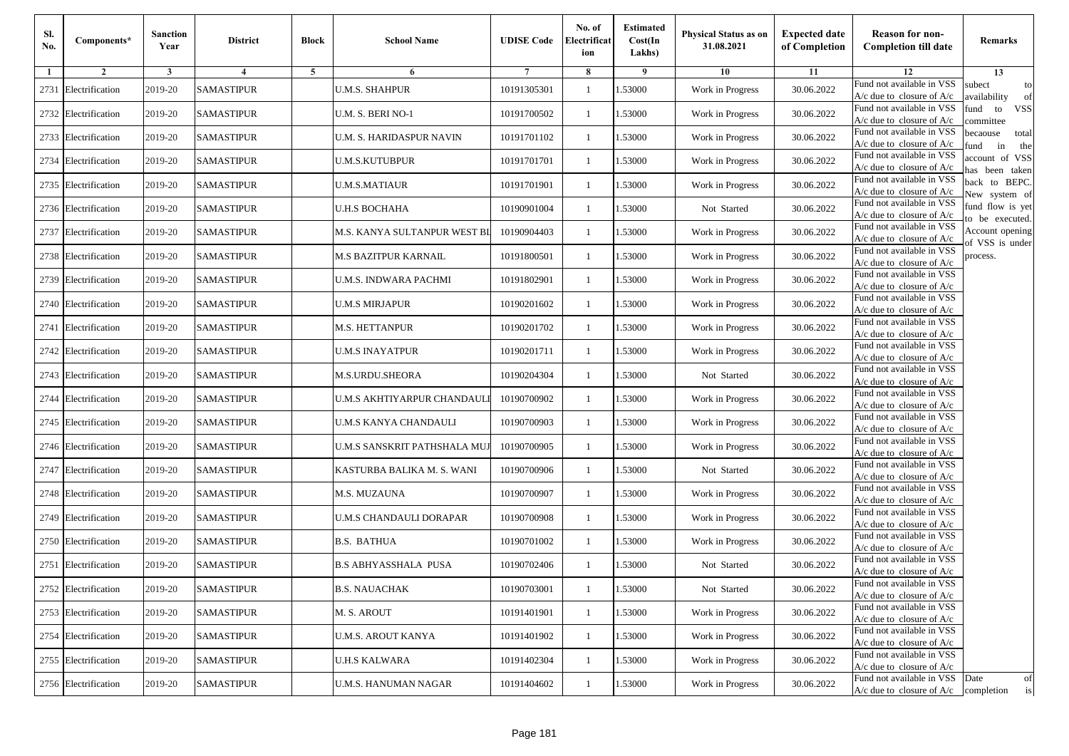| Sl. No. | Components* | Sanction Year | District | Block | School Name | UDISE Code | No. of Electrification | Estimated Cost(In Lakhs) | Physical Status as on 31.08.2021 | Expected date of Completion | Reason for non-Completion till date | Remarks |
|---|---|---|---|---|---|---|---|---|---|---|---|---|
| 1 | 2 | 3 | 4 | 5 | 6 | 7 | 8 | 9 | 10 | 11 | 12 | 13 |
| 2731 | Electrification | 2019-20 | SAMASTIPUR | | U.M.S. SHAHPUR | 10191305301 | 1 | 1.53000 | Work in Progress | 30.06.2022 | Fund not available in VSS A/c due to closure of A/c | subect to availability of fund to VSS committee becaouse total fund in the account of VSS has been taken back to BEPC. New system of fund flow is yet to be executed. Account opening of VSS is under process. |
| 2732 | Electrification | 2019-20 | SAMASTIPUR | | U.M. S. BERI NO-1 | 10191700502 | 1 | 1.53000 | Work in Progress | 30.06.2022 | Fund not available in VSS A/c due to closure of A/c | |
| 2733 | Electrification | 2019-20 | SAMASTIPUR | | U.M. S. HARIDASPUR NAVIN | 10191701102 | 1 | 1.53000 | Work in Progress | 30.06.2022 | Fund not available in VSS A/c due to closure of A/c | |
| 2734 | Electrification | 2019-20 | SAMASTIPUR | | U.M.S.KUTUBPUR | 10191701701 | 1 | 1.53000 | Work in Progress | 30.06.2022 | Fund not available in VSS A/c due to closure of A/c | |
| 2735 | Electrification | 2019-20 | SAMASTIPUR | | U.M.S.MATIAUR | 10191701901 | 1 | 1.53000 | Work in Progress | 30.06.2022 | Fund not available in VSS A/c due to closure of A/c | |
| 2736 | Electrification | 2019-20 | SAMASTIPUR | | U.H.S BOCHAHA | 10190901004 | 1 | 1.53000 | Not Started | 30.06.2022 | Fund not available in VSS A/c due to closure of A/c | |
| 2737 | Electrification | 2019-20 | SAMASTIPUR | | M.S. KANYA SULTANPUR WEST BL | 10190904403 | 1 | 1.53000 | Work in Progress | 30.06.2022 | Fund not available in VSS A/c due to closure of A/c | |
| 2738 | Electrification | 2019-20 | SAMASTIPUR | | M.S BAZITPUR KARNAIL | 10191800501 | 1 | 1.53000 | Work in Progress | 30.06.2022 | Fund not available in VSS A/c due to closure of A/c | |
| 2739 | Electrification | 2019-20 | SAMASTIPUR | | U.M.S. INDWARA PACHMI | 10191802901 | 1 | 1.53000 | Work in Progress | 30.06.2022 | Fund not available in VSS A/c due to closure of A/c | |
| 2740 | Electrification | 2019-20 | SAMASTIPUR | | U.M.S MIRJAPUR | 10190201602 | 1 | 1.53000 | Work in Progress | 30.06.2022 | Fund not available in VSS A/c due to closure of A/c | |
| 2741 | Electrification | 2019-20 | SAMASTIPUR | | M.S. HETTANPUR | 10190201702 | 1 | 1.53000 | Work in Progress | 30.06.2022 | Fund not available in VSS A/c due to closure of A/c | |
| 2742 | Electrification | 2019-20 | SAMASTIPUR | | U.M.S INAYATPUR | 10190201711 | 1 | 1.53000 | Work in Progress | 30.06.2022 | Fund not available in VSS A/c due to closure of A/c | |
| 2743 | Electrification | 2019-20 | SAMASTIPUR | | M.S.URDU.SHEORA | 10190204304 | 1 | 1.53000 | Not Started | 30.06.2022 | Fund not available in VSS A/c due to closure of A/c | |
| 2744 | Electrification | 2019-20 | SAMASTIPUR | | U.M.S AKHTIYARPUR CHANDAULI | 10190700902 | 1 | 1.53000 | Work in Progress | 30.06.2022 | Fund not available in VSS A/c due to closure of A/c | |
| 2745 | Electrification | 2019-20 | SAMASTIPUR | | U.M.S KANYA CHANDAULI | 10190700903 | 1 | 1.53000 | Work in Progress | 30.06.2022 | Fund not available in VSS A/c due to closure of A/c | |
| 2746 | Electrification | 2019-20 | SAMASTIPUR | | U.M.S SANSKRIT PATHSHALA MUJ | 10190700905 | 1 | 1.53000 | Work in Progress | 30.06.2022 | Fund not available in VSS A/c due to closure of A/c | |
| 2747 | Electrification | 2019-20 | SAMASTIPUR | | KASTURBA BALIKA M. S. WANI | 10190700906 | 1 | 1.53000 | Not Started | 30.06.2022 | Fund not available in VSS A/c due to closure of A/c | |
| 2748 | Electrification | 2019-20 | SAMASTIPUR | | M.S. MUZAUNA | 10190700907 | 1 | 1.53000 | Work in Progress | 30.06.2022 | Fund not available in VSS A/c due to closure of A/c | |
| 2749 | Electrification | 2019-20 | SAMASTIPUR | | U.M.S CHANDAULI DORAPAR | 10190700908 | 1 | 1.53000 | Work in Progress | 30.06.2022 | Fund not available in VSS A/c due to closure of A/c | |
| 2750 | Electrification | 2019-20 | SAMASTIPUR | | B.S. BATHUA | 10190701002 | 1 | 1.53000 | Work in Progress | 30.06.2022 | Fund not available in VSS A/c due to closure of A/c | |
| 2751 | Electrification | 2019-20 | SAMASTIPUR | | B.S ABHYASSHALA PUSA | 10190702406 | 1 | 1.53000 | Not Started | 30.06.2022 | Fund not available in VSS A/c due to closure of A/c | |
| 2752 | Electrification | 2019-20 | SAMASTIPUR | | B.S. NAUACHAK | 10190703001 | 1 | 1.53000 | Not Started | 30.06.2022 | Fund not available in VSS A/c due to closure of A/c | |
| 2753 | Electrification | 2019-20 | SAMASTIPUR | | M. S. AROUT | 10191401901 | 1 | 1.53000 | Work in Progress | 30.06.2022 | Fund not available in VSS A/c due to closure of A/c | |
| 2754 | Electrification | 2019-20 | SAMASTIPUR | | U.M.S. AROUT KANYA | 10191401902 | 1 | 1.53000 | Work in Progress | 30.06.2022 | Fund not available in VSS A/c due to closure of A/c | |
| 2755 | Electrification | 2019-20 | SAMASTIPUR | | U.H.S KALWARA | 10191402304 | 1 | 1.53000 | Work in Progress | 30.06.2022 | Fund not available in VSS A/c due to closure of A/c | |
| 2756 | Electrification | 2019-20 | SAMASTIPUR | | U.M.S. HANUMAN NAGAR | 10191404602 | 1 | 1.53000 | Work in Progress | 30.06.2022 | Fund not available in VSS A/c due to closure of A/c | Date of completion is |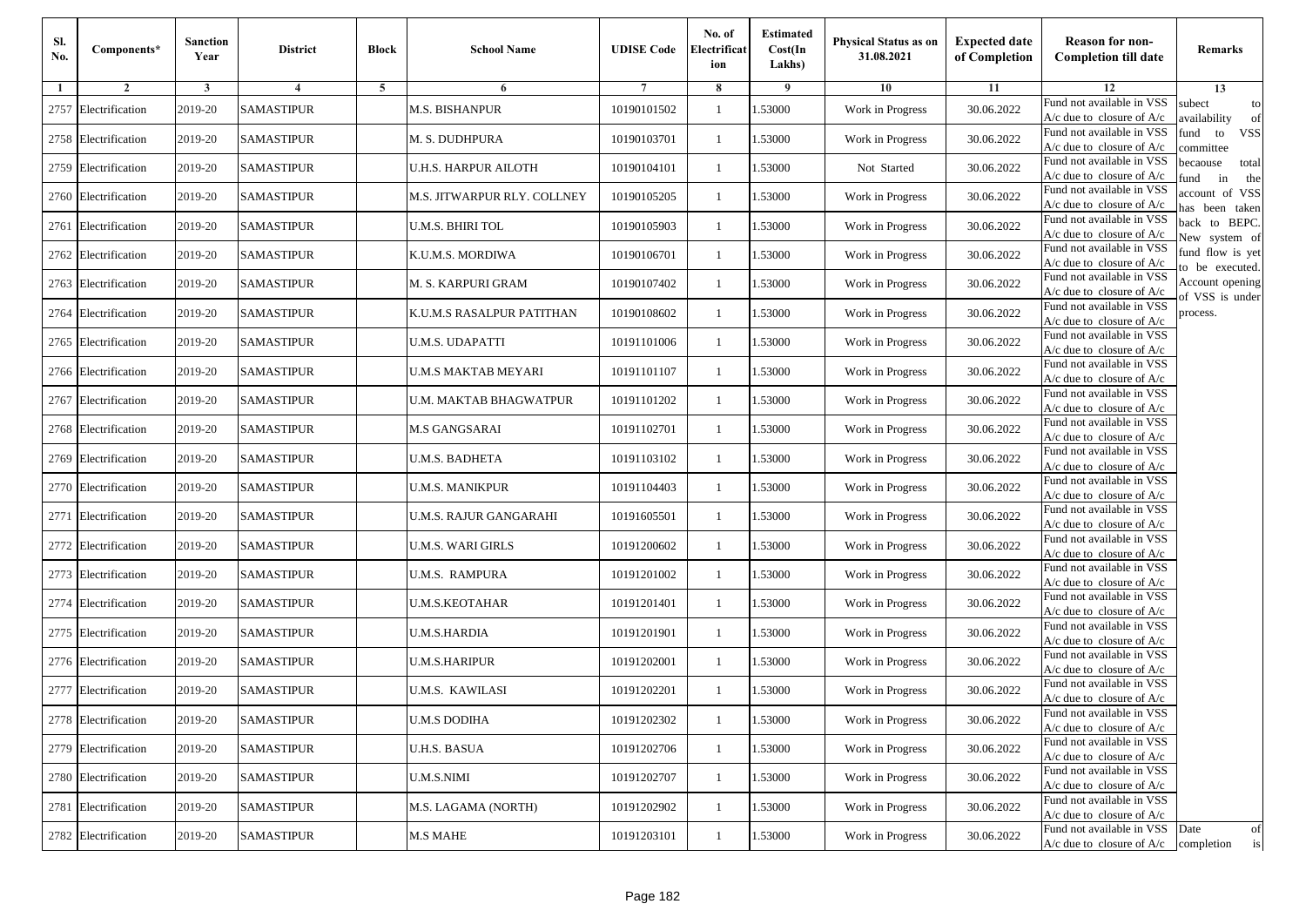| Sl. No. | Components* | Sanction Year | District | Block | School Name | UDISE Code | No. of Electrification | Estimated Cost(In Lakhs) | Physical Status as on 31.08.2021 | Expected date of Completion | Reason for non-Completion till date | Remarks |
|---|---|---|---|---|---|---|---|---|---|---|---|---|
| 1 | 2 | 3 | 4 | 5 | 6 | 7 | 8 | 9 | 10 | 11 | 12 | 13 |
| 2757 | Electrification | 2019-20 | SAMASTIPUR | | M.S. BISHANPUR | 10190101502 | 1 | 1.53000 | Work in Progress | 30.06.2022 | Fund not available in VSS A/c due to closure of A/c | subect to availability of fund to VSS committee becaouse total fund in the account of VSS has been taken back to BEPC. New system of fund flow is yet to be executed. Account opening of VSS is under process. |
| 2758 | Electrification | 2019-20 | SAMASTIPUR | | M. S. DUDHPURA | 10190103701 | 1 | 1.53000 | Work in Progress | 30.06.2022 | Fund not available in VSS A/c due to closure of A/c | |
| 2759 | Electrification | 2019-20 | SAMASTIPUR | | U.H.S. HARPUR AILOTH | 10190104101 | 1 | 1.53000 | Not Started | 30.06.2022 | Fund not available in VSS A/c due to closure of A/c | |
| 2760 | Electrification | 2019-20 | SAMASTIPUR | | M.S. JITWARPUR RLY. COLLNEY | 10190105205 | 1 | 1.53000 | Work in Progress | 30.06.2022 | Fund not available in VSS A/c due to closure of A/c | |
| 2761 | Electrification | 2019-20 | SAMASTIPUR | | U.M.S. BHIRI TOL | 10190105903 | 1 | 1.53000 | Work in Progress | 30.06.2022 | Fund not available in VSS A/c due to closure of A/c | |
| 2762 | Electrification | 2019-20 | SAMASTIPUR | | K.U.M.S. MORDIWA | 10190106701 | 1 | 1.53000 | Work in Progress | 30.06.2022 | Fund not available in VSS A/c due to closure of A/c | |
| 2763 | Electrification | 2019-20 | SAMASTIPUR | | M. S. KARPURI GRAM | 10190107402 | 1 | 1.53000 | Work in Progress | 30.06.2022 | Fund not available in VSS A/c due to closure of A/c | |
| 2764 | Electrification | 2019-20 | SAMASTIPUR | | K.U.M.S RASALPUR PATITHAN | 10190108602 | 1 | 1.53000 | Work in Progress | 30.06.2022 | Fund not available in VSS A/c due to closure of A/c | |
| 2765 | Electrification | 2019-20 | SAMASTIPUR | | U.M.S. UDAPATTI | 10191101006 | 1 | 1.53000 | Work in Progress | 30.06.2022 | Fund not available in VSS A/c due to closure of A/c | |
| 2766 | Electrification | 2019-20 | SAMASTIPUR | | U.M.S MAKTAB MEYARI | 10191101107 | 1 | 1.53000 | Work in Progress | 30.06.2022 | Fund not available in VSS A/c due to closure of A/c | |
| 2767 | Electrification | 2019-20 | SAMASTIPUR | | U.M. MAKTAB BHAGWATPUR | 10191101202 | 1 | 1.53000 | Work in Progress | 30.06.2022 | Fund not available in VSS A/c due to closure of A/c | |
| 2768 | Electrification | 2019-20 | SAMASTIPUR | | M.S GANGSARAI | 10191102701 | 1 | 1.53000 | Work in Progress | 30.06.2022 | Fund not available in VSS A/c due to closure of A/c | |
| 2769 | Electrification | 2019-20 | SAMASTIPUR | | U.M.S. BADHETA | 10191103102 | 1 | 1.53000 | Work in Progress | 30.06.2022 | Fund not available in VSS A/c due to closure of A/c | |
| 2770 | Electrification | 2019-20 | SAMASTIPUR | | U.M.S. MANIKPUR | 10191104403 | 1 | 1.53000 | Work in Progress | 30.06.2022 | Fund not available in VSS A/c due to closure of A/c | |
| 2771 | Electrification | 2019-20 | SAMASTIPUR | | U.M.S. RAJUR GANGARAHI | 10191605501 | 1 | 1.53000 | Work in Progress | 30.06.2022 | Fund not available in VSS A/c due to closure of A/c | |
| 2772 | Electrification | 2019-20 | SAMASTIPUR | | U.M.S. WARI GIRLS | 10191200602 | 1 | 1.53000 | Work in Progress | 30.06.2022 | Fund not available in VSS A/c due to closure of A/c | |
| 2773 | Electrification | 2019-20 | SAMASTIPUR | | U.M.S. RAMPURA | 10191201002 | 1 | 1.53000 | Work in Progress | 30.06.2022 | Fund not available in VSS A/c due to closure of A/c | |
| 2774 | Electrification | 2019-20 | SAMASTIPUR | | U.M.S.KEOTAHAR | 10191201401 | 1 | 1.53000 | Work in Progress | 30.06.2022 | Fund not available in VSS A/c due to closure of A/c | |
| 2775 | Electrification | 2019-20 | SAMASTIPUR | | U.M.S.HARDIA | 10191201901 | 1 | 1.53000 | Work in Progress | 30.06.2022 | Fund not available in VSS A/c due to closure of A/c | |
| 2776 | Electrification | 2019-20 | SAMASTIPUR | | U.M.S.HARIPUR | 10191202001 | 1 | 1.53000 | Work in Progress | 30.06.2022 | Fund not available in VSS A/c due to closure of A/c | |
| 2777 | Electrification | 2019-20 | SAMASTIPUR | | U.M.S. KAWILASI | 10191202201 | 1 | 1.53000 | Work in Progress | 30.06.2022 | Fund not available in VSS A/c due to closure of A/c | |
| 2778 | Electrification | 2019-20 | SAMASTIPUR | | U.M.S DODIHA | 10191202302 | 1 | 1.53000 | Work in Progress | 30.06.2022 | Fund not available in VSS A/c due to closure of A/c | |
| 2779 | Electrification | 2019-20 | SAMASTIPUR | | U.H.S. BASUA | 10191202706 | 1 | 1.53000 | Work in Progress | 30.06.2022 | Fund not available in VSS A/c due to closure of A/c | |
| 2780 | Electrification | 2019-20 | SAMASTIPUR | | U.M.S.NIMI | 10191202707 | 1 | 1.53000 | Work in Progress | 30.06.2022 | Fund not available in VSS A/c due to closure of A/c | |
| 2781 | Electrification | 2019-20 | SAMASTIPUR | | M.S. LAGAMA (NORTH) | 10191202902 | 1 | 1.53000 | Work in Progress | 30.06.2022 | Fund not available in VSS A/c due to closure of A/c | |
| 2782 | Electrification | 2019-20 | SAMASTIPUR | | M.S MAHE | 10191203101 | 1 | 1.53000 | Work in Progress | 30.06.2022 | Fund not available in VSS A/c due to closure of A/c | Date of completion is |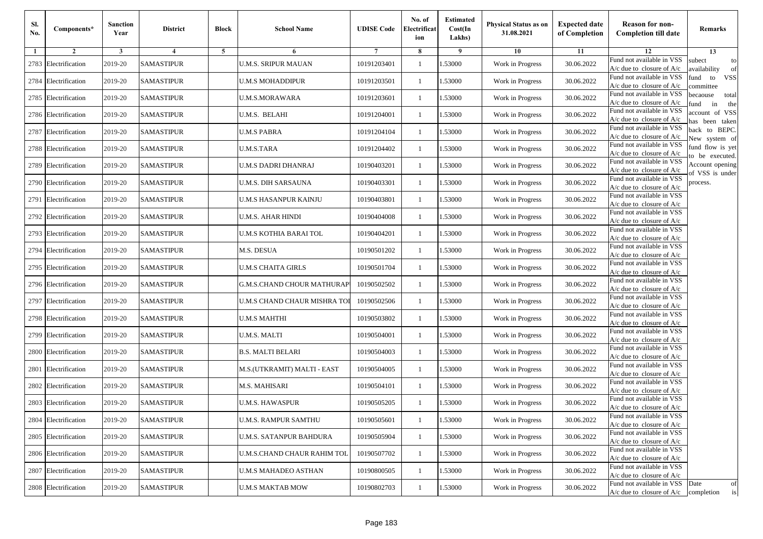| Sl. No. | Components* | Sanction Year | District | Block | School Name | UDISE Code | No. of Electrification | Estimated Cost(In Lakhs) | Physical Status as on 31.08.2021 | Expected date of Completion | Reason for non-Completion till date | Remarks |
|---|---|---|---|---|---|---|---|---|---|---|---|---|
| 1 | 2 | 3 | 4 | 5 | 6 | 7 | 8 | 9 | 10 | 11 | 12 | 13 |
| 2783 | Electrification | 2019-20 | SAMASTIPUR | | U.M.S. SRIPUR MAUAN | 10191203401 | 1 | 1.53000 | Work in Progress | 30.06.2022 | Fund not available in VSS A/c due to closure of A/c | subect to availability of fund to VSS committee becaouse total fund in the account of VSS has been taken back to BEPC. New system of fund flow is yet to be executed. Account opening of VSS is under process. |
| 2784 | Electrification | 2019-20 | SAMASTIPUR | | U.M.S MOHADDIPUR | 10191203501 | 1 | 1.53000 | Work in Progress | 30.06.2022 | Fund not available in VSS A/c due to closure of A/c | |
| 2785 | Electrification | 2019-20 | SAMASTIPUR | | U.M.S.MORAWARA | 10191203601 | 1 | 1.53000 | Work in Progress | 30.06.2022 | Fund not available in VSS A/c due to closure of A/c | |
| 2786 | Electrification | 2019-20 | SAMASTIPUR | | U.M.S. BELAHI | 10191204001 | 1 | 1.53000 | Work in Progress | 30.06.2022 | Fund not available in VSS A/c due to closure of A/c | |
| 2787 | Electrification | 2019-20 | SAMASTIPUR | | U.M.S PABRA | 10191204104 | 1 | 1.53000 | Work in Progress | 30.06.2022 | Fund not available in VSS A/c due to closure of A/c | |
| 2788 | Electrification | 2019-20 | SAMASTIPUR | | U.M.S.TARA | 10191204402 | 1 | 1.53000 | Work in Progress | 30.06.2022 | Fund not available in VSS A/c due to closure of A/c | |
| 2789 | Electrification | 2019-20 | SAMASTIPUR | | U.M.S DADRI DHANRAJ | 10190403201 | 1 | 1.53000 | Work in Progress | 30.06.2022 | Fund not available in VSS A/c due to closure of A/c | |
| 2790 | Electrification | 2019-20 | SAMASTIPUR | | U.M.S. DIH SARSAUNA | 10190403301 | 1 | 1.53000 | Work in Progress | 30.06.2022 | Fund not available in VSS A/c due to closure of A/c | |
| 2791 | Electrification | 2019-20 | SAMASTIPUR | | U.M.S HASANPUR KAINJU | 10190403801 | 1 | 1.53000 | Work in Progress | 30.06.2022 | Fund not available in VSS A/c due to closure of A/c | |
| 2792 | Electrification | 2019-20 | SAMASTIPUR | | U.M.S. AHAR HINDI | 10190404008 | 1 | 1.53000 | Work in Progress | 30.06.2022 | Fund not available in VSS A/c due to closure of A/c | |
| 2793 | Electrification | 2019-20 | SAMASTIPUR | | U.M.S KOTHIA BARAI TOL | 10190404201 | 1 | 1.53000 | Work in Progress | 30.06.2022 | Fund not available in VSS A/c due to closure of A/c | |
| 2794 | Electrification | 2019-20 | SAMASTIPUR | | M.S. DESUA | 10190501202 | 1 | 1.53000 | Work in Progress | 30.06.2022 | Fund not available in VSS A/c due to closure of A/c | |
| 2795 | Electrification | 2019-20 | SAMASTIPUR | | U.M.S CHAITA GIRLS | 10190501704 | 1 | 1.53000 | Work in Progress | 30.06.2022 | Fund not available in VSS A/c due to closure of A/c | |
| 2796 | Electrification | 2019-20 | SAMASTIPUR | | G.M.S.CHAND CHOUR MATHURAP | 10190502502 | 1 | 1.53000 | Work in Progress | 30.06.2022 | Fund not available in VSS A/c due to closure of A/c | |
| 2797 | Electrification | 2019-20 | SAMASTIPUR | | U.M.S CHAND CHAUR MISHRA TOI | 10190502506 | 1 | 1.53000 | Work in Progress | 30.06.2022 | Fund not available in VSS A/c due to closure of A/c | |
| 2798 | Electrification | 2019-20 | SAMASTIPUR | | U.M.S MAHTHI | 10190503802 | 1 | 1.53000 | Work in Progress | 30.06.2022 | Fund not available in VSS A/c due to closure of A/c | |
| 2799 | Electrification | 2019-20 | SAMASTIPUR | | U.M.S. MALTI | 10190504001 | 1 | 1.53000 | Work in Progress | 30.06.2022 | Fund not available in VSS A/c due to closure of A/c | |
| 2800 | Electrification | 2019-20 | SAMASTIPUR | | B.S. MALTI BELARI | 10190504003 | 1 | 1.53000 | Work in Progress | 30.06.2022 | Fund not available in VSS A/c due to closure of A/c | |
| 2801 | Electrification | 2019-20 | SAMASTIPUR | | M.S.(UTKRAMIT) MALTI - EAST | 10190504005 | 1 | 1.53000 | Work in Progress | 30.06.2022 | Fund not available in VSS A/c due to closure of A/c | |
| 2802 | Electrification | 2019-20 | SAMASTIPUR | | M.S. MAHISARI | 10190504101 | 1 | 1.53000 | Work in Progress | 30.06.2022 | Fund not available in VSS A/c due to closure of A/c | |
| 2803 | Electrification | 2019-20 | SAMASTIPUR | | U.M.S. HAWASPUR | 10190505205 | 1 | 1.53000 | Work in Progress | 30.06.2022 | Fund not available in VSS A/c due to closure of A/c | |
| 2804 | Electrification | 2019-20 | SAMASTIPUR | | U.M.S. RAMPUR SAMTHU | 10190505601 | 1 | 1.53000 | Work in Progress | 30.06.2022 | Fund not available in VSS A/c due to closure of A/c | |
| 2805 | Electrification | 2019-20 | SAMASTIPUR | | U.M.S. SATANPUR BAHDURA | 10190505904 | 1 | 1.53000 | Work in Progress | 30.06.2022 | Fund not available in VSS A/c due to closure of A/c | |
| 2806 | Electrification | 2019-20 | SAMASTIPUR | | U.M.S.CHAND CHAUR RAHIM TOL | 10190507702 | 1 | 1.53000 | Work in Progress | 30.06.2022 | Fund not available in VSS A/c due to closure of A/c | |
| 2807 | Electrification | 2019-20 | SAMASTIPUR | | U.M.S MAHADEO ASTHAN | 10190800505 | 1 | 1.53000 | Work in Progress | 30.06.2022 | Fund not available in VSS A/c due to closure of A/c | |
| 2808 | Electrification | 2019-20 | SAMASTIPUR | | U.M.S MAKTAB MOW | 10190802703 | 1 | 1.53000 | Work in Progress | 30.06.2022 | Fund not available in VSS A/c due to closure of A/c | Date of completion is |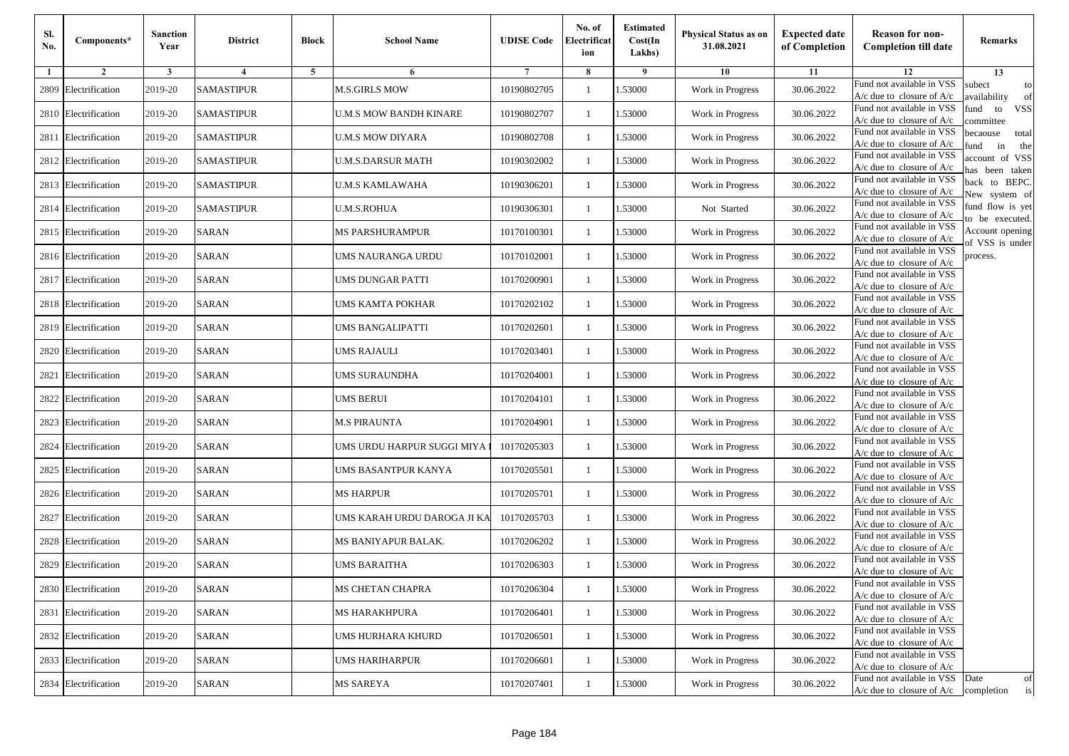| Sl. No. | Components* | Sanction Year | District | Block | School Name | UDISE Code | No. of Electrification | Estimated Cost(In Lakhs) | Physical Status as on 31.08.2021 | Expected date of Completion | Reason for non-Completion till date | Remarks |
|---|---|---|---|---|---|---|---|---|---|---|---|---|
| 1 | 2 | 3 | 4 | 5 | 6 | 7 | 8 | 9 | 10 | 11 | 12 | 13 |
| 2809 | Electrification | 2019-20 | SAMASTIPUR | | M.S.GIRLS MOW | 10190802705 | 1 | 1.53000 | Work in Progress | 30.06.2022 | Fund not available in VSS A/c due to closure of A/c | subect to availability of fund to VSS committee becaouse total fund in the account of VSS has been taken back to BEPC. New system of fund flow is yet to be executed. Account opening of VSS is under process. |
| 2810 | Electrification | 2019-20 | SAMASTIPUR | | U.M.S MOW BANDH KINARE | 10190802707 | 1 | 1.53000 | Work in Progress | 30.06.2022 | Fund not available in VSS A/c due to closure of A/c | |
| 2811 | Electrification | 2019-20 | SAMASTIPUR | | U.M.S MOW DIYARA | 10190802708 | 1 | 1.53000 | Work in Progress | 30.06.2022 | Fund not available in VSS A/c due to closure of A/c | |
| 2812 | Electrification | 2019-20 | SAMASTIPUR | | U.M.S.DARSUR MATH | 10190302002 | 1 | 1.53000 | Work in Progress | 30.06.2022 | Fund not available in VSS A/c due to closure of A/c | |
| 2813 | Electrification | 2019-20 | SAMASTIPUR | | U.M.S KAMLAWAHA | 10190306201 | 1 | 1.53000 | Work in Progress | 30.06.2022 | Fund not available in VSS A/c due to closure of A/c | |
| 2814 | Electrification | 2019-20 | SAMASTIPUR | | U.M.S.ROHUA | 10190306301 | 1 | 1.53000 | Not Started | 30.06.2022 | Fund not available in VSS A/c due to closure of A/c | |
| 2815 | Electrification | 2019-20 | SARAN | | MS PARSHURAMPUR | 10170100301 | 1 | 1.53000 | Work in Progress | 30.06.2022 | Fund not available in VSS A/c due to closure of A/c | |
| 2816 | Electrification | 2019-20 | SARAN | | UMS NAURANGA URDU | 10170102001 | 1 | 1.53000 | Work in Progress | 30.06.2022 | Fund not available in VSS A/c due to closure of A/c | |
| 2817 | Electrification | 2019-20 | SARAN | | UMS DUNGAR PATTI | 10170200901 | 1 | 1.53000 | Work in Progress | 30.06.2022 | Fund not available in VSS A/c due to closure of A/c | |
| 2818 | Electrification | 2019-20 | SARAN | | UMS KAMTA POKHAR | 10170202102 | 1 | 1.53000 | Work in Progress | 30.06.2022 | Fund not available in VSS A/c due to closure of A/c | |
| 2819 | Electrification | 2019-20 | SARAN | | UMS BANGALIPATTI | 10170202601 | 1 | 1.53000 | Work in Progress | 30.06.2022 | Fund not available in VSS A/c due to closure of A/c | |
| 2820 | Electrification | 2019-20 | SARAN | | UMS RAJAULI | 10170203401 | 1 | 1.53000 | Work in Progress | 30.06.2022 | Fund not available in VSS A/c due to closure of A/c | |
| 2821 | Electrification | 2019-20 | SARAN | | UMS SURAUNDHA | 10170204001 | 1 | 1.53000 | Work in Progress | 30.06.2022 | Fund not available in VSS A/c due to closure of A/c | |
| 2822 | Electrification | 2019-20 | SARAN | | UMS BERUI | 10170204101 | 1 | 1.53000 | Work in Progress | 30.06.2022 | Fund not available in VSS A/c due to closure of A/c | |
| 2823 | Electrification | 2019-20 | SARAN | | M.S PIRAUNTA | 10170204901 | 1 | 1.53000 | Work in Progress | 30.06.2022 | Fund not available in VSS A/c due to closure of A/c | |
| 2824 | Electrification | 2019-20 | SARAN | | UMS URDU HARPUR SUGGI MIYA | 10170205303 | 1 | 1.53000 | Work in Progress | 30.06.2022 | Fund not available in VSS A/c due to closure of A/c | |
| 2825 | Electrification | 2019-20 | SARAN | | UMS BASANTPUR KANYA | 10170205501 | 1 | 1.53000 | Work in Progress | 30.06.2022 | Fund not available in VSS A/c due to closure of A/c | |
| 2826 | Electrification | 2019-20 | SARAN | | MS HARPUR | 10170205701 | 1 | 1.53000 | Work in Progress | 30.06.2022 | Fund not available in VSS A/c due to closure of A/c | |
| 2827 | Electrification | 2019-20 | SARAN | | UMS KARAH URDU DAROGA JI KA | 10170205703 | 1 | 1.53000 | Work in Progress | 30.06.2022 | Fund not available in VSS A/c due to closure of A/c | |
| 2828 | Electrification | 2019-20 | SARAN | | MS BANIYAPUR BALAK. | 10170206202 | 1 | 1.53000 | Work in Progress | 30.06.2022 | Fund not available in VSS A/c due to closure of A/c | |
| 2829 | Electrification | 2019-20 | SARAN | | UMS BARAITHA | 10170206303 | 1 | 1.53000 | Work in Progress | 30.06.2022 | Fund not available in VSS A/c due to closure of A/c | |
| 2830 | Electrification | 2019-20 | SARAN | | MS CHETAN CHAPRA | 10170206304 | 1 | 1.53000 | Work in Progress | 30.06.2022 | Fund not available in VSS A/c due to closure of A/c | |
| 2831 | Electrification | 2019-20 | SARAN | | MS HARAKHPURA | 10170206401 | 1 | 1.53000 | Work in Progress | 30.06.2022 | Fund not available in VSS A/c due to closure of A/c | |
| 2832 | Electrification | 2019-20 | SARAN | | UMS HURHARA KHURD | 10170206501 | 1 | 1.53000 | Work in Progress | 30.06.2022 | Fund not available in VSS A/c due to closure of A/c | |
| 2833 | Electrification | 2019-20 | SARAN | | UMS HARIHARPUR | 10170206601 | 1 | 1.53000 | Work in Progress | 30.06.2022 | Fund not available in VSS A/c due to closure of A/c | |
| 2834 | Electrification | 2019-20 | SARAN | | MS SAREYA | 10170207401 | 1 | 1.53000 | Work in Progress | 30.06.2022 | Fund not available in VSS A/c due to closure of A/c | Date of completion is |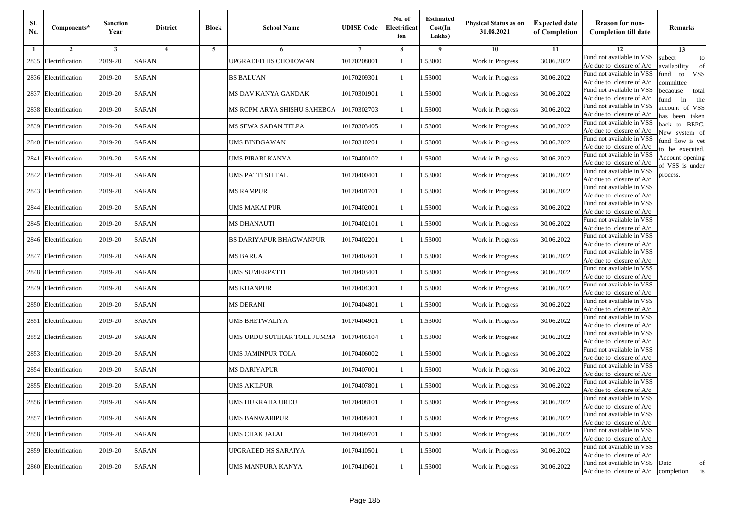| Sl. No. | Components* | Sanction Year | District | Block | School Name | UDISE Code | No. of Electrification | Estimated Cost(In Lakhs) | Physical Status as on 31.08.2021 | Expected date of Completion | Reason for non-Completion till date | Remarks |
|---|---|---|---|---|---|---|---|---|---|---|---|---|
| 1 | 2 | 3 | 4 | 5 | 6 | 7 | 8 | 9 | 10 | 11 | 12 | 13 |
| 2835 | Electrification | 2019-20 | SARAN | | UPGRADED HS CHOROWAN | 10170208001 | 1 | 1.53000 | Work in Progress | 30.06.2022 | Fund not available in VSS A/c due to closure of A/c | subect to availability of fund to VSS committee becaouse total fund in the account of VSS has been taken back to BEPC. New system of fund flow is yet to be executed. Account opening of VSS is under process. |
| 2836 | Electrification | 2019-20 | SARAN | | BS BALUAN | 10170209301 | 1 | 1.53000 | Work in Progress | 30.06.2022 | Fund not available in VSS A/c due to closure of A/c | |
| 2837 | Electrification | 2019-20 | SARAN | | MS DAV KANYA GANDAK | 10170301901 | 1 | 1.53000 | Work in Progress | 30.06.2022 | Fund not available in VSS A/c due to closure of A/c | |
| 2838 | Electrification | 2019-20 | SARAN | | MS RCPM ARYA SHISHU SAHEBGA | 10170302703 | 1 | 1.53000 | Work in Progress | 30.06.2022 | Fund not available in VSS A/c due to closure of A/c | |
| 2839 | Electrification | 2019-20 | SARAN | | MS SEWA SADAN TELPA | 10170303405 | 1 | 1.53000 | Work in Progress | 30.06.2022 | Fund not available in VSS A/c due to closure of A/c | |
| 2840 | Electrification | 2019-20 | SARAN | | UMS BINDGAWAN | 10170310201 | 1 | 1.53000 | Work in Progress | 30.06.2022 | Fund not available in VSS A/c due to closure of A/c | |
| 2841 | Electrification | 2019-20 | SARAN | | UMS PIRARI KANYA | 10170400102 | 1 | 1.53000 | Work in Progress | 30.06.2022 | Fund not available in VSS A/c due to closure of A/c | |
| 2842 | Electrification | 2019-20 | SARAN | | UMS PATTI SHITAL | 10170400401 | 1 | 1.53000 | Work in Progress | 30.06.2022 | Fund not available in VSS A/c due to closure of A/c | |
| 2843 | Electrification | 2019-20 | SARAN | | MS RAMPUR | 10170401701 | 1 | 1.53000 | Work in Progress | 30.06.2022 | Fund not available in VSS A/c due to closure of A/c | |
| 2844 | Electrification | 2019-20 | SARAN | | UMS MAKAI PUR | 10170402001 | 1 | 1.53000 | Work in Progress | 30.06.2022 | Fund not available in VSS A/c due to closure of A/c | |
| 2845 | Electrification | 2019-20 | SARAN | | MS DHANAUTI | 10170402101 | 1 | 1.53000 | Work in Progress | 30.06.2022 | Fund not available in VSS A/c due to closure of A/c | |
| 2846 | Electrification | 2019-20 | SARAN | | BS DARIYAPUR BHAGWANPUR | 10170402201 | 1 | 1.53000 | Work in Progress | 30.06.2022 | Fund not available in VSS A/c due to closure of A/c | |
| 2847 | Electrification | 2019-20 | SARAN | | MS BARUA | 10170402601 | 1 | 1.53000 | Work in Progress | 30.06.2022 | Fund not available in VSS A/c due to closure of A/c | |
| 2848 | Electrification | 2019-20 | SARAN | | UMS SUMERPATTI | 10170403401 | 1 | 1.53000 | Work in Progress | 30.06.2022 | Fund not available in VSS A/c due to closure of A/c | |
| 2849 | Electrification | 2019-20 | SARAN | | MS KHANPUR | 10170404301 | 1 | 1.53000 | Work in Progress | 30.06.2022 | Fund not available in VSS A/c due to closure of A/c | |
| 2850 | Electrification | 2019-20 | SARAN | | MS DERANI | 10170404801 | 1 | 1.53000 | Work in Progress | 30.06.2022 | Fund not available in VSS A/c due to closure of A/c | |
| 2851 | Electrification | 2019-20 | SARAN | | UMS BHETWALIYA | 10170404901 | 1 | 1.53000 | Work in Progress | 30.06.2022 | Fund not available in VSS A/c due to closure of A/c | |
| 2852 | Electrification | 2019-20 | SARAN | | UMS URDU SUTIHAR TOLE JUMMA | 10170405104 | 1 | 1.53000 | Work in Progress | 30.06.2022 | Fund not available in VSS A/c due to closure of A/c | |
| 2853 | Electrification | 2019-20 | SARAN | | UMS JAMINPUR TOLA | 10170406002 | 1 | 1.53000 | Work in Progress | 30.06.2022 | Fund not available in VSS A/c due to closure of A/c | |
| 2854 | Electrification | 2019-20 | SARAN | | MS DARIYAPUR | 10170407001 | 1 | 1.53000 | Work in Progress | 30.06.2022 | Fund not available in VSS A/c due to closure of A/c | |
| 2855 | Electrification | 2019-20 | SARAN | | UMS AKILPUR | 10170407801 | 1 | 1.53000 | Work in Progress | 30.06.2022 | Fund not available in VSS A/c due to closure of A/c | |
| 2856 | Electrification | 2019-20 | SARAN | | UMS HUKRAHA URDU | 10170408101 | 1 | 1.53000 | Work in Progress | 30.06.2022 | Fund not available in VSS A/c due to closure of A/c | |
| 2857 | Electrification | 2019-20 | SARAN | | UMS BANWARIPUR | 10170408401 | 1 | 1.53000 | Work in Progress | 30.06.2022 | Fund not available in VSS A/c due to closure of A/c | |
| 2858 | Electrification | 2019-20 | SARAN | | UMS CHAK JALAL | 10170409701 | 1 | 1.53000 | Work in Progress | 30.06.2022 | Fund not available in VSS A/c due to closure of A/c | |
| 2859 | Electrification | 2019-20 | SARAN | | UPGRADED HS SARAIYA | 10170410501 | 1 | 1.53000 | Work in Progress | 30.06.2022 | Fund not available in VSS A/c due to closure of A/c | |
| 2860 | Electrification | 2019-20 | SARAN | | UMS MANPURA KANYA | 10170410601 | 1 | 1.53000 | Work in Progress | 30.06.2022 | Fund not available in VSS A/c due to closure of A/c | Date of completion is |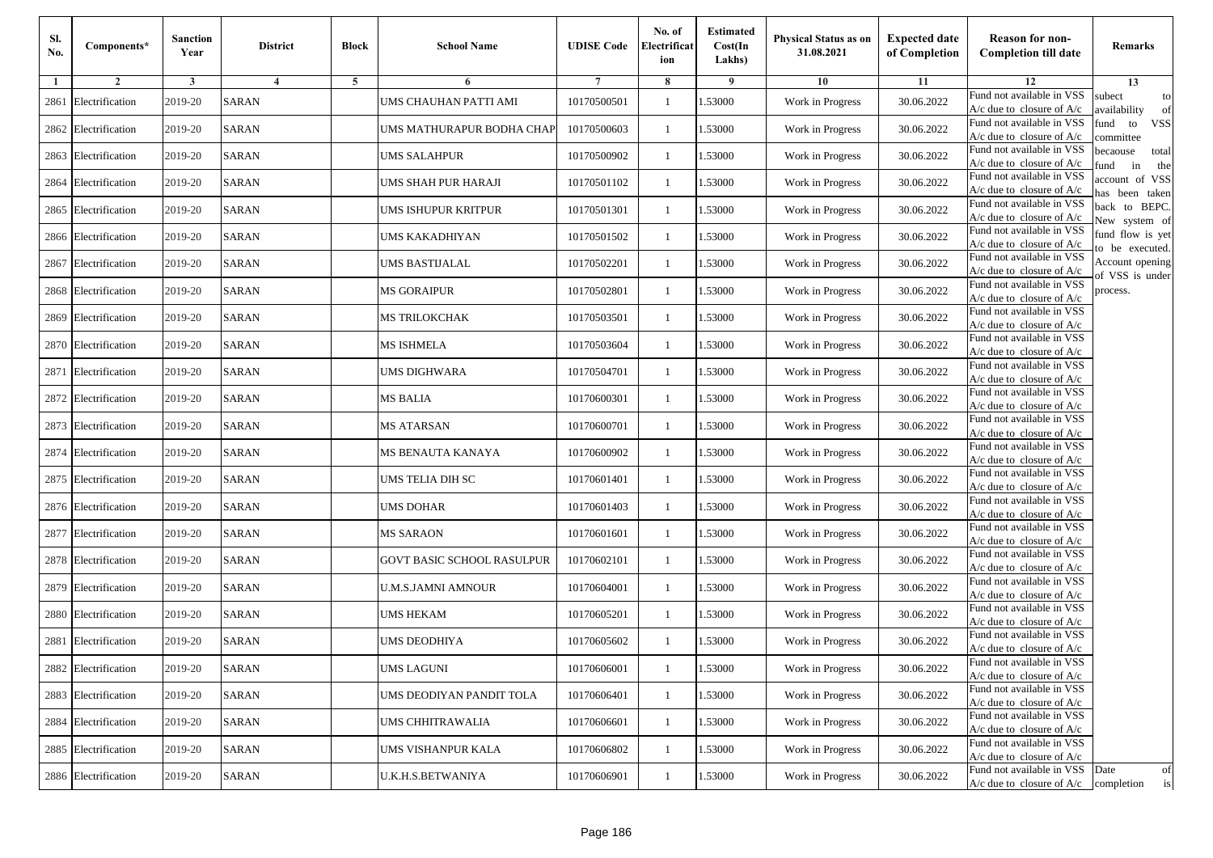| Sl. No. | Components* | Sanction Year | District | Block | School Name | UDISE Code | No. of Electrification | Estimated Cost(In Lakhs) | Physical Status as on 31.08.2021 | Expected date of Completion | Reason for non-Completion till date | Remarks |
|---|---|---|---|---|---|---|---|---|---|---|---|---|
| 1 | 2 | 3 | 4 | 5 | 6 | 7 | 8 | 9 | 10 | 11 | 12 | 13 |
| 2861 | Electrification | 2019-20 | SARAN | | UMS CHAUHAN PATTI AMI | 10170500501 | 1 | 1.53000 | Work in Progress | 30.06.2022 | Fund not available in VSS A/c due to closure of A/c | subect to availability of fund to VSS committee becaouse total fund in the account of VSS has been taken back to BEPC. New system of fund flow is yet to be executed. Account opening of VSS is under process. |
| 2862 | Electrification | 2019-20 | SARAN | | UMS MATHURAPUR BODHA CHAP | 10170500603 | 1 | 1.53000 | Work in Progress | 30.06.2022 | Fund not available in VSS A/c due to closure of A/c | |
| 2863 | Electrification | 2019-20 | SARAN | | UMS SALAHPUR | 10170500902 | 1 | 1.53000 | Work in Progress | 30.06.2022 | Fund not available in VSS A/c due to closure of A/c | |
| 2864 | Electrification | 2019-20 | SARAN | | UMS SHAH PUR HARAJI | 10170501102 | 1 | 1.53000 | Work in Progress | 30.06.2022 | Fund not available in VSS A/c due to closure of A/c | |
| 2865 | Electrification | 2019-20 | SARAN | | UMS ISHUPUR KRITPUR | 10170501301 | 1 | 1.53000 | Work in Progress | 30.06.2022 | Fund not available in VSS A/c due to closure of A/c | |
| 2866 | Electrification | 2019-20 | SARAN | | UMS KAKADHIYAN | 10170501502 | 1 | 1.53000 | Work in Progress | 30.06.2022 | Fund not available in VSS A/c due to closure of A/c | |
| 2867 | Electrification | 2019-20 | SARAN | | UMS BASTIJALAL | 10170502201 | 1 | 1.53000 | Work in Progress | 30.06.2022 | Fund not available in VSS A/c due to closure of A/c | |
| 2868 | Electrification | 2019-20 | SARAN | | MS GORAIPUR | 10170502801 | 1 | 1.53000 | Work in Progress | 30.06.2022 | Fund not available in VSS A/c due to closure of A/c | |
| 2869 | Electrification | 2019-20 | SARAN | | MS TRILOKCHAK | 10170503501 | 1 | 1.53000 | Work in Progress | 30.06.2022 | Fund not available in VSS A/c due to closure of A/c | |
| 2870 | Electrification | 2019-20 | SARAN | | MS ISHMELA | 10170503604 | 1 | 1.53000 | Work in Progress | 30.06.2022 | Fund not available in VSS A/c due to closure of A/c | |
| 2871 | Electrification | 2019-20 | SARAN | | UMS DIGHWARA | 10170504701 | 1 | 1.53000 | Work in Progress | 30.06.2022 | Fund not available in VSS A/c due to closure of A/c | |
| 2872 | Electrification | 2019-20 | SARAN | | MS BALIA | 10170600301 | 1 | 1.53000 | Work in Progress | 30.06.2022 | Fund not available in VSS A/c due to closure of A/c | |
| 2873 | Electrification | 2019-20 | SARAN | | MS ATARSAN | 10170600701 | 1 | 1.53000 | Work in Progress | 30.06.2022 | Fund not available in VSS A/c due to closure of A/c | |
| 2874 | Electrification | 2019-20 | SARAN | | MS BENAUTA KANAYA | 10170600902 | 1 | 1.53000 | Work in Progress | 30.06.2022 | Fund not available in VSS A/c due to closure of A/c | |
| 2875 | Electrification | 2019-20 | SARAN | | UMS TELIA DIH SC | 10170601401 | 1 | 1.53000 | Work in Progress | 30.06.2022 | Fund not available in VSS A/c due to closure of A/c | |
| 2876 | Electrification | 2019-20 | SARAN | | UMS DOHAR | 10170601403 | 1 | 1.53000 | Work in Progress | 30.06.2022 | Fund not available in VSS A/c due to closure of A/c | |
| 2877 | Electrification | 2019-20 | SARAN | | MS SARAON | 10170601601 | 1 | 1.53000 | Work in Progress | 30.06.2022 | Fund not available in VSS A/c due to closure of A/c | |
| 2878 | Electrification | 2019-20 | SARAN | | GOVT BASIC SCHOOL RASULPUR | 10170602101 | 1 | 1.53000 | Work in Progress | 30.06.2022 | Fund not available in VSS A/c due to closure of A/c | |
| 2879 | Electrification | 2019-20 | SARAN | | U.M.S.JAMNI AMNOUR | 10170604001 | 1 | 1.53000 | Work in Progress | 30.06.2022 | Fund not available in VSS A/c due to closure of A/c | |
| 2880 | Electrification | 2019-20 | SARAN | | UMS HEKAM | 10170605201 | 1 | 1.53000 | Work in Progress | 30.06.2022 | Fund not available in VSS A/c due to closure of A/c | |
| 2881 | Electrification | 2019-20 | SARAN | | UMS DEODHIYA | 10170605602 | 1 | 1.53000 | Work in Progress | 30.06.2022 | Fund not available in VSS A/c due to closure of A/c | |
| 2882 | Electrification | 2019-20 | SARAN | | UMS LAGUNI | 10170606001 | 1 | 1.53000 | Work in Progress | 30.06.2022 | Fund not available in VSS A/c due to closure of A/c | |
| 2883 | Electrification | 2019-20 | SARAN | | UMS DEODIYAN PANDIT TOLA | 10170606401 | 1 | 1.53000 | Work in Progress | 30.06.2022 | Fund not available in VSS A/c due to closure of A/c | |
| 2884 | Electrification | 2019-20 | SARAN | | UMS CHHITRAWALIA | 10170606601 | 1 | 1.53000 | Work in Progress | 30.06.2022 | Fund not available in VSS A/c due to closure of A/c | |
| 2885 | Electrification | 2019-20 | SARAN | | UMS VISHANPUR KALA | 10170606802 | 1 | 1.53000 | Work in Progress | 30.06.2022 | Fund not available in VSS A/c due to closure of A/c | |
| 2886 | Electrification | 2019-20 | SARAN | | U.K.H.S.BETWANIYA | 10170606901 | 1 | 1.53000 | Work in Progress | 30.06.2022 | Fund not available in VSS A/c due to closure of A/c | Date of completion is |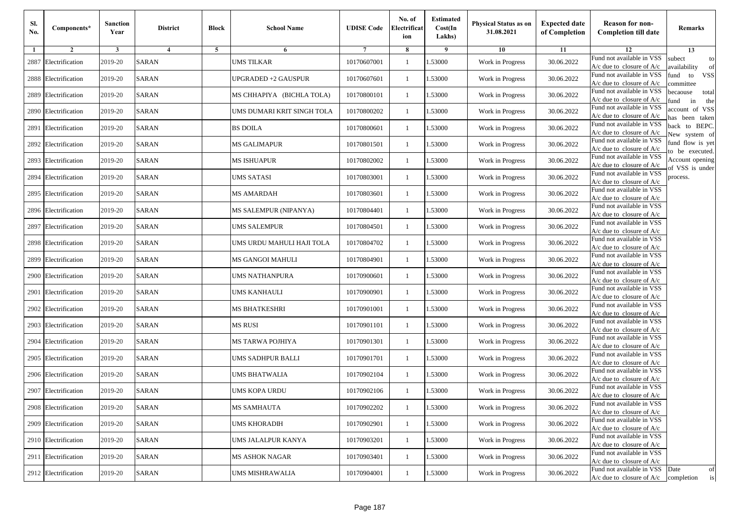| Sl. No. | Components* | Sanction Year | District | Block | School Name | UDISE Code | No. of Electrification | Estimated Cost(In Lakhs) | Physical Status as on 31.08.2021 | Expected date of Completion | Reason for non-Completion till date | Remarks |
|---|---|---|---|---|---|---|---|---|---|---|---|---|
| 1 | 2 | 3 | 4 | 5 | 6 | 7 | 8 | 9 | 10 | 11 | 12 | 13 |
| 2887 | Electrification | 2019-20 | SARAN | | UMS TILKAR | 10170607001 | 1 | 1.53000 | Work in Progress | 30.06.2022 | Fund not available in VSS A/c due to closure of A/c | subect to availability of fund to VSS committee becaouse total fund in the account of VSS has been taken back to BEPC. New system of fund flow is yet to be executed. Account opening of VSS is under process. |
| 2888 | Electrification | 2019-20 | SARAN | | UPGRADED +2 GAUSPUR | 10170607601 | 1 | 1.53000 | Work in Progress | 30.06.2022 | Fund not available in VSS A/c due to closure of A/c | |
| 2889 | Electrification | 2019-20 | SARAN | | MS CHHAPIYA (BICHLA TOLA) | 10170800101 | 1 | 1.53000 | Work in Progress | 30.06.2022 | Fund not available in VSS A/c due to closure of A/c | |
| 2890 | Electrification | 2019-20 | SARAN | | UMS DUMARI KRIT SINGH TOLA | 10170800202 | 1 | 1.53000 | Work in Progress | 30.06.2022 | Fund not available in VSS A/c due to closure of A/c | |
| 2891 | Electrification | 2019-20 | SARAN | | BS DOILA | 10170800601 | 1 | 1.53000 | Work in Progress | 30.06.2022 | Fund not available in VSS A/c due to closure of A/c | |
| 2892 | Electrification | 2019-20 | SARAN | | MS GALIMAPUR | 10170801501 | 1 | 1.53000 | Work in Progress | 30.06.2022 | Fund not available in VSS A/c due to closure of A/c | |
| 2893 | Electrification | 2019-20 | SARAN | | MS ISHUAPUR | 10170802002 | 1 | 1.53000 | Work in Progress | 30.06.2022 | Fund not available in VSS A/c due to closure of A/c | |
| 2894 | Electrification | 2019-20 | SARAN | | UMS SATASI | 10170803001 | 1 | 1.53000 | Work in Progress | 30.06.2022 | Fund not available in VSS A/c due to closure of A/c | |
| 2895 | Electrification | 2019-20 | SARAN | | MS AMARDAH | 10170803601 | 1 | 1.53000 | Work in Progress | 30.06.2022 | Fund not available in VSS A/c due to closure of A/c | |
| 2896 | Electrification | 2019-20 | SARAN | | MS SALEMPUR (NIPANYA) | 10170804401 | 1 | 1.53000 | Work in Progress | 30.06.2022 | Fund not available in VSS A/c due to closure of A/c | |
| 2897 | Electrification | 2019-20 | SARAN | | UMS SALEMPUR | 10170804501 | 1 | 1.53000 | Work in Progress | 30.06.2022 | Fund not available in VSS A/c due to closure of A/c | |
| 2898 | Electrification | 2019-20 | SARAN | | UMS URDU MAHULI HAJI TOLA | 10170804702 | 1 | 1.53000 | Work in Progress | 30.06.2022 | Fund not available in VSS A/c due to closure of A/c | |
| 2899 | Electrification | 2019-20 | SARAN | | MS GANGOI MAHULI | 10170804901 | 1 | 1.53000 | Work in Progress | 30.06.2022 | Fund not available in VSS A/c due to closure of A/c | |
| 2900 | Electrification | 2019-20 | SARAN | | UMS NATHANPURA | 10170900601 | 1 | 1.53000 | Work in Progress | 30.06.2022 | Fund not available in VSS A/c due to closure of A/c | |
| 2901 | Electrification | 2019-20 | SARAN | | UMS KANHAULI | 10170900901 | 1 | 1.53000 | Work in Progress | 30.06.2022 | Fund not available in VSS A/c due to closure of A/c | |
| 2902 | Electrification | 2019-20 | SARAN | | MS BHATKESHRI | 10170901001 | 1 | 1.53000 | Work in Progress | 30.06.2022 | Fund not available in VSS A/c due to closure of A/c | |
| 2903 | Electrification | 2019-20 | SARAN | | MS RUSI | 10170901101 | 1 | 1.53000 | Work in Progress | 30.06.2022 | Fund not available in VSS A/c due to closure of A/c | |
| 2904 | Electrification | 2019-20 | SARAN | | MS TARWA POJHIYA | 10170901301 | 1 | 1.53000 | Work in Progress | 30.06.2022 | Fund not available in VSS A/c due to closure of A/c | |
| 2905 | Electrification | 2019-20 | SARAN | | UMS SADHPUR BALLI | 10170901701 | 1 | 1.53000 | Work in Progress | 30.06.2022 | Fund not available in VSS A/c due to closure of A/c | |
| 2906 | Electrification | 2019-20 | SARAN | | UMS BHATWALIA | 10170902104 | 1 | 1.53000 | Work in Progress | 30.06.2022 | Fund not available in VSS A/c due to closure of A/c | |
| 2907 | Electrification | 2019-20 | SARAN | | UMS KOPA URDU | 10170902106 | 1 | 1.53000 | Work in Progress | 30.06.2022 | Fund not available in VSS A/c due to closure of A/c | |
| 2908 | Electrification | 2019-20 | SARAN | | MS SAMHAUTA | 10170902202 | 1 | 1.53000 | Work in Progress | 30.06.2022 | Fund not available in VSS A/c due to closure of A/c | |
| 2909 | Electrification | 2019-20 | SARAN | | UMS KHORADIH | 10170902901 | 1 | 1.53000 | Work in Progress | 30.06.2022 | Fund not available in VSS A/c due to closure of A/c | |
| 2910 | Electrification | 2019-20 | SARAN | | UMS JALALPUR KANYA | 10170903201 | 1 | 1.53000 | Work in Progress | 30.06.2022 | Fund not available in VSS A/c due to closure of A/c | |
| 2911 | Electrification | 2019-20 | SARAN | | MS ASHOK NAGAR | 10170903401 | 1 | 1.53000 | Work in Progress | 30.06.2022 | Fund not available in VSS A/c due to closure of A/c | |
| 2912 | Electrification | 2019-20 | SARAN | | UMS MISHRAWALIA | 10170904001 | 1 | 1.53000 | Work in Progress | 30.06.2022 | Fund not available in VSS A/c due to closure of A/c | Date of completion is |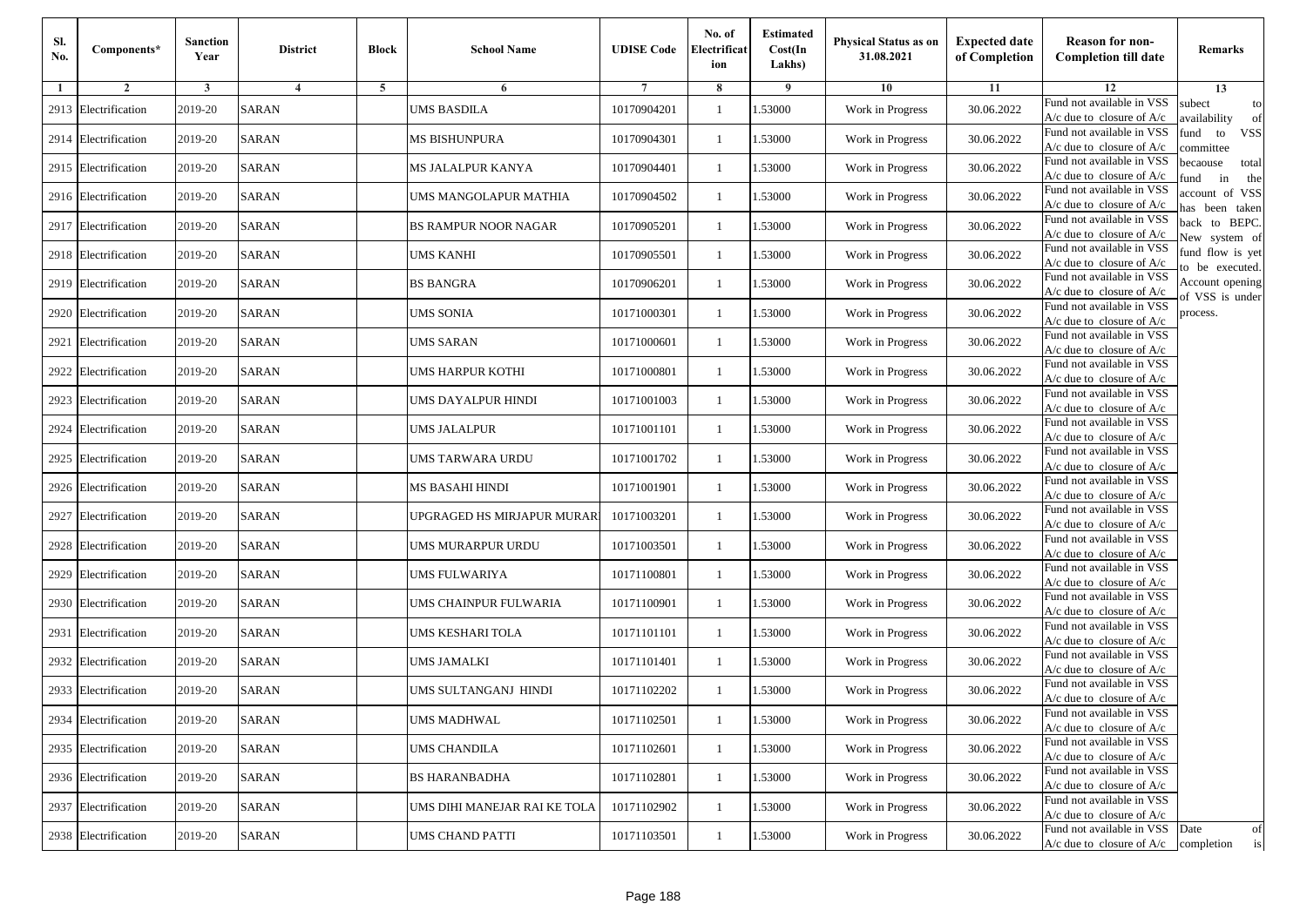| Sl. No. | Components* | Sanction Year | District | Block | School Name | UDISE Code | No. of Electrification | Estimated Cost(In Lakhs) | Physical Status as on 31.08.2021 | Expected date of Completion | Reason for non-Completion till date | Remarks |
|---|---|---|---|---|---|---|---|---|---|---|---|---|
| 1 | 2 | 3 | 4 | 5 | 6 | 7 | 8 | 9 | 10 | 11 | 12 | 13 |
| 2913 | Electrification | 2019-20 | SARAN | | UMS BASDILA | 10170904201 | 1 | 1.53000 | Work in Progress | 30.06.2022 | Fund not available in VSS A/c due to closure of A/c | subect to availability of fund to VSS committee becaouse total fund in the account of VSS has been taken back to BEPC. New system of fund flow is yet to be executed. Account opening of VSS is under process. |
| 2914 | Electrification | 2019-20 | SARAN | | MS BISHUNPURA | 10170904301 | 1 | 1.53000 | Work in Progress | 30.06.2022 | Fund not available in VSS A/c due to closure of A/c | |
| 2915 | Electrification | 2019-20 | SARAN | | MS JALALPUR KANYA | 10170904401 | 1 | 1.53000 | Work in Progress | 30.06.2022 | Fund not available in VSS A/c due to closure of A/c | |
| 2916 | Electrification | 2019-20 | SARAN | | UMS MANGOLAPUR MATHIA | 10170904502 | 1 | 1.53000 | Work in Progress | 30.06.2022 | Fund not available in VSS A/c due to closure of A/c | |
| 2917 | Electrification | 2019-20 | SARAN | | BS RAMPUR NOOR NAGAR | 10170905201 | 1 | 1.53000 | Work in Progress | 30.06.2022 | Fund not available in VSS A/c due to closure of A/c | |
| 2918 | Electrification | 2019-20 | SARAN | | UMS KANHI | 10170905501 | 1 | 1.53000 | Work in Progress | 30.06.2022 | Fund not available in VSS A/c due to closure of A/c | |
| 2919 | Electrification | 2019-20 | SARAN | | BS BANGRA | 10170906201 | 1 | 1.53000 | Work in Progress | 30.06.2022 | Fund not available in VSS A/c due to closure of A/c | |
| 2920 | Electrification | 2019-20 | SARAN | | UMS SONIA | 10171000301 | 1 | 1.53000 | Work in Progress | 30.06.2022 | Fund not available in VSS A/c due to closure of A/c | |
| 2921 | Electrification | 2019-20 | SARAN | | UMS SARAN | 10171000601 | 1 | 1.53000 | Work in Progress | 30.06.2022 | Fund not available in VSS A/c due to closure of A/c | |
| 2922 | Electrification | 2019-20 | SARAN | | UMS HARPUR KOTHI | 10171000801 | 1 | 1.53000 | Work in Progress | 30.06.2022 | Fund not available in VSS A/c due to closure of A/c | |
| 2923 | Electrification | 2019-20 | SARAN | | UMS DAYALPUR HINDI | 10171001003 | 1 | 1.53000 | Work in Progress | 30.06.2022 | Fund not available in VSS A/c due to closure of A/c | |
| 2924 | Electrification | 2019-20 | SARAN | | UMS JALALPUR | 10171001101 | 1 | 1.53000 | Work in Progress | 30.06.2022 | Fund not available in VSS A/c due to closure of A/c | |
| 2925 | Electrification | 2019-20 | SARAN | | UMS TARWARA URDU | 10171001702 | 1 | 1.53000 | Work in Progress | 30.06.2022 | Fund not available in VSS A/c due to closure of A/c | |
| 2926 | Electrification | 2019-20 | SARAN | | MS BASAHI HINDI | 10171001901 | 1 | 1.53000 | Work in Progress | 30.06.2022 | Fund not available in VSS A/c due to closure of A/c | |
| 2927 | Electrification | 2019-20 | SARAN | | UPGRAGED HS MIRJAPUR MURAR | 10171003201 | 1 | 1.53000 | Work in Progress | 30.06.2022 | Fund not available in VSS A/c due to closure of A/c | |
| 2928 | Electrification | 2019-20 | SARAN | | UMS MURARPUR URDU | 10171003501 | 1 | 1.53000 | Work in Progress | 30.06.2022 | Fund not available in VSS A/c due to closure of A/c | |
| 2929 | Electrification | 2019-20 | SARAN | | UMS FULWARIYA | 10171100801 | 1 | 1.53000 | Work in Progress | 30.06.2022 | Fund not available in VSS A/c due to closure of A/c | |
| 2930 | Electrification | 2019-20 | SARAN | | UMS CHAINPUR FULWARIA | 10171100901 | 1 | 1.53000 | Work in Progress | 30.06.2022 | Fund not available in VSS A/c due to closure of A/c | |
| 2931 | Electrification | 2019-20 | SARAN | | UMS KESHARI TOLA | 10171101101 | 1 | 1.53000 | Work in Progress | 30.06.2022 | Fund not available in VSS A/c due to closure of A/c | |
| 2932 | Electrification | 2019-20 | SARAN | | UMS JAMALKI | 10171101401 | 1 | 1.53000 | Work in Progress | 30.06.2022 | Fund not available in VSS A/c due to closure of A/c | |
| 2933 | Electrification | 2019-20 | SARAN | | UMS SULTANGANJ HINDI | 10171102202 | 1 | 1.53000 | Work in Progress | 30.06.2022 | Fund not available in VSS A/c due to closure of A/c | |
| 2934 | Electrification | 2019-20 | SARAN | | UMS MADHWAL | 10171102501 | 1 | 1.53000 | Work in Progress | 30.06.2022 | Fund not available in VSS A/c due to closure of A/c | |
| 2935 | Electrification | 2019-20 | SARAN | | UMS CHANDILA | 10171102601 | 1 | 1.53000 | Work in Progress | 30.06.2022 | Fund not available in VSS A/c due to closure of A/c | |
| 2936 | Electrification | 2019-20 | SARAN | | BS HARANBADHA | 10171102801 | 1 | 1.53000 | Work in Progress | 30.06.2022 | Fund not available in VSS A/c due to closure of A/c | |
| 2937 | Electrification | 2019-20 | SARAN | | UMS DIHI MANEJAR RAI KE TOLA | 10171102902 | 1 | 1.53000 | Work in Progress | 30.06.2022 | Fund not available in VSS A/c due to closure of A/c | |
| 2938 | Electrification | 2019-20 | SARAN | | UMS CHAND PATTI | 10171103501 | 1 | 1.53000 | Work in Progress | 30.06.2022 | Fund not available in VSS A/c due to closure of A/c | Date of completion is |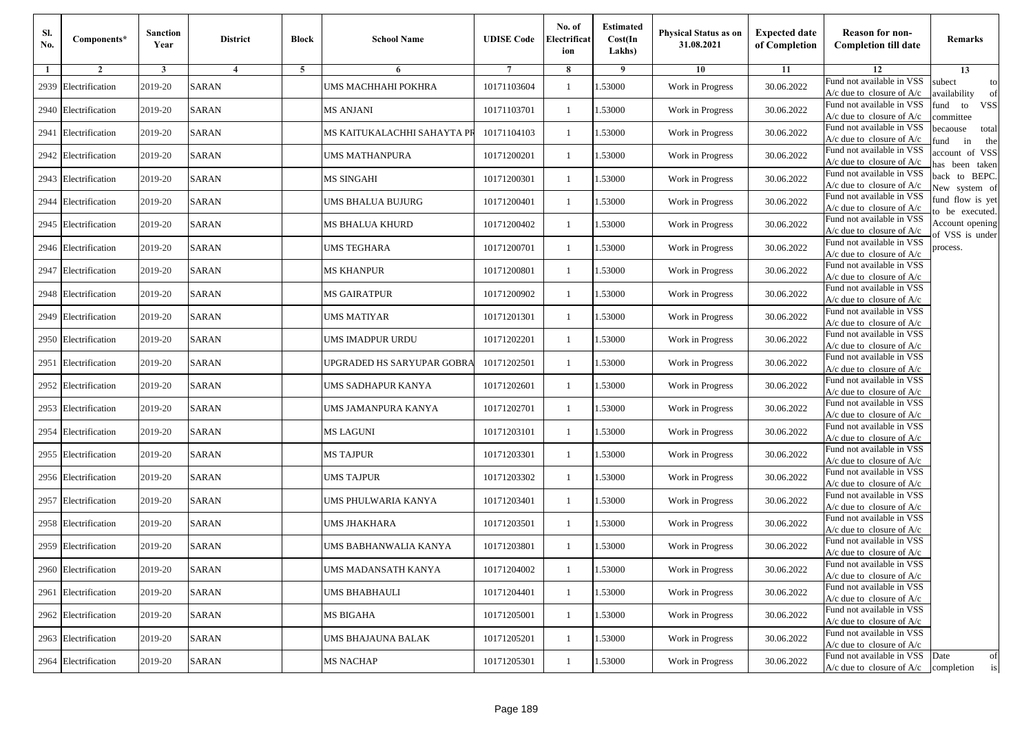| Sl. No. | Components* | Sanction Year | District | Block | School Name | UDISE Code | No. of Electrification | Estimated Cost(In Lakhs) | Physical Status as on 31.08.2021 | Expected date of Completion | Reason for non-Completion till date | Remarks |
|---|---|---|---|---|---|---|---|---|---|---|---|---|
| 1 | 2 | 3 | 4 | 5 | 6 | 7 | 8 | 9 | 10 | 11 | 12 | 13 |
| 2939 | Electrification | 2019-20 | SARAN | | UMS MACHHAHI POKHRA | 10171103604 | 1 | 1.53000 | Work in Progress | 30.06.2022 | Fund not available in VSS A/c due to closure of A/c | subect to availability of fund to VSS committee becaouse total fund in the account of VSS has been taken back to BEPC. New system of fund flow is yet to be executed. Account opening of VSS is under process. |
| 2940 | Electrification | 2019-20 | SARAN | | MS ANJANI | 10171103701 | 1 | 1.53000 | Work in Progress | 30.06.2022 | Fund not available in VSS A/c due to closure of A/c | |
| 2941 | Electrification | 2019-20 | SARAN | | MS KAITUKALACHHI SAHAYTA PR | 10171104103 | 1 | 1.53000 | Work in Progress | 30.06.2022 | Fund not available in VSS A/c due to closure of A/c | |
| 2942 | Electrification | 2019-20 | SARAN | | UMS MATHANPURA | 10171200201 | 1 | 1.53000 | Work in Progress | 30.06.2022 | Fund not available in VSS A/c due to closure of A/c | |
| 2943 | Electrification | 2019-20 | SARAN | | MS SINGAHI | 10171200301 | 1 | 1.53000 | Work in Progress | 30.06.2022 | Fund not available in VSS A/c due to closure of A/c | |
| 2944 | Electrification | 2019-20 | SARAN | | UMS BHALUA BUJURG | 10171200401 | 1 | 1.53000 | Work in Progress | 30.06.2022 | Fund not available in VSS A/c due to closure of A/c | |
| 2945 | Electrification | 2019-20 | SARAN | | MS BHALUA KHURD | 10171200402 | 1 | 1.53000 | Work in Progress | 30.06.2022 | Fund not available in VSS A/c due to closure of A/c | |
| 2946 | Electrification | 2019-20 | SARAN | | UMS TEGHARA | 10171200701 | 1 | 1.53000 | Work in Progress | 30.06.2022 | Fund not available in VSS A/c due to closure of A/c | |
| 2947 | Electrification | 2019-20 | SARAN | | MS KHANPUR | 10171200801 | 1 | 1.53000 | Work in Progress | 30.06.2022 | Fund not available in VSS A/c due to closure of A/c | |
| 2948 | Electrification | 2019-20 | SARAN | | MS GAIRATPUR | 10171200902 | 1 | 1.53000 | Work in Progress | 30.06.2022 | Fund not available in VSS A/c due to closure of A/c | |
| 2949 | Electrification | 2019-20 | SARAN | | UMS MATIYAR | 10171201301 | 1 | 1.53000 | Work in Progress | 30.06.2022 | Fund not available in VSS A/c due to closure of A/c | |
| 2950 | Electrification | 2019-20 | SARAN | | UMS IMADPUR URDU | 10171202201 | 1 | 1.53000 | Work in Progress | 30.06.2022 | Fund not available in VSS A/c due to closure of A/c | |
| 2951 | Electrification | 2019-20 | SARAN | | UPGRADED HS SARYUPAR GOBRA | 10171202501 | 1 | 1.53000 | Work in Progress | 30.06.2022 | Fund not available in VSS A/c due to closure of A/c | |
| 2952 | Electrification | 2019-20 | SARAN | | UMS SADHAPUR KANYA | 10171202601 | 1 | 1.53000 | Work in Progress | 30.06.2022 | Fund not available in VSS A/c due to closure of A/c | |
| 2953 | Electrification | 2019-20 | SARAN | | UMS JAMANPURA KANYA | 10171202701 | 1 | 1.53000 | Work in Progress | 30.06.2022 | Fund not available in VSS A/c due to closure of A/c | |
| 2954 | Electrification | 2019-20 | SARAN | | MS LAGUNI | 10171203101 | 1 | 1.53000 | Work in Progress | 30.06.2022 | Fund not available in VSS A/c due to closure of A/c | |
| 2955 | Electrification | 2019-20 | SARAN | | MS TAJPUR | 10171203301 | 1 | 1.53000 | Work in Progress | 30.06.2022 | Fund not available in VSS A/c due to closure of A/c | |
| 2956 | Electrification | 2019-20 | SARAN | | UMS TAJPUR | 10171203302 | 1 | 1.53000 | Work in Progress | 30.06.2022 | Fund not available in VSS A/c due to closure of A/c | |
| 2957 | Electrification | 2019-20 | SARAN | | UMS PHULWARIA KANYA | 10171203401 | 1 | 1.53000 | Work in Progress | 30.06.2022 | Fund not available in VSS A/c due to closure of A/c | |
| 2958 | Electrification | 2019-20 | SARAN | | UMS JHAKHARA | 10171203501 | 1 | 1.53000 | Work in Progress | 30.06.2022 | Fund not available in VSS A/c due to closure of A/c | |
| 2959 | Electrification | 2019-20 | SARAN | | UMS BABHANWALIA KANYA | 10171203801 | 1 | 1.53000 | Work in Progress | 30.06.2022 | Fund not available in VSS A/c due to closure of A/c | |
| 2960 | Electrification | 2019-20 | SARAN | | UMS MADANSATH KANYA | 10171204002 | 1 | 1.53000 | Work in Progress | 30.06.2022 | Fund not available in VSS A/c due to closure of A/c | |
| 2961 | Electrification | 2019-20 | SARAN | | UMS BHABHAULI | 10171204401 | 1 | 1.53000 | Work in Progress | 30.06.2022 | Fund not available in VSS A/c due to closure of A/c | |
| 2962 | Electrification | 2019-20 | SARAN | | MS BIGAHA | 10171205001 | 1 | 1.53000 | Work in Progress | 30.06.2022 | Fund not available in VSS A/c due to closure of A/c | |
| 2963 | Electrification | 2019-20 | SARAN | | UMS BHAJAUNA BALAK | 10171205201 | 1 | 1.53000 | Work in Progress | 30.06.2022 | Fund not available in VSS A/c due to closure of A/c | |
| 2964 | Electrification | 2019-20 | SARAN | | MS NACHAP | 10171205301 | 1 | 1.53000 | Work in Progress | 30.06.2022 | Fund not available in VSS A/c due to closure of A/c | Date of completion is |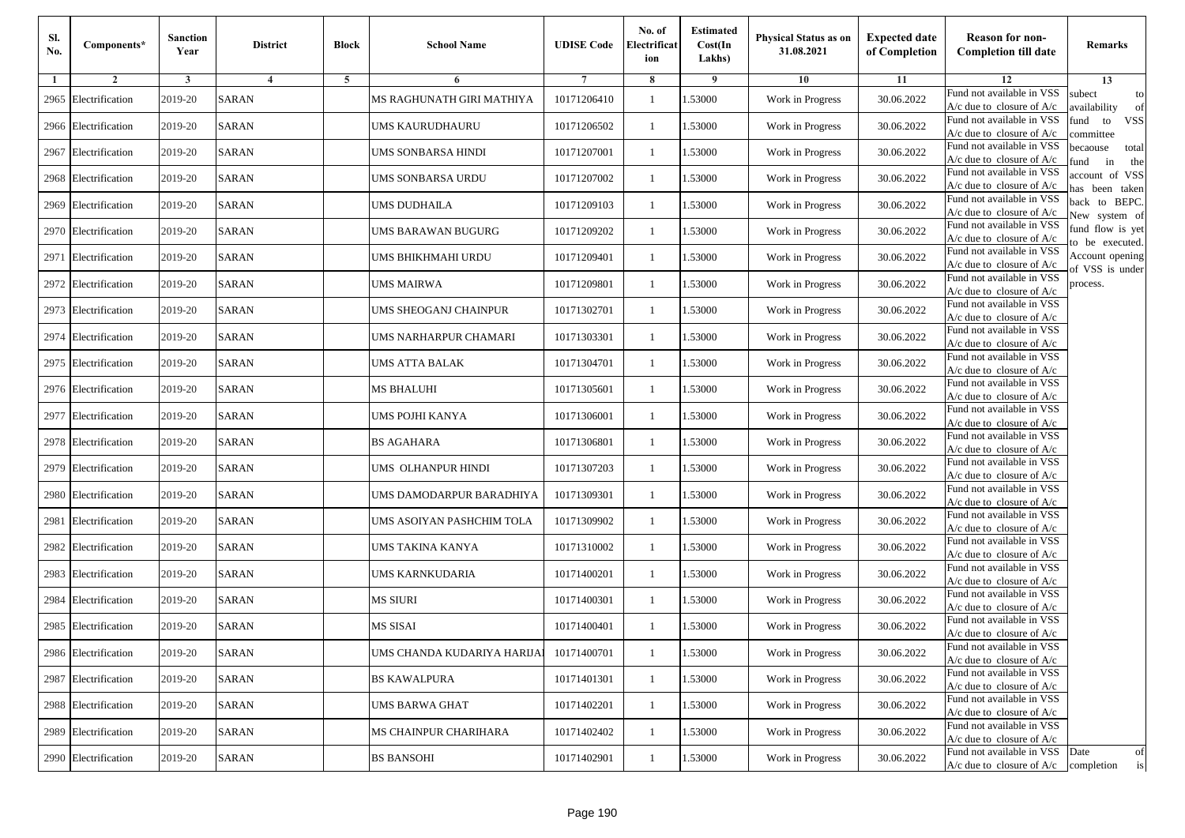| Sl. No. | Components* | Sanction Year | District | Block | School Name | UDISE Code | No. of Electrificat ion | Estimated Cost(In Lakhs) | Physical Status as on 31.08.2021 | Expected date of Completion | Reason for non-Completion till date | Remarks |
|---|---|---|---|---|---|---|---|---|---|---|---|---|
| 1 | 2 | 3 | 4 | 5 | 6 | 7 | 8 | 9 | 10 | 11 | 12 | 13 |
| 2965 | Electrification | 2019-20 | SARAN | | MS RAGHUNATH GIRI MATHIYA | 10171206410 | 1 | 1.53000 | Work in Progress | 30.06.2022 | Fund not available in VSS A/c due to closure of A/c | subect to availability of fund to VSS committee becaouse total fund in the account of VSS has been taken back to BEPC. New system of fund flow is yet to be executed. Account opening of VSS is under process. |
| 2966 | Electrification | 2019-20 | SARAN | | UMS KAURUDHAURU | 10171206502 | 1 | 1.53000 | Work in Progress | 30.06.2022 | Fund not available in VSS A/c due to closure of A/c | |
| 2967 | Electrification | 2019-20 | SARAN | | UMS SONBARSA HINDI | 10171207001 | 1 | 1.53000 | Work in Progress | 30.06.2022 | Fund not available in VSS A/c due to closure of A/c | |
| 2968 | Electrification | 2019-20 | SARAN | | UMS SONBARSA URDU | 10171207002 | 1 | 1.53000 | Work in Progress | 30.06.2022 | Fund not available in VSS A/c due to closure of A/c | |
| 2969 | Electrification | 2019-20 | SARAN | | UMS DUDHAILA | 10171209103 | 1 | 1.53000 | Work in Progress | 30.06.2022 | Fund not available in VSS A/c due to closure of A/c | |
| 2970 | Electrification | 2019-20 | SARAN | | UMS BARAWAN BUGURG | 10171209202 | 1 | 1.53000 | Work in Progress | 30.06.2022 | Fund not available in VSS A/c due to closure of A/c | |
| 2971 | Electrification | 2019-20 | SARAN | | UMS BHIKHMAHI URDU | 10171209401 | 1 | 1.53000 | Work in Progress | 30.06.2022 | Fund not available in VSS A/c due to closure of A/c | |
| 2972 | Electrification | 2019-20 | SARAN | | UMS MAIRWA | 10171209801 | 1 | 1.53000 | Work in Progress | 30.06.2022 | Fund not available in VSS A/c due to closure of A/c | |
| 2973 | Electrification | 2019-20 | SARAN | | UMS SHEOGANJ CHAINPUR | 10171302701 | 1 | 1.53000 | Work in Progress | 30.06.2022 | Fund not available in VSS A/c due to closure of A/c | |
| 2974 | Electrification | 2019-20 | SARAN | | UMS NARHARPUR CHAMARI | 10171303301 | 1 | 1.53000 | Work in Progress | 30.06.2022 | Fund not available in VSS A/c due to closure of A/c | |
| 2975 | Electrification | 2019-20 | SARAN | | UMS ATTA BALAK | 10171304701 | 1 | 1.53000 | Work in Progress | 30.06.2022 | Fund not available in VSS A/c due to closure of A/c | |
| 2976 | Electrification | 2019-20 | SARAN | | MS BHALUHI | 10171305601 | 1 | 1.53000 | Work in Progress | 30.06.2022 | Fund not available in VSS A/c due to closure of A/c | |
| 2977 | Electrification | 2019-20 | SARAN | | UMS POJHI KANYA | 10171306001 | 1 | 1.53000 | Work in Progress | 30.06.2022 | Fund not available in VSS A/c due to closure of A/c | |
| 2978 | Electrification | 2019-20 | SARAN | | BS AGAHARA | 10171306801 | 1 | 1.53000 | Work in Progress | 30.06.2022 | Fund not available in VSS A/c due to closure of A/c | |
| 2979 | Electrification | 2019-20 | SARAN | | UMS OLHANPUR HINDI | 10171307203 | 1 | 1.53000 | Work in Progress | 30.06.2022 | Fund not available in VSS A/c due to closure of A/c | |
| 2980 | Electrification | 2019-20 | SARAN | | UMS DAMODARPUR BARADHIYA | 10171309301 | 1 | 1.53000 | Work in Progress | 30.06.2022 | Fund not available in VSS A/c due to closure of A/c | |
| 2981 | Electrification | 2019-20 | SARAN | | UMS ASOIYAN PASHCHIM TOLA | 10171309902 | 1 | 1.53000 | Work in Progress | 30.06.2022 | Fund not available in VSS A/c due to closure of A/c | |
| 2982 | Electrification | 2019-20 | SARAN | | UMS TAKINA KANYA | 10171310002 | 1 | 1.53000 | Work in Progress | 30.06.2022 | Fund not available in VSS A/c due to closure of A/c | |
| 2983 | Electrification | 2019-20 | SARAN | | UMS KARNKUDARIA | 10171400201 | 1 | 1.53000 | Work in Progress | 30.06.2022 | Fund not available in VSS A/c due to closure of A/c | |
| 2984 | Electrification | 2019-20 | SARAN | | MS SIURI | 10171400301 | 1 | 1.53000 | Work in Progress | 30.06.2022 | Fund not available in VSS A/c due to closure of A/c | |
| 2985 | Electrification | 2019-20 | SARAN | | MS SISAI | 10171400401 | 1 | 1.53000 | Work in Progress | 30.06.2022 | Fund not available in VSS A/c due to closure of A/c | |
| 2986 | Electrification | 2019-20 | SARAN | | UMS CHANDA KUDARIYA HARIJAI | 10171400701 | 1 | 1.53000 | Work in Progress | 30.06.2022 | Fund not available in VSS A/c due to closure of A/c | |
| 2987 | Electrification | 2019-20 | SARAN | | BS KAWALPURA | 10171401301 | 1 | 1.53000 | Work in Progress | 30.06.2022 | Fund not available in VSS A/c due to closure of A/c | |
| 2988 | Electrification | 2019-20 | SARAN | | UMS BARWA GHAT | 10171402201 | 1 | 1.53000 | Work in Progress | 30.06.2022 | Fund not available in VSS A/c due to closure of A/c | |
| 2989 | Electrification | 2019-20 | SARAN | | MS CHAINPUR CHARIHARA | 10171402402 | 1 | 1.53000 | Work in Progress | 30.06.2022 | Fund not available in VSS A/c due to closure of A/c | |
| 2990 | Electrification | 2019-20 | SARAN | | BS BANSOHI | 10171402901 | 1 | 1.53000 | Work in Progress | 30.06.2022 | Fund not available in VSS A/c due to closure of A/c | Date of completion is |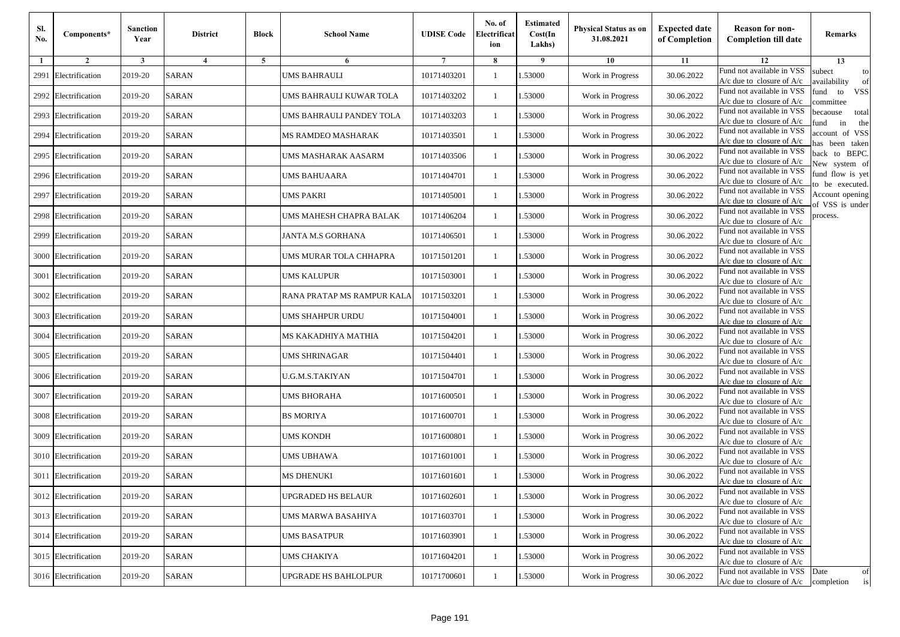| Sl. No. | Components* | Sanction Year | District | Block | School Name | UDISE Code | No. of Electrification | Estimated Cost(In Lakhs) | Physical Status as on 31.08.2021 | Expected date of Completion | Reason for non-Completion till date | Remarks |
|---|---|---|---|---|---|---|---|---|---|---|---|---|
| 1 | 2 | 3 | 4 | 5 | 6 | 7 | 8 | 9 | 10 | 11 | 12 | 13 |
| 2991 | Electrification | 2019-20 | SARAN | | UMS BAHRAULI | 10171403201 | 1 | 1.53000 | Work in Progress | 30.06.2022 | Fund not available in VSS A/c due to closure of A/c | subect to availability of fund to VSS committee becaouse total fund in the account of VSS has been taken back to BEPC. New system of fund flow is yet to be executed. Account opening of VSS is under process. |
| 2992 | Electrification | 2019-20 | SARAN | | UMS BAHRAULI KUWAR TOLA | 10171403202 | 1 | 1.53000 | Work in Progress | 30.06.2022 | Fund not available in VSS A/c due to closure of A/c | |
| 2993 | Electrification | 2019-20 | SARAN | | UMS BAHRAULI PANDEY TOLA | 10171403203 | 1 | 1.53000 | Work in Progress | 30.06.2022 | Fund not available in VSS A/c due to closure of A/c | |
| 2994 | Electrification | 2019-20 | SARAN | | MS RAMDEO MASHARAK | 10171403501 | 1 | 1.53000 | Work in Progress | 30.06.2022 | Fund not available in VSS A/c due to closure of A/c | |
| 2995 | Electrification | 2019-20 | SARAN | | UMS MASHARAK AASARM | 10171403506 | 1 | 1.53000 | Work in Progress | 30.06.2022 | Fund not available in VSS A/c due to closure of A/c | |
| 2996 | Electrification | 2019-20 | SARAN | | UMS BAHUAARA | 10171404701 | 1 | 1.53000 | Work in Progress | 30.06.2022 | Fund not available in VSS A/c due to closure of A/c | |
| 2997 | Electrification | 2019-20 | SARAN | | UMS PAKRI | 10171405001 | 1 | 1.53000 | Work in Progress | 30.06.2022 | Fund not available in VSS A/c due to closure of A/c | |
| 2998 | Electrification | 2019-20 | SARAN | | UMS MAHESH CHAPRA BALAK | 10171406204 | 1 | 1.53000 | Work in Progress | 30.06.2022 | Fund not available in VSS A/c due to closure of A/c | |
| 2999 | Electrification | 2019-20 | SARAN | | JANTA M.S GORHANA | 10171406501 | 1 | 1.53000 | Work in Progress | 30.06.2022 | Fund not available in VSS A/c due to closure of A/c | |
| 3000 | Electrification | 2019-20 | SARAN | | UMS MURAR TOLA CHHAPRA | 10171501201 | 1 | 1.53000 | Work in Progress | 30.06.2022 | Fund not available in VSS A/c due to closure of A/c | |
| 3001 | Electrification | 2019-20 | SARAN | | UMS KALUPUR | 10171503001 | 1 | 1.53000 | Work in Progress | 30.06.2022 | Fund not available in VSS A/c due to closure of A/c | |
| 3002 | Electrification | 2019-20 | SARAN | | RANA PRATAP MS RAMPUR KALA | 10171503201 | 1 | 1.53000 | Work in Progress | 30.06.2022 | Fund not available in VSS A/c due to closure of A/c | |
| 3003 | Electrification | 2019-20 | SARAN | | UMS SHAHPUR URDU | 10171504001 | 1 | 1.53000 | Work in Progress | 30.06.2022 | Fund not available in VSS A/c due to closure of A/c | |
| 3004 | Electrification | 2019-20 | SARAN | | MS KAKADHIYA MATHIA | 10171504201 | 1 | 1.53000 | Work in Progress | 30.06.2022 | Fund not available in VSS A/c due to closure of A/c | |
| 3005 | Electrification | 2019-20 | SARAN | | UMS SHRINAGAR | 10171504401 | 1 | 1.53000 | Work in Progress | 30.06.2022 | Fund not available in VSS A/c due to closure of A/c | |
| 3006 | Electrification | 2019-20 | SARAN | | U.G.M.S.TAKIYAN | 10171504701 | 1 | 1.53000 | Work in Progress | 30.06.2022 | Fund not available in VSS A/c due to closure of A/c | |
| 3007 | Electrification | 2019-20 | SARAN | | UMS BHORAHA | 10171600501 | 1 | 1.53000 | Work in Progress | 30.06.2022 | Fund not available in VSS A/c due to closure of A/c | |
| 3008 | Electrification | 2019-20 | SARAN | | BS MORIYA | 10171600701 | 1 | 1.53000 | Work in Progress | 30.06.2022 | Fund not available in VSS A/c due to closure of A/c | |
| 3009 | Electrification | 2019-20 | SARAN | | UMS KONDH | 10171600801 | 1 | 1.53000 | Work in Progress | 30.06.2022 | Fund not available in VSS A/c due to closure of A/c | |
| 3010 | Electrification | 2019-20 | SARAN | | UMS UBHAWA | 10171601001 | 1 | 1.53000 | Work in Progress | 30.06.2022 | Fund not available in VSS A/c due to closure of A/c | |
| 3011 | Electrification | 2019-20 | SARAN | | MS DHENUKI | 10171601601 | 1 | 1.53000 | Work in Progress | 30.06.2022 | Fund not available in VSS A/c due to closure of A/c | |
| 3012 | Electrification | 2019-20 | SARAN | | UPGRADED HS BELAUR | 10171602601 | 1 | 1.53000 | Work in Progress | 30.06.2022 | Fund not available in VSS A/c due to closure of A/c | |
| 3013 | Electrification | 2019-20 | SARAN | | UMS MARWA BASAHIYA | 10171603701 | 1 | 1.53000 | Work in Progress | 30.06.2022 | Fund not available in VSS A/c due to closure of A/c | |
| 3014 | Electrification | 2019-20 | SARAN | | UMS BASATPUR | 10171603901 | 1 | 1.53000 | Work in Progress | 30.06.2022 | Fund not available in VSS A/c due to closure of A/c | |
| 3015 | Electrification | 2019-20 | SARAN | | UMS CHAKIYA | 10171604201 | 1 | 1.53000 | Work in Progress | 30.06.2022 | Fund not available in VSS A/c due to closure of A/c | |
| 3016 | Electrification | 2019-20 | SARAN | | UPGRADE HS BAHLOLPUR | 10171700601 | 1 | 1.53000 | Work in Progress | 30.06.2022 | Fund not available in VSS A/c due to closure of A/c | Date of completion is |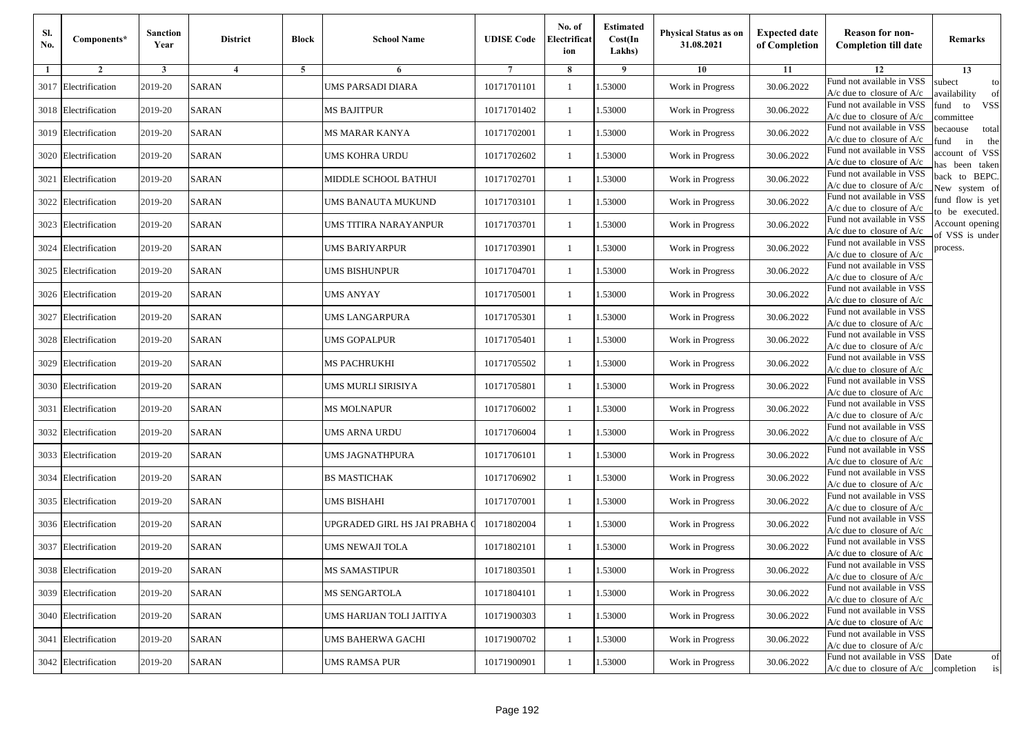| Sl. No. | Components* | Sanction Year | District | Block | School Name | UDISE Code | No. of Electrification | Estimated Cost(In Lakhs) | Physical Status as on 31.08.2021 | Expected date of Completion | Reason for non-Completion till date | Remarks |
|---|---|---|---|---|---|---|---|---|---|---|---|---|
| 1 | 2 | 3 | 4 | 5 | 6 | 7 | 8 | 9 | 10 | 11 | 12 | 13 |
| 3017 | Electrification | 2019-20 | SARAN | | UMS PARSADI DIARA | 10171701101 | 1 | 1.53000 | Work in Progress | 30.06.2022 | Fund not available in VSS A/c due to closure of A/c | subect to availability of fund to VSS committee becaouse total fund in the account of VSS has been taken back to BEPC. New system of fund flow is yet to be executed. Account opening of VSS is under process. |
| 3018 | Electrification | 2019-20 | SARAN | | MS BAJITPUR | 10171701402 | 1 | 1.53000 | Work in Progress | 30.06.2022 | Fund not available in VSS A/c due to closure of A/c | |
| 3019 | Electrification | 2019-20 | SARAN | | MS MARAR KANYA | 10171702001 | 1 | 1.53000 | Work in Progress | 30.06.2022 | Fund not available in VSS A/c due to closure of A/c | |
| 3020 | Electrification | 2019-20 | SARAN | | UMS KOHRA URDU | 10171702602 | 1 | 1.53000 | Work in Progress | 30.06.2022 | Fund not available in VSS A/c due to closure of A/c | |
| 3021 | Electrification | 2019-20 | SARAN | | MIDDLE SCHOOL BATHUI | 10171702701 | 1 | 1.53000 | Work in Progress | 30.06.2022 | Fund not available in VSS A/c due to closure of A/c | |
| 3022 | Electrification | 2019-20 | SARAN | | UMS BANAUTA MUKUND | 10171703101 | 1 | 1.53000 | Work in Progress | 30.06.2022 | Fund not available in VSS A/c due to closure of A/c | |
| 3023 | Electrification | 2019-20 | SARAN | | UMS TITIRA NARAYANPUR | 10171703701 | 1 | 1.53000 | Work in Progress | 30.06.2022 | Fund not available in VSS A/c due to closure of A/c | |
| 3024 | Electrification | 2019-20 | SARAN | | UMS BARIYARPUR | 10171703901 | 1 | 1.53000 | Work in Progress | 30.06.2022 | Fund not available in VSS A/c due to closure of A/c | |
| 3025 | Electrification | 2019-20 | SARAN | | UMS BISHUNPUR | 10171704701 | 1 | 1.53000 | Work in Progress | 30.06.2022 | Fund not available in VSS A/c due to closure of A/c | |
| 3026 | Electrification | 2019-20 | SARAN | | UMS ANYAY | 10171705001 | 1 | 1.53000 | Work in Progress | 30.06.2022 | Fund not available in VSS A/c due to closure of A/c | |
| 3027 | Electrification | 2019-20 | SARAN | | UMS LANGARPURA | 10171705301 | 1 | 1.53000 | Work in Progress | 30.06.2022 | Fund not available in VSS A/c due to closure of A/c | |
| 3028 | Electrification | 2019-20 | SARAN | | UMS GOPALPUR | 10171705401 | 1 | 1.53000 | Work in Progress | 30.06.2022 | Fund not available in VSS A/c due to closure of A/c | |
| 3029 | Electrification | 2019-20 | SARAN | | MS PACHRUKHI | 10171705502 | 1 | 1.53000 | Work in Progress | 30.06.2022 | Fund not available in VSS A/c due to closure of A/c | |
| 3030 | Electrification | 2019-20 | SARAN | | UMS MURLI SIRISIYA | 10171705801 | 1 | 1.53000 | Work in Progress | 30.06.2022 | Fund not available in VSS A/c due to closure of A/c | |
| 3031 | Electrification | 2019-20 | SARAN | | MS MOLNAPUR | 10171706002 | 1 | 1.53000 | Work in Progress | 30.06.2022 | Fund not available in VSS A/c due to closure of A/c | |
| 3032 | Electrification | 2019-20 | SARAN | | UMS ARNA URDU | 10171706004 | 1 | 1.53000 | Work in Progress | 30.06.2022 | Fund not available in VSS A/c due to closure of A/c | |
| 3033 | Electrification | 2019-20 | SARAN | | UMS JAGNATHPURA | 10171706101 | 1 | 1.53000 | Work in Progress | 30.06.2022 | Fund not available in VSS A/c due to closure of A/c | |
| 3034 | Electrification | 2019-20 | SARAN | | BS MASTICHAK | 10171706902 | 1 | 1.53000 | Work in Progress | 30.06.2022 | Fund not available in VSS A/c due to closure of A/c | |
| 3035 | Electrification | 2019-20 | SARAN | | UMS BISHAHI | 10171707001 | 1 | 1.53000 | Work in Progress | 30.06.2022 | Fund not available in VSS A/c due to closure of A/c | |
| 3036 | Electrification | 2019-20 | SARAN | | UPGRADED GIRL HS JAI PRABHA C | 10171802004 | 1 | 1.53000 | Work in Progress | 30.06.2022 | Fund not available in VSS A/c due to closure of A/c | |
| 3037 | Electrification | 2019-20 | SARAN | | UMS NEWAJI TOLA | 10171802101 | 1 | 1.53000 | Work in Progress | 30.06.2022 | Fund not available in VSS A/c due to closure of A/c | |
| 3038 | Electrification | 2019-20 | SARAN | | MS SAMASTIPUR | 10171803501 | 1 | 1.53000 | Work in Progress | 30.06.2022 | Fund not available in VSS A/c due to closure of A/c | |
| 3039 | Electrification | 2019-20 | SARAN | | MS SENGARTOLA | 10171804101 | 1 | 1.53000 | Work in Progress | 30.06.2022 | Fund not available in VSS A/c due to closure of A/c | |
| 3040 | Electrification | 2019-20 | SARAN | | UMS HARIJAN TOLI JAITIYA | 10171900303 | 1 | 1.53000 | Work in Progress | 30.06.2022 | Fund not available in VSS A/c due to closure of A/c | |
| 3041 | Electrification | 2019-20 | SARAN | | UMS BAHERWA GACHI | 10171900702 | 1 | 1.53000 | Work in Progress | 30.06.2022 | Fund not available in VSS A/c due to closure of A/c | |
| 3042 | Electrification | 2019-20 | SARAN | | UMS RAMSA PUR | 10171900901 | 1 | 1.53000 | Work in Progress | 30.06.2022 | Fund not available in VSS A/c due to closure of A/c | Date of completion is |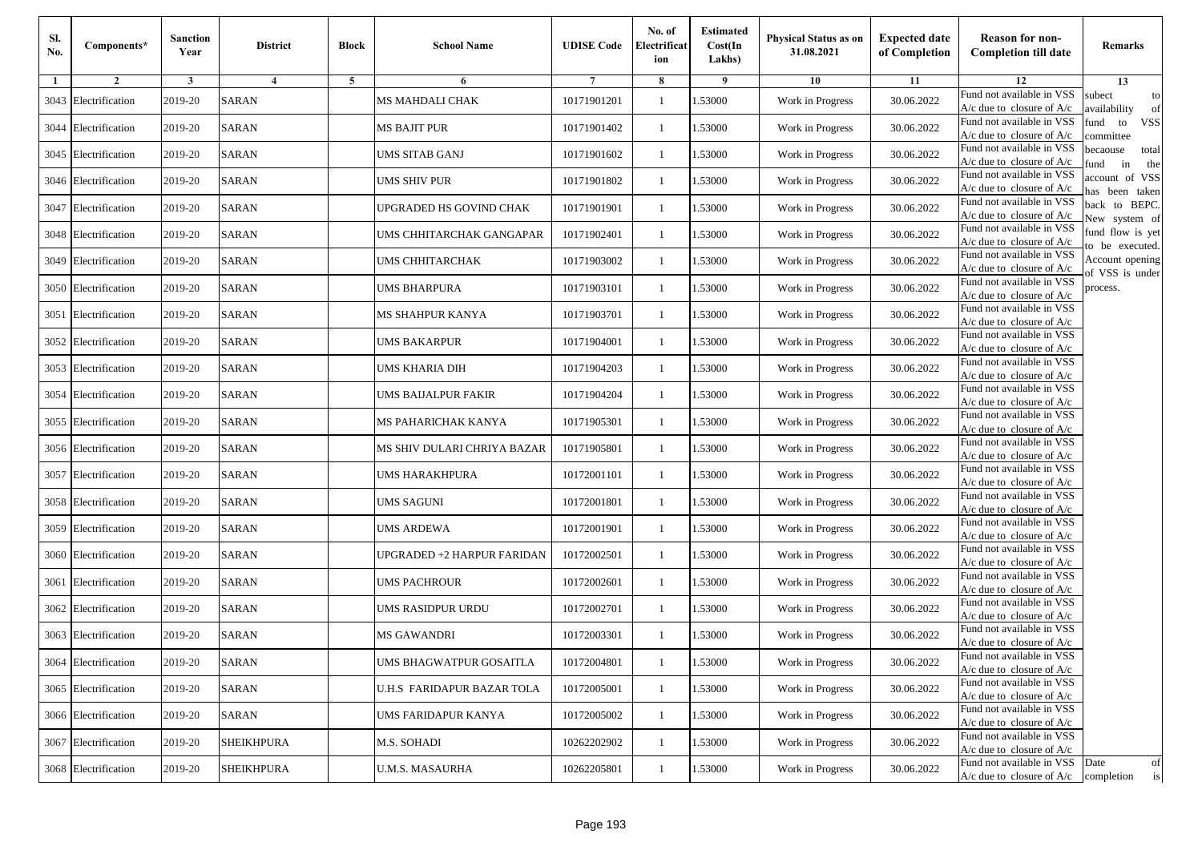| Sl. No. | Components* | Sanction Year | District | Block | School Name | UDISE Code | No. of Electrificat ion | Estimated Cost(In Lakhs) | Physical Status as on 31.08.2021 | Expected date of Completion | Reason for non-Completion till date | Remarks |
|---|---|---|---|---|---|---|---|---|---|---|---|---|
| 1 | 2 | 3 | 4 | 5 | 6 | 7 | 8 | 9 | 10 | 11 | 12 | 13 |
| 3043 | Electrification | 2019-20 | SARAN | | MS MAHDALI CHAK | 10171901201 | 1 | 1.53000 | Work in Progress | 30.06.2022 | Fund not available in VSS A/c due to closure of A/c | subect to availability of fund to VSS committee becaouse total fund in the account of VSS has been taken back to BEPC. New system of fund flow is yet to be executed. Account opening of VSS is under process. |
| 3044 | Electrification | 2019-20 | SARAN | | MS BAJIT PUR | 10171901402 | 1 | 1.53000 | Work in Progress | 30.06.2022 | Fund not available in VSS A/c due to closure of A/c | |
| 3045 | Electrification | 2019-20 | SARAN | | UMS SITAB GANJ | 10171901602 | 1 | 1.53000 | Work in Progress | 30.06.2022 | Fund not available in VSS A/c due to closure of A/c | |
| 3046 | Electrification | 2019-20 | SARAN | | UMS SHIV PUR | 10171901802 | 1 | 1.53000 | Work in Progress | 30.06.2022 | Fund not available in VSS A/c due to closure of A/c | |
| 3047 | Electrification | 2019-20 | SARAN | | UPGRADED HS GOVIND CHAK | 10171901901 | 1 | 1.53000 | Work in Progress | 30.06.2022 | Fund not available in VSS A/c due to closure of A/c | |
| 3048 | Electrification | 2019-20 | SARAN | | UMS CHHITARCHAK GANGAPAR | 10171902401 | 1 | 1.53000 | Work in Progress | 30.06.2022 | Fund not available in VSS A/c due to closure of A/c | |
| 3049 | Electrification | 2019-20 | SARAN | | UMS CHHITARCHAK | 10171903002 | 1 | 1.53000 | Work in Progress | 30.06.2022 | Fund not available in VSS A/c due to closure of A/c | |
| 3050 | Electrification | 2019-20 | SARAN | | UMS BHARPURA | 10171903101 | 1 | 1.53000 | Work in Progress | 30.06.2022 | Fund not available in VSS A/c due to closure of A/c | |
| 3051 | Electrification | 2019-20 | SARAN | | MS SHAHPUR KANYA | 10171903701 | 1 | 1.53000 | Work in Progress | 30.06.2022 | Fund not available in VSS A/c due to closure of A/c | |
| 3052 | Electrification | 2019-20 | SARAN | | UMS BAKARPUR | 10171904001 | 1 | 1.53000 | Work in Progress | 30.06.2022 | Fund not available in VSS A/c due to closure of A/c | |
| 3053 | Electrification | 2019-20 | SARAN | | UMS KHARIA DIH | 10171904203 | 1 | 1.53000 | Work in Progress | 30.06.2022 | Fund not available in VSS A/c due to closure of A/c | |
| 3054 | Electrification | 2019-20 | SARAN | | UMS BAIJALPUR FAKIR | 10171904204 | 1 | 1.53000 | Work in Progress | 30.06.2022 | Fund not available in VSS A/c due to closure of A/c | |
| 3055 | Electrification | 2019-20 | SARAN | | MS PAHARICHAK KANYA | 10171905301 | 1 | 1.53000 | Work in Progress | 30.06.2022 | Fund not available in VSS A/c due to closure of A/c | |
| 3056 | Electrification | 2019-20 | SARAN | | MS SHIV DULARI CHRIYA BAZAR | 10171905801 | 1 | 1.53000 | Work in Progress | 30.06.2022 | Fund not available in VSS A/c due to closure of A/c | |
| 3057 | Electrification | 2019-20 | SARAN | | UMS HARAKHPURA | 10172001101 | 1 | 1.53000 | Work in Progress | 30.06.2022 | Fund not available in VSS A/c due to closure of A/c | |
| 3058 | Electrification | 2019-20 | SARAN | | UMS SAGUNI | 10172001801 | 1 | 1.53000 | Work in Progress | 30.06.2022 | Fund not available in VSS A/c due to closure of A/c | |
| 3059 | Electrification | 2019-20 | SARAN | | UMS ARDEWA | 10172001901 | 1 | 1.53000 | Work in Progress | 30.06.2022 | Fund not available in VSS A/c due to closure of A/c | |
| 3060 | Electrification | 2019-20 | SARAN | | UPGRADED +2 HARPUR FARIDAN | 10172002501 | 1 | 1.53000 | Work in Progress | 30.06.2022 | Fund not available in VSS A/c due to closure of A/c | |
| 3061 | Electrification | 2019-20 | SARAN | | UMS PACHROUR | 10172002601 | 1 | 1.53000 | Work in Progress | 30.06.2022 | Fund not available in VSS A/c due to closure of A/c | |
| 3062 | Electrification | 2019-20 | SARAN | | UMS RASIDPUR URDU | 10172002701 | 1 | 1.53000 | Work in Progress | 30.06.2022 | Fund not available in VSS A/c due to closure of A/c | |
| 3063 | Electrification | 2019-20 | SARAN | | MS GAWANDRI | 10172003301 | 1 | 1.53000 | Work in Progress | 30.06.2022 | Fund not available in VSS A/c due to closure of A/c | |
| 3064 | Electrification | 2019-20 | SARAN | | UMS BHAGWATPUR GOSAITLA | 10172004801 | 1 | 1.53000 | Work in Progress | 30.06.2022 | Fund not available in VSS A/c due to closure of A/c | |
| 3065 | Electrification | 2019-20 | SARAN | | U.H.S FARIDAPUR BAZAR TOLA | 10172005001 | 1 | 1.53000 | Work in Progress | 30.06.2022 | Fund not available in VSS A/c due to closure of A/c | |
| 3066 | Electrification | 2019-20 | SARAN | | UMS FARIDAPUR KANYA | 10172005002 | 1 | 1.53000 | Work in Progress | 30.06.2022 | Fund not available in VSS A/c due to closure of A/c | |
| 3067 | Electrification | 2019-20 | SHEIKHPURA | | M.S. SOHADI | 10262202902 | 1 | 1.53000 | Work in Progress | 30.06.2022 | Fund not available in VSS A/c due to closure of A/c | |
| 3068 | Electrification | 2019-20 | SHEIKHPURA | | U.M.S. MASAURHA | 10262205801 | 1 | 1.53000 | Work in Progress | 30.06.2022 | Fund not available in VSS A/c due to closure of A/c | Date of completion is |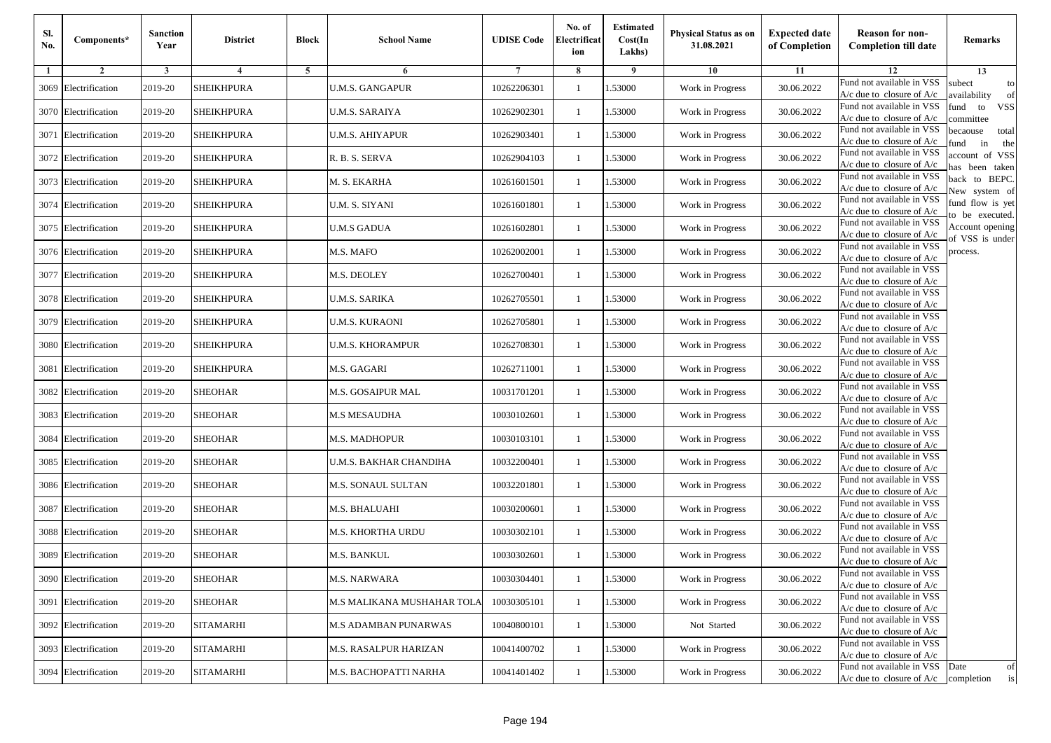| Sl. No. | Components* | Sanction Year | District | Block | School Name | UDISE Code | No. of Electrification | Estimated Cost(In Lakhs) | Physical Status as on 31.08.2021 | Expected date of Completion | Reason for non-Completion till date | Remarks |
|---|---|---|---|---|---|---|---|---|---|---|---|---|
| 1 | 2 | 3 | 4 | 5 | 6 | 7 | 8 | 9 | 10 | 11 | 12 | 13 |
| 3069 | Electrification | 2019-20 | SHEIKHPURA | | U.M.S. GANGAPUR | 10262206301 | 1 | 1.53000 | Work in Progress | 30.06.2022 | Fund not available in VSS A/c due to closure of A/c | subect to availability of fund to VSS committee becaouse total fund in the account of VSS has been taken back to BEPC. New system of fund flow is yet to be executed. Account opening of VSS is under process. |
| 3070 | Electrification | 2019-20 | SHEIKHPURA | | U.M.S. SARAIYA | 10262902301 | 1 | 1.53000 | Work in Progress | 30.06.2022 | Fund not available in VSS A/c due to closure of A/c | |
| 3071 | Electrification | 2019-20 | SHEIKHPURA | | U.M.S. AHIYAPUR | 10262903401 | 1 | 1.53000 | Work in Progress | 30.06.2022 | Fund not available in VSS A/c due to closure of A/c | |
| 3072 | Electrification | 2019-20 | SHEIKHPURA | | R. B. S. SERVA | 10262904103 | 1 | 1.53000 | Work in Progress | 30.06.2022 | Fund not available in VSS A/c due to closure of A/c | |
| 3073 | Electrification | 2019-20 | SHEIKHPURA | | M. S. EKARHA | 10261601501 | 1 | 1.53000 | Work in Progress | 30.06.2022 | Fund not available in VSS A/c due to closure of A/c | |
| 3074 | Electrification | 2019-20 | SHEIKHPURA | | U.M. S. SIYANI | 10261601801 | 1 | 1.53000 | Work in Progress | 30.06.2022 | Fund not available in VSS A/c due to closure of A/c | |
| 3075 | Electrification | 2019-20 | SHEIKHPURA | | U.M.S GADUA | 10261602801 | 1 | 1.53000 | Work in Progress | 30.06.2022 | Fund not available in VSS A/c due to closure of A/c | |
| 3076 | Electrification | 2019-20 | SHEIKHPURA | | M.S. MAFO | 10262002001 | 1 | 1.53000 | Work in Progress | 30.06.2022 | Fund not available in VSS A/c due to closure of A/c | |
| 3077 | Electrification | 2019-20 | SHEIKHPURA | | M.S. DEOLEY | 10262700401 | 1 | 1.53000 | Work in Progress | 30.06.2022 | Fund not available in VSS A/c due to closure of A/c | |
| 3078 | Electrification | 2019-20 | SHEIKHPURA | | U.M.S. SARIKA | 10262705501 | 1 | 1.53000 | Work in Progress | 30.06.2022 | Fund not available in VSS A/c due to closure of A/c | |
| 3079 | Electrification | 2019-20 | SHEIKHPURA | | U.M.S. KURAONI | 10262705801 | 1 | 1.53000 | Work in Progress | 30.06.2022 | Fund not available in VSS A/c due to closure of A/c | |
| 3080 | Electrification | 2019-20 | SHEIKHPURA | | U.M.S. KHORAMPUR | 10262708301 | 1 | 1.53000 | Work in Progress | 30.06.2022 | Fund not available in VSS A/c due to closure of A/c | |
| 3081 | Electrification | 2019-20 | SHEIKHPURA | | M.S. GAGARI | 10262711001 | 1 | 1.53000 | Work in Progress | 30.06.2022 | Fund not available in VSS A/c due to closure of A/c | |
| 3082 | Electrification | 2019-20 | SHEOHAR | | M.S. GOSAIPUR MAL | 10031701201 | 1 | 1.53000 | Work in Progress | 30.06.2022 | Fund not available in VSS A/c due to closure of A/c | |
| 3083 | Electrification | 2019-20 | SHEOHAR | | M.S MESAUDHA | 10030102601 | 1 | 1.53000 | Work in Progress | 30.06.2022 | Fund not available in VSS A/c due to closure of A/c | |
| 3084 | Electrification | 2019-20 | SHEOHAR | | M.S. MADHOPUR | 10030103101 | 1 | 1.53000 | Work in Progress | 30.06.2022 | Fund not available in VSS A/c due to closure of A/c | |
| 3085 | Electrification | 2019-20 | SHEOHAR | | U.M.S. BAKHAR CHANDIHA | 10032200401 | 1 | 1.53000 | Work in Progress | 30.06.2022 | Fund not available in VSS A/c due to closure of A/c | |
| 3086 | Electrification | 2019-20 | SHEOHAR | | M.S. SONAUL SULTAN | 10032201801 | 1 | 1.53000 | Work in Progress | 30.06.2022 | Fund not available in VSS A/c due to closure of A/c | |
| 3087 | Electrification | 2019-20 | SHEOHAR | | M.S. BHALUAHI | 10030200601 | 1 | 1.53000 | Work in Progress | 30.06.2022 | Fund not available in VSS A/c due to closure of A/c | |
| 3088 | Electrification | 2019-20 | SHEOHAR | | M.S. KHORTHA URDU | 10030302101 | 1 | 1.53000 | Work in Progress | 30.06.2022 | Fund not available in VSS A/c due to closure of A/c | |
| 3089 | Electrification | 2019-20 | SHEOHAR | | M.S. BANKUL | 10030302601 | 1 | 1.53000 | Work in Progress | 30.06.2022 | Fund not available in VSS A/c due to closure of A/c | |
| 3090 | Electrification | 2019-20 | SHEOHAR | | M.S. NARWARA | 10030304401 | 1 | 1.53000 | Work in Progress | 30.06.2022 | Fund not available in VSS A/c due to closure of A/c | |
| 3091 | Electrification | 2019-20 | SHEOHAR | | M.S MALIKANA MUSHAHAR TOLA | 10030305101 | 1 | 1.53000 | Work in Progress | 30.06.2022 | Fund not available in VSS A/c due to closure of A/c | |
| 3092 | Electrification | 2019-20 | SITAMARHI | | M.S ADAMBAN PUNARWAS | 10040800101 | 1 | 1.53000 | Not Started | 30.06.2022 | Fund not available in VSS A/c due to closure of A/c | |
| 3093 | Electrification | 2019-20 | SITAMARHI | | M.S. RASALPUR HARIZAN | 10041400702 | 1 | 1.53000 | Work in Progress | 30.06.2022 | Fund not available in VSS A/c due to closure of A/c | |
| 3094 | Electrification | 2019-20 | SITAMARHI | | M.S. BACHOPATTI NARHA | 10041401402 | 1 | 1.53000 | Work in Progress | 30.06.2022 | Fund not available in VSS A/c due to closure of A/c | Date of completion is |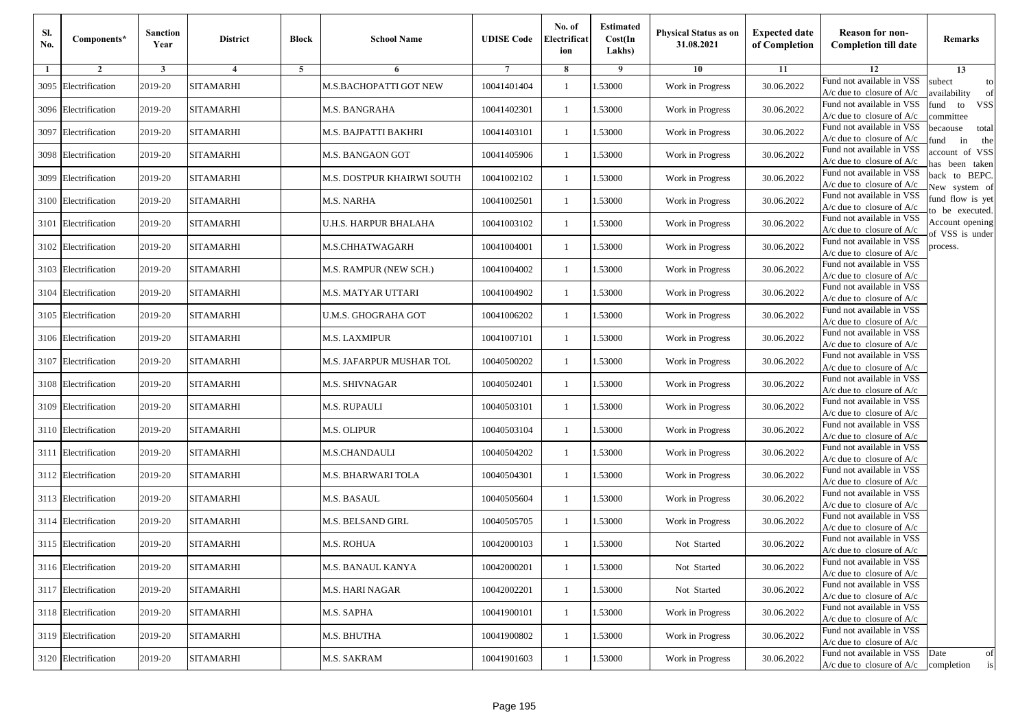| Sl. No. | Components* | Sanction Year | District | Block | School Name | UDISE Code | No. of Electrification | Estimated Cost(In Lakhs) | Physical Status as on 31.08.2021 | Expected date of Completion | Reason for non-Completion till date | Remarks |
|---|---|---|---|---|---|---|---|---|---|---|---|---|
| 1 | 2 | 3 | 4 | 5 | 6 | 7 | 8 | 9 | 10 | 11 | 12 | 13 |
| 3095 | Electrification | 2019-20 | SITAMARHI | | M.S.BACHOPATTI GOT NEW | 10041401404 | 1 | 1.53000 | Work in Progress | 30.06.2022 | Fund not available in VSS A/c due to closure of A/c | subect to availability of fund to VSS committee becaouse total fund in the account of VSS has been taken back to BEPC. New system of fund flow is yet to be executed. Account opening of VSS is under process. |
| 3096 | Electrification | 2019-20 | SITAMARHI | | M.S. BANGRAHA | 10041402301 | 1 | 1.53000 | Work in Progress | 30.06.2022 | Fund not available in VSS A/c due to closure of A/c | |
| 3097 | Electrification | 2019-20 | SITAMARHI | | M.S. BAJPATTI BAKHRI | 10041403101 | 1 | 1.53000 | Work in Progress | 30.06.2022 | Fund not available in VSS A/c due to closure of A/c | |
| 3098 | Electrification | 2019-20 | SITAMARHI | | M.S. BANGAON GOT | 10041405906 | 1 | 1.53000 | Work in Progress | 30.06.2022 | Fund not available in VSS A/c due to closure of A/c | |
| 3099 | Electrification | 2019-20 | SITAMARHI | | M.S. DOSTPUR KHAIRWI SOUTH | 10041002102 | 1 | 1.53000 | Work in Progress | 30.06.2022 | Fund not available in VSS A/c due to closure of A/c | |
| 3100 | Electrification | 2019-20 | SITAMARHI | | M.S. NARHA | 10041002501 | 1 | 1.53000 | Work in Progress | 30.06.2022 | Fund not available in VSS A/c due to closure of A/c | |
| 3101 | Electrification | 2019-20 | SITAMARHI | | U.H.S. HARPUR BHALAHA | 10041003102 | 1 | 1.53000 | Work in Progress | 30.06.2022 | Fund not available in VSS A/c due to closure of A/c | |
| 3102 | Electrification | 2019-20 | SITAMARHI | | M.S.CHHATWAGARH | 10041004001 | 1 | 1.53000 | Work in Progress | 30.06.2022 | Fund not available in VSS A/c due to closure of A/c | |
| 3103 | Electrification | 2019-20 | SITAMARHI | | M.S. RAMPUR (NEW SCH.) | 10041004002 | 1 | 1.53000 | Work in Progress | 30.06.2022 | Fund not available in VSS A/c due to closure of A/c | |
| 3104 | Electrification | 2019-20 | SITAMARHI | | M.S. MATYAR UTTARI | 10041004902 | 1 | 1.53000 | Work in Progress | 30.06.2022 | Fund not available in VSS A/c due to closure of A/c | |
| 3105 | Electrification | 2019-20 | SITAMARHI | | U.M.S. GHOGRAHA GOT | 10041006202 | 1 | 1.53000 | Work in Progress | 30.06.2022 | Fund not available in VSS A/c due to closure of A/c | |
| 3106 | Electrification | 2019-20 | SITAMARHI | | M.S. LAXMIPUR | 10041007101 | 1 | 1.53000 | Work in Progress | 30.06.2022 | Fund not available in VSS A/c due to closure of A/c | |
| 3107 | Electrification | 2019-20 | SITAMARHI | | M.S. JAFARPUR MUSHAR TOL | 10040500202 | 1 | 1.53000 | Work in Progress | 30.06.2022 | Fund not available in VSS A/c due to closure of A/c | |
| 3108 | Electrification | 2019-20 | SITAMARHI | | M.S. SHIVNAGAR | 10040502401 | 1 | 1.53000 | Work in Progress | 30.06.2022 | Fund not available in VSS A/c due to closure of A/c | |
| 3109 | Electrification | 2019-20 | SITAMARHI | | M.S. RUPAULI | 10040503101 | 1 | 1.53000 | Work in Progress | 30.06.2022 | Fund not available in VSS A/c due to closure of A/c | |
| 3110 | Electrification | 2019-20 | SITAMARHI | | M.S. OLIPUR | 10040503104 | 1 | 1.53000 | Work in Progress | 30.06.2022 | Fund not available in VSS A/c due to closure of A/c | |
| 3111 | Electrification | 2019-20 | SITAMARHI | | M.S.CHANDAULI | 10040504202 | 1 | 1.53000 | Work in Progress | 30.06.2022 | Fund not available in VSS A/c due to closure of A/c | |
| 3112 | Electrification | 2019-20 | SITAMARHI | | M.S. BHARWARI TOLA | 10040504301 | 1 | 1.53000 | Work in Progress | 30.06.2022 | Fund not available in VSS A/c due to closure of A/c | |
| 3113 | Electrification | 2019-20 | SITAMARHI | | M.S. BASAUL | 10040505604 | 1 | 1.53000 | Work in Progress | 30.06.2022 | Fund not available in VSS A/c due to closure of A/c | |
| 3114 | Electrification | 2019-20 | SITAMARHI | | M.S. BELSAND GIRL | 10040505705 | 1 | 1.53000 | Work in Progress | 30.06.2022 | Fund not available in VSS A/c due to closure of A/c | |
| 3115 | Electrification | 2019-20 | SITAMARHI | | M.S. ROHUA | 10042000103 | 1 | 1.53000 | Not Started | 30.06.2022 | Fund not available in VSS A/c due to closure of A/c | |
| 3116 | Electrification | 2019-20 | SITAMARHI | | M.S. BANAUL KANYA | 10042000201 | 1 | 1.53000 | Not Started | 30.06.2022 | Fund not available in VSS A/c due to closure of A/c | |
| 3117 | Electrification | 2019-20 | SITAMARHI | | M.S. HARI NAGAR | 10042002201 | 1 | 1.53000 | Not Started | 30.06.2022 | Fund not available in VSS A/c due to closure of A/c | |
| 3118 | Electrification | 2019-20 | SITAMARHI | | M.S. SAPHA | 10041900101 | 1 | 1.53000 | Work in Progress | 30.06.2022 | Fund not available in VSS A/c due to closure of A/c | |
| 3119 | Electrification | 2019-20 | SITAMARHI | | M.S. BHUTHA | 10041900802 | 1 | 1.53000 | Work in Progress | 30.06.2022 | Fund not available in VSS A/c due to closure of A/c | |
| 3120 | Electrification | 2019-20 | SITAMARHI | | M.S. SAKRAM | 10041901603 | 1 | 1.53000 | Work in Progress | 30.06.2022 | Fund not available in VSS A/c due to closure of A/c | Date of completion is |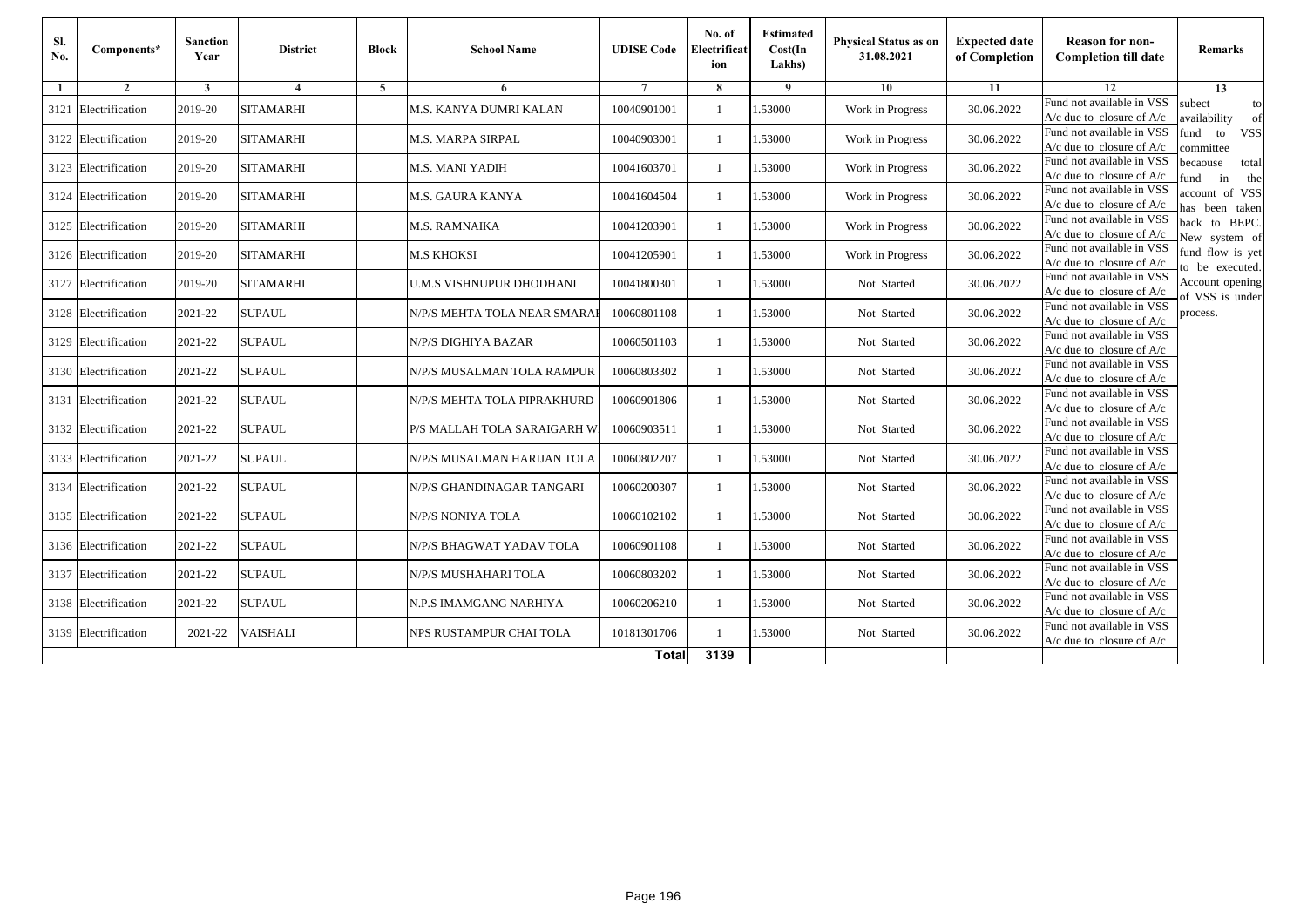| Sl. No. | Components* | Sanction Year | District | Block | School Name | UDISE Code | No. of Electrification | Estimated Cost(In Lakhs) | Physical Status as on 31.08.2021 | Expected date of Completion | Reason for non-Completion till date | Remarks |
|---|---|---|---|---|---|---|---|---|---|---|---|---|
| 1 | 2 | 3 | 4 | 5 | 6 | 7 | 8 | 9 | 10 | 11 | 12 | 13 |
| 3121 | Electrification | 2019-20 | SITAMARHI | | M.S. KANYA DUMRI KALAN | 10040901001 | 1 | 1.53000 | Work in Progress | 30.06.2022 | Fund not available in VSS A/c due to closure of A/c | subect to availability of fund to VSS committee becaouse total fund in the account of VSS has been taken back to BEPC. New system of fund flow is yet to be executed. Account opening of VSS is under process. |
| 3122 | Electrification | 2019-20 | SITAMARHI | | M.S. MARPA SIRPAL | 10040903001 | 1 | 1.53000 | Work in Progress | 30.06.2022 | Fund not available in VSS A/c due to closure of A/c | |
| 3123 | Electrification | 2019-20 | SITAMARHI | | M.S. MANI YADIH | 10041603701 | 1 | 1.53000 | Work in Progress | 30.06.2022 | Fund not available in VSS A/c due to closure of A/c | |
| 3124 | Electrification | 2019-20 | SITAMARHI | | M.S. GAURA KANYA | 10041604504 | 1 | 1.53000 | Work in Progress | 30.06.2022 | Fund not available in VSS A/c due to closure of A/c | |
| 3125 | Electrification | 2019-20 | SITAMARHI | | M.S. RAMNAIKA | 10041203901 | 1 | 1.53000 | Work in Progress | 30.06.2022 | Fund not available in VSS A/c due to closure of A/c | |
| 3126 | Electrification | 2019-20 | SITAMARHI | | M.S KHOKSI | 10041205901 | 1 | 1.53000 | Work in Progress | 30.06.2022 | Fund not available in VSS A/c due to closure of A/c | |
| 3127 | Electrification | 2019-20 | SITAMARHI | | U.M.S VISHNUPUR DHODHANI | 10041800301 | 1 | 1.53000 | Not Started | 30.06.2022 | Fund not available in VSS A/c due to closure of A/c | |
| 3128 | Electrification | 2021-22 | SUPAUL | | N/P/S MEHTA TOLA NEAR SMARAK | 10060801108 | 1 | 1.53000 | Not Started | 30.06.2022 | Fund not available in VSS A/c due to closure of A/c | |
| 3129 | Electrification | 2021-22 | SUPAUL | | N/P/S DIGHIYA BAZAR | 10060501103 | 1 | 1.53000 | Not Started | 30.06.2022 | Fund not available in VSS A/c due to closure of A/c | |
| 3130 | Electrification | 2021-22 | SUPAUL | | N/P/S MUSALMAN TOLA RAMPUR | 10060803302 | 1 | 1.53000 | Not Started | 30.06.2022 | Fund not available in VSS A/c due to closure of A/c | |
| 3131 | Electrification | 2021-22 | SUPAUL | | N/P/S MEHTA TOLA PIPRAKHURD | 10060901806 | 1 | 1.53000 | Not Started | 30.06.2022 | Fund not available in VSS A/c due to closure of A/c | |
| 3132 | Electrification | 2021-22 | SUPAUL | | P/S MALLAH TOLA SARAIGARH W. | 10060903511 | 1 | 1.53000 | Not Started | 30.06.2022 | Fund not available in VSS A/c due to closure of A/c | |
| 3133 | Electrification | 2021-22 | SUPAUL | | N/P/S MUSALMAN HARIJAN TOLA | 10060802207 | 1 | 1.53000 | Not Started | 30.06.2022 | Fund not available in VSS A/c due to closure of A/c | |
| 3134 | Electrification | 2021-22 | SUPAUL | | N/P/S GHANDINAGAR TANGARI | 10060200307 | 1 | 1.53000 | Not Started | 30.06.2022 | Fund not available in VSS A/c due to closure of A/c | |
| 3135 | Electrification | 2021-22 | SUPAUL | | N/P/S NONIYA TOLA | 10060102102 | 1 | 1.53000 | Not Started | 30.06.2022 | Fund not available in VSS A/c due to closure of A/c | |
| 3136 | Electrification | 2021-22 | SUPAUL | | N/P/S BHAGWAT YADAV TOLA | 10060901108 | 1 | 1.53000 | Not Started | 30.06.2022 | Fund not available in VSS A/c due to closure of A/c | |
| 3137 | Electrification | 2021-22 | SUPAUL | | N/P/S MUSHAHARI TOLA | 10060803202 | 1 | 1.53000 | Not Started | 30.06.2022 | Fund not available in VSS A/c due to closure of A/c | |
| 3138 | Electrification | 2021-22 | SUPAUL | | N.P.S IMAMGANG NARHIYA | 10060206210 | 1 | 1.53000 | Not Started | 30.06.2022 | Fund not available in VSS A/c due to closure of A/c | |
| 3139 | Electrification | 2021-22 | VAISHALI | | NPS RUSTAMPUR CHAI TOLA | 10181301706 | 1 | 1.53000 | Not Started | 30.06.2022 | Fund not available in VSS A/c due to closure of A/c | |
| | | | | | | **Total** | **3139** | | | | | |